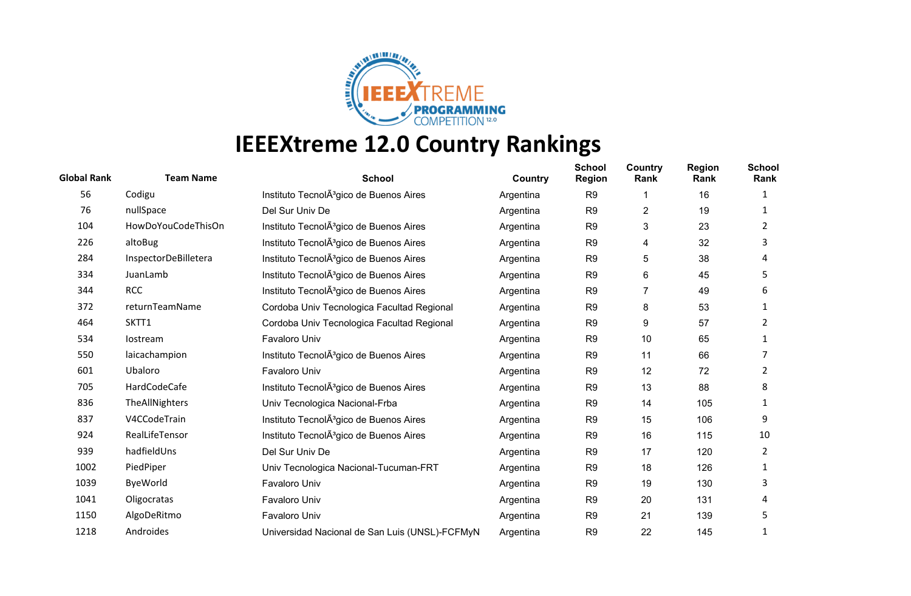# IEEEXtreme 12.0 Country Rankings

| Global Rank | Team Name | School | Country | School Region | Country Rank | Region Rank | School Rank |
|---|---|---|---|---|---|---|---|
| 56 | Codigu | Instituto TecnolÃ³gico de Buenos Aires | Argentina | R9 | 1 | 16 | 1 |
| 76 | nullSpace | Del Sur Univ De | Argentina | R9 | 2 | 19 | 1 |
| 104 | HowDoYouCodeThisOn | Instituto TecnolÃ³gico de Buenos Aires | Argentina | R9 | 3 | 23 | 2 |
| 226 | altoBug | Instituto TecnolÃ³gico de Buenos Aires | Argentina | R9 | 4 | 32 | 3 |
| 284 | InspectorDeBilletera | Instituto TecnolÃ³gico de Buenos Aires | Argentina | R9 | 5 | 38 | 4 |
| 334 | JuanLamb | Instituto TecnolÃ³gico de Buenos Aires | Argentina | R9 | 6 | 45 | 5 |
| 344 | RCC | Instituto TecnolÃ³gico de Buenos Aires | Argentina | R9 | 7 | 49 | 6 |
| 372 | returnTeamName | Cordoba Univ Tecnologica Facultad Regional | Argentina | R9 | 8 | 53 | 1 |
| 464 | SKTT1 | Cordoba Univ Tecnologica Facultad Regional | Argentina | R9 | 9 | 57 | 2 |
| 534 | Iostream | Favaloro Univ | Argentina | R9 | 10 | 65 | 1 |
| 550 | laicachampion | Instituto TecnolÃ³gico de Buenos Aires | Argentina | R9 | 11 | 66 | 7 |
| 601 | Ubaloro | Favaloro Univ | Argentina | R9 | 12 | 72 | 2 |
| 705 | HardCodeCafe | Instituto TecnolÃ³gico de Buenos Aires | Argentina | R9 | 13 | 88 | 8 |
| 836 | TheAllNighters | Univ Tecnologica Nacional-Frba | Argentina | R9 | 14 | 105 | 1 |
| 837 | V4CCodeTrain | Instituto TecnolÃ³gico de Buenos Aires | Argentina | R9 | 15 | 106 | 9 |
| 924 | RealLifeTensor | Instituto TecnolÃ³gico de Buenos Aires | Argentina | R9 | 16 | 115 | 10 |
| 939 | hadfieldUns | Del Sur Univ De | Argentina | R9 | 17 | 120 | 2 |
| 1002 | PiedPiper | Univ Tecnologica Nacional-Tucuman-FRT | Argentina | R9 | 18 | 126 | 1 |
| 1039 | ByeWorld | Favaloro Univ | Argentina | R9 | 19 | 130 | 3 |
| 1041 | Oligocratas | Favaloro Univ | Argentina | R9 | 20 | 131 | 4 |
| 1150 | AlgoDeRitmo | Favaloro Univ | Argentina | R9 | 21 | 139 | 5 |
| 1218 | Androides | Universidad Nacional de San Luis (UNSL)-FCFMyN | Argentina | R9 | 22 | 145 | 1 |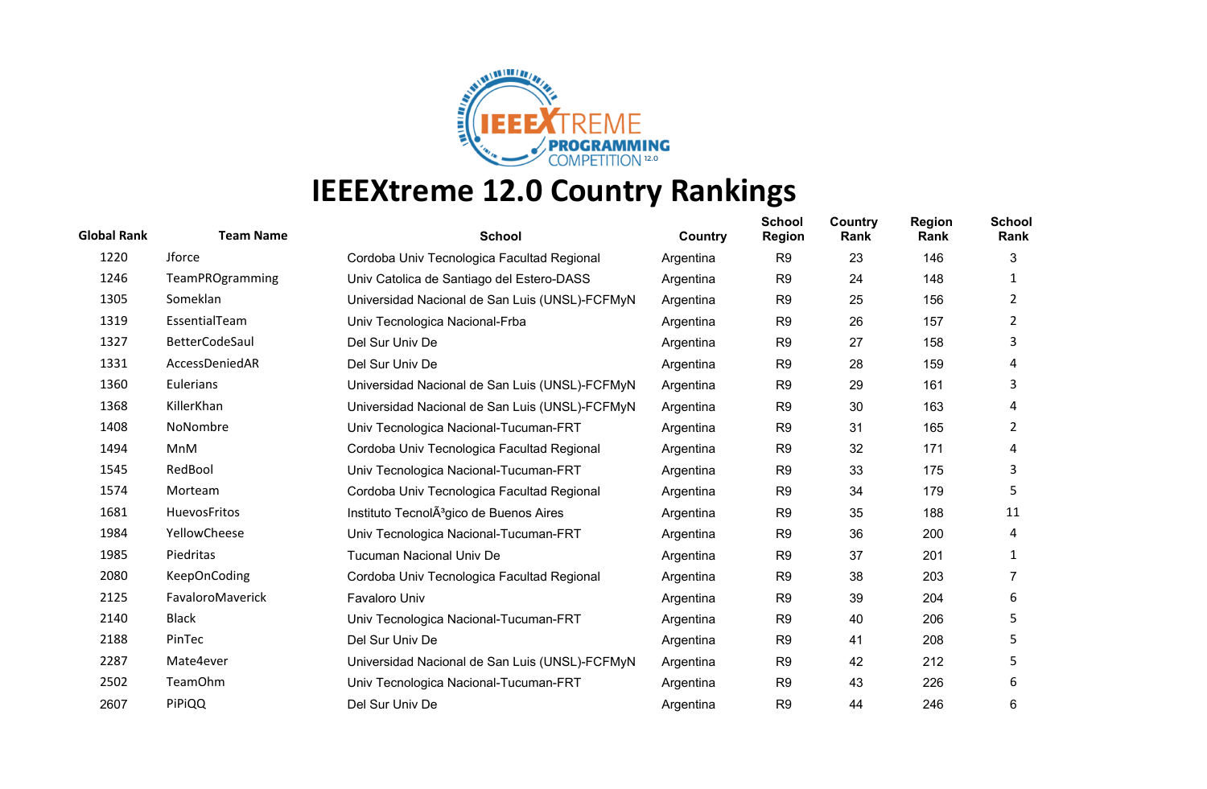# IEEEXtreme 12.0 Country Rankings

| Global Rank | Team Name | School | Country | School Region | Country Rank | Region Rank | School Rank |
|---|---|---|---|---|---|---|---|
| 1220 | Jforce | Cordoba Univ Tecnologica Facultad Regional | Argentina | R9 | 23 | 146 | 3 |
| 1246 | TeamPROgramming | Univ Catolica de Santiago del Estero-DASS | Argentina | R9 | 24 | 148 | 1 |
| 1305 | Someklan | Universidad Nacional de San Luis (UNSL)-FCFMyN | Argentina | R9 | 25 | 156 | 2 |
| 1319 | EssentialTeam | Univ Tecnologica Nacional-Frba | Argentina | R9 | 26 | 157 | 2 |
| 1327 | BetterCodeSaul | Del Sur Univ De | Argentina | R9 | 27 | 158 | 3 |
| 1331 | AccessDeniedAR | Del Sur Univ De | Argentina | R9 | 28 | 159 | 4 |
| 1360 | Eulerians | Universidad Nacional de San Luis (UNSL)-FCFMyN | Argentina | R9 | 29 | 161 | 3 |
| 1368 | KillerKhan | Universidad Nacional de San Luis (UNSL)-FCFMyN | Argentina | R9 | 30 | 163 | 4 |
| 1408 | NoNombre | Univ Tecnologica Nacional-Tucuman-FRT | Argentina | R9 | 31 | 165 | 2 |
| 1494 | MnM | Cordoba Univ Tecnologica Facultad Regional | Argentina | R9 | 32 | 171 | 4 |
| 1545 | RedBool | Univ Tecnologica Nacional-Tucuman-FRT | Argentina | R9 | 33 | 175 | 3 |
| 1574 | Morteam | Cordoba Univ Tecnologica Facultad Regional | Argentina | R9 | 34 | 179 | 5 |
| 1681 | HuevosFritos | Instituto TecnolÃ³gico de Buenos Aires | Argentina | R9 | 35 | 188 | 11 |
| 1984 | YellowCheese | Univ Tecnologica Nacional-Tucuman-FRT | Argentina | R9 | 36 | 200 | 4 |
| 1985 | Piedritas | Tucuman Nacional Univ De | Argentina | R9 | 37 | 201 | 1 |
| 2080 | KeepOnCoding | Cordoba Univ Tecnologica Facultad Regional | Argentina | R9 | 38 | 203 | 7 |
| 2125 | FavaloroMaverick | Favaloro Univ | Argentina | R9 | 39 | 204 | 6 |
| 2140 | Black | Univ Tecnologica Nacional-Tucuman-FRT | Argentina | R9 | 40 | 206 | 5 |
| 2188 | PinTec | Del Sur Univ De | Argentina | R9 | 41 | 208 | 5 |
| 2287 | Mate4ever | Universidad Nacional de San Luis (UNSL)-FCFMyN | Argentina | R9 | 42 | 212 | 5 |
| 2502 | TeamOhm | Univ Tecnologica Nacional-Tucuman-FRT | Argentina | R9 | 43 | 226 | 6 |
| 2607 | PiPiQQ | Del Sur Univ De | Argentina | R9 | 44 | 246 | 6 |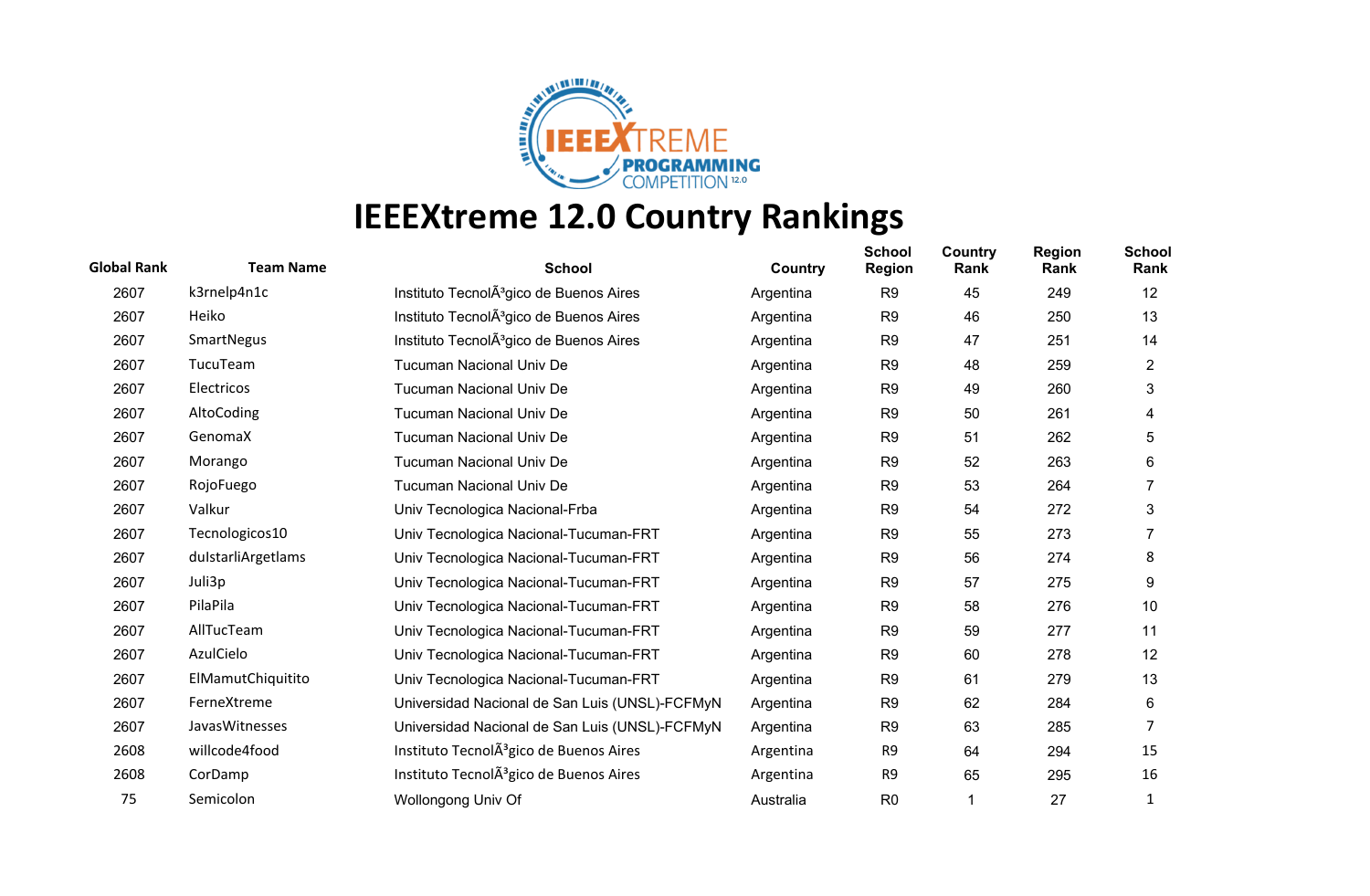# IEEEXtreme 12.0 Country Rankings

| Global Rank | Team Name | School | Country | School Region | Country Rank | Region Rank | School Rank |
|---|---|---|---|---|---|---|---|
| 2607 | k3rnelp4n1c | Instituto TecnolÃ³gico de Buenos Aires | Argentina | R9 | 45 | 249 | 12 |
| 2607 | Heiko | Instituto TecnolÃ³gico de Buenos Aires | Argentina | R9 | 46 | 250 | 13 |
| 2607 | SmartNegus | Instituto TecnolÃ³gico de Buenos Aires | Argentina | R9 | 47 | 251 | 14 |
| 2607 | TucuTeam | Tucuman Nacional Univ De | Argentina | R9 | 48 | 259 | 2 |
| 2607 | Electricos | Tucuman Nacional Univ De | Argentina | R9 | 49 | 260 | 3 |
| 2607 | AltoCoding | Tucuman Nacional Univ De | Argentina | R9 | 50 | 261 | 4 |
| 2607 | GenomaX | Tucuman Nacional Univ De | Argentina | R9 | 51 | 262 | 5 |
| 2607 | Morango | Tucuman Nacional Univ De | Argentina | R9 | 52 | 263 | 6 |
| 2607 | RojoFuego | Tucuman Nacional Univ De | Argentina | R9 | 53 | 264 | 7 |
| 2607 | Valkur | Univ Tecnologica Nacional-Frba | Argentina | R9 | 54 | 272 | 3 |
| 2607 | Tecnologicos10 | Univ Tecnologica Nacional-Tucuman-FRT | Argentina | R9 | 55 | 273 | 7 |
| 2607 | dulstarliArgetlams | Univ Tecnologica Nacional-Tucuman-FRT | Argentina | R9 | 56 | 274 | 8 |
| 2607 | Juli3p | Univ Tecnologica Nacional-Tucuman-FRT | Argentina | R9 | 57 | 275 | 9 |
| 2607 | PilaPila | Univ Tecnologica Nacional-Tucuman-FRT | Argentina | R9 | 58 | 276 | 10 |
| 2607 | AllTucTeam | Univ Tecnologica Nacional-Tucuman-FRT | Argentina | R9 | 59 | 277 | 11 |
| 2607 | AzulCielo | Univ Tecnologica Nacional-Tucuman-FRT | Argentina | R9 | 60 | 278 | 12 |
| 2607 | ElMamutChiquitito | Univ Tecnologica Nacional-Tucuman-FRT | Argentina | R9 | 61 | 279 | 13 |
| 2607 | FerneXtreme | Universidad Nacional de San Luis (UNSL)-FCFMyN | Argentina | R9 | 62 | 284 | 6 |
| 2607 | JavasWitnesses | Universidad Nacional de San Luis (UNSL)-FCFMyN | Argentina | R9 | 63 | 285 | 7 |
| 2608 | willcode4food | Instituto TecnolÃ³gico de Buenos Aires | Argentina | R9 | 64 | 294 | 15 |
| 2608 | CorDamp | Instituto TecnolÃ³gico de Buenos Aires | Argentina | R9 | 65 | 295 | 16 |
| 75 | Semicolon | Wollongong Univ Of | Australia | R0 | 1 | 27 | 1 |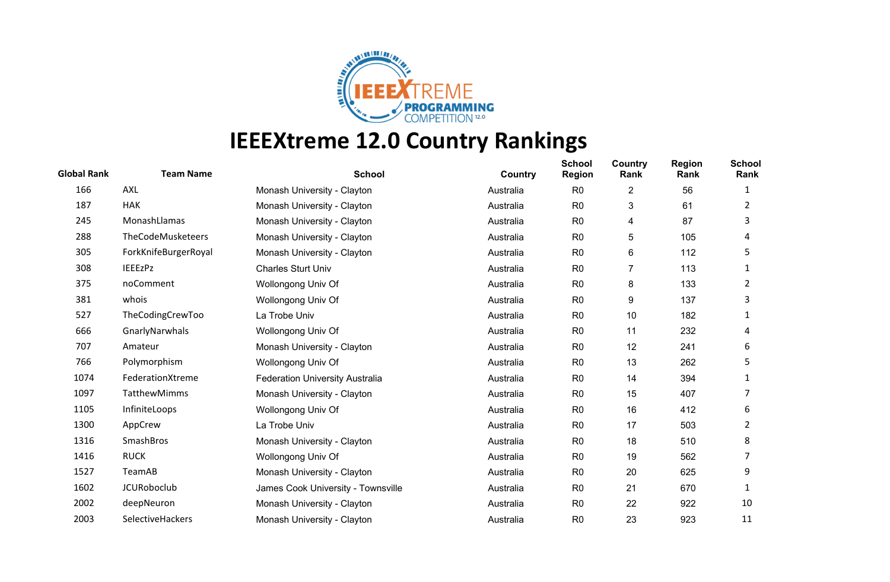# IEEEXtreme 12.0 Country Rankings

| Global Rank | Team Name | School | Country | School Region | Country Rank | Region Rank | School Rank |
|---|---|---|---|---|---|---|---|
| 166 | AXL | Monash University - Clayton | Australia | R0 | 2 | 56 | 1 |
| 187 | HAK | Monash University - Clayton | Australia | R0 | 3 | 61 | 2 |
| 245 | MonashLlamas | Monash University - Clayton | Australia | R0 | 4 | 87 | 3 |
| 288 | TheCodeMusketeers | Monash University - Clayton | Australia | R0 | 5 | 105 | 4 |
| 305 | ForkKnifeBurgerRoyal | Monash University - Clayton | Australia | R0 | 6 | 112 | 5 |
| 308 | IEEEzPz | Charles Sturt Univ | Australia | R0 | 7 | 113 | 1 |
| 375 | noComment | Wollongong Univ Of | Australia | R0 | 8 | 133 | 2 |
| 381 | whois | Wollongong Univ Of | Australia | R0 | 9 | 137 | 3 |
| 527 | TheCodingCrewToo | La Trobe Univ | Australia | R0 | 10 | 182 | 1 |
| 666 | GnarlyNarwhals | Wollongong Univ Of | Australia | R0 | 11 | 232 | 4 |
| 707 | Amateur | Monash University - Clayton | Australia | R0 | 12 | 241 | 6 |
| 766 | Polymorphism | Wollongong Univ Of | Australia | R0 | 13 | 262 | 5 |
| 1074 | FederationXtreme | Federation University Australia | Australia | R0 | 14 | 394 | 1 |
| 1097 | TatthewMimms | Monash University - Clayton | Australia | R0 | 15 | 407 | 7 |
| 1105 | InfiniteLoops | Wollongong Univ Of | Australia | R0 | 16 | 412 | 6 |
| 1300 | AppCrew | La Trobe Univ | Australia | R0 | 17 | 503 | 2 |
| 1316 | SmashBros | Monash University - Clayton | Australia | R0 | 18 | 510 | 8 |
| 1416 | RUCK | Wollongong Univ Of | Australia | R0 | 19 | 562 | 7 |
| 1527 | TeamAB | Monash University - Clayton | Australia | R0 | 20 | 625 | 9 |
| 1602 | JCURoboclub | James Cook University - Townsville | Australia | R0 | 21 | 670 | 1 |
| 2002 | deepNeuron | Monash University - Clayton | Australia | R0 | 22 | 922 | 10 |
| 2003 | SelectiveHackers | Monash University - Clayton | Australia | R0 | 23 | 923 | 11 |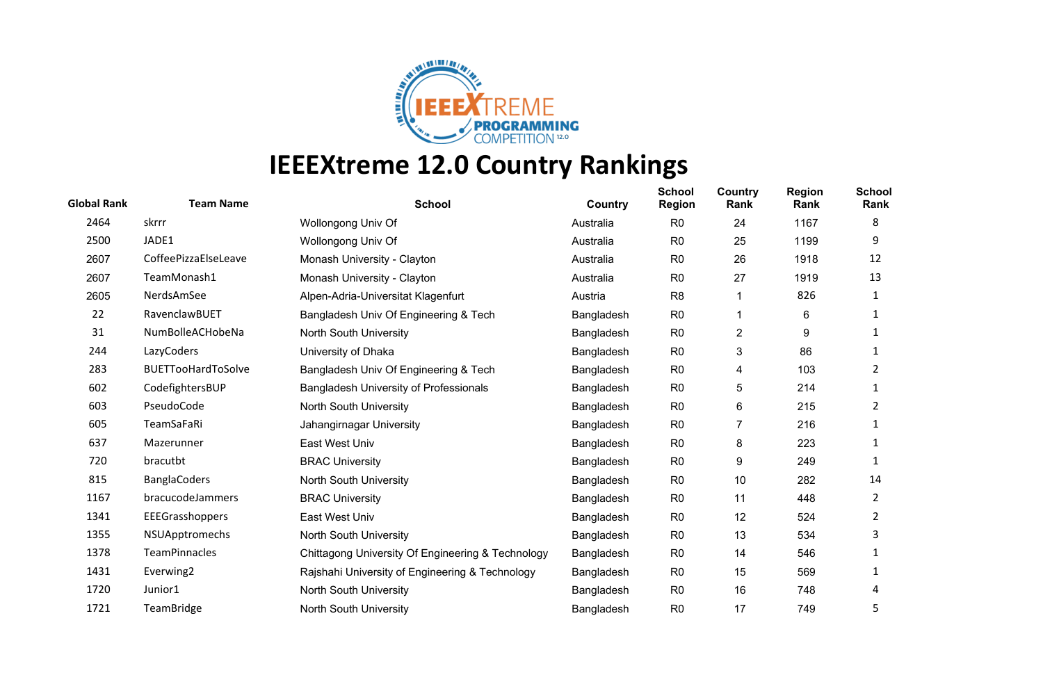# IEEEXtreme 12.0 Country Rankings

| Global Rank | Team Name | School | Country | School Region | Country Rank | Region Rank | School Rank |
|---|---|---|---|---|---|---|---|
| 2464 | skrrr | Wollongong Univ Of | Australia | R0 | 24 | 1167 | 8 |
| 2500 | JADE1 | Wollongong Univ Of | Australia | R0 | 25 | 1199 | 9 |
| 2607 | CoffeePizzaElseLeave | Monash University - Clayton | Australia | R0 | 26 | 1918 | 12 |
| 2607 | TeamMonash1 | Monash University - Clayton | Australia | R0 | 27 | 1919 | 13 |
| 2605 | NerdsAmSee | Alpen-Adria-Universitat Klagenfurt | Austria | R8 | 1 | 826 | 1 |
| 22 | RavenclawBUET | Bangladesh Univ Of Engineering & Tech | Bangladesh | R0 | 1 | 6 | 1 |
| 31 | NumBolleACHobeNa | North South University | Bangladesh | R0 | 2 | 9 | 1 |
| 244 | LazyCoders | University of Dhaka | Bangladesh | R0 | 3 | 86 | 1 |
| 283 | BUETTooHardToSolve | Bangladesh Univ Of Engineering & Tech | Bangladesh | R0 | 4 | 103 | 2 |
| 602 | CodefightersBUP | Bangladesh University of Professionals | Bangladesh | R0 | 5 | 214 | 1 |
| 603 | PseudoCode | North South University | Bangladesh | R0 | 6 | 215 | 2 |
| 605 | TeamSaFaRi | Jahangirnagar University | Bangladesh | R0 | 7 | 216 | 1 |
| 637 | Mazerunner | East West Univ | Bangladesh | R0 | 8 | 223 | 1 |
| 720 | bracutbt | BRAC University | Bangladesh | R0 | 9 | 249 | 1 |
| 815 | BanglaCoders | North South University | Bangladesh | R0 | 10 | 282 | 14 |
| 1167 | bracucodeJammers | BRAC University | Bangladesh | R0 | 11 | 448 | 2 |
| 1341 | EEEGrasshoppers | East West Univ | Bangladesh | R0 | 12 | 524 | 2 |
| 1355 | NSUApptromechs | North South University | Bangladesh | R0 | 13 | 534 | 3 |
| 1378 | TeamPinnacles | Chittagong University Of Engineering & Technology | Bangladesh | R0 | 14 | 546 | 1 |
| 1431 | Everwing2 | Rajshahi University of Engineering & Technology | Bangladesh | R0 | 15 | 569 | 1 |
| 1720 | Junior1 | North South University | Bangladesh | R0 | 16 | 748 | 4 |
| 1721 | TeamBridge | North South University | Bangladesh | R0 | 17 | 749 | 5 |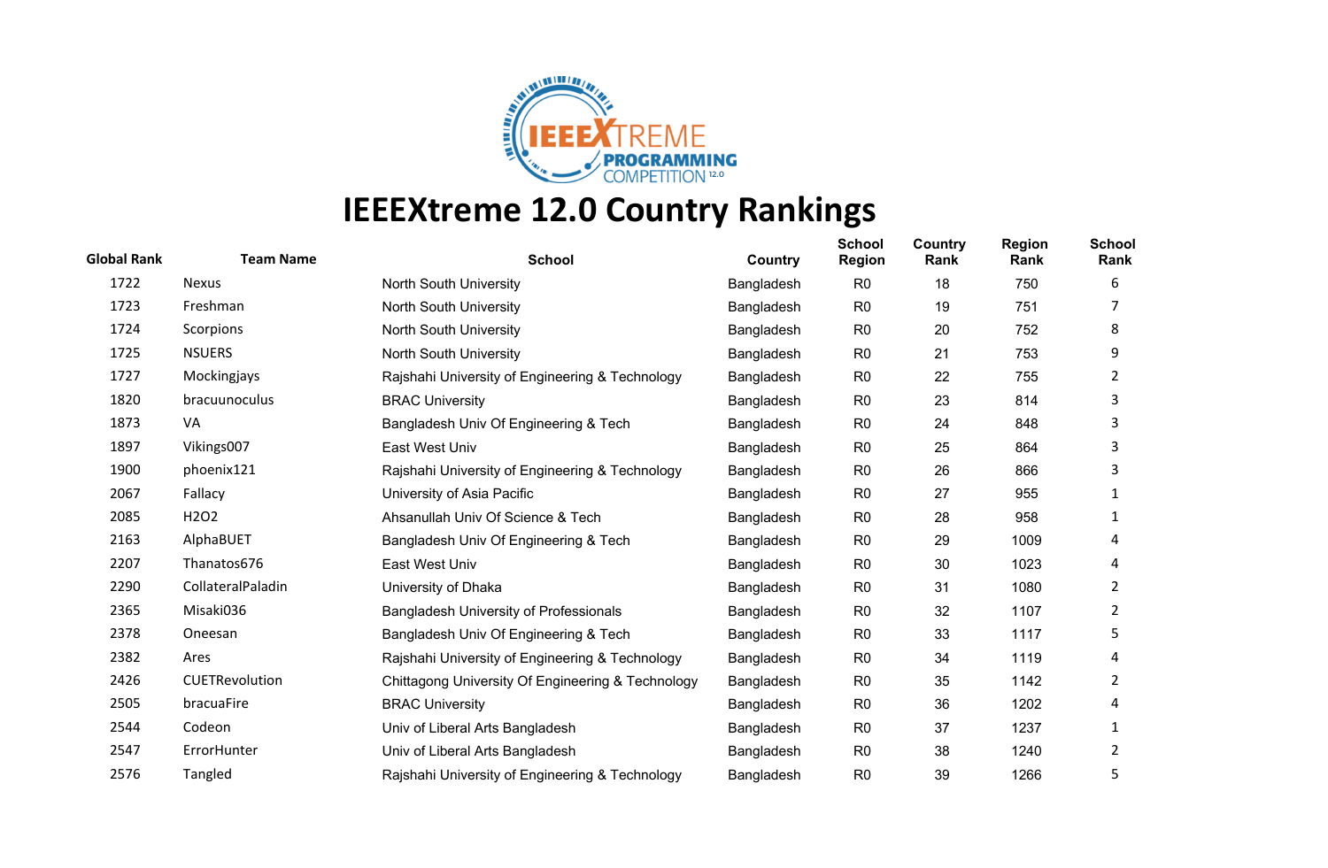# IEEEXtreme 12.0 Country Rankings

| Global Rank | Team Name | School | Country | School Region | Country Rank | Region Rank | School Rank |
|---|---|---|---|---|---|---|---|
| 1722 | Nexus | North South University | Bangladesh | R0 | 18 | 750 | 6 |
| 1723 | Freshman | North South University | Bangladesh | R0 | 19 | 751 | 7 |
| 1724 | Scorpions | North South University | Bangladesh | R0 | 20 | 752 | 8 |
| 1725 | NSUERS | North South University | Bangladesh | R0 | 21 | 753 | 9 |
| 1727 | Mockingjays | Rajshahi University of Engineering & Technology | Bangladesh | R0 | 22 | 755 | 2 |
| 1820 | bracuunoculus | BRAC University | Bangladesh | R0 | 23 | 814 | 3 |
| 1873 | VA | Bangladesh Univ Of Engineering & Tech | Bangladesh | R0 | 24 | 848 | 3 |
| 1897 | Vikings007 | East West Univ | Bangladesh | R0 | 25 | 864 | 3 |
| 1900 | phoenix121 | Rajshahi University of Engineering & Technology | Bangladesh | R0 | 26 | 866 | 3 |
| 2067 | Fallacy | University of Asia Pacific | Bangladesh | R0 | 27 | 955 | 1 |
| 2085 | H2O2 | Ahsanullah Univ Of Science & Tech | Bangladesh | R0 | 28 | 958 | 1 |
| 2163 | AlphaBUET | Bangladesh Univ Of Engineering & Tech | Bangladesh | R0 | 29 | 1009 | 4 |
| 2207 | Thanatos676 | East West Univ | Bangladesh | R0 | 30 | 1023 | 4 |
| 2290 | CollateralPaladin | University of Dhaka | Bangladesh | R0 | 31 | 1080 | 2 |
| 2365 | Misaki036 | Bangladesh University of Professionals | Bangladesh | R0 | 32 | 1107 | 2 |
| 2378 | Oneesan | Bangladesh Univ Of Engineering & Tech | Bangladesh | R0 | 33 | 1117 | 5 |
| 2382 | Ares | Rajshahi University of Engineering & Technology | Bangladesh | R0 | 34 | 1119 | 4 |
| 2426 | CUETRevolution | Chittagong University Of Engineering & Technology | Bangladesh | R0 | 35 | 1142 | 2 |
| 2505 | bracuaFire | BRAC University | Bangladesh | R0 | 36 | 1202 | 4 |
| 2544 | Codeon | Univ of Liberal Arts Bangladesh | Bangladesh | R0 | 37 | 1237 | 1 |
| 2547 | ErrorHunter | Univ of Liberal Arts Bangladesh | Bangladesh | R0 | 38 | 1240 | 2 |
| 2576 | Tangled | Rajshahi University of Engineering & Technology | Bangladesh | R0 | 39 | 1266 | 5 |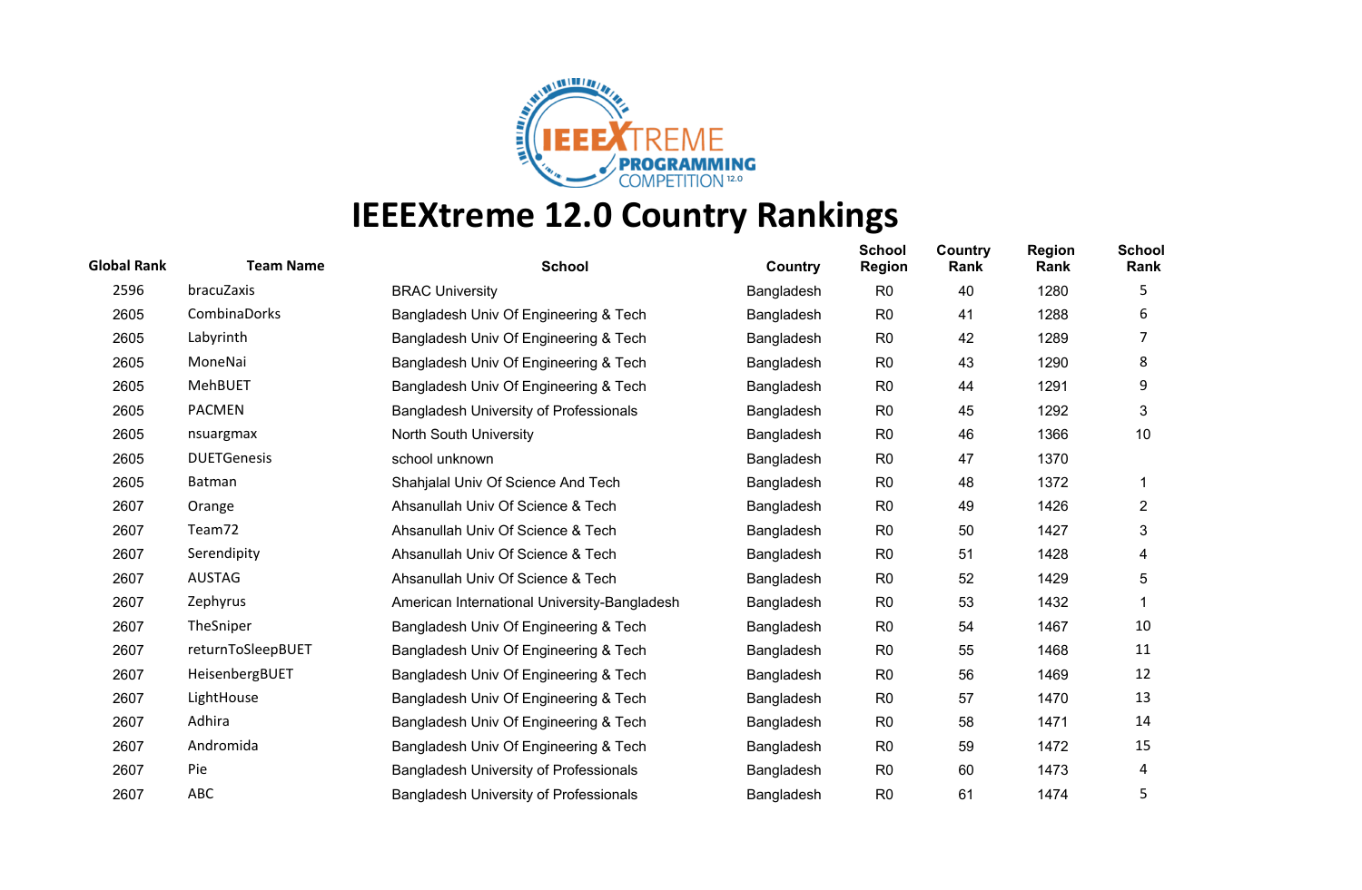# IEEEXtreme 12.0 Country Rankings

| Global Rank | Team Name | School | Country | School Region | Country Rank | Region Rank | School Rank |
|---|---|---|---|---|---|---|---|
| 2596 | bracuZaxis | BRAC University | Bangladesh | R0 | 40 | 1280 | 5 |
| 2605 | CombinaDorks | Bangladesh Univ Of Engineering & Tech | Bangladesh | R0 | 41 | 1288 | 6 |
| 2605 | Labyrinth | Bangladesh Univ Of Engineering & Tech | Bangladesh | R0 | 42 | 1289 | 7 |
| 2605 | MoneNai | Bangladesh Univ Of Engineering & Tech | Bangladesh | R0 | 43 | 1290 | 8 |
| 2605 | MehBUET | Bangladesh Univ Of Engineering & Tech | Bangladesh | R0 | 44 | 1291 | 9 |
| 2605 | PACMEN | Bangladesh University of Professionals | Bangladesh | R0 | 45 | 1292 | 3 |
| 2605 | nsuargmax | North South University | Bangladesh | R0 | 46 | 1366 | 10 |
| 2605 | DUETGenesis | school unknown | Bangladesh | R0 | 47 | 1370 | |
| 2605 | Batman | Shahjalal Univ Of Science And Tech | Bangladesh | R0 | 48 | 1372 | 1 |
| 2607 | Orange | Ahsanullah Univ Of Science & Tech | Bangladesh | R0 | 49 | 1426 | 2 |
| 2607 | Team72 | Ahsanullah Univ Of Science & Tech | Bangladesh | R0 | 50 | 1427 | 3 |
| 2607 | Serendipity | Ahsanullah Univ Of Science & Tech | Bangladesh | R0 | 51 | 1428 | 4 |
| 2607 | AUSTAG | Ahsanullah Univ Of Science & Tech | Bangladesh | R0 | 52 | 1429 | 5 |
| 2607 | Zephyrus | American International University-Bangladesh | Bangladesh | R0 | 53 | 1432 | 1 |
| 2607 | TheSniper | Bangladesh Univ Of Engineering & Tech | Bangladesh | R0 | 54 | 1467 | 10 |
| 2607 | returnToSleepBUET | Bangladesh Univ Of Engineering & Tech | Bangladesh | R0 | 55 | 1468 | 11 |
| 2607 | HeisenbergBUET | Bangladesh Univ Of Engineering & Tech | Bangladesh | R0 | 56 | 1469 | 12 |
| 2607 | LightHouse | Bangladesh Univ Of Engineering & Tech | Bangladesh | R0 | 57 | 1470 | 13 |
| 2607 | Adhira | Bangladesh Univ Of Engineering & Tech | Bangladesh | R0 | 58 | 1471 | 14 |
| 2607 | Andromida | Bangladesh Univ Of Engineering & Tech | Bangladesh | R0 | 59 | 1472 | 15 |
| 2607 | Pie | Bangladesh University of Professionals | Bangladesh | R0 | 60 | 1473 | 4 |
| 2607 | ABC | Bangladesh University of Professionals | Bangladesh | R0 | 61 | 1474 | 5 |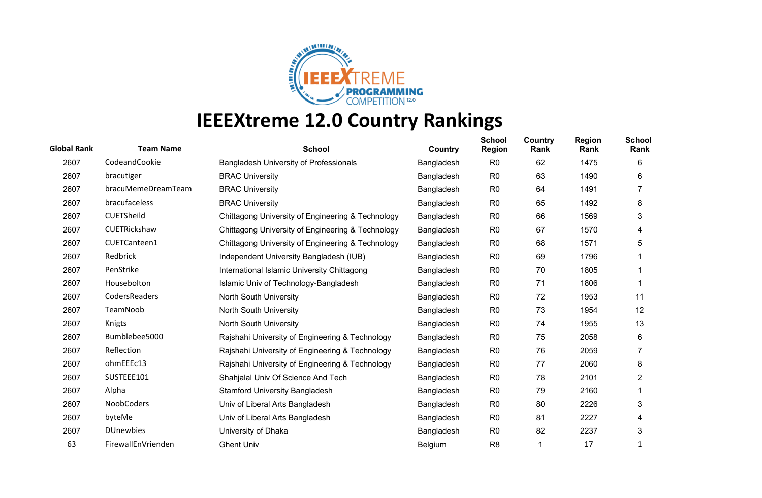# IEEEXtreme 12.0 Country Rankings

| Global Rank | Team Name | School | Country | School Region | Country Rank | Region Rank | School Rank |
|---|---|---|---|---|---|---|---|
| 2607 | CodeandCookie | Bangladesh University of Professionals | Bangladesh | R0 | 62 | 1475 | 6 |
| 2607 | bracutiger | BRAC University | Bangladesh | R0 | 63 | 1490 | 6 |
| 2607 | bracuMemeDreamTeam | BRAC University | Bangladesh | R0 | 64 | 1491 | 7 |
| 2607 | bracufaceless | BRAC University | Bangladesh | R0 | 65 | 1492 | 8 |
| 2607 | CUETSheild | Chittagong University of Engineering & Technology | Bangladesh | R0 | 66 | 1569 | 3 |
| 2607 | CUETRickshaw | Chittagong University of Engineering & Technology | Bangladesh | R0 | 67 | 1570 | 4 |
| 2607 | CUETCanteen1 | Chittagong University of Engineering & Technology | Bangladesh | R0 | 68 | 1571 | 5 |
| 2607 | Redbrick | Independent University Bangladesh (IUB) | Bangladesh | R0 | 69 | 1796 | 1 |
| 2607 | PenStrike | International Islamic University Chittagong | Bangladesh | R0 | 70 | 1805 | 1 |
| 2607 | Housebolton | Islamic Univ of Technology-Bangladesh | Bangladesh | R0 | 71 | 1806 | 1 |
| 2607 | CodersReaders | North South University | Bangladesh | R0 | 72 | 1953 | 11 |
| 2607 | TeamNoob | North South University | Bangladesh | R0 | 73 | 1954 | 12 |
| 2607 | Knigts | North South University | Bangladesh | R0 | 74 | 1955 | 13 |
| 2607 | Bumblebee5000 | Rajshahi University of Engineering & Technology | Bangladesh | R0 | 75 | 2058 | 6 |
| 2607 | Reflection | Rajshahi University of Engineering & Technology | Bangladesh | R0 | 76 | 2059 | 7 |
| 2607 | ohmEEEc13 | Rajshahi University of Engineering & Technology | Bangladesh | R0 | 77 | 2060 | 8 |
| 2607 | SUSTEEE101 | Shahjalal Univ Of Science And Tech | Bangladesh | R0 | 78 | 2101 | 2 |
| 2607 | Alpha | Stamford University Bangladesh | Bangladesh | R0 | 79 | 2160 | 1 |
| 2607 | NoobCoders | Univ of Liberal Arts Bangladesh | Bangladesh | R0 | 80 | 2226 | 3 |
| 2607 | byteMe | Univ of Liberal Arts Bangladesh | Bangladesh | R0 | 81 | 2227 | 4 |
| 2607 | DUnewbies | University of Dhaka | Bangladesh | R0 | 82 | 2237 | 3 |
| 63 | FirewallEnVrienden | Ghent Univ | Belgium | R8 | 1 | 17 | 1 |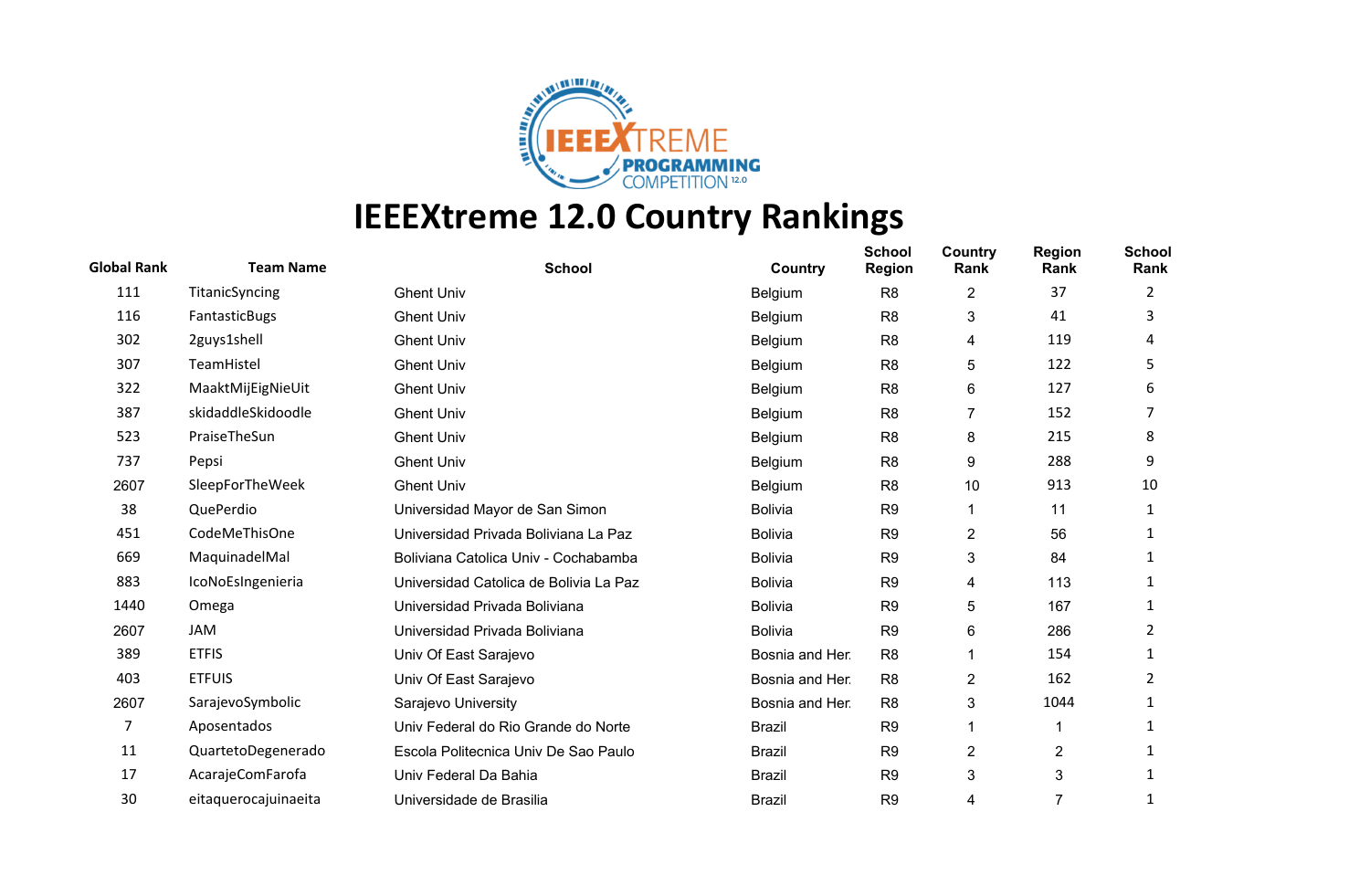# IEEEXtreme 12.0 Country Rankings

| Global Rank | Team Name | School | Country | School Region | Country Rank | Region Rank | School Rank |
|---|---|---|---|---|---|---|---|
| 111 | TitanicSyncing | Ghent Univ | Belgium | R8 | 2 | 37 | 2 |
| 116 | FantasticBugs | Ghent Univ | Belgium | R8 | 3 | 41 | 3 |
| 302 | 2guys1shell | Ghent Univ | Belgium | R8 | 4 | 119 | 4 |
| 307 | TeamHistel | Ghent Univ | Belgium | R8 | 5 | 122 | 5 |
| 322 | MaaktMijEigNieUit | Ghent Univ | Belgium | R8 | 6 | 127 | 6 |
| 387 | skidaddleSkidoodle | Ghent Univ | Belgium | R8 | 7 | 152 | 7 |
| 523 | PraiseTheSun | Ghent Univ | Belgium | R8 | 8 | 215 | 8 |
| 737 | Pepsi | Ghent Univ | Belgium | R8 | 9 | 288 | 9 |
| 2607 | SleepForTheWeek | Ghent Univ | Belgium | R8 | 10 | 913 | 10 |
| 38 | QuePerdio | Universidad Mayor de San Simon | Bolivia | R9 | 1 | 11 | 1 |
| 451 | CodeMeThisOne | Universidad Privada Boliviana La Paz | Bolivia | R9 | 2 | 56 | 1 |
| 669 | MaquinadelMal | Boliviana Catolica Univ - Cochabamba | Bolivia | R9 | 3 | 84 | 1 |
| 883 | IcoNoEsIngenieria | Universidad Catolica de Bolivia La Paz | Bolivia | R9 | 4 | 113 | 1 |
| 1440 | Omega | Universidad Privada Boliviana | Bolivia | R9 | 5 | 167 | 1 |
| 2607 | JAM | Universidad Privada Boliviana | Bolivia | R9 | 6 | 286 | 2 |
| 389 | ETFIS | Univ Of East Sarajevo | Bosnia and Her. | R8 | 1 | 154 | 1 |
| 403 | ETFUIS | Univ Of East Sarajevo | Bosnia and Her. | R8 | 2 | 162 | 2 |
| 2607 | SarajevoSymbolic | Sarajevo University | Bosnia and Her. | R8 | 3 | 1044 | 1 |
| 7 | Aposentados | Univ Federal do Rio Grande do Norte | Brazil | R9 | 1 | 1 | 1 |
| 11 | QuartetoDegenerado | Escola Politecnica Univ De Sao Paulo | Brazil | R9 | 2 | 2 | 1 |
| 17 | AcarajeComFarofa | Univ Federal Da Bahia | Brazil | R9 | 3 | 3 | 1 |
| 30 | eitaquerocajuinaeita | Universidade de Brasilia | Brazil | R9 | 4 | 7 | 1 |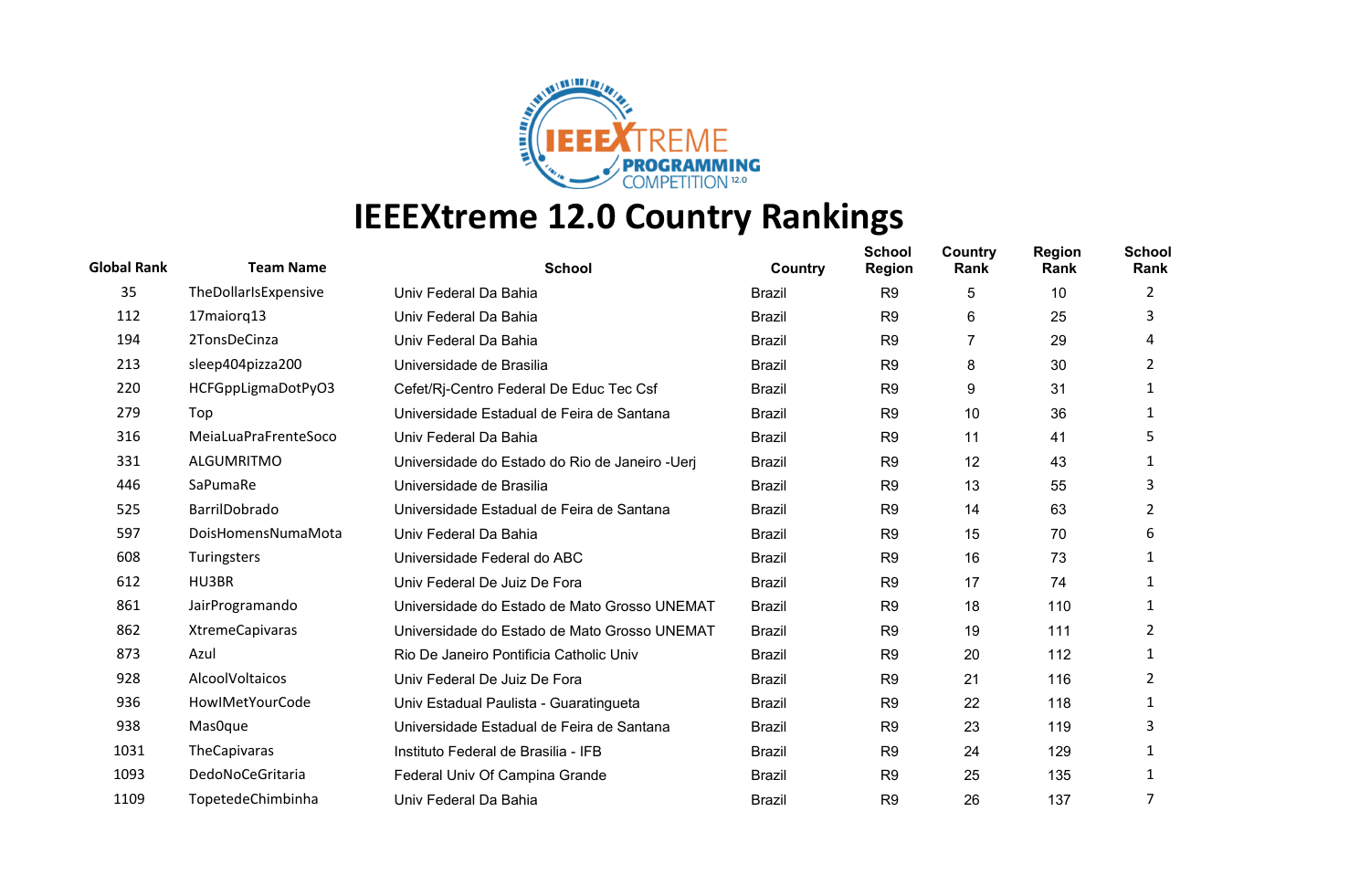# IEEEXtreme 12.0 Country Rankings

| Global Rank | Team Name | School | Country | School Region | Country Rank | Region Rank | School Rank |
|---|---|---|---|---|---|---|---|
| 35 | TheDollarIsExpensive | Univ Federal Da Bahia | Brazil | R9 | 5 | 10 | 2 |
| 112 | 17maiorq13 | Univ Federal Da Bahia | Brazil | R9 | 6 | 25 | 3 |
| 194 | 2TonsDeCinza | Univ Federal Da Bahia | Brazil | R9 | 7 | 29 | 4 |
| 213 | sleep404pizza200 | Universidade de Brasilia | Brazil | R9 | 8 | 30 | 2 |
| 220 | HCFGppLigmaDotPyO3 | Cefet/Rj-Centro Federal De Educ Tec Csf | Brazil | R9 | 9 | 31 | 1 |
| 279 | Top | Universidade Estadual de Feira de Santana | Brazil | R9 | 10 | 36 | 1 |
| 316 | MeiaLuaPraFrenteSoco | Univ Federal Da Bahia | Brazil | R9 | 11 | 41 | 5 |
| 331 | ALGUMRITMO | Universidade do Estado do Rio de Janeiro -Uerj | Brazil | R9 | 12 | 43 | 1 |
| 446 | SaPumaRe | Universidade de Brasilia | Brazil | R9 | 13 | 55 | 3 |
| 525 | BarrilDobrado | Universidade Estadual de Feira de Santana | Brazil | R9 | 14 | 63 | 2 |
| 597 | DoisHomensNumaMota | Univ Federal Da Bahia | Brazil | R9 | 15 | 70 | 6 |
| 608 | Turingsters | Universidade Federal do ABC | Brazil | R9 | 16 | 73 | 1 |
| 612 | HU3BR | Univ Federal De Juiz De Fora | Brazil | R9 | 17 | 74 | 1 |
| 861 | JairProgramando | Universidade do Estado de Mato Grosso UNEMAT | Brazil | R9 | 18 | 110 | 1 |
| 862 | XtremeCapivaras | Universidade do Estado de Mato Grosso UNEMAT | Brazil | R9 | 19 | 111 | 2 |
| 873 | Azul | Rio De Janeiro Pontificia Catholic Univ | Brazil | R9 | 20 | 112 | 1 |
| 928 | AlcoolVoltaicos | Univ Federal De Juiz De Fora | Brazil | R9 | 21 | 116 | 2 |
| 936 | HowIMetYourCode | Univ Estadual Paulista - Guaratingueta | Brazil | R9 | 22 | 118 | 1 |
| 938 | Mas0que | Universidade Estadual de Feira de Santana | Brazil | R9 | 23 | 119 | 3 |
| 1031 | TheCapivaras | Instituto Federal de Brasilia - IFB | Brazil | R9 | 24 | 129 | 1 |
| 1093 | DedoNoCeGritaria | Federal Univ Of Campina Grande | Brazil | R9 | 25 | 135 | 1 |
| 1109 | TopetedeChimbinha | Univ Federal Da Bahia | Brazil | R9 | 26 | 137 | 7 |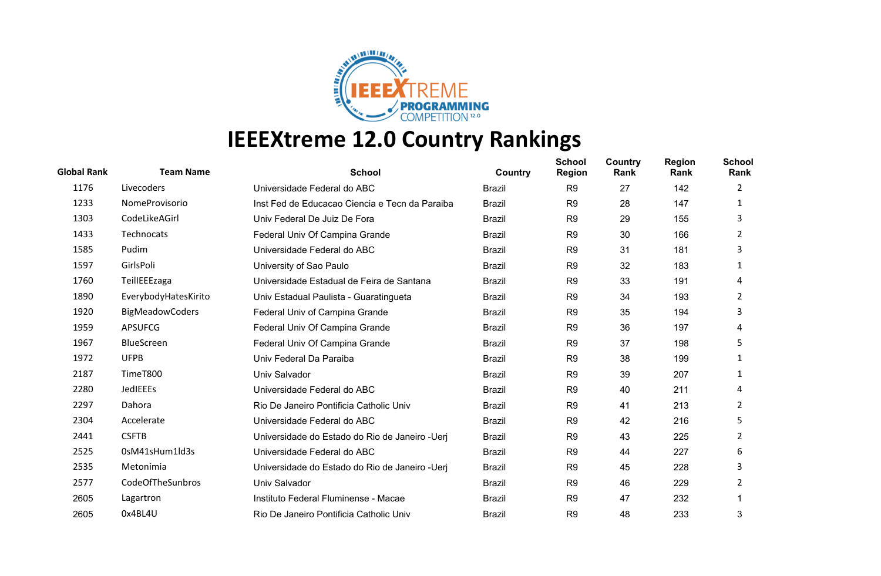# IEEEXtreme 12.0 Country Rankings

| Global Rank | Team Name | School | Country | School Region | Country Rank | Region Rank | School Rank |
|---|---|---|---|---|---|---|---|
| 1176 | Livecoders | Universidade Federal do ABC | Brazil | R9 | 27 | 142 | 2 |
| 1233 | NomeProvisorio | Inst Fed de Educacao Ciencia e Tecn da Paraiba | Brazil | R9 | 28 | 147 | 1 |
| 1303 | CodeLikeAGirl | Univ Federal De Juiz De Fora | Brazil | R9 | 29 | 155 | 3 |
| 1433 | Technocats | Federal Univ Of Campina Grande | Brazil | R9 | 30 | 166 | 2 |
| 1585 | Pudim | Universidade Federal do ABC | Brazil | R9 | 31 | 181 | 3 |
| 1597 | GirlsPoli | University of Sao Paulo | Brazil | R9 | 32 | 183 | 1 |
| 1760 | TeilIEEEzaga | Universidade Estadual de Feira de Santana | Brazil | R9 | 33 | 191 | 4 |
| 1890 | EverybodyHatesKirito | Univ Estadual Paulista - Guaratingueta | Brazil | R9 | 34 | 193 | 2 |
| 1920 | BigMeadowCoders | Federal Univ of Campina Grande | Brazil | R9 | 35 | 194 | 3 |
| 1959 | APSUFCG | Federal Univ Of Campina Grande | Brazil | R9 | 36 | 197 | 4 |
| 1967 | BlueScreen | Federal Univ Of Campina Grande | Brazil | R9 | 37 | 198 | 5 |
| 1972 | UFPB | Univ Federal Da Paraiba | Brazil | R9 | 38 | 199 | 1 |
| 2187 | TimeT800 | Univ Salvador | Brazil | R9 | 39 | 207 | 1 |
| 2280 | JedIEEEs | Universidade Federal do ABC | Brazil | R9 | 40 | 211 | 4 |
| 2297 | Dahora | Rio De Janeiro Pontificia Catholic Univ | Brazil | R9 | 41 | 213 | 2 |
| 2304 | Accelerate | Universidade Federal do ABC | Brazil | R9 | 42 | 216 | 5 |
| 2441 | CSFTB | Universidade do Estado do Rio de Janeiro -Uerj | Brazil | R9 | 43 | 225 | 2 |
| 2525 | 0sM41sHum1ld3s | Universidade Federal do ABC | Brazil | R9 | 44 | 227 | 6 |
| 2535 | Metonimia | Universidade do Estado do Rio de Janeiro -Uerj | Brazil | R9 | 45 | 228 | 3 |
| 2577 | CodeOfTheSunbros | Univ Salvador | Brazil | R9 | 46 | 229 | 2 |
| 2605 | Lagartron | Instituto Federal Fluminense - Macae | Brazil | R9 | 47 | 232 | 1 |
| 2605 | 0x4BL4U | Rio De Janeiro Pontificia Catholic Univ | Brazil | R9 | 48 | 233 | 3 |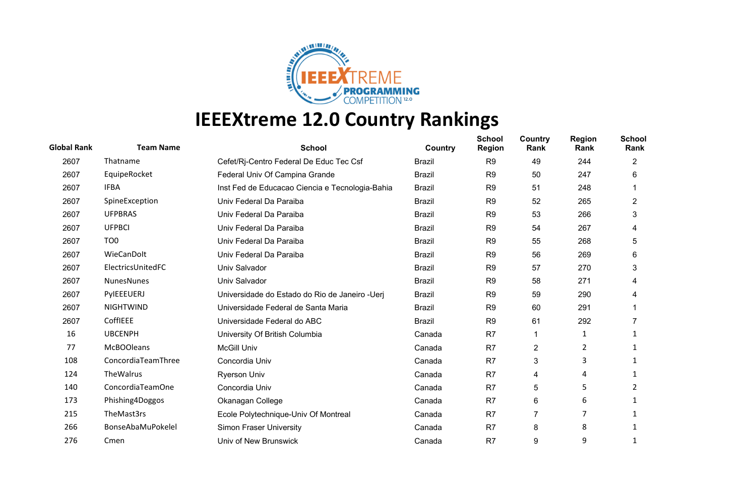# IEEEXtreme 12.0 Country Rankings

| Global Rank | Team Name | School | Country | School Region | Country Rank | Region Rank | School Rank |
|---|---|---|---|---|---|---|---|
| 2607 | Thatname | Cefet/Rj-Centro Federal De Educ Tec Csf | Brazil | R9 | 49 | 244 | 2 |
| 2607 | EquipeRocket | Federal Univ Of Campina Grande | Brazil | R9 | 50 | 247 | 6 |
| 2607 | IFBA | Inst Fed de Educacao Ciencia e Tecnologia-Bahia | Brazil | R9 | 51 | 248 | 1 |
| 2607 | SpineException | Univ Federal Da Paraiba | Brazil | R9 | 52 | 265 | 2 |
| 2607 | UFPBRAS | Univ Federal Da Paraiba | Brazil | R9 | 53 | 266 | 3 |
| 2607 | UFPBCI | Univ Federal Da Paraiba | Brazil | R9 | 54 | 267 | 4 |
| 2607 | TO0 | Univ Federal Da Paraiba | Brazil | R9 | 55 | 268 | 5 |
| 2607 | WieCanDoIt | Univ Federal Da Paraiba | Brazil | R9 | 56 | 269 | 6 |
| 2607 | ElectricsUnitedFC | Univ Salvador | Brazil | R9 | 57 | 270 | 3 |
| 2607 | NunesNunes | Univ Salvador | Brazil | R9 | 58 | 271 | 4 |
| 2607 | PyIEEEUERJ | Universidade do Estado do Rio de Janeiro -Uerj | Brazil | R9 | 59 | 290 | 4 |
| 2607 | NIGHTWIND | Universidade Federal de Santa Maria | Brazil | R9 | 60 | 291 | 1 |
| 2607 | CoffIEEE | Universidade Federal do ABC | Brazil | R9 | 61 | 292 | 7 |
| 16 | UBCENPH | University Of British Columbia | Canada | R7 | 1 | 1 | 1 |
| 77 | McBOOleans | McGill Univ | Canada | R7 | 2 | 2 | 1 |
| 108 | ConcordiaTeamThree | Concordia Univ | Canada | R7 | 3 | 3 | 1 |
| 124 | TheWalrus | Ryerson Univ | Canada | R7 | 4 | 4 | 1 |
| 140 | ConcordiaTeamOne | Concordia Univ | Canada | R7 | 5 | 5 | 2 |
| 173 | Phishing4Doggos | Okanagan College | Canada | R7 | 6 | 6 | 1 |
| 215 | TheMast3rs | Ecole Polytechnique-Univ Of Montreal | Canada | R7 | 7 | 7 | 1 |
| 266 | BonseAbaMuPokelel | Simon Fraser University | Canada | R7 | 8 | 8 | 1 |
| 276 | Cmen | Univ of New Brunswick | Canada | R7 | 9 | 9 | 1 |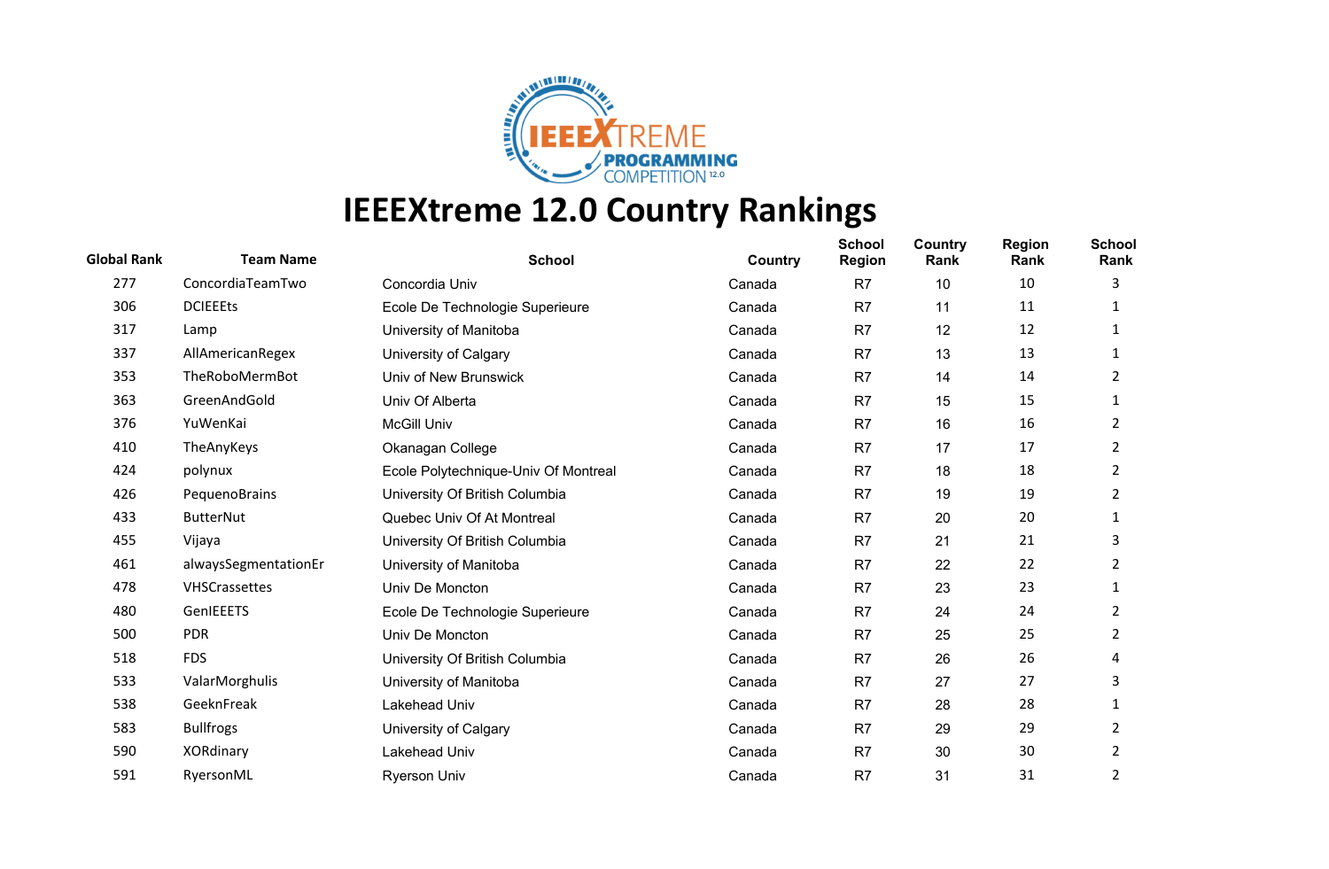# IEEEXtreme 12.0 Country Rankings

| Global Rank | Team Name | School | Country | School Region | Country Rank | Region Rank | School Rank |
|---|---|---|---|---|---|---|---|
| 277 | ConcordiaTeamTwo | Concordia Univ | Canada | R7 | 10 | 10 | 3 |
| 306 | DCIEEEts | Ecole De Technologie Superieure | Canada | R7 | 11 | 11 | 1 |
| 317 | Lamp | University of Manitoba | Canada | R7 | 12 | 12 | 1 |
| 337 | AllAmericanRegex | University of Calgary | Canada | R7 | 13 | 13 | 1 |
| 353 | TheRoboMermBot | Univ of New Brunswick | Canada | R7 | 14 | 14 | 2 |
| 363 | GreenAndGold | Univ Of Alberta | Canada | R7 | 15 | 15 | 1 |
| 376 | YuWenKai | McGill Univ | Canada | R7 | 16 | 16 | 2 |
| 410 | TheAnyKeys | Okanagan College | Canada | R7 | 17 | 17 | 2 |
| 424 | polynux | Ecole Polytechnique-Univ Of Montreal | Canada | R7 | 18 | 18 | 2 |
| 426 | PequenoBrains | University Of British Columbia | Canada | R7 | 19 | 19 | 2 |
| 433 | ButterNut | Quebec Univ Of At Montreal | Canada | R7 | 20 | 20 | 1 |
| 455 | Vijaya | University Of British Columbia | Canada | R7 | 21 | 21 | 3 |
| 461 | alwaysSegmentationEr | University of Manitoba | Canada | R7 | 22 | 22 | 2 |
| 478 | VHSCrassettes | Univ De Moncton | Canada | R7 | 23 | 23 | 1 |
| 480 | GenIEEETS | Ecole De Technologie Superieure | Canada | R7 | 24 | 24 | 2 |
| 500 | PDR | Univ De Moncton | Canada | R7 | 25 | 25 | 2 |
| 518 | FDS | University Of British Columbia | Canada | R7 | 26 | 26 | 4 |
| 533 | ValarMorghulis | University of Manitoba | Canada | R7 | 27 | 27 | 3 |
| 538 | GeeknFreak | Lakehead Univ | Canada | R7 | 28 | 28 | 1 |
| 583 | Bullfrogs | University of Calgary | Canada | R7 | 29 | 29 | 2 |
| 590 | XORdinary | Lakehead Univ | Canada | R7 | 30 | 30 | 2 |
| 591 | RyersonML | Ryerson Univ | Canada | R7 | 31 | 31 | 2 |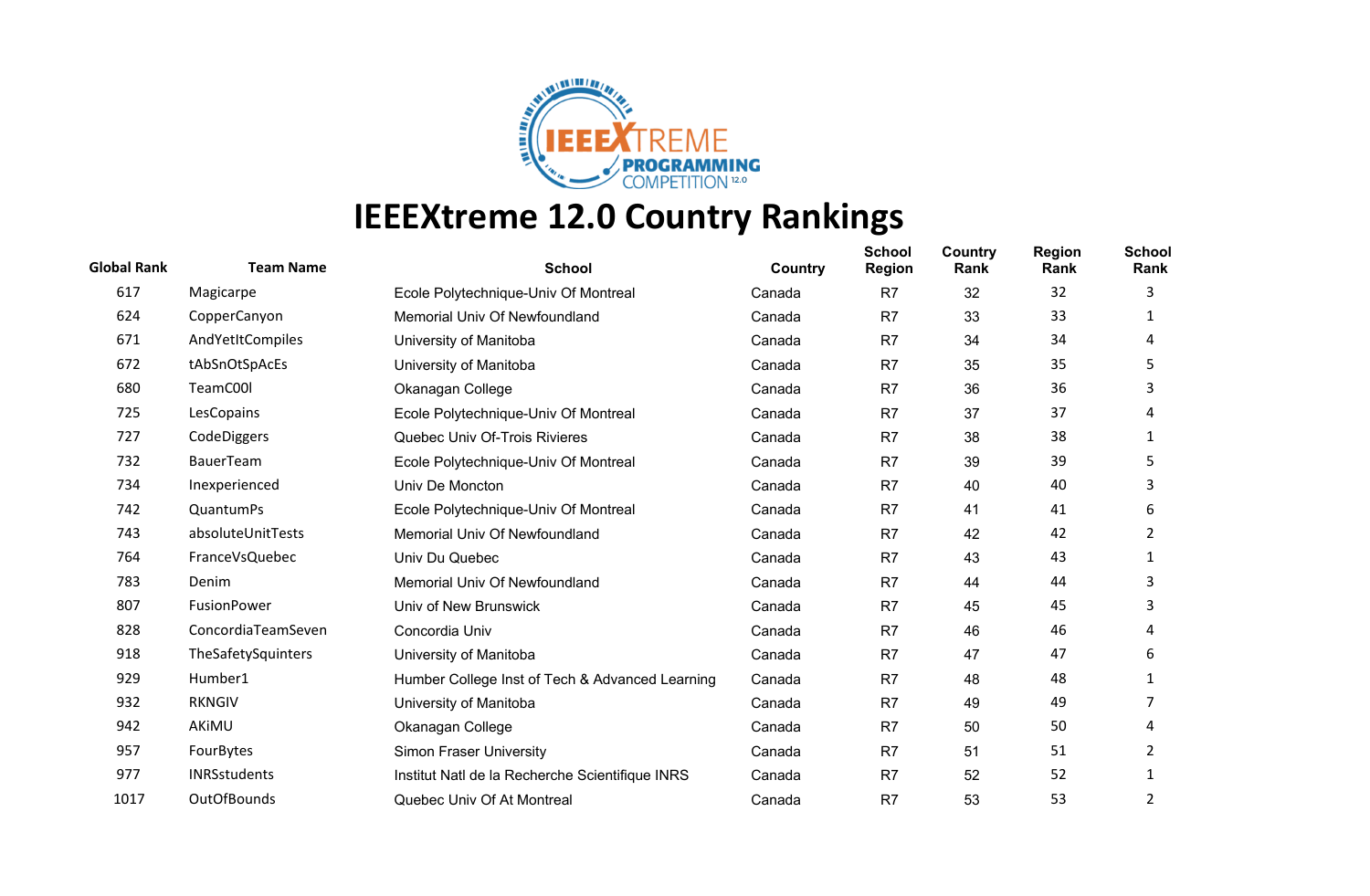# IEEEXtreme 12.0 Country Rankings

| Global Rank | Team Name | School | Country | School Region | Country Rank | Region Rank | School Rank |
|---|---|---|---|---|---|---|---|
| 617 | Magicarpe | Ecole Polytechnique-Univ Of Montreal | Canada | R7 | 32 | 32 | 3 |
| 624 | CopperCanyon | Memorial Univ Of Newfoundland | Canada | R7 | 33 | 33 | 1 |
| 671 | AndYetItCompiles | University of Manitoba | Canada | R7 | 34 | 34 | 4 |
| 672 | tAbSnOtSpAcEs | University of Manitoba | Canada | R7 | 35 | 35 | 5 |
| 680 | TeamC00l | Okanagan College | Canada | R7 | 36 | 36 | 3 |
| 725 | LesCopains | Ecole Polytechnique-Univ Of Montreal | Canada | R7 | 37 | 37 | 4 |
| 727 | CodeDiggers | Quebec Univ Of-Trois Rivieres | Canada | R7 | 38 | 38 | 1 |
| 732 | BauerTeam | Ecole Polytechnique-Univ Of Montreal | Canada | R7 | 39 | 39 | 5 |
| 734 | Inexperienced | Univ De Moncton | Canada | R7 | 40 | 40 | 3 |
| 742 | QuantumPs | Ecole Polytechnique-Univ Of Montreal | Canada | R7 | 41 | 41 | 6 |
| 743 | absoluteUnitTests | Memorial Univ Of Newfoundland | Canada | R7 | 42 | 42 | 2 |
| 764 | FranceVsQuebec | Univ Du Quebec | Canada | R7 | 43 | 43 | 1 |
| 783 | Denim | Memorial Univ Of Newfoundland | Canada | R7 | 44 | 44 | 3 |
| 807 | FusionPower | Univ of New Brunswick | Canada | R7 | 45 | 45 | 3 |
| 828 | ConcordiaTeamSeven | Concordia Univ | Canada | R7 | 46 | 46 | 4 |
| 918 | TheSafetySquinters | University of Manitoba | Canada | R7 | 47 | 47 | 6 |
| 929 | Humber1 | Humber College Inst of Tech & Advanced Learning | Canada | R7 | 48 | 48 | 1 |
| 932 | RKNGIV | University of Manitoba | Canada | R7 | 49 | 49 | 7 |
| 942 | AKiMU | Okanagan College | Canada | R7 | 50 | 50 | 4 |
| 957 | FourBytes | Simon Fraser University | Canada | R7 | 51 | 51 | 2 |
| 977 | INRSstudents | Institut Natl de la Recherche Scientifique INRS | Canada | R7 | 52 | 52 | 1 |
| 1017 | OutOfBounds | Quebec Univ Of At Montreal | Canada | R7 | 53 | 53 | 2 |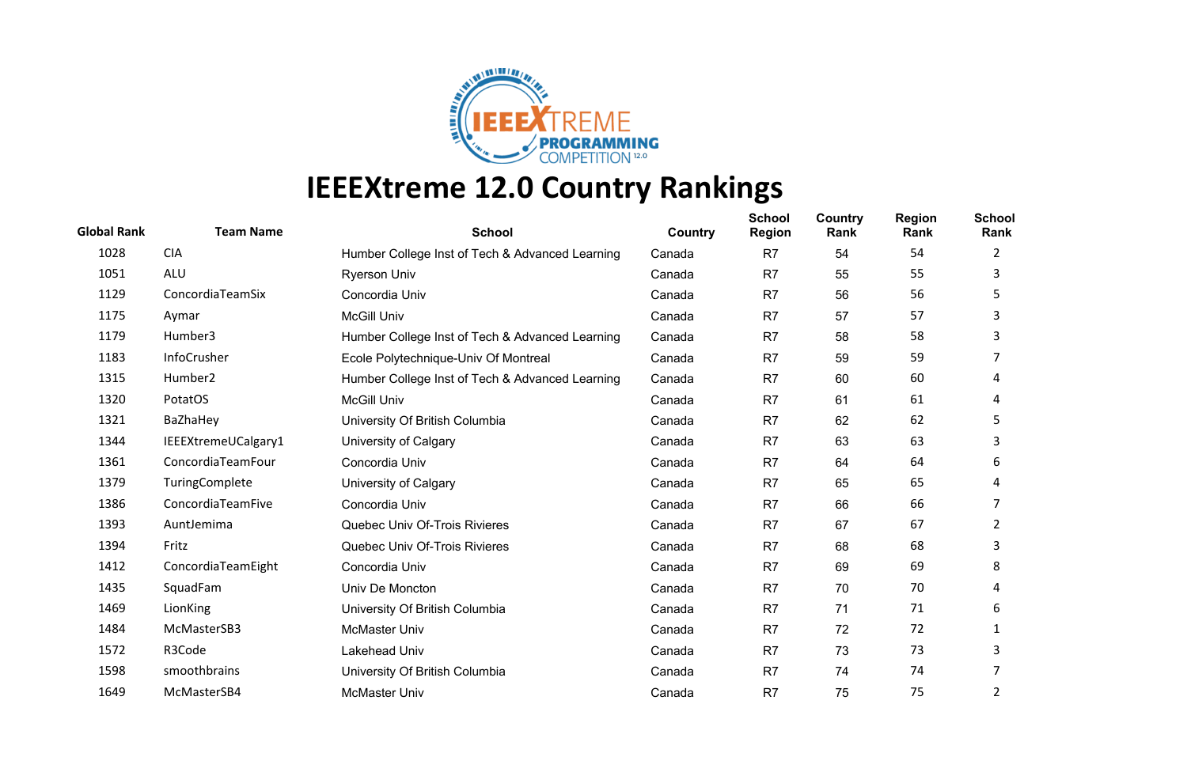# IEEEXtreme 12.0 Country Rankings

| Global Rank | Team Name | School | Country | School Region | Country Rank | Region Rank | School Rank |
|---|---|---|---|---|---|---|---|
| 1028 | CIA | Humber College Inst of Tech & Advanced Learning | Canada | R7 | 54 | 54 | 2 |
| 1051 | ALU | Ryerson Univ | Canada | R7 | 55 | 55 | 3 |
| 1129 | ConcordiaTeamSix | Concordia Univ | Canada | R7 | 56 | 56 | 5 |
| 1175 | Aymar | McGill Univ | Canada | R7 | 57 | 57 | 3 |
| 1179 | Humber3 | Humber College Inst of Tech & Advanced Learning | Canada | R7 | 58 | 58 | 3 |
| 1183 | InfoCrusher | Ecole Polytechnique-Univ Of Montreal | Canada | R7 | 59 | 59 | 7 |
| 1315 | Humber2 | Humber College Inst of Tech & Advanced Learning | Canada | R7 | 60 | 60 | 4 |
| 1320 | PotatOS | McGill Univ | Canada | R7 | 61 | 61 | 4 |
| 1321 | BaZhaHey | University Of British Columbia | Canada | R7 | 62 | 62 | 5 |
| 1344 | IEEEXtremeUCalgary1 | University of Calgary | Canada | R7 | 63 | 63 | 3 |
| 1361 | ConcordiaTeamFour | Concordia Univ | Canada | R7 | 64 | 64 | 6 |
| 1379 | TuringComplete | University of Calgary | Canada | R7 | 65 | 65 | 4 |
| 1386 | ConcordiaTeamFive | Concordia Univ | Canada | R7 | 66 | 66 | 7 |
| 1393 | AuntJemima | Quebec Univ Of-Trois Rivieres | Canada | R7 | 67 | 67 | 2 |
| 1394 | Fritz | Quebec Univ Of-Trois Rivieres | Canada | R7 | 68 | 68 | 3 |
| 1412 | ConcordiaTeamEight | Concordia Univ | Canada | R7 | 69 | 69 | 8 |
| 1435 | SquadFam | Univ De Moncton | Canada | R7 | 70 | 70 | 4 |
| 1469 | LionKing | University Of British Columbia | Canada | R7 | 71 | 71 | 6 |
| 1484 | McMasterSB3 | McMaster Univ | Canada | R7 | 72 | 72 | 1 |
| 1572 | R3Code | Lakehead Univ | Canada | R7 | 73 | 73 | 3 |
| 1598 | smoothbrains | University Of British Columbia | Canada | R7 | 74 | 74 | 7 |
| 1649 | McMasterSB4 | McMaster Univ | Canada | R7 | 75 | 75 | 2 |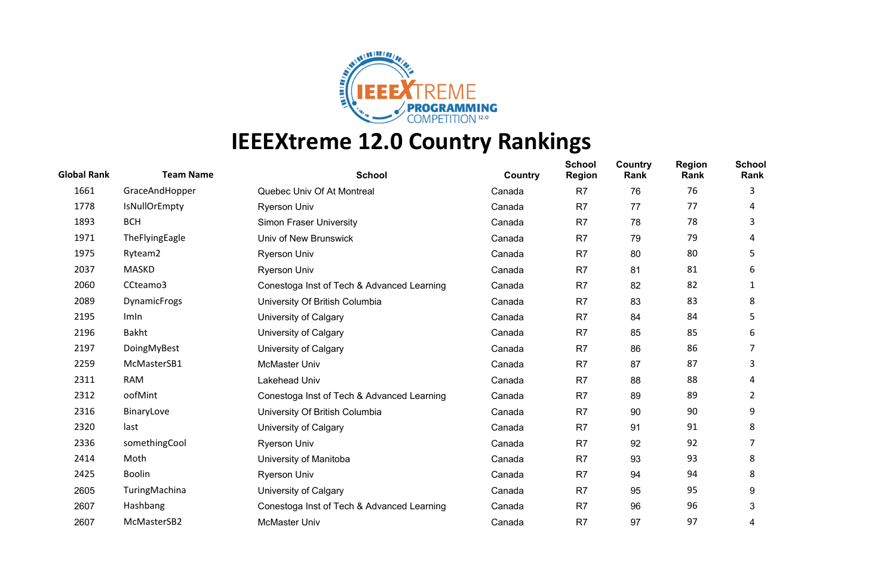# IEEEXtreme 12.0 Country Rankings

| Global Rank | Team Name | School | Country | School Region | Country Rank | Region Rank | School Rank |
|---|---|---|---|---|---|---|---|
| 1661 | GraceAndHopper | Quebec Univ Of At Montreal | Canada | R7 | 76 | 76 | 3 |
| 1778 | IsNullOrEmpty | Ryerson Univ | Canada | R7 | 77 | 77 | 4 |
| 1893 | BCH | Simon Fraser University | Canada | R7 | 78 | 78 | 3 |
| 1971 | TheFlyingEagle | Univ of New Brunswick | Canada | R7 | 79 | 79 | 4 |
| 1975 | Ryteam2 | Ryerson Univ | Canada | R7 | 80 | 80 | 5 |
| 2037 | MASKD | Ryerson Univ | Canada | R7 | 81 | 81 | 6 |
| 2060 | CCteamo3 | Conestoga Inst of Tech & Advanced Learning | Canada | R7 | 82 | 82 | 1 |
| 2089 | DynamicFrogs | University Of British Columbia | Canada | R7 | 83 | 83 | 8 |
| 2195 | ImIn | University of Calgary | Canada | R7 | 84 | 84 | 5 |
| 2196 | Bakht | University of Calgary | Canada | R7 | 85 | 85 | 6 |
| 2197 | DoingMyBest | University of Calgary | Canada | R7 | 86 | 86 | 7 |
| 2259 | McMasterSB1 | McMaster Univ | Canada | R7 | 87 | 87 | 3 |
| 2311 | RAM | Lakehead Univ | Canada | R7 | 88 | 88 | 4 |
| 2312 | oofMint | Conestoga Inst of Tech & Advanced Learning | Canada | R7 | 89 | 89 | 2 |
| 2316 | BinaryLove | University Of British Columbia | Canada | R7 | 90 | 90 | 9 |
| 2320 | last | University of Calgary | Canada | R7 | 91 | 91 | 8 |
| 2336 | somethingCool | Ryerson Univ | Canada | R7 | 92 | 92 | 7 |
| 2414 | Moth | University of Manitoba | Canada | R7 | 93 | 93 | 8 |
| 2425 | Boolin | Ryerson Univ | Canada | R7 | 94 | 94 | 8 |
| 2605 | TuringMachina | University of Calgary | Canada | R7 | 95 | 95 | 9 |
| 2607 | Hashbang | Conestoga Inst of Tech & Advanced Learning | Canada | R7 | 96 | 96 | 3 |
| 2607 | McMasterSB2 | McMaster Univ | Canada | R7 | 97 | 97 | 4 |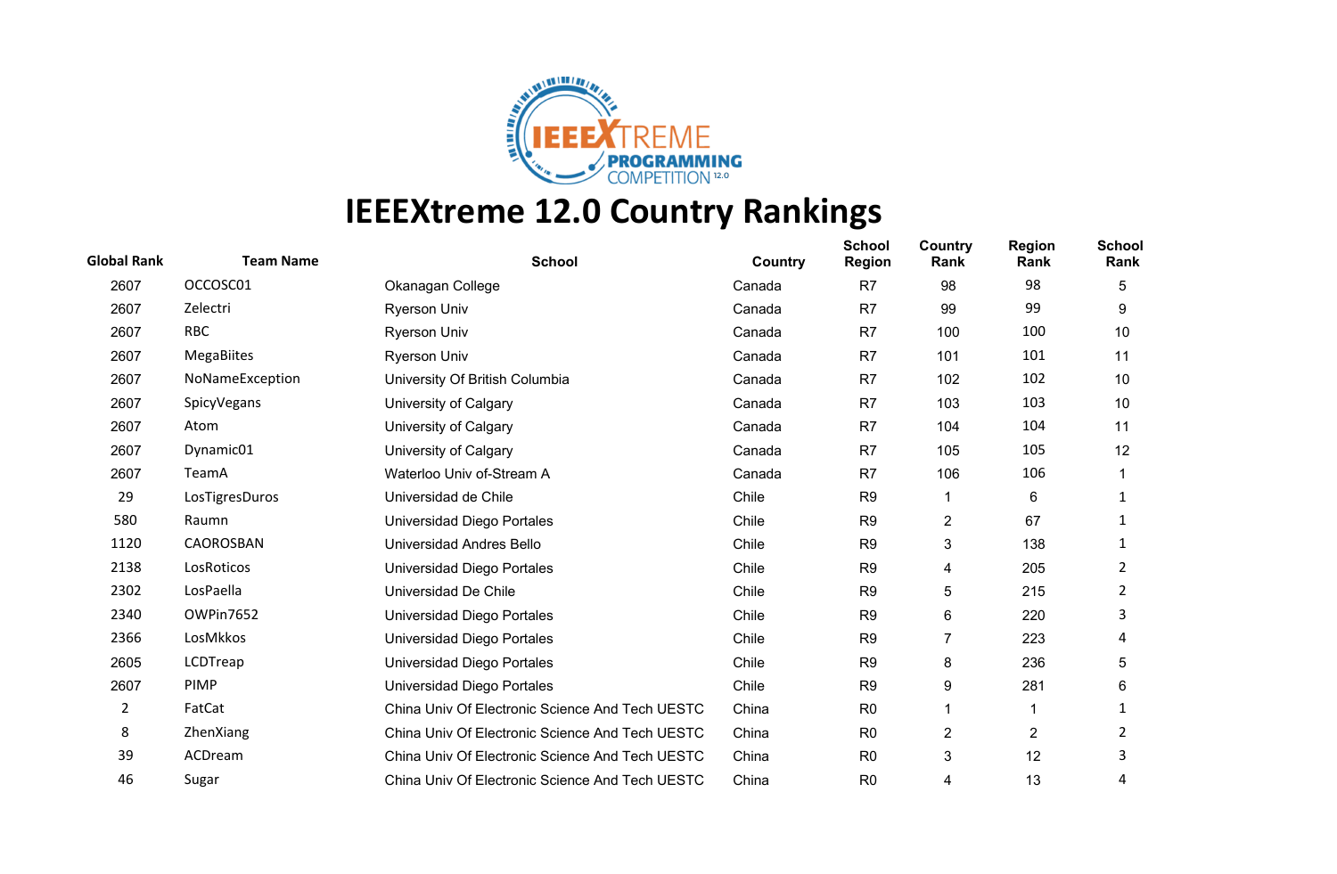# IEEEXtreme 12.0 Country Rankings

| Global Rank | Team Name | School | Country | School Region | Country Rank | Region Rank | School Rank |
|---|---|---|---|---|---|---|---|
| 2607 | OCCOSC01 | Okanagan College | Canada | R7 | 98 | 98 | 5 |
| 2607 | Zelectri | Ryerson Univ | Canada | R7 | 99 | 99 | 9 |
| 2607 | RBC | Ryerson Univ | Canada | R7 | 100 | 100 | 10 |
| 2607 | MegaBiites | Ryerson Univ | Canada | R7 | 101 | 101 | 11 |
| 2607 | NoNameException | University Of British Columbia | Canada | R7 | 102 | 102 | 10 |
| 2607 | SpicyVegans | University of Calgary | Canada | R7 | 103 | 103 | 10 |
| 2607 | Atom | University of Calgary | Canada | R7 | 104 | 104 | 11 |
| 2607 | Dynamic01 | University of Calgary | Canada | R7 | 105 | 105 | 12 |
| 2607 | TeamA | Waterloo Univ of-Stream A | Canada | R7 | 106 | 106 | 1 |
| 29 | LosTigresDuros | Universidad de Chile | Chile | R9 | 1 | 6 | 1 |
| 580 | Raumn | Universidad Diego Portales | Chile | R9 | 2 | 67 | 1 |
| 1120 | CAOROSBAN | Universidad Andres Bello | Chile | R9 | 3 | 138 | 1 |
| 2138 | LosRoticos | Universidad Diego Portales | Chile | R9 | 4 | 205 | 2 |
| 2302 | LosPaella | Universidad De Chile | Chile | R9 | 5 | 215 | 2 |
| 2340 | OWPin7652 | Universidad Diego Portales | Chile | R9 | 6 | 220 | 3 |
| 2366 | LosMkkos | Universidad Diego Portales | Chile | R9 | 7 | 223 | 4 |
| 2605 | LCDTreap | Universidad Diego Portales | Chile | R9 | 8 | 236 | 5 |
| 2607 | PIMP | Universidad Diego Portales | Chile | R9 | 9 | 281 | 6 |
| 2 | FatCat | China Univ Of Electronic Science And Tech UESTC | China | R0 | 1 | 1 | 1 |
| 8 | ZhenXiang | China Univ Of Electronic Science And Tech UESTC | China | R0 | 2 | 2 | 2 |
| 39 | ACDream | China Univ Of Electronic Science And Tech UESTC | China | R0 | 3 | 12 | 3 |
| 46 | Sugar | China Univ Of Electronic Science And Tech UESTC | China | R0 | 4 | 13 | 4 |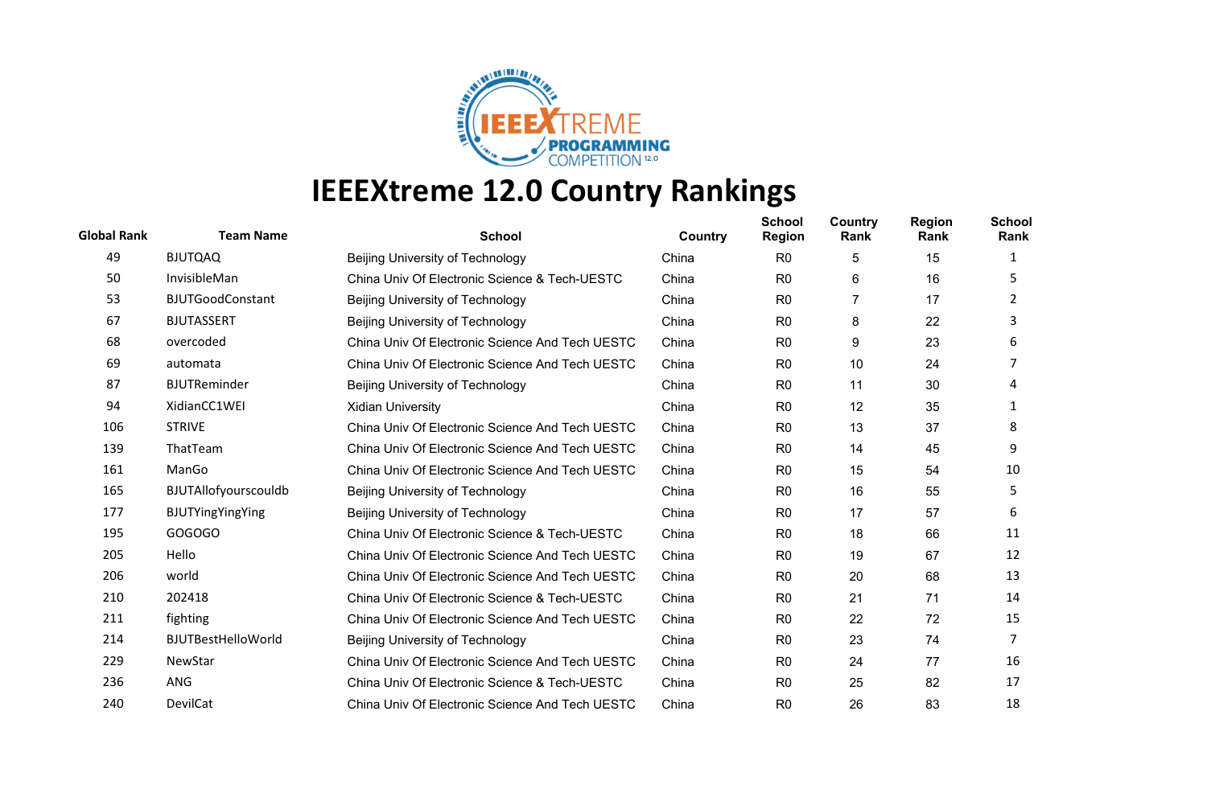# IEEEXtreme 12.0 Country Rankings

| Global Rank | Team Name | School | Country | School Region | Country Rank | Region Rank | School Rank |
|---|---|---|---|---|---|---|---|
| 49 | BJUTQAQ | Beijing University of Technology | China | R0 | 5 | 15 | 1 |
| 50 | InvisibleMan | China Univ Of Electronic Science & Tech-UESTC | China | R0 | 6 | 16 | 5 |
| 53 | BJUTGoodConstant | Beijing University of Technology | China | R0 | 7 | 17 | 2 |
| 67 | BJUTASSERT | Beijing University of Technology | China | R0 | 8 | 22 | 3 |
| 68 | overcoded | China Univ Of Electronic Science And Tech UESTC | China | R0 | 9 | 23 | 6 |
| 69 | automata | China Univ Of Electronic Science And Tech UESTC | China | R0 | 10 | 24 | 7 |
| 87 | BJUTReminder | Beijing University of Technology | China | R0 | 11 | 30 | 4 |
| 94 | XidianCC1WEI | Xidian University | China | R0 | 12 | 35 | 1 |
| 106 | STRIVE | China Univ Of Electronic Science And Tech UESTC | China | R0 | 13 | 37 | 8 |
| 139 | ThatTeam | China Univ Of Electronic Science And Tech UESTC | China | R0 | 14 | 45 | 9 |
| 161 | ManGo | China Univ Of Electronic Science And Tech UESTC | China | R0 | 15 | 54 | 10 |
| 165 | BJUTAllofyourscouldb | Beijing University of Technology | China | R0 | 16 | 55 | 5 |
| 177 | BJUTYingYingYing | Beijing University of Technology | China | R0 | 17 | 57 | 6 |
| 195 | GOGOGO | China Univ Of Electronic Science & Tech-UESTC | China | R0 | 18 | 66 | 11 |
| 205 | Hello | China Univ Of Electronic Science And Tech UESTC | China | R0 | 19 | 67 | 12 |
| 206 | world | China Univ Of Electronic Science And Tech UESTC | China | R0 | 20 | 68 | 13 |
| 210 | 202418 | China Univ Of Electronic Science & Tech-UESTC | China | R0 | 21 | 71 | 14 |
| 211 | fighting | China Univ Of Electronic Science And Tech UESTC | China | R0 | 22 | 72 | 15 |
| 214 | BJUTBestHelloWorld | Beijing University of Technology | China | R0 | 23 | 74 | 7 |
| 229 | NewStar | China Univ Of Electronic Science And Tech UESTC | China | R0 | 24 | 77 | 16 |
| 236 | ANG | China Univ Of Electronic Science & Tech-UESTC | China | R0 | 25 | 82 | 17 |
| 240 | DevilCat | China Univ Of Electronic Science And Tech UESTC | China | R0 | 26 | 83 | 18 |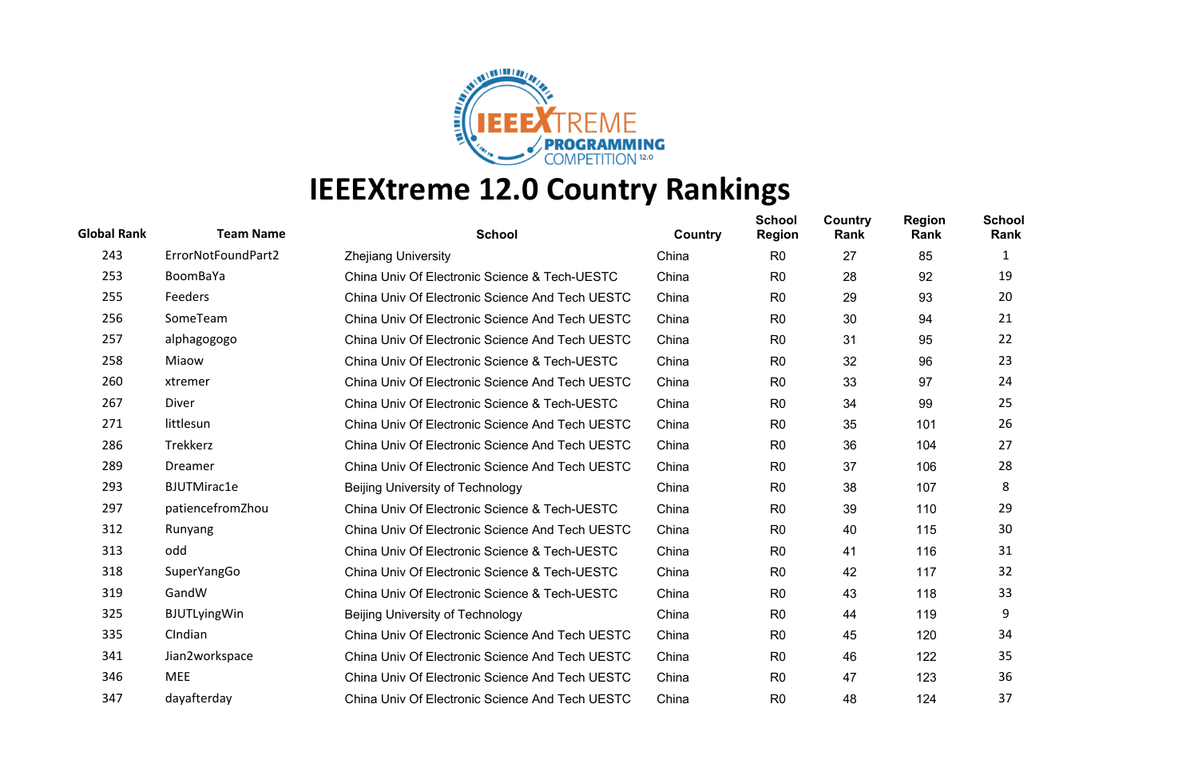# IEEEXtreme 12.0 Country Rankings

| Global Rank | Team Name | School | Country | School Region | Country Rank | Region Rank | School Rank |
|---|---|---|---|---|---|---|---|
| 243 | ErrorNotFoundPart2 | Zhejiang University | China | R0 | 27 | 85 | 1 |
| 253 | BoomBaYa | China Univ Of Electronic Science & Tech-UESTC | China | R0 | 28 | 92 | 19 |
| 255 | Feeders | China Univ Of Electronic Science And Tech UESTC | China | R0 | 29 | 93 | 20 |
| 256 | SomeTeam | China Univ Of Electronic Science And Tech UESTC | China | R0 | 30 | 94 | 21 |
| 257 | alphagogogo | China Univ Of Electronic Science And Tech UESTC | China | R0 | 31 | 95 | 22 |
| 258 | Miaow | China Univ Of Electronic Science & Tech-UESTC | China | R0 | 32 | 96 | 23 |
| 260 | xtremer | China Univ Of Electronic Science And Tech UESTC | China | R0 | 33 | 97 | 24 |
| 267 | Diver | China Univ Of Electronic Science & Tech-UESTC | China | R0 | 34 | 99 | 25 |
| 271 | littlesun | China Univ Of Electronic Science And Tech UESTC | China | R0 | 35 | 101 | 26 |
| 286 | Trekkerz | China Univ Of Electronic Science And Tech UESTC | China | R0 | 36 | 104 | 27 |
| 289 | Dreamer | China Univ Of Electronic Science And Tech UESTC | China | R0 | 37 | 106 | 28 |
| 293 | BJUTMirac1e | Beijing University of Technology | China | R0 | 38 | 107 | 8 |
| 297 | patiencefromZhou | China Univ Of Electronic Science & Tech-UESTC | China | R0 | 39 | 110 | 29 |
| 312 | Runyang | China Univ Of Electronic Science And Tech UESTC | China | R0 | 40 | 115 | 30 |
| 313 | odd | China Univ Of Electronic Science & Tech-UESTC | China | R0 | 41 | 116 | 31 |
| 318 | SuperYangGo | China Univ Of Electronic Science & Tech-UESTC | China | R0 | 42 | 117 | 32 |
| 319 | GandW | China Univ Of Electronic Science & Tech-UESTC | China | R0 | 43 | 118 | 33 |
| 325 | BJUTLyingWin | Beijing University of Technology | China | R0 | 44 | 119 | 9 |
| 335 | CIndian | China Univ Of Electronic Science And Tech UESTC | China | R0 | 45 | 120 | 34 |
| 341 | Jian2workspace | China Univ Of Electronic Science And Tech UESTC | China | R0 | 46 | 122 | 35 |
| 346 | MEE | China Univ Of Electronic Science And Tech UESTC | China | R0 | 47 | 123 | 36 |
| 347 | dayafterday | China Univ Of Electronic Science And Tech UESTC | China | R0 | 48 | 124 | 37 |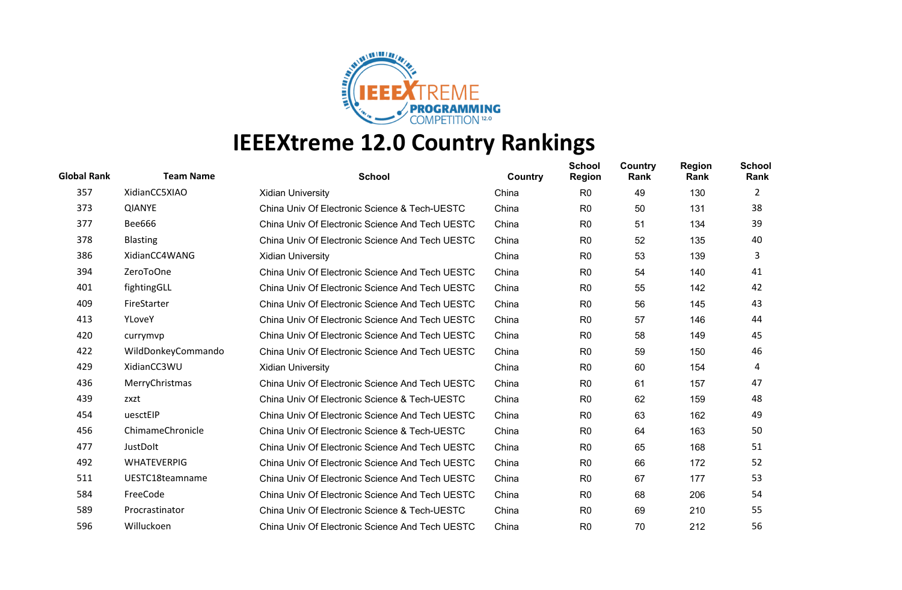# IEEEXtreme 12.0 Country Rankings

| Global Rank | Team Name | School | Country | School Region | Country Rank | Region Rank | School Rank |
|---|---|---|---|---|---|---|---|
| 357 | XidianCC5XIAO | Xidian University | China | R0 | 49 | 130 | 2 |
| 373 | QIANYE | China Univ Of Electronic Science & Tech-UESTC | China | R0 | 50 | 131 | 38 |
| 377 | Bee666 | China Univ Of Electronic Science And Tech UESTC | China | R0 | 51 | 134 | 39 |
| 378 | Blasting | China Univ Of Electronic Science And Tech UESTC | China | R0 | 52 | 135 | 40 |
| 386 | XidianCC4WANG | Xidian University | China | R0 | 53 | 139 | 3 |
| 394 | ZeroToOne | China Univ Of Electronic Science And Tech UESTC | China | R0 | 54 | 140 | 41 |
| 401 | fightingGLL | China Univ Of Electronic Science And Tech UESTC | China | R0 | 55 | 142 | 42 |
| 409 | FireStarter | China Univ Of Electronic Science And Tech UESTC | China | R0 | 56 | 145 | 43 |
| 413 | YLoveY | China Univ Of Electronic Science And Tech UESTC | China | R0 | 57 | 146 | 44 |
| 420 | currymvp | China Univ Of Electronic Science And Tech UESTC | China | R0 | 58 | 149 | 45 |
| 422 | WildDonkeyCommando | China Univ Of Electronic Science And Tech UESTC | China | R0 | 59 | 150 | 46 |
| 429 | XidianCC3WU | Xidian University | China | R0 | 60 | 154 | 4 |
| 436 | MerryChristmas | China Univ Of Electronic Science And Tech UESTC | China | R0 | 61 | 157 | 47 |
| 439 | zxzt | China Univ Of Electronic Science & Tech-UESTC | China | R0 | 62 | 159 | 48 |
| 454 | uesctEIP | China Univ Of Electronic Science And Tech UESTC | China | R0 | 63 | 162 | 49 |
| 456 | ChimameChronicle | China Univ Of Electronic Science & Tech-UESTC | China | R0 | 64 | 163 | 50 |
| 477 | JustDoIt | China Univ Of Electronic Science And Tech UESTC | China | R0 | 65 | 168 | 51 |
| 492 | WHATEVERPIG | China Univ Of Electronic Science And Tech UESTC | China | R0 | 66 | 172 | 52 |
| 511 | UESTC18teamname | China Univ Of Electronic Science And Tech UESTC | China | R0 | 67 | 177 | 53 |
| 584 | FreeCode | China Univ Of Electronic Science And Tech UESTC | China | R0 | 68 | 206 | 54 |
| 589 | Procrastinator | China Univ Of Electronic Science & Tech-UESTC | China | R0 | 69 | 210 | 55 |
| 596 | Willuckoen | China Univ Of Electronic Science And Tech UESTC | China | R0 | 70 | 212 | 56 |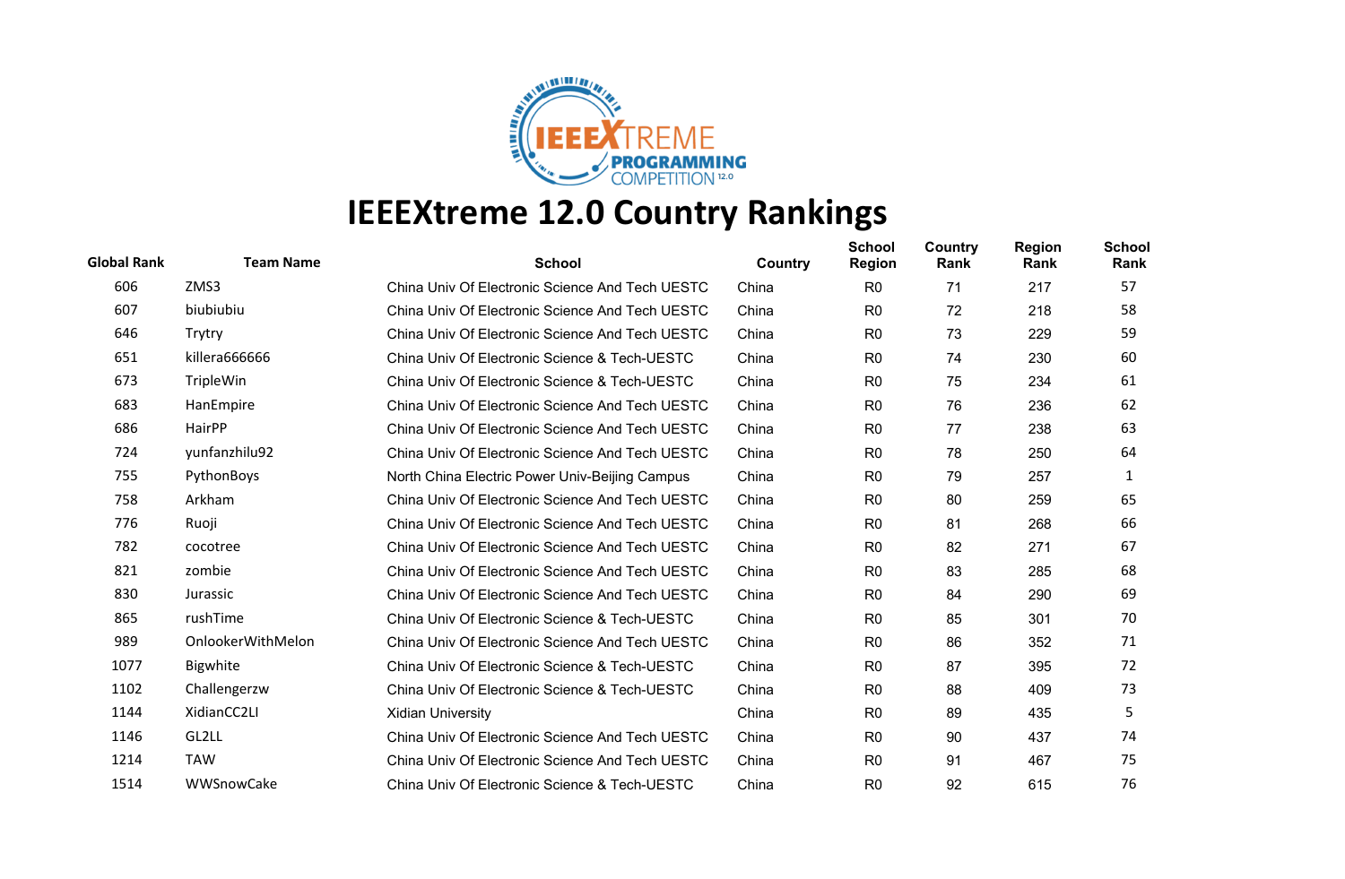# IEEEXtreme 12.0 Country Rankings

| Global Rank | Team Name | School | Country | School Region | Country Rank | Region Rank | School Rank |
|---|---|---|---|---|---|---|---|
| 606 | ZMS3 | China Univ Of Electronic Science And Tech UESTC | China | R0 | 71 | 217 | 57 |
| 607 | biubiubiu | China Univ Of Electronic Science And Tech UESTC | China | R0 | 72 | 218 | 58 |
| 646 | Trytry | China Univ Of Electronic Science And Tech UESTC | China | R0 | 73 | 229 | 59 |
| 651 | killera666666 | China Univ Of Electronic Science & Tech-UESTC | China | R0 | 74 | 230 | 60 |
| 673 | TripleWin | China Univ Of Electronic Science & Tech-UESTC | China | R0 | 75 | 234 | 61 |
| 683 | HanEmpire | China Univ Of Electronic Science And Tech UESTC | China | R0 | 76 | 236 | 62 |
| 686 | HairPP | China Univ Of Electronic Science And Tech UESTC | China | R0 | 77 | 238 | 63 |
| 724 | yunfanzhilu92 | China Univ Of Electronic Science And Tech UESTC | China | R0 | 78 | 250 | 64 |
| 755 | PythonBoys | North China Electric Power Univ-Beijing Campus | China | R0 | 79 | 257 | 1 |
| 758 | Arkham | China Univ Of Electronic Science And Tech UESTC | China | R0 | 80 | 259 | 65 |
| 776 | Ruoji | China Univ Of Electronic Science And Tech UESTC | China | R0 | 81 | 268 | 66 |
| 782 | cocotree | China Univ Of Electronic Science And Tech UESTC | China | R0 | 82 | 271 | 67 |
| 821 | zombie | China Univ Of Electronic Science And Tech UESTC | China | R0 | 83 | 285 | 68 |
| 830 | Jurassic | China Univ Of Electronic Science And Tech UESTC | China | R0 | 84 | 290 | 69 |
| 865 | rushTime | China Univ Of Electronic Science & Tech-UESTC | China | R0 | 85 | 301 | 70 |
| 989 | OnlookerWithMelon | China Univ Of Electronic Science And Tech UESTC | China | R0 | 86 | 352 | 71 |
| 1077 | Bigwhite | China Univ Of Electronic Science & Tech-UESTC | China | R0 | 87 | 395 | 72 |
| 1102 | Challengerzw | China Univ Of Electronic Science & Tech-UESTC | China | R0 | 88 | 409 | 73 |
| 1144 | XidianCC2LI | Xidian University | China | R0 | 89 | 435 | 5 |
| 1146 | GL2LL | China Univ Of Electronic Science And Tech UESTC | China | R0 | 90 | 437 | 74 |
| 1214 | TAW | China Univ Of Electronic Science And Tech UESTC | China | R0 | 91 | 467 | 75 |
| 1514 | WWSnowCake | China Univ Of Electronic Science & Tech-UESTC | China | R0 | 92 | 615 | 76 |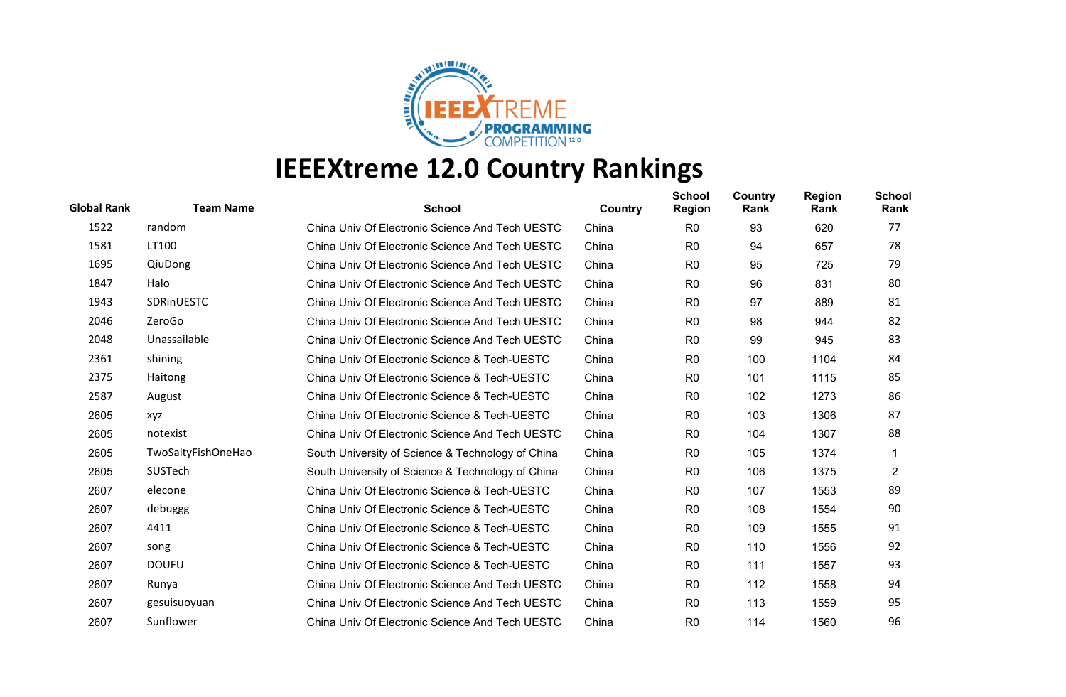# IEEEXtreme 12.0 Country Rankings

| Global Rank | Team Name | School | Country | School Region | Country Rank | Region Rank | School Rank |
|---|---|---|---|---|---|---|---|
| 1522 | random | China Univ Of Electronic Science And Tech UESTC | China | R0 | 93 | 620 | 77 |
| 1581 | LT100 | China Univ Of Electronic Science And Tech UESTC | China | R0 | 94 | 657 | 78 |
| 1695 | QiuDong | China Univ Of Electronic Science And Tech UESTC | China | R0 | 95 | 725 | 79 |
| 1847 | Halo | China Univ Of Electronic Science And Tech UESTC | China | R0 | 96 | 831 | 80 |
| 1943 | SDRinUESTC | China Univ Of Electronic Science And Tech UESTC | China | R0 | 97 | 889 | 81 |
| 2046 | ZeroGo | China Univ Of Electronic Science And Tech UESTC | China | R0 | 98 | 944 | 82 |
| 2048 | Unassailable | China Univ Of Electronic Science And Tech UESTC | China | R0 | 99 | 945 | 83 |
| 2361 | shining | China Univ Of Electronic Science & Tech-UESTC | China | R0 | 100 | 1104 | 84 |
| 2375 | Haitong | China Univ Of Electronic Science & Tech-UESTC | China | R0 | 101 | 1115 | 85 |
| 2587 | August | China Univ Of Electronic Science & Tech-UESTC | China | R0 | 102 | 1273 | 86 |
| 2605 | xyz | China Univ Of Electronic Science & Tech-UESTC | China | R0 | 103 | 1306 | 87 |
| 2605 | notexist | China Univ Of Electronic Science And Tech UESTC | China | R0 | 104 | 1307 | 88 |
| 2605 | TwoSaltyFishOneHao | South University of Science & Technology of China | China | R0 | 105 | 1374 | 1 |
| 2605 | SUSTech | South University of Science & Technology of China | China | R0 | 106 | 1375 | 2 |
| 2607 | elecone | China Univ Of Electronic Science & Tech-UESTC | China | R0 | 107 | 1553 | 89 |
| 2607 | debuggg | China Univ Of Electronic Science & Tech-UESTC | China | R0 | 108 | 1554 | 90 |
| 2607 | 4411 | China Univ Of Electronic Science & Tech-UESTC | China | R0 | 109 | 1555 | 91 |
| 2607 | song | China Univ Of Electronic Science & Tech-UESTC | China | R0 | 110 | 1556 | 92 |
| 2607 | DOUFU | China Univ Of Electronic Science & Tech-UESTC | China | R0 | 111 | 1557 | 93 |
| 2607 | Runya | China Univ Of Electronic Science And Tech UESTC | China | R0 | 112 | 1558 | 94 |
| 2607 | gesuisuoyuan | China Univ Of Electronic Science And Tech UESTC | China | R0 | 113 | 1559 | 95 |
| 2607 | Sunflower | China Univ Of Electronic Science And Tech UESTC | China | R0 | 114 | 1560 | 96 |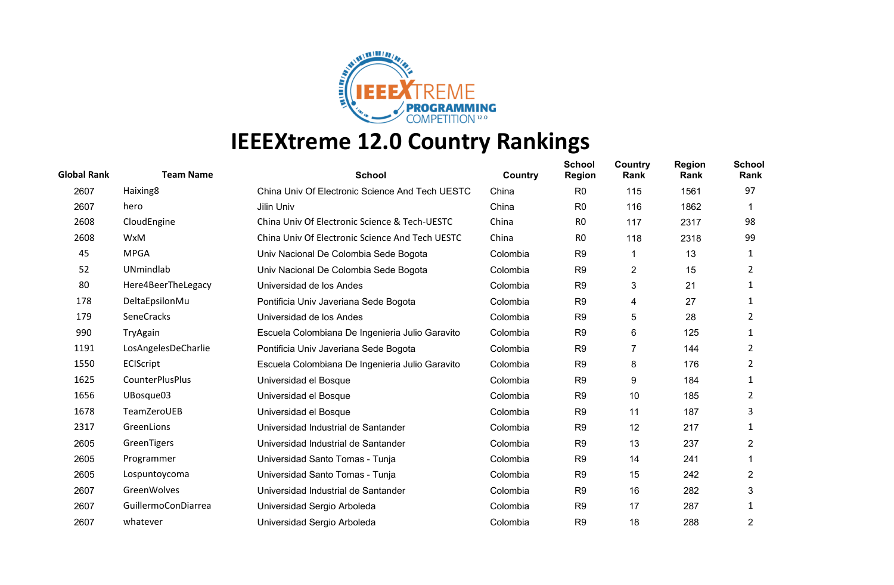# IEEEXtreme 12.0 Country Rankings

| Global Rank | Team Name | School | Country | School Region | Country Rank | Region Rank | School Rank |
|---|---|---|---|---|---|---|---|
| 2607 | Haixing8 | China Univ Of Electronic Science And Tech UESTC | China | R0 | 115 | 1561 | 97 |
| 2607 | hero | Jilin Univ | China | R0 | 116 | 1862 | 1 |
| 2608 | CloudEngine | China Univ Of Electronic Science & Tech-UESTC | China | R0 | 117 | 2317 | 98 |
| 2608 | WxM | China Univ Of Electronic Science And Tech UESTC | China | R0 | 118 | 2318 | 99 |
| 45 | MPGA | Univ Nacional De Colombia Sede Bogota | Colombia | R9 | 1 | 13 | 1 |
| 52 | UNmindlab | Univ Nacional De Colombia Sede Bogota | Colombia | R9 | 2 | 15 | 2 |
| 80 | Here4BeerTheLegacy | Universidad de los Andes | Colombia | R9 | 3 | 21 | 1 |
| 178 | DeltaEpsilonMu | Pontificia Univ Javeriana Sede Bogota | Colombia | R9 | 4 | 27 | 1 |
| 179 | SeneCracks | Universidad de los Andes | Colombia | R9 | 5 | 28 | 2 |
| 990 | TryAgain | Escuela Colombiana De Ingenieria Julio Garavito | Colombia | R9 | 6 | 125 | 1 |
| 1191 | LosAngelesDeCharlie | Pontificia Univ Javeriana Sede Bogota | Colombia | R9 | 7 | 144 | 2 |
| 1550 | ECIScript | Escuela Colombiana De Ingenieria Julio Garavito | Colombia | R9 | 8 | 176 | 2 |
| 1625 | CounterPlusPlus | Universidad el Bosque | Colombia | R9 | 9 | 184 | 1 |
| 1656 | UBosque03 | Universidad el Bosque | Colombia | R9 | 10 | 185 | 2 |
| 1678 | TeamZeroUEB | Universidad el Bosque | Colombia | R9 | 11 | 187 | 3 |
| 2317 | GreenLions | Universidad Industrial de Santander | Colombia | R9 | 12 | 217 | 1 |
| 2605 | GreenTigers | Universidad Industrial de Santander | Colombia | R9 | 13 | 237 | 2 |
| 2605 | Programmer | Universidad Santo Tomas - Tunja | Colombia | R9 | 14 | 241 | 1 |
| 2605 | Lospuntoycoma | Universidad Santo Tomas - Tunja | Colombia | R9 | 15 | 242 | 2 |
| 2607 | GreenWolves | Universidad Industrial de Santander | Colombia | R9 | 16 | 282 | 3 |
| 2607 | GuillermoConDiarrea | Universidad Sergio Arboleda | Colombia | R9 | 17 | 287 | 1 |
| 2607 | whatever | Universidad Sergio Arboleda | Colombia | R9 | 18 | 288 | 2 |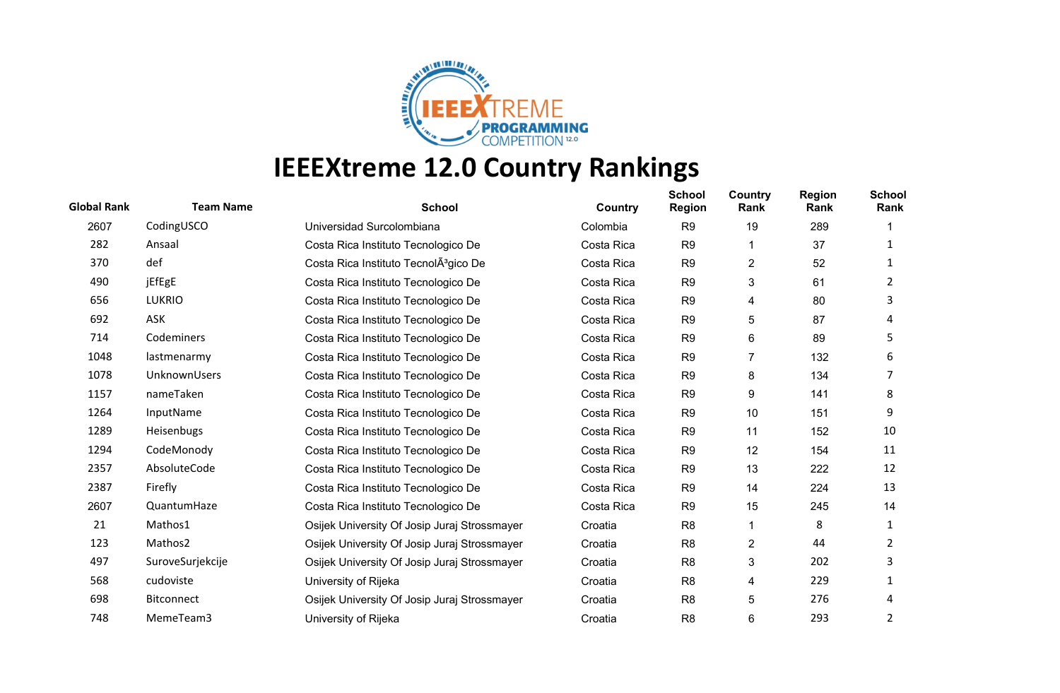# IEEEXtreme 12.0 Country Rankings

| Global Rank | Team Name | School | Country | School Region | Country Rank | Region Rank | School Rank |
|---|---|---|---|---|---|---|---|
| 2607 | CodingUSCO | Universidad Surcolombiana | Colombia | R9 | 19 | 289 | 1 |
| 282 | Ansaal | Costa Rica Instituto Tecnologico De | Costa Rica | R9 | 1 | 37 | 1 |
| 370 | def | Costa Rica Instituto TecnolÃ³gico De | Costa Rica | R9 | 2 | 52 | 1 |
| 490 | jEfEgE | Costa Rica Instituto Tecnologico De | Costa Rica | R9 | 3 | 61 | 2 |
| 656 | LUKRIO | Costa Rica Instituto Tecnologico De | Costa Rica | R9 | 4 | 80 | 3 |
| 692 | ASK | Costa Rica Instituto Tecnologico De | Costa Rica | R9 | 5 | 87 | 4 |
| 714 | Codeminers | Costa Rica Instituto Tecnologico De | Costa Rica | R9 | 6 | 89 | 5 |
| 1048 | lastmenarmy | Costa Rica Instituto Tecnologico De | Costa Rica | R9 | 7 | 132 | 6 |
| 1078 | UnknownUsers | Costa Rica Instituto Tecnologico De | Costa Rica | R9 | 8 | 134 | 7 |
| 1157 | nameTaken | Costa Rica Instituto Tecnologico De | Costa Rica | R9 | 9 | 141 | 8 |
| 1264 | InputName | Costa Rica Instituto Tecnologico De | Costa Rica | R9 | 10 | 151 | 9 |
| 1289 | Heisenbugs | Costa Rica Instituto Tecnologico De | Costa Rica | R9 | 11 | 152 | 10 |
| 1294 | CodeMonody | Costa Rica Instituto Tecnologico De | Costa Rica | R9 | 12 | 154 | 11 |
| 2357 | AbsoluteCode | Costa Rica Instituto Tecnologico De | Costa Rica | R9 | 13 | 222 | 12 |
| 2387 | Firefly | Costa Rica Instituto Tecnologico De | Costa Rica | R9 | 14 | 224 | 13 |
| 2607 | QuantumHaze | Costa Rica Instituto Tecnologico De | Costa Rica | R9 | 15 | 245 | 14 |
| 21 | Mathos1 | Osijek University Of Josip Juraj Strossmayer | Croatia | R8 | 1 | 8 | 1 |
| 123 | Mathos2 | Osijek University Of Josip Juraj Strossmayer | Croatia | R8 | 2 | 44 | 2 |
| 497 | SuroveSurjekcije | Osijek University Of Josip Juraj Strossmayer | Croatia | R8 | 3 | 202 | 3 |
| 568 | cudoviste | University of Rijeka | Croatia | R8 | 4 | 229 | 1 |
| 698 | Bitconnect | Osijek University Of Josip Juraj Strossmayer | Croatia | R8 | 5 | 276 | 4 |
| 748 | MemeTeam3 | University of Rijeka | Croatia | R8 | 6 | 293 | 2 |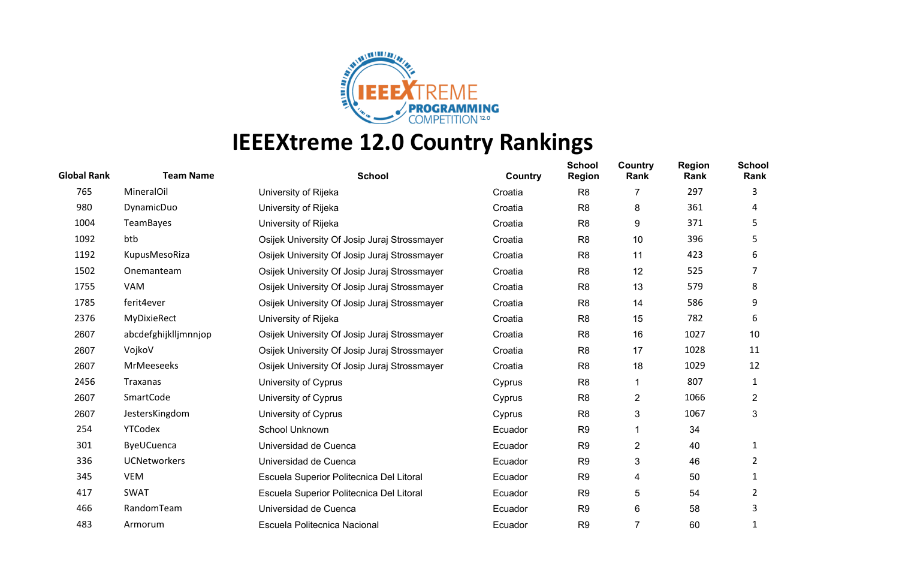# IEEEXtreme 12.0 Country Rankings

| Global Rank | Team Name | School | Country | School Region | Country Rank | Region Rank | School Rank |
|---|---|---|---|---|---|---|---|
| 765 | MineralOil | University of Rijeka | Croatia | R8 | 7 | 297 | 3 |
| 980 | DynamicDuo | University of Rijeka | Croatia | R8 | 8 | 361 | 4 |
| 1004 | TeamBayes | University of Rijeka | Croatia | R8 | 9 | 371 | 5 |
| 1092 | btb | Osijek University Of Josip Juraj Strossmayer | Croatia | R8 | 10 | 396 | 5 |
| 1192 | KupusMesoRiza | Osijek University Of Josip Juraj Strossmayer | Croatia | R8 | 11 | 423 | 6 |
| 1502 | Onemanteam | Osijek University Of Josip Juraj Strossmayer | Croatia | R8 | 12 | 525 | 7 |
| 1755 | VAM | Osijek University Of Josip Juraj Strossmayer | Croatia | R8 | 13 | 579 | 8 |
| 1785 | ferit4ever | Osijek University Of Josip Juraj Strossmayer | Croatia | R8 | 14 | 586 | 9 |
| 2376 | MyDixieRect | University of Rijeka | Croatia | R8 | 15 | 782 | 6 |
| 2607 | abcdefghijklljmnnjop | Osijek University Of Josip Juraj Strossmayer | Croatia | R8 | 16 | 1027 | 10 |
| 2607 | VojkoV | Osijek University Of Josip Juraj Strossmayer | Croatia | R8 | 17 | 1028 | 11 |
| 2607 | MrMeeseeks | Osijek University Of Josip Juraj Strossmayer | Croatia | R8 | 18 | 1029 | 12 |
| 2456 | Traxanas | University of Cyprus | Cyprus | R8 | 1 | 807 | 1 |
| 2607 | SmartCode | University of Cyprus | Cyprus | R8 | 2 | 1066 | 2 |
| 2607 | JestersKingdom | University of Cyprus | Cyprus | R8 | 3 | 1067 | 3 |
| 254 | YTCodex | School Unknown | Ecuador | R9 | 1 | 34 | |
| 301 | ByeUCuenca | Universidad de Cuenca | Ecuador | R9 | 2 | 40 | 1 |
| 336 | UCNetworkers | Universidad de Cuenca | Ecuador | R9 | 3 | 46 | 2 |
| 345 | VEM | Escuela Superior Politecnica Del Litoral | Ecuador | R9 | 4 | 50 | 1 |
| 417 | SWAT | Escuela Superior Politecnica Del Litoral | Ecuador | R9 | 5 | 54 | 2 |
| 466 | RandomTeam | Universidad de Cuenca | Ecuador | R9 | 6 | 58 | 3 |
| 483 | Armorum | Escuela Politecnica Nacional | Ecuador | R9 | 7 | 60 | 1 |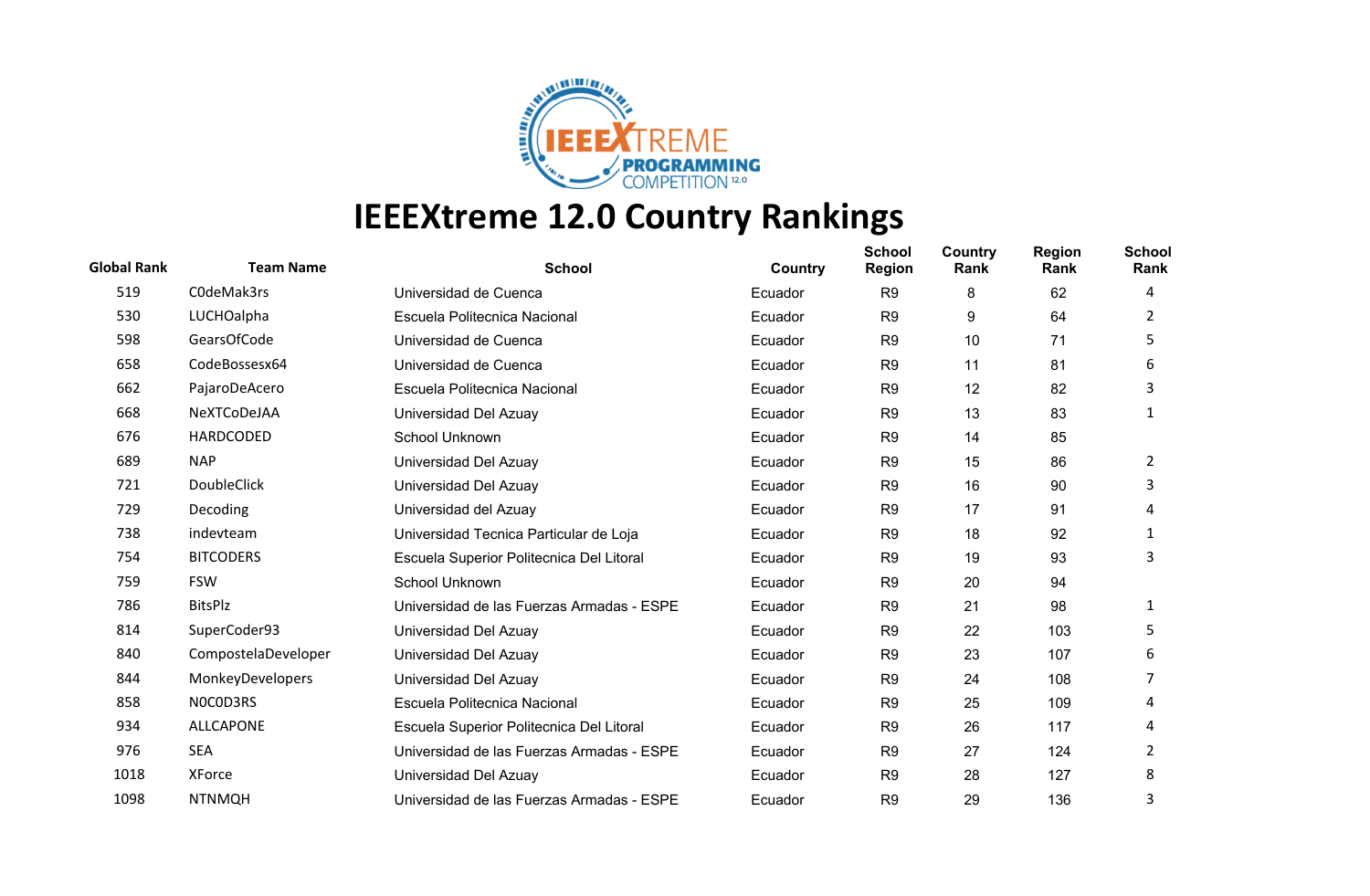# IEEEXtreme 12.0 Country Rankings

| Global Rank | Team Name | School | Country | School Region | Country Rank | Region Rank | School Rank |
|---|---|---|---|---|---|---|---|
| 519 | C0deMak3rs | Universidad de Cuenca | Ecuador | R9 | 8 | 62 | 4 |
| 530 | LUCHOalpha | Escuela Politecnica Nacional | Ecuador | R9 | 9 | 64 | 2 |
| 598 | GearsOfCode | Universidad de Cuenca | Ecuador | R9 | 10 | 71 | 5 |
| 658 | CodeBossesx64 | Universidad de Cuenca | Ecuador | R9 | 11 | 81 | 6 |
| 662 | PajaroDeAcero | Escuela Politecnica Nacional | Ecuador | R9 | 12 | 82 | 3 |
| 668 | NeXTCoDeJAA | Universidad Del Azuay | Ecuador | R9 | 13 | 83 | 1 |
| 676 | HARDCODED | School Unknown | Ecuador | R9 | 14 | 85 | |
| 689 | NAP | Universidad Del Azuay | Ecuador | R9 | 15 | 86 | 2 |
| 721 | DoubleClick | Universidad Del Azuay | Ecuador | R9 | 16 | 90 | 3 |
| 729 | Decoding | Universidad del Azuay | Ecuador | R9 | 17 | 91 | 4 |
| 738 | indevteam | Universidad Tecnica Particular de Loja | Ecuador | R9 | 18 | 92 | 1 |
| 754 | BITCODERS | Escuela Superior Politecnica Del Litoral | Ecuador | R9 | 19 | 93 | 3 |
| 759 | FSW | School Unknown | Ecuador | R9 | 20 | 94 | |
| 786 | BitsPlz | Universidad de las Fuerzas Armadas - ESPE | Ecuador | R9 | 21 | 98 | 1 |
| 814 | SuperCoder93 | Universidad Del Azuay | Ecuador | R9 | 22 | 103 | 5 |
| 840 | CompostelaDeveloper | Universidad Del Azuay | Ecuador | R9 | 23 | 107 | 6 |
| 844 | MonkeyDevelopers | Universidad Del Azuay | Ecuador | R9 | 24 | 108 | 7 |
| 858 | N0C0D3RS | Escuela Politecnica Nacional | Ecuador | R9 | 25 | 109 | 4 |
| 934 | ALLCAPONE | Escuela Superior Politecnica Del Litoral | Ecuador | R9 | 26 | 117 | 4 |
| 976 | SEA | Universidad de las Fuerzas Armadas - ESPE | Ecuador | R9 | 27 | 124 | 2 |
| 1018 | XForce | Universidad Del Azuay | Ecuador | R9 | 28 | 127 | 8 |
| 1098 | NTNMQH | Universidad de las Fuerzas Armadas - ESPE | Ecuador | R9 | 29 | 136 | 3 |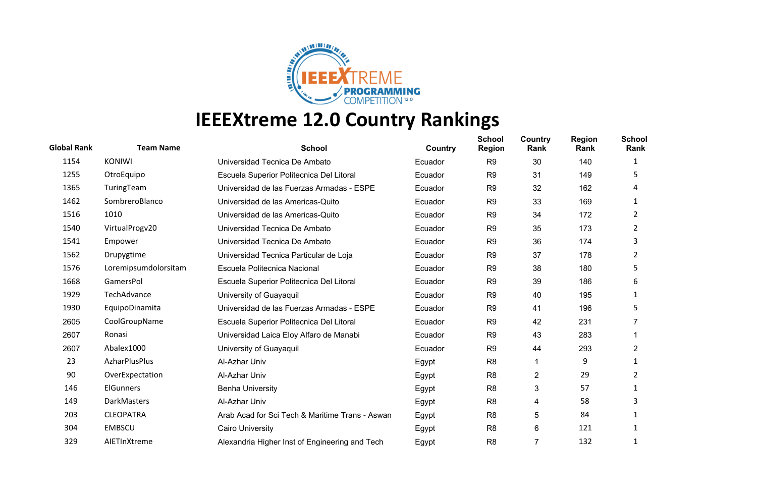# IEEEXtreme 12.0 Country Rankings

| Global Rank | Team Name | School | Country | School Region | Country Rank | Region Rank | School Rank |
|---|---|---|---|---|---|---|---|
| 1154 | KONIWI | Universidad Tecnica De Ambato | Ecuador | R9 | 30 | 140 | 1 |
| 1255 | OtroEquipo | Escuela Superior Politecnica Del Litoral | Ecuador | R9 | 31 | 149 | 5 |
| 1365 | TuringTeam | Universidad de las Fuerzas Armadas - ESPE | Ecuador | R9 | 32 | 162 | 4 |
| 1462 | SombreroBlanco | Universidad de las Americas-Quito | Ecuador | R9 | 33 | 169 | 1 |
| 1516 | 1010 | Universidad de las Americas-Quito | Ecuador | R9 | 34 | 172 | 2 |
| 1540 | VirtualProgv20 | Universidad Tecnica De Ambato | Ecuador | R9 | 35 | 173 | 2 |
| 1541 | Empower | Universidad Tecnica De Ambato | Ecuador | R9 | 36 | 174 | 3 |
| 1562 | Drupygtime | Universidad Tecnica Particular de Loja | Ecuador | R9 | 37 | 178 | 2 |
| 1576 | Loremipsumdolorsitam | Escuela Politecnica Nacional | Ecuador | R9 | 38 | 180 | 5 |
| 1668 | GamersPol | Escuela Superior Politecnica Del Litoral | Ecuador | R9 | 39 | 186 | 6 |
| 1929 | TechAdvance | University of Guayaquil | Ecuador | R9 | 40 | 195 | 1 |
| 1930 | EquipoDinamita | Universidad de las Fuerzas Armadas - ESPE | Ecuador | R9 | 41 | 196 | 5 |
| 2605 | CoolGroupName | Escuela Superior Politecnica Del Litoral | Ecuador | R9 | 42 | 231 | 7 |
| 2607 | Ronasi | Universidad Laica Eloy Alfaro de Manabi | Ecuador | R9 | 43 | 283 | 1 |
| 2607 | Abalex1000 | University of Guayaquil | Ecuador | R9 | 44 | 293 | 2 |
| 23 | AzharPlusPlus | Al-Azhar Univ | Egypt | R8 | 1 | 9 | 1 |
| 90 | OverExpectation | Al-Azhar Univ | Egypt | R8 | 2 | 29 | 2 |
| 146 | ElGunners | Benha University | Egypt | R8 | 3 | 57 | 1 |
| 149 | DarkMasters | Al-Azhar Univ | Egypt | R8 | 4 | 58 | 3 |
| 203 | CLEOPATRA | Arab Acad for Sci Tech & Maritime Trans - Aswan | Egypt | R8 | 5 | 84 | 1 |
| 304 | EMBSCU | Cairo University | Egypt | R8 | 6 | 121 | 1 |
| 329 | AIETInXtreme | Alexandria Higher Inst of Engineering and Tech | Egypt | R8 | 7 | 132 | 1 |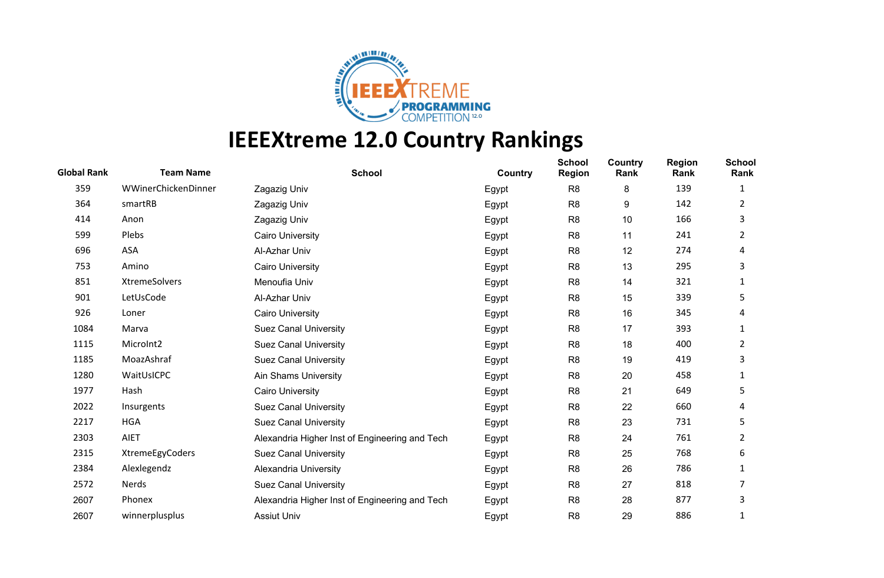# IEEEXtreme 12.0 Country Rankings

| Global Rank | Team Name | School | Country | School Region | Country Rank | Region Rank | School Rank |
|---|---|---|---|---|---|---|---|
| 359 | WWinerChickenDinner | Zagazig Univ | Egypt | R8 | 8 | 139 | 1 |
| 364 | smartRB | Zagazig Univ | Egypt | R8 | 9 | 142 | 2 |
| 414 | Anon | Zagazig Univ | Egypt | R8 | 10 | 166 | 3 |
| 599 | Plebs | Cairo University | Egypt | R8 | 11 | 241 | 2 |
| 696 | ASA | Al-Azhar Univ | Egypt | R8 | 12 | 274 | 4 |
| 753 | Amino | Cairo University | Egypt | R8 | 13 | 295 | 3 |
| 851 | XtremeSolvers | Menoufia Univ | Egypt | R8 | 14 | 321 | 1 |
| 901 | LetUsCode | Al-Azhar Univ | Egypt | R8 | 15 | 339 | 5 |
| 926 | Loner | Cairo University | Egypt | R8 | 16 | 345 | 4 |
| 1084 | Marva | Suez Canal University | Egypt | R8 | 17 | 393 | 1 |
| 1115 | MicroInt2 | Suez Canal University | Egypt | R8 | 18 | 400 | 2 |
| 1185 | MoazAshraf | Suez Canal University | Egypt | R8 | 19 | 419 | 3 |
| 1280 | WaitUsICPC | Ain Shams University | Egypt | R8 | 20 | 458 | 1 |
| 1977 | Hash | Cairo University | Egypt | R8 | 21 | 649 | 5 |
| 2022 | Insurgents | Suez Canal University | Egypt | R8 | 22 | 660 | 4 |
| 2217 | HGA | Suez Canal University | Egypt | R8 | 23 | 731 | 5 |
| 2303 | AIET | Alexandria Higher Inst of Engineering and Tech | Egypt | R8 | 24 | 761 | 2 |
| 2315 | XtremeEgyCoders | Suez Canal University | Egypt | R8 | 25 | 768 | 6 |
| 2384 | Alexlegendz | Alexandria University | Egypt | R8 | 26 | 786 | 1 |
| 2572 | Nerds | Suez Canal University | Egypt | R8 | 27 | 818 | 7 |
| 2607 | Phonex | Alexandria Higher Inst of Engineering and Tech | Egypt | R8 | 28 | 877 | 3 |
| 2607 | winnerplusplus | Assiut Univ | Egypt | R8 | 29 | 886 | 1 |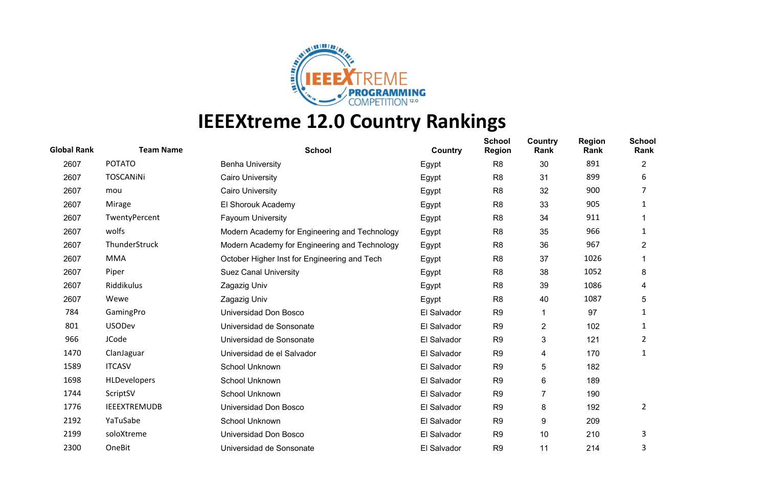# IEEEXtreme 12.0 Country Rankings

| Global Rank | Team Name | School | Country | School Region | Country Rank | Region Rank | School Rank |
|---|---|---|---|---|---|---|---|
| 2607 | POTATO | Benha University | Egypt | R8 | 30 | 891 | 2 |
| 2607 | TOSCANiNi | Cairo University | Egypt | R8 | 31 | 899 | 6 |
| 2607 | mou | Cairo University | Egypt | R8 | 32 | 900 | 7 |
| 2607 | Mirage | El Shorouk Academy | Egypt | R8 | 33 | 905 | 1 |
| 2607 | TwentyPercent | Fayoum University | Egypt | R8 | 34 | 911 | 1 |
| 2607 | wolfs | Modern Academy for Engineering and Technology | Egypt | R8 | 35 | 966 | 1 |
| 2607 | ThunderStruck | Modern Academy for Engineering and Technology | Egypt | R8 | 36 | 967 | 2 |
| 2607 | MMA | October Higher Inst for Engineering and Tech | Egypt | R8 | 37 | 1026 | 1 |
| 2607 | Piper | Suez Canal University | Egypt | R8 | 38 | 1052 | 8 |
| 2607 | Riddikulus | Zagazig Univ | Egypt | R8 | 39 | 1086 | 4 |
| 2607 | Wewe | Zagazig Univ | Egypt | R8 | 40 | 1087 | 5 |
| 784 | GamingPro | Universidad Don Bosco | El Salvador | R9 | 1 | 97 | 1 |
| 801 | USODev | Universidad de Sonsonate | El Salvador | R9 | 2 | 102 | 1 |
| 966 | JCode | Universidad de Sonsonate | El Salvador | R9 | 3 | 121 | 2 |
| 1470 | ClanJaguar | Universidad de el Salvador | El Salvador | R9 | 4 | 170 | 1 |
| 1589 | ITCASV | School Unknown | El Salvador | R9 | 5 | 182 | |
| 1698 | HLDevelopers | School Unknown | El Salvador | R9 | 6 | 189 | |
| 1744 | ScriptSV | School Unknown | El Salvador | R9 | 7 | 190 | |
| 1776 | IEEEXTREMUDB | Universidad Don Bosco | El Salvador | R9 | 8 | 192 | 2 |
| 2192 | YaTuSabe | School Unknown | El Salvador | R9 | 9 | 209 | |
| 2199 | soloXtreme | Universidad Don Bosco | El Salvador | R9 | 10 | 210 | 3 |
| 2300 | OneBit | Universidad de Sonsonate | El Salvador | R9 | 11 | 214 | 3 |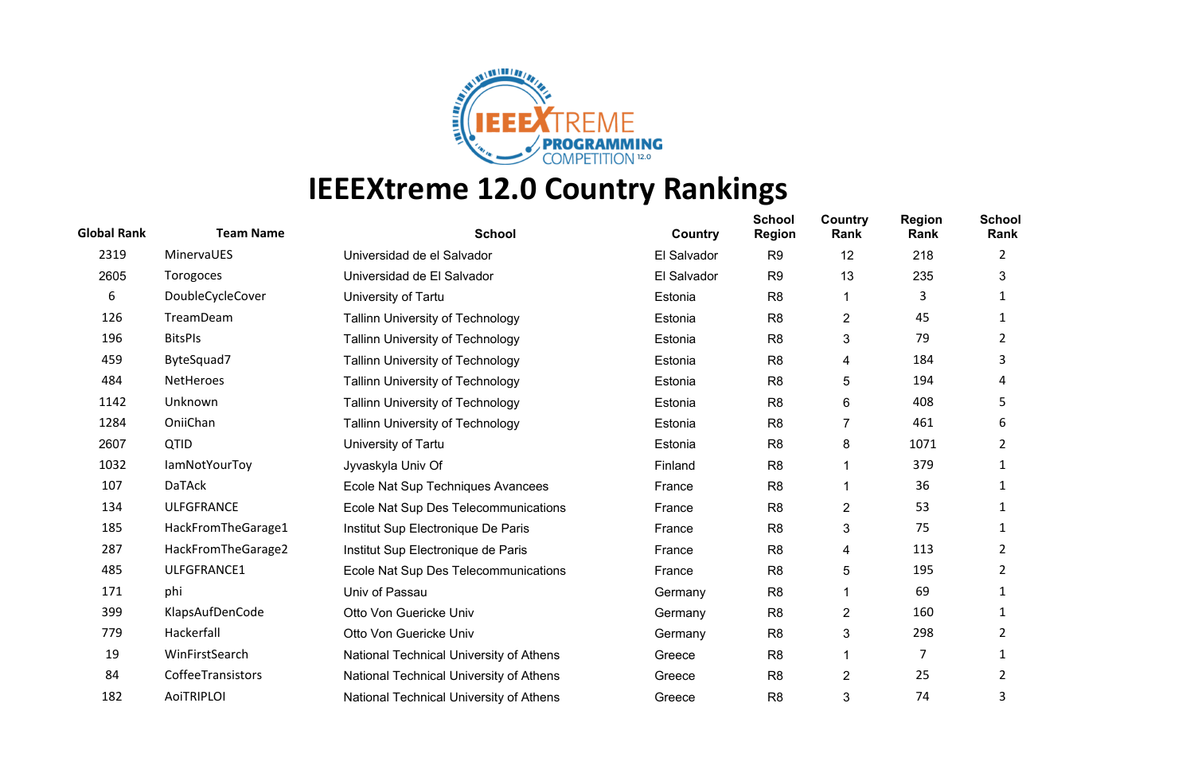# IEEEXtreme 12.0 Country Rankings

| Global Rank | Team Name | School | Country | School Region | Country Rank | Region Rank | School Rank |
|---|---|---|---|---|---|---|---|
| 2319 | MinervaUES | Universidad de el Salvador | El Salvador | R9 | 12 | 218 | 2 |
| 2605 | Torogoces | Universidad de El Salvador | El Salvador | R9 | 13 | 235 | 3 |
| 6 | DoubleCycleCover | University of Tartu | Estonia | R8 | 1 | 3 | 1 |
| 126 | TreamDeam | Tallinn University of Technology | Estonia | R8 | 2 | 45 | 1 |
| 196 | BitsPls | Tallinn University of Technology | Estonia | R8 | 3 | 79 | 2 |
| 459 | ByteSquad7 | Tallinn University of Technology | Estonia | R8 | 4 | 184 | 3 |
| 484 | NetHeroes | Tallinn University of Technology | Estonia | R8 | 5 | 194 | 4 |
| 1142 | Unknown | Tallinn University of Technology | Estonia | R8 | 6 | 408 | 5 |
| 1284 | OniiChan | Tallinn University of Technology | Estonia | R8 | 7 | 461 | 6 |
| 2607 | QTID | University of Tartu | Estonia | R8 | 8 | 1071 | 2 |
| 1032 | IamNotYourToy | Jyvaskyla Univ Of | Finland | R8 | 1 | 379 | 1 |
| 107 | DaTAck | Ecole Nat Sup Techniques Avancees | France | R8 | 1 | 36 | 1 |
| 134 | ULFGFRANCE | Ecole Nat Sup Des Telecommunications | France | R8 | 2 | 53 | 1 |
| 185 | HackFromTheGarage1 | Institut Sup Electronique De Paris | France | R8 | 3 | 75 | 1 |
| 287 | HackFromTheGarage2 | Institut Sup Electronique de Paris | France | R8 | 4 | 113 | 2 |
| 485 | ULFGFRANCE1 | Ecole Nat Sup Des Telecommunications | France | R8 | 5 | 195 | 2 |
| 171 | phi | Univ of Passau | Germany | R8 | 1 | 69 | 1 |
| 399 | KlapsAufDenCode | Otto Von Guericke Univ | Germany | R8 | 2 | 160 | 1 |
| 779 | Hackerfall | Otto Von Guericke Univ | Germany | R8 | 3 | 298 | 2 |
| 19 | WinFirstSearch | National Technical University of Athens | Greece | R8 | 1 | 7 | 1 |
| 84 | CoffeeTransistors | National Technical University of Athens | Greece | R8 | 2 | 25 | 2 |
| 182 | AoiTRIPLOI | National Technical University of Athens | Greece | R8 | 3 | 74 | 3 |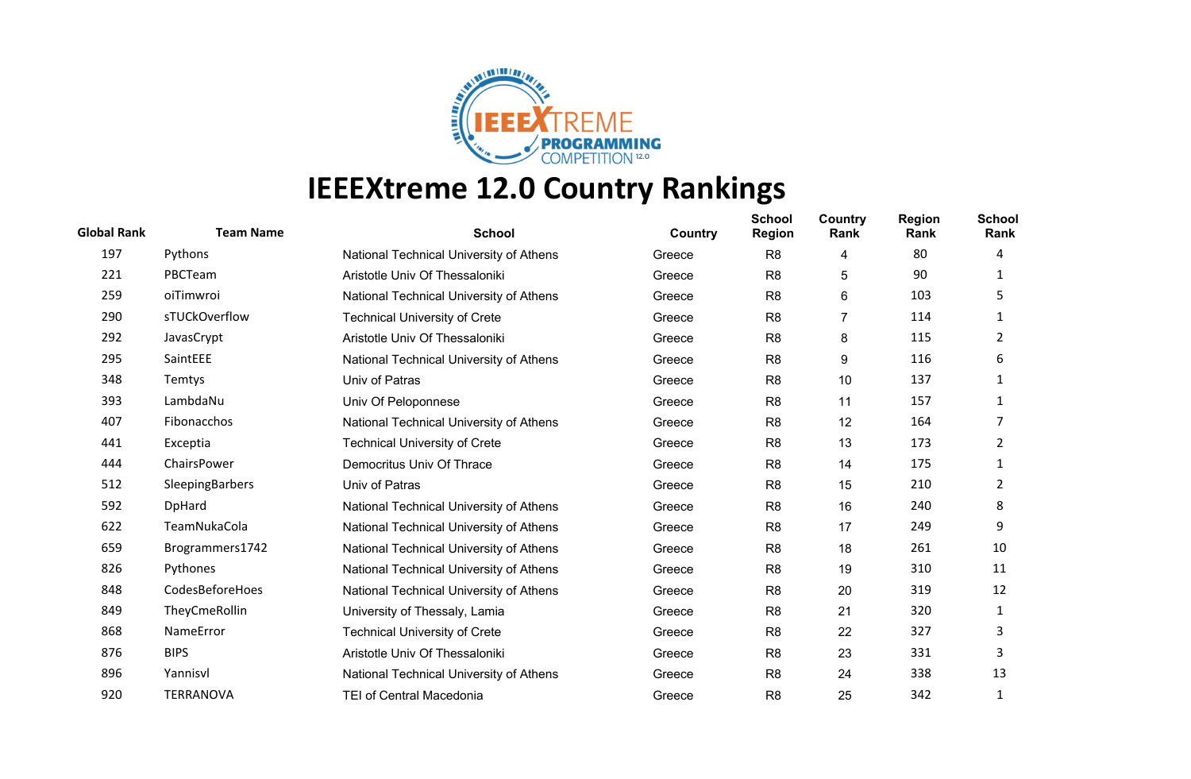# IEEEXtreme 12.0 Country Rankings

| Global Rank | Team Name | School | Country | School Region | Country Rank | Region Rank | School Rank |
|---|---|---|---|---|---|---|---|
| 197 | Pythons | National Technical University of Athens | Greece | R8 | 4 | 80 | 4 |
| 221 | PBCTeam | Aristotle Univ Of Thessaloniki | Greece | R8 | 5 | 90 | 1 |
| 259 | oiTimwroi | National Technical University of Athens | Greece | R8 | 6 | 103 | 5 |
| 290 | sTUCkOverflow | Technical University of Crete | Greece | R8 | 7 | 114 | 1 |
| 292 | JavasCrypt | Aristotle Univ Of Thessaloniki | Greece | R8 | 8 | 115 | 2 |
| 295 | SaintEEE | National Technical University of Athens | Greece | R8 | 9 | 116 | 6 |
| 348 | Temtys | Univ of Patras | Greece | R8 | 10 | 137 | 1 |
| 393 | LambdaNu | Univ Of Peloponnese | Greece | R8 | 11 | 157 | 1 |
| 407 | Fibonacchos | National Technical University of Athens | Greece | R8 | 12 | 164 | 7 |
| 441 | Exceptia | Technical University of Crete | Greece | R8 | 13 | 173 | 2 |
| 444 | ChairsPower | Democritus Univ Of Thrace | Greece | R8 | 14 | 175 | 1 |
| 512 | SleepingBarbers | Univ of Patras | Greece | R8 | 15 | 210 | 2 |
| 592 | DpHard | National Technical University of Athens | Greece | R8 | 16 | 240 | 8 |
| 622 | TeamNukaCola | National Technical University of Athens | Greece | R8 | 17 | 249 | 9 |
| 659 | Brogrammers1742 | National Technical University of Athens | Greece | R8 | 18 | 261 | 10 |
| 826 | Pythones | National Technical University of Athens | Greece | R8 | 19 | 310 | 11 |
| 848 | CodesBeforeHoes | National Technical University of Athens | Greece | R8 | 20 | 319 | 12 |
| 849 | TheyCmeRollin | University of Thessaly, Lamia | Greece | R8 | 21 | 320 | 1 |
| 868 | NameError | Technical University of Crete | Greece | R8 | 22 | 327 | 3 |
| 876 | BIPS | Aristotle Univ Of Thessaloniki | Greece | R8 | 23 | 331 | 3 |
| 896 | Yannisvl | National Technical University of Athens | Greece | R8 | 24 | 338 | 13 |
| 920 | TERRANOVA | TEI of Central Macedonia | Greece | R8 | 25 | 342 | 1 |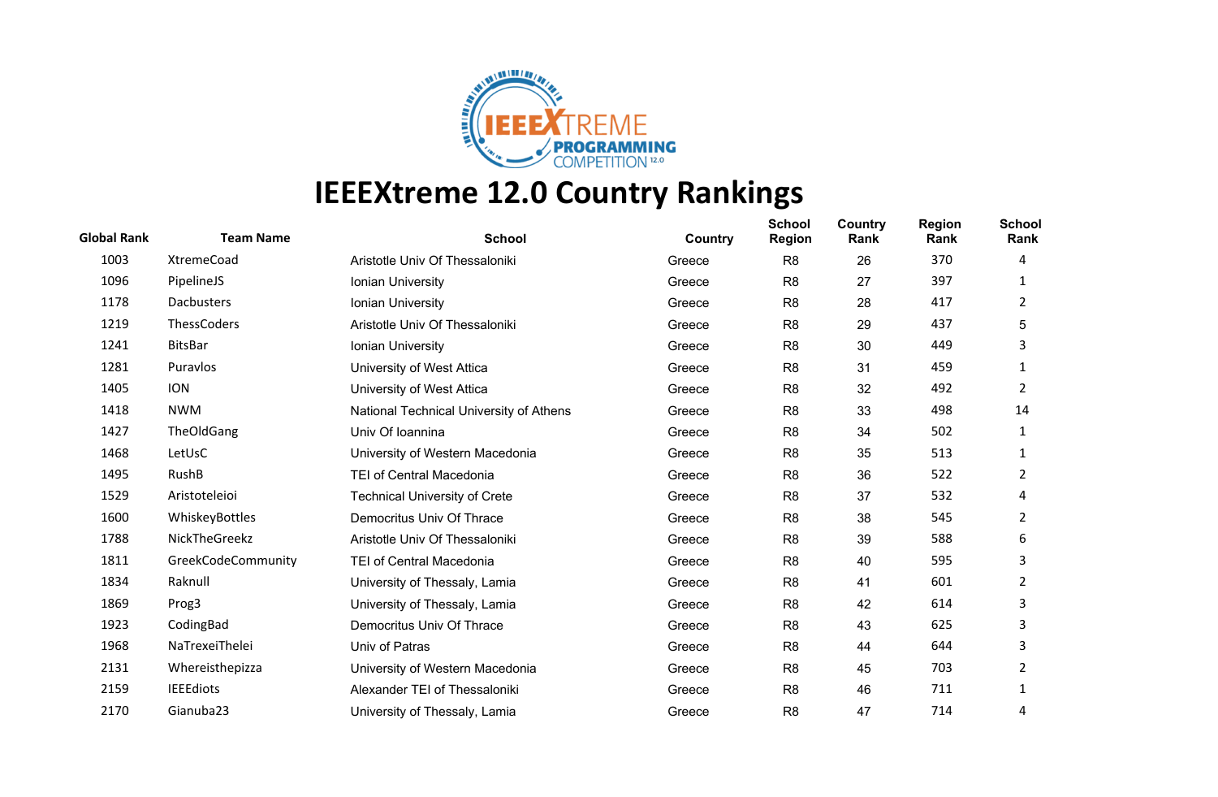# IEEEXtreme 12.0 Country Rankings

| Global Rank | Team Name | School | Country | School Region | Country Rank | Region Rank | School Rank |
|---|---|---|---|---|---|---|---|
| 1003 | XtremeCoad | Aristotle Univ Of Thessaloniki | Greece | R8 | 26 | 370 | 4 |
| 1096 | PipelineJS | Ionian University | Greece | R8 | 27 | 397 | 1 |
| 1178 | Dacbusters | Ionian University | Greece | R8 | 28 | 417 | 2 |
| 1219 | ThessCoders | Aristotle Univ Of Thessaloniki | Greece | R8 | 29 | 437 | 5 |
| 1241 | BitsBar | Ionian University | Greece | R8 | 30 | 449 | 3 |
| 1281 | Puravlos | University of West Attica | Greece | R8 | 31 | 459 | 1 |
| 1405 | ION | University of West Attica | Greece | R8 | 32 | 492 | 2 |
| 1418 | NWM | National Technical University of Athens | Greece | R8 | 33 | 498 | 14 |
| 1427 | TheOldGang | Univ Of Ioannina | Greece | R8 | 34 | 502 | 1 |
| 1468 | LetUsC | University of Western Macedonia | Greece | R8 | 35 | 513 | 1 |
| 1495 | RushB | TEI of Central Macedonia | Greece | R8 | 36 | 522 | 2 |
| 1529 | Aristoteleioi | Technical University of Crete | Greece | R8 | 37 | 532 | 4 |
| 1600 | WhiskeyBottles | Democritus Univ Of Thrace | Greece | R8 | 38 | 545 | 2 |
| 1788 | NickTheGreekz | Aristotle Univ Of Thessaloniki | Greece | R8 | 39 | 588 | 6 |
| 1811 | GreekCodeCommunity | TEI of Central Macedonia | Greece | R8 | 40 | 595 | 3 |
| 1834 | Raknull | University of Thessaly, Lamia | Greece | R8 | 41 | 601 | 2 |
| 1869 | Prog3 | University of Thessaly, Lamia | Greece | R8 | 42 | 614 | 3 |
| 1923 | CodingBad | Democritus Univ Of Thrace | Greece | R8 | 43 | 625 | 3 |
| 1968 | NaTrexeiThelei | Univ of Patras | Greece | R8 | 44 | 644 | 3 |
| 2131 | Whereisthepizza | University of Western Macedonia | Greece | R8 | 45 | 703 | 2 |
| 2159 | IEEEdiots | Alexander TEI of Thessaloniki | Greece | R8 | 46 | 711 | 1 |
| 2170 | Gianuba23 | University of Thessaly, Lamia | Greece | R8 | 47 | 714 | 4 |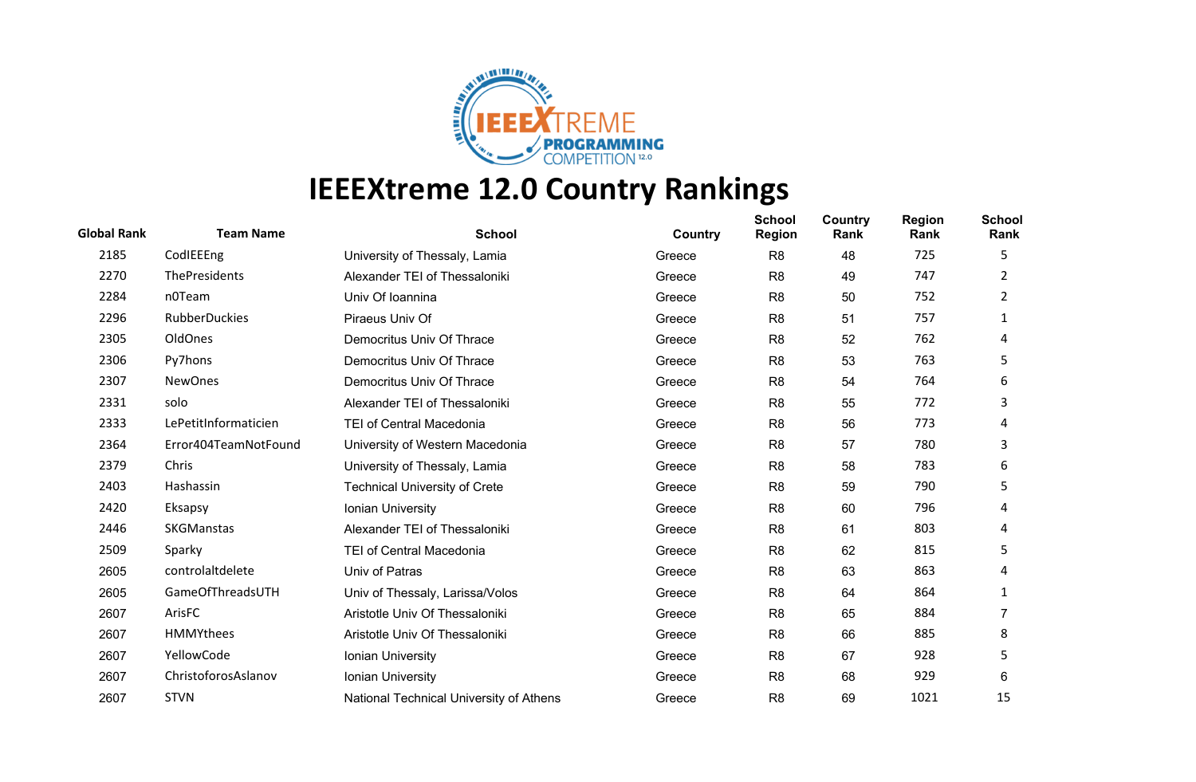# IEEEXtreme 12.0 Country Rankings

| Global Rank | Team Name | School | Country | School Region | Country Rank | Region Rank | School Rank |
|---|---|---|---|---|---|---|---|
| 2185 | CodIEEEng | University of Thessaly, Lamia | Greece | R8 | 48 | 725 | 5 |
| 2270 | ThePresidents | Alexander TEI of Thessaloniki | Greece | R8 | 49 | 747 | 2 |
| 2284 | n0Team | Univ Of Ioannina | Greece | R8 | 50 | 752 | 2 |
| 2296 | RubberDuckies | Piraeus Univ Of | Greece | R8 | 51 | 757 | 1 |
| 2305 | OldOnes | Democritus Univ Of Thrace | Greece | R8 | 52 | 762 | 4 |
| 2306 | Py7hons | Democritus Univ Of Thrace | Greece | R8 | 53 | 763 | 5 |
| 2307 | NewOnes | Democritus Univ Of Thrace | Greece | R8 | 54 | 764 | 6 |
| 2331 | solo | Alexander TEI of Thessaloniki | Greece | R8 | 55 | 772 | 3 |
| 2333 | LePetitInformaticien | TEI of Central Macedonia | Greece | R8 | 56 | 773 | 4 |
| 2364 | Error404TeamNotFound | University of Western Macedonia | Greece | R8 | 57 | 780 | 3 |
| 2379 | Chris | University of Thessaly, Lamia | Greece | R8 | 58 | 783 | 6 |
| 2403 | Hashassin | Technical University of Crete | Greece | R8 | 59 | 790 | 5 |
| 2420 | Eksapsy | Ionian University | Greece | R8 | 60 | 796 | 4 |
| 2446 | SKGManstas | Alexander TEI of Thessaloniki | Greece | R8 | 61 | 803 | 4 |
| 2509 | Sparky | TEI of Central Macedonia | Greece | R8 | 62 | 815 | 5 |
| 2605 | controlaltdelete | Univ of Patras | Greece | R8 | 63 | 863 | 4 |
| 2605 | GameOfThreadsUTH | Univ of Thessaly, Larissa/Volos | Greece | R8 | 64 | 864 | 1 |
| 2607 | ArisFC | Aristotle Univ Of Thessaloniki | Greece | R8 | 65 | 884 | 7 |
| 2607 | HMMYthees | Aristotle Univ Of Thessaloniki | Greece | R8 | 66 | 885 | 8 |
| 2607 | YellowCode | Ionian University | Greece | R8 | 67 | 928 | 5 |
| 2607 | ChristoforosAslanov | Ionian University | Greece | R8 | 68 | 929 | 6 |
| 2607 | STVN | National Technical University of Athens | Greece | R8 | 69 | 1021 | 15 |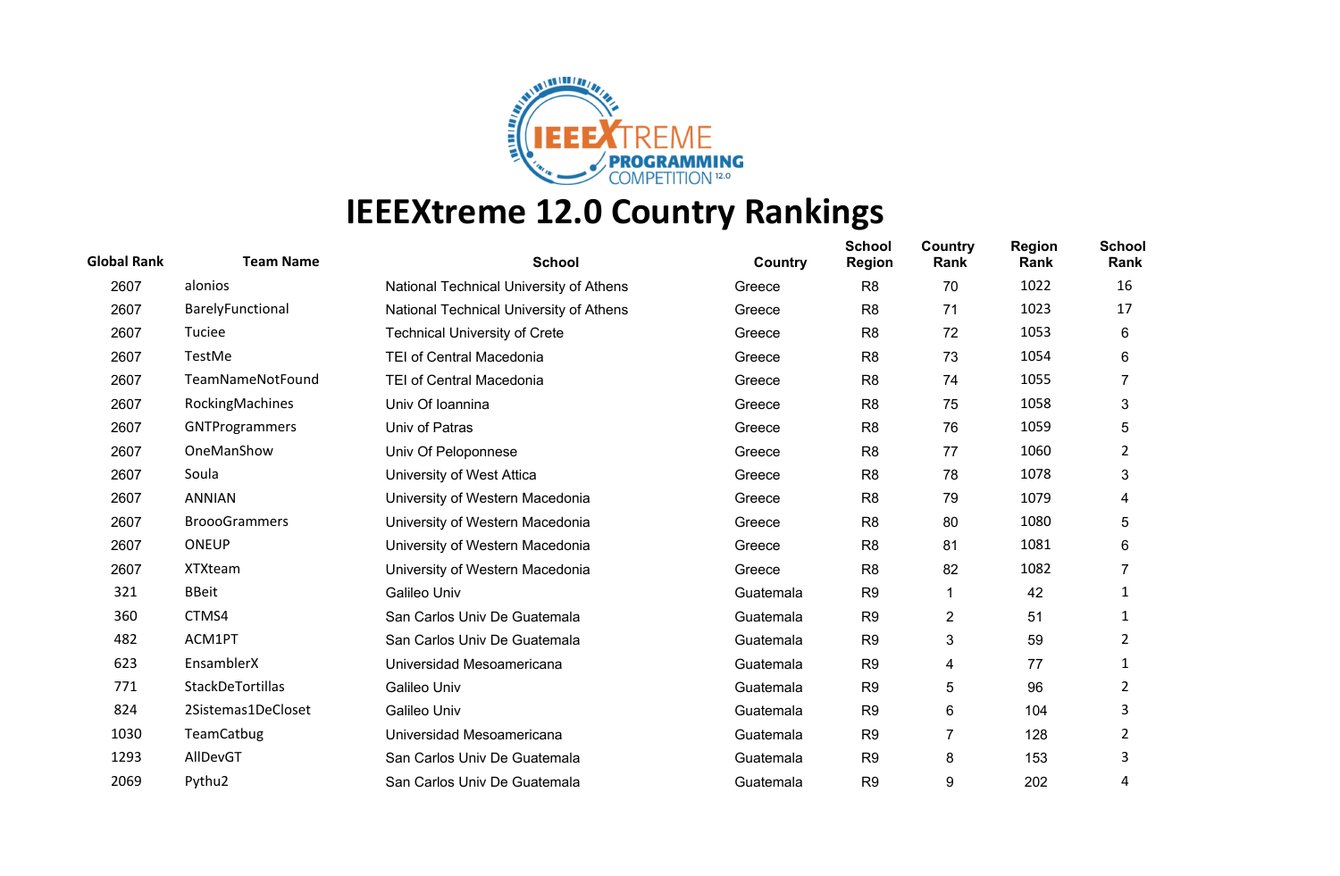# IEEEXtreme 12.0 Country Rankings

| Global Rank | Team Name | School | Country | School Region | Country Rank | Region Rank | School Rank |
|---|---|---|---|---|---|---|---|
| 2607 | alonios | National Technical University of Athens | Greece | R8 | 70 | 1022 | 16 |
| 2607 | BarelyFunctional | National Technical University of Athens | Greece | R8 | 71 | 1023 | 17 |
| 2607 | Tuciee | Technical University of Crete | Greece | R8 | 72 | 1053 | 6 |
| 2607 | TestMe | TEI of Central Macedonia | Greece | R8 | 73 | 1054 | 6 |
| 2607 | TeamNameNotFound | TEI of Central Macedonia | Greece | R8 | 74 | 1055 | 7 |
| 2607 | RockingMachines | Univ Of Ioannina | Greece | R8 | 75 | 1058 | 3 |
| 2607 | GNTProgrammers | Univ of Patras | Greece | R8 | 76 | 1059 | 5 |
| 2607 | OneManShow | Univ Of Peloponnese | Greece | R8 | 77 | 1060 | 2 |
| 2607 | Soula | University of West Attica | Greece | R8 | 78 | 1078 | 3 |
| 2607 | ANNIAN | University of Western Macedonia | Greece | R8 | 79 | 1079 | 4 |
| 2607 | BroooGrammers | University of Western Macedonia | Greece | R8 | 80 | 1080 | 5 |
| 2607 | ONEUP | University of Western Macedonia | Greece | R8 | 81 | 1081 | 6 |
| 2607 | XTXteam | University of Western Macedonia | Greece | R8 | 82 | 1082 | 7 |
| 321 | BBeit | Galileo Univ | Guatemala | R9 | 1 | 42 | 1 |
| 360 | CTMS4 | San Carlos Univ De Guatemala | Guatemala | R9 | 2 | 51 | 1 |
| 482 | ACM1PT | San Carlos Univ De Guatemala | Guatemala | R9 | 3 | 59 | 2 |
| 623 | EnsamblerX | Universidad Mesoamericana | Guatemala | R9 | 4 | 77 | 1 |
| 771 | StackDeTortillas | Galileo Univ | Guatemala | R9 | 5 | 96 | 2 |
| 824 | 2Sistemas1DeCloset | Galileo Univ | Guatemala | R9 | 6 | 104 | 3 |
| 1030 | TeamCatbug | Universidad Mesoamericana | Guatemala | R9 | 7 | 128 | 2 |
| 1293 | AllDevGT | San Carlos Univ De Guatemala | Guatemala | R9 | 8 | 153 | 3 |
| 2069 | Pythu2 | San Carlos Univ De Guatemala | Guatemala | R9 | 9 | 202 | 4 |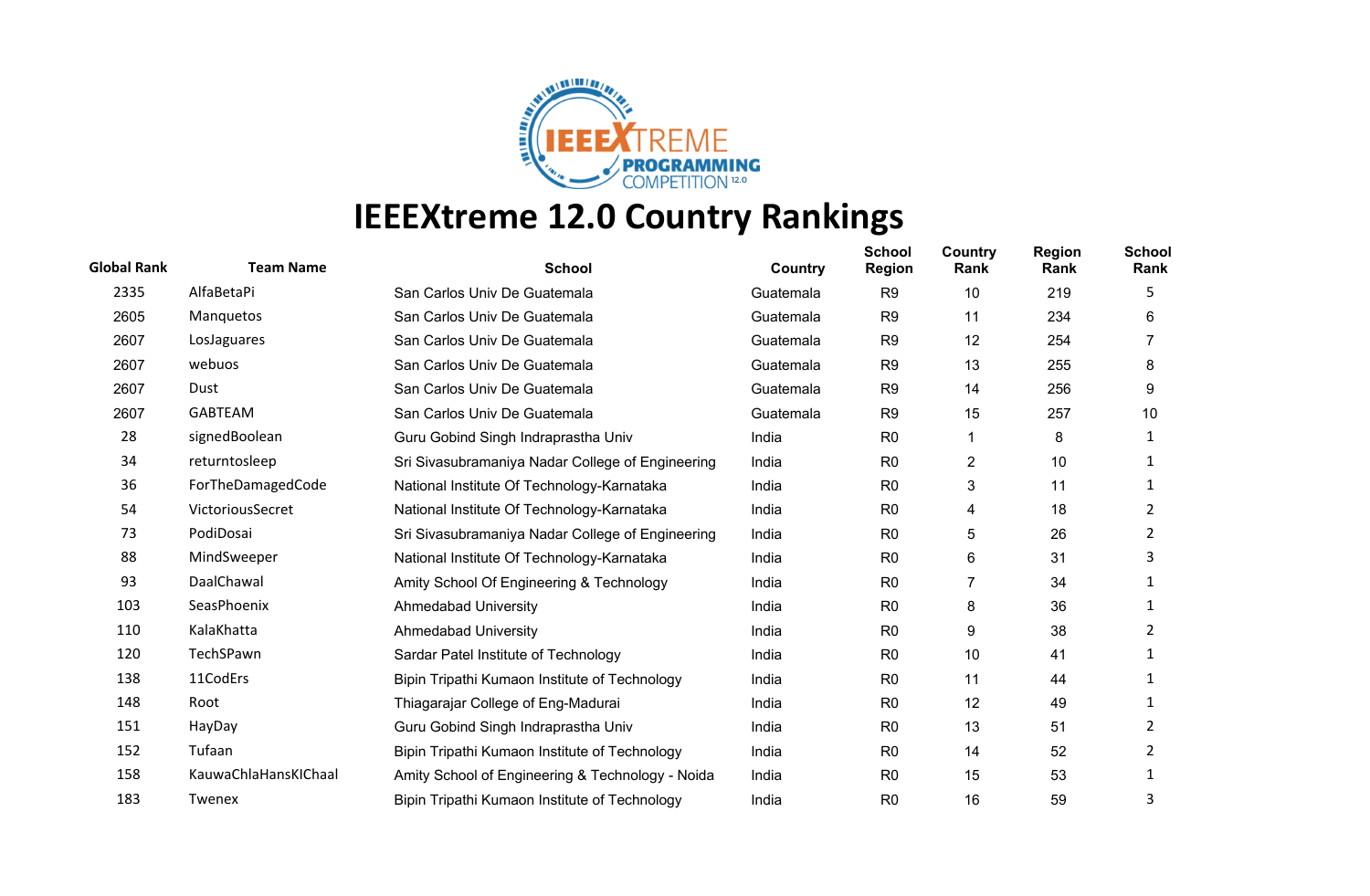# IEEEXtreme 12.0 Country Rankings

| Global Rank | Team Name | School | Country | School Region | Country Rank | Region Rank | School Rank |
|---|---|---|---|---|---|---|---|
| 2335 | AlfaBetaPi | San Carlos Univ De Guatemala | Guatemala | R9 | 10 | 219 | 5 |
| 2605 | Manquetos | San Carlos Univ De Guatemala | Guatemala | R9 | 11 | 234 | 6 |
| 2607 | LosJaguares | San Carlos Univ De Guatemala | Guatemala | R9 | 12 | 254 | 7 |
| 2607 | webuos | San Carlos Univ De Guatemala | Guatemala | R9 | 13 | 255 | 8 |
| 2607 | Dust | San Carlos Univ De Guatemala | Guatemala | R9 | 14 | 256 | 9 |
| 2607 | GABTEAM | San Carlos Univ De Guatemala | Guatemala | R9 | 15 | 257 | 10 |
| 28 | signedBoolean | Guru Gobind Singh Indraprastha Univ | India | R0 | 1 | 8 | 1 |
| 34 | returntosleep | Sri Sivasubramaniya Nadar College of Engineering | India | R0 | 2 | 10 | 1 |
| 36 | ForTheDamagedCode | National Institute Of Technology-Karnataka | India | R0 | 3 | 11 | 1 |
| 54 | VictoriousSecret | National Institute Of Technology-Karnataka | India | R0 | 4 | 18 | 2 |
| 73 | PodiDosai | Sri Sivasubramaniya Nadar College of Engineering | India | R0 | 5 | 26 | 2 |
| 88 | MindSweeper | National Institute Of Technology-Karnataka | India | R0 | 6 | 31 | 3 |
| 93 | DaalChawal | Amity School Of Engineering & Technology | India | R0 | 7 | 34 | 1 |
| 103 | SeasPhoenix | Ahmedabad University | India | R0 | 8 | 36 | 1 |
| 110 | KalaKhatta | Ahmedabad University | India | R0 | 9 | 38 | 2 |
| 120 | TechSPawn | Sardar Patel Institute of Technology | India | R0 | 10 | 41 | 1 |
| 138 | 11CodErs | Bipin Tripathi Kumaon Institute of Technology | India | R0 | 11 | 44 | 1 |
| 148 | Root | Thiagarajar College of Eng-Madurai | India | R0 | 12 | 49 | 1 |
| 151 | HayDay | Guru Gobind Singh Indraprastha Univ | India | R0 | 13 | 51 | 2 |
| 152 | Tufaan | Bipin Tripathi Kumaon Institute of Technology | India | R0 | 14 | 52 | 2 |
| 158 | KauwaChlaHansKIChaal | Amity School of Engineering & Technology - Noida | India | R0 | 15 | 53 | 1 |
| 183 | Twenex | Bipin Tripathi Kumaon Institute of Technology | India | R0 | 16 | 59 | 3 |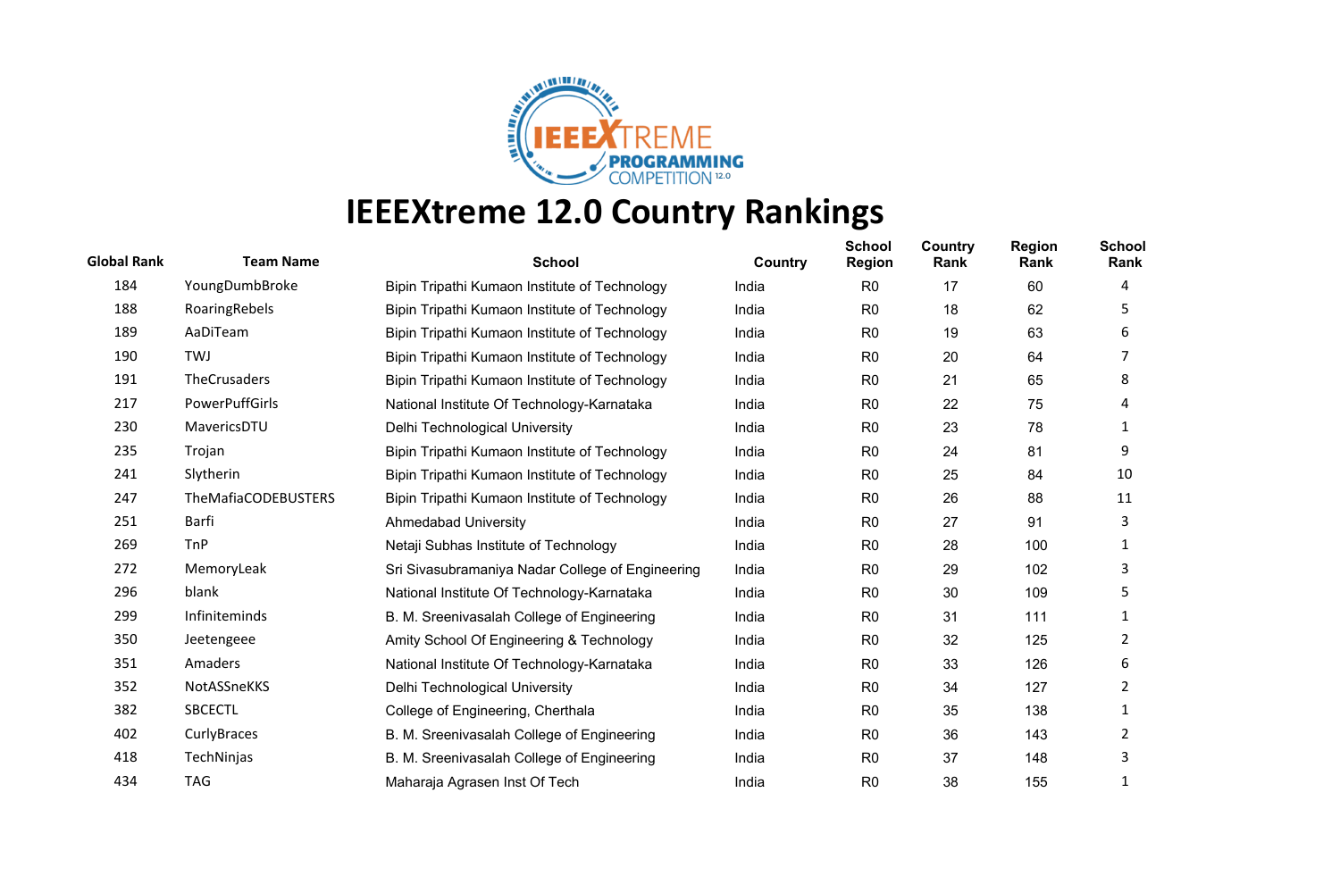# IEEEXtreme 12.0 Country Rankings

| Global Rank | Team Name | School | Country | School Region | Country Rank | Region Rank | School Rank |
|---|---|---|---|---|---|---|---|
| 184 | YoungDumbBroke | Bipin Tripathi Kumaon Institute of Technology | India | R0 | 17 | 60 | 4 |
| 188 | RoaringRebels | Bipin Tripathi Kumaon Institute of Technology | India | R0 | 18 | 62 | 5 |
| 189 | AaDiTeam | Bipin Tripathi Kumaon Institute of Technology | India | R0 | 19 | 63 | 6 |
| 190 | TWJ | Bipin Tripathi Kumaon Institute of Technology | India | R0 | 20 | 64 | 7 |
| 191 | TheCrusaders | Bipin Tripathi Kumaon Institute of Technology | India | R0 | 21 | 65 | 8 |
| 217 | PowerPuffGirls | National Institute Of Technology-Karnataka | India | R0 | 22 | 75 | 4 |
| 230 | MavericsDTU | Delhi Technological University | India | R0 | 23 | 78 | 1 |
| 235 | Trojan | Bipin Tripathi Kumaon Institute of Technology | India | R0 | 24 | 81 | 9 |
| 241 | Slytherin | Bipin Tripathi Kumaon Institute of Technology | India | R0 | 25 | 84 | 10 |
| 247 | TheMafiaCODEBUSTERS | Bipin Tripathi Kumaon Institute of Technology | India | R0 | 26 | 88 | 11 |
| 251 | Barfi | Ahmedabad University | India | R0 | 27 | 91 | 3 |
| 269 | TnP | Netaji Subhas Institute of Technology | India | R0 | 28 | 100 | 1 |
| 272 | MemoryLeak | Sri Sivasubramaniya Nadar College of Engineering | India | R0 | 29 | 102 | 3 |
| 296 | blank | National Institute Of Technology-Karnataka | India | R0 | 30 | 109 | 5 |
| 299 | Infiniteminds | B. M. Sreenivasalah College of Engineering | India | R0 | 31 | 111 | 1 |
| 350 | Jeetengeee | Amity School Of Engineering & Technology | India | R0 | 32 | 125 | 2 |
| 351 | Amaders | National Institute Of Technology-Karnataka | India | R0 | 33 | 126 | 6 |
| 352 | NotASSneKKS | Delhi Technological University | India | R0 | 34 | 127 | 2 |
| 382 | SBCECTL | College of Engineering, Cherthala | India | R0 | 35 | 138 | 1 |
| 402 | CurlyBraces | B. M. Sreenivasalah College of Engineering | India | R0 | 36 | 143 | 2 |
| 418 | TechNinjas | B. M. Sreenivasalah College of Engineering | India | R0 | 37 | 148 | 3 |
| 434 | TAG | Maharaja Agrasen Inst Of Tech | India | R0 | 38 | 155 | 1 |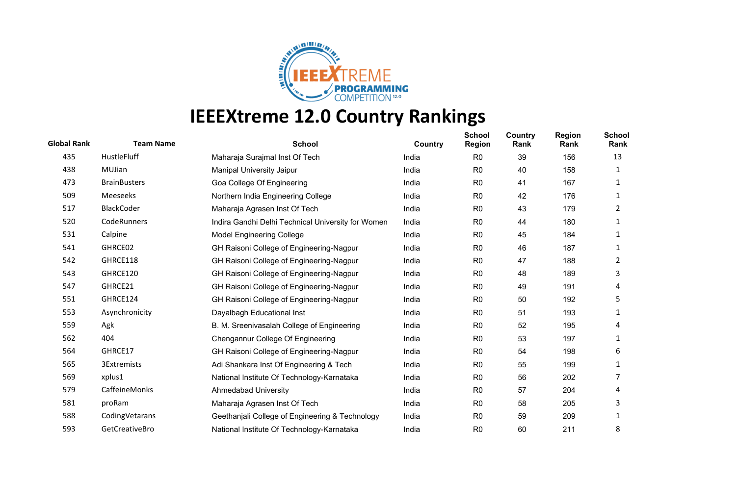# IEEEXtreme 12.0 Country Rankings

| Global Rank | Team Name | School | Country | School Region | Country Rank | Region Rank | School Rank |
|---|---|---|---|---|---|---|---|
| 435 | HustleFluff | Maharaja Surajmal Inst Of Tech | India | R0 | 39 | 156 | 13 |
| 438 | MUJian | Manipal University Jaipur | India | R0 | 40 | 158 | 1 |
| 473 | BrainBusters | Goa College Of Engineering | India | R0 | 41 | 167 | 1 |
| 509 | Meeseeks | Northern India Engineering College | India | R0 | 42 | 176 | 1 |
| 517 | BlackCoder | Maharaja Agrasen Inst Of Tech | India | R0 | 43 | 179 | 2 |
| 520 | CodeRunners | Indira Gandhi Delhi Technical University for Women | India | R0 | 44 | 180 | 1 |
| 531 | Calpine | Model Engineering College | India | R0 | 45 | 184 | 1 |
| 541 | GHRCE02 | GH Raisoni College of Engineering-Nagpur | India | R0 | 46 | 187 | 1 |
| 542 | GHRCE118 | GH Raisoni College of Engineering-Nagpur | India | R0 | 47 | 188 | 2 |
| 543 | GHRCE120 | GH Raisoni College of Engineering-Nagpur | India | R0 | 48 | 189 | 3 |
| 547 | GHRCE21 | GH Raisoni College of Engineering-Nagpur | India | R0 | 49 | 191 | 4 |
| 551 | GHRCE124 | GH Raisoni College of Engineering-Nagpur | India | R0 | 50 | 192 | 5 |
| 553 | Asynchronicity | Dayalbagh Educational Inst | India | R0 | 51 | 193 | 1 |
| 559 | Agk | B. M. Sreenivasalah College of Engineering | India | R0 | 52 | 195 | 4 |
| 562 | 404 | Chengannur College Of Engineering | India | R0 | 53 | 197 | 1 |
| 564 | GHRCE17 | GH Raisoni College of Engineering-Nagpur | India | R0 | 54 | 198 | 6 |
| 565 | 3Extremists | Adi Shankara Inst Of Engineering & Tech | India | R0 | 55 | 199 | 1 |
| 569 | xplus1 | National Institute Of Technology-Karnataka | India | R0 | 56 | 202 | 7 |
| 579 | CaffeineMonks | Ahmedabad University | India | R0 | 57 | 204 | 4 |
| 581 | proRam | Maharaja Agrasen Inst Of Tech | India | R0 | 58 | 205 | 3 |
| 588 | CodingVetarans | Geethanjali College of Engineering & Technology | India | R0 | 59 | 209 | 1 |
| 593 | GetCreativeBro | National Institute Of Technology-Karnataka | India | R0 | 60 | 211 | 8 |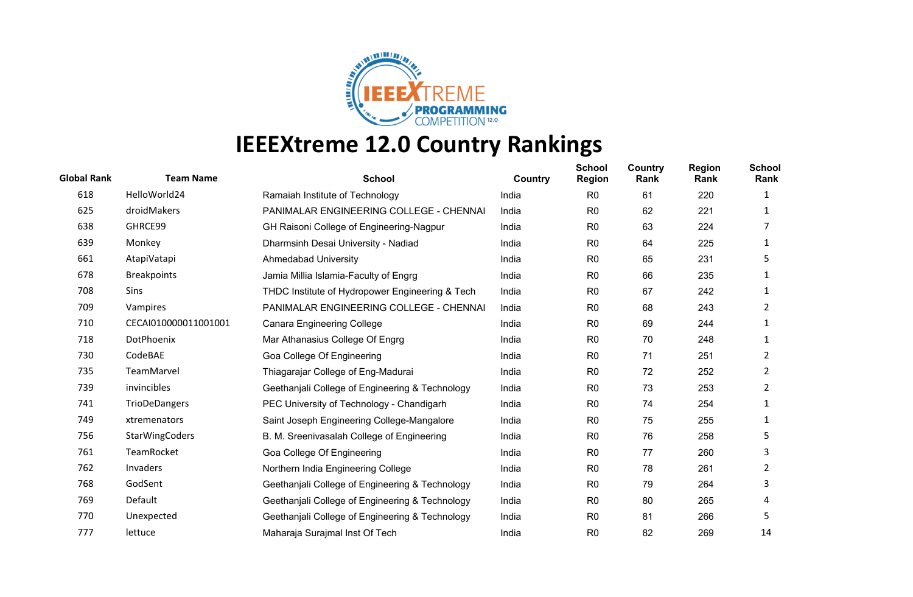# IEEEXtreme 12.0 Country Rankings

| Global Rank | Team Name | School | Country | School Region | Country Rank | Region Rank | School Rank |
|---|---|---|---|---|---|---|---|
| 618 | HelloWorld24 | Ramaiah Institute of Technology | India | R0 | 61 | 220 | 1 |
| 625 | droidMakers | PANIMALAR ENGINEERING COLLEGE - CHENNAI | India | R0 | 62 | 221 | 1 |
| 638 | GHRCE99 | GH Raisoni College of Engineering-Nagpur | India | R0 | 63 | 224 | 7 |
| 639 | Monkey | Dharmsinh Desai University - Nadiad | India | R0 | 64 | 225 | 1 |
| 661 | AtapiVatapi | Ahmedabad University | India | R0 | 65 | 231 | 5 |
| 678 | Breakpoints | Jamia Millia Islamia-Faculty of Engrg | India | R0 | 66 | 235 | 1 |
| 708 | Sins | THDC Institute of Hydropower Engineering & Tech | India | R0 | 67 | 242 | 1 |
| 709 | Vampires | PANIMALAR ENGINEERING COLLEGE - CHENNAI | India | R0 | 68 | 243 | 2 |
| 710 | CECAI010000011001001 | Canara Engineering College | India | R0 | 69 | 244 | 1 |
| 718 | DotPhoenix | Mar Athanasius College Of Engrg | India | R0 | 70 | 248 | 1 |
| 730 | CodeBAE | Goa College Of Engineering | India | R0 | 71 | 251 | 2 |
| 735 | TeamMarvel | Thiagarajar College of Eng-Madurai | India | R0 | 72 | 252 | 2 |
| 739 | invincibles | Geethanjali College of Engineering & Technology | India | R0 | 73 | 253 | 2 |
| 741 | TrioDeDangers | PEC University of Technology - Chandigarh | India | R0 | 74 | 254 | 1 |
| 749 | xtremenators | Saint Joseph Engineering College-Mangalore | India | R0 | 75 | 255 | 1 |
| 756 | StarWingCoders | B. M. Sreenivasalah College of Engineering | India | R0 | 76 | 258 | 5 |
| 761 | TeamRocket | Goa College Of Engineering | India | R0 | 77 | 260 | 3 |
| 762 | Invaders | Northern India Engineering College | India | R0 | 78 | 261 | 2 |
| 768 | GodSent | Geethanjali College of Engineering & Technology | India | R0 | 79 | 264 | 3 |
| 769 | Default | Geethanjali College of Engineering & Technology | India | R0 | 80 | 265 | 4 |
| 770 | Unexpected | Geethanjali College of Engineering & Technology | India | R0 | 81 | 266 | 5 |
| 777 | lettuce | Maharaja Surajmal Inst Of Tech | India | R0 | 82 | 269 | 14 |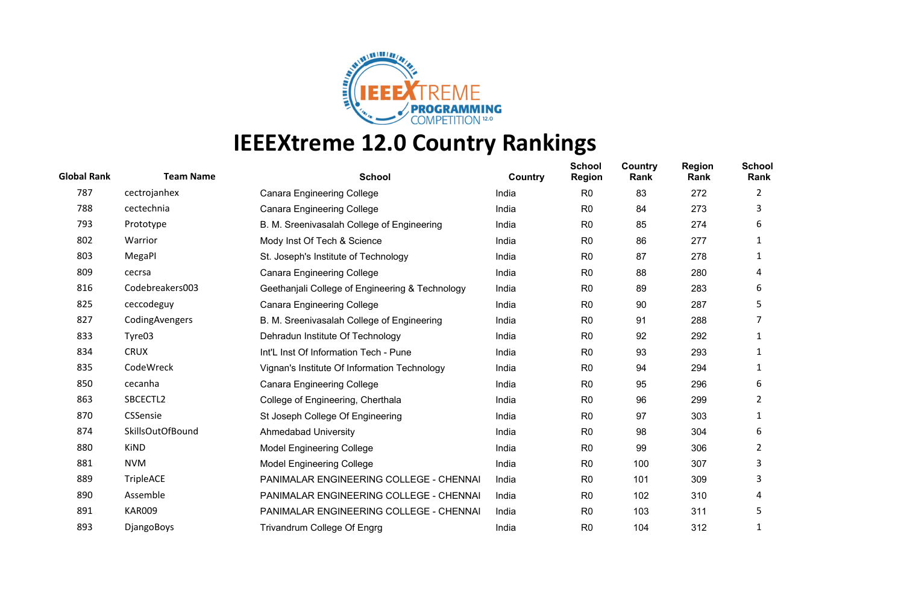# IEEEXtreme 12.0 Country Rankings

| Global Rank | Team Name | School | Country | School Region | Country Rank | Region Rank | School Rank |
|---|---|---|---|---|---|---|---|
| 787 | cectrojanhex | Canara Engineering College | India | R0 | 83 | 272 | 2 |
| 788 | cectechnia | Canara Engineering College | India | R0 | 84 | 273 | 3 |
| 793 | Prototype | B. M. Sreenivasalah College of Engineering | India | R0 | 85 | 274 | 6 |
| 802 | Warrior | Mody Inst Of Tech & Science | India | R0 | 86 | 277 | 1 |
| 803 | MegaPI | St. Joseph's Institute of Technology | India | R0 | 87 | 278 | 1 |
| 809 | cecrsa | Canara Engineering College | India | R0 | 88 | 280 | 4 |
| 816 | Codebreakers003 | Geethanjali College of Engineering & Technology | India | R0 | 89 | 283 | 6 |
| 825 | ceccodeguy | Canara Engineering College | India | R0 | 90 | 287 | 5 |
| 827 | CodingAvengers | B. M. Sreenivasalah College of Engineering | India | R0 | 91 | 288 | 7 |
| 833 | Tyre03 | Dehradun Institute Of Technology | India | R0 | 92 | 292 | 1 |
| 834 | CRUX | Int'L Inst Of Information Tech - Pune | India | R0 | 93 | 293 | 1 |
| 835 | CodeWreck | Vignan's Institute Of Information Technology | India | R0 | 94 | 294 | 1 |
| 850 | cecanha | Canara Engineering College | India | R0 | 95 | 296 | 6 |
| 863 | SBCECTL2 | College of Engineering, Cherthala | India | R0 | 96 | 299 | 2 |
| 870 | CSSensie | St Joseph College Of Engineering | India | R0 | 97 | 303 | 1 |
| 874 | SkillsOutOfBound | Ahmedabad University | India | R0 | 98 | 304 | 6 |
| 880 | KiND | Model Engineering College | India | R0 | 99 | 306 | 2 |
| 881 | NVM | Model Engineering College | India | R0 | 100 | 307 | 3 |
| 889 | TripleACE | PANIMALAR ENGINEERING COLLEGE - CHENNAI | India | R0 | 101 | 309 | 3 |
| 890 | Assemble | PANIMALAR ENGINEERING COLLEGE - CHENNAI | India | R0 | 102 | 310 | 4 |
| 891 | KAR009 | PANIMALAR ENGINEERING COLLEGE - CHENNAI | India | R0 | 103 | 311 | 5 |
| 893 | DjangoBoys | Trivandrum College Of Engrg | India | R0 | 104 | 312 | 1 |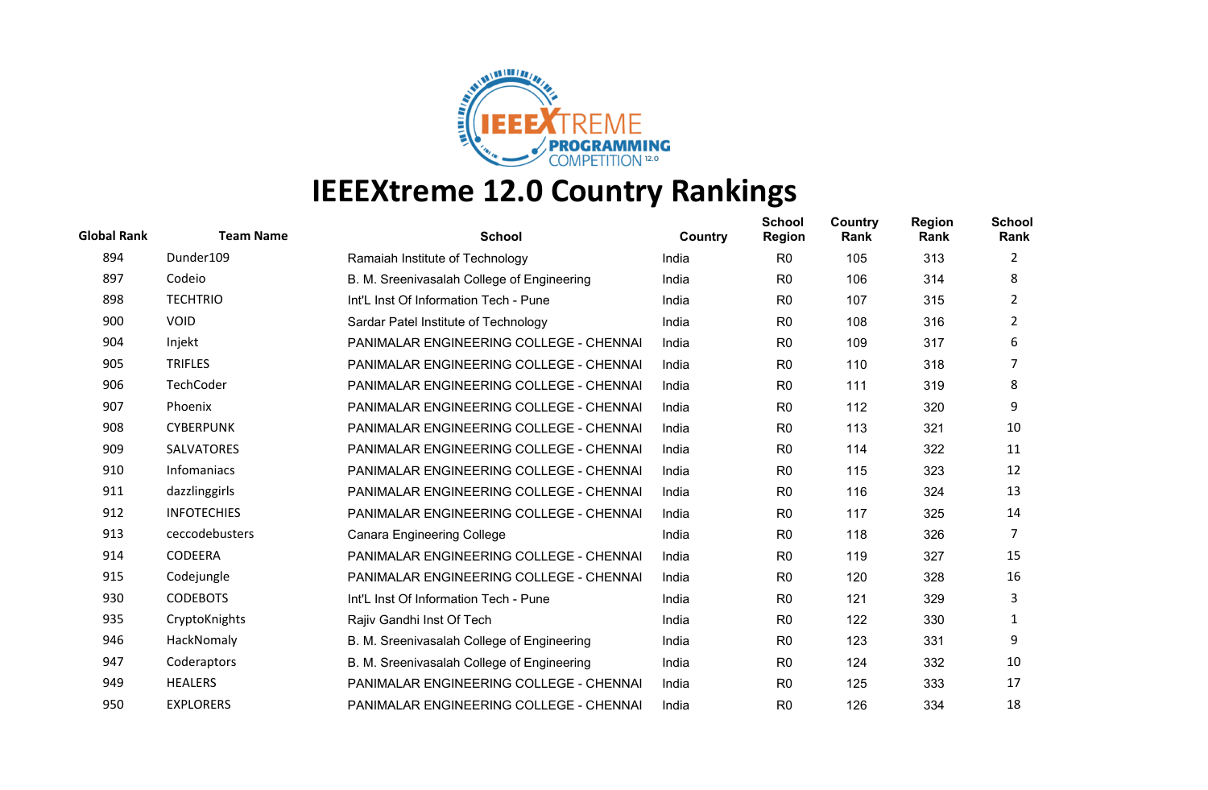# IEEEXtreme 12.0 Country Rankings

| Global Rank | Team Name | School | Country | School Region | Country Rank | Region Rank | School Rank |
|---|---|---|---|---|---|---|---|
| 894 | Dunder109 | Ramaiah Institute of Technology | India | R0 | 105 | 313 | 2 |
| 897 | Codeio | B. M. Sreenivasalan College of Engineering | India | R0 | 106 | 314 | 8 |
| 898 | TECHTRIO | Int'L Inst Of Information Tech - Pune | India | R0 | 107 | 315 | 2 |
| 900 | VOID | Sardar Patel Institute of Technology | India | R0 | 108 | 316 | 2 |
| 904 | Injekt | PANIMALAR ENGINEERING COLLEGE - CHENNAI | India | R0 | 109 | 317 | 6 |
| 905 | TRIFLES | PANIMALAR ENGINEERING COLLEGE - CHENNAI | India | R0 | 110 | 318 | 7 |
| 906 | TechCoder | PANIMALAR ENGINEERING COLLEGE - CHENNAI | India | R0 | 111 | 319 | 8 |
| 907 | Phoenix | PANIMALAR ENGINEERING COLLEGE - CHENNAI | India | R0 | 112 | 320 | 9 |
| 908 | CYBERPUNK | PANIMALAR ENGINEERING COLLEGE - CHENNAI | India | R0 | 113 | 321 | 10 |
| 909 | SALVATORES | PANIMALAR ENGINEERING COLLEGE - CHENNAI | India | R0 | 114 | 322 | 11 |
| 910 | Infomaniacs | PANIMALAR ENGINEERING COLLEGE - CHENNAI | India | R0 | 115 | 323 | 12 |
| 911 | dazzlinggirls | PANIMALAR ENGINEERING COLLEGE - CHENNAI | India | R0 | 116 | 324 | 13 |
| 912 | INFOTECHIES | PANIMALAR ENGINEERING COLLEGE - CHENNAI | India | R0 | 117 | 325 | 14 |
| 913 | ceccodebusters | Canara Engineering College | India | R0 | 118 | 326 | 7 |
| 914 | CODEERA | PANIMALAR ENGINEERING COLLEGE - CHENNAI | India | R0 | 119 | 327 | 15 |
| 915 | Codejungle | PANIMALAR ENGINEERING COLLEGE - CHENNAI | India | R0 | 120 | 328 | 16 |
| 930 | CODEBOTS | Int'L Inst Of Information Tech - Pune | India | R0 | 121 | 329 | 3 |
| 935 | CryptoKnights | Rajiv Gandhi Inst Of Tech | India | R0 | 122 | 330 | 1 |
| 946 | HackNomaly | B. M. Sreenivasalan College of Engineering | India | R0 | 123 | 331 | 9 |
| 947 | Coderaptors | B. M. Sreenivasalan College of Engineering | India | R0 | 124 | 332 | 10 |
| 949 | HEALERS | PANIMALAR ENGINEERING COLLEGE - CHENNAI | India | R0 | 125 | 333 | 17 |
| 950 | EXPLORERS | PANIMALAR ENGINEERING COLLEGE - CHENNAI | India | R0 | 126 | 334 | 18 |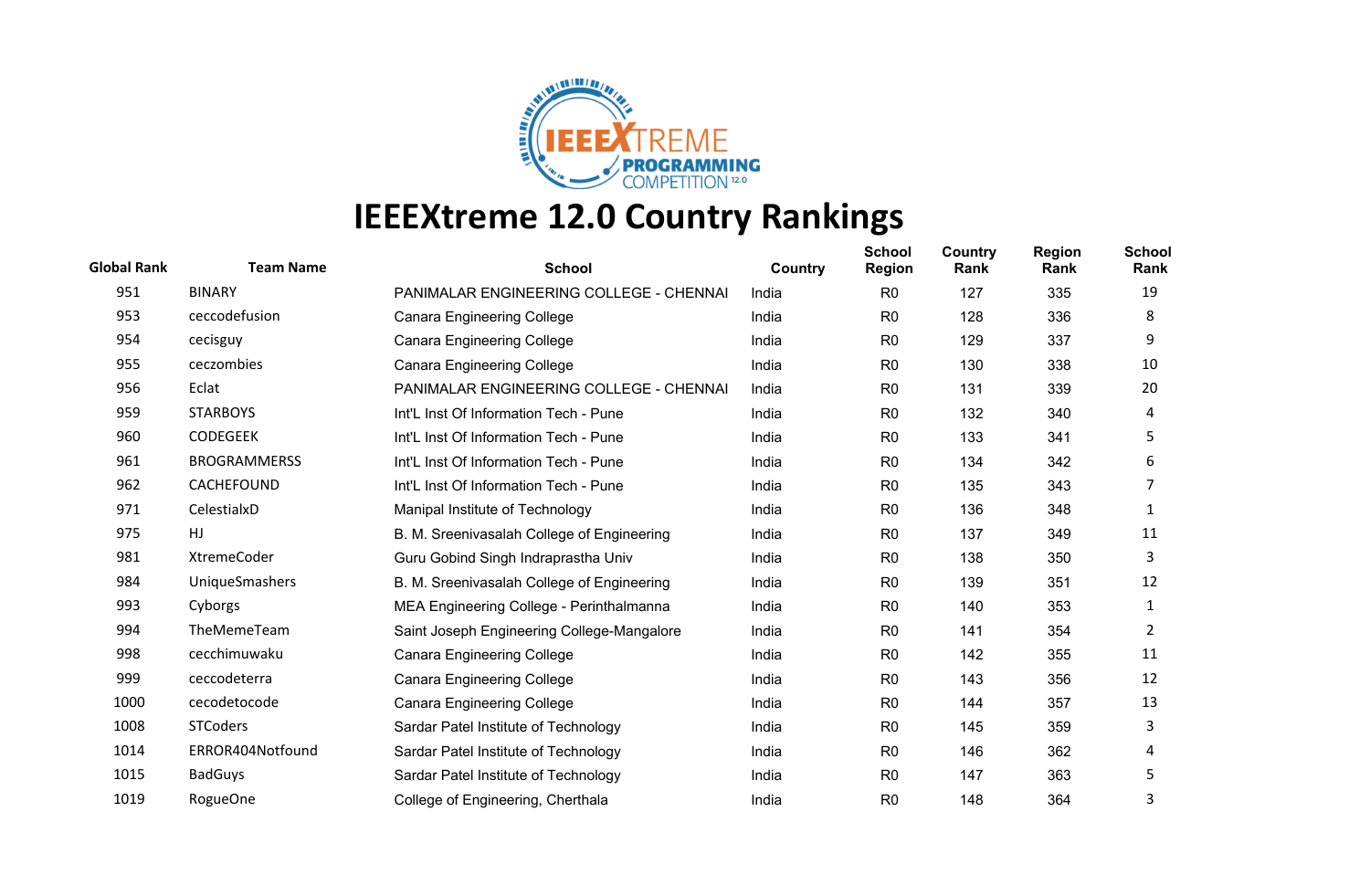# IEEEXtreme 12.0 Country Rankings

| Global Rank | Team Name | School | Country | School Region | Country Rank | Region Rank | School Rank |
|---|---|---|---|---|---|---|---|
| 951 | BINARY | PANIMALAR ENGINEERING COLLEGE - CHENNAI | India | R0 | 127 | 335 | 19 |
| 953 | ceccodefusion | Canara Engineering College | India | R0 | 128 | 336 | 8 |
| 954 | cecisguy | Canara Engineering College | India | R0 | 129 | 337 | 9 |
| 955 | ceczombies | Canara Engineering College | India | R0 | 130 | 338 | 10 |
| 956 | Eclat | PANIMALAR ENGINEERING COLLEGE - CHENNAI | India | R0 | 131 | 339 | 20 |
| 959 | STARBOYS | Int'L Inst Of Information Tech - Pune | India | R0 | 132 | 340 | 4 |
| 960 | CODEGEEK | Int'L Inst Of Information Tech - Pune | India | R0 | 133 | 341 | 5 |
| 961 | BROGRAMMERSS | Int'L Inst Of Information Tech - Pune | India | R0 | 134 | 342 | 6 |
| 962 | CACHEFOUND | Int'L Inst Of Information Tech - Pune | India | R0 | 135 | 343 | 7 |
| 971 | CelestialxD | Manipal Institute of Technology | India | R0 | 136 | 348 | 1 |
| 975 | HJ | B. M. Sreenivasalah College of Engineering | India | R0 | 137 | 349 | 11 |
| 981 | XtremeCoder | Guru Gobind Singh Indraprastha Univ | India | R0 | 138 | 350 | 3 |
| 984 | UniqueSmashers | B. M. Sreenivasalah College of Engineering | India | R0 | 139 | 351 | 12 |
| 993 | Cyborgs | MEA Engineering College - Perinthalmanna | India | R0 | 140 | 353 | 1 |
| 994 | TheMemeTeam | Saint Joseph Engineering College-Mangalore | India | R0 | 141 | 354 | 2 |
| 998 | cecchimuwaku | Canara Engineering College | India | R0 | 142 | 355 | 11 |
| 999 | ceccodeterra | Canara Engineering College | India | R0 | 143 | 356 | 12 |
| 1000 | cecodetocode | Canara Engineering College | India | R0 | 144 | 357 | 13 |
| 1008 | STCoders | Sardar Patel Institute of Technology | India | R0 | 145 | 359 | 3 |
| 1014 | ERROR404Notfound | Sardar Patel Institute of Technology | India | R0 | 146 | 362 | 4 |
| 1015 | BadGuys | Sardar Patel Institute of Technology | India | R0 | 147 | 363 | 5 |
| 1019 | RogueOne | College of Engineering, Cherthala | India | R0 | 148 | 364 | 3 |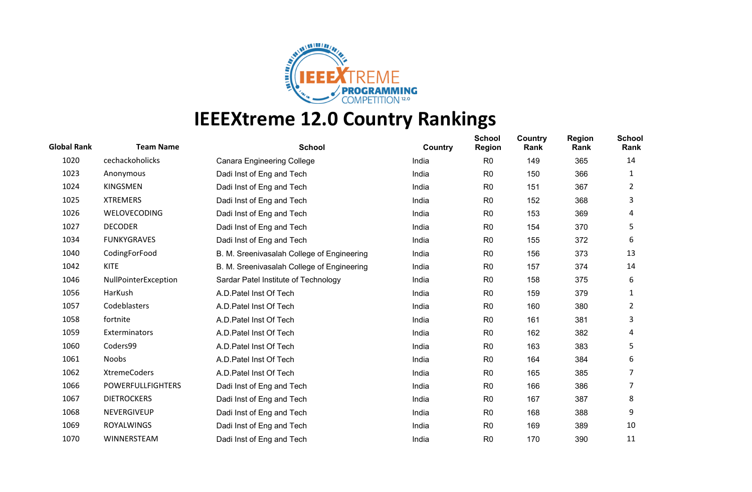# IEEEXtreme 12.0 Country Rankings

| Global Rank | Team Name | School | Country | School Region | Country Rank | Region Rank | School Rank |
|---|---|---|---|---|---|---|---|
| 1020 | cechackoholicks | Canara Engineering College | India | R0 | 149 | 365 | 14 |
| 1023 | Anonymous | Dadi Inst of Eng and Tech | India | R0 | 150 | 366 | 1 |
| 1024 | KINGSMEN | Dadi Inst of Eng and Tech | India | R0 | 151 | 367 | 2 |
| 1025 | XTREMERS | Dadi Inst of Eng and Tech | India | R0 | 152 | 368 | 3 |
| 1026 | WELOVECODING | Dadi Inst of Eng and Tech | India | R0 | 153 | 369 | 4 |
| 1027 | DECODER | Dadi Inst of Eng and Tech | India | R0 | 154 | 370 | 5 |
| 1034 | FUNKYGRAVES | Dadi Inst of Eng and Tech | India | R0 | 155 | 372 | 6 |
| 1040 | CodingForFood | B. M. Sreenivasalah College of Engineering | India | R0 | 156 | 373 | 13 |
| 1042 | KITE | B. M. Sreenivasalah College of Engineering | India | R0 | 157 | 374 | 14 |
| 1046 | NullPointerException | Sardar Patel Institute of Technology | India | R0 | 158 | 375 | 6 |
| 1056 | HarKush | A.D.Patel Inst Of Tech | India | R0 | 159 | 379 | 1 |
| 1057 | Codeblasters | A.D.Patel Inst Of Tech | India | R0 | 160 | 380 | 2 |
| 1058 | fortnite | A.D.Patel Inst Of Tech | India | R0 | 161 | 381 | 3 |
| 1059 | Exterminators | A.D.Patel Inst Of Tech | India | R0 | 162 | 382 | 4 |
| 1060 | Coders99 | A.D.Patel Inst Of Tech | India | R0 | 163 | 383 | 5 |
| 1061 | Noobs | A.D.Patel Inst Of Tech | India | R0 | 164 | 384 | 6 |
| 1062 | XtremeCoders | A.D.Patel Inst Of Tech | India | R0 | 165 | 385 | 7 |
| 1066 | POWERFULLFIGHTERS | Dadi Inst of Eng and Tech | India | R0 | 166 | 386 | 7 |
| 1067 | DIETROCKERS | Dadi Inst of Eng and Tech | India | R0 | 167 | 387 | 8 |
| 1068 | NEVERGIVEUP | Dadi Inst of Eng and Tech | India | R0 | 168 | 388 | 9 |
| 1069 | ROYALWINGS | Dadi Inst of Eng and Tech | India | R0 | 169 | 389 | 10 |
| 1070 | WINNERSTEAM | Dadi Inst of Eng and Tech | India | R0 | 170 | 390 | 11 |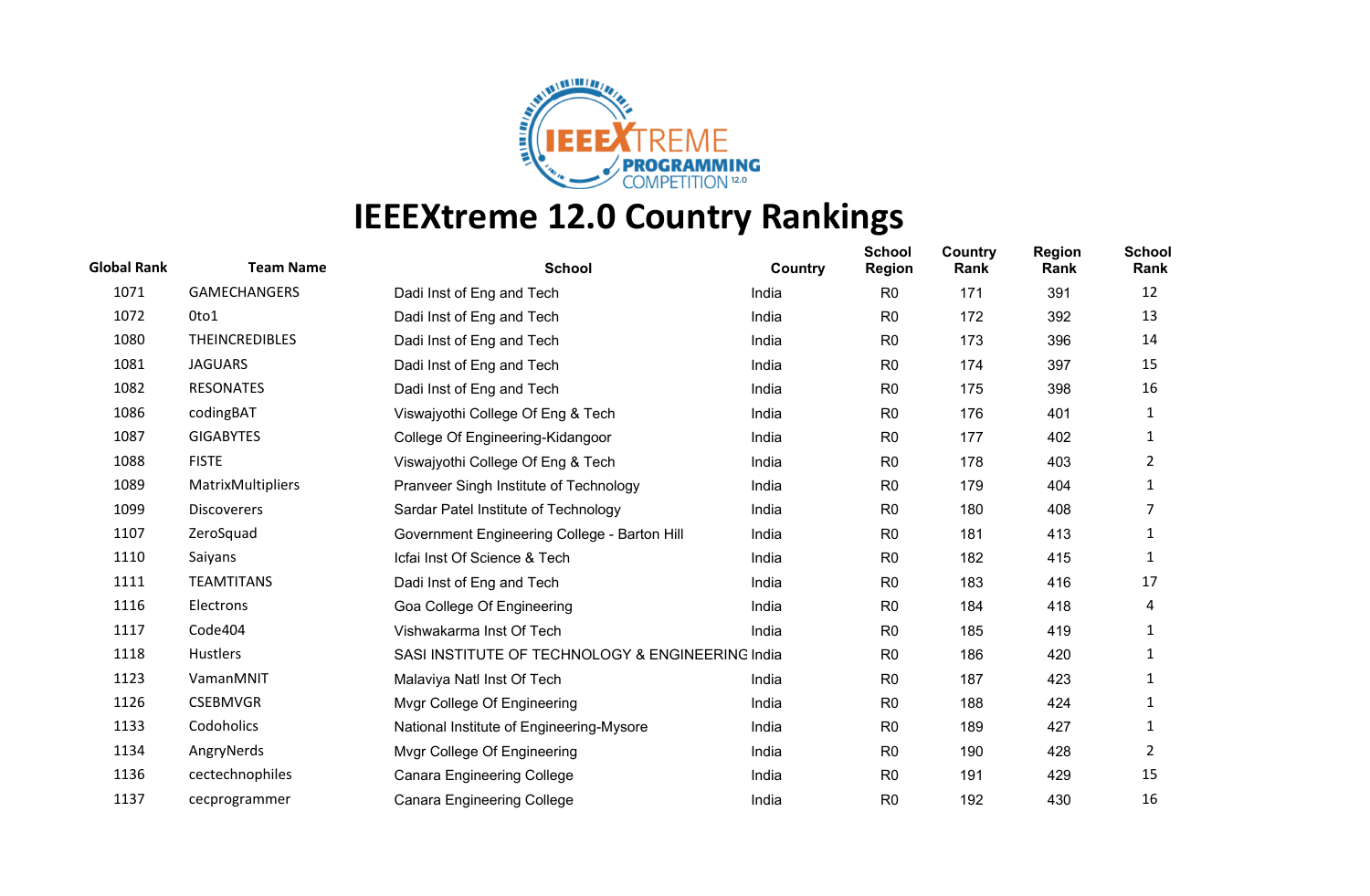# IEEEXtreme 12.0 Country Rankings

| Global Rank | Team Name | School | Country | School Region | Country Rank | Region Rank | School Rank |
|---|---|---|---|---|---|---|---|
| 1071 | GAMECHANGERS | Dadi Inst of Eng and Tech | India | R0 | 171 | 391 | 12 |
| 1072 | 0to1 | Dadi Inst of Eng and Tech | India | R0 | 172 | 392 | 13 |
| 1080 | THEINCREDIBLES | Dadi Inst of Eng and Tech | India | R0 | 173 | 396 | 14 |
| 1081 | JAGUARS | Dadi Inst of Eng and Tech | India | R0 | 174 | 397 | 15 |
| 1082 | RESONATES | Dadi Inst of Eng and Tech | India | R0 | 175 | 398 | 16 |
| 1086 | codingBAT | Viswajyothi College Of Eng & Tech | India | R0 | 176 | 401 | 1 |
| 1087 | GIGABYTES | College Of Engineering-Kidangoor | India | R0 | 177 | 402 | 1 |
| 1088 | FISTE | Viswajyothi College Of Eng & Tech | India | R0 | 178 | 403 | 2 |
| 1089 | MatrixMultipliers | Pranveer Singh Institute of Technology | India | R0 | 179 | 404 | 1 |
| 1099 | Discoverers | Sardar Patel Institute of Technology | India | R0 | 180 | 408 | 7 |
| 1107 | ZeroSquad | Government Engineering College - Barton Hill | India | R0 | 181 | 413 | 1 |
| 1110 | Saiyans | Icfai Inst Of Science & Tech | India | R0 | 182 | 415 | 1 |
| 1111 | TEAMTITANS | Dadi Inst of Eng and Tech | India | R0 | 183 | 416 | 17 |
| 1116 | Electrons | Goa College Of Engineering | India | R0 | 184 | 418 | 4 |
| 1117 | Code404 | Vishwakarma Inst Of Tech | India | R0 | 185 | 419 | 1 |
| 1118 | Hustlers | SASI INSTITUTE OF TECHNOLOGY & ENGINEERING | India | R0 | 186 | 420 | 1 |
| 1123 | VamanMNIT | Malaviya Natl Inst Of Tech | India | R0 | 187 | 423 | 1 |
| 1126 | CSEBMVGR | Mvgr College Of Engineering | India | R0 | 188 | 424 | 1 |
| 1133 | Codoholics | National Institute of Engineering-Mysore | India | R0 | 189 | 427 | 1 |
| 1134 | AngryNerds | Mvgr College Of Engineering | India | R0 | 190 | 428 | 2 |
| 1136 | cectechnophiles | Canara Engineering College | India | R0 | 191 | 429 | 15 |
| 1137 | cecprogrammer | Canara Engineering College | India | R0 | 192 | 430 | 16 |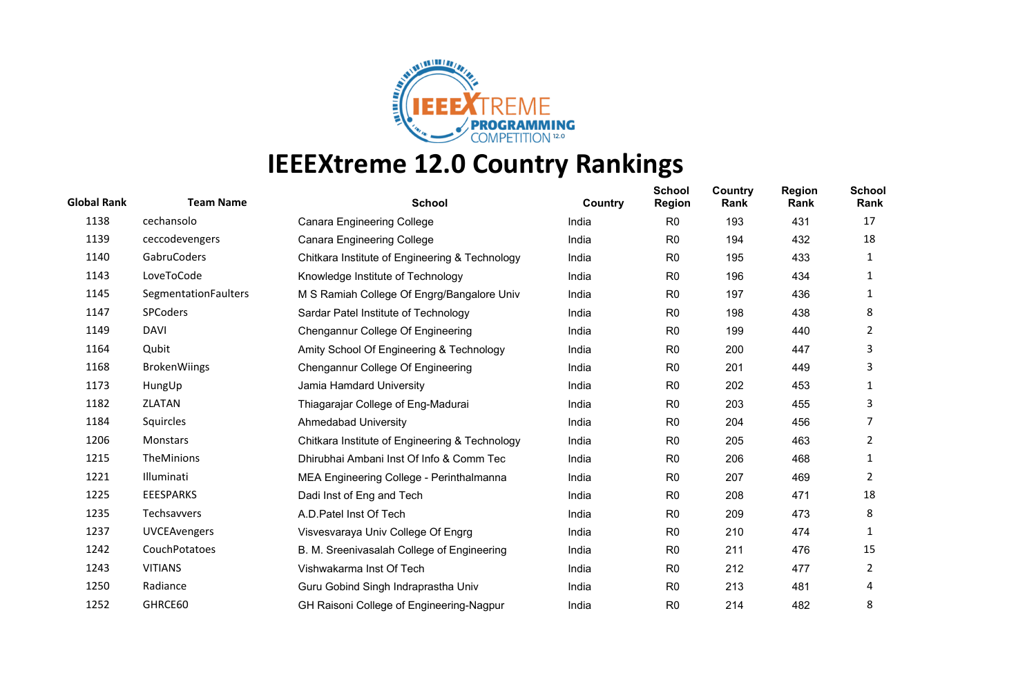# IEEEXtreme 12.0 Country Rankings

| Global Rank | Team Name | School | Country | School Region | Country Rank | Region Rank | School Rank |
|---|---|---|---|---|---|---|---|
| 1138 | cechansolo | Canara Engineering College | India | R0 | 193 | 431 | 17 |
| 1139 | ceccodevengers | Canara Engineering College | India | R0 | 194 | 432 | 18 |
| 1140 | GabruCoders | Chitkara Institute of Engineering & Technology | India | R0 | 195 | 433 | 1 |
| 1143 | LoveToCode | Knowledge Institute of Technology | India | R0 | 196 | 434 | 1 |
| 1145 | SegmentationFaulters | M S Ramiah College Of Engrg/Bangalore Univ | India | R0 | 197 | 436 | 1 |
| 1147 | SPCoders | Sardar Patel Institute of Technology | India | R0 | 198 | 438 | 8 |
| 1149 | DAVI | Chengannur College Of Engineering | India | R0 | 199 | 440 | 2 |
| 1164 | Qubit | Amity School Of Engineering & Technology | India | R0 | 200 | 447 | 3 |
| 1168 | BrokenWiings | Chengannur College Of Engineering | India | R0 | 201 | 449 | 3 |
| 1173 | HungUp | Jamia Hamdard University | India | R0 | 202 | 453 | 1 |
| 1182 | ZLATAN | Thiagarajar College of Eng-Madurai | India | R0 | 203 | 455 | 3 |
| 1184 | Squircles | Ahmedabad University | India | R0 | 204 | 456 | 7 |
| 1206 | Monstars | Chitkara Institute of Engineering & Technology | India | R0 | 205 | 463 | 2 |
| 1215 | TheMinions | Dhirubhai Ambani Inst Of Info & Comm Tec | India | R0 | 206 | 468 | 1 |
| 1221 | Illuminati | MEA Engineering College - Perinthalmanna | India | R0 | 207 | 469 | 2 |
| 1225 | EEESPARKS | Dadi Inst of Eng and Tech | India | R0 | 208 | 471 | 18 |
| 1235 | Techsavvers | A.D.Patel Inst Of Tech | India | R0 | 209 | 473 | 8 |
| 1237 | UVCEAvengers | Visvesvaraya Univ College Of Engrg | India | R0 | 210 | 474 | 1 |
| 1242 | CouchPotatoes | B. M. Sreenivasalah College of Engineering | India | R0 | 211 | 476 | 15 |
| 1243 | VITIANS | Vishwakarma Inst Of Tech | India | R0 | 212 | 477 | 2 |
| 1250 | Radiance | Guru Gobind Singh Indraprastha Univ | India | R0 | 213 | 481 | 4 |
| 1252 | GHRCE60 | GH Raisoni College of Engineering-Nagpur | India | R0 | 214 | 482 | 8 |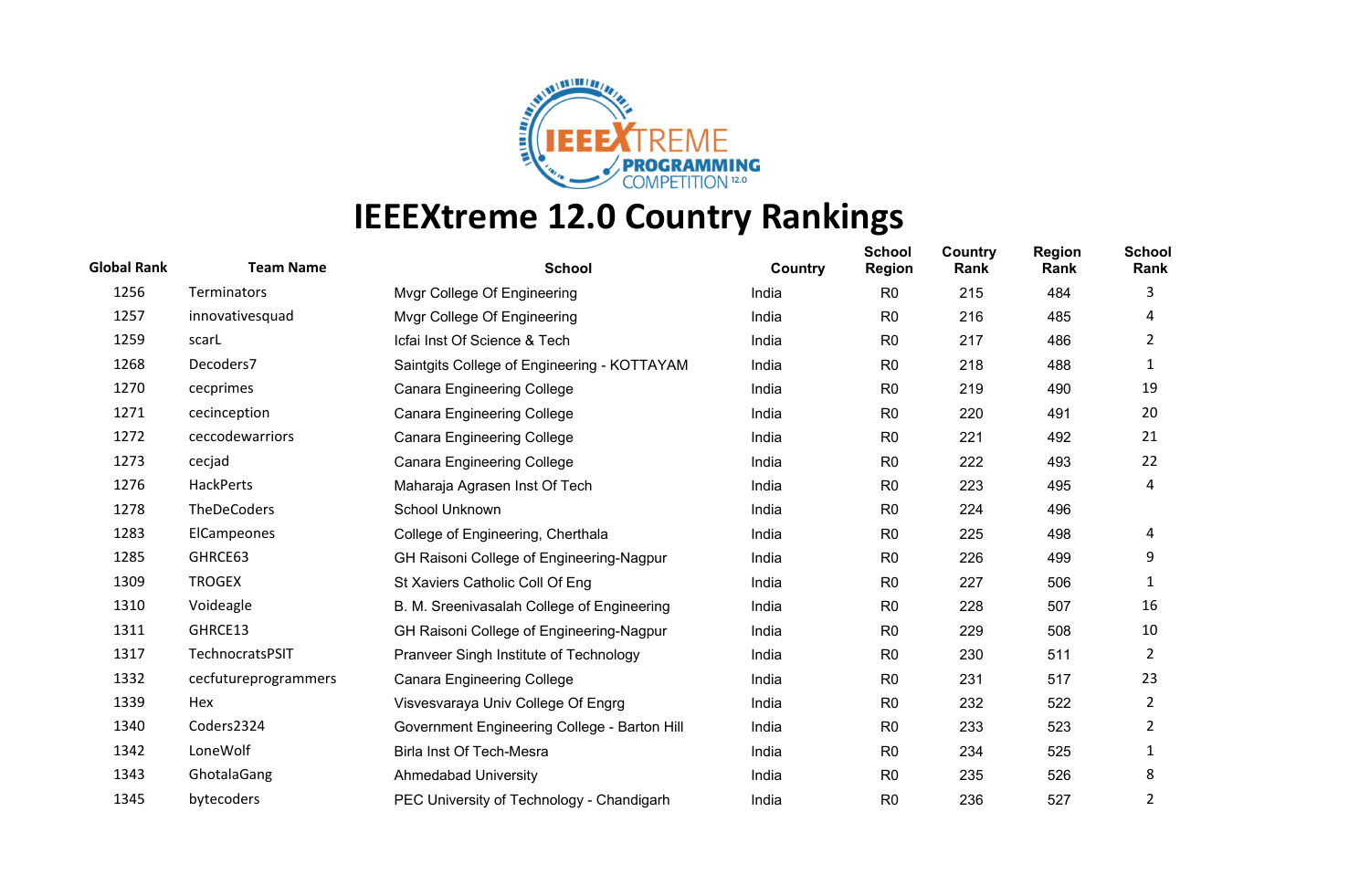# IEEEXtreme 12.0 Country Rankings

| Global Rank | Team Name | School | Country | School Region | Country Rank | Region Rank | School Rank |
|---|---|---|---|---|---|---|---|
| 1256 | Terminators | Mvgr College Of Engineering | India | R0 | 215 | 484 | 3 |
| 1257 | innovativesquad | Mvgr College Of Engineering | India | R0 | 216 | 485 | 4 |
| 1259 | scarL | Icfai Inst Of Science & Tech | India | R0 | 217 | 486 | 2 |
| 1268 | Decoders7 | Saintgits College of Engineering - KOTTAYAM | India | R0 | 218 | 488 | 1 |
| 1270 | cecprimes | Canara Engineering College | India | R0 | 219 | 490 | 19 |
| 1271 | cecinception | Canara Engineering College | India | R0 | 220 | 491 | 20 |
| 1272 | ceccodewarriors | Canara Engineering College | India | R0 | 221 | 492 | 21 |
| 1273 | cecjad | Canara Engineering College | India | R0 | 222 | 493 | 22 |
| 1276 | HackPerts | Maharaja Agrasen Inst Of Tech | India | R0 | 223 | 495 | 4 |
| 1278 | TheDeCoders | School Unknown | India | R0 | 224 | 496 | |
| 1283 | ElCampeones | College of Engineering, Cherthala | India | R0 | 225 | 498 | 4 |
| 1285 | GHRCE63 | GH Raisoni College of Engineering-Nagpur | India | R0 | 226 | 499 | 9 |
| 1309 | TROGEX | St Xaviers Catholic Coll Of Eng | India | R0 | 227 | 506 | 1 |
| 1310 | Voideagle | B. M. Sreenivasalah College of Engineering | India | R0 | 228 | 507 | 16 |
| 1311 | GHRCE13 | GH Raisoni College of Engineering-Nagpur | India | R0 | 229 | 508 | 10 |
| 1317 | TechnocratsPSIT | Pranveer Singh Institute of Technology | India | R0 | 230 | 511 | 2 |
| 1332 | cecfutureprogrammers | Canara Engineering College | India | R0 | 231 | 517 | 23 |
| 1339 | Hex | Visvesvaraya Univ College Of Engrg | India | R0 | 232 | 522 | 2 |
| 1340 | Coders2324 | Government Engineering College - Barton Hill | India | R0 | 233 | 523 | 2 |
| 1342 | LoneWolf | Birla Inst Of Tech-Mesra | India | R0 | 234 | 525 | 1 |
| 1343 | GhotalaGang | Ahmedabad University | India | R0 | 235 | 526 | 8 |
| 1345 | bytecoders | PEC University of Technology - Chandigarh | India | R0 | 236 | 527 | 2 |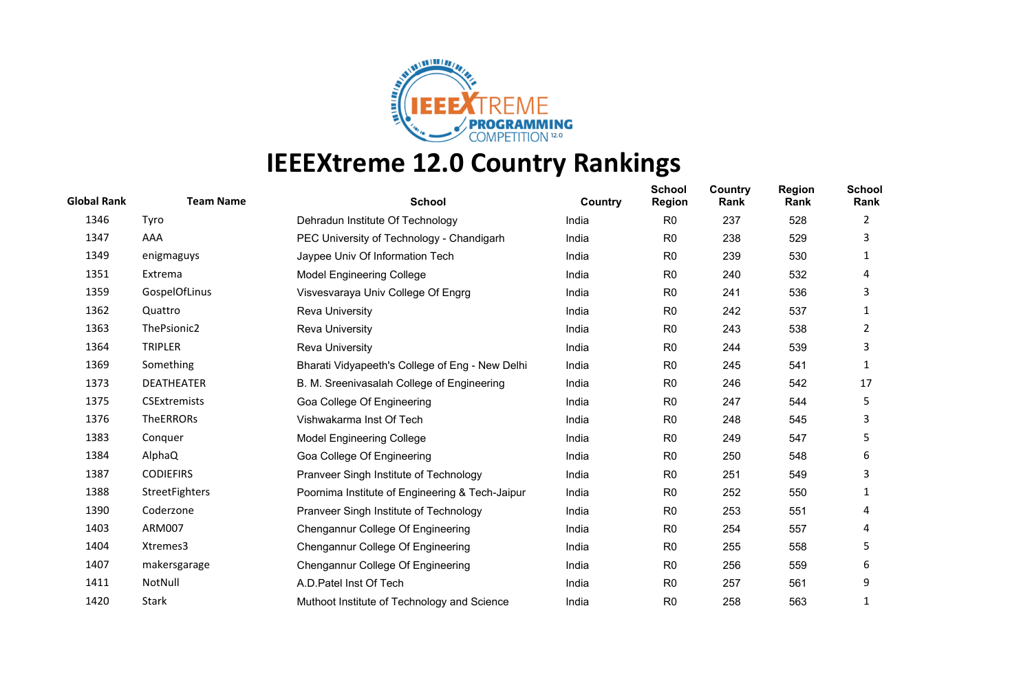# IEEEXtreme 12.0 Country Rankings

| Global Rank | Team Name | School | Country | School Region | Country Rank | Region Rank | School Rank |
|---|---|---|---|---|---|---|---|
| 1346 | Tyro | Dehradun Institute Of Technology | India | R0 | 237 | 528 | 2 |
| 1347 | AAA | PEC University of Technology - Chandigarh | India | R0 | 238 | 529 | 3 |
| 1349 | enigmaguys | Jaypee Univ Of Information Tech | India | R0 | 239 | 530 | 1 |
| 1351 | Extrema | Model Engineering College | India | R0 | 240 | 532 | 4 |
| 1359 | GospelOfLinus | Visvesvaraya Univ College Of Engrg | India | R0 | 241 | 536 | 3 |
| 1362 | Quattro | Reva University | India | R0 | 242 | 537 | 1 |
| 1363 | ThePsionic2 | Reva University | India | R0 | 243 | 538 | 2 |
| 1364 | TRIPLER | Reva University | India | R0 | 244 | 539 | 3 |
| 1369 | Something | Bharati Vidyapeeth's College of Eng - New Delhi | India | R0 | 245 | 541 | 1 |
| 1373 | DEATHEATER | B. M. Sreenivasalah College of Engineering | India | R0 | 246 | 542 | 17 |
| 1375 | CSExtremists | Goa College Of Engineering | India | R0 | 247 | 544 | 5 |
| 1376 | TheERRORs | Vishwakarma Inst Of Tech | India | R0 | 248 | 545 | 3 |
| 1383 | Conquer | Model Engineering College | India | R0 | 249 | 547 | 5 |
| 1384 | AlphaQ | Goa College Of Engineering | India | R0 | 250 | 548 | 6 |
| 1387 | CODIEFIRS | Pranveer Singh Institute of Technology | India | R0 | 251 | 549 | 3 |
| 1388 | StreetFighters | Poornima Institute of Engineering & Tech-Jaipur | India | R0 | 252 | 550 | 1 |
| 1390 | Coderzone | Pranveer Singh Institute of Technology | India | R0 | 253 | 551 | 4 |
| 1403 | ARM007 | Chengannur College Of Engineering | India | R0 | 254 | 557 | 4 |
| 1404 | Xtremes3 | Chengannur College Of Engineering | India | R0 | 255 | 558 | 5 |
| 1407 | makersgarage | Chengannur College Of Engineering | India | R0 | 256 | 559 | 6 |
| 1411 | NotNull | A.D.Patel Inst Of Tech | India | R0 | 257 | 561 | 9 |
| 1420 | Stark | Muthoot Institute of Technology and Science | India | R0 | 258 | 563 | 1 |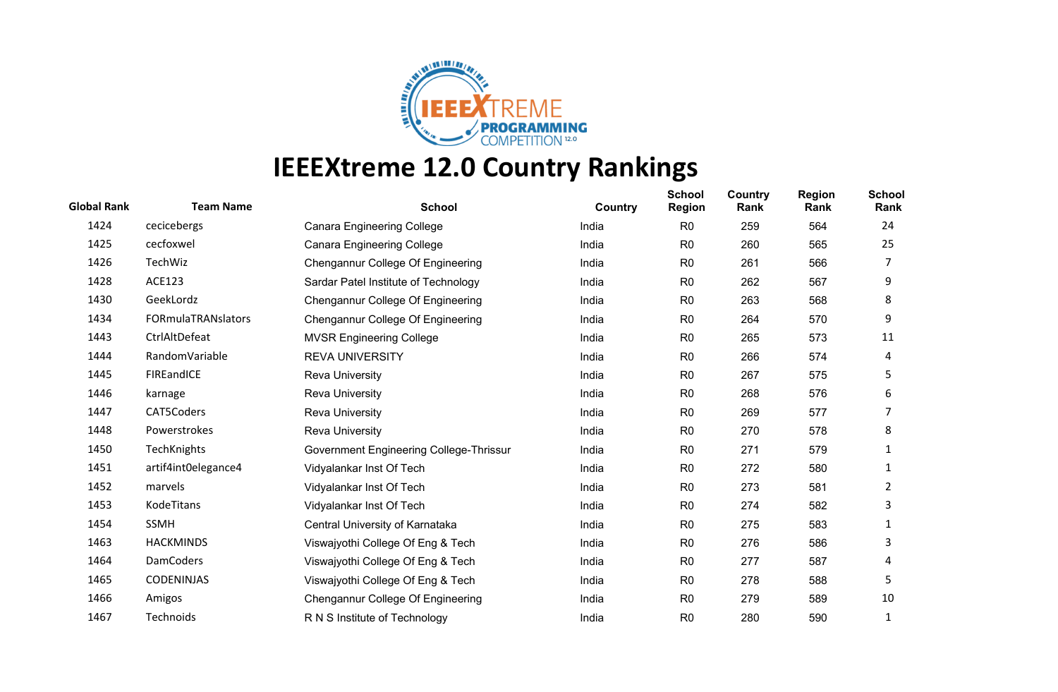# IEEEXtreme 12.0 Country Rankings

| Global Rank | Team Name | School | Country | School Region | Country Rank | Region Rank | School Rank |
|---|---|---|---|---|---|---|---|
| 1424 | cecicebergs | Canara Engineering College | India | R0 | 259 | 564 | 24 |
| 1425 | cecfoxwel | Canara Engineering College | India | R0 | 260 | 565 | 25 |
| 1426 | TechWiz | Chengannur College Of Engineering | India | R0 | 261 | 566 | 7 |
| 1428 | ACE123 | Sardar Patel Institute of Technology | India | R0 | 262 | 567 | 9 |
| 1430 | GeekLordz | Chengannur College Of Engineering | India | R0 | 263 | 568 | 8 |
| 1434 | FORmulaTRANslators | Chengannur College Of Engineering | India | R0 | 264 | 570 | 9 |
| 1443 | CtrlAltDefeat | MVSR Engineering College | India | R0 | 265 | 573 | 11 |
| 1444 | RandomVariable | REVA UNIVERSITY | India | R0 | 266 | 574 | 4 |
| 1445 | FIREandICE | Reva University | India | R0 | 267 | 575 | 5 |
| 1446 | karnage | Reva University | India | R0 | 268 | 576 | 6 |
| 1447 | CAT5Coders | Reva University | India | R0 | 269 | 577 | 7 |
| 1448 | Powerstrokes | Reva University | India | R0 | 270 | 578 | 8 |
| 1450 | TechKnights | Government Engineering College-Thrissur | India | R0 | 271 | 579 | 1 |
| 1451 | artif4int0elegance4 | Vidyalankar Inst Of Tech | India | R0 | 272 | 580 | 1 |
| 1452 | marvels | Vidyalankar Inst Of Tech | India | R0 | 273 | 581 | 2 |
| 1453 | KodeTitans | Vidyalankar Inst Of Tech | India | R0 | 274 | 582 | 3 |
| 1454 | SSMH | Central University of Karnataka | India | R0 | 275 | 583 | 1 |
| 1463 | HACKMINDS | Viswajyothi College Of Eng & Tech | India | R0 | 276 | 586 | 3 |
| 1464 | DamCoders | Viswajyothi College Of Eng & Tech | India | R0 | 277 | 587 | 4 |
| 1465 | CODENINJAS | Viswajyothi College Of Eng & Tech | India | R0 | 278 | 588 | 5 |
| 1466 | Amigos | Chengannur College Of Engineering | India | R0 | 279 | 589 | 10 |
| 1467 | Technoids | R N S Institute of Technology | India | R0 | 280 | 590 | 1 |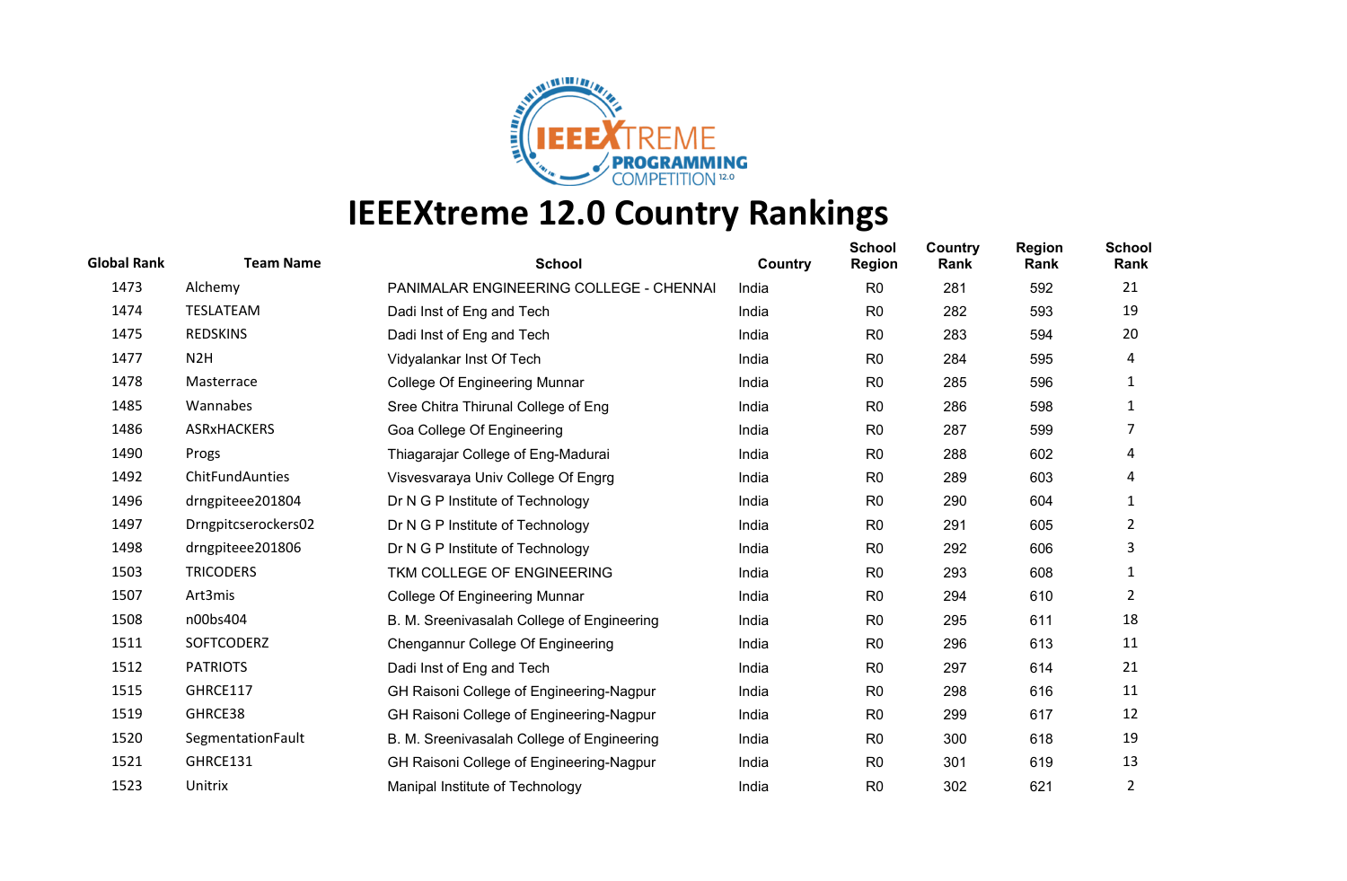# IEEEXtreme 12.0 Country Rankings

| Global Rank | Team Name | School | Country | School Region | Country Rank | Region Rank | School Rank |
|---|---|---|---|---|---|---|---|
| 1473 | Alchemy | PANIMALAR ENGINEERING COLLEGE - CHENNAI | India | R0 | 281 | 592 | 21 |
| 1474 | TESLATEAM | Dadi Inst of Eng and Tech | India | R0 | 282 | 593 | 19 |
| 1475 | REDSKINS | Dadi Inst of Eng and Tech | India | R0 | 283 | 594 | 20 |
| 1477 | N2H | Vidyalankar Inst Of Tech | India | R0 | 284 | 595 | 4 |
| 1478 | Masterrace | College Of Engineering Munnar | India | R0 | 285 | 596 | 1 |
| 1485 | Wannabes | Sree Chitra Thirunal College of Eng | India | R0 | 286 | 598 | 1 |
| 1486 | ASRxHACKERS | Goa College Of Engineering | India | R0 | 287 | 599 | 7 |
| 1490 | Progs | Thiagarajar College of Eng-Madurai | India | R0 | 288 | 602 | 4 |
| 1492 | ChitFundAunties | Visvesvaraya Univ College Of Engrg | India | R0 | 289 | 603 | 4 |
| 1496 | drngpiteee201804 | Dr N G P Institute of Technology | India | R0 | 290 | 604 | 1 |
| 1497 | Drngpitcserockers02 | Dr N G P Institute of Technology | India | R0 | 291 | 605 | 2 |
| 1498 | drngpiteee201806 | Dr N G P Institute of Technology | India | R0 | 292 | 606 | 3 |
| 1503 | TRICODERS | TKM COLLEGE OF ENGINEERING | India | R0 | 293 | 608 | 1 |
| 1507 | Art3mis | College Of Engineering Munnar | India | R0 | 294 | 610 | 2 |
| 1508 | n00bs404 | B. M. Sreenivasalah College of Engineering | India | R0 | 295 | 611 | 18 |
| 1511 | SOFTCODERZ | Chengannur College Of Engineering | India | R0 | 296 | 613 | 11 |
| 1512 | PATRIOTS | Dadi Inst of Eng and Tech | India | R0 | 297 | 614 | 21 |
| 1515 | GHRCE117 | GH Raisoni College of Engineering-Nagpur | India | R0 | 298 | 616 | 11 |
| 1519 | GHRCE38 | GH Raisoni College of Engineering-Nagpur | India | R0 | 299 | 617 | 12 |
| 1520 | SegmentationFault | B. M. Sreenivasalah College of Engineering | India | R0 | 300 | 618 | 19 |
| 1521 | GHRCE131 | GH Raisoni College of Engineering-Nagpur | India | R0 | 301 | 619 | 13 |
| 1523 | Unitrix | Manipal Institute of Technology | India | R0 | 302 | 621 | 2 |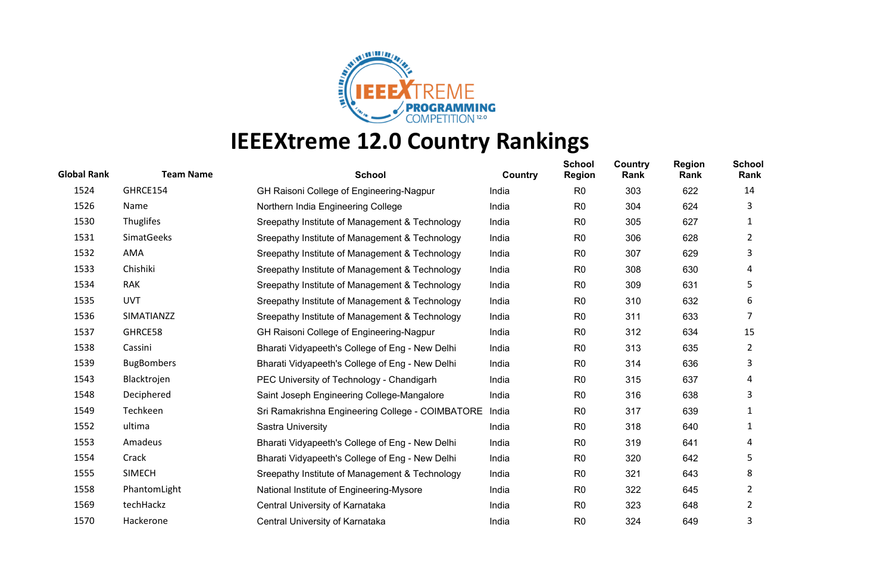# IEEEXtreme 12.0 Country Rankings

| Global Rank | Team Name | School | Country | School Region | Country Rank | Region Rank | School Rank |
|---|---|---|---|---|---|---|---|
| 1524 | GHRCE154 | GH Raisoni College of Engineering-Nagpur | India | R0 | 303 | 622 | 14 |
| 1526 | Name | Northern India Engineering College | India | R0 | 304 | 624 | 3 |
| 1530 | Thuglifes | Sreepathy Institute of Management & Technology | India | R0 | 305 | 627 | 1 |
| 1531 | SimatGeeks | Sreepathy Institute of Management & Technology | India | R0 | 306 | 628 | 2 |
| 1532 | AMA | Sreepathy Institute of Management & Technology | India | R0 | 307 | 629 | 3 |
| 1533 | Chishiki | Sreepathy Institute of Management & Technology | India | R0 | 308 | 630 | 4 |
| 1534 | RAK | Sreepathy Institute of Management & Technology | India | R0 | 309 | 631 | 5 |
| 1535 | UVT | Sreepathy Institute of Management & Technology | India | R0 | 310 | 632 | 6 |
| 1536 | SIMATIANZZ | Sreepathy Institute of Management & Technology | India | R0 | 311 | 633 | 7 |
| 1537 | GHRCE58 | GH Raisoni College of Engineering-Nagpur | India | R0 | 312 | 634 | 15 |
| 1538 | Cassini | Bharati Vidyapeeth's College of Eng - New Delhi | India | R0 | 313 | 635 | 2 |
| 1539 | BugBombers | Bharati Vidyapeeth's College of Eng - New Delhi | India | R0 | 314 | 636 | 3 |
| 1543 | Blacktrojen | PEC University of Technology - Chandigarh | India | R0 | 315 | 637 | 4 |
| 1548 | Deciphered | Saint Joseph Engineering College-Mangalore | India | R0 | 316 | 638 | 3 |
| 1549 | Techkeen | Sri Ramakrishna Engineering College - COIMBATORE | India | R0 | 317 | 639 | 1 |
| 1552 | ultima | Sastra University | India | R0 | 318 | 640 | 1 |
| 1553 | Amadeus | Bharati Vidyapeeth's College of Eng - New Delhi | India | R0 | 319 | 641 | 4 |
| 1554 | Crack | Bharati Vidyapeeth's College of Eng - New Delhi | India | R0 | 320 | 642 | 5 |
| 1555 | SIMECH | Sreepathy Institute of Management & Technology | India | R0 | 321 | 643 | 8 |
| 1558 | PhantomLight | National Institute of Engineering-Mysore | India | R0 | 322 | 645 | 2 |
| 1569 | techHackz | Central University of Karnataka | India | R0 | 323 | 648 | 2 |
| 1570 | Hackerone | Central University of Karnataka | India | R0 | 324 | 649 | 3 |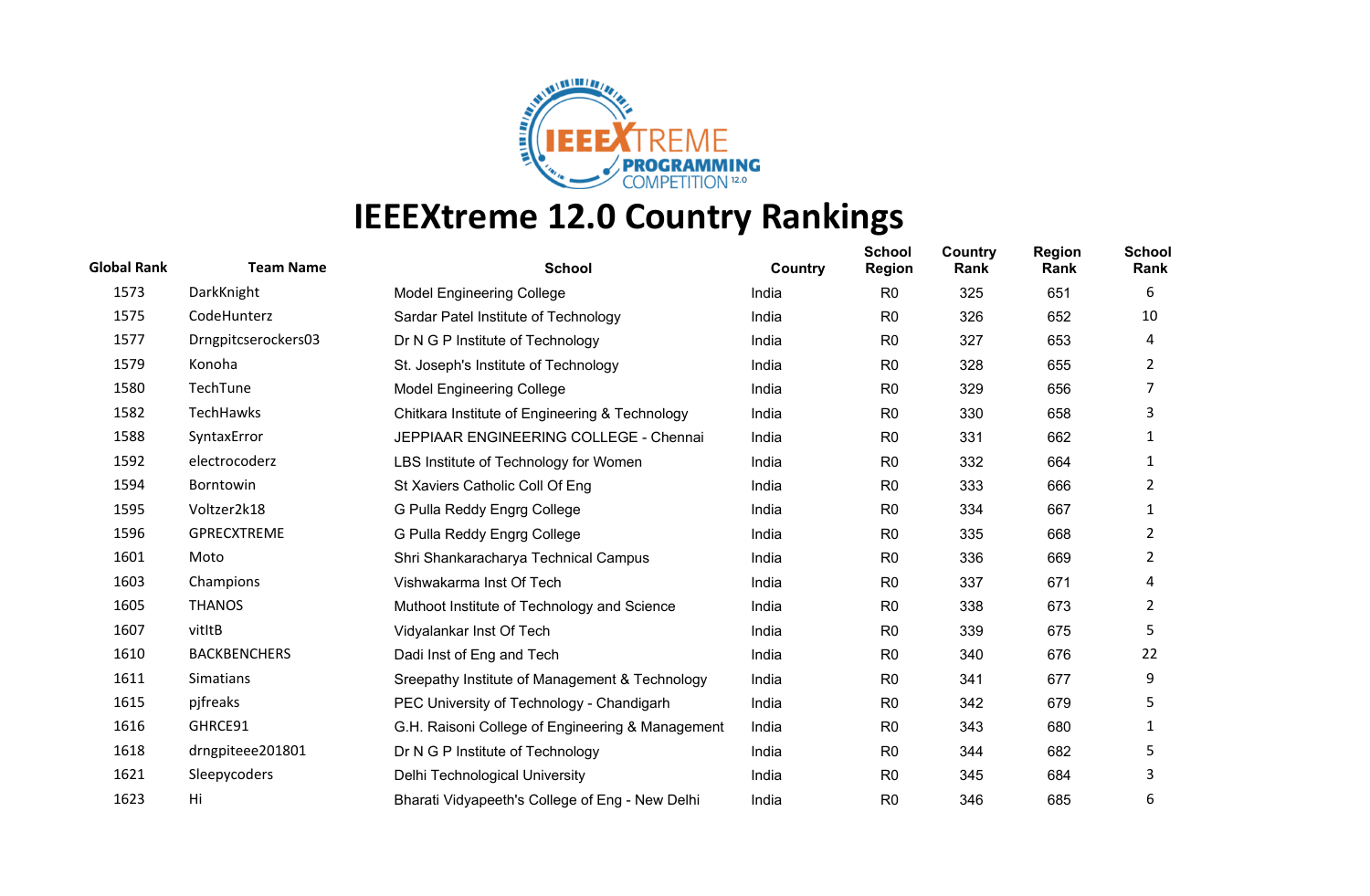# IEEEXtreme 12.0 Country Rankings

| Global Rank | Team Name | School | Country | School Region | Country Rank | Region Rank | School Rank |
|---|---|---|---|---|---|---|---|
| 1573 | DarkKnight | Model Engineering College | India | R0 | 325 | 651 | 6 |
| 1575 | CodeHunterz | Sardar Patel Institute of Technology | India | R0 | 326 | 652 | 10 |
| 1577 | Drngpitcserockers03 | Dr N G P Institute of Technology | India | R0 | 327 | 653 | 4 |
| 1579 | Konoha | St. Joseph's Institute of Technology | India | R0 | 328 | 655 | 2 |
| 1580 | TechTune | Model Engineering College | India | R0 | 329 | 656 | 7 |
| 1582 | TechHawks | Chitkara Institute of Engineering & Technology | India | R0 | 330 | 658 | 3 |
| 1588 | SyntaxError | JEPPIAAR ENGINEERING COLLEGE - Chennai | India | R0 | 331 | 662 | 1 |
| 1592 | electrocoderz | LBS Institute of Technology for Women | India | R0 | 332 | 664 | 1 |
| 1594 | Borntowin | St Xaviers Catholic Coll Of Eng | India | R0 | 333 | 666 | 2 |
| 1595 | Voltzer2k18 | G Pulla Reddy Engrg College | India | R0 | 334 | 667 | 1 |
| 1596 | GPRECXTREME | G Pulla Reddy Engrg College | India | R0 | 335 | 668 | 2 |
| 1601 | Moto | Shri Shankaracharya Technical Campus | India | R0 | 336 | 669 | 2 |
| 1603 | Champions | Vishwakarma Inst Of Tech | India | R0 | 337 | 671 | 4 |
| 1605 | THANOS | Muthoot Institute of Technology and Science | India | R0 | 338 | 673 | 2 |
| 1607 | vitItB | Vidyalankar Inst Of Tech | India | R0 | 339 | 675 | 5 |
| 1610 | BACKBENCHERS | Dadi Inst of Eng and Tech | India | R0 | 340 | 676 | 22 |
| 1611 | Simatians | Sreepathy Institute of Management & Technology | India | R0 | 341 | 677 | 9 |
| 1615 | pjfreaks | PEC University of Technology - Chandigarh | India | R0 | 342 | 679 | 5 |
| 1616 | GHRCE91 | G.H. Raisoni College of Engineering & Management | India | R0 | 343 | 680 | 1 |
| 1618 | drngpiteee201801 | Dr N G P Institute of Technology | India | R0 | 344 | 682 | 5 |
| 1621 | Sleepycoders | Delhi Technological University | India | R0 | 345 | 684 | 3 |
| 1623 | Hi | Bharati Vidyapeeth's College of Eng - New Delhi | India | R0 | 346 | 685 | 6 |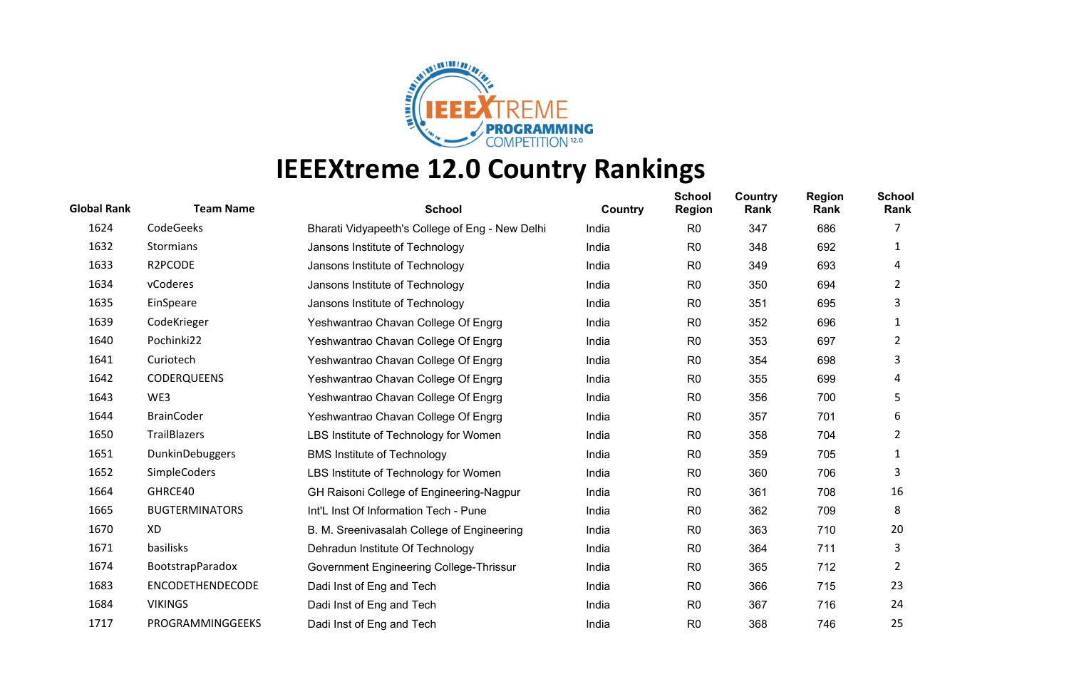# IEEEXtreme 12.0 Country Rankings

| Global Rank | Team Name | School | Country | School Region | Country Rank | Region Rank | School Rank |
|---|---|---|---|---|---|---|---|
| 1624 | CodeGeeks | Bharati Vidyapeeth's College of Eng - New Delhi | India | R0 | 347 | 686 | 7 |
| 1632 | Stormians | Jansons Institute of Technology | India | R0 | 348 | 692 | 1 |
| 1633 | R2PCODE | Jansons Institute of Technology | India | R0 | 349 | 693 | 4 |
| 1634 | vCoderes | Jansons Institute of Technology | India | R0 | 350 | 694 | 2 |
| 1635 | EinSpeare | Jansons Institute of Technology | India | R0 | 351 | 695 | 3 |
| 1639 | CodeKrieger | Yeshwantrao Chavan College Of Engrg | India | R0 | 352 | 696 | 1 |
| 1640 | Pochinki22 | Yeshwantrao Chavan College Of Engrg | India | R0 | 353 | 697 | 2 |
| 1641 | Curiotech | Yeshwantrao Chavan College Of Engrg | India | R0 | 354 | 698 | 3 |
| 1642 | CODERQUEENS | Yeshwantrao Chavan College Of Engrg | India | R0 | 355 | 699 | 4 |
| 1643 | WE3 | Yeshwantrao Chavan College Of Engrg | India | R0 | 356 | 700 | 5 |
| 1644 | BrainCoder | Yeshwantrao Chavan College Of Engrg | India | R0 | 357 | 701 | 6 |
| 1650 | TrailBlazers | LBS Institute of Technology for Women | India | R0 | 358 | 704 | 2 |
| 1651 | DunkinDebuggers | BMS Institute of Technology | India | R0 | 359 | 705 | 1 |
| 1652 | SimpleCoders | LBS Institute of Technology for Women | India | R0 | 360 | 706 | 3 |
| 1664 | GHRCE40 | GH Raisoni College of Engineering-Nagpur | India | R0 | 361 | 708 | 16 |
| 1665 | BUGTERMINATORS | Int'L Inst Of Information Tech - Pune | India | R0 | 362 | 709 | 8 |
| 1670 | XD | B. M. Sreenivasalah College of Engineering | India | R0 | 363 | 710 | 20 |
| 1671 | basilisks | Dehradun Institute Of Technology | India | R0 | 364 | 711 | 3 |
| 1674 | BootstrapParadox | Government Engineering College-Thrissur | India | R0 | 365 | 712 | 2 |
| 1683 | ENCODETHENDECODE | Dadi Inst of Eng and Tech | India | R0 | 366 | 715 | 23 |
| 1684 | VIKINGS | Dadi Inst of Eng and Tech | India | R0 | 367 | 716 | 24 |
| 1717 | PROGRAMMINGGEEKS | Dadi Inst of Eng and Tech | India | R0 | 368 | 746 | 25 |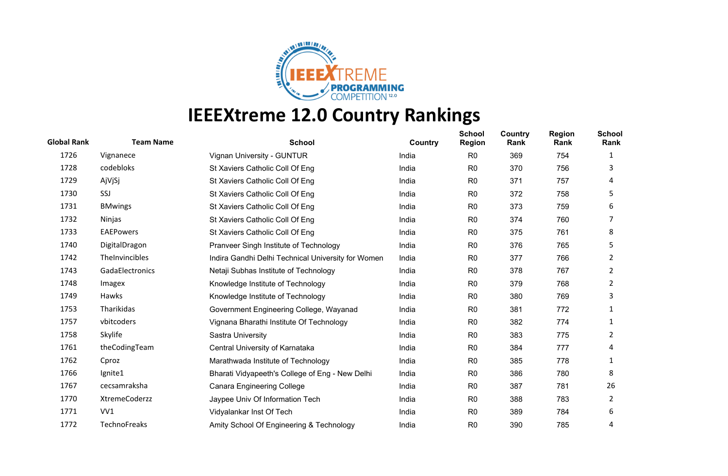# IEEEXtreme 12.0 Country Rankings

| Global Rank | Team Name | School | Country | School Region | Country Rank | Region Rank | School Rank |
|---|---|---|---|---|---|---|---|
| 1726 | Vignanece | Vignan University - GUNTUR | India | R0 | 369 | 754 | 1 |
| 1728 | codebloks | St Xaviers Catholic Coll Of Eng | India | R0 | 370 | 756 | 3 |
| 1729 | AjVjSj | St Xaviers Catholic Coll Of Eng | India | R0 | 371 | 757 | 4 |
| 1730 | SSJ | St Xaviers Catholic Coll Of Eng | India | R0 | 372 | 758 | 5 |
| 1731 | BMwings | St Xaviers Catholic Coll Of Eng | India | R0 | 373 | 759 | 6 |
| 1732 | Ninjas | St Xaviers Catholic Coll Of Eng | India | R0 | 374 | 760 | 7 |
| 1733 | EAEPowers | St Xaviers Catholic Coll Of Eng | India | R0 | 375 | 761 | 8 |
| 1740 | DigitalDragon | Pranveer Singh Institute of Technology | India | R0 | 376 | 765 | 5 |
| 1742 | TheInvincibles | Indira Gandhi Delhi Technical University for Women | India | R0 | 377 | 766 | 2 |
| 1743 | GadaElectronics | Netaji Subhas Institute of Technology | India | R0 | 378 | 767 | 2 |
| 1748 | Imagex | Knowledge Institute of Technology | India | R0 | 379 | 768 | 2 |
| 1749 | Hawks | Knowledge Institute of Technology | India | R0 | 380 | 769 | 3 |
| 1753 | Tharikidas | Government Engineering College, Wayanad | India | R0 | 381 | 772 | 1 |
| 1757 | vbitcoders | Vignana Bharathi Institute Of Technology | India | R0 | 382 | 774 | 1 |
| 1758 | Skylife | Sastra University | India | R0 | 383 | 775 | 2 |
| 1761 | theCodingTeam | Central University of Karnataka | India | R0 | 384 | 777 | 4 |
| 1762 | Cproz | Marathwada Institute of Technology | India | R0 | 385 | 778 | 1 |
| 1766 | Ignite1 | Bharati Vidyapeeth's College of Eng - New Delhi | India | R0 | 386 | 780 | 8 |
| 1767 | cecsamraksha | Canara Engineering College | India | R0 | 387 | 781 | 26 |
| 1770 | XtremeCoderzz | Jaypee Univ Of Information Tech | India | R0 | 388 | 783 | 2 |
| 1771 | VV1 | Vidyalankar Inst Of Tech | India | R0 | 389 | 784 | 6 |
| 1772 | TechnoFreaks | Amity School Of Engineering & Technology | India | R0 | 390 | 785 | 4 |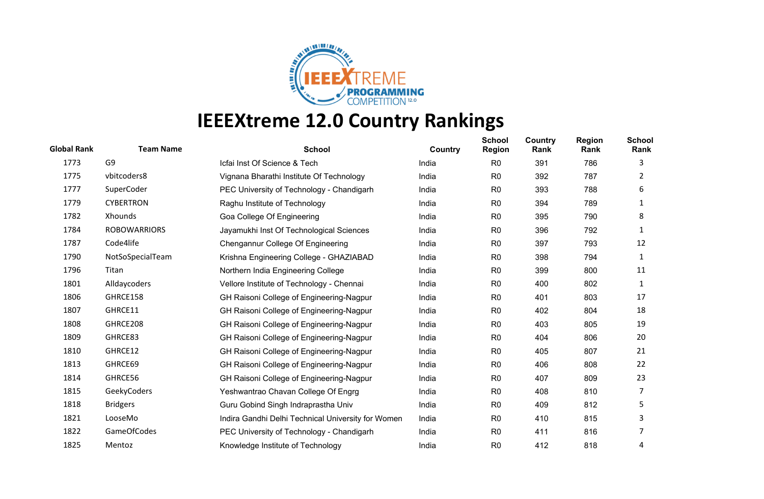# IEEEXtreme 12.0 Country Rankings

| Global Rank | Team Name | School | Country | School Region | Country Rank | Region Rank | School Rank |
|---|---|---|---|---|---|---|---|
| 1773 | G9 | Icfai Inst Of Science & Tech | India | R0 | 391 | 786 | 3 |
| 1775 | vbitcoders8 | Vignana Bharathi Institute Of Technology | India | R0 | 392 | 787 | 2 |
| 1777 | SuperCoder | PEC University of Technology - Chandigarh | India | R0 | 393 | 788 | 6 |
| 1779 | CYBERTRON | Raghu Institute of Technology | India | R0 | 394 | 789 | 1 |
| 1782 | Xhounds | Goa College Of Engineering | India | R0 | 395 | 790 | 8 |
| 1784 | ROBOWARRIORS | Jayamukhi Inst Of Technological Sciences | India | R0 | 396 | 792 | 1 |
| 1787 | Code4life | Chengannur College Of Engineering | India | R0 | 397 | 793 | 12 |
| 1790 | NotSoSpecialTeam | Krishna Engineering College - GHAZIABAD | India | R0 | 398 | 794 | 1 |
| 1796 | Titan | Northern India Engineering College | India | R0 | 399 | 800 | 11 |
| 1801 | Alldaycoders | Vellore Institute of Technology - Chennai | India | R0 | 400 | 802 | 1 |
| 1806 | GHRCE158 | GH Raisoni College of Engineering-Nagpur | India | R0 | 401 | 803 | 17 |
| 1807 | GHRCE11 | GH Raisoni College of Engineering-Nagpur | India | R0 | 402 | 804 | 18 |
| 1808 | GHRCE208 | GH Raisoni College of Engineering-Nagpur | India | R0 | 403 | 805 | 19 |
| 1809 | GHRCE83 | GH Raisoni College of Engineering-Nagpur | India | R0 | 404 | 806 | 20 |
| 1810 | GHRCE12 | GH Raisoni College of Engineering-Nagpur | India | R0 | 405 | 807 | 21 |
| 1813 | GHRCE69 | GH Raisoni College of Engineering-Nagpur | India | R0 | 406 | 808 | 22 |
| 1814 | GHRCE56 | GH Raisoni College of Engineering-Nagpur | India | R0 | 407 | 809 | 23 |
| 1815 | GeekyCoders | Yeshwantrao Chavan College Of Engrg | India | R0 | 408 | 810 | 7 |
| 1818 | Bridgers | Guru Gobind Singh Indraprastha Univ | India | R0 | 409 | 812 | 5 |
| 1821 | LooseMo | Indira Gandhi Delhi Technical University for Women | India | R0 | 410 | 815 | 3 |
| 1822 | GameOfCodes | PEC University of Technology - Chandigarh | India | R0 | 411 | 816 | 7 |
| 1825 | Mentoz | Knowledge Institute of Technology | India | R0 | 412 | 818 | 4 |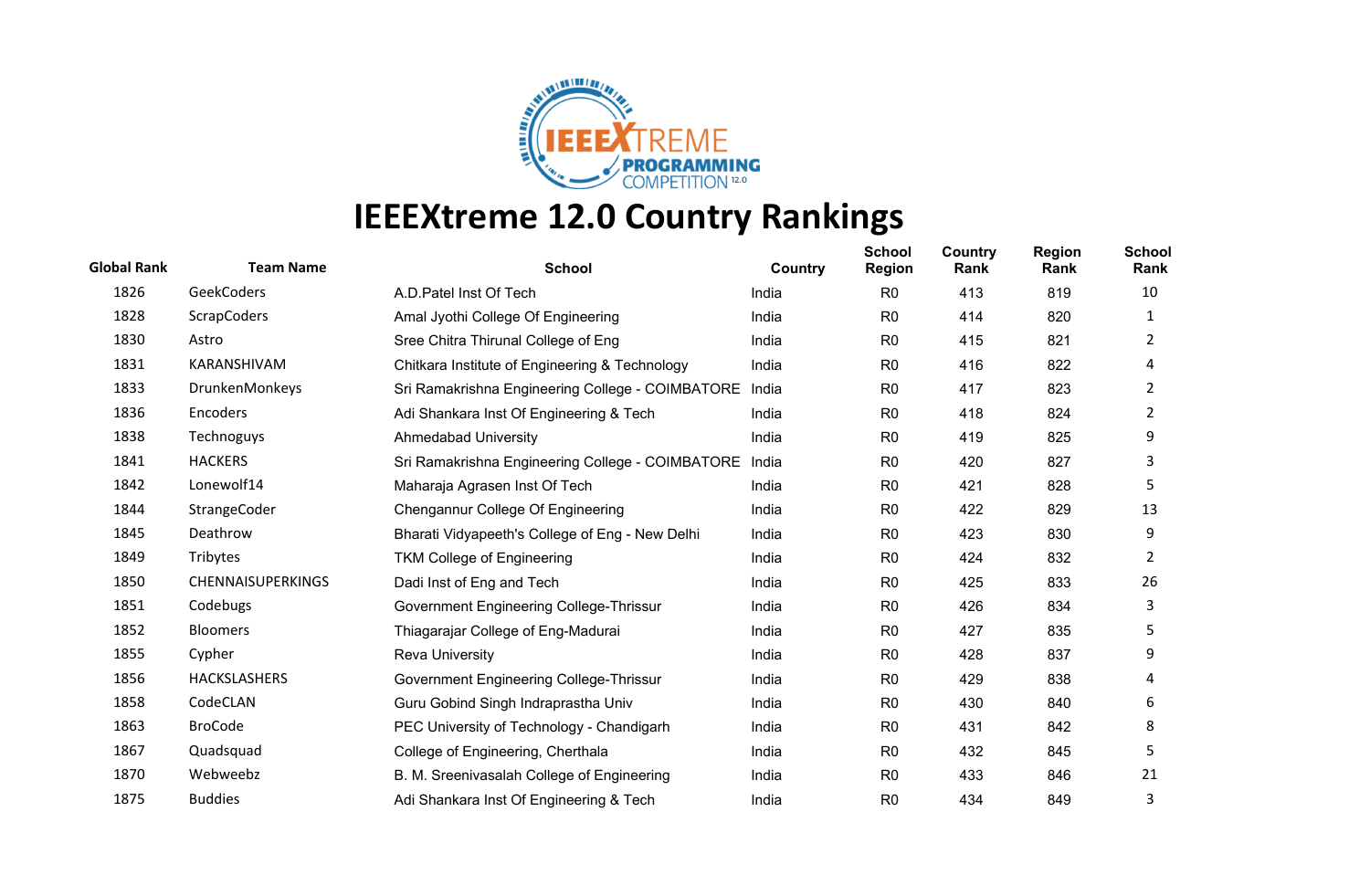# IEEEXtreme 12.0 Country Rankings

| Global Rank | Team Name | School | Country | School Region | Country Rank | Region Rank | School Rank |
|---|---|---|---|---|---|---|---|
| 1826 | GeekCoders | A.D.Patel Inst Of Tech | India | R0 | 413 | 819 | 10 |
| 1828 | ScrapCoders | Amal Jyothi College Of Engineering | India | R0 | 414 | 820 | 1 |
| 1830 | Astro | Sree Chitra Thirunal College of Eng | India | R0 | 415 | 821 | 2 |
| 1831 | KARANSHIVAM | Chitkara Institute of Engineering & Technology | India | R0 | 416 | 822 | 4 |
| 1833 | DrunkenMonkeys | Sri Ramakrishna Engineering College - COIMBATORE | India | R0 | 417 | 823 | 2 |
| 1836 | Encoders | Adi Shankara Inst Of Engineering & Tech | India | R0 | 418 | 824 | 2 |
| 1838 | Technoguys | Ahmedabad University | India | R0 | 419 | 825 | 9 |
| 1841 | HACKERS | Sri Ramakrishna Engineering College - COIMBATORE | India | R0 | 420 | 827 | 3 |
| 1842 | Lonewolf14 | Maharaja Agrasen Inst Of Tech | India | R0 | 421 | 828 | 5 |
| 1844 | StrangeCoder | Chengannur College Of Engineering | India | R0 | 422 | 829 | 13 |
| 1845 | Deathrow | Bharati Vidyapeeth's College of Eng - New Delhi | India | R0 | 423 | 830 | 9 |
| 1849 | Tribytes | TKM College of Engineering | India | R0 | 424 | 832 | 2 |
| 1850 | CHENNAISUPERKINGS | Dadi Inst of Eng and Tech | India | R0 | 425 | 833 | 26 |
| 1851 | Codebugs | Government Engineering College-Thrissur | India | R0 | 426 | 834 | 3 |
| 1852 | Bloomers | Thiagarajar College of Eng-Madurai | India | R0 | 427 | 835 | 5 |
| 1855 | Cypher | Reva University | India | R0 | 428 | 837 | 9 |
| 1856 | HACKSLASHERS | Government Engineering College-Thrissur | India | R0 | 429 | 838 | 4 |
| 1858 | CodeCLAN | Guru Gobind Singh Indraprastha Univ | India | R0 | 430 | 840 | 6 |
| 1863 | BroCode | PEC University of Technology - Chandigarh | India | R0 | 431 | 842 | 8 |
| 1867 | Quadsquad | College of Engineering, Cherthala | India | R0 | 432 | 845 | 5 |
| 1870 | Webweebz | B. M. Sreenivasalah College of Engineering | India | R0 | 433 | 846 | 21 |
| 1875 | Buddies | Adi Shankara Inst Of Engineering & Tech | India | R0 | 434 | 849 | 3 |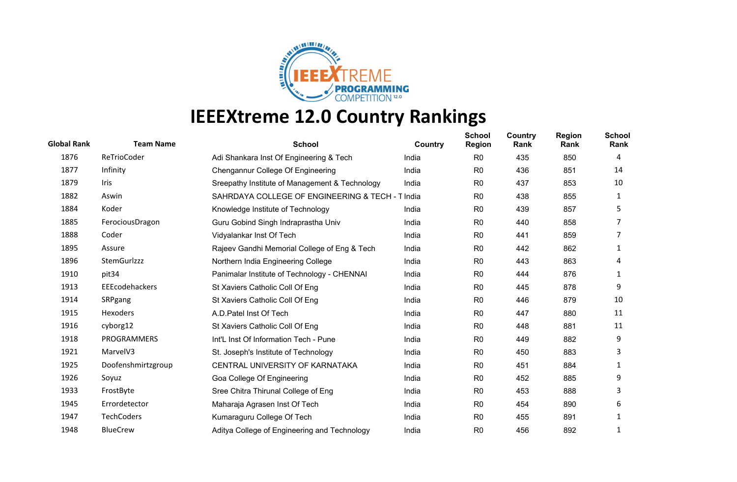# IEEEXtreme 12.0 Country Rankings

| Global Rank | Team Name | School | Country | School Region | Country Rank | Region Rank | School Rank |
|---|---|---|---|---|---|---|---|
| 1876 | ReTrioCoder | Adi Shankara Inst Of Engineering & Tech | India | R0 | 435 | 850 | 4 |
| 1877 | Infinity | Chengannur College Of Engineering | India | R0 | 436 | 851 | 14 |
| 1879 | Iris | Sreepathy Institute of Management & Technology | India | R0 | 437 | 853 | 10 |
| 1882 | Aswin | SAHRDAYA COLLEGE OF ENGINEERING & TECH - T | India | R0 | 438 | 855 | 1 |
| 1884 | Koder | Knowledge Institute of Technology | India | R0 | 439 | 857 | 5 |
| 1885 | FerociousDragon | Guru Gobind Singh Indraprastha Univ | India | R0 | 440 | 858 | 7 |
| 1888 | Coder | Vidyalankar Inst Of Tech | India | R0 | 441 | 859 | 7 |
| 1895 | Assure | Rajeev Gandhi Memorial College of Eng & Tech | India | R0 | 442 | 862 | 1 |
| 1896 | StemGurlzzz | Northern India Engineering College | India | R0 | 443 | 863 | 4 |
| 1910 | pit34 | Panimalar Institute of Technology - CHENNAI | India | R0 | 444 | 876 | 1 |
| 1913 | EEEcodehackers | St Xaviers Catholic Coll Of Eng | India | R0 | 445 | 878 | 9 |
| 1914 | SRPgang | St Xaviers Catholic Coll Of Eng | India | R0 | 446 | 879 | 10 |
| 1915 | Hexoders | A.D.Patel Inst Of Tech | India | R0 | 447 | 880 | 11 |
| 1916 | cyborg12 | St Xaviers Catholic Coll Of Eng | India | R0 | 448 | 881 | 11 |
| 1918 | PROGRAMMERS | Int'L Inst Of Information Tech - Pune | India | R0 | 449 | 882 | 9 |
| 1921 | MarvelV3 | St. Joseph's Institute of Technology | India | R0 | 450 | 883 | 3 |
| 1925 | Doofenshmirtzgroup | CENTRAL UNIVERSITY OF KARNATAKA | India | R0 | 451 | 884 | 1 |
| 1926 | Soyuz | Goa College Of Engineering | India | R0 | 452 | 885 | 9 |
| 1933 | FrostByte | Sree Chitra Thirunal College of Eng | India | R0 | 453 | 888 | 3 |
| 1945 | Errordetector | Maharaja Agrasen Inst Of Tech | India | R0 | 454 | 890 | 6 |
| 1947 | TechCoders | Kumaraguru College Of Tech | India | R0 | 455 | 891 | 1 |
| 1948 | BlueCrew | Aditya College of Engineering and Technology | India | R0 | 456 | 892 | 1 |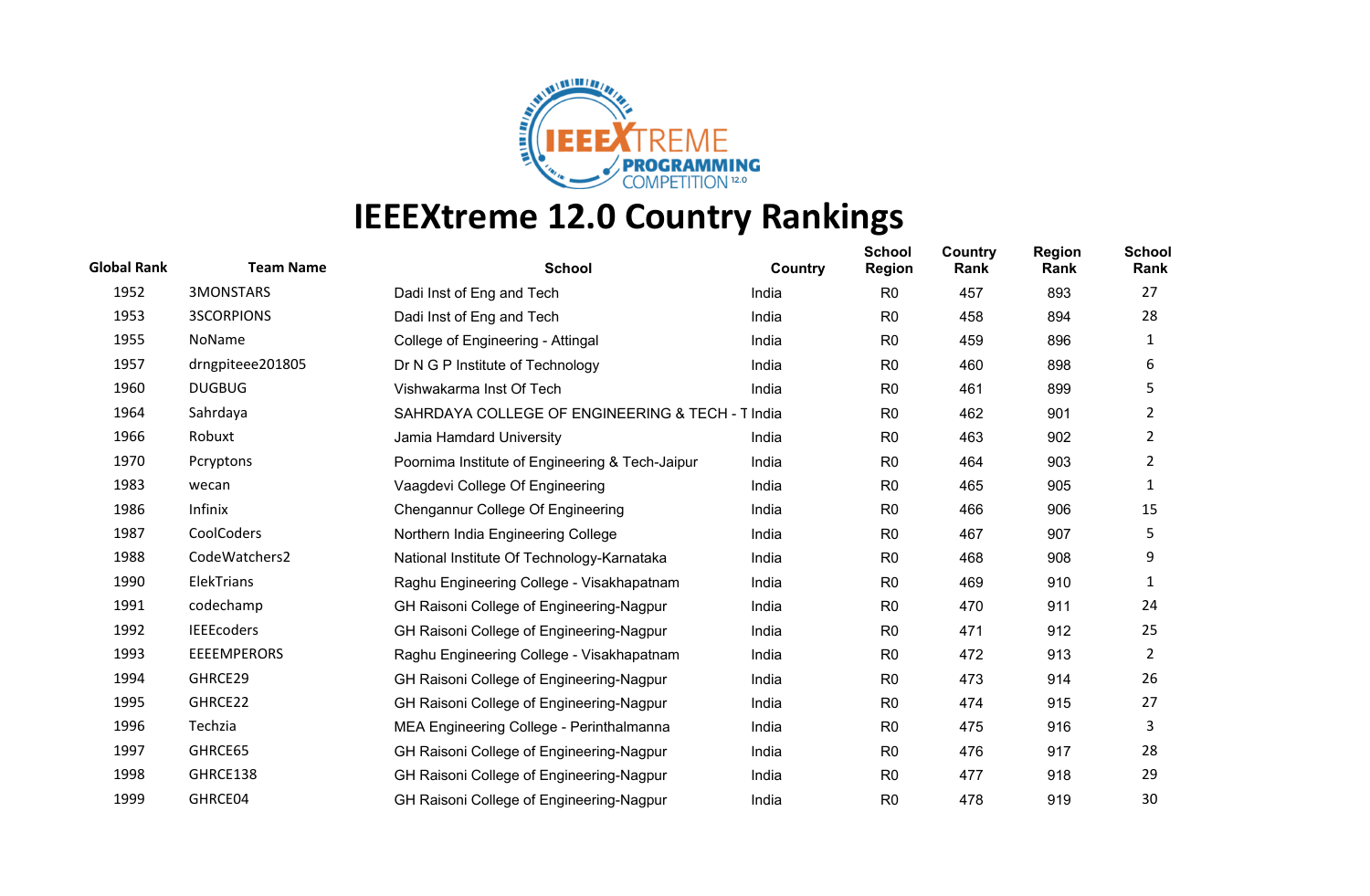# IEEEXtreme 12.0 Country Rankings

| Global Rank | Team Name | School | Country | School Region | Country Rank | Region Rank | School Rank |
|---|---|---|---|---|---|---|---|
| 1952 | 3MONSTARS | Dadi Inst of Eng and Tech | India | R0 | 457 | 893 | 27 |
| 1953 | 3SCORPIONS | Dadi Inst of Eng and Tech | India | R0 | 458 | 894 | 28 |
| 1955 | NoName | College of Engineering - Attingal | India | R0 | 459 | 896 | 1 |
| 1957 | drngpiteee201805 | Dr N G P Institute of Technology | India | R0 | 460 | 898 | 6 |
| 1960 | DUGBUG | Vishwakarma Inst Of Tech | India | R0 | 461 | 899 | 5 |
| 1964 | Sahrdaya | SAHRDAYA COLLEGE OF ENGINEERING & TECH - T | India | R0 | 462 | 901 | 2 |
| 1966 | Robuxt | Jamia Hamdard University | India | R0 | 463 | 902 | 2 |
| 1970 | Pcryptons | Poornima Institute of Engineering & Tech-Jaipur | India | R0 | 464 | 903 | 2 |
| 1983 | wecan | Vaagdevi College Of Engineering | India | R0 | 465 | 905 | 1 |
| 1986 | Infinix | Chengannur College Of Engineering | India | R0 | 466 | 906 | 15 |
| 1987 | CoolCoders | Northern India Engineering College | India | R0 | 467 | 907 | 5 |
| 1988 | CodeWatchers2 | National Institute Of Technology-Karnataka | India | R0 | 468 | 908 | 9 |
| 1990 | ElekTrians | Raghu Engineering College - Visakhapatnam | India | R0 | 469 | 910 | 1 |
| 1991 | codechamp | GH Raisoni College of Engineering-Nagpur | India | R0 | 470 | 911 | 24 |
| 1992 | IEEEcoders | GH Raisoni College of Engineering-Nagpur | India | R0 | 471 | 912 | 25 |
| 1993 | EEEEMPERORS | Raghu Engineering College - Visakhapatnam | India | R0 | 472 | 913 | 2 |
| 1994 | GHRCE29 | GH Raisoni College of Engineering-Nagpur | India | R0 | 473 | 914 | 26 |
| 1995 | GHRCE22 | GH Raisoni College of Engineering-Nagpur | India | R0 | 474 | 915 | 27 |
| 1996 | Techzia | MEA Engineering College - Perinthalmanna | India | R0 | 475 | 916 | 3 |
| 1997 | GHRCE65 | GH Raisoni College of Engineering-Nagpur | India | R0 | 476 | 917 | 28 |
| 1998 | GHRCE138 | GH Raisoni College of Engineering-Nagpur | India | R0 | 477 | 918 | 29 |
| 1999 | GHRCE04 | GH Raisoni College of Engineering-Nagpur | India | R0 | 478 | 919 | 30 |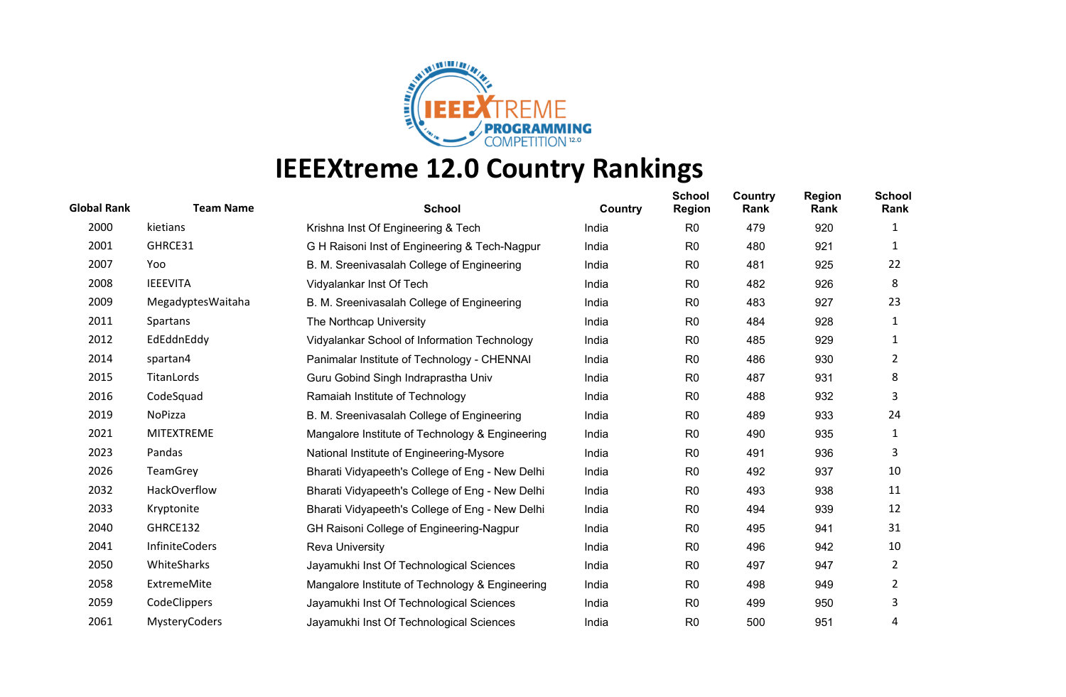# IEEEXtreme 12.0 Country Rankings

| Global Rank | Team Name | School | Country | School Region | Country Rank | Region Rank | School Rank |
|---|---|---|---|---|---|---|---|
| 2000 | kietians | Krishna Inst Of Engineering & Tech | India | R0 | 479 | 920 | 1 |
| 2001 | GHRCE31 | G H Raisoni Inst of Engineering & Tech-Nagpur | India | R0 | 480 | 921 | 1 |
| 2007 | Yoo | B. M. Sreenivasalah College of Engineering | India | R0 | 481 | 925 | 22 |
| 2008 | IEEEVITA | Vidyalankar Inst Of Tech | India | R0 | 482 | 926 | 8 |
| 2009 | MegadyptesWaitaha | B. M. Sreenivasalah College of Engineering | India | R0 | 483 | 927 | 23 |
| 2011 | Spartans | The Northcap University | India | R0 | 484 | 928 | 1 |
| 2012 | EdEddnEddy | Vidyalankar School of Information Technology | India | R0 | 485 | 929 | 1 |
| 2014 | spartan4 | Panimalar Institute of Technology - CHENNAI | India | R0 | 486 | 930 | 2 |
| 2015 | TitanLords | Guru Gobind Singh Indraprastha Univ | India | R0 | 487 | 931 | 8 |
| 2016 | CodeSquad | Ramaiah Institute of Technology | India | R0 | 488 | 932 | 3 |
| 2019 | NoPizza | B. M. Sreenivasalah College of Engineering | India | R0 | 489 | 933 | 24 |
| 2021 | MITEXTREME | Mangalore Institute of Technology & Engineering | India | R0 | 490 | 935 | 1 |
| 2023 | Pandas | National Institute of Engineering-Mysore | India | R0 | 491 | 936 | 3 |
| 2026 | TeamGrey | Bharati Vidyapeeth's College of Eng - New Delhi | India | R0 | 492 | 937 | 10 |
| 2032 | HackOverflow | Bharati Vidyapeeth's College of Eng - New Delhi | India | R0 | 493 | 938 | 11 |
| 2033 | Kryptonite | Bharati Vidyapeeth's College of Eng - New Delhi | India | R0 | 494 | 939 | 12 |
| 2040 | GHRCE132 | GH Raisoni College of Engineering-Nagpur | India | R0 | 495 | 941 | 31 |
| 2041 | InfiniteCoders | Reva University | India | R0 | 496 | 942 | 10 |
| 2050 | WhiteSharks | Jayamukhi Inst Of Technological Sciences | India | R0 | 497 | 947 | 2 |
| 2058 | ExtremeMite | Mangalore Institute of Technology & Engineering | India | R0 | 498 | 949 | 2 |
| 2059 | CodeClippers | Jayamukhi Inst Of Technological Sciences | India | R0 | 499 | 950 | 3 |
| 2061 | MysteryCoders | Jayamukhi Inst Of Technological Sciences | India | R0 | 500 | 951 | 4 |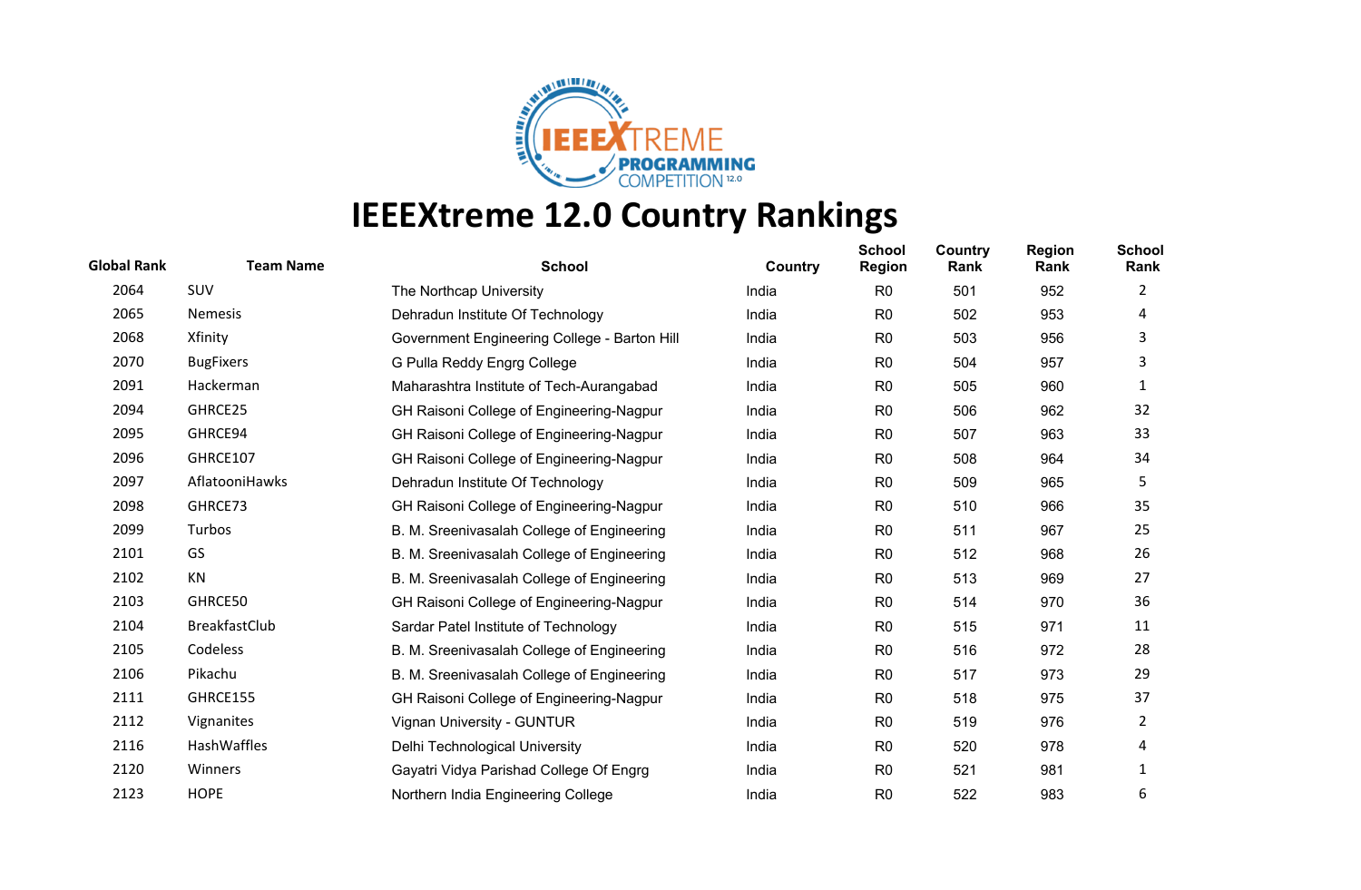# IEEEXtreme 12.0 Country Rankings

| Global Rank | Team Name | School | Country | School Region | Country Rank | Region Rank | School Rank |
|---|---|---|---|---|---|---|---|
| 2064 | SUV | The Northcap University | India | R0 | 501 | 952 | 2 |
| 2065 | Nemesis | Dehradun Institute Of Technology | India | R0 | 502 | 953 | 4 |
| 2068 | Xfinity | Government Engineering College - Barton Hill | India | R0 | 503 | 956 | 3 |
| 2070 | BugFixers | G Pulla Reddy Engrg College | India | R0 | 504 | 957 | 3 |
| 2091 | Hackerman | Maharashtra Institute of Tech-Aurangabad | India | R0 | 505 | 960 | 1 |
| 2094 | GHRCE25 | GH Raisoni College of Engineering-Nagpur | India | R0 | 506 | 962 | 32 |
| 2095 | GHRCE94 | GH Raisoni College of Engineering-Nagpur | India | R0 | 507 | 963 | 33 |
| 2096 | GHRCE107 | GH Raisoni College of Engineering-Nagpur | India | R0 | 508 | 964 | 34 |
| 2097 | AflatooniHawks | Dehradun Institute Of Technology | India | R0 | 509 | 965 | 5 |
| 2098 | GHRCE73 | GH Raisoni College of Engineering-Nagpur | India | R0 | 510 | 966 | 35 |
| 2099 | Turbos | B. M. Sreenivasalah College of Engineering | India | R0 | 511 | 967 | 25 |
| 2101 | GS | B. M. Sreenivasalah College of Engineering | India | R0 | 512 | 968 | 26 |
| 2102 | KN | B. M. Sreenivasalah College of Engineering | India | R0 | 513 | 969 | 27 |
| 2103 | GHRCE50 | GH Raisoni College of Engineering-Nagpur | India | R0 | 514 | 970 | 36 |
| 2104 | BreakfastClub | Sardar Patel Institute of Technology | India | R0 | 515 | 971 | 11 |
| 2105 | Codeless | B. M. Sreenivasalah College of Engineering | India | R0 | 516 | 972 | 28 |
| 2106 | Pikachu | B. M. Sreenivasalah College of Engineering | India | R0 | 517 | 973 | 29 |
| 2111 | GHRCE155 | GH Raisoni College of Engineering-Nagpur | India | R0 | 518 | 975 | 37 |
| 2112 | Vignanites | Vignan University - GUNTUR | India | R0 | 519 | 976 | 2 |
| 2116 | HashWaffles | Delhi Technological University | India | R0 | 520 | 978 | 4 |
| 2120 | Winners | Gayatri Vidya Parishad College Of Engrg | India | R0 | 521 | 981 | 1 |
| 2123 | HOPE | Northern India Engineering College | India | R0 | 522 | 983 | 6 |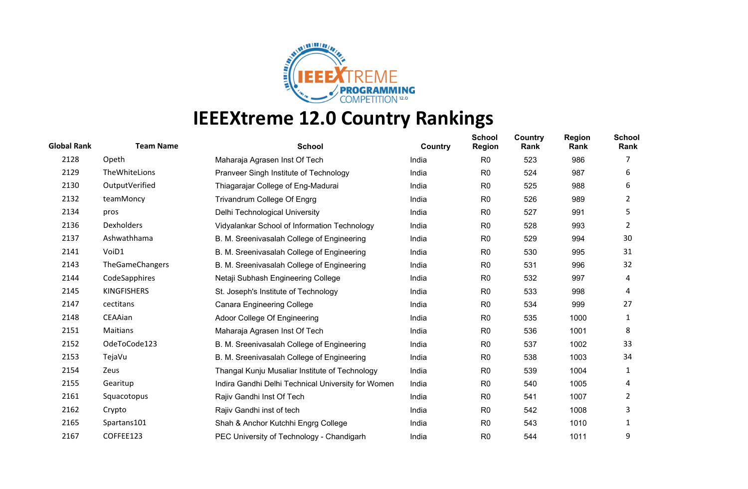# IEEEXtreme 12.0 Country Rankings

| Global Rank | Team Name | School | Country | School Region | Country Rank | Region Rank | School Rank |
|---|---|---|---|---|---|---|---|
| 2128 | Opeth | Maharaja Agrasen Inst Of Tech | India | R0 | 523 | 986 | 7 |
| 2129 | TheWhiteLions | Pranveer Singh Institute of Technology | India | R0 | 524 | 987 | 6 |
| 2130 | OutputVerified | Thiagarajar College of Eng-Madurai | India | R0 | 525 | 988 | 6 |
| 2132 | teamMoncy | Trivandrum College Of Engrg | India | R0 | 526 | 989 | 2 |
| 2134 | pros | Delhi Technological University | India | R0 | 527 | 991 | 5 |
| 2136 | Dexholders | Vidyalankar School of Information Technology | India | R0 | 528 | 993 | 2 |
| 2137 | Ashwathhama | B. M. Sreenivasalah College of Engineering | India | R0 | 529 | 994 | 30 |
| 2141 | VoiD1 | B. M. Sreenivasalah College of Engineering | India | R0 | 530 | 995 | 31 |
| 2143 | TheGameChangers | B. M. Sreenivasalah College of Engineering | India | R0 | 531 | 996 | 32 |
| 2144 | CodeSapphires | Netaji Subhash Engineering College | India | R0 | 532 | 997 | 4 |
| 2145 | KINGFISHERS | St. Joseph's Institute of Technology | India | R0 | 533 | 998 | 4 |
| 2147 | cectitans | Canara Engineering College | India | R0 | 534 | 999 | 27 |
| 2148 | CEAAian | Adoor College Of Engineering | India | R0 | 535 | 1000 | 1 |
| 2151 | Maitians | Maharaja Agrasen Inst Of Tech | India | R0 | 536 | 1001 | 8 |
| 2152 | OdeToCode123 | B. M. Sreenivasalah College of Engineering | India | R0 | 537 | 1002 | 33 |
| 2153 | TejaVu | B. M. Sreenivasalah College of Engineering | India | R0 | 538 | 1003 | 34 |
| 2154 | Zeus | Thangal Kunju Musaliar Institute of Technology | India | R0 | 539 | 1004 | 1 |
| 2155 | Gearitup | Indira Gandhi Delhi Technical University for Women | India | R0 | 540 | 1005 | 4 |
| 2161 | Squacotopus | Rajiv Gandhi Inst Of Tech | India | R0 | 541 | 1007 | 2 |
| 2162 | Crypto | Rajiv Gandhi inst of tech | India | R0 | 542 | 1008 | 3 |
| 2165 | Spartans101 | Shah & Anchor Kutchhi Engrg College | India | R0 | 543 | 1010 | 1 |
| 2167 | COFFEE123 | PEC University of Technology - Chandigarh | India | R0 | 544 | 1011 | 9 |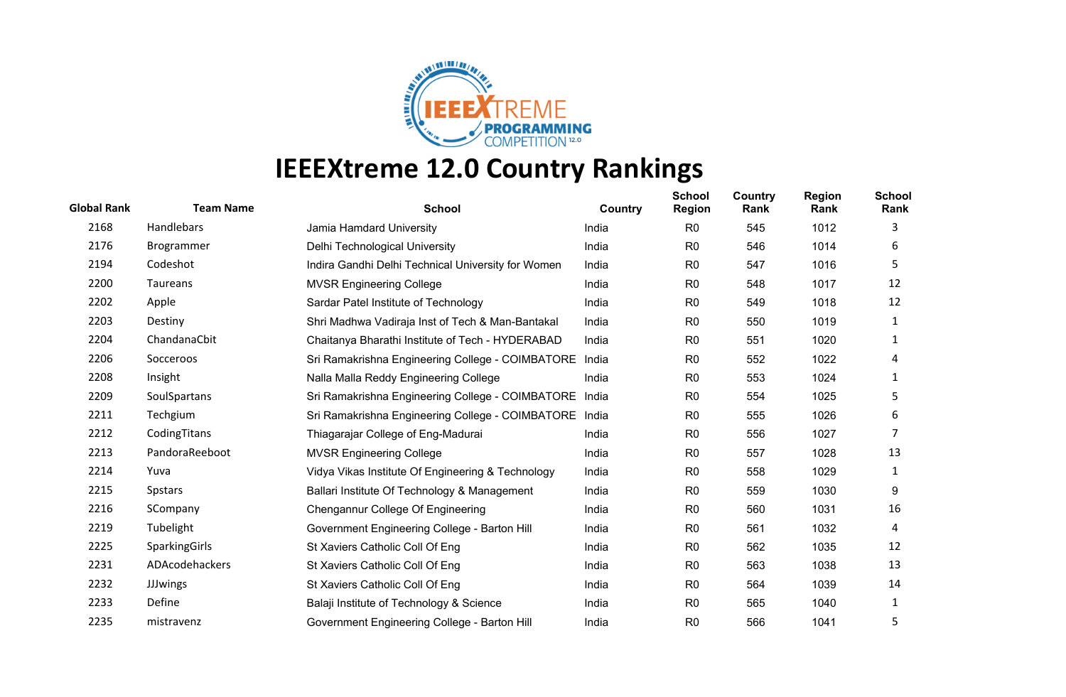# IEEEXtreme 12.0 Country Rankings

| Global Rank | Team Name | School | Country | School Region | Country Rank | Region Rank | School Rank |
|---|---|---|---|---|---|---|---|
| 2168 | Handlebars | Jamia Hamdard University | India | R0 | 545 | 1012 | 3 |
| 2176 | Brogrammer | Delhi Technological University | India | R0 | 546 | 1014 | 6 |
| 2194 | Codeshot | Indira Gandhi Delhi Technical University for Women | India | R0 | 547 | 1016 | 5 |
| 2200 | Taureans | MVSR Engineering College | India | R0 | 548 | 1017 | 12 |
| 2202 | Apple | Sardar Patel Institute of Technology | India | R0 | 549 | 1018 | 12 |
| 2203 | Destiny | Shri Madhwa Vadiraja Inst of Tech & Man-Bantakal | India | R0 | 550 | 1019 | 1 |
| 2204 | ChandanaCbit | Chaitanya Bharathi Institute of Tech - HYDERABAD | India | R0 | 551 | 1020 | 1 |
| 2206 | Socceroos | Sri Ramakrishna Engineering College - COIMBATORE | India | R0 | 552 | 1022 | 4 |
| 2208 | Insight | Nalla Malla Reddy Engineering College | India | R0 | 553 | 1024 | 1 |
| 2209 | SoulSpartans | Sri Ramakrishna Engineering College - COIMBATORE | India | R0 | 554 | 1025 | 5 |
| 2211 | Techgium | Sri Ramakrishna Engineering College - COIMBATORE | India | R0 | 555 | 1026 | 6 |
| 2212 | CodingTitans | Thiagarajar College of Eng-Madurai | India | R0 | 556 | 1027 | 7 |
| 2213 | PandoraReeboot | MVSR Engineering College | India | R0 | 557 | 1028 | 13 |
| 2214 | Yuva | Vidya Vikas Institute Of Engineering & Technology | India | R0 | 558 | 1029 | 1 |
| 2215 | Spstars | Ballari Institute Of Technology & Management | India | R0 | 559 | 1030 | 9 |
| 2216 | SCompany | Chengannur College Of Engineering | India | R0 | 560 | 1031 | 16 |
| 2219 | Tubelight | Government Engineering College - Barton Hill | India | R0 | 561 | 1032 | 4 |
| 2225 | SparkingGirls | St Xaviers Catholic Coll Of Eng | India | R0 | 562 | 1035 | 12 |
| 2231 | ADAcodehackers | St Xaviers Catholic Coll Of Eng | India | R0 | 563 | 1038 | 13 |
| 2232 | JJJwings | St Xaviers Catholic Coll Of Eng | India | R0 | 564 | 1039 | 14 |
| 2233 | Define | Balaji Institute of Technology & Science | India | R0 | 565 | 1040 | 1 |
| 2235 | mistravenz | Government Engineering College - Barton Hill | India | R0 | 566 | 1041 | 5 |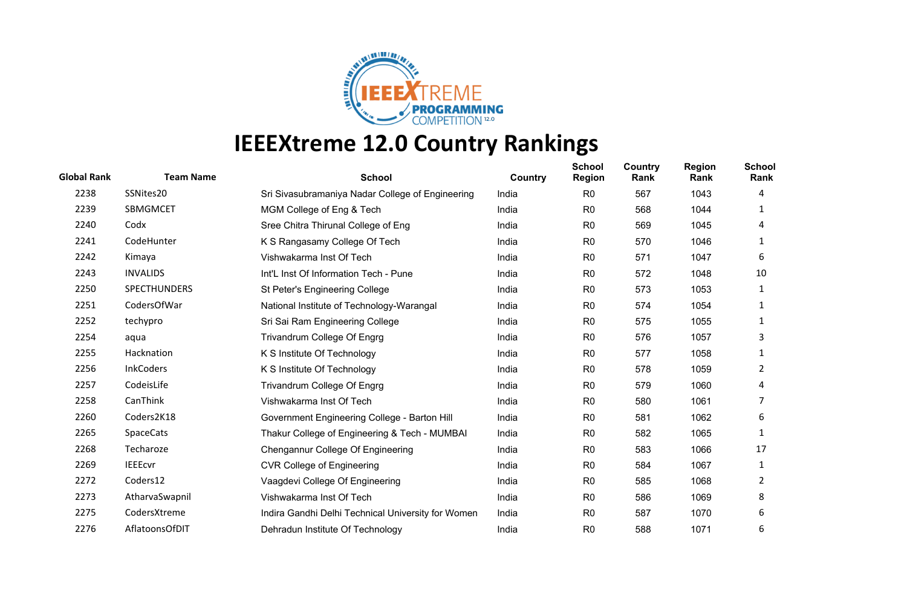# IEEEXtreme 12.0 Country Rankings

| Global Rank | Team Name | School | Country | School Region | Country Rank | Region Rank | School Rank |
|---|---|---|---|---|---|---|---|
| 2238 | SSNites20 | Sri Sivasubramaniya Nadar College of Engineering | India | R0 | 567 | 1043 | 4 |
| 2239 | SBMGMCET | MGM College of Eng & Tech | India | R0 | 568 | 1044 | 1 |
| 2240 | Codx | Sree Chitra Thirunal College of Eng | India | R0 | 569 | 1045 | 4 |
| 2241 | CodeHunter | K S Rangasamy College Of Tech | India | R0 | 570 | 1046 | 1 |
| 2242 | Kimaya | Vishwakarma Inst Of Tech | India | R0 | 571 | 1047 | 6 |
| 2243 | INVALIDS | Int'L Inst Of Information Tech - Pune | India | R0 | 572 | 1048 | 10 |
| 2250 | SPECTHUNDERS | St Peter's Engineering College | India | R0 | 573 | 1053 | 1 |
| 2251 | CodersOfWar | National Institute of Technology-Warangal | India | R0 | 574 | 1054 | 1 |
| 2252 | techypro | Sri Sai Ram Engineering College | India | R0 | 575 | 1055 | 1 |
| 2254 | aqua | Trivandrum College Of Engrg | India | R0 | 576 | 1057 | 3 |
| 2255 | Hacknation | K S Institute Of Technology | India | R0 | 577 | 1058 | 1 |
| 2256 | InkCoders | K S Institute Of Technology | India | R0 | 578 | 1059 | 2 |
| 2257 | CodeisLife | Trivandrum College Of Engrg | India | R0 | 579 | 1060 | 4 |
| 2258 | CanThink | Vishwakarma Inst Of Tech | India | R0 | 580 | 1061 | 7 |
| 2260 | Coders2K18 | Government Engineering College - Barton Hill | India | R0 | 581 | 1062 | 6 |
| 2265 | SpaceCats | Thakur College of Engineering & Tech - MUMBAI | India | R0 | 582 | 1065 | 1 |
| 2268 | Techaroze | Chengannur College Of Engineering | India | R0 | 583 | 1066 | 17 |
| 2269 | IEEEcvr | CVR College of Engineering | India | R0 | 584 | 1067 | 1 |
| 2272 | Coders12 | Vaagdevi College Of Engineering | India | R0 | 585 | 1068 | 2 |
| 2273 | AtharvaSwapnil | Vishwakarma Inst Of Tech | India | R0 | 586 | 1069 | 8 |
| 2275 | CodersXtreme | Indira Gandhi Delhi Technical University for Women | India | R0 | 587 | 1070 | 6 |
| 2276 | AflatoonsOfDIT | Dehradun Institute Of Technology | India | R0 | 588 | 1071 | 6 |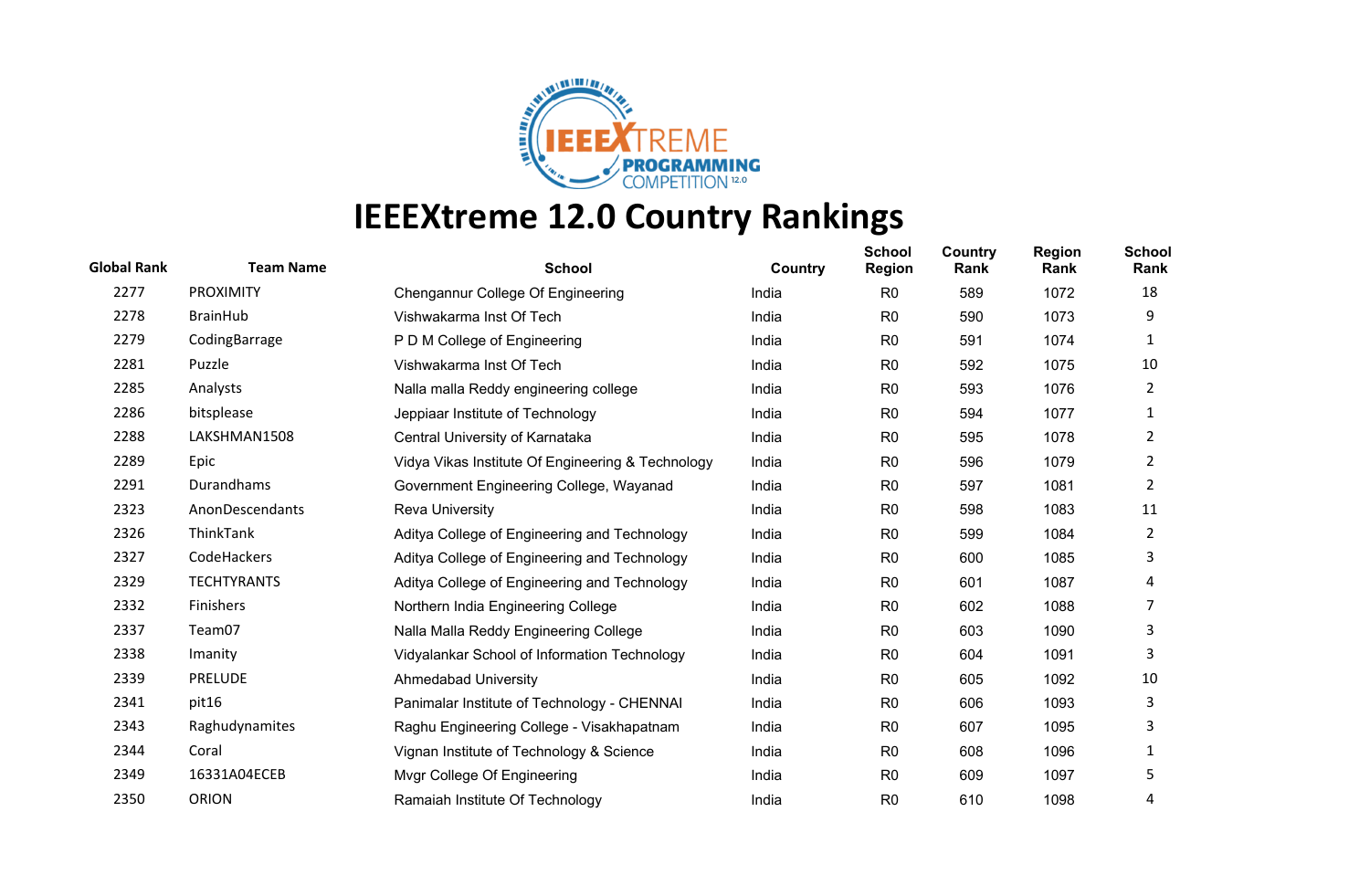# IEEEXtreme 12.0 Country Rankings

| Global Rank | Team Name | School | Country | School Region | Country Rank | Region Rank | School Rank |
|---|---|---|---|---|---|---|---|
| 2277 | PROXIMITY | Chengannur College Of Engineering | India | R0 | 589 | 1072 | 18 |
| 2278 | BrainHub | Vishwakarma Inst Of Tech | India | R0 | 590 | 1073 | 9 |
| 2279 | CodingBarrage | P D M College of Engineering | India | R0 | 591 | 1074 | 1 |
| 2281 | Puzzle | Vishwakarma Inst Of Tech | India | R0 | 592 | 1075 | 10 |
| 2285 | Analysts | Nalla malla Reddy engineering college | India | R0 | 593 | 1076 | 2 |
| 2286 | bitsplease | Jeppiaar Institute of Technology | India | R0 | 594 | 1077 | 1 |
| 2288 | LAKSHMAN1508 | Central University of Karnataka | India | R0 | 595 | 1078 | 2 |
| 2289 | Epic | Vidya Vikas Institute Of Engineering & Technology | India | R0 | 596 | 1079 | 2 |
| 2291 | Durandhams | Government Engineering College, Wayanad | India | R0 | 597 | 1081 | 2 |
| 2323 | AnonDescendants | Reva University | India | R0 | 598 | 1083 | 11 |
| 2326 | ThinkTank | Aditya College of Engineering and Technology | India | R0 | 599 | 1084 | 2 |
| 2327 | CodeHackers | Aditya College of Engineering and Technology | India | R0 | 600 | 1085 | 3 |
| 2329 | TECHTYRANTS | Aditya College of Engineering and Technology | India | R0 | 601 | 1087 | 4 |
| 2332 | Finishers | Northern India Engineering College | India | R0 | 602 | 1088 | 7 |
| 2337 | Team07 | Nalla Malla Reddy Engineering College | India | R0 | 603 | 1090 | 3 |
| 2338 | Imanity | Vidyalankar School of Information Technology | India | R0 | 604 | 1091 | 3 |
| 2339 | PRELUDE | Ahmedabad University | India | R0 | 605 | 1092 | 10 |
| 2341 | pit16 | Panimalar Institute of Technology - CHENNAI | India | R0 | 606 | 1093 | 3 |
| 2343 | Raghudynamites | Raghu Engineering College - Visakhapatnam | India | R0 | 607 | 1095 | 3 |
| 2344 | Coral | Vignan Institute of Technology & Science | India | R0 | 608 | 1096 | 1 |
| 2349 | 16331A04ECEB | Mvgr College Of Engineering | India | R0 | 609 | 1097 | 5 |
| 2350 | ORION | Ramaiah Institute Of Technology | India | R0 | 610 | 1098 | 4 |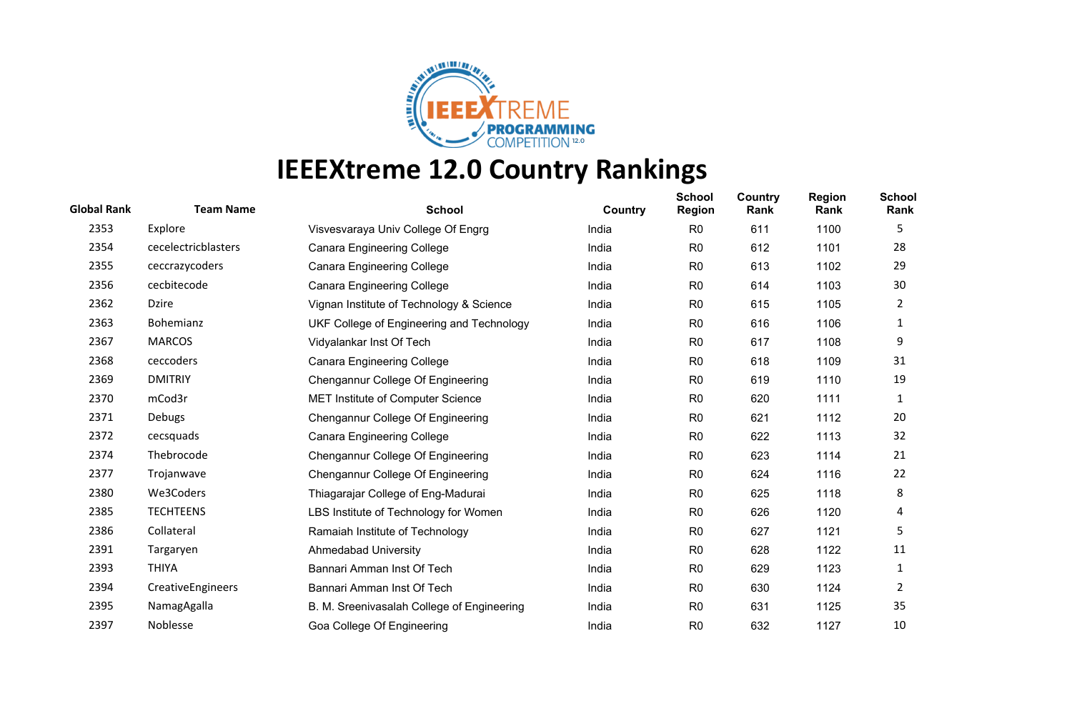# IEEEXtreme 12.0 Country Rankings

| Global Rank | Team Name | School | Country | School Region | Country Rank | Region Rank | School Rank |
|---|---|---|---|---|---|---|---|
| 2353 | Explore | Visvesvaraya Univ College Of Engrg | India | R0 | 611 | 1100 | 5 |
| 2354 | cecelectricblasters | Canara Engineering College | India | R0 | 612 | 1101 | 28 |
| 2355 | ceccrazycoders | Canara Engineering College | India | R0 | 613 | 1102 | 29 |
| 2356 | cecbitecode | Canara Engineering College | India | R0 | 614 | 1103 | 30 |
| 2362 | Dzire | Vignan Institute of Technology & Science | India | R0 | 615 | 1105 | 2 |
| 2363 | Bohemianz | UKF College of Engineering and Technology | India | R0 | 616 | 1106 | 1 |
| 2367 | MARCOS | Vidyalankar Inst Of Tech | India | R0 | 617 | 1108 | 9 |
| 2368 | ceccoders | Canara Engineering College | India | R0 | 618 | 1109 | 31 |
| 2369 | DMITRIY | Chengannur College Of Engineering | India | R0 | 619 | 1110 | 19 |
| 2370 | mCod3r | MET Institute of Computer Science | India | R0 | 620 | 1111 | 1 |
| 2371 | Debugs | Chengannur College Of Engineering | India | R0 | 621 | 1112 | 20 |
| 2372 | cecsquads | Canara Engineering College | India | R0 | 622 | 1113 | 32 |
| 2374 | Thebrocode | Chengannur College Of Engineering | India | R0 | 623 | 1114 | 21 |
| 2377 | Trojanwave | Chengannur College Of Engineering | India | R0 | 624 | 1116 | 22 |
| 2380 | We3Coders | Thiagarajar College of Eng-Madurai | India | R0 | 625 | 1118 | 8 |
| 2385 | TECHTEENS | LBS Institute of Technology for Women | India | R0 | 626 | 1120 | 4 |
| 2386 | Collateral | Ramaiah Institute of Technology | India | R0 | 627 | 1121 | 5 |
| 2391 | Targaryen | Ahmedabad University | India | R0 | 628 | 1122 | 11 |
| 2393 | THIYA | Bannari Amman Inst Of Tech | India | R0 | 629 | 1123 | 1 |
| 2394 | CreativeEngineers | Bannari Amman Inst Of Tech | India | R0 | 630 | 1124 | 2 |
| 2395 | NamagAgalla | B. M. Sreenivasalah College of Engineering | India | R0 | 631 | 1125 | 35 |
| 2397 | Noblesse | Goa College Of Engineering | India | R0 | 632 | 1127 | 10 |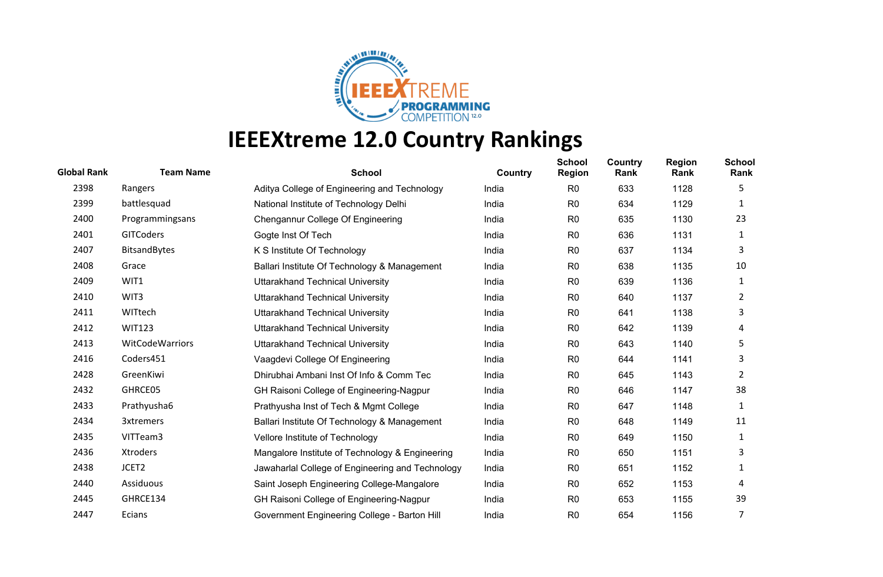# IEEEXtreme 12.0 Country Rankings

| Global Rank | Team Name | School | Country | School Region | Country Rank | Region Rank | School Rank |
|---|---|---|---|---|---|---|---|
| 2398 | Rangers | Aditya College of Engineering and Technology | India | R0 | 633 | 1128 | 5 |
| 2399 | battlesquad | National Institute of Technology Delhi | India | R0 | 634 | 1129 | 1 |
| 2400 | Programmingsans | Chengannur College Of Engineering | India | R0 | 635 | 1130 | 23 |
| 2401 | GITCoders | Gogte Inst Of Tech | India | R0 | 636 | 1131 | 1 |
| 2407 | BitsandBytes | K S Institute Of Technology | India | R0 | 637 | 1134 | 3 |
| 2408 | Grace | Ballari Institute Of Technology & Management | India | R0 | 638 | 1135 | 10 |
| 2409 | WIT1 | Uttarakhand Technical University | India | R0 | 639 | 1136 | 1 |
| 2410 | WIT3 | Uttarakhand Technical University | India | R0 | 640 | 1137 | 2 |
| 2411 | WITtech | Uttarakhand Technical University | India | R0 | 641 | 1138 | 3 |
| 2412 | WIT123 | Uttarakhand Technical University | India | R0 | 642 | 1139 | 4 |
| 2413 | WitCodeWarriors | Uttarakhand Technical University | India | R0 | 643 | 1140 | 5 |
| 2416 | Coders451 | Vaagdevi College Of Engineering | India | R0 | 644 | 1141 | 3 |
| 2428 | GreenKiwi | Dhirubhai Ambani Inst Of Info & Comm Tec | India | R0 | 645 | 1143 | 2 |
| 2432 | GHRCE05 | GH Raisoni College of Engineering-Nagpur | India | R0 | 646 | 1147 | 38 |
| 2433 | Prathyusha6 | Prathyusha Inst of Tech & Mgmt College | India | R0 | 647 | 1148 | 1 |
| 2434 | 3xtremers | Ballari Institute Of Technology & Management | India | R0 | 648 | 1149 | 11 |
| 2435 | VITTeam3 | Vellore Institute of Technology | India | R0 | 649 | 1150 | 1 |
| 2436 | Xtroders | Mangalore Institute of Technology & Engineering | India | R0 | 650 | 1151 | 3 |
| 2438 | JCET2 | Jawaharlal College of Engineering and Technology | India | R0 | 651 | 1152 | 1 |
| 2440 | Assiduous | Saint Joseph Engineering College-Mangalore | India | R0 | 652 | 1153 | 4 |
| 2445 | GHRCE134 | GH Raisoni College of Engineering-Nagpur | India | R0 | 653 | 1155 | 39 |
| 2447 | Ecians | Government Engineering College - Barton Hill | India | R0 | 654 | 1156 | 7 |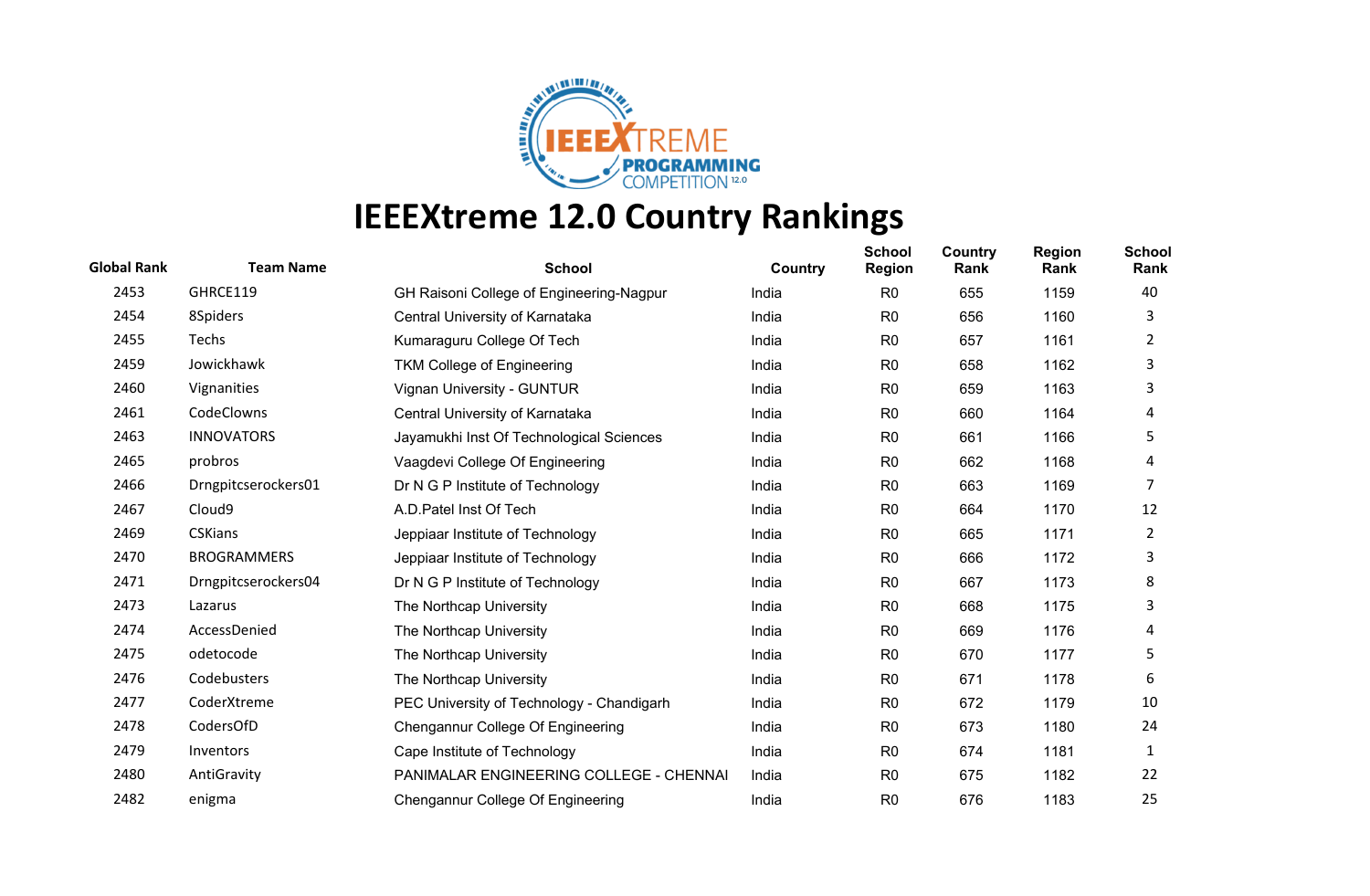# IEEEXtreme 12.0 Country Rankings

| Global Rank | Team Name | School | Country | School Region | Country Rank | Region Rank | School Rank |
|---|---|---|---|---|---|---|---|
| 2453 | GHRCE119 | GH Raisoni College of Engineering-Nagpur | India | R0 | 655 | 1159 | 40 |
| 2454 | 8Spiders | Central University of Karnataka | India | R0 | 656 | 1160 | 3 |
| 2455 | Techs | Kumaraguru College Of Tech | India | R0 | 657 | 1161 | 2 |
| 2459 | Jowickhawk | TKM College of Engineering | India | R0 | 658 | 1162 | 3 |
| 2460 | Vignanities | Vignan University - GUNTUR | India | R0 | 659 | 1163 | 3 |
| 2461 | CodeClowns | Central University of Karnataka | India | R0 | 660 | 1164 | 4 |
| 2463 | INNOVATORS | Jayamukhi Inst Of Technological Sciences | India | R0 | 661 | 1166 | 5 |
| 2465 | probros | Vaagdevi College Of Engineering | India | R0 | 662 | 1168 | 4 |
| 2466 | Drngpitcserockers01 | Dr N G P Institute of Technology | India | R0 | 663 | 1169 | 7 |
| 2467 | Cloud9 | A.D.Patel Inst Of Tech | India | R0 | 664 | 1170 | 12 |
| 2469 | CSKians | Jeppiaar Institute of Technology | India | R0 | 665 | 1171 | 2 |
| 2470 | BROGRAMMERS | Jeppiaar Institute of Technology | India | R0 | 666 | 1172 | 3 |
| 2471 | Drngpitcserockers04 | Dr N G P Institute of Technology | India | R0 | 667 | 1173 | 8 |
| 2473 | Lazarus | The Northcap University | India | R0 | 668 | 1175 | 3 |
| 2474 | AccessDenied | The Northcap University | India | R0 | 669 | 1176 | 4 |
| 2475 | odetocode | The Northcap University | India | R0 | 670 | 1177 | 5 |
| 2476 | Codebusters | The Northcap University | India | R0 | 671 | 1178 | 6 |
| 2477 | CoderXtreme | PEC University of Technology - Chandigarh | India | R0 | 672 | 1179 | 10 |
| 2478 | CodersOfD | Chengannur College Of Engineering | India | R0 | 673 | 1180 | 24 |
| 2479 | Inventors | Cape Institute of Technology | India | R0 | 674 | 1181 | 1 |
| 2480 | AntiGravity | PANIMALAR ENGINEERING COLLEGE - CHENNAI | India | R0 | 675 | 1182 | 22 |
| 2482 | enigma | Chengannur College Of Engineering | India | R0 | 676 | 1183 | 25 |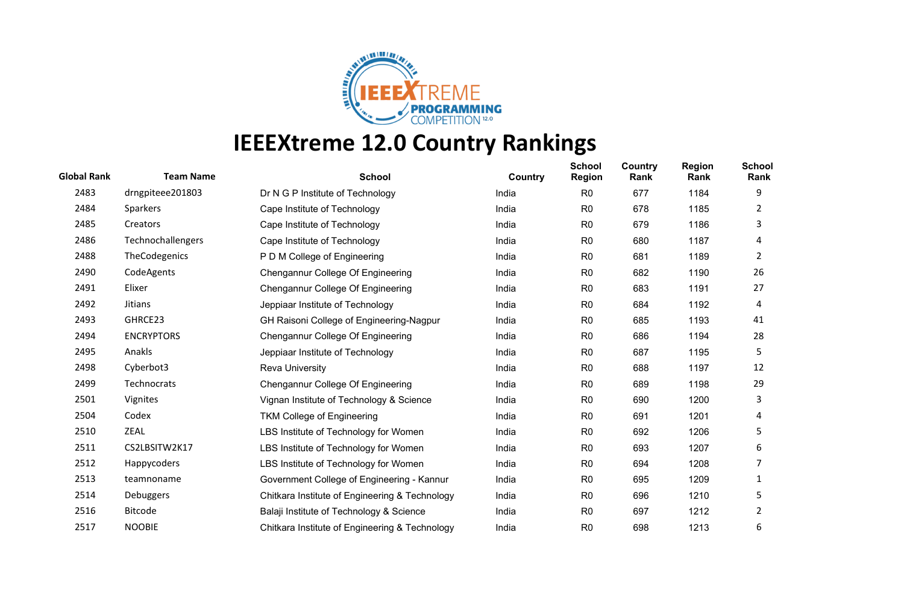# IEEEXtreme 12.0 Country Rankings

| Global Rank | Team Name | School | Country | School Region | Country Rank | Region Rank | School Rank |
|---|---|---|---|---|---|---|---|
| 2483 | drngpiteee201803 | Dr N G P Institute of Technology | India | R0 | 677 | 1184 | 9 |
| 2484 | Sparkers | Cape Institute of Technology | India | R0 | 678 | 1185 | 2 |
| 2485 | Creators | Cape Institute of Technology | India | R0 | 679 | 1186 | 3 |
| 2486 | Technochallengers | Cape Institute of Technology | India | R0 | 680 | 1187 | 4 |
| 2488 | TheCodegenics | P D M College of Engineering | India | R0 | 681 | 1189 | 2 |
| 2490 | CodeAgents | Chengannur College Of Engineering | India | R0 | 682 | 1190 | 26 |
| 2491 | Elixer | Chengannur College Of Engineering | India | R0 | 683 | 1191 | 27 |
| 2492 | Jitians | Jeppiaar Institute of Technology | India | R0 | 684 | 1192 | 4 |
| 2493 | GHRCE23 | GH Raisoni College of Engineering-Nagpur | India | R0 | 685 | 1193 | 41 |
| 2494 | ENCRYPTORS | Chengannur College Of Engineering | India | R0 | 686 | 1194 | 28 |
| 2495 | Anakls | Jeppiaar Institute of Technology | India | R0 | 687 | 1195 | 5 |
| 2498 | Cyberbot3 | Reva University | India | R0 | 688 | 1197 | 12 |
| 2499 | Technocrats | Chengannur College Of Engineering | India | R0 | 689 | 1198 | 29 |
| 2501 | Vignites | Vignan Institute of Technology & Science | India | R0 | 690 | 1200 | 3 |
| 2504 | Codex | TKM College of Engineering | India | R0 | 691 | 1201 | 4 |
| 2510 | ZEAL | LBS Institute of Technology for Women | India | R0 | 692 | 1206 | 5 |
| 2511 | CS2LBSITW2K17 | LBS Institute of Technology for Women | India | R0 | 693 | 1207 | 6 |
| 2512 | Happycoders | LBS Institute of Technology for Women | India | R0 | 694 | 1208 | 7 |
| 2513 | teamnoname | Government College of Engineering - Kannur | India | R0 | 695 | 1209 | 1 |
| 2514 | Debuggers | Chitkara Institute of Engineering & Technology | India | R0 | 696 | 1210 | 5 |
| 2516 | Bitcode | Balaji Institute of Technology & Science | India | R0 | 697 | 1212 | 2 |
| 2517 | NOOBIE | Chitkara Institute of Engineering & Technology | India | R0 | 698 | 1213 | 6 |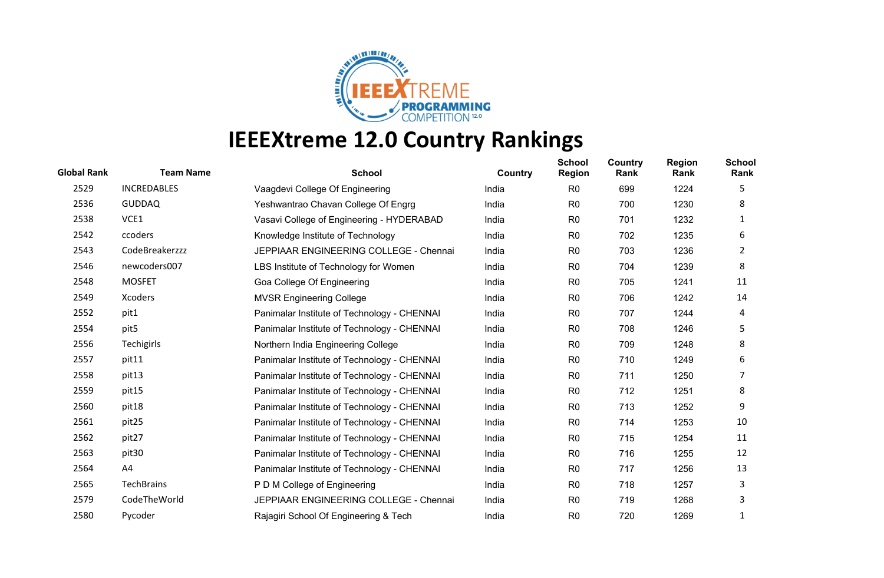# IEEEXtreme 12.0 Country Rankings

| Global Rank | Team Name | School | Country | School Region | Country Rank | Region Rank | School Rank |
|---|---|---|---|---|---|---|---|
| 2529 | INCREDABLES | Vaagdevi College Of Engineering | India | R0 | 699 | 1224 | 5 |
| 2536 | GUDDAQ | Yeshwantrao Chavan College Of Engrg | India | R0 | 700 | 1230 | 8 |
| 2538 | VCE1 | Vasavi College of Engineering - HYDERABAD | India | R0 | 701 | 1232 | 1 |
| 2542 | ccoders | Knowledge Institute of Technology | India | R0 | 702 | 1235 | 6 |
| 2543 | CodeBreakerzzz | JEPPIAAR ENGINEERING COLLEGE - Chennai | India | R0 | 703 | 1236 | 2 |
| 2546 | newcoders007 | LBS Institute of Technology for Women | India | R0 | 704 | 1239 | 8 |
| 2548 | MOSFET | Goa College Of Engineering | India | R0 | 705 | 1241 | 11 |
| 2549 | Xcoders | MVSR Engineering College | India | R0 | 706 | 1242 | 14 |
| 2552 | pit1 | Panimalar Institute of Technology - CHENNAI | India | R0 | 707 | 1244 | 4 |
| 2554 | pit5 | Panimalar Institute of Technology - CHENNAI | India | R0 | 708 | 1246 | 5 |
| 2556 | Techigirls | Northern India Engineering College | India | R0 | 709 | 1248 | 8 |
| 2557 | pit11 | Panimalar Institute of Technology - CHENNAI | India | R0 | 710 | 1249 | 6 |
| 2558 | pit13 | Panimalar Institute of Technology - CHENNAI | India | R0 | 711 | 1250 | 7 |
| 2559 | pit15 | Panimalar Institute of Technology - CHENNAI | India | R0 | 712 | 1251 | 8 |
| 2560 | pit18 | Panimalar Institute of Technology - CHENNAI | India | R0 | 713 | 1252 | 9 |
| 2561 | pit25 | Panimalar Institute of Technology - CHENNAI | India | R0 | 714 | 1253 | 10 |
| 2562 | pit27 | Panimalar Institute of Technology - CHENNAI | India | R0 | 715 | 1254 | 11 |
| 2563 | pit30 | Panimalar Institute of Technology - CHENNAI | India | R0 | 716 | 1255 | 12 |
| 2564 | A4 | Panimalar Institute of Technology - CHENNAI | India | R0 | 717 | 1256 | 13 |
| 2565 | TechBrains | P D M College of Engineering | India | R0 | 718 | 1257 | 3 |
| 2579 | CodeTheWorld | JEPPIAAR ENGINEERING COLLEGE - Chennai | India | R0 | 719 | 1268 | 3 |
| 2580 | Pycoder | Rajagiri School Of Engineering & Tech | India | R0 | 720 | 1269 | 1 |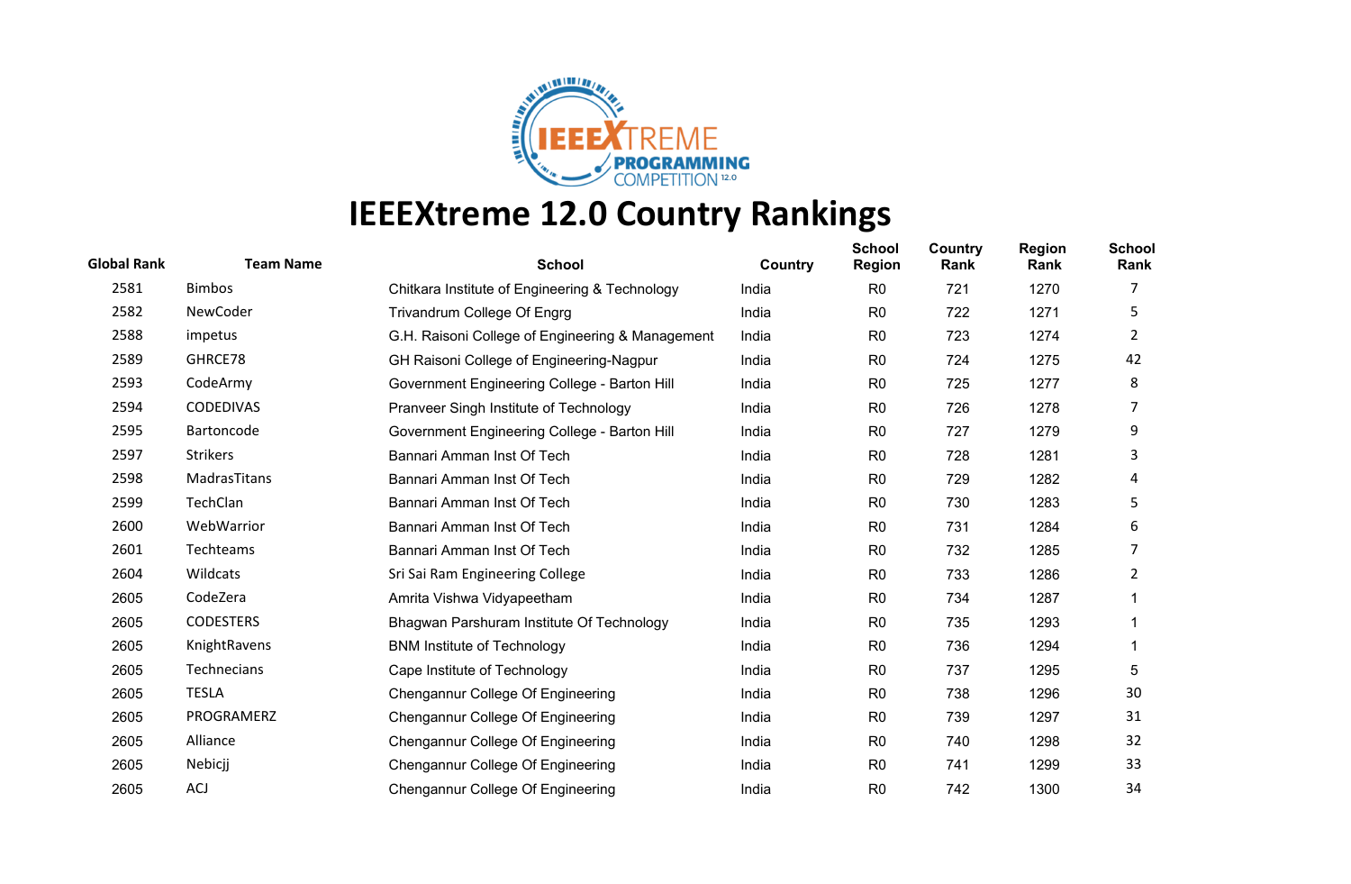# IEEEXtreme 12.0 Country Rankings

| Global Rank | Team Name | School | Country | School Region | Country Rank | Region Rank | School Rank |
|---|---|---|---|---|---|---|---|
| 2581 | Bimbos | Chitkara Institute of Engineering & Technology | India | R0 | 721 | 1270 | 7 |
| 2582 | NewCoder | Trivandrum College Of Engrg | India | R0 | 722 | 1271 | 5 |
| 2588 | impetus | G.H. Raisoni College of Engineering & Management | India | R0 | 723 | 1274 | 2 |
| 2589 | GHRCE78 | GH Raisoni College of Engineering-Nagpur | India | R0 | 724 | 1275 | 42 |
| 2593 | CodeArmy | Government Engineering College - Barton Hill | India | R0 | 725 | 1277 | 8 |
| 2594 | CODEDIVAS | Pranveer Singh Institute of Technology | India | R0 | 726 | 1278 | 7 |
| 2595 | Bartoncode | Government Engineering College - Barton Hill | India | R0 | 727 | 1279 | 9 |
| 2597 | Strikers | Bannari Amman Inst Of Tech | India | R0 | 728 | 1281 | 3 |
| 2598 | MadrasTitans | Bannari Amman Inst Of Tech | India | R0 | 729 | 1282 | 4 |
| 2599 | TechClan | Bannari Amman Inst Of Tech | India | R0 | 730 | 1283 | 5 |
| 2600 | WebWarrior | Bannari Amman Inst Of Tech | India | R0 | 731 | 1284 | 6 |
| 2601 | Techteams | Bannari Amman Inst Of Tech | India | R0 | 732 | 1285 | 7 |
| 2604 | Wildcats | Sri Sai Ram Engineering College | India | R0 | 733 | 1286 | 2 |
| 2605 | CodeZera | Amrita Vishwa Vidyapeetham | India | R0 | 734 | 1287 | 1 |
| 2605 | CODESTERS | Bhagwan Parshuram Institute Of Technology | India | R0 | 735 | 1293 | 1 |
| 2605 | KnightRavens | BNM Institute of Technology | India | R0 | 736 | 1294 | 1 |
| 2605 | Technecians | Cape Institute of Technology | India | R0 | 737 | 1295 | 5 |
| 2605 | TESLA | Chengannur College Of Engineering | India | R0 | 738 | 1296 | 30 |
| 2605 | PROGRAMERZ | Chengannur College Of Engineering | India | R0 | 739 | 1297 | 31 |
| 2605 | Alliance | Chengannur College Of Engineering | India | R0 | 740 | 1298 | 32 |
| 2605 | Nebicjj | Chengannur College Of Engineering | India | R0 | 741 | 1299 | 33 |
| 2605 | ACJ | Chengannur College Of Engineering | India | R0 | 742 | 1300 | 34 |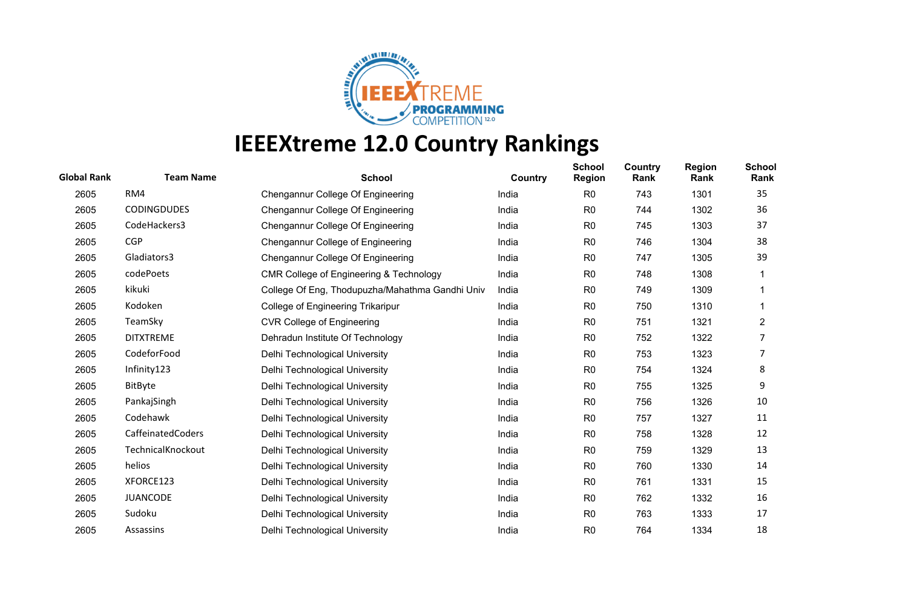# IEEEXtreme 12.0 Country Rankings

| Global Rank | Team Name | School | Country | School Region | Country Rank | Region Rank | School Rank |
|---|---|---|---|---|---|---|---|
| 2605 | RM4 | Chengannur College Of Engineering | India | R0 | 743 | 1301 | 35 |
| 2605 | CODINGDUDES | Chengannur College Of Engineering | India | R0 | 744 | 1302 | 36 |
| 2605 | CodeHackers3 | Chengannur College Of Engineering | India | R0 | 745 | 1303 | 37 |
| 2605 | CGP | Chengannur College of Engineering | India | R0 | 746 | 1304 | 38 |
| 2605 | Gladiators3 | Chengannur College Of Engineering | India | R0 | 747 | 1305 | 39 |
| 2605 | codePoets | CMR College of Engineering & Technology | India | R0 | 748 | 1308 | 1 |
| 2605 | kikuki | College Of Eng, Thodupuzha/Mahathma Gandhi Univ | India | R0 | 749 | 1309 | 1 |
| 2605 | Kodoken | College of Engineering Trikaripur | India | R0 | 750 | 1310 | 1 |
| 2605 | TeamSky | CVR College of Engineering | India | R0 | 751 | 1321 | 2 |
| 2605 | DITXTREME | Dehradun Institute Of Technology | India | R0 | 752 | 1322 | 7 |
| 2605 | CodeforFood | Delhi Technological University | India | R0 | 753 | 1323 | 7 |
| 2605 | Infinity123 | Delhi Technological University | India | R0 | 754 | 1324 | 8 |
| 2605 | BitByte | Delhi Technological University | India | R0 | 755 | 1325 | 9 |
| 2605 | PankajSingh | Delhi Technological University | India | R0 | 756 | 1326 | 10 |
| 2605 | Codehawk | Delhi Technological University | India | R0 | 757 | 1327 | 11 |
| 2605 | CaffeinatedCoders | Delhi Technological University | India | R0 | 758 | 1328 | 12 |
| 2605 | TechnicalKnockout | Delhi Technological University | India | R0 | 759 | 1329 | 13 |
| 2605 | helios | Delhi Technological University | India | R0 | 760 | 1330 | 14 |
| 2605 | XFORCE123 | Delhi Technological University | India | R0 | 761 | 1331 | 15 |
| 2605 | JUANCODE | Delhi Technological University | India | R0 | 762 | 1332 | 16 |
| 2605 | Sudoku | Delhi Technological University | India | R0 | 763 | 1333 | 17 |
| 2605 | Assassins | Delhi Technological University | India | R0 | 764 | 1334 | 18 |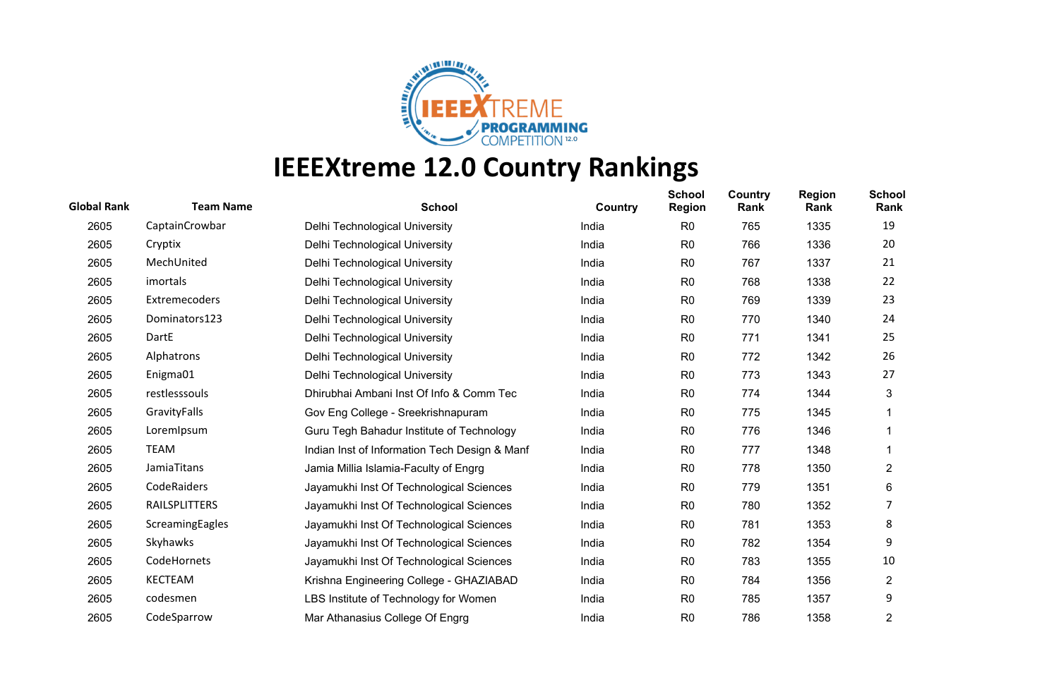# IEEEXtreme 12.0 Country Rankings

| Global Rank | Team Name | School | Country | School Region | Country Rank | Region Rank | School Rank |
|---|---|---|---|---|---|---|---|
| 2605 | CaptainCrowbar | Delhi Technological University | India | R0 | 765 | 1335 | 19 |
| 2605 | Cryptix | Delhi Technological University | India | R0 | 766 | 1336 | 20 |
| 2605 | MechUnited | Delhi Technological University | India | R0 | 767 | 1337 | 21 |
| 2605 | imortals | Delhi Technological University | India | R0 | 768 | 1338 | 22 |
| 2605 | Extremecoders | Delhi Technological University | India | R0 | 769 | 1339 | 23 |
| 2605 | Dominators123 | Delhi Technological University | India | R0 | 770 | 1340 | 24 |
| 2605 | DartE | Delhi Technological University | India | R0 | 771 | 1341 | 25 |
| 2605 | Alphatrons | Delhi Technological University | India | R0 | 772 | 1342 | 26 |
| 2605 | Enigma01 | Delhi Technological University | India | R0 | 773 | 1343 | 27 |
| 2605 | restlesssouls | Dhirubhai Ambani Inst Of Info & Comm Tec | India | R0 | 774 | 1344 | 3 |
| 2605 | GravityFalls | Gov Eng College - Sreekrishnapuram | India | R0 | 775 | 1345 | 1 |
| 2605 | LoremIpsum | Guru Tegh Bahadur Institute of Technology | India | R0 | 776 | 1346 | 1 |
| 2605 | TEAM | Indian Inst of Information Tech Design & Manf | India | R0 | 777 | 1348 | 1 |
| 2605 | JamiaTitans | Jamia Millia Islamia-Faculty of Engrg | India | R0 | 778 | 1350 | 2 |
| 2605 | CodeRaiders | Jayamukhi Inst Of Technological Sciences | India | R0 | 779 | 1351 | 6 |
| 2605 | RAILSPLITTERS | Jayamukhi Inst Of Technological Sciences | India | R0 | 780 | 1352 | 7 |
| 2605 | ScreamingEagles | Jayamukhi Inst Of Technological Sciences | India | R0 | 781 | 1353 | 8 |
| 2605 | Skyhawks | Jayamukhi Inst Of Technological Sciences | India | R0 | 782 | 1354 | 9 |
| 2605 | CodeHornets | Jayamukhi Inst Of Technological Sciences | India | R0 | 783 | 1355 | 10 |
| 2605 | KECTEAM | Krishna Engineering College - GHAZIABAD | India | R0 | 784 | 1356 | 2 |
| 2605 | codesmen | LBS Institute of Technology for Women | India | R0 | 785 | 1357 | 9 |
| 2605 | CodeSparrow | Mar Athanasius College Of Engrg | India | R0 | 786 | 1358 | 2 |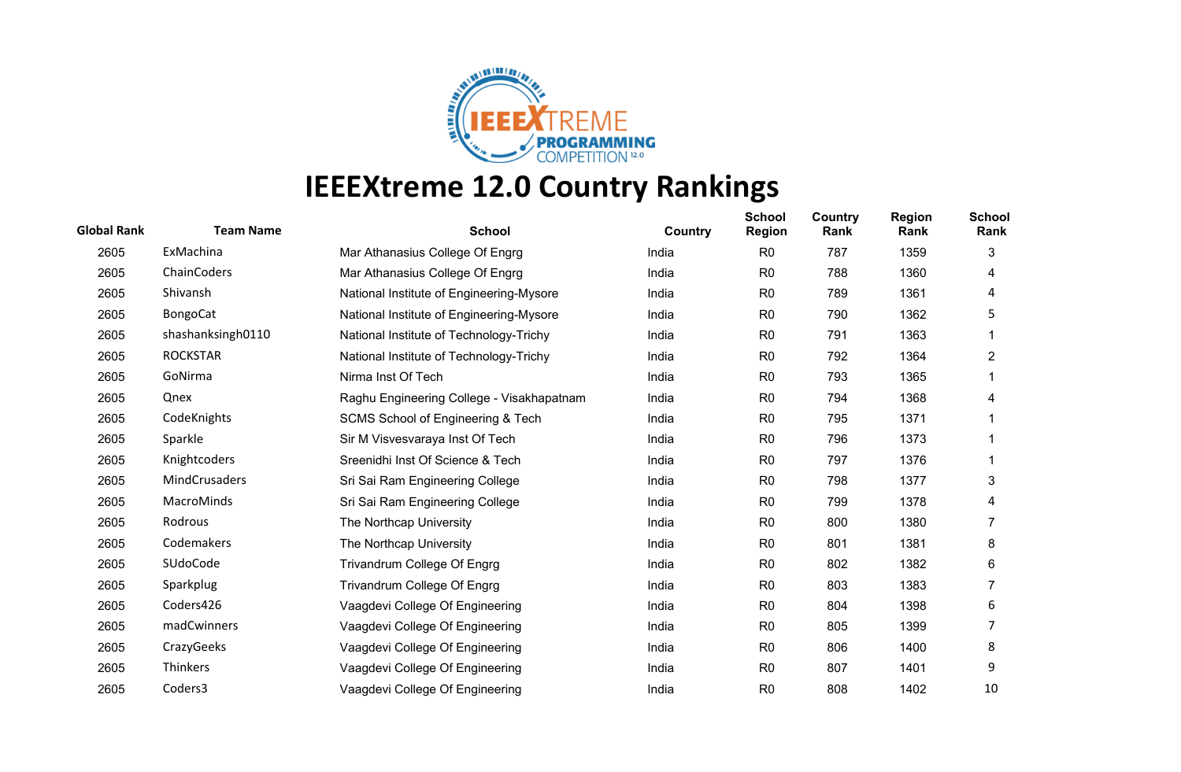# IEEEXtreme 12.0 Country Rankings

| Global Rank | Team Name | School | Country | School Region | Country Rank | Region Rank | School Rank |
|---|---|---|---|---|---|---|---|
| 2605 | ExMachina | Mar Athanasius College Of Engrg | India | R0 | 787 | 1359 | 3 |
| 2605 | ChainCoders | Mar Athanasius College Of Engrg | India | R0 | 788 | 1360 | 4 |
| 2605 | Shivansh | National Institute of Engineering-Mysore | India | R0 | 789 | 1361 | 4 |
| 2605 | BongoCat | National Institute of Engineering-Mysore | India | R0 | 790 | 1362 | 5 |
| 2605 | shashanksingh0110 | National Institute of Technology-Trichy | India | R0 | 791 | 1363 | 1 |
| 2605 | ROCKSTAR | National Institute of Technology-Trichy | India | R0 | 792 | 1364 | 2 |
| 2605 | GoNirma | Nirma Inst Of Tech | India | R0 | 793 | 1365 | 1 |
| 2605 | Qnex | Raghu Engineering College - Visakhapatnam | India | R0 | 794 | 1368 | 4 |
| 2605 | CodeKnights | SCMS School of Engineering & Tech | India | R0 | 795 | 1371 | 1 |
| 2605 | Sparkle | Sir M Visvesvaraya Inst Of Tech | India | R0 | 796 | 1373 | 1 |
| 2605 | Knightcoders | Sreenidhi Inst Of Science & Tech | India | R0 | 797 | 1376 | 1 |
| 2605 | MindCrusaders | Sri Sai Ram Engineering College | India | R0 | 798 | 1377 | 3 |
| 2605 | MacroMinds | Sri Sai Ram Engineering College | India | R0 | 799 | 1378 | 4 |
| 2605 | Rodrous | The Northcap University | India | R0 | 800 | 1380 | 7 |
| 2605 | Codemakers | The Northcap University | India | R0 | 801 | 1381 | 8 |
| 2605 | SUdoCode | Trivandrum College Of Engrg | India | R0 | 802 | 1382 | 6 |
| 2605 | Sparkplug | Trivandrum College Of Engrg | India | R0 | 803 | 1383 | 7 |
| 2605 | Coders426 | Vaagdevi College Of Engineering | India | R0 | 804 | 1398 | 6 |
| 2605 | madCwinners | Vaagdevi College Of Engineering | India | R0 | 805 | 1399 | 7 |
| 2605 | CrazyGeeks | Vaagdevi College Of Engineering | India | R0 | 806 | 1400 | 8 |
| 2605 | Thinkers | Vaagdevi College Of Engineering | India | R0 | 807 | 1401 | 9 |
| 2605 | Coders3 | Vaagdevi College Of Engineering | India | R0 | 808 | 1402 | 10 |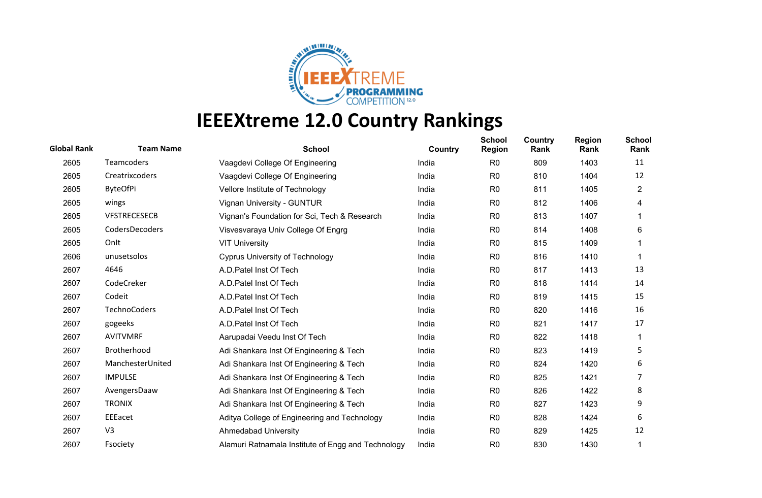# IEEEXtreme 12.0 Country Rankings

| Global Rank | Team Name | School | Country | School Region | Country Rank | Region Rank | School Rank |
|---|---|---|---|---|---|---|---|
| 2605 | Teamcoders | Vaagdevi College Of Engineering | India | R0 | 809 | 1403 | 11 |
| 2605 | Creatrixcoders | Vaagdevi College Of Engineering | India | R0 | 810 | 1404 | 12 |
| 2605 | ByteOfPi | Vellore Institute of Technology | India | R0 | 811 | 1405 | 2 |
| 2605 | wings | Vignan University - GUNTUR | India | R0 | 812 | 1406 | 4 |
| 2605 | VFSTRECESECB | Vignan's Foundation for Sci, Tech & Research | India | R0 | 813 | 1407 | 1 |
| 2605 | CodersDecoders | Visvesvaraya Univ College Of Engrg | India | R0 | 814 | 1408 | 6 |
| 2605 | OnIt | VIT University | India | R0 | 815 | 1409 | 1 |
| 2606 | unusetsolos | Cyprus University of Technology | India | R0 | 816 | 1410 | 1 |
| 2607 | 4646 | A.D.Patel Inst Of Tech | India | R0 | 817 | 1413 | 13 |
| 2607 | CodeCreker | A.D.Patel Inst Of Tech | India | R0 | 818 | 1414 | 14 |
| 2607 | Codeit | A.D.Patel Inst Of Tech | India | R0 | 819 | 1415 | 15 |
| 2607 | TechnoCoders | A.D.Patel Inst Of Tech | India | R0 | 820 | 1416 | 16 |
| 2607 | gogeeks | A.D.Patel Inst Of Tech | India | R0 | 821 | 1417 | 17 |
| 2607 | AVITVMRF | Aarupadai Veedu Inst Of Tech | India | R0 | 822 | 1418 | 1 |
| 2607 | Brotherhood | Adi Shankara Inst Of Engineering & Tech | India | R0 | 823 | 1419 | 5 |
| 2607 | ManchesterUnited | Adi Shankara Inst Of Engineering & Tech | India | R0 | 824 | 1420 | 6 |
| 2607 | IMPULSE | Adi Shankara Inst Of Engineering & Tech | India | R0 | 825 | 1421 | 7 |
| 2607 | AvengersDaaw | Adi Shankara Inst Of Engineering & Tech | India | R0 | 826 | 1422 | 8 |
| 2607 | TRONIX | Adi Shankara Inst Of Engineering & Tech | India | R0 | 827 | 1423 | 9 |
| 2607 | EEEacet | Aditya College of Engineering and Technology | India | R0 | 828 | 1424 | 6 |
| 2607 | V3 | Ahmedabad University | India | R0 | 829 | 1425 | 12 |
| 2607 | Fsociety | Alamuri Ratnamala Institute of Engg and Technology | India | R0 | 830 | 1430 | 1 |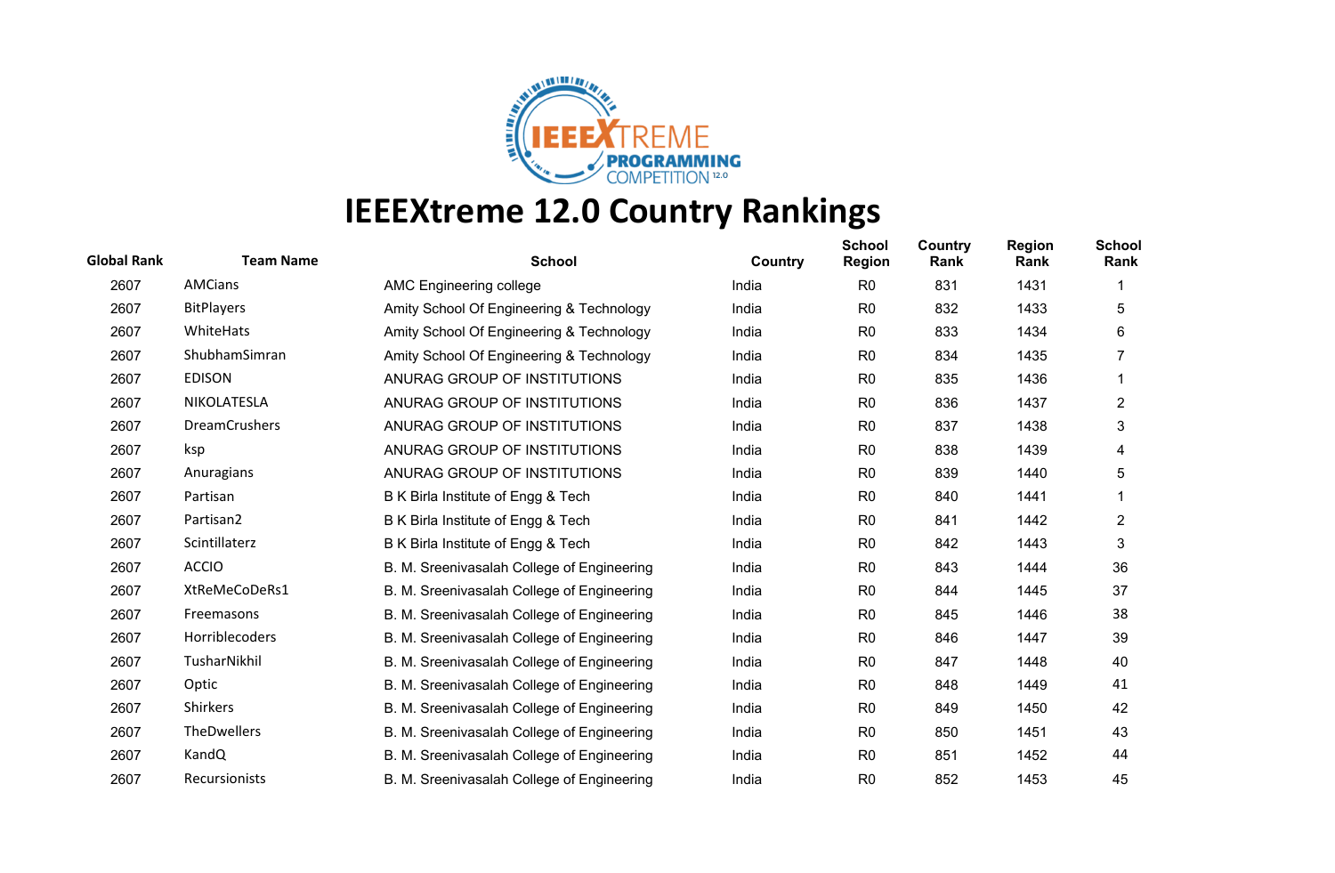# IEEEXtreme 12.0 Country Rankings

| Global Rank | Team Name | School | Country | School Region | Country Rank | Region Rank | School Rank |
|---|---|---|---|---|---|---|---|
| 2607 | AMCians | AMC Engineering college | India | R0 | 831 | 1431 | 1 |
| 2607 | BitPlayers | Amity School Of Engineering & Technology | India | R0 | 832 | 1433 | 5 |
| 2607 | WhiteHats | Amity School Of Engineering & Technology | India | R0 | 833 | 1434 | 6 |
| 2607 | ShubhamSimran | Amity School Of Engineering & Technology | India | R0 | 834 | 1435 | 7 |
| 2607 | EDISON | ANURAG GROUP OF INSTITUTIONS | India | R0 | 835 | 1436 | 1 |
| 2607 | NIKOLATESLA | ANURAG GROUP OF INSTITUTIONS | India | R0 | 836 | 1437 | 2 |
| 2607 | DreamCrushers | ANURAG GROUP OF INSTITUTIONS | India | R0 | 837 | 1438 | 3 |
| 2607 | ksp | ANURAG GROUP OF INSTITUTIONS | India | R0 | 838 | 1439 | 4 |
| 2607 | Anuragians | ANURAG GROUP OF INSTITUTIONS | India | R0 | 839 | 1440 | 5 |
| 2607 | Partisan | B K Birla Institute of Engg & Tech | India | R0 | 840 | 1441 | 1 |
| 2607 | Partisan2 | B K Birla Institute of Engg & Tech | India | R0 | 841 | 1442 | 2 |
| 2607 | Scintillaterz | B K Birla Institute of Engg & Tech | India | R0 | 842 | 1443 | 3 |
| 2607 | ACCIO | B. M. Sreenivasalah College of Engineering | India | R0 | 843 | 1444 | 36 |
| 2607 | XtReMeCoDeRs1 | B. M. Sreenivasalah College of Engineering | India | R0 | 844 | 1445 | 37 |
| 2607 | Freemasons | B. M. Sreenivasalah College of Engineering | India | R0 | 845 | 1446 | 38 |
| 2607 | Horriblecoders | B. M. Sreenivasalah College of Engineering | India | R0 | 846 | 1447 | 39 |
| 2607 | TusharNikhil | B. M. Sreenivasalah College of Engineering | India | R0 | 847 | 1448 | 40 |
| 2607 | Optic | B. M. Sreenivasalah College of Engineering | India | R0 | 848 | 1449 | 41 |
| 2607 | Shirkers | B. M. Sreenivasalah College of Engineering | India | R0 | 849 | 1450 | 42 |
| 2607 | TheDwellers | B. M. Sreenivasalah College of Engineering | India | R0 | 850 | 1451 | 43 |
| 2607 | KandQ | B. M. Sreenivasalah College of Engineering | India | R0 | 851 | 1452 | 44 |
| 2607 | Recursionists | B. M. Sreenivasalah College of Engineering | India | R0 | 852 | 1453 | 45 |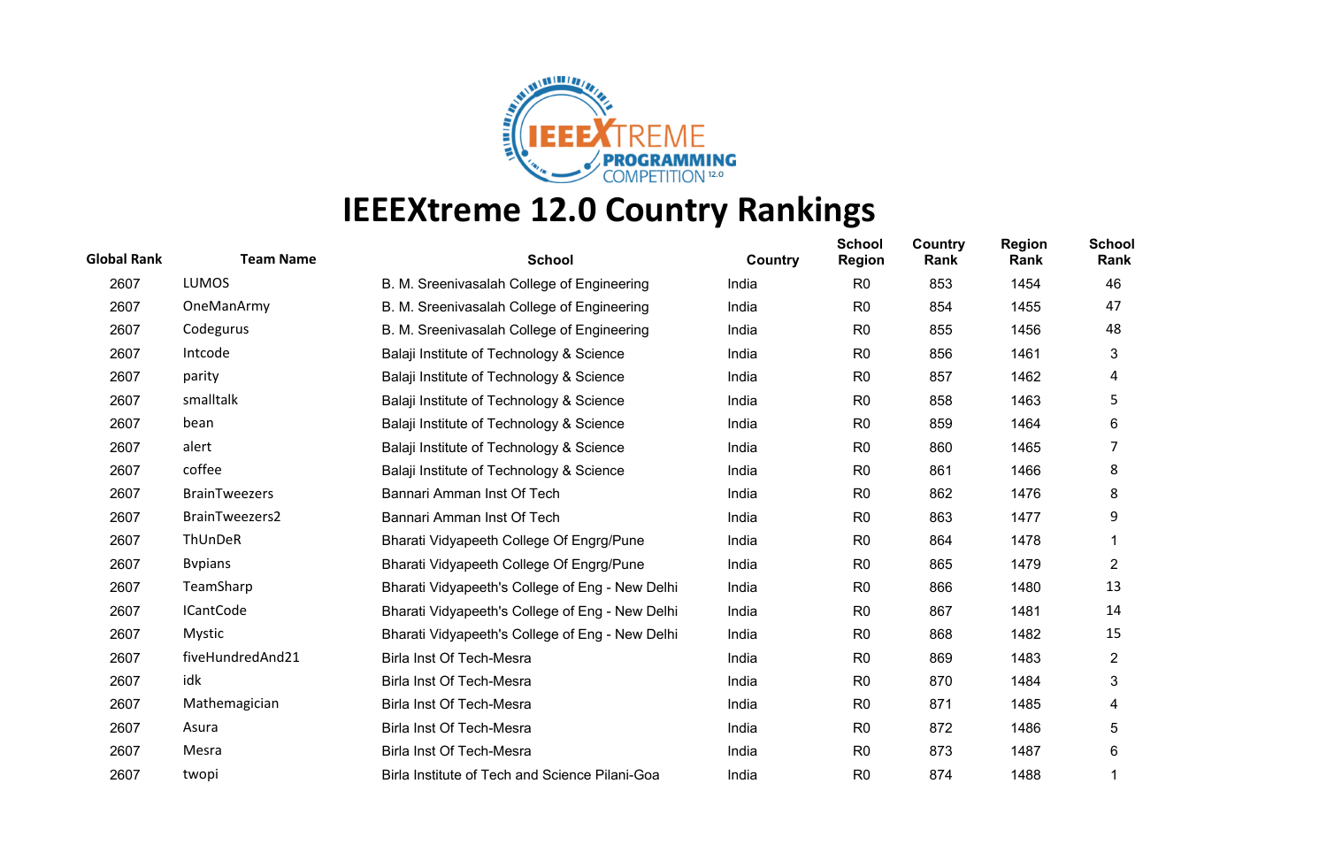# IEEEXtreme 12.0 Country Rankings

| Global Rank | Team Name | School | Country | School Region | Country Rank | Region Rank | School Rank |
|---|---|---|---|---|---|---|---|
| 2607 | LUMOS | B. M. Sreenivasalah College of Engineering | India | R0 | 853 | 1454 | 46 |
| 2607 | OneManArmy | B. M. Sreenivasalah College of Engineering | India | R0 | 854 | 1455 | 47 |
| 2607 | Codegurus | B. M. Sreenivasalah College of Engineering | India | R0 | 855 | 1456 | 48 |
| 2607 | Intcode | Balaji Institute of Technology & Science | India | R0 | 856 | 1461 | 3 |
| 2607 | parity | Balaji Institute of Technology & Science | India | R0 | 857 | 1462 | 4 |
| 2607 | smalltalk | Balaji Institute of Technology & Science | India | R0 | 858 | 1463 | 5 |
| 2607 | bean | Balaji Institute of Technology & Science | India | R0 | 859 | 1464 | 6 |
| 2607 | alert | Balaji Institute of Technology & Science | India | R0 | 860 | 1465 | 7 |
| 2607 | coffee | Balaji Institute of Technology & Science | India | R0 | 861 | 1466 | 8 |
| 2607 | BrainTweezers | Bannari Amman Inst Of Tech | India | R0 | 862 | 1476 | 8 |
| 2607 | BrainTweezers2 | Bannari Amman Inst Of Tech | India | R0 | 863 | 1477 | 9 |
| 2607 | ThUnDeR | Bharati Vidyapeeth College Of Engrg/Pune | India | R0 | 864 | 1478 | 1 |
| 2607 | Bvpians | Bharati Vidyapeeth College Of Engrg/Pune | India | R0 | 865 | 1479 | 2 |
| 2607 | TeamSharp | Bharati Vidyapeeth's College of Eng - New Delhi | India | R0 | 866 | 1480 | 13 |
| 2607 | ICantCode | Bharati Vidyapeeth's College of Eng - New Delhi | India | R0 | 867 | 1481 | 14 |
| 2607 | Mystic | Bharati Vidyapeeth's College of Eng - New Delhi | India | R0 | 868 | 1482 | 15 |
| 2607 | fiveHundredAnd21 | Birla Inst Of Tech-Mesra | India | R0 | 869 | 1483 | 2 |
| 2607 | idk | Birla Inst Of Tech-Mesra | India | R0 | 870 | 1484 | 3 |
| 2607 | Mathemagician | Birla Inst Of Tech-Mesra | India | R0 | 871 | 1485 | 4 |
| 2607 | Asura | Birla Inst Of Tech-Mesra | India | R0 | 872 | 1486 | 5 |
| 2607 | Mesra | Birla Inst Of Tech-Mesra | India | R0 | 873 | 1487 | 6 |
| 2607 | twopi | Birla Institute of Tech and Science Pilani-Goa | India | R0 | 874 | 1488 | 1 |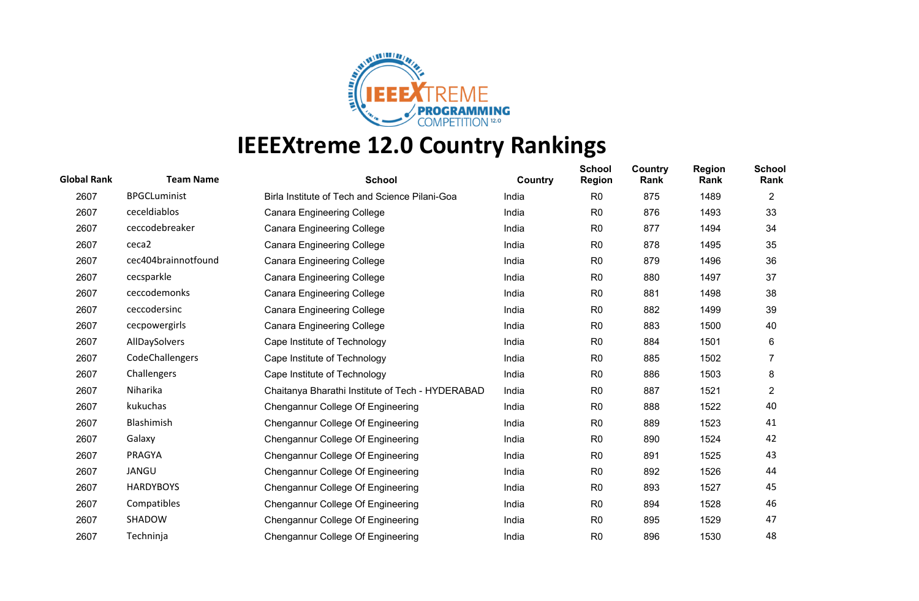# IEEEXtreme 12.0 Country Rankings

| Global Rank | Team Name | School | Country | School Region | Country Rank | Region Rank | School Rank |
|---|---|---|---|---|---|---|---|
| 2607 | BPGCLuminist | Birla Institute of Tech and Science Pilani-Goa | India | R0 | 875 | 1489 | 2 |
| 2607 | ceceldiablos | Canara Engineering College | India | R0 | 876 | 1493 | 33 |
| 2607 | ceccodebreaker | Canara Engineering College | India | R0 | 877 | 1494 | 34 |
| 2607 | ceca2 | Canara Engineering College | India | R0 | 878 | 1495 | 35 |
| 2607 | cec404brainnotfound | Canara Engineering College | India | R0 | 879 | 1496 | 36 |
| 2607 | cecsparkle | Canara Engineering College | India | R0 | 880 | 1497 | 37 |
| 2607 | ceccodemonks | Canara Engineering College | India | R0 | 881 | 1498 | 38 |
| 2607 | ceccodersinc | Canara Engineering College | India | R0 | 882 | 1499 | 39 |
| 2607 | cecpowergirls | Canara Engineering College | India | R0 | 883 | 1500 | 40 |
| 2607 | AllDaySolvers | Cape Institute of Technology | India | R0 | 884 | 1501 | 6 |
| 2607 | CodeChallengers | Cape Institute of Technology | India | R0 | 885 | 1502 | 7 |
| 2607 | Challengers | Cape Institute of Technology | India | R0 | 886 | 1503 | 8 |
| 2607 | Niharika | Chaitanya Bharathi Institute of Tech - HYDERABAD | India | R0 | 887 | 1521 | 2 |
| 2607 | kukuchas | Chengannur College Of Engineering | India | R0 | 888 | 1522 | 40 |
| 2607 | Blashimish | Chengannur College Of Engineering | India | R0 | 889 | 1523 | 41 |
| 2607 | Galaxy | Chengannur College Of Engineering | India | R0 | 890 | 1524 | 42 |
| 2607 | PRAGYA | Chengannur College Of Engineering | India | R0 | 891 | 1525 | 43 |
| 2607 | JANGU | Chengannur College Of Engineering | India | R0 | 892 | 1526 | 44 |
| 2607 | HARDYBOYS | Chengannur College Of Engineering | India | R0 | 893 | 1527 | 45 |
| 2607 | Compatibles | Chengannur College Of Engineering | India | R0 | 894 | 1528 | 46 |
| 2607 | SHADOW | Chengannur College Of Engineering | India | R0 | 895 | 1529 | 47 |
| 2607 | Techninja | Chengannur College Of Engineering | India | R0 | 896 | 1530 | 48 |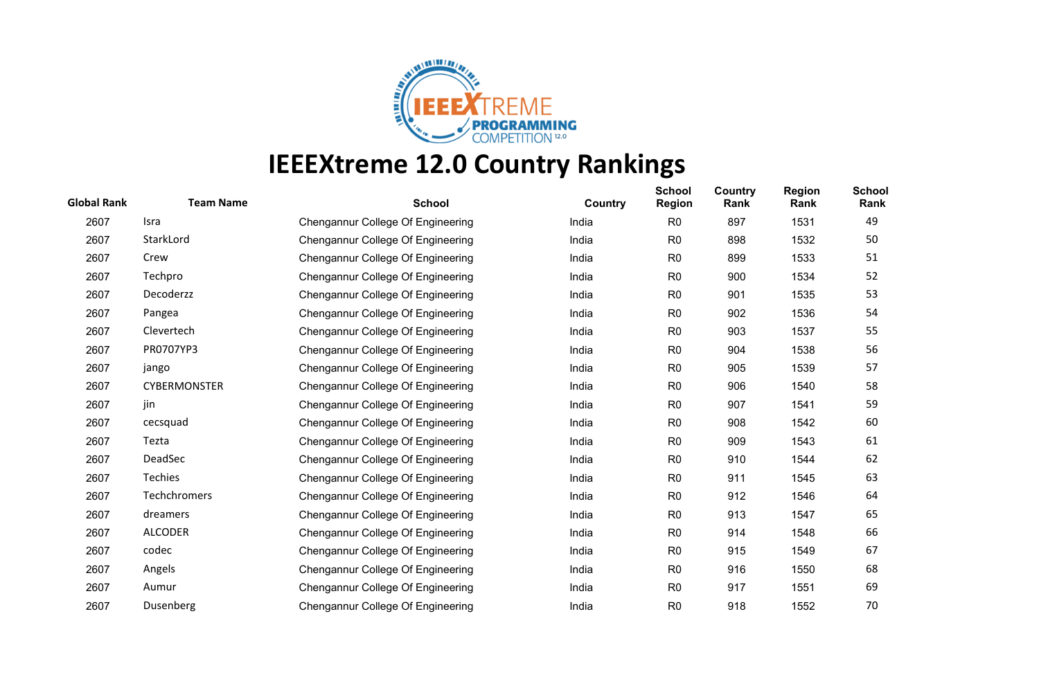# IEEEXtreme 12.0 Country Rankings

| Global Rank | Team Name | School | Country | School Region | Country Rank | Region Rank | School Rank |
|---|---|---|---|---|---|---|---|
| 2607 | Isra | Chengannur College Of Engineering | India | R0 | 897 | 1531 | 49 |
| 2607 | StarkLord | Chengannur College Of Engineering | India | R0 | 898 | 1532 | 50 |
| 2607 | Crew | Chengannur College Of Engineering | India | R0 | 899 | 1533 | 51 |
| 2607 | Techpro | Chengannur College Of Engineering | India | R0 | 900 | 1534 | 52 |
| 2607 | Decoderzz | Chengannur College Of Engineering | India | R0 | 901 | 1535 | 53 |
| 2607 | Pangea | Chengannur College Of Engineering | India | R0 | 902 | 1536 | 54 |
| 2607 | Clevertech | Chengannur College Of Engineering | India | R0 | 903 | 1537 | 55 |
| 2607 | PR0707YP3 | Chengannur College Of Engineering | India | R0 | 904 | 1538 | 56 |
| 2607 | jango | Chengannur College Of Engineering | India | R0 | 905 | 1539 | 57 |
| 2607 | CYBERMONSTER | Chengannur College Of Engineering | India | R0 | 906 | 1540 | 58 |
| 2607 | jin | Chengannur College Of Engineering | India | R0 | 907 | 1541 | 59 |
| 2607 | cecsquad | Chengannur College Of Engineering | India | R0 | 908 | 1542 | 60 |
| 2607 | Tezta | Chengannur College Of Engineering | India | R0 | 909 | 1543 | 61 |
| 2607 | DeadSec | Chengannur College Of Engineering | India | R0 | 910 | 1544 | 62 |
| 2607 | Techies | Chengannur College Of Engineering | India | R0 | 911 | 1545 | 63 |
| 2607 | Techchromers | Chengannur College Of Engineering | India | R0 | 912 | 1546 | 64 |
| 2607 | dreamers | Chengannur College Of Engineering | India | R0 | 913 | 1547 | 65 |
| 2607 | ALCODER | Chengannur College Of Engineering | India | R0 | 914 | 1548 | 66 |
| 2607 | codec | Chengannur College Of Engineering | India | R0 | 915 | 1549 | 67 |
| 2607 | Angels | Chengannur College Of Engineering | India | R0 | 916 | 1550 | 68 |
| 2607 | Aumur | Chengannur College Of Engineering | India | R0 | 917 | 1551 | 69 |
| 2607 | Dusenberg | Chengannur College Of Engineering | India | R0 | 918 | 1552 | 70 |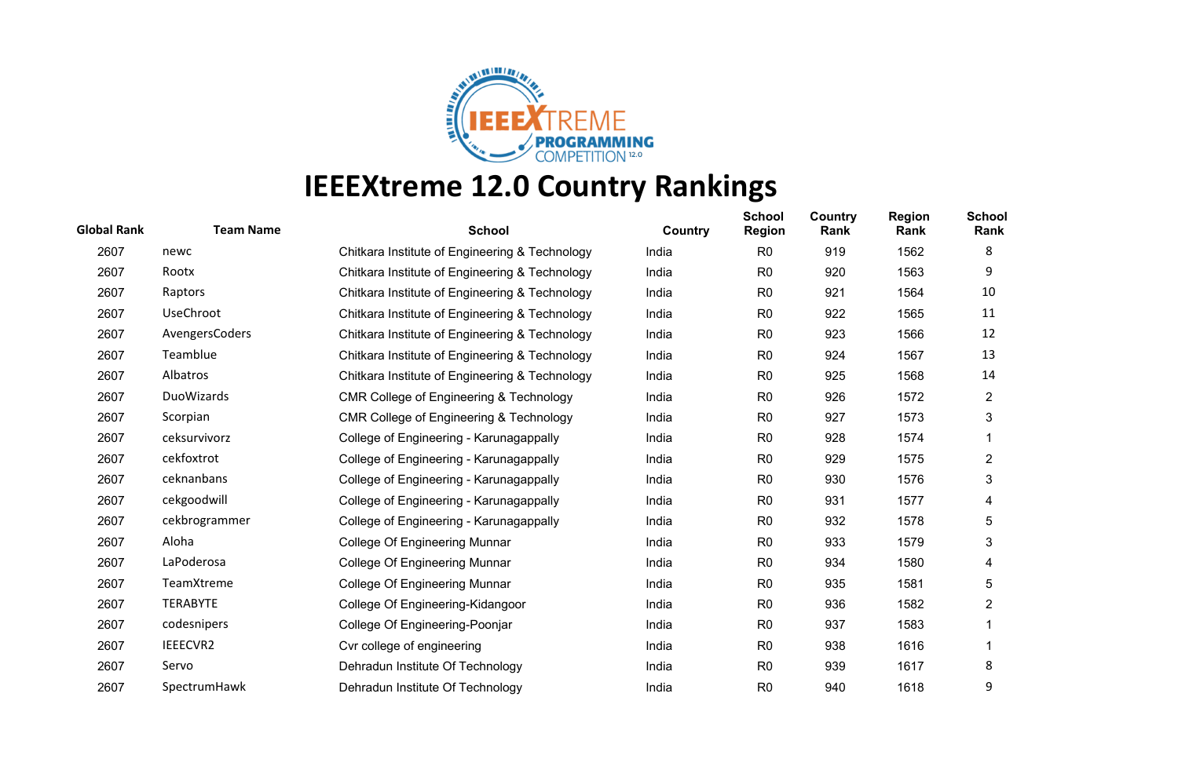# IEEEXtreme 12.0 Country Rankings

| Global Rank | Team Name | School | Country | School Region | Country Rank | Region Rank | School Rank |
|---|---|---|---|---|---|---|---|
| 2607 | newc | Chitkara Institute of Engineering & Technology | India | R0 | 919 | 1562 | 8 |
| 2607 | Rootx | Chitkara Institute of Engineering & Technology | India | R0 | 920 | 1563 | 9 |
| 2607 | Raptors | Chitkara Institute of Engineering & Technology | India | R0 | 921 | 1564 | 10 |
| 2607 | UseChroot | Chitkara Institute of Engineering & Technology | India | R0 | 922 | 1565 | 11 |
| 2607 | AvengersCoders | Chitkara Institute of Engineering & Technology | India | R0 | 923 | 1566 | 12 |
| 2607 | Teamblue | Chitkara Institute of Engineering & Technology | India | R0 | 924 | 1567 | 13 |
| 2607 | Albatros | Chitkara Institute of Engineering & Technology | India | R0 | 925 | 1568 | 14 |
| 2607 | DuoWizards | CMR College of Engineering & Technology | India | R0 | 926 | 1572 | 2 |
| 2607 | Scorpian | CMR College of Engineering & Technology | India | R0 | 927 | 1573 | 3 |
| 2607 | ceksurvivorz | College of Engineering - Karunagappally | India | R0 | 928 | 1574 | 1 |
| 2607 | cekfoxtrot | College of Engineering - Karunagappally | India | R0 | 929 | 1575 | 2 |
| 2607 | ceknanbans | College of Engineering - Karunagappally | India | R0 | 930 | 1576 | 3 |
| 2607 | cekgoodwill | College of Engineering - Karunagappally | India | R0 | 931 | 1577 | 4 |
| 2607 | cekbrogrammer | College of Engineering - Karunagappally | India | R0 | 932 | 1578 | 5 |
| 2607 | Aloha | College Of Engineering Munnar | India | R0 | 933 | 1579 | 3 |
| 2607 | LaPoderosa | College Of Engineering Munnar | India | R0 | 934 | 1580 | 4 |
| 2607 | TeamXtreme | College Of Engineering Munnar | India | R0 | 935 | 1581 | 5 |
| 2607 | TERABYTE | College Of Engineering-Kidangoor | India | R0 | 936 | 1582 | 2 |
| 2607 | codesnipers | College Of Engineering-Poonjar | India | R0 | 937 | 1583 | 1 |
| 2607 | IEEECVR2 | Cvr college of engineering | India | R0 | 938 | 1616 | 1 |
| 2607 | Servo | Dehradun Institute Of Technology | India | R0 | 939 | 1617 | 8 |
| 2607 | SpectrumHawk | Dehradun Institute Of Technology | India | R0 | 940 | 1618 | 9 |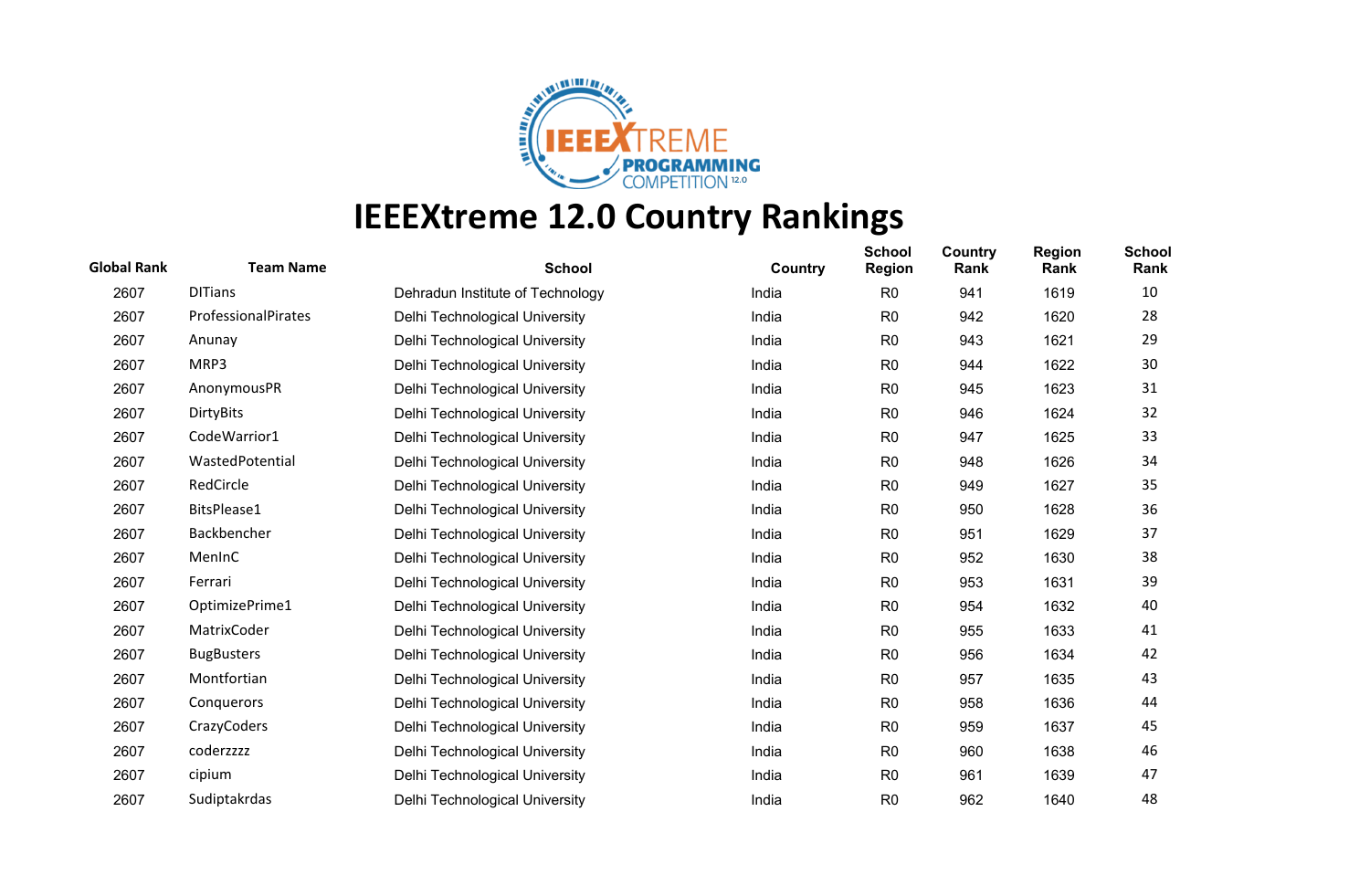# IEEEXtreme 12.0 Country Rankings

| Global Rank | Team Name | School | Country | School Region | Country Rank | Region Rank | School Rank |
|---|---|---|---|---|---|---|---|
| 2607 | DITians | Dehradun Institute of Technology | India | R0 | 941 | 1619 | 10 |
| 2607 | ProfessionalPirates | Delhi Technological University | India | R0 | 942 | 1620 | 28 |
| 2607 | Anunay | Delhi Technological University | India | R0 | 943 | 1621 | 29 |
| 2607 | MRP3 | Delhi Technological University | India | R0 | 944 | 1622 | 30 |
| 2607 | AnonymousPR | Delhi Technological University | India | R0 | 945 | 1623 | 31 |
| 2607 | DirtyBits | Delhi Technological University | India | R0 | 946 | 1624 | 32 |
| 2607 | CodeWarrior1 | Delhi Technological University | India | R0 | 947 | 1625 | 33 |
| 2607 | WastedPotential | Delhi Technological University | India | R0 | 948 | 1626 | 34 |
| 2607 | RedCircle | Delhi Technological University | India | R0 | 949 | 1627 | 35 |
| 2607 | BitsPlease1 | Delhi Technological University | India | R0 | 950 | 1628 | 36 |
| 2607 | Backbencher | Delhi Technological University | India | R0 | 951 | 1629 | 37 |
| 2607 | MenInC | Delhi Technological University | India | R0 | 952 | 1630 | 38 |
| 2607 | Ferrari | Delhi Technological University | India | R0 | 953 | 1631 | 39 |
| 2607 | OptimizePrime1 | Delhi Technological University | India | R0 | 954 | 1632 | 40 |
| 2607 | MatrixCoder | Delhi Technological University | India | R0 | 955 | 1633 | 41 |
| 2607 | BugBusters | Delhi Technological University | India | R0 | 956 | 1634 | 42 |
| 2607 | Montfortian | Delhi Technological University | India | R0 | 957 | 1635 | 43 |
| 2607 | Conquerors | Delhi Technological University | India | R0 | 958 | 1636 | 44 |
| 2607 | CrazyCoders | Delhi Technological University | India | R0 | 959 | 1637 | 45 |
| 2607 | coderzzzz | Delhi Technological University | India | R0 | 960 | 1638 | 46 |
| 2607 | cipium | Delhi Technological University | India | R0 | 961 | 1639 | 47 |
| 2607 | Sudiptakrdas | Delhi Technological University | India | R0 | 962 | 1640 | 48 |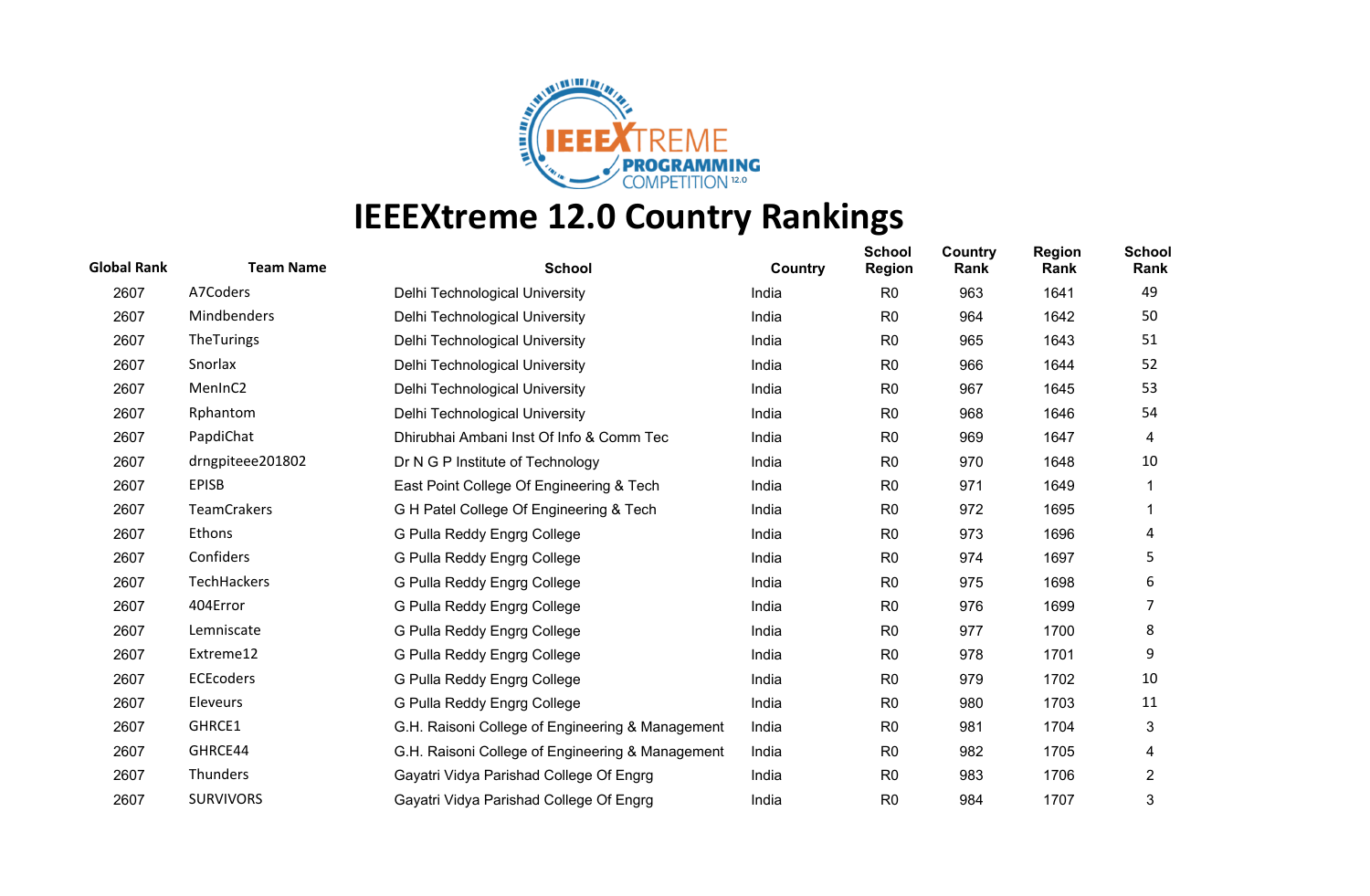# IEEEXtreme 12.0 Country Rankings

| Global Rank | Team Name | School | Country | School Region | Country Rank | Region Rank | School Rank |
|---|---|---|---|---|---|---|---|
| 2607 | A7Coders | Delhi Technological University | India | R0 | 963 | 1641 | 49 |
| 2607 | Mindbenders | Delhi Technological University | India | R0 | 964 | 1642 | 50 |
| 2607 | TheTurings | Delhi Technological University | India | R0 | 965 | 1643 | 51 |
| 2607 | Snorlax | Delhi Technological University | India | R0 | 966 | 1644 | 52 |
| 2607 | MenInC2 | Delhi Technological University | India | R0 | 967 | 1645 | 53 |
| 2607 | Rphantom | Delhi Technological University | India | R0 | 968 | 1646 | 54 |
| 2607 | PapdiChat | Dhirubhai Ambani Inst Of Info & Comm Tec | India | R0 | 969 | 1647 | 4 |
| 2607 | drngpiteee201802 | Dr N G P Institute of Technology | India | R0 | 970 | 1648 | 10 |
| 2607 | EPISB | East Point College Of Engineering & Tech | India | R0 | 971 | 1649 | 1 |
| 2607 | TeamCrakers | G H Patel College Of Engineering & Tech | India | R0 | 972 | 1695 | 1 |
| 2607 | Ethons | G Pulla Reddy Engrg College | India | R0 | 973 | 1696 | 4 |
| 2607 | Confiders | G Pulla Reddy Engrg College | India | R0 | 974 | 1697 | 5 |
| 2607 | TechHackers | G Pulla Reddy Engrg College | India | R0 | 975 | 1698 | 6 |
| 2607 | 404Error | G Pulla Reddy Engrg College | India | R0 | 976 | 1699 | 7 |
| 2607 | Lemniscate | G Pulla Reddy Engrg College | India | R0 | 977 | 1700 | 8 |
| 2607 | Extreme12 | G Pulla Reddy Engrg College | India | R0 | 978 | 1701 | 9 |
| 2607 | ECEcoders | G Pulla Reddy Engrg College | India | R0 | 979 | 1702 | 10 |
| 2607 | Eleveurs | G Pulla Reddy Engrg College | India | R0 | 980 | 1703 | 11 |
| 2607 | GHRCE1 | G.H. Raisoni College of Engineering & Management | India | R0 | 981 | 1704 | 3 |
| 2607 | GHRCE44 | G.H. Raisoni College of Engineering & Management | India | R0 | 982 | 1705 | 4 |
| 2607 | Thunders | Gayatri Vidya Parishad College Of Engrg | India | R0 | 983 | 1706 | 2 |
| 2607 | SURVIVORS | Gayatri Vidya Parishad College Of Engrg | India | R0 | 984 | 1707 | 3 |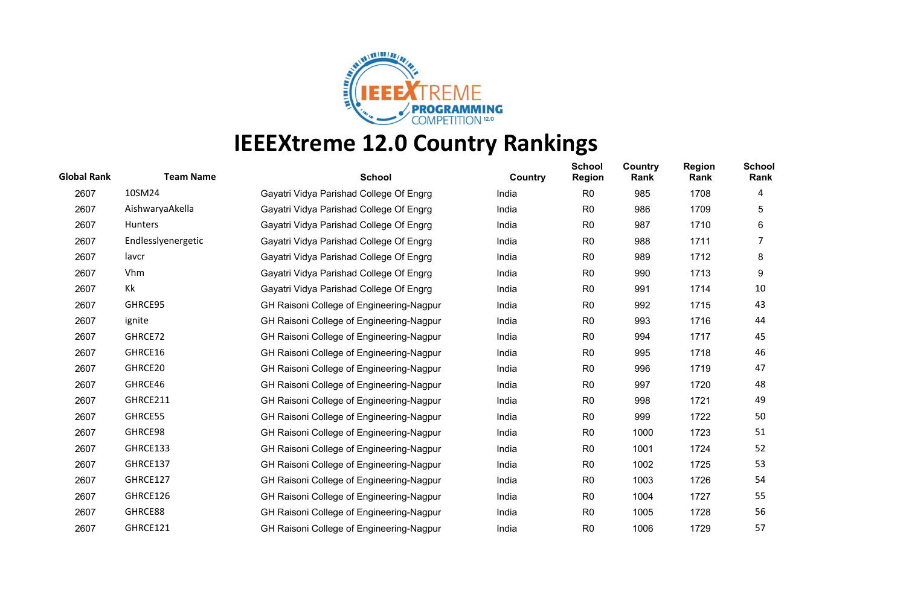# IEEEXtreme 12.0 Country Rankings

| Global Rank | Team Name | School | Country | School Region | Country Rank | Region Rank | School Rank |
|---|---|---|---|---|---|---|---|
| 2607 | 10SM24 | Gayatri Vidya Parishad College Of Engrg | India | R0 | 985 | 1708 | 4 |
| 2607 | AishwaryaAkella | Gayatri Vidya Parishad College Of Engrg | India | R0 | 986 | 1709 | 5 |
| 2607 | Hunters | Gayatri Vidya Parishad College Of Engrg | India | R0 | 987 | 1710 | 6 |
| 2607 | Endlesslyenergetic | Gayatri Vidya Parishad College Of Engrg | India | R0 | 988 | 1711 | 7 |
| 2607 | lavcr | Gayatri Vidya Parishad College Of Engrg | India | R0 | 989 | 1712 | 8 |
| 2607 | Vhm | Gayatri Vidya Parishad College Of Engrg | India | R0 | 990 | 1713 | 9 |
| 2607 | Kk | Gayatri Vidya Parishad College Of Engrg | India | R0 | 991 | 1714 | 10 |
| 2607 | GHRCE95 | GH Raisoni College of Engineering-Nagpur | India | R0 | 992 | 1715 | 43 |
| 2607 | ignite | GH Raisoni College of Engineering-Nagpur | India | R0 | 993 | 1716 | 44 |
| 2607 | GHRCE72 | GH Raisoni College of Engineering-Nagpur | India | R0 | 994 | 1717 | 45 |
| 2607 | GHRCE16 | GH Raisoni College of Engineering-Nagpur | India | R0 | 995 | 1718 | 46 |
| 2607 | GHRCE20 | GH Raisoni College of Engineering-Nagpur | India | R0 | 996 | 1719 | 47 |
| 2607 | GHRCE46 | GH Raisoni College of Engineering-Nagpur | India | R0 | 997 | 1720 | 48 |
| 2607 | GHRCE211 | GH Raisoni College of Engineering-Nagpur | India | R0 | 998 | 1721 | 49 |
| 2607 | GHRCE55 | GH Raisoni College of Engineering-Nagpur | India | R0 | 999 | 1722 | 50 |
| 2607 | GHRCE98 | GH Raisoni College of Engineering-Nagpur | India | R0 | 1000 | 1723 | 51 |
| 2607 | GHRCE133 | GH Raisoni College of Engineering-Nagpur | India | R0 | 1001 | 1724 | 52 |
| 2607 | GHRCE137 | GH Raisoni College of Engineering-Nagpur | India | R0 | 1002 | 1725 | 53 |
| 2607 | GHRCE127 | GH Raisoni College of Engineering-Nagpur | India | R0 | 1003 | 1726 | 54 |
| 2607 | GHRCE126 | GH Raisoni College of Engineering-Nagpur | India | R0 | 1004 | 1727 | 55 |
| 2607 | GHRCE88 | GH Raisoni College of Engineering-Nagpur | India | R0 | 1005 | 1728 | 56 |
| 2607 | GHRCE121 | GH Raisoni College of Engineering-Nagpur | India | R0 | 1006 | 1729 | 57 |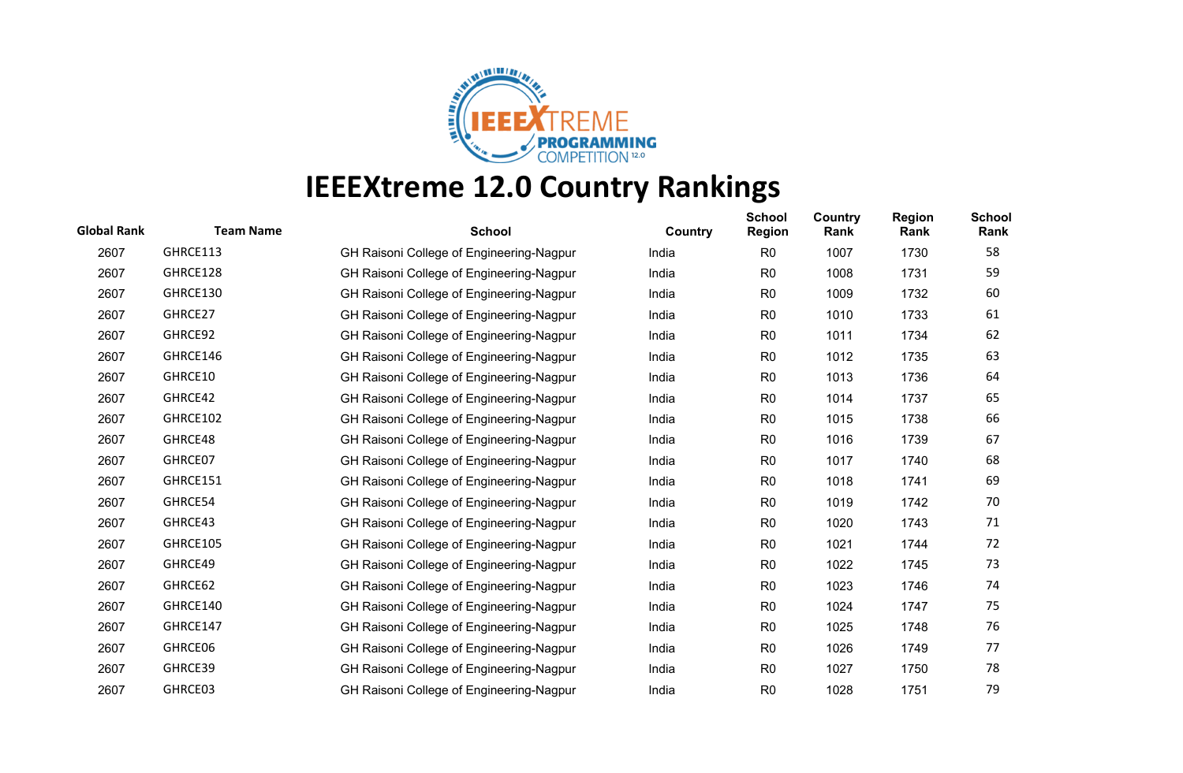# IEEEXtreme 12.0 Country Rankings

| Global Rank | Team Name | School | Country | School Region | Country Rank | Region Rank | School Rank |
|---|---|---|---|---|---|---|---|
| 2607 | GHRCE113 | GH Raisoni College of Engineering-Nagpur | India | R0 | 1007 | 1730 | 58 |
| 2607 | GHRCE128 | GH Raisoni College of Engineering-Nagpur | India | R0 | 1008 | 1731 | 59 |
| 2607 | GHRCE130 | GH Raisoni College of Engineering-Nagpur | India | R0 | 1009 | 1732 | 60 |
| 2607 | GHRCE27 | GH Raisoni College of Engineering-Nagpur | India | R0 | 1010 | 1733 | 61 |
| 2607 | GHRCE92 | GH Raisoni College of Engineering-Nagpur | India | R0 | 1011 | 1734 | 62 |
| 2607 | GHRCE146 | GH Raisoni College of Engineering-Nagpur | India | R0 | 1012 | 1735 | 63 |
| 2607 | GHRCE10 | GH Raisoni College of Engineering-Nagpur | India | R0 | 1013 | 1736 | 64 |
| 2607 | GHRCE42 | GH Raisoni College of Engineering-Nagpur | India | R0 | 1014 | 1737 | 65 |
| 2607 | GHRCE102 | GH Raisoni College of Engineering-Nagpur | India | R0 | 1015 | 1738 | 66 |
| 2607 | GHRCE48 | GH Raisoni College of Engineering-Nagpur | India | R0 | 1016 | 1739 | 67 |
| 2607 | GHRCE07 | GH Raisoni College of Engineering-Nagpur | India | R0 | 1017 | 1740 | 68 |
| 2607 | GHRCE151 | GH Raisoni College of Engineering-Nagpur | India | R0 | 1018 | 1741 | 69 |
| 2607 | GHRCE54 | GH Raisoni College of Engineering-Nagpur | India | R0 | 1019 | 1742 | 70 |
| 2607 | GHRCE43 | GH Raisoni College of Engineering-Nagpur | India | R0 | 1020 | 1743 | 71 |
| 2607 | GHRCE105 | GH Raisoni College of Engineering-Nagpur | India | R0 | 1021 | 1744 | 72 |
| 2607 | GHRCE49 | GH Raisoni College of Engineering-Nagpur | India | R0 | 1022 | 1745 | 73 |
| 2607 | GHRCE62 | GH Raisoni College of Engineering-Nagpur | India | R0 | 1023 | 1746 | 74 |
| 2607 | GHRCE140 | GH Raisoni College of Engineering-Nagpur | India | R0 | 1024 | 1747 | 75 |
| 2607 | GHRCE147 | GH Raisoni College of Engineering-Nagpur | India | R0 | 1025 | 1748 | 76 |
| 2607 | GHRCE06 | GH Raisoni College of Engineering-Nagpur | India | R0 | 1026 | 1749 | 77 |
| 2607 | GHRCE39 | GH Raisoni College of Engineering-Nagpur | India | R0 | 1027 | 1750 | 78 |
| 2607 | GHRCE03 | GH Raisoni College of Engineering-Nagpur | India | R0 | 1028 | 1751 | 79 |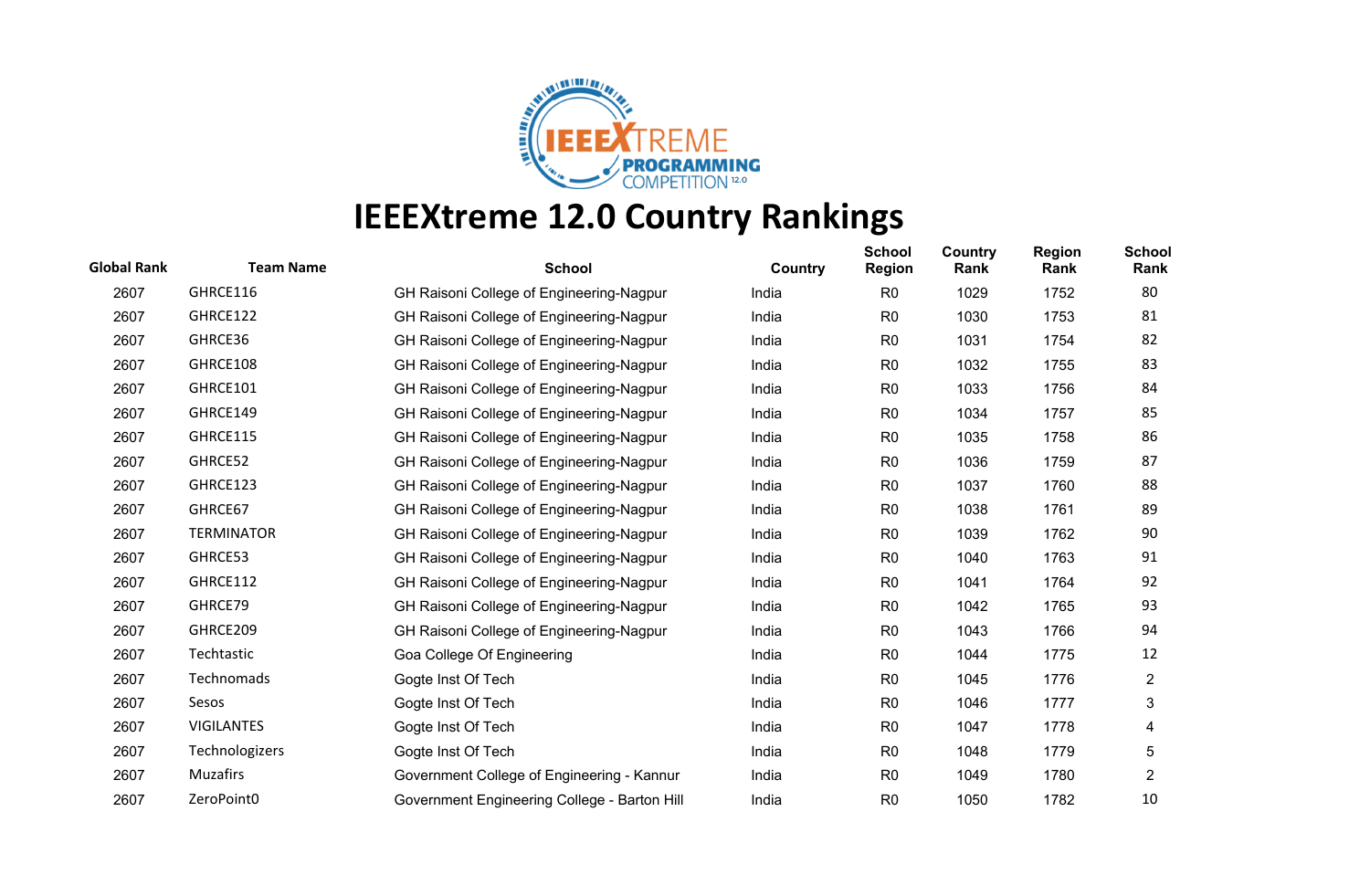# IEEEXtreme 12.0 Country Rankings

| Global Rank | Team Name | School | Country | School Region | Country Rank | Region Rank | School Rank |
|---|---|---|---|---|---|---|---|
| 2607 | GHRCE116 | GH Raisoni College of Engineering-Nagpur | India | R0 | 1029 | 1752 | 80 |
| 2607 | GHRCE122 | GH Raisoni College of Engineering-Nagpur | India | R0 | 1030 | 1753 | 81 |
| 2607 | GHRCE36 | GH Raisoni College of Engineering-Nagpur | India | R0 | 1031 | 1754 | 82 |
| 2607 | GHRCE108 | GH Raisoni College of Engineering-Nagpur | India | R0 | 1032 | 1755 | 83 |
| 2607 | GHRCE101 | GH Raisoni College of Engineering-Nagpur | India | R0 | 1033 | 1756 | 84 |
| 2607 | GHRCE149 | GH Raisoni College of Engineering-Nagpur | India | R0 | 1034 | 1757 | 85 |
| 2607 | GHRCE115 | GH Raisoni College of Engineering-Nagpur | India | R0 | 1035 | 1758 | 86 |
| 2607 | GHRCE52 | GH Raisoni College of Engineering-Nagpur | India | R0 | 1036 | 1759 | 87 |
| 2607 | GHRCE123 | GH Raisoni College of Engineering-Nagpur | India | R0 | 1037 | 1760 | 88 |
| 2607 | GHRCE67 | GH Raisoni College of Engineering-Nagpur | India | R0 | 1038 | 1761 | 89 |
| 2607 | TERMINATOR | GH Raisoni College of Engineering-Nagpur | India | R0 | 1039 | 1762 | 90 |
| 2607 | GHRCE53 | GH Raisoni College of Engineering-Nagpur | India | R0 | 1040 | 1763 | 91 |
| 2607 | GHRCE112 | GH Raisoni College of Engineering-Nagpur | India | R0 | 1041 | 1764 | 92 |
| 2607 | GHRCE79 | GH Raisoni College of Engineering-Nagpur | India | R0 | 1042 | 1765 | 93 |
| 2607 | GHRCE209 | GH Raisoni College of Engineering-Nagpur | India | R0 | 1043 | 1766 | 94 |
| 2607 | Techtastic | Goa College Of Engineering | India | R0 | 1044 | 1775 | 12 |
| 2607 | Technomads | Gogte Inst Of Tech | India | R0 | 1045 | 1776 | 2 |
| 2607 | Sesos | Gogte Inst Of Tech | India | R0 | 1046 | 1777 | 3 |
| 2607 | VIGILANTES | Gogte Inst Of Tech | India | R0 | 1047 | 1778 | 4 |
| 2607 | Technologizers | Gogte Inst Of Tech | India | R0 | 1048 | 1779 | 5 |
| 2607 | Muzafirs | Government College of Engineering - Kannur | India | R0 | 1049 | 1780 | 2 |
| 2607 | ZeroPoint0 | Government Engineering College - Barton Hill | India | R0 | 1050 | 1782 | 10 |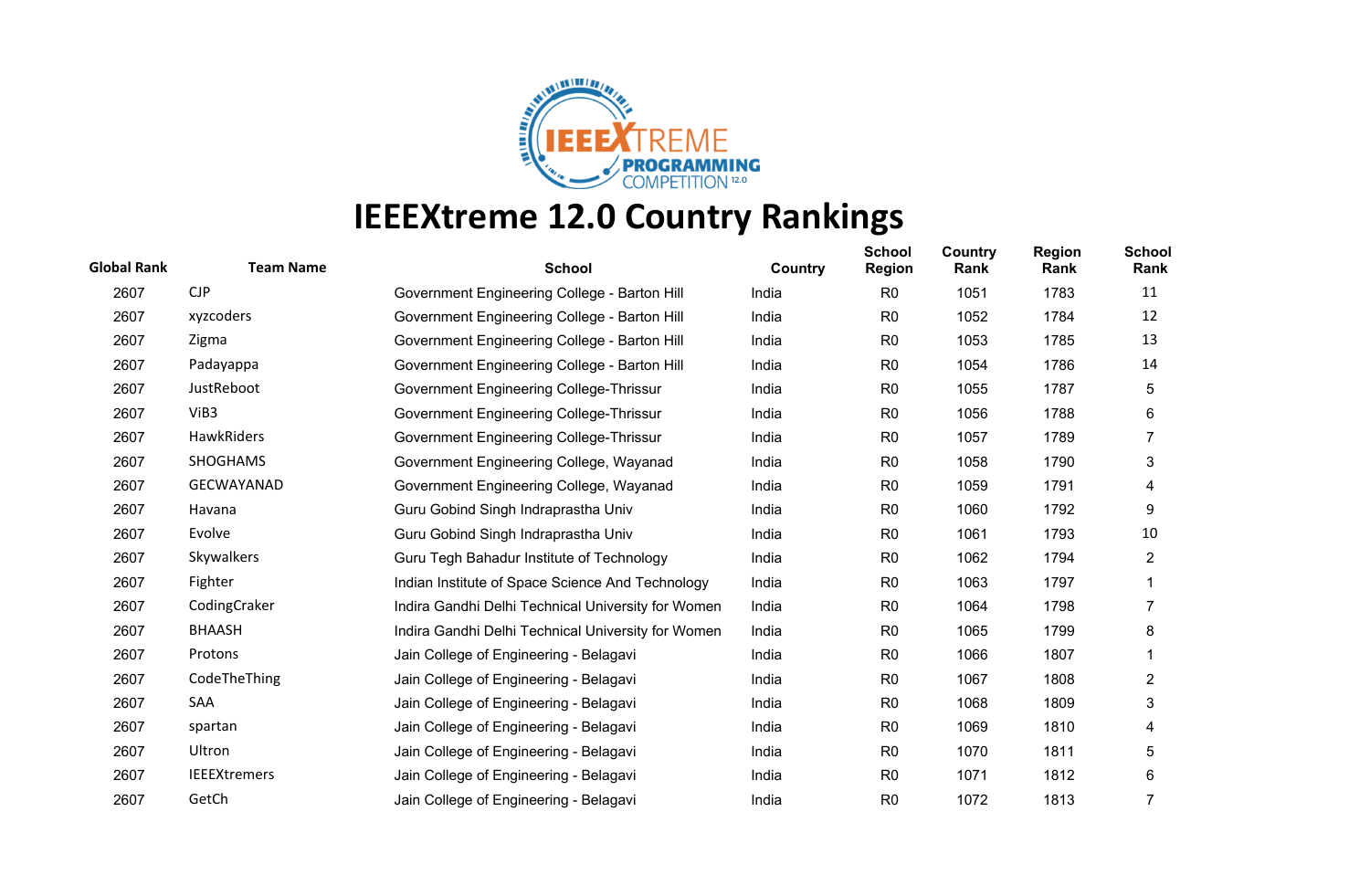# IEEEXtreme 12.0 Country Rankings

| Global Rank | Team Name | School | Country | School Region | Country Rank | Region Rank | School Rank |
|---|---|---|---|---|---|---|---|
| 2607 | CJP | Government Engineering College - Barton Hill | India | R0 | 1051 | 1783 | 11 |
| 2607 | xyzcoders | Government Engineering College - Barton Hill | India | R0 | 1052 | 1784 | 12 |
| 2607 | Zigma | Government Engineering College - Barton Hill | India | R0 | 1053 | 1785 | 13 |
| 2607 | Padayappa | Government Engineering College - Barton Hill | India | R0 | 1054 | 1786 | 14 |
| 2607 | JustReboot | Government Engineering College-Thrissur | India | R0 | 1055 | 1787 | 5 |
| 2607 | ViB3 | Government Engineering College-Thrissur | India | R0 | 1056 | 1788 | 6 |
| 2607 | HawkRiders | Government Engineering College-Thrissur | India | R0 | 1057 | 1789 | 7 |
| 2607 | SHOGHAMS | Government Engineering College, Wayanad | India | R0 | 1058 | 1790 | 3 |
| 2607 | GECWAYANAD | Government Engineering College, Wayanad | India | R0 | 1059 | 1791 | 4 |
| 2607 | Havana | Guru Gobind Singh Indraprastha Univ | India | R0 | 1060 | 1792 | 9 |
| 2607 | Evolve | Guru Gobind Singh Indraprastha Univ | India | R0 | 1061 | 1793 | 10 |
| 2607 | Skywalkers | Guru Tegh Bahadur Institute of Technology | India | R0 | 1062 | 1794 | 2 |
| 2607 | Fighter | Indian Institute of Space Science And Technology | India | R0 | 1063 | 1797 | 1 |
| 2607 | CodingCraker | Indira Gandhi Delhi Technical University for Women | India | R0 | 1064 | 1798 | 7 |
| 2607 | BHAASH | Indira Gandhi Delhi Technical University for Women | India | R0 | 1065 | 1799 | 8 |
| 2607 | Protons | Jain College of Engineering - Belagavi | India | R0 | 1066 | 1807 | 1 |
| 2607 | CodeTheThing | Jain College of Engineering - Belagavi | India | R0 | 1067 | 1808 | 2 |
| 2607 | SAA | Jain College of Engineering - Belagavi | India | R0 | 1068 | 1809 | 3 |
| 2607 | spartan | Jain College of Engineering - Belagavi | India | R0 | 1069 | 1810 | 4 |
| 2607 | Ultron | Jain College of Engineering - Belagavi | India | R0 | 1070 | 1811 | 5 |
| 2607 | IEEEXtremers | Jain College of Engineering - Belagavi | India | R0 | 1071 | 1812 | 6 |
| 2607 | GetCh | Jain College of Engineering - Belagavi | India | R0 | 1072 | 1813 | 7 |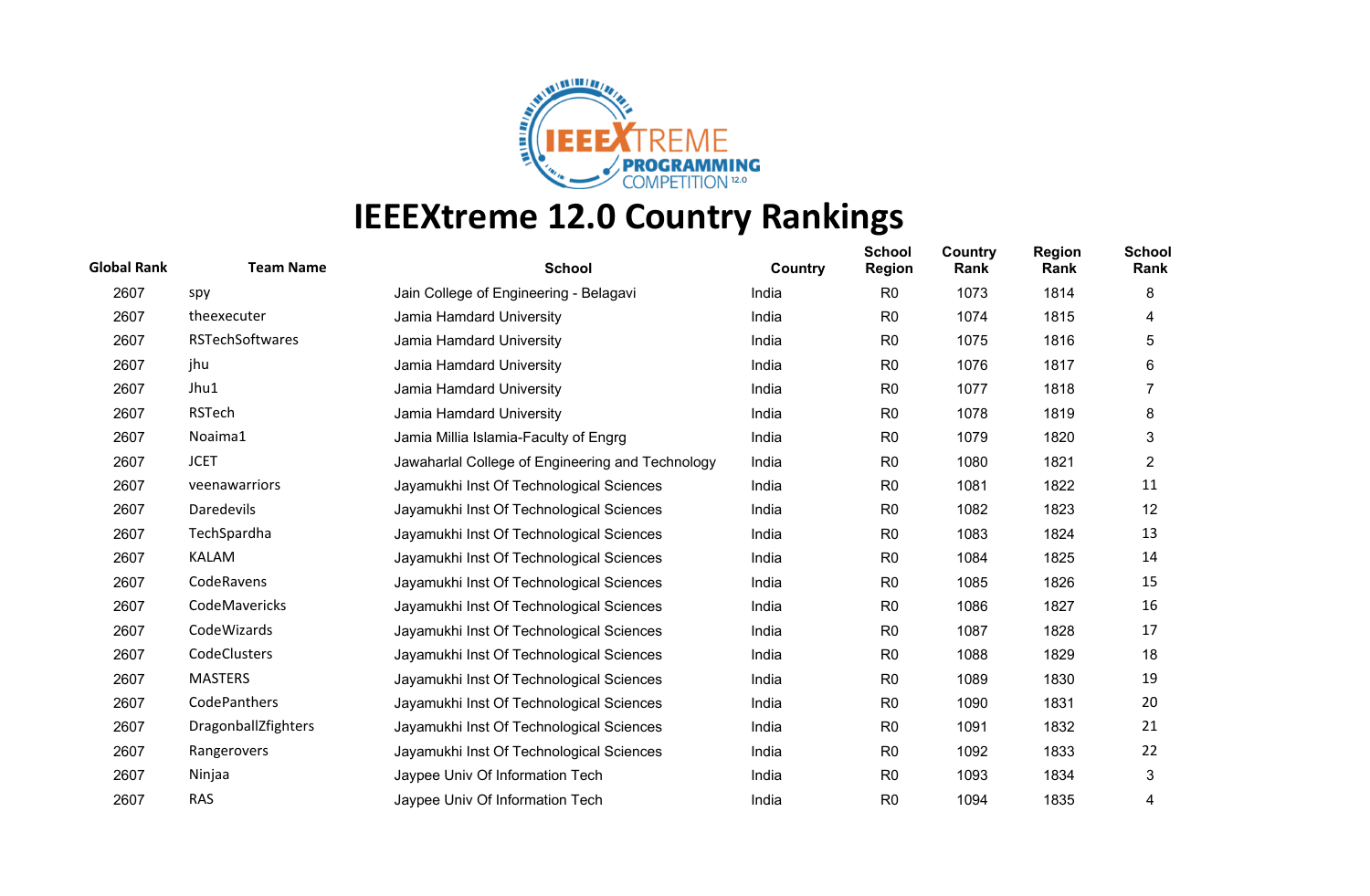# IEEEXtreme 12.0 Country Rankings

| Global Rank | Team Name | School | Country | School Region | Country Rank | Region Rank | School Rank |
|---|---|---|---|---|---|---|---|
| 2607 | spy | Jain College of Engineering - Belagavi | India | R0 | 1073 | 1814 | 8 |
| 2607 | theexecuter | Jamia Hamdard University | India | R0 | 1074 | 1815 | 4 |
| 2607 | RSTechSoftwares | Jamia Hamdard University | India | R0 | 1075 | 1816 | 5 |
| 2607 | jhu | Jamia Hamdard University | India | R0 | 1076 | 1817 | 6 |
| 2607 | Jhu1 | Jamia Hamdard University | India | R0 | 1077 | 1818 | 7 |
| 2607 | RSTech | Jamia Hamdard University | India | R0 | 1078 | 1819 | 8 |
| 2607 | Noaima1 | Jamia Millia Islamia-Faculty of Engrg | India | R0 | 1079 | 1820 | 3 |
| 2607 | JCET | Jawaharlal College of Engineering and Technology | India | R0 | 1080 | 1821 | 2 |
| 2607 | veenawarriors | Jayamukhi Inst Of Technological Sciences | India | R0 | 1081 | 1822 | 11 |
| 2607 | Daredevils | Jayamukhi Inst Of Technological Sciences | India | R0 | 1082 | 1823 | 12 |
| 2607 | TechSpardha | Jayamukhi Inst Of Technological Sciences | India | R0 | 1083 | 1824 | 13 |
| 2607 | KALAM | Jayamukhi Inst Of Technological Sciences | India | R0 | 1084 | 1825 | 14 |
| 2607 | CodeRavens | Jayamukhi Inst Of Technological Sciences | India | R0 | 1085 | 1826 | 15 |
| 2607 | CodeMavericks | Jayamukhi Inst Of Technological Sciences | India | R0 | 1086 | 1827 | 16 |
| 2607 | CodeWizards | Jayamukhi Inst Of Technological Sciences | India | R0 | 1087 | 1828 | 17 |
| 2607 | CodeClusters | Jayamukhi Inst Of Technological Sciences | India | R0 | 1088 | 1829 | 18 |
| 2607 | MASTERS | Jayamukhi Inst Of Technological Sciences | India | R0 | 1089 | 1830 | 19 |
| 2607 | CodePanthers | Jayamukhi Inst Of Technological Sciences | India | R0 | 1090 | 1831 | 20 |
| 2607 | DragonballZfighters | Jayamukhi Inst Of Technological Sciences | India | R0 | 1091 | 1832 | 21 |
| 2607 | Rangerovers | Jayamukhi Inst Of Technological Sciences | India | R0 | 1092 | 1833 | 22 |
| 2607 | Ninjaa | Jaypee Univ Of Information Tech | India | R0 | 1093 | 1834 | 3 |
| 2607 | RAS | Jaypee Univ Of Information Tech | India | R0 | 1094 | 1835 | 4 |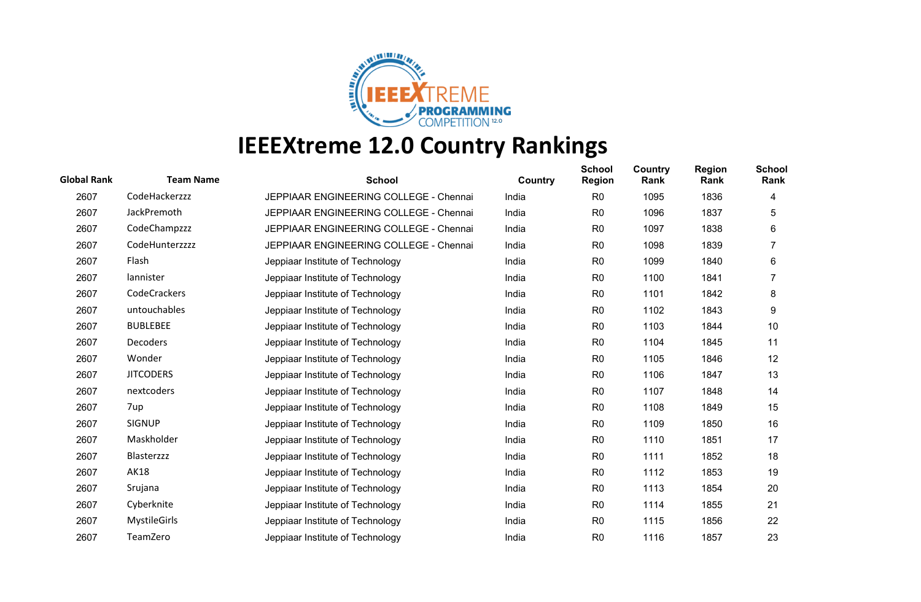# IEEEXtreme 12.0 Country Rankings

| Global Rank | Team Name | School | Country | School Region | Country Rank | Region Rank | School Rank |
|---|---|---|---|---|---|---|---|
| 2607 | CodeHackerzzz | JEPPIAAR ENGINEERING COLLEGE - Chennai | India | R0 | 1095 | 1836 | 4 |
| 2607 | JackPremoth | JEPPIAAR ENGINEERING COLLEGE - Chennai | India | R0 | 1096 | 1837 | 5 |
| 2607 | CodeChampzzz | JEPPIAAR ENGINEERING COLLEGE - Chennai | India | R0 | 1097 | 1838 | 6 |
| 2607 | CodeHunterzzzz | JEPPIAAR ENGINEERING COLLEGE - Chennai | India | R0 | 1098 | 1839 | 7 |
| 2607 | Flash | Jeppiaar Institute of Technology | India | R0 | 1099 | 1840 | 6 |
| 2607 | lannister | Jeppiaar Institute of Technology | India | R0 | 1100 | 1841 | 7 |
| 2607 | CodeCrackers | Jeppiaar Institute of Technology | India | R0 | 1101 | 1842 | 8 |
| 2607 | untouchables | Jeppiaar Institute of Technology | India | R0 | 1102 | 1843 | 9 |
| 2607 | BUBLEBEE | Jeppiaar Institute of Technology | India | R0 | 1103 | 1844 | 10 |
| 2607 | Decoders | Jeppiaar Institute of Technology | India | R0 | 1104 | 1845 | 11 |
| 2607 | Wonder | Jeppiaar Institute of Technology | India | R0 | 1105 | 1846 | 12 |
| 2607 | JITCODERS | Jeppiaar Institute of Technology | India | R0 | 1106 | 1847 | 13 |
| 2607 | nextcoders | Jeppiaar Institute of Technology | India | R0 | 1107 | 1848 | 14 |
| 2607 | 7up | Jeppiaar Institute of Technology | India | R0 | 1108 | 1849 | 15 |
| 2607 | SIGNUP | Jeppiaar Institute of Technology | India | R0 | 1109 | 1850 | 16 |
| 2607 | Maskholder | Jeppiaar Institute of Technology | India | R0 | 1110 | 1851 | 17 |
| 2607 | Blasterzzz | Jeppiaar Institute of Technology | India | R0 | 1111 | 1852 | 18 |
| 2607 | AK18 | Jeppiaar Institute of Technology | India | R0 | 1112 | 1853 | 19 |
| 2607 | Srujana | Jeppiaar Institute of Technology | India | R0 | 1113 | 1854 | 20 |
| 2607 | Cyberknite | Jeppiaar Institute of Technology | India | R0 | 1114 | 1855 | 21 |
| 2607 | MystileGirls | Jeppiaar Institute of Technology | India | R0 | 1115 | 1856 | 22 |
| 2607 | TeamZero | Jeppiaar Institute of Technology | India | R0 | 1116 | 1857 | 23 |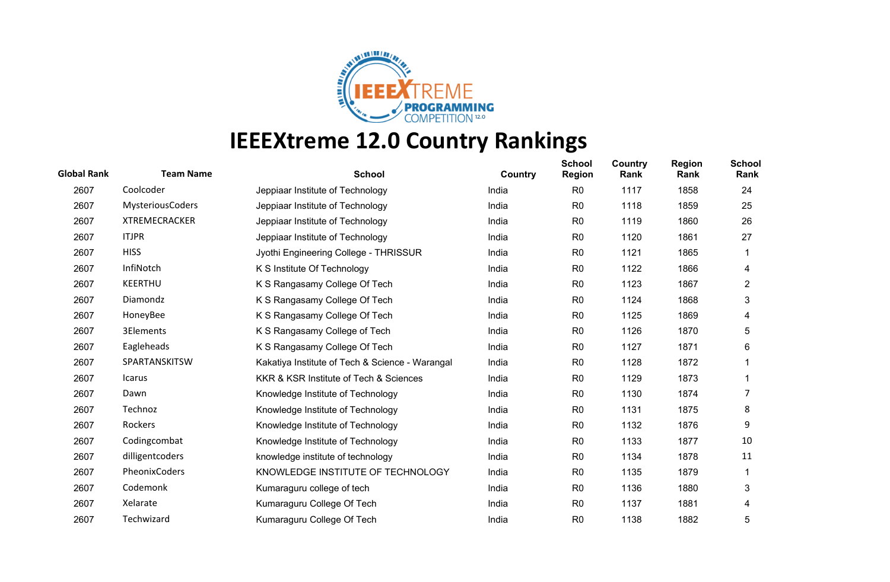# IEEEXtreme 12.0 Country Rankings

| Global Rank | Team Name | School | Country | School Region | Country Rank | Region Rank | School Rank |
|---|---|---|---|---|---|---|---|
| 2607 | Coolcoder | Jeppiaar Institute of Technology | India | R0 | 1117 | 1858 | 24 |
| 2607 | MysteriousCoders | Jeppiaar Institute of Technology | India | R0 | 1118 | 1859 | 25 |
| 2607 | XTREMECRACKER | Jeppiaar Institute of Technology | India | R0 | 1119 | 1860 | 26 |
| 2607 | ITJPR | Jeppiaar Institute of Technology | India | R0 | 1120 | 1861 | 27 |
| 2607 | HISS | Jyothi Engineering College - THRISSUR | India | R0 | 1121 | 1865 | 1 |
| 2607 | InfiNotch | K S Institute Of Technology | India | R0 | 1122 | 1866 | 4 |
| 2607 | KEERTHU | K S Rangasamy College Of Tech | India | R0 | 1123 | 1867 | 2 |
| 2607 | Diamondz | K S Rangasamy College Of Tech | India | R0 | 1124 | 1868 | 3 |
| 2607 | HoneyBee | K S Rangasamy College Of Tech | India | R0 | 1125 | 1869 | 4 |
| 2607 | 3Elements | K S Rangasamy College of Tech | India | R0 | 1126 | 1870 | 5 |
| 2607 | Eagleheads | K S Rangasamy College Of Tech | India | R0 | 1127 | 1871 | 6 |
| 2607 | SPARTANSKITSW | Kakatiya Institute of Tech & Science - Warangal | India | R0 | 1128 | 1872 | 1 |
| 2607 | Icarus | KKR & KSR Institute of Tech & Sciences | India | R0 | 1129 | 1873 | 1 |
| 2607 | Dawn | Knowledge Institute of Technology | India | R0 | 1130 | 1874 | 7 |
| 2607 | Technoz | Knowledge Institute of Technology | India | R0 | 1131 | 1875 | 8 |
| 2607 | Rockers | Knowledge Institute of Technology | India | R0 | 1132 | 1876 | 9 |
| 2607 | Codingcombat | Knowledge Institute of Technology | India | R0 | 1133 | 1877 | 10 |
| 2607 | dilligentcoders | knowledge institute of technology | India | R0 | 1134 | 1878 | 11 |
| 2607 | PheonixCoders | KNOWLEDGE INSTITUTE OF TECHNOLOGY | India | R0 | 1135 | 1879 | 1 |
| 2607 | Codemonk | Kumaraguru college of tech | India | R0 | 1136 | 1880 | 3 |
| 2607 | Xelarate | Kumaraguru College Of Tech | India | R0 | 1137 | 1881 | 4 |
| 2607 | Techwizard | Kumaraguru College Of Tech | India | R0 | 1138 | 1882 | 5 |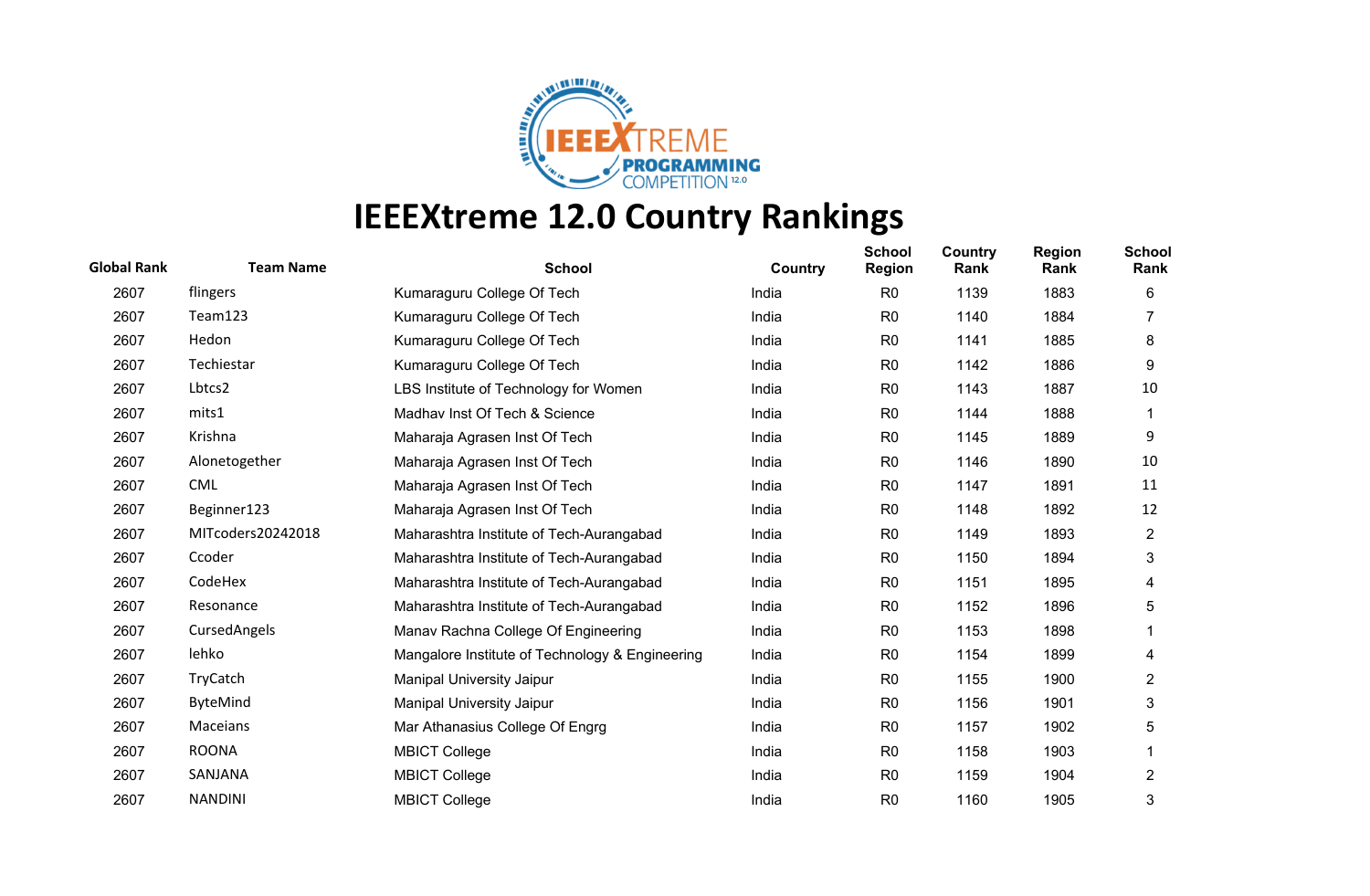# IEEEXtreme 12.0 Country Rankings

| Global Rank | Team Name | School | Country | School Region | Country Rank | Region Rank | School Rank |
|---|---|---|---|---|---|---|---|
| 2607 | flingers | Kumaraguru College Of Tech | India | R0 | 1139 | 1883 | 6 |
| 2607 | Team123 | Kumaraguru College Of Tech | India | R0 | 1140 | 1884 | 7 |
| 2607 | Hedon | Kumaraguru College Of Tech | India | R0 | 1141 | 1885 | 8 |
| 2607 | Techiestar | Kumaraguru College Of Tech | India | R0 | 1142 | 1886 | 9 |
| 2607 | Lbtcs2 | LBS Institute of Technology for Women | India | R0 | 1143 | 1887 | 10 |
| 2607 | mits1 | Madhav Inst Of Tech & Science | India | R0 | 1144 | 1888 | 1 |
| 2607 | Krishna | Maharaja Agrasen Inst Of Tech | India | R0 | 1145 | 1889 | 9 |
| 2607 | Alonetogether | Maharaja Agrasen Inst Of Tech | India | R0 | 1146 | 1890 | 10 |
| 2607 | CML | Maharaja Agrasen Inst Of Tech | India | R0 | 1147 | 1891 | 11 |
| 2607 | Beginner123 | Maharaja Agrasen Inst Of Tech | India | R0 | 1148 | 1892 | 12 |
| 2607 | MITcoders20242018 | Maharashtra Institute of Tech-Aurangabad | India | R0 | 1149 | 1893 | 2 |
| 2607 | Ccoder | Maharashtra Institute of Tech-Aurangabad | India | R0 | 1150 | 1894 | 3 |
| 2607 | CodeHex | Maharashtra Institute of Tech-Aurangabad | India | R0 | 1151 | 1895 | 4 |
| 2607 | Resonance | Maharashtra Institute of Tech-Aurangabad | India | R0 | 1152 | 1896 | 5 |
| 2607 | CursedAngels | Manav Rachna College Of Engineering | India | R0 | 1153 | 1898 | 1 |
| 2607 | lehko | Mangalore Institute of Technology & Engineering | India | R0 | 1154 | 1899 | 4 |
| 2607 | TryCatch | Manipal University Jaipur | India | R0 | 1155 | 1900 | 2 |
| 2607 | ByteMind | Manipal University Jaipur | India | R0 | 1156 | 1901 | 3 |
| 2607 | Maceians | Mar Athanasius College Of Engrg | India | R0 | 1157 | 1902 | 5 |
| 2607 | ROONA | MBICT College | India | R0 | 1158 | 1903 | 1 |
| 2607 | SANJANA | MBICT College | India | R0 | 1159 | 1904 | 2 |
| 2607 | NANDINI | MBICT College | India | R0 | 1160 | 1905 | 3 |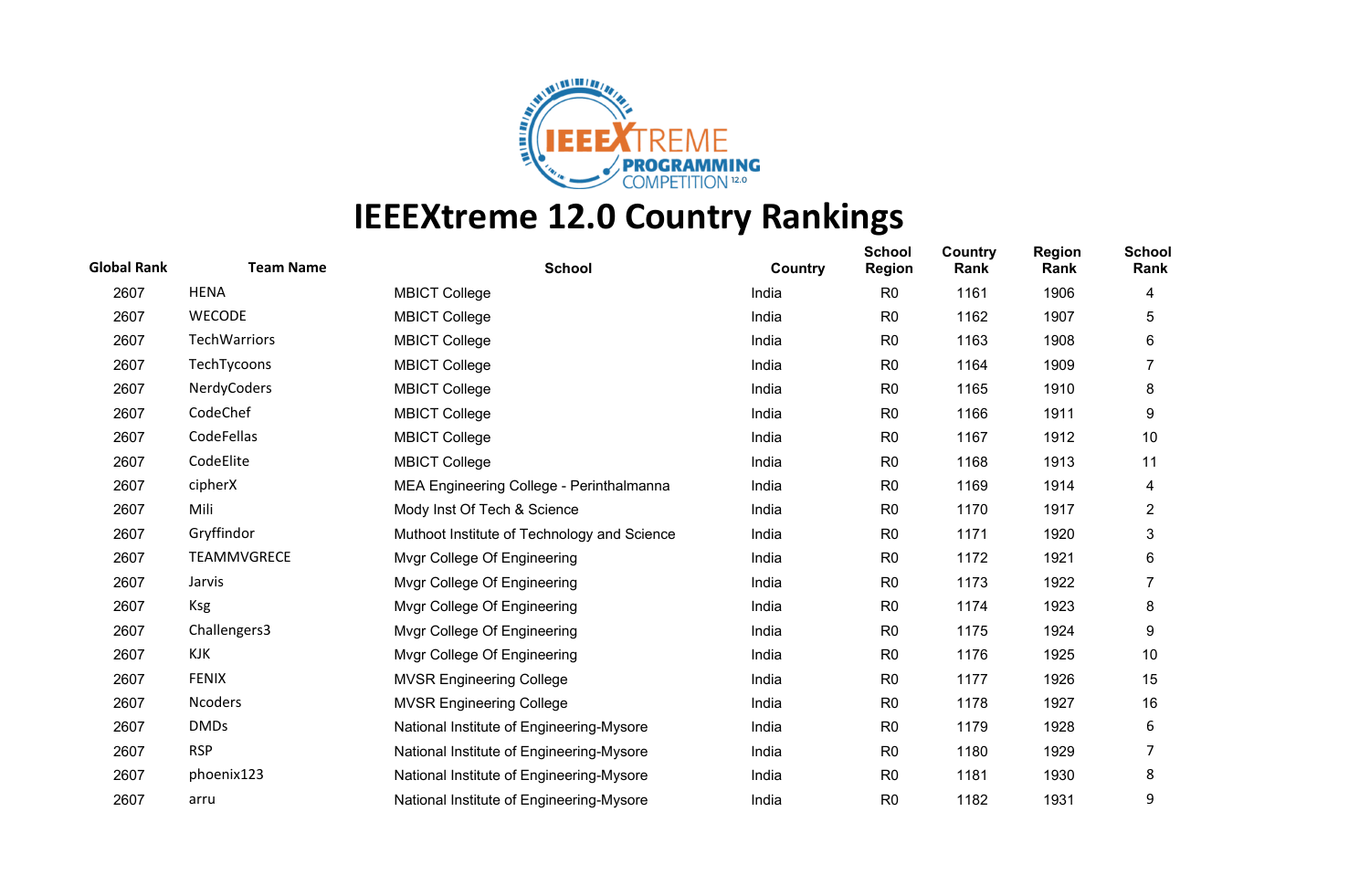# IEEEXtreme 12.0 Country Rankings

| Global Rank | Team Name | School | Country | School Region | Country Rank | Region Rank | School Rank |
|---|---|---|---|---|---|---|---|
| 2607 | HENA | MBICT College | India | R0 | 1161 | 1906 | 4 |
| 2607 | WECODE | MBICT College | India | R0 | 1162 | 1907 | 5 |
| 2607 | TechWarriors | MBICT College | India | R0 | 1163 | 1908 | 6 |
| 2607 | TechTycoons | MBICT College | India | R0 | 1164 | 1909 | 7 |
| 2607 | NerdyCoders | MBICT College | India | R0 | 1165 | 1910 | 8 |
| 2607 | CodeChef | MBICT College | India | R0 | 1166 | 1911 | 9 |
| 2607 | CodeFellas | MBICT College | India | R0 | 1167 | 1912 | 10 |
| 2607 | CodeElite | MBICT College | India | R0 | 1168 | 1913 | 11 |
| 2607 | cipherX | MEA Engineering College - Perinthalmanna | India | R0 | 1169 | 1914 | 4 |
| 2607 | Mili | Mody Inst Of Tech & Science | India | R0 | 1170 | 1917 | 2 |
| 2607 | Gryffindor | Muthoot Institute of Technology and Science | India | R0 | 1171 | 1920 | 3 |
| 2607 | TEAMMVGRECE | Mvgr College Of Engineering | India | R0 | 1172 | 1921 | 6 |
| 2607 | Jarvis | Mvgr College Of Engineering | India | R0 | 1173 | 1922 | 7 |
| 2607 | Ksg | Mvgr College Of Engineering | India | R0 | 1174 | 1923 | 8 |
| 2607 | Challengers3 | Mvgr College Of Engineering | India | R0 | 1175 | 1924 | 9 |
| 2607 | KJK | Mvgr College Of Engineering | India | R0 | 1176 | 1925 | 10 |
| 2607 | FENIX | MVSR Engineering College | India | R0 | 1177 | 1926 | 15 |
| 2607 | Ncoders | MVSR Engineering College | India | R0 | 1178 | 1927 | 16 |
| 2607 | DMDs | National Institute of Engineering-Mysore | India | R0 | 1179 | 1928 | 6 |
| 2607 | RSP | National Institute of Engineering-Mysore | India | R0 | 1180 | 1929 | 7 |
| 2607 | phoenix123 | National Institute of Engineering-Mysore | India | R0 | 1181 | 1930 | 8 |
| 2607 | arru | National Institute of Engineering-Mysore | India | R0 | 1182 | 1931 | 9 |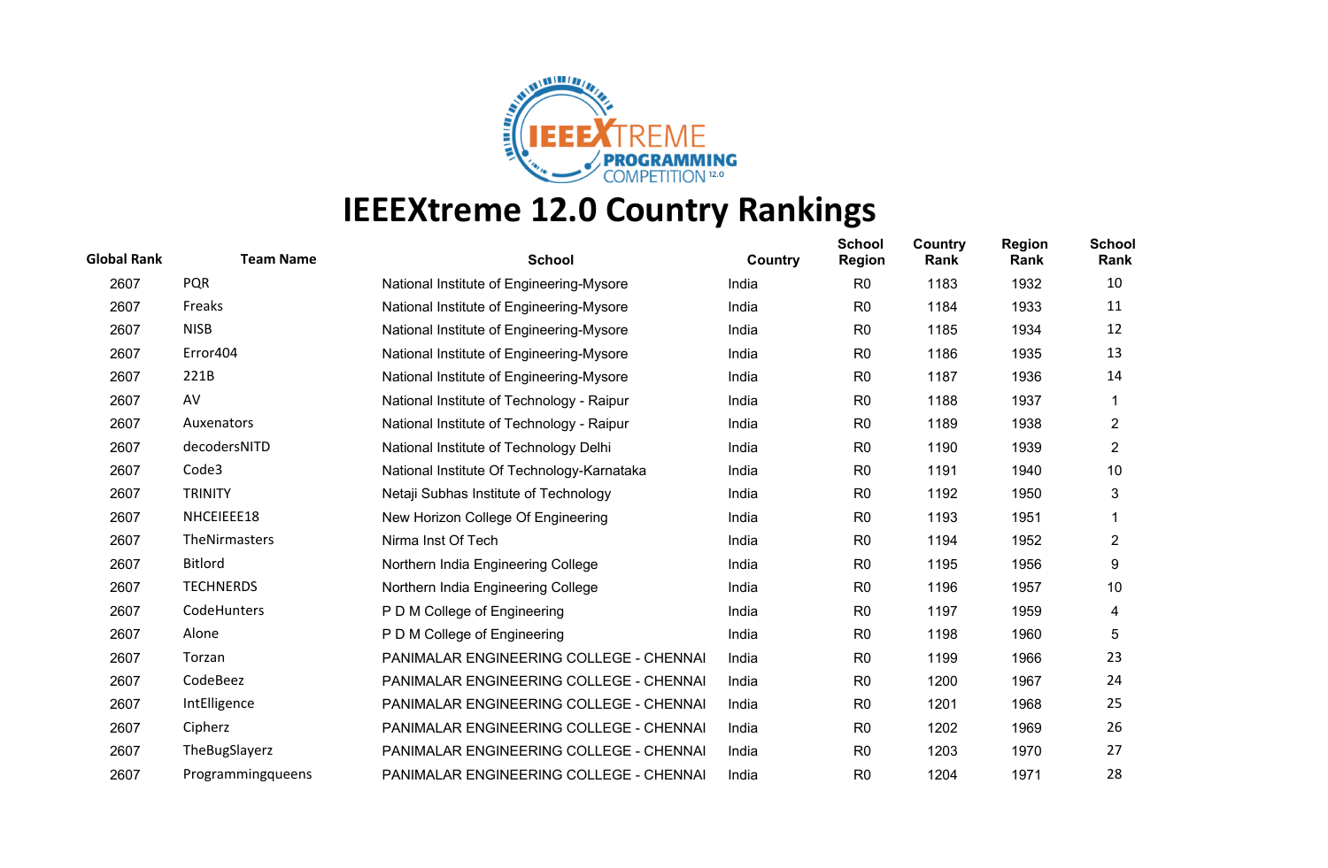# IEEEXtreme 12.0 Country Rankings

| Global Rank | Team Name | School | Country | School Region | Country Rank | Region Rank | School Rank |
|---|---|---|---|---|---|---|---|
| 2607 | PQR | National Institute of Engineering-Mysore | India | R0 | 1183 | 1932 | 10 |
| 2607 | Freaks | National Institute of Engineering-Mysore | India | R0 | 1184 | 1933 | 11 |
| 2607 | NISB | National Institute of Engineering-Mysore | India | R0 | 1185 | 1934 | 12 |
| 2607 | Error404 | National Institute of Engineering-Mysore | India | R0 | 1186 | 1935 | 13 |
| 2607 | 221B | National Institute of Engineering-Mysore | India | R0 | 1187 | 1936 | 14 |
| 2607 | AV | National Institute of Technology - Raipur | India | R0 | 1188 | 1937 | 1 |
| 2607 | Auxenators | National Institute of Technology - Raipur | India | R0 | 1189 | 1938 | 2 |
| 2607 | decodersNITD | National Institute of Technology Delhi | India | R0 | 1190 | 1939 | 2 |
| 2607 | Code3 | National Institute Of Technology-Karnataka | India | R0 | 1191 | 1940 | 10 |
| 2607 | TRINITY | Netaji Subhas Institute of Technology | India | R0 | 1192 | 1950 | 3 |
| 2607 | NHCEIEEE18 | New Horizon College Of Engineering | India | R0 | 1193 | 1951 | 1 |
| 2607 | TheNirmasters | Nirma Inst Of Tech | India | R0 | 1194 | 1952 | 2 |
| 2607 | Bitlord | Northern India Engineering College | India | R0 | 1195 | 1956 | 9 |
| 2607 | TECHNERDS | Northern India Engineering College | India | R0 | 1196 | 1957 | 10 |
| 2607 | CodeHunters | P D M College of Engineering | India | R0 | 1197 | 1959 | 4 |
| 2607 | Alone | P D M College of Engineering | India | R0 | 1198 | 1960 | 5 |
| 2607 | Torzan | PANIMALAR ENGINEERING COLLEGE - CHENNAI | India | R0 | 1199 | 1966 | 23 |
| 2607 | CodeBeez | PANIMALAR ENGINEERING COLLEGE - CHENNAI | India | R0 | 1200 | 1967 | 24 |
| 2607 | IntElligence | PANIMALAR ENGINEERING COLLEGE - CHENNAI | India | R0 | 1201 | 1968 | 25 |
| 2607 | Cipherz | PANIMALAR ENGINEERING COLLEGE - CHENNAI | India | R0 | 1202 | 1969 | 26 |
| 2607 | TheBugSlayerz | PANIMALAR ENGINEERING COLLEGE - CHENNAI | India | R0 | 1203 | 1970 | 27 |
| 2607 | Programmingqueens | PANIMALAR ENGINEERING COLLEGE - CHENNAI | India | R0 | 1204 | 1971 | 28 |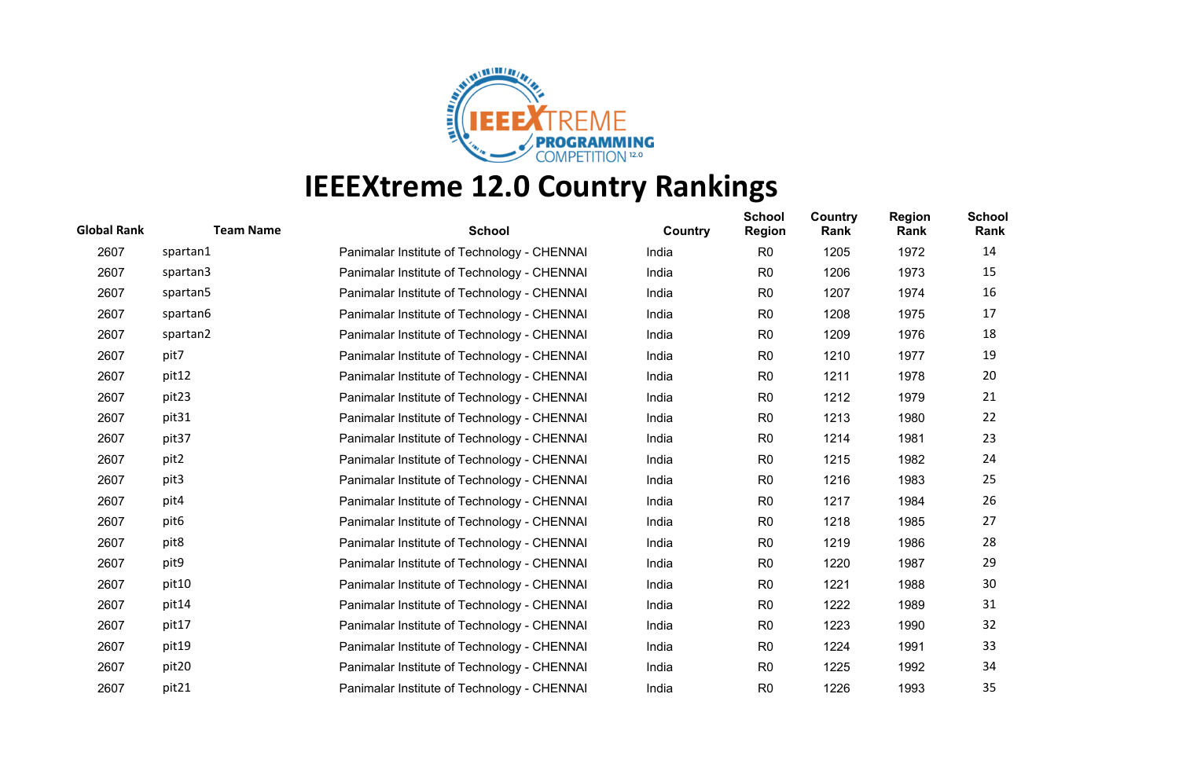# IEEEXtreme 12.0 Country Rankings

| Global Rank | Team Name | School | Country | School Region | Country Rank | Region Rank | School Rank |
|---|---|---|---|---|---|---|---|
| 2607 | spartan1 | Panimalar Institute of Technology - CHENNAI | India | R0 | 1205 | 1972 | 14 |
| 2607 | spartan3 | Panimalar Institute of Technology - CHENNAI | India | R0 | 1206 | 1973 | 15 |
| 2607 | spartan5 | Panimalar Institute of Technology - CHENNAI | India | R0 | 1207 | 1974 | 16 |
| 2607 | spartan6 | Panimalar Institute of Technology - CHENNAI | India | R0 | 1208 | 1975 | 17 |
| 2607 | spartan2 | Panimalar Institute of Technology - CHENNAI | India | R0 | 1209 | 1976 | 18 |
| 2607 | pit7 | Panimalar Institute of Technology - CHENNAI | India | R0 | 1210 | 1977 | 19 |
| 2607 | pit12 | Panimalar Institute of Technology - CHENNAI | India | R0 | 1211 | 1978 | 20 |
| 2607 | pit23 | Panimalar Institute of Technology - CHENNAI | India | R0 | 1212 | 1979 | 21 |
| 2607 | pit31 | Panimalar Institute of Technology - CHENNAI | India | R0 | 1213 | 1980 | 22 |
| 2607 | pit37 | Panimalar Institute of Technology - CHENNAI | India | R0 | 1214 | 1981 | 23 |
| 2607 | pit2 | Panimalar Institute of Technology - CHENNAI | India | R0 | 1215 | 1982 | 24 |
| 2607 | pit3 | Panimalar Institute of Technology - CHENNAI | India | R0 | 1216 | 1983 | 25 |
| 2607 | pit4 | Panimalar Institute of Technology - CHENNAI | India | R0 | 1217 | 1984 | 26 |
| 2607 | pit6 | Panimalar Institute of Technology - CHENNAI | India | R0 | 1218 | 1985 | 27 |
| 2607 | pit8 | Panimalar Institute of Technology - CHENNAI | India | R0 | 1219 | 1986 | 28 |
| 2607 | pit9 | Panimalar Institute of Technology - CHENNAI | India | R0 | 1220 | 1987 | 29 |
| 2607 | pit10 | Panimalar Institute of Technology - CHENNAI | India | R0 | 1221 | 1988 | 30 |
| 2607 | pit14 | Panimalar Institute of Technology - CHENNAI | India | R0 | 1222 | 1989 | 31 |
| 2607 | pit17 | Panimalar Institute of Technology - CHENNAI | India | R0 | 1223 | 1990 | 32 |
| 2607 | pit19 | Panimalar Institute of Technology - CHENNAI | India | R0 | 1224 | 1991 | 33 |
| 2607 | pit20 | Panimalar Institute of Technology - CHENNAI | India | R0 | 1225 | 1992 | 34 |
| 2607 | pit21 | Panimalar Institute of Technology - CHENNAI | India | R0 | 1226 | 1993 | 35 |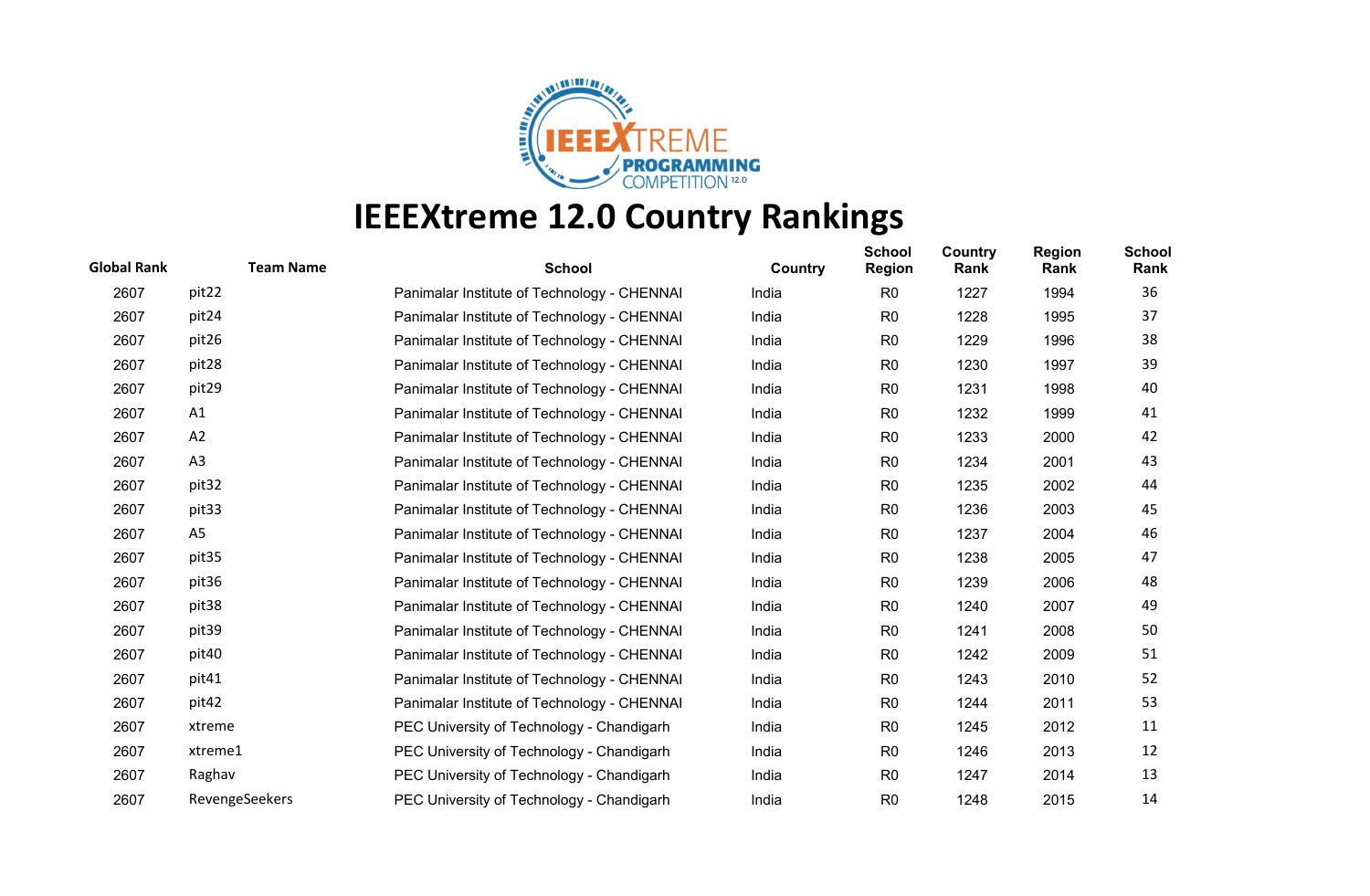# IEEEXtreme 12.0 Country Rankings

| Global Rank | Team Name | School | Country | School Region | Country Rank | Region Rank | School Rank |
|---|---|---|---|---|---|---|---|
| 2607 | pit22 | Panimalar Institute of Technology - CHENNAI | India | R0 | 1227 | 1994 | 36 |
| 2607 | pit24 | Panimalar Institute of Technology - CHENNAI | India | R0 | 1228 | 1995 | 37 |
| 2607 | pit26 | Panimalar Institute of Technology - CHENNAI | India | R0 | 1229 | 1996 | 38 |
| 2607 | pit28 | Panimalar Institute of Technology - CHENNAI | India | R0 | 1230 | 1997 | 39 |
| 2607 | pit29 | Panimalar Institute of Technology - CHENNAI | India | R0 | 1231 | 1998 | 40 |
| 2607 | A1 | Panimalar Institute of Technology - CHENNAI | India | R0 | 1232 | 1999 | 41 |
| 2607 | A2 | Panimalar Institute of Technology - CHENNAI | India | R0 | 1233 | 2000 | 42 |
| 2607 | A3 | Panimalar Institute of Technology - CHENNAI | India | R0 | 1234 | 2001 | 43 |
| 2607 | pit32 | Panimalar Institute of Technology - CHENNAI | India | R0 | 1235 | 2002 | 44 |
| 2607 | pit33 | Panimalar Institute of Technology - CHENNAI | India | R0 | 1236 | 2003 | 45 |
| 2607 | A5 | Panimalar Institute of Technology - CHENNAI | India | R0 | 1237 | 2004 | 46 |
| 2607 | pit35 | Panimalar Institute of Technology - CHENNAI | India | R0 | 1238 | 2005 | 47 |
| 2607 | pit36 | Panimalar Institute of Technology - CHENNAI | India | R0 | 1239 | 2006 | 48 |
| 2607 | pit38 | Panimalar Institute of Technology - CHENNAI | India | R0 | 1240 | 2007 | 49 |
| 2607 | pit39 | Panimalar Institute of Technology - CHENNAI | India | R0 | 1241 | 2008 | 50 |
| 2607 | pit40 | Panimalar Institute of Technology - CHENNAI | India | R0 | 1242 | 2009 | 51 |
| 2607 | pit41 | Panimalar Institute of Technology - CHENNAI | India | R0 | 1243 | 2010 | 52 |
| 2607 | pit42 | Panimalar Institute of Technology - CHENNAI | India | R0 | 1244 | 2011 | 53 |
| 2607 | xtreme | PEC University of Technology - Chandigarh | India | R0 | 1245 | 2012 | 11 |
| 2607 | xtreme1 | PEC University of Technology - Chandigarh | India | R0 | 1246 | 2013 | 12 |
| 2607 | Raghav | PEC University of Technology - Chandigarh | India | R0 | 1247 | 2014 | 13 |
| 2607 | RevengeSeekers | PEC University of Technology - Chandigarh | India | R0 | 1248 | 2015 | 14 |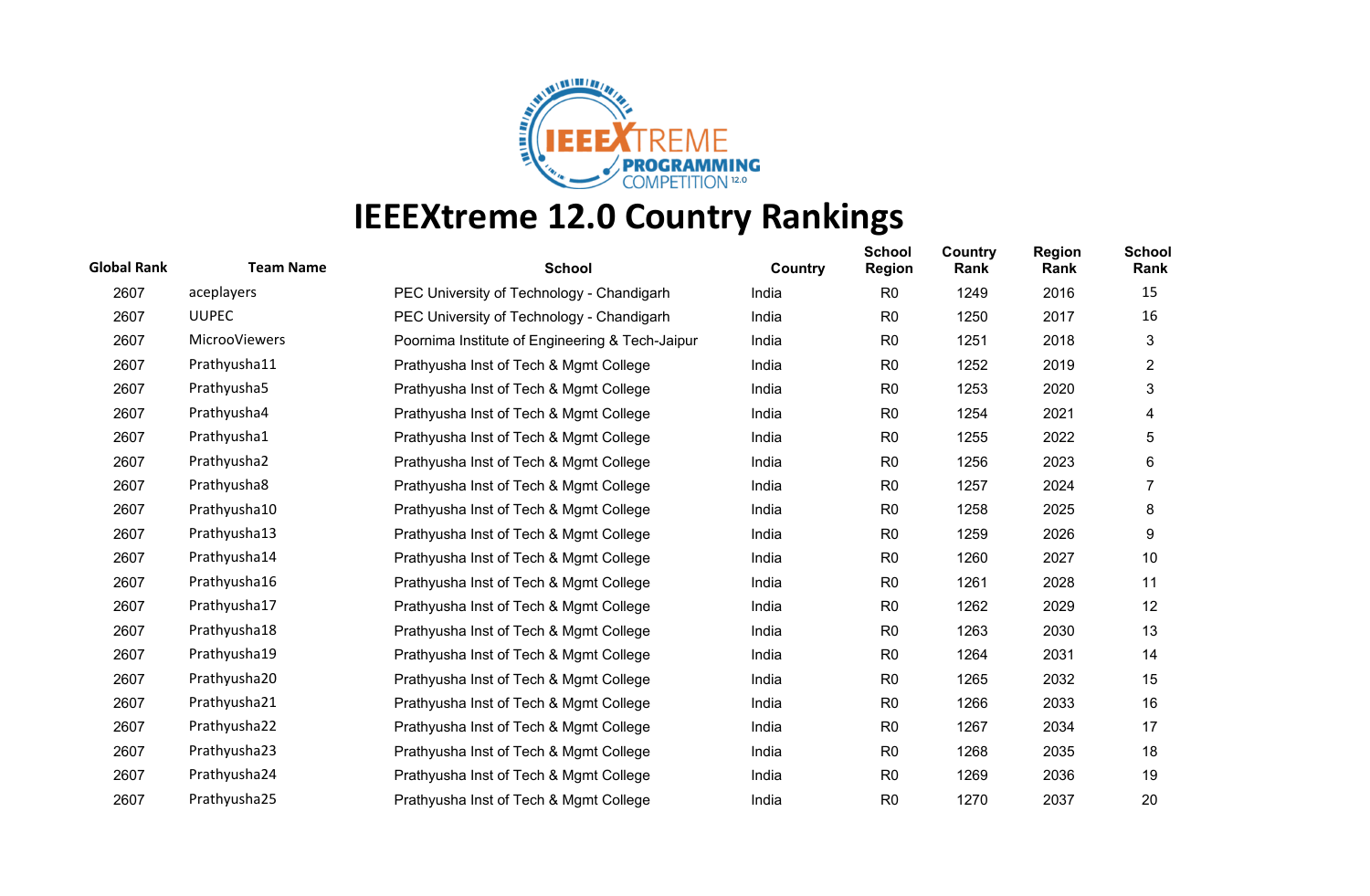# IEEEXtreme 12.0 Country Rankings

| Global Rank | Team Name | School | Country | School Region | Country Rank | Region Rank | School Rank |
|---|---|---|---|---|---|---|---|
| 2607 | aceplayers | PEC University of Technology - Chandigarh | India | R0 | 1249 | 2016 | 15 |
| 2607 | UUPEC | PEC University of Technology - Chandigarh | India | R0 | 1250 | 2017 | 16 |
| 2607 | MicrooViewers | Poornima Institute of Engineering & Tech-Jaipur | India | R0 | 1251 | 2018 | 3 |
| 2607 | Prathyusha11 | Prathyusha Inst of Tech & Mgmt College | India | R0 | 1252 | 2019 | 2 |
| 2607 | Prathyusha5 | Prathyusha Inst of Tech & Mgmt College | India | R0 | 1253 | 2020 | 3 |
| 2607 | Prathyusha4 | Prathyusha Inst of Tech & Mgmt College | India | R0 | 1254 | 2021 | 4 |
| 2607 | Prathyusha1 | Prathyusha Inst of Tech & Mgmt College | India | R0 | 1255 | 2022 | 5 |
| 2607 | Prathyusha2 | Prathyusha Inst of Tech & Mgmt College | India | R0 | 1256 | 2023 | 6 |
| 2607 | Prathyusha8 | Prathyusha Inst of Tech & Mgmt College | India | R0 | 1257 | 2024 | 7 |
| 2607 | Prathyusha10 | Prathyusha Inst of Tech & Mgmt College | India | R0 | 1258 | 2025 | 8 |
| 2607 | Prathyusha13 | Prathyusha Inst of Tech & Mgmt College | India | R0 | 1259 | 2026 | 9 |
| 2607 | Prathyusha14 | Prathyusha Inst of Tech & Mgmt College | India | R0 | 1260 | 2027 | 10 |
| 2607 | Prathyusha16 | Prathyusha Inst of Tech & Mgmt College | India | R0 | 1261 | 2028 | 11 |
| 2607 | Prathyusha17 | Prathyusha Inst of Tech & Mgmt College | India | R0 | 1262 | 2029 | 12 |
| 2607 | Prathyusha18 | Prathyusha Inst of Tech & Mgmt College | India | R0 | 1263 | 2030 | 13 |
| 2607 | Prathyusha19 | Prathyusha Inst of Tech & Mgmt College | India | R0 | 1264 | 2031 | 14 |
| 2607 | Prathyusha20 | Prathyusha Inst of Tech & Mgmt College | India | R0 | 1265 | 2032 | 15 |
| 2607 | Prathyusha21 | Prathyusha Inst of Tech & Mgmt College | India | R0 | 1266 | 2033 | 16 |
| 2607 | Prathyusha22 | Prathyusha Inst of Tech & Mgmt College | India | R0 | 1267 | 2034 | 17 |
| 2607 | Prathyusha23 | Prathyusha Inst of Tech & Mgmt College | India | R0 | 1268 | 2035 | 18 |
| 2607 | Prathyusha24 | Prathyusha Inst of Tech & Mgmt College | India | R0 | 1269 | 2036 | 19 |
| 2607 | Prathyusha25 | Prathyusha Inst of Tech & Mgmt College | India | R0 | 1270 | 2037 | 20 |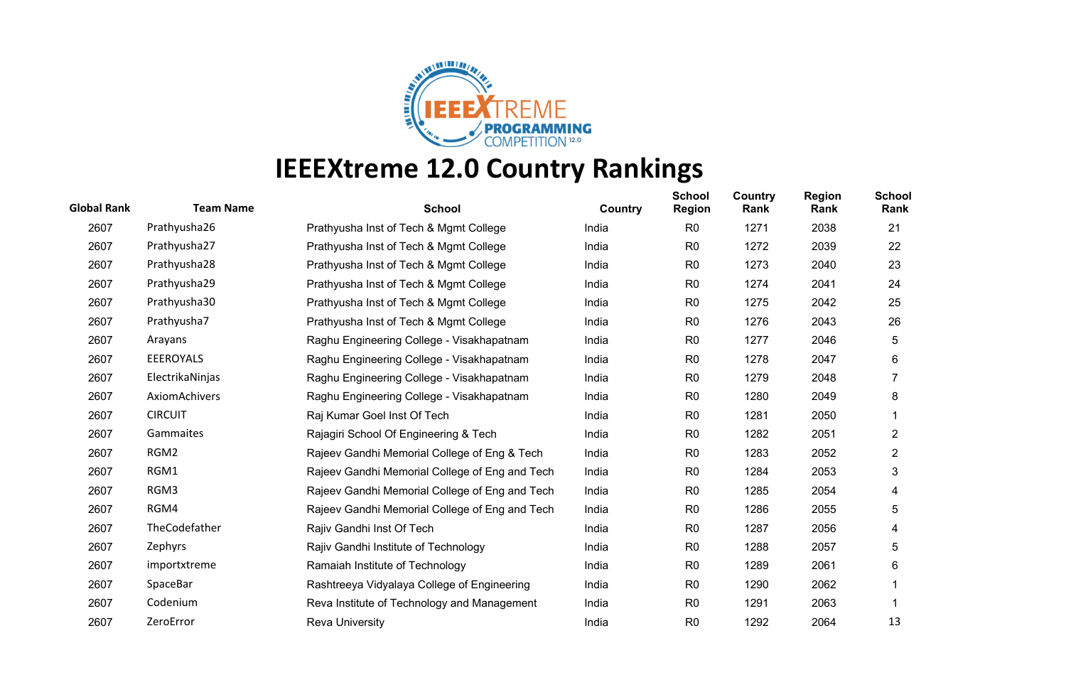# IEEEXtreme 12.0 Country Rankings

| Global Rank | Team Name | School | Country | School Region | Country Rank | Region Rank | School Rank |
|---|---|---|---|---|---|---|---|
| 2607 | Prathyusha26 | Prathyusha Inst of Tech & Mgmt College | India | R0 | 1271 | 2038 | 21 |
| 2607 | Prathyusha27 | Prathyusha Inst of Tech & Mgmt College | India | R0 | 1272 | 2039 | 22 |
| 2607 | Prathyusha28 | Prathyusha Inst of Tech & Mgmt College | India | R0 | 1273 | 2040 | 23 |
| 2607 | Prathyusha29 | Prathyusha Inst of Tech & Mgmt College | India | R0 | 1274 | 2041 | 24 |
| 2607 | Prathyusha30 | Prathyusha Inst of Tech & Mgmt College | India | R0 | 1275 | 2042 | 25 |
| 2607 | Prathyusha7 | Prathyusha Inst of Tech & Mgmt College | India | R0 | 1276 | 2043 | 26 |
| 2607 | Arayans | Raghu Engineering College - Visakhapatnam | India | R0 | 1277 | 2046 | 5 |
| 2607 | EEEROYALS | Raghu Engineering College - Visakhapatnam | India | R0 | 1278 | 2047 | 6 |
| 2607 | ElectrikaNinjas | Raghu Engineering College - Visakhapatnam | India | R0 | 1279 | 2048 | 7 |
| 2607 | AxiomAchivers | Raghu Engineering College - Visakhapatnam | India | R0 | 1280 | 2049 | 8 |
| 2607 | CIRCUIT | Raj Kumar Goel Inst Of Tech | India | R0 | 1281 | 2050 | 1 |
| 2607 | Gammaites | Rajagiri School Of Engineering & Tech | India | R0 | 1282 | 2051 | 2 |
| 2607 | RGM2 | Rajeev Gandhi Memorial College of Eng & Tech | India | R0 | 1283 | 2052 | 2 |
| 2607 | RGM1 | Rajeev Gandhi Memorial College of Eng and Tech | India | R0 | 1284 | 2053 | 3 |
| 2607 | RGM3 | Rajeev Gandhi Memorial College of Eng and Tech | India | R0 | 1285 | 2054 | 4 |
| 2607 | RGM4 | Rajeev Gandhi Memorial College of Eng and Tech | India | R0 | 1286 | 2055 | 5 |
| 2607 | TheCodefather | Rajiv Gandhi Inst Of Tech | India | R0 | 1287 | 2056 | 4 |
| 2607 | Zephyrs | Rajiv Gandhi Institute of Technology | India | R0 | 1288 | 2057 | 5 |
| 2607 | importxtreme | Ramaiah Institute of Technology | India | R0 | 1289 | 2061 | 6 |
| 2607 | SpaceBar | Rashtreeya Vidyalaya College of Engineering | India | R0 | 1290 | 2062 | 1 |
| 2607 | Codenium | Reva Institute of Technology and Management | India | R0 | 1291 | 2063 | 1 |
| 2607 | ZeroError | Reva University | India | R0 | 1292 | 2064 | 13 |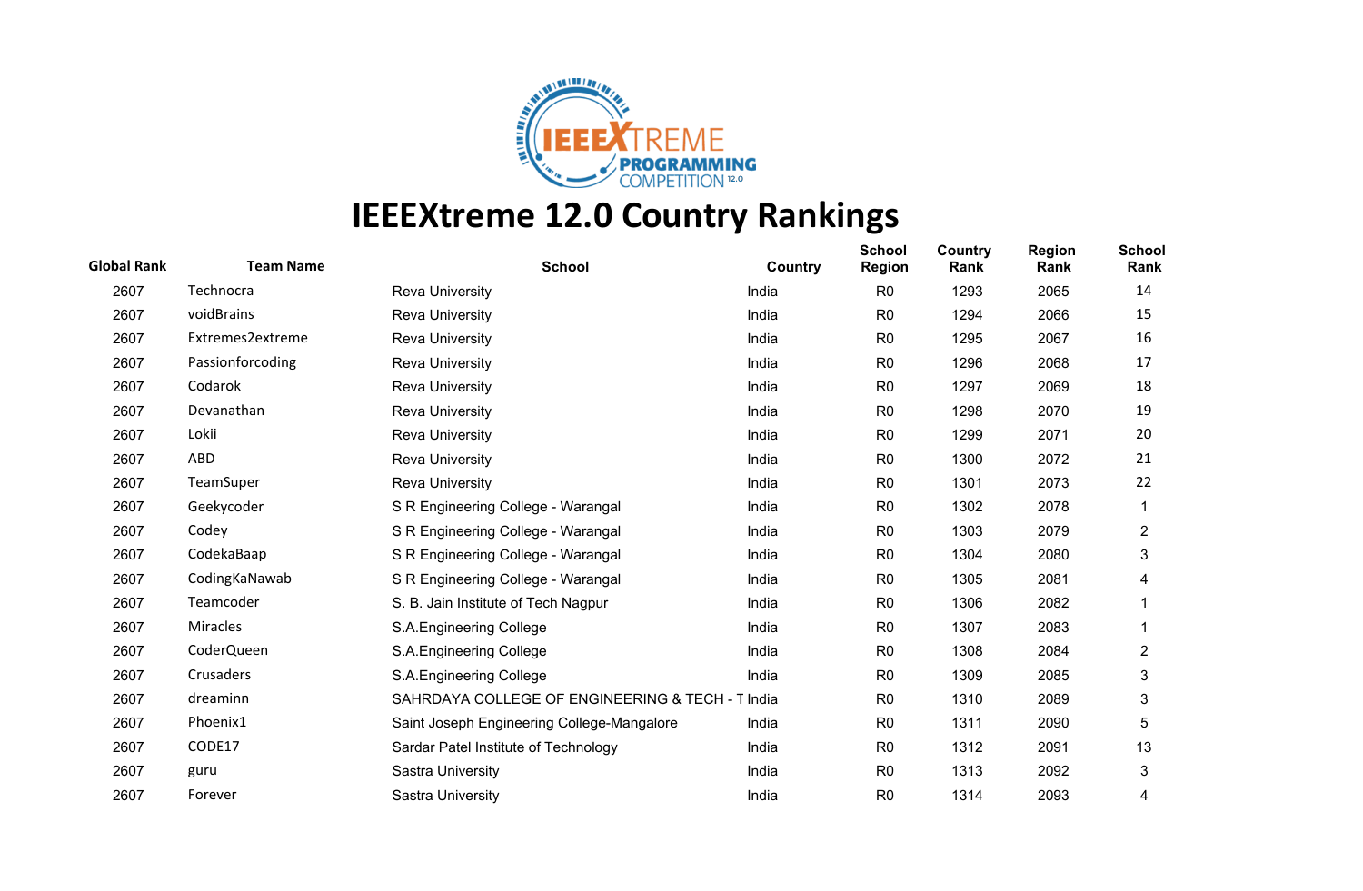# IEEEXtreme 12.0 Country Rankings

| Global Rank | Team Name | School | Country | School Region | Country Rank | Region Rank | School Rank |
|---|---|---|---|---|---|---|---|
| 2607 | Technocra | Reva University | India | R0 | 1293 | 2065 | 14 |
| 2607 | voidBrains | Reva University | India | R0 | 1294 | 2066 | 15 |
| 2607 | Extremes2extreme | Reva University | India | R0 | 1295 | 2067 | 16 |
| 2607 | Passionforcoding | Reva University | India | R0 | 1296 | 2068 | 17 |
| 2607 | Codarok | Reva University | India | R0 | 1297 | 2069 | 18 |
| 2607 | Devanathan | Reva University | India | R0 | 1298 | 2070 | 19 |
| 2607 | Lokii | Reva University | India | R0 | 1299 | 2071 | 20 |
| 2607 | ABD | Reva University | India | R0 | 1300 | 2072 | 21 |
| 2607 | TeamSuper | Reva University | India | R0 | 1301 | 2073 | 22 |
| 2607 | Geekycoder | S R Engineering College - Warangal | India | R0 | 1302 | 2078 | 1 |
| 2607 | Codey | S R Engineering College - Warangal | India | R0 | 1303 | 2079 | 2 |
| 2607 | CodekaBaap | S R Engineering College - Warangal | India | R0 | 1304 | 2080 | 3 |
| 2607 | CodingKaNawab | S R Engineering College - Warangal | India | R0 | 1305 | 2081 | 4 |
| 2607 | Teamcoder | S. B. Jain Institute of Tech Nagpur | India | R0 | 1306 | 2082 | 1 |
| 2607 | Miracles | S.A.Engineering College | India | R0 | 1307 | 2083 | 1 |
| 2607 | CoderQueen | S.A.Engineering College | India | R0 | 1308 | 2084 | 2 |
| 2607 | Crusaders | S.A.Engineering College | India | R0 | 1309 | 2085 | 3 |
| 2607 | dreaminn | SAHRDAYA COLLEGE OF ENGINEERING & TECH - T | India | R0 | 1310 | 2089 | 3 |
| 2607 | Phoenix1 | Saint Joseph Engineering College-Mangalore | India | R0 | 1311 | 2090 | 5 |
| 2607 | CODE17 | Sardar Patel Institute of Technology | India | R0 | 1312 | 2091 | 13 |
| 2607 | guru | Sastra University | India | R0 | 1313 | 2092 | 3 |
| 2607 | Forever | Sastra University | India | R0 | 1314 | 2093 | 4 |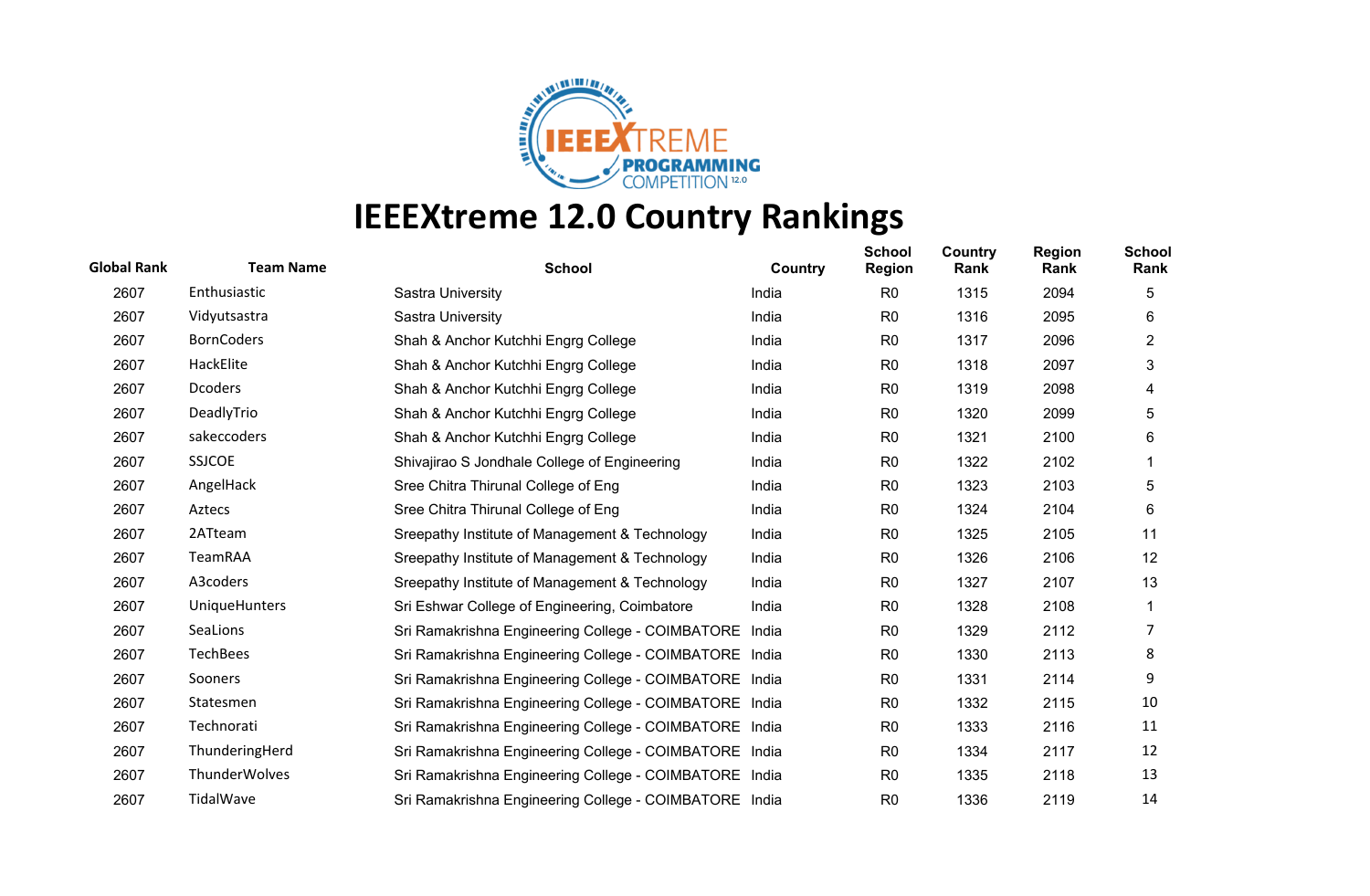# IEEEXtreme 12.0 Country Rankings

| Global Rank | Team Name | School | Country | School Region | Country Rank | Region Rank | School Rank |
|---|---|---|---|---|---|---|---|
| 2607 | Enthusiastic | Sastra University | India | R0 | 1315 | 2094 | 5 |
| 2607 | Vidyutsastra | Sastra University | India | R0 | 1316 | 2095 | 6 |
| 2607 | BornCoders | Shah & Anchor Kutchhi Engrg College | India | R0 | 1317 | 2096 | 2 |
| 2607 | HackElite | Shah & Anchor Kutchhi Engrg College | India | R0 | 1318 | 2097 | 3 |
| 2607 | Dcoders | Shah & Anchor Kutchhi Engrg College | India | R0 | 1319 | 2098 | 4 |
| 2607 | DeadlyTrio | Shah & Anchor Kutchhi Engrg College | India | R0 | 1320 | 2099 | 5 |
| 2607 | sakeccoders | Shah & Anchor Kutchhi Engrg College | India | R0 | 1321 | 2100 | 6 |
| 2607 | SSJCOE | Shivajirao S Jondhale College of Engineering | India | R0 | 1322 | 2102 | 1 |
| 2607 | AngelHack | Sree Chitra Thirunal College of Eng | India | R0 | 1323 | 2103 | 5 |
| 2607 | Aztecs | Sree Chitra Thirunal College of Eng | India | R0 | 1324 | 2104 | 6 |
| 2607 | 2ATteam | Sreepathy Institute of Management & Technology | India | R0 | 1325 | 2105 | 11 |
| 2607 | TeamRAA | Sreepathy Institute of Management & Technology | India | R0 | 1326 | 2106 | 12 |
| 2607 | A3coders | Sreepathy Institute of Management & Technology | India | R0 | 1327 | 2107 | 13 |
| 2607 | UniqueHunters | Sri Eshwar College of Engineering, Coimbatore | India | R0 | 1328 | 2108 | 1 |
| 2607 | SeaLions | Sri Ramakrishna Engineering College - COIMBATORE | India | R0 | 1329 | 2112 | 7 |
| 2607 | TechBees | Sri Ramakrishna Engineering College - COIMBATORE | India | R0 | 1330 | 2113 | 8 |
| 2607 | Sooners | Sri Ramakrishna Engineering College - COIMBATORE | India | R0 | 1331 | 2114 | 9 |
| 2607 | Statesmen | Sri Ramakrishna Engineering College - COIMBATORE | India | R0 | 1332 | 2115 | 10 |
| 2607 | Technorati | Sri Ramakrishna Engineering College - COIMBATORE | India | R0 | 1333 | 2116 | 11 |
| 2607 | ThunderingHerd | Sri Ramakrishna Engineering College - COIMBATORE | India | R0 | 1334 | 2117 | 12 |
| 2607 | ThunderWolves | Sri Ramakrishna Engineering College - COIMBATORE | India | R0 | 1335 | 2118 | 13 |
| 2607 | TidalWave | Sri Ramakrishna Engineering College - COIMBATORE | India | R0 | 1336 | 2119 | 14 |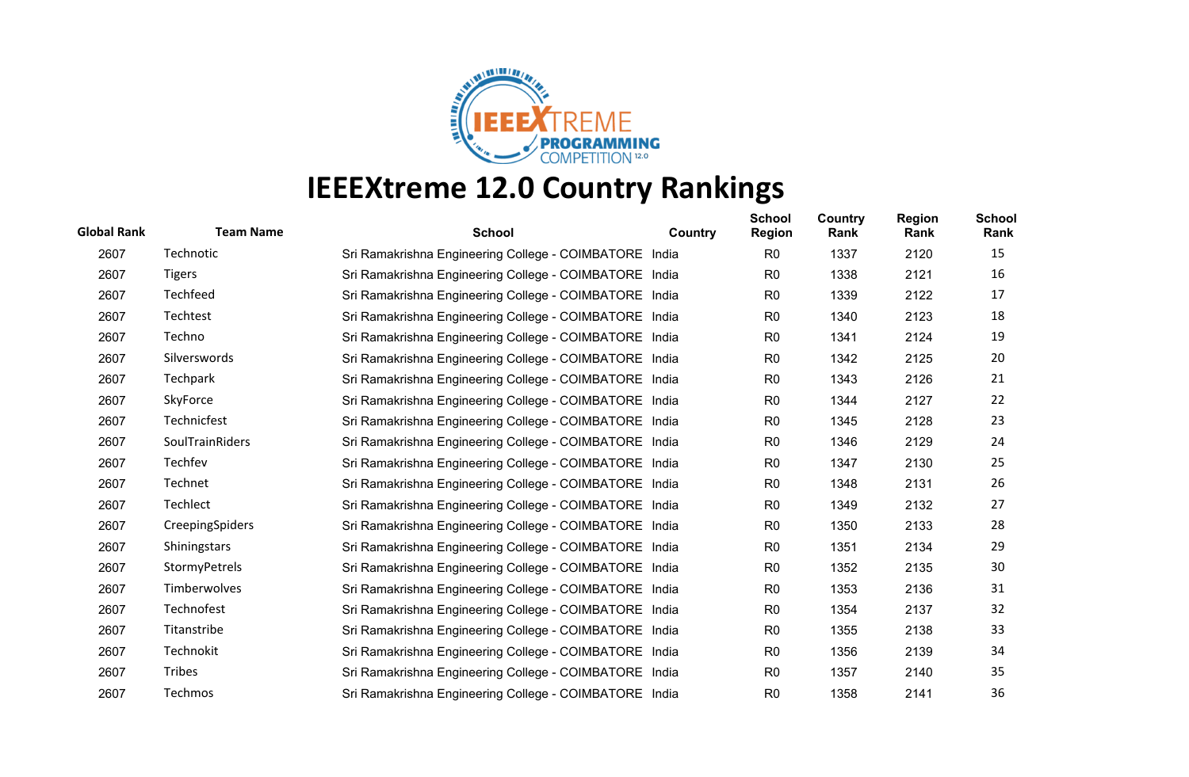# IEEEXtreme 12.0 Country Rankings

| Global Rank | Team Name | School | Country | School Region | Country Rank | Region Rank | School Rank |
|---|---|---|---|---|---|---|---|
| 2607 | Technotic | Sri Ramakrishna Engineering College - COIMBATORE | India | R0 | 1337 | 2120 | 15 |
| 2607 | Tigers | Sri Ramakrishna Engineering College - COIMBATORE | India | R0 | 1338 | 2121 | 16 |
| 2607 | Techfeed | Sri Ramakrishna Engineering College - COIMBATORE | India | R0 | 1339 | 2122 | 17 |
| 2607 | Techtest | Sri Ramakrishna Engineering College - COIMBATORE | India | R0 | 1340 | 2123 | 18 |
| 2607 | Techno | Sri Ramakrishna Engineering College - COIMBATORE | India | R0 | 1341 | 2124 | 19 |
| 2607 | Silverswords | Sri Ramakrishna Engineering College - COIMBATORE | India | R0 | 1342 | 2125 | 20 |
| 2607 | Techpark | Sri Ramakrishna Engineering College - COIMBATORE | India | R0 | 1343 | 2126 | 21 |
| 2607 | SkyForce | Sri Ramakrishna Engineering College - COIMBATORE | India | R0 | 1344 | 2127 | 22 |
| 2607 | Technicfest | Sri Ramakrishna Engineering College - COIMBATORE | India | R0 | 1345 | 2128 | 23 |
| 2607 | SoulTrainRiders | Sri Ramakrishna Engineering College - COIMBATORE | India | R0 | 1346 | 2129 | 24 |
| 2607 | Techfev | Sri Ramakrishna Engineering College - COIMBATORE | India | R0 | 1347 | 2130 | 25 |
| 2607 | Technet | Sri Ramakrishna Engineering College - COIMBATORE | India | R0 | 1348 | 2131 | 26 |
| 2607 | Techlect | Sri Ramakrishna Engineering College - COIMBATORE | India | R0 | 1349 | 2132 | 27 |
| 2607 | CreepingSpiders | Sri Ramakrishna Engineering College - COIMBATORE | India | R0 | 1350 | 2133 | 28 |
| 2607 | Shiningstars | Sri Ramakrishna Engineering College - COIMBATORE | India | R0 | 1351 | 2134 | 29 |
| 2607 | StormyPetrels | Sri Ramakrishna Engineering College - COIMBATORE | India | R0 | 1352 | 2135 | 30 |
| 2607 | Timberwolves | Sri Ramakrishna Engineering College - COIMBATORE | India | R0 | 1353 | 2136 | 31 |
| 2607 | Technofest | Sri Ramakrishna Engineering College - COIMBATORE | India | R0 | 1354 | 2137 | 32 |
| 2607 | Titanstribe | Sri Ramakrishna Engineering College - COIMBATORE | India | R0 | 1355 | 2138 | 33 |
| 2607 | Technokit | Sri Ramakrishna Engineering College - COIMBATORE | India | R0 | 1356 | 2139 | 34 |
| 2607 | Tribes | Sri Ramakrishna Engineering College - COIMBATORE | India | R0 | 1357 | 2140 | 35 |
| 2607 | Techmos | Sri Ramakrishna Engineering College - COIMBATORE | India | R0 | 1358 | 2141 | 36 |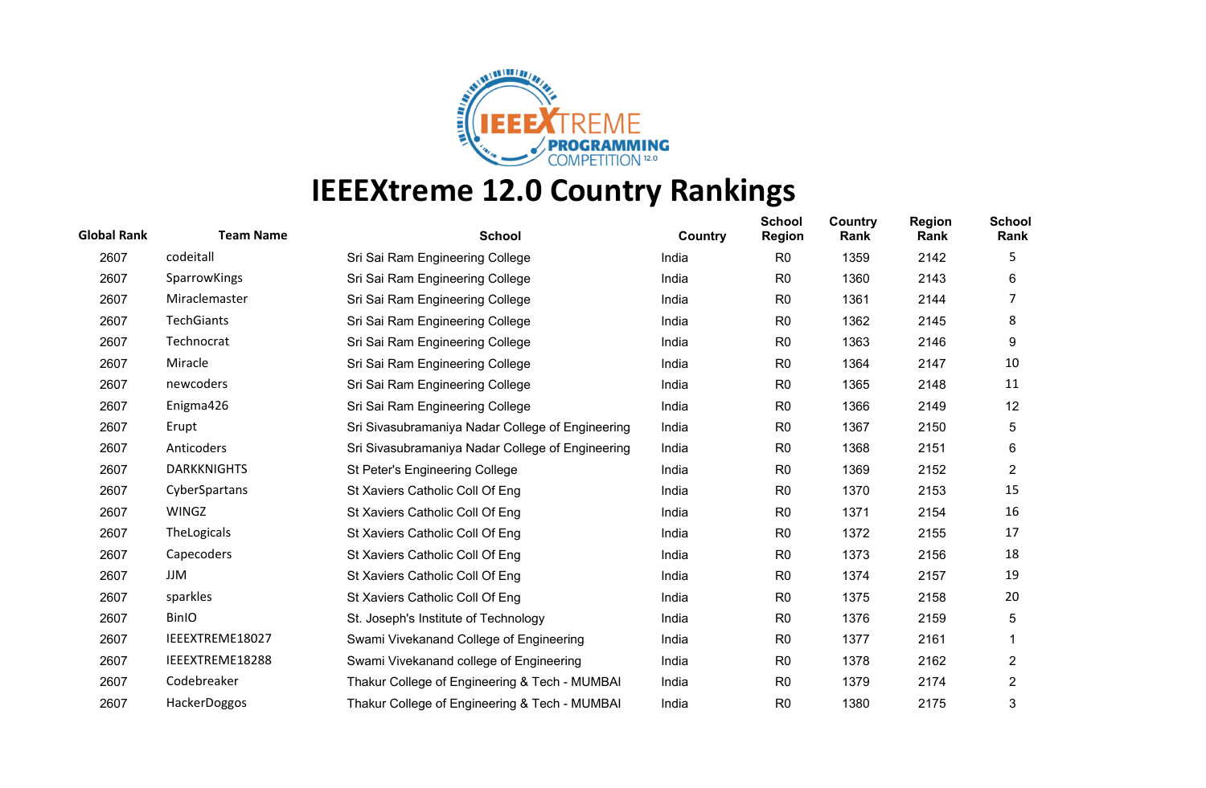# IEEEXtreme 12.0 Country Rankings

| Global Rank | Team Name | School | Country | School Region | Country Rank | Region Rank | School Rank |
|---|---|---|---|---|---|---|---|
| 2607 | codeitall | Sri Sai Ram Engineering College | India | R0 | 1359 | 2142 | 5 |
| 2607 | SparrowKings | Sri Sai Ram Engineering College | India | R0 | 1360 | 2143 | 6 |
| 2607 | Miraclemaster | Sri Sai Ram Engineering College | India | R0 | 1361 | 2144 | 7 |
| 2607 | TechGiants | Sri Sai Ram Engineering College | India | R0 | 1362 | 2145 | 8 |
| 2607 | Technocrat | Sri Sai Ram Engineering College | India | R0 | 1363 | 2146 | 9 |
| 2607 | Miracle | Sri Sai Ram Engineering College | India | R0 | 1364 | 2147 | 10 |
| 2607 | newcoders | Sri Sai Ram Engineering College | India | R0 | 1365 | 2148 | 11 |
| 2607 | Enigma426 | Sri Sai Ram Engineering College | India | R0 | 1366 | 2149 | 12 |
| 2607 | Erupt | Sri Sivasubramaniya Nadar College of Engineering | India | R0 | 1367 | 2150 | 5 |
| 2607 | Anticoders | Sri Sivasubramaniya Nadar College of Engineering | India | R0 | 1368 | 2151 | 6 |
| 2607 | DARKKNIGHTS | St Peter's Engineering College | India | R0 | 1369 | 2152 | 2 |
| 2607 | CyberSpartans | St Xaviers Catholic Coll Of Eng | India | R0 | 1370 | 2153 | 15 |
| 2607 | WINGZ | St Xaviers Catholic Coll Of Eng | India | R0 | 1371 | 2154 | 16 |
| 2607 | TheLogicals | St Xaviers Catholic Coll Of Eng | India | R0 | 1372 | 2155 | 17 |
| 2607 | Capecoders | St Xaviers Catholic Coll Of Eng | India | R0 | 1373 | 2156 | 18 |
| 2607 | JJM | St Xaviers Catholic Coll Of Eng | India | R0 | 1374 | 2157 | 19 |
| 2607 | sparkles | St Xaviers Catholic Coll Of Eng | India | R0 | 1375 | 2158 | 20 |
| 2607 | BinIO | St. Joseph's Institute of Technology | India | R0 | 1376 | 2159 | 5 |
| 2607 | IEEEXTREME18027 | Swami Vivekanand College of Engineering | India | R0 | 1377 | 2161 | 1 |
| 2607 | IEEEXTREME18288 | Swami Vivekanand college of Engineering | India | R0 | 1378 | 2162 | 2 |
| 2607 | Codebreaker | Thakur College of Engineering & Tech - MUMBAI | India | R0 | 1379 | 2174 | 2 |
| 2607 | HackerDoggos | Thakur College of Engineering & Tech - MUMBAI | India | R0 | 1380 | 2175 | 3 |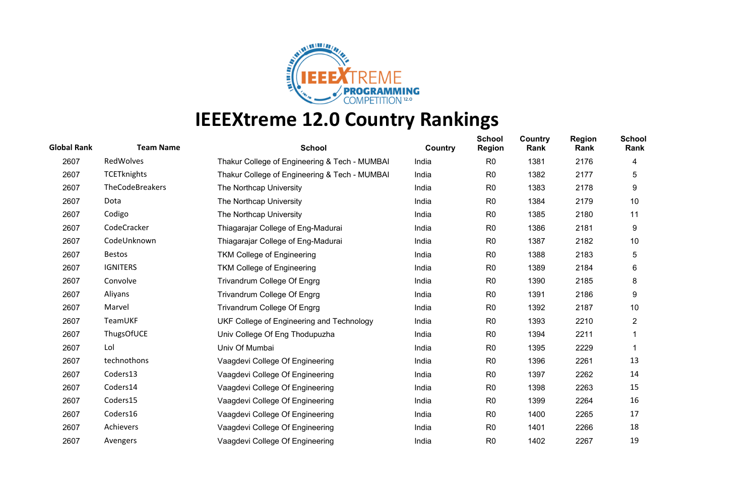# IEEEXtreme 12.0 Country Rankings

| Global Rank | Team Name | School | Country | School Region | Country Rank | Region Rank | School Rank |
|---|---|---|---|---|---|---|---|
| 2607 | RedWolves | Thakur College of Engineering & Tech - MUMBAI | India | R0 | 1381 | 2176 | 4 |
| 2607 | TCETknights | Thakur College of Engineering & Tech - MUMBAI | India | R0 | 1382 | 2177 | 5 |
| 2607 | TheCodeBreakers | The Northcap University | India | R0 | 1383 | 2178 | 9 |
| 2607 | Dota | The Northcap University | India | R0 | 1384 | 2179 | 10 |
| 2607 | Codigo | The Northcap University | India | R0 | 1385 | 2180 | 11 |
| 2607 | CodeCracker | Thiagarajar College of Eng-Madurai | India | R0 | 1386 | 2181 | 9 |
| 2607 | CodeUnknown | Thiagarajar College of Eng-Madurai | India | R0 | 1387 | 2182 | 10 |
| 2607 | Bestos | TKM College of Engineering | India | R0 | 1388 | 2183 | 5 |
| 2607 | IGNITERS | TKM College of Engineering | India | R0 | 1389 | 2184 | 6 |
| 2607 | Convolve | Trivandrum College Of Engrg | India | R0 | 1390 | 2185 | 8 |
| 2607 | Aliyans | Trivandrum College Of Engrg | India | R0 | 1391 | 2186 | 9 |
| 2607 | Marvel | Trivandrum College Of Engrg | India | R0 | 1392 | 2187 | 10 |
| 2607 | TeamUKF | UKF College of Engineering and Technology | India | R0 | 1393 | 2210 | 2 |
| 2607 | ThugsOfUCE | Univ College Of Eng Thodupuzha | India | R0 | 1394 | 2211 | 1 |
| 2607 | Lol | Univ Of Mumbai | India | R0 | 1395 | 2229 | 1 |
| 2607 | technothons | Vaagdevi College Of Engineering | India | R0 | 1396 | 2261 | 13 |
| 2607 | Coders13 | Vaagdevi College Of Engineering | India | R0 | 1397 | 2262 | 14 |
| 2607 | Coders14 | Vaagdevi College Of Engineering | India | R0 | 1398 | 2263 | 15 |
| 2607 | Coders15 | Vaagdevi College Of Engineering | India | R0 | 1399 | 2264 | 16 |
| 2607 | Coders16 | Vaagdevi College Of Engineering | India | R0 | 1400 | 2265 | 17 |
| 2607 | Achievers | Vaagdevi College Of Engineering | India | R0 | 1401 | 2266 | 18 |
| 2607 | Avengers | Vaagdevi College Of Engineering | India | R0 | 1402 | 2267 | 19 |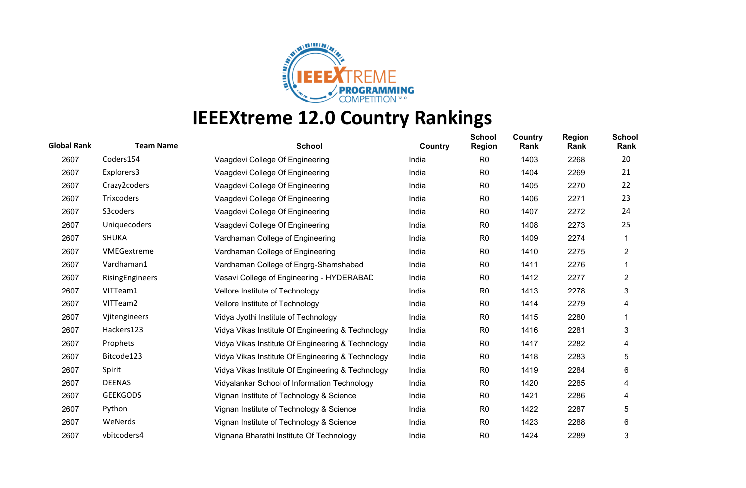# IEEEXtreme 12.0 Country Rankings

| Global Rank | Team Name | School | Country | School Region | Country Rank | Region Rank | School Rank |
|---|---|---|---|---|---|---|---|
| 2607 | Coders154 | Vaagdevi College Of Engineering | India | R0 | 1403 | 2268 | 20 |
| 2607 | Explorers3 | Vaagdevi College Of Engineering | India | R0 | 1404 | 2269 | 21 |
| 2607 | Crazy2coders | Vaagdevi College Of Engineering | India | R0 | 1405 | 2270 | 22 |
| 2607 | Trixcoders | Vaagdevi College Of Engineering | India | R0 | 1406 | 2271 | 23 |
| 2607 | S3coders | Vaagdevi College Of Engineering | India | R0 | 1407 | 2272 | 24 |
| 2607 | Uniquecoders | Vaagdevi College Of Engineering | India | R0 | 1408 | 2273 | 25 |
| 2607 | SHUKA | Vardhaman College of Engineering | India | R0 | 1409 | 2274 | 1 |
| 2607 | VMEGextreme | Vardhaman College of Engineering | India | R0 | 1410 | 2275 | 2 |
| 2607 | Vardhaman1 | Vardhaman College of Engrg-Shamshabad | India | R0 | 1411 | 2276 | 1 |
| 2607 | RisingEngineers | Vasavi College of Engineering - HYDERABAD | India | R0 | 1412 | 2277 | 2 |
| 2607 | VITTeam1 | Vellore Institute of Technology | India | R0 | 1413 | 2278 | 3 |
| 2607 | VITTeam2 | Vellore Institute of Technology | India | R0 | 1414 | 2279 | 4 |
| 2607 | Vjitengineers | Vidya Jyothi Institute of Technology | India | R0 | 1415 | 2280 | 1 |
| 2607 | Hackers123 | Vidya Vikas Institute Of Engineering & Technology | India | R0 | 1416 | 2281 | 3 |
| 2607 | Prophets | Vidya Vikas Institute Of Engineering & Technology | India | R0 | 1417 | 2282 | 4 |
| 2607 | Bitcode123 | Vidya Vikas Institute Of Engineering & Technology | India | R0 | 1418 | 2283 | 5 |
| 2607 | Spirit | Vidya Vikas Institute Of Engineering & Technology | India | R0 | 1419 | 2284 | 6 |
| 2607 | DEENAS | Vidyalankar School of Information Technology | India | R0 | 1420 | 2285 | 4 |
| 2607 | GEEKGODS | Vignan Institute of Technology & Science | India | R0 | 1421 | 2286 | 4 |
| 2607 | Python | Vignan Institute of Technology & Science | India | R0 | 1422 | 2287 | 5 |
| 2607 | WeNerds | Vignan Institute of Technology & Science | India | R0 | 1423 | 2288 | 6 |
| 2607 | vbitcoders4 | Vignana Bharathi Institute Of Technology | India | R0 | 1424 | 2289 | 3 |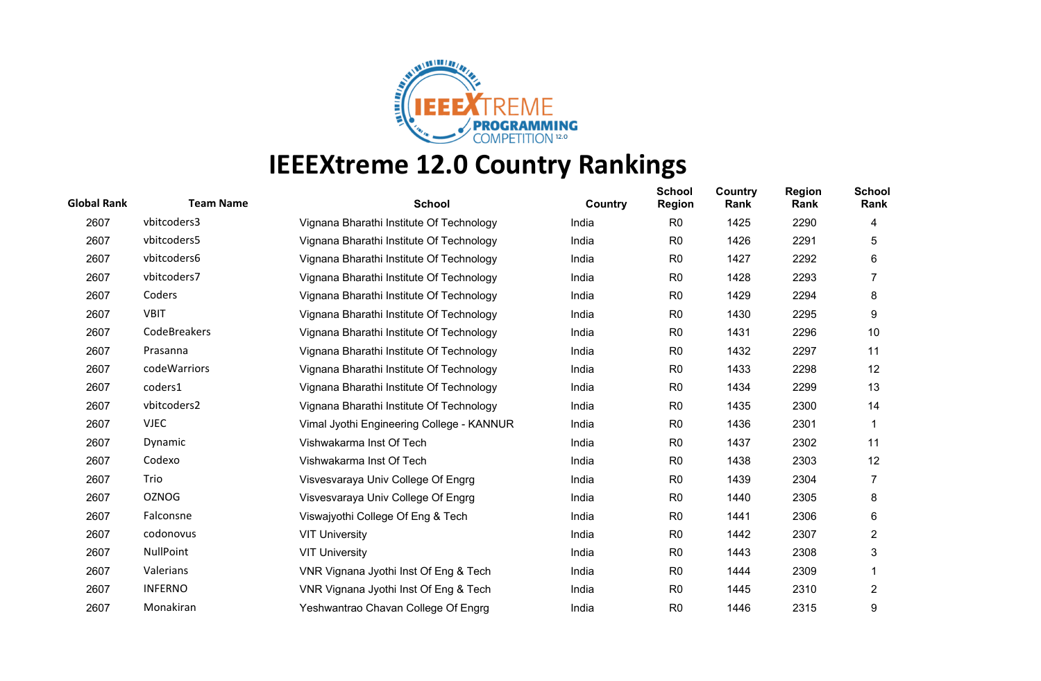# IEEEXtreme 12.0 Country Rankings

| Global Rank | Team Name | School | Country | School Region | Country Rank | Region Rank | School Rank |
|---|---|---|---|---|---|---|---|
| 2607 | vbitcoders3 | Vignana Bharathi Institute Of Technology | India | R0 | 1425 | 2290 | 4 |
| 2607 | vbitcoders5 | Vignana Bharathi Institute Of Technology | India | R0 | 1426 | 2291 | 5 |
| 2607 | vbitcoders6 | Vignana Bharathi Institute Of Technology | India | R0 | 1427 | 2292 | 6 |
| 2607 | vbitcoders7 | Vignana Bharathi Institute Of Technology | India | R0 | 1428 | 2293 | 7 |
| 2607 | Coders | Vignana Bharathi Institute Of Technology | India | R0 | 1429 | 2294 | 8 |
| 2607 | VBIT | Vignana Bharathi Institute Of Technology | India | R0 | 1430 | 2295 | 9 |
| 2607 | CodeBreakers | Vignana Bharathi Institute Of Technology | India | R0 | 1431 | 2296 | 10 |
| 2607 | Prasanna | Vignana Bharathi Institute Of Technology | India | R0 | 1432 | 2297 | 11 |
| 2607 | codeWarriors | Vignana Bharathi Institute Of Technology | India | R0 | 1433 | 2298 | 12 |
| 2607 | coders1 | Vignana Bharathi Institute Of Technology | India | R0 | 1434 | 2299 | 13 |
| 2607 | vbitcoders2 | Vignana Bharathi Institute Of Technology | India | R0 | 1435 | 2300 | 14 |
| 2607 | VJEC | Vimal Jyothi Engineering College - KANNUR | India | R0 | 1436 | 2301 | 1 |
| 2607 | Dynamic | Vishwakarma Inst Of Tech | India | R0 | 1437 | 2302 | 11 |
| 2607 | Codexo | Vishwakarma Inst Of Tech | India | R0 | 1438 | 2303 | 12 |
| 2607 | Trio | Visvesvaraya Univ College Of Engrg | India | R0 | 1439 | 2304 | 7 |
| 2607 | OZNOG | Visvesvaraya Univ College Of Engrg | India | R0 | 1440 | 2305 | 8 |
| 2607 | Falconsne | Viswajyothi College Of Eng & Tech | India | R0 | 1441 | 2306 | 6 |
| 2607 | codonovus | VIT University | India | R0 | 1442 | 2307 | 2 |
| 2607 | NullPoint | VIT University | India | R0 | 1443 | 2308 | 3 |
| 2607 | Valerians | VNR Vignana Jyothi Inst Of Eng & Tech | India | R0 | 1444 | 2309 | 1 |
| 2607 | INFERNO | VNR Vignana Jyothi Inst Of Eng & Tech | India | R0 | 1445 | 2310 | 2 |
| 2607 | Monakiran | Yeshwantrao Chavan College Of Engrg | India | R0 | 1446 | 2315 | 9 |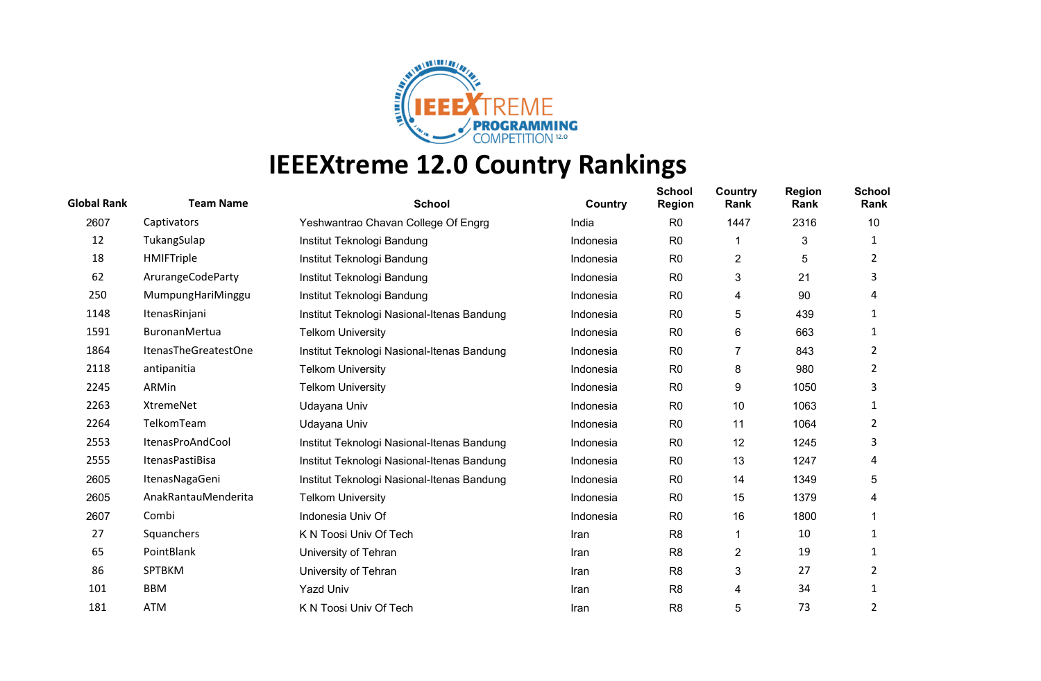# IEEEXtreme 12.0 Country Rankings

| Global Rank | Team Name | School | Country | School Region | Country Rank | Region Rank | School Rank |
|---|---|---|---|---|---|---|---|
| 2607 | Captivators | Yeshwantrao Chavan College Of Engrg | India | R0 | 1447 | 2316 | 10 |
| 12 | TukangSulap | Institut Teknologi Bandung | Indonesia | R0 | 1 | 3 | 1 |
| 18 | HMIFTriple | Institut Teknologi Bandung | Indonesia | R0 | 2 | 5 | 2 |
| 62 | ArurangeCodeParty | Institut Teknologi Bandung | Indonesia | R0 | 3 | 21 | 3 |
| 250 | MumpungHariMinggu | Institut Teknologi Bandung | Indonesia | R0 | 4 | 90 | 4 |
| 1148 | ItenasRinjani | Institut Teknologi Nasional-Itenas Bandung | Indonesia | R0 | 5 | 439 | 1 |
| 1591 | BuronanMertua | Telkom University | Indonesia | R0 | 6 | 663 | 1 |
| 1864 | ItenasTheGreatestOne | Institut Teknologi Nasional-Itenas Bandung | Indonesia | R0 | 7 | 843 | 2 |
| 2118 | antipanitia | Telkom University | Indonesia | R0 | 8 | 980 | 2 |
| 2245 | ARMin | Telkom University | Indonesia | R0 | 9 | 1050 | 3 |
| 2263 | XtremeNet | Udayana Univ | Indonesia | R0 | 10 | 1063 | 1 |
| 2264 | TelkomTeam | Udayana Univ | Indonesia | R0 | 11 | 1064 | 2 |
| 2553 | ItenasProAndCool | Institut Teknologi Nasional-Itenas Bandung | Indonesia | R0 | 12 | 1245 | 3 |
| 2555 | ItenasPastiBisa | Institut Teknologi Nasional-Itenas Bandung | Indonesia | R0 | 13 | 1247 | 4 |
| 2605 | ItenasNagaGeni | Institut Teknologi Nasional-Itenas Bandung | Indonesia | R0 | 14 | 1349 | 5 |
| 2605 | AnakRantauMenderita | Telkom University | Indonesia | R0 | 15 | 1379 | 4 |
| 2607 | Combi | Indonesia Univ Of | Indonesia | R0 | 16 | 1800 | 1 |
| 27 | Squanchers | K N Toosi Univ Of Tech | Iran | R8 | 1 | 10 | 1 |
| 65 | PointBlank | University of Tehran | Iran | R8 | 2 | 19 | 1 |
| 86 | SPTBKM | University of Tehran | Iran | R8 | 3 | 27 | 2 |
| 101 | BBM | Yazd Univ | Iran | R8 | 4 | 34 | 1 |
| 181 | ATM | K N Toosi Univ Of Tech | Iran | R8 | 5 | 73 | 2 |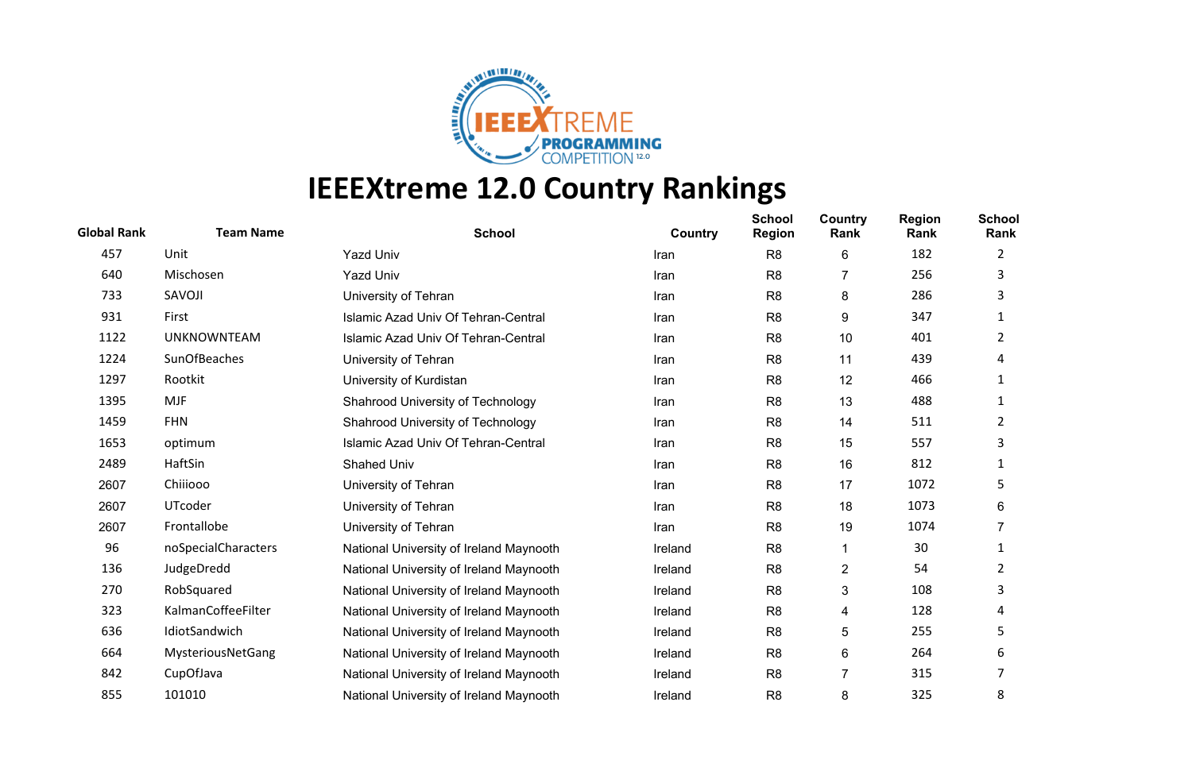# IEEEXtreme 12.0 Country Rankings

| Global Rank | Team Name | School | Country | School Region | Country Rank | Region Rank | School Rank |
|---|---|---|---|---|---|---|---|
| 457 | Unit | Yazd Univ | Iran | R8 | 6 | 182 | 2 |
| 640 | Mischosen | Yazd Univ | Iran | R8 | 7 | 256 | 3 |
| 733 | SAVOJI | University of Tehran | Iran | R8 | 8 | 286 | 3 |
| 931 | First | Islamic Azad Univ Of Tehran-Central | Iran | R8 | 9 | 347 | 1 |
| 1122 | UNKNOWNTEAM | Islamic Azad Univ Of Tehran-Central | Iran | R8 | 10 | 401 | 2 |
| 1224 | SunOfBeaches | University of Tehran | Iran | R8 | 11 | 439 | 4 |
| 1297 | Rootkit | University of Kurdistan | Iran | R8 | 12 | 466 | 1 |
| 1395 | MJF | Shahrood University of Technology | Iran | R8 | 13 | 488 | 1 |
| 1459 | FHN | Shahrood University of Technology | Iran | R8 | 14 | 511 | 2 |
| 1653 | optimum | Islamic Azad Univ Of Tehran-Central | Iran | R8 | 15 | 557 | 3 |
| 2489 | HaftSin | Shahed Univ | Iran | R8 | 16 | 812 | 1 |
| 2607 | Chiiiooo | University of Tehran | Iran | R8 | 17 | 1072 | 5 |
| 2607 | UTcoder | University of Tehran | Iran | R8 | 18 | 1073 | 6 |
| 2607 | Frontallobe | University of Tehran | Iran | R8 | 19 | 1074 | 7 |
| 96 | noSpecialCharacters | National University of Ireland Maynooth | Ireland | R8 | 1 | 30 | 1 |
| 136 | JudgeDredd | National University of Ireland Maynooth | Ireland | R8 | 2 | 54 | 2 |
| 270 | RobSquared | National University of Ireland Maynooth | Ireland | R8 | 3 | 108 | 3 |
| 323 | KalmanCoffeeFilter | National University of Ireland Maynooth | Ireland | R8 | 4 | 128 | 4 |
| 636 | IdiotSandwich | National University of Ireland Maynooth | Ireland | R8 | 5 | 255 | 5 |
| 664 | MysteriousNetGang | National University of Ireland Maynooth | Ireland | R8 | 6 | 264 | 6 |
| 842 | CupOfJava | National University of Ireland Maynooth | Ireland | R8 | 7 | 315 | 7 |
| 855 | 101010 | National University of Ireland Maynooth | Ireland | R8 | 8 | 325 | 8 |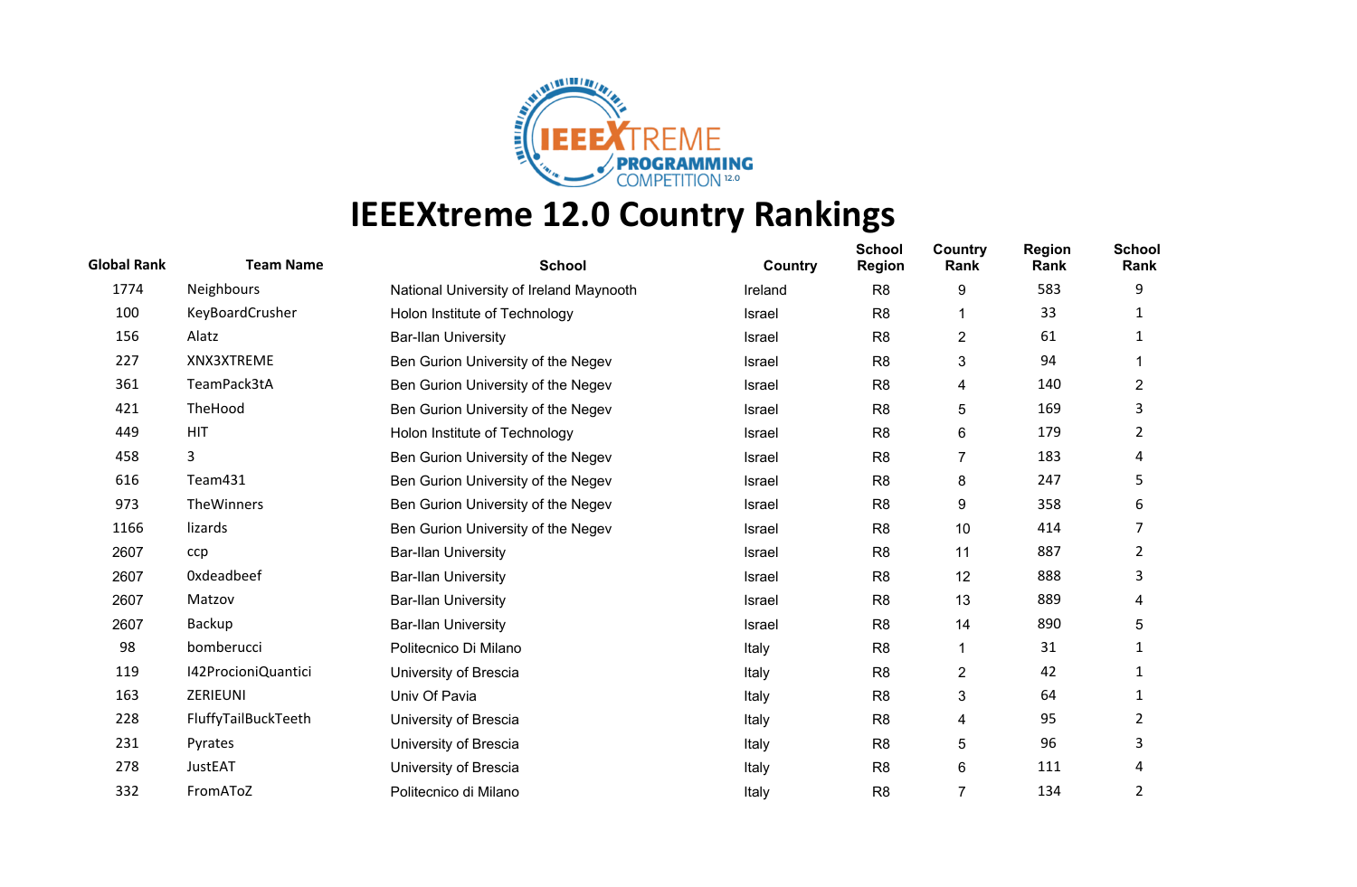# IEEEXtreme 12.0 Country Rankings

| Global Rank | Team Name | School | Country | School Region | Country Rank | Region Rank | School Rank |
|---|---|---|---|---|---|---|---|
| 1774 | Neighbours | National University of Ireland Maynooth | Ireland | R8 | 9 | 583 | 9 |
| 100 | KeyBoardCrusher | Holon Institute of Technology | Israel | R8 | 1 | 33 | 1 |
| 156 | Alatz | Bar-Ilan University | Israel | R8 | 2 | 61 | 1 |
| 227 | XNX3XTREME | Ben Gurion University of the Negev | Israel | R8 | 3 | 94 | 1 |
| 361 | TeamPack3tA | Ben Gurion University of the Negev | Israel | R8 | 4 | 140 | 2 |
| 421 | TheHood | Ben Gurion University of the Negev | Israel | R8 | 5 | 169 | 3 |
| 449 | HIT | Holon Institute of Technology | Israel | R8 | 6 | 179 | 2 |
| 458 | 3 | Ben Gurion University of the Negev | Israel | R8 | 7 | 183 | 4 |
| 616 | Team431 | Ben Gurion University of the Negev | Israel | R8 | 8 | 247 | 5 |
| 973 | TheWinners | Ben Gurion University of the Negev | Israel | R8 | 9 | 358 | 6 |
| 1166 | lizards | Ben Gurion University of the Negev | Israel | R8 | 10 | 414 | 7 |
| 2607 | ccp | Bar-Ilan University | Israel | R8 | 11 | 887 | 2 |
| 2607 | 0xdeadbeef | Bar-Ilan University | Israel | R8 | 12 | 888 | 3 |
| 2607 | Matzov | Bar-Ilan University | Israel | R8 | 13 | 889 | 4 |
| 2607 | Backup | Bar-Ilan University | Israel | R8 | 14 | 890 | 5 |
| 98 | bomberucci | Politecnico Di Milano | Italy | R8 | 1 | 31 | 1 |
| 119 | I42ProcioniQuantici | University of Brescia | Italy | R8 | 2 | 42 | 1 |
| 163 | ZERIEUNI | Univ Of Pavia | Italy | R8 | 3 | 64 | 1 |
| 228 | FluffyTailBuckTeeth | University of Brescia | Italy | R8 | 4 | 95 | 2 |
| 231 | Pyrates | University of Brescia | Italy | R8 | 5 | 96 | 3 |
| 278 | JustEAT | University of Brescia | Italy | R8 | 6 | 111 | 4 |
| 332 | FromAToZ | Politecnico di Milano | Italy | R8 | 7 | 134 | 2 |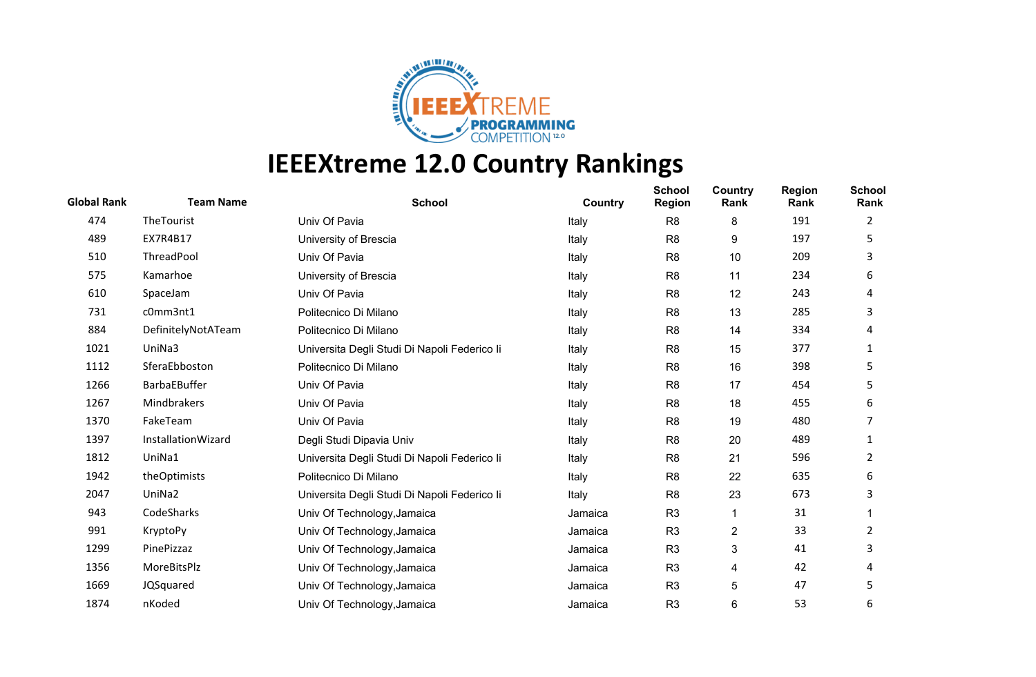# IEEEXtreme 12.0 Country Rankings

| Global Rank | Team Name | School | Country | School Region | Country Rank | Region Rank | School Rank |
|---|---|---|---|---|---|---|---|
| 474 | TheTourist | Univ Of Pavia | Italy | R8 | 8 | 191 | 2 |
| 489 | EX7R4B17 | University of Brescia | Italy | R8 | 9 | 197 | 5 |
| 510 | ThreadPool | Univ Of Pavia | Italy | R8 | 10 | 209 | 3 |
| 575 | Kamarhoe | University of Brescia | Italy | R8 | 11 | 234 | 6 |
| 610 | SpaceJam | Univ Of Pavia | Italy | R8 | 12 | 243 | 4 |
| 731 | c0mm3nt1 | Politecnico Di Milano | Italy | R8 | 13 | 285 | 3 |
| 884 | DefinitelyNotATeam | Politecnico Di Milano | Italy | R8 | 14 | 334 | 4 |
| 1021 | UniNa3 | Universita Degli Studi Di Napoli Federico Ii | Italy | R8 | 15 | 377 | 1 |
| 1112 | SferaEbboston | Politecnico Di Milano | Italy | R8 | 16 | 398 | 5 |
| 1266 | BarbaEBuffer | Univ Of Pavia | Italy | R8 | 17 | 454 | 5 |
| 1267 | Mindbrakers | Univ Of Pavia | Italy | R8 | 18 | 455 | 6 |
| 1370 | FakeTeam | Univ Of Pavia | Italy | R8 | 19 | 480 | 7 |
| 1397 | InstallationWizard | Degli Studi Dipavia Univ | Italy | R8 | 20 | 489 | 1 |
| 1812 | UniNa1 | Universita Degli Studi Di Napoli Federico Ii | Italy | R8 | 21 | 596 | 2 |
| 1942 | theOptimists | Politecnico Di Milano | Italy | R8 | 22 | 635 | 6 |
| 2047 | UniNa2 | Universita Degli Studi Di Napoli Federico Ii | Italy | R8 | 23 | 673 | 3 |
| 943 | CodeSharks | Univ Of Technology,Jamaica | Jamaica | R3 | 1 | 31 | 1 |
| 991 | KryptoPy | Univ Of Technology,Jamaica | Jamaica | R3 | 2 | 33 | 2 |
| 1299 | PinePizzaz | Univ Of Technology,Jamaica | Jamaica | R3 | 3 | 41 | 3 |
| 1356 | MoreBitsPlz | Univ Of Technology,Jamaica | Jamaica | R3 | 4 | 42 | 4 |
| 1669 | JQSquared | Univ Of Technology,Jamaica | Jamaica | R3 | 5 | 47 | 5 |
| 1874 | nKoded | Univ Of Technology,Jamaica | Jamaica | R3 | 6 | 53 | 6 |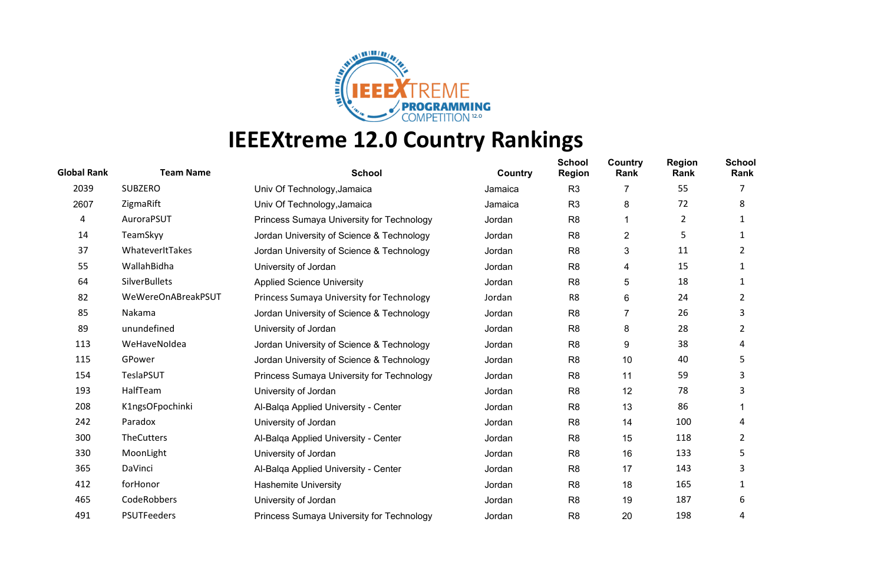# IEEEXtreme 12.0 Country Rankings

| Global Rank | Team Name | School | Country | School Region | Country Rank | Region Rank | School Rank |
|---|---|---|---|---|---|---|---|
| 2039 | SUBZERO | Univ Of Technology,Jamaica | Jamaica | R3 | 7 | 55 | 7 |
| 2607 | ZigmaRift | Univ Of Technology,Jamaica | Jamaica | R3 | 8 | 72 | 8 |
| 4 | AuroraPSUT | Princess Sumaya University for Technology | Jordan | R8 | 1 | 2 | 1 |
| 14 | TeamSkyy | Jordan University of Science & Technology | Jordan | R8 | 2 | 5 | 1 |
| 37 | WhateverItTakes | Jordan University of Science & Technology | Jordan | R8 | 3 | 11 | 2 |
| 55 | WallahBidha | University of Jordan | Jordan | R8 | 4 | 15 | 1 |
| 64 | SilverBullets | Applied Science University | Jordan | R8 | 5 | 18 | 1 |
| 82 | WeWereOnABreakPSUT | Princess Sumaya University for Technology | Jordan | R8 | 6 | 24 | 2 |
| 85 | Nakama | Jordan University of Science & Technology | Jordan | R8 | 7 | 26 | 3 |
| 89 | unundefined | University of Jordan | Jordan | R8 | 8 | 28 | 2 |
| 113 | WeHaveNoIdea | Jordan University of Science & Technology | Jordan | R8 | 9 | 38 | 4 |
| 115 | GPower | Jordan University of Science & Technology | Jordan | R8 | 10 | 40 | 5 |
| 154 | TeslaPSUT | Princess Sumaya University for Technology | Jordan | R8 | 11 | 59 | 3 |
| 193 | HalfTeam | University of Jordan | Jordan | R8 | 12 | 78 | 3 |
| 208 | K1ngsOFpochinki | Al-Balqa Applied University - Center | Jordan | R8 | 13 | 86 | 1 |
| 242 | Paradox | University of Jordan | Jordan | R8 | 14 | 100 | 4 |
| 300 | TheCutters | Al-Balqa Applied University - Center | Jordan | R8 | 15 | 118 | 2 |
| 330 | MoonLight | University of Jordan | Jordan | R8 | 16 | 133 | 5 |
| 365 | DaVinci | Al-Balqa Applied University - Center | Jordan | R8 | 17 | 143 | 3 |
| 412 | forHonor | Hashemite University | Jordan | R8 | 18 | 165 | 1 |
| 465 | CodeRobbers | University of Jordan | Jordan | R8 | 19 | 187 | 6 |
| 491 | PSUTFeeders | Princess Sumaya University for Technology | Jordan | R8 | 20 | 198 | 4 |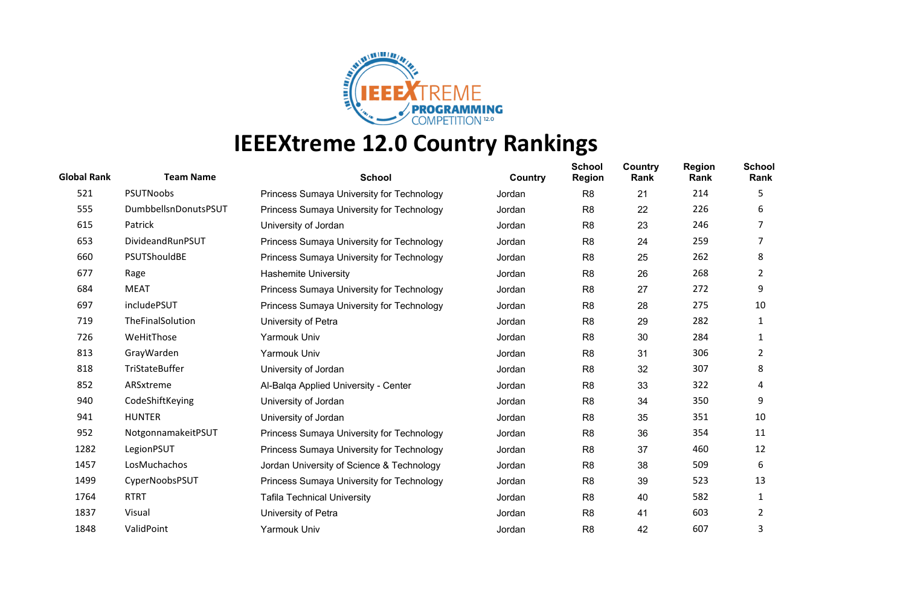# IEEEXtreme 12.0 Country Rankings

| Global Rank | Team Name | School | Country | School Region | Country Rank | Region Rank | School Rank |
|---|---|---|---|---|---|---|---|
| 521 | PSUTNoobs | Princess Sumaya University for Technology | Jordan | R8 | 21 | 214 | 5 |
| 555 | DumbbellsnDonutsPSUT | Princess Sumaya University for Technology | Jordan | R8 | 22 | 226 | 6 |
| 615 | Patrick | University of Jordan | Jordan | R8 | 23 | 246 | 7 |
| 653 | DivideandRunPSUT | Princess Sumaya University for Technology | Jordan | R8 | 24 | 259 | 7 |
| 660 | PSUTShouldBE | Princess Sumaya University for Technology | Jordan | R8 | 25 | 262 | 8 |
| 677 | Rage | Hashemite University | Jordan | R8 | 26 | 268 | 2 |
| 684 | MEAT | Princess Sumaya University for Technology | Jordan | R8 | 27 | 272 | 9 |
| 697 | includePSUT | Princess Sumaya University for Technology | Jordan | R8 | 28 | 275 | 10 |
| 719 | TheFinalSolution | University of Petra | Jordan | R8 | 29 | 282 | 1 |
| 726 | WeHitThose | Yarmouk Univ | Jordan | R8 | 30 | 284 | 1 |
| 813 | GrayWarden | Yarmouk Univ | Jordan | R8 | 31 | 306 | 2 |
| 818 | TriStateBuffer | University of Jordan | Jordan | R8 | 32 | 307 | 8 |
| 852 | ARSxtreme | Al-Balqa Applied University - Center | Jordan | R8 | 33 | 322 | 4 |
| 940 | CodeShiftKeying | University of Jordan | Jordan | R8 | 34 | 350 | 9 |
| 941 | HUNTER | University of Jordan | Jordan | R8 | 35 | 351 | 10 |
| 952 | NotgonnamakeitPSUT | Princess Sumaya University for Technology | Jordan | R8 | 36 | 354 | 11 |
| 1282 | LegionPSUT | Princess Sumaya University for Technology | Jordan | R8 | 37 | 460 | 12 |
| 1457 | LosMuchachos | Jordan University of Science & Technology | Jordan | R8 | 38 | 509 | 6 |
| 1499 | CyperNoobsPSUT | Princess Sumaya University for Technology | Jordan | R8 | 39 | 523 | 13 |
| 1764 | RTRT | Tafila Technical University | Jordan | R8 | 40 | 582 | 1 |
| 1837 | Visual | University of Petra | Jordan | R8 | 41 | 603 | 2 |
| 1848 | ValidPoint | Yarmouk Univ | Jordan | R8 | 42 | 607 | 3 |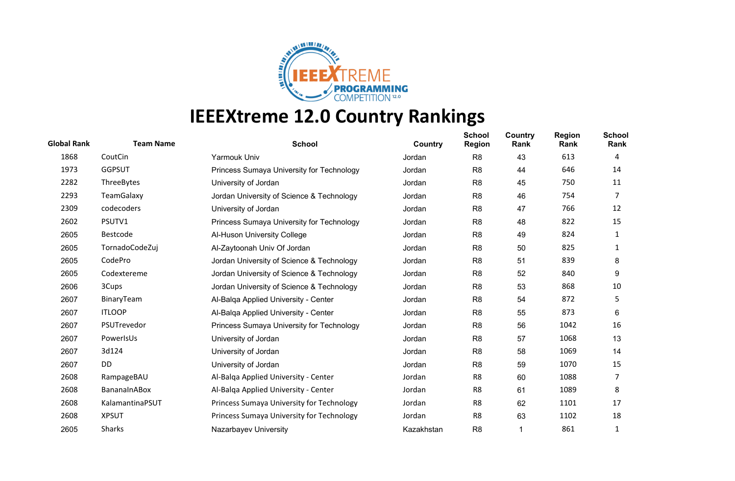# IEEEXtreme 12.0 Country Rankings

| Global Rank | Team Name | School | Country | School Region | Country Rank | Region Rank | School Rank |
|---|---|---|---|---|---|---|---|
| 1868 | CoutCin | Yarmouk Univ | Jordan | R8 | 43 | 613 | 4 |
| 1973 | GGPSUT | Princess Sumaya University for Technology | Jordan | R8 | 44 | 646 | 14 |
| 2282 | ThreeBytes | University of Jordan | Jordan | R8 | 45 | 750 | 11 |
| 2293 | TeamGalaxy | Jordan University of Science & Technology | Jordan | R8 | 46 | 754 | 7 |
| 2309 | codecoders | University of Jordan | Jordan | R8 | 47 | 766 | 12 |
| 2602 | PSUTV1 | Princess Sumaya University for Technology | Jordan | R8 | 48 | 822 | 15 |
| 2605 | Bestcode | Al-Huson University College | Jordan | R8 | 49 | 824 | 1 |
| 2605 | TornadoCodeZuj | Al-Zaytoonah Univ Of Jordan | Jordan | R8 | 50 | 825 | 1 |
| 2605 | CodePro | Jordan University of Science & Technology | Jordan | R8 | 51 | 839 | 8 |
| 2605 | Codextereme | Jordan University of Science & Technology | Jordan | R8 | 52 | 840 | 9 |
| 2606 | 3Cups | Jordan University of Science & Technology | Jordan | R8 | 53 | 868 | 10 |
| 2607 | BinaryTeam | Al-Balqa Applied University - Center | Jordan | R8 | 54 | 872 | 5 |
| 2607 | ITLOOP | Al-Balqa Applied University - Center | Jordan | R8 | 55 | 873 | 6 |
| 2607 | PSUTrevedor | Princess Sumaya University for Technology | Jordan | R8 | 56 | 1042 | 16 |
| 2607 | PowerIsUs | University of Jordan | Jordan | R8 | 57 | 1068 | 13 |
| 2607 | 3d124 | University of Jordan | Jordan | R8 | 58 | 1069 | 14 |
| 2607 | DD | University of Jordan | Jordan | R8 | 59 | 1070 | 15 |
| 2608 | RampageBAU | Al-Balqa Applied University - Center | Jordan | R8 | 60 | 1088 | 7 |
| 2608 | BananaInABox | Al-Balqa Applied University - Center | Jordan | R8 | 61 | 1089 | 8 |
| 2608 | KalamantinaPSUT | Princess Sumaya University for Technology | Jordan | R8 | 62 | 1101 | 17 |
| 2608 | XPSUT | Princess Sumaya University for Technology | Jordan | R8 | 63 | 1102 | 18 |
| 2605 | Sharks | Nazarbayev University | Kazakhstan | R8 | 1 | 861 | 1 |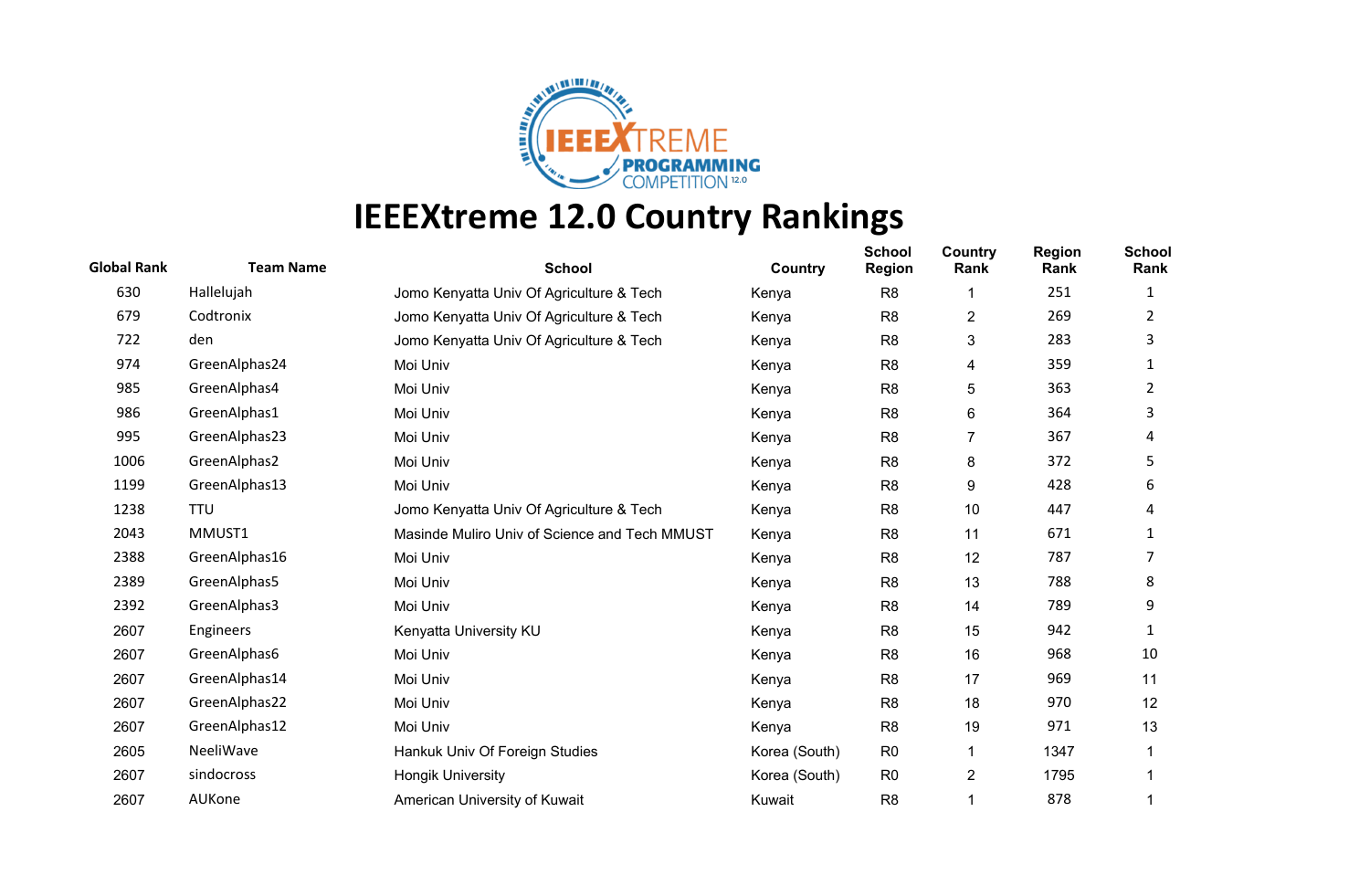# IEEEXtreme 12.0 Country Rankings

| Global Rank | Team Name | School | Country | School Region | Country Rank | Region Rank | School Rank |
|---|---|---|---|---|---|---|---|
| 630 | Hallelujah | Jomo Kenyatta Univ Of Agriculture & Tech | Kenya | R8 | 1 | 251 | 1 |
| 679 | Codtronix | Jomo Kenyatta Univ Of Agriculture & Tech | Kenya | R8 | 2 | 269 | 2 |
| 722 | den | Jomo Kenyatta Univ Of Agriculture & Tech | Kenya | R8 | 3 | 283 | 3 |
| 974 | GreenAlphas24 | Moi Univ | Kenya | R8 | 4 | 359 | 1 |
| 985 | GreenAlphas4 | Moi Univ | Kenya | R8 | 5 | 363 | 2 |
| 986 | GreenAlphas1 | Moi Univ | Kenya | R8 | 6 | 364 | 3 |
| 995 | GreenAlphas23 | Moi Univ | Kenya | R8 | 7 | 367 | 4 |
| 1006 | GreenAlphas2 | Moi Univ | Kenya | R8 | 8 | 372 | 5 |
| 1199 | GreenAlphas13 | Moi Univ | Kenya | R8 | 9 | 428 | 6 |
| 1238 | TTU | Jomo Kenyatta Univ Of Agriculture & Tech | Kenya | R8 | 10 | 447 | 4 |
| 2043 | MMUST1 | Masinde Muliro Univ of Science and Tech MMUST | Kenya | R8 | 11 | 671 | 1 |
| 2388 | GreenAlphas16 | Moi Univ | Kenya | R8 | 12 | 787 | 7 |
| 2389 | GreenAlphas5 | Moi Univ | Kenya | R8 | 13 | 788 | 8 |
| 2392 | GreenAlphas3 | Moi Univ | Kenya | R8 | 14 | 789 | 9 |
| 2607 | Engineers | Kenyatta University KU | Kenya | R8 | 15 | 942 | 1 |
| 2607 | GreenAlphas6 | Moi Univ | Kenya | R8 | 16 | 968 | 10 |
| 2607 | GreenAlphas14 | Moi Univ | Kenya | R8 | 17 | 969 | 11 |
| 2607 | GreenAlphas22 | Moi Univ | Kenya | R8 | 18 | 970 | 12 |
| 2607 | GreenAlphas12 | Moi Univ | Kenya | R8 | 19 | 971 | 13 |
| 2605 | NeeliWave | Hankuk Univ Of Foreign Studies | Korea (South) | R0 | 1 | 1347 | 1 |
| 2607 | sindocross | Hongik University | Korea (South) | R0 | 2 | 1795 | 1 |
| 2607 | AUKone | American University of Kuwait | Kuwait | R8 | 1 | 878 | 1 |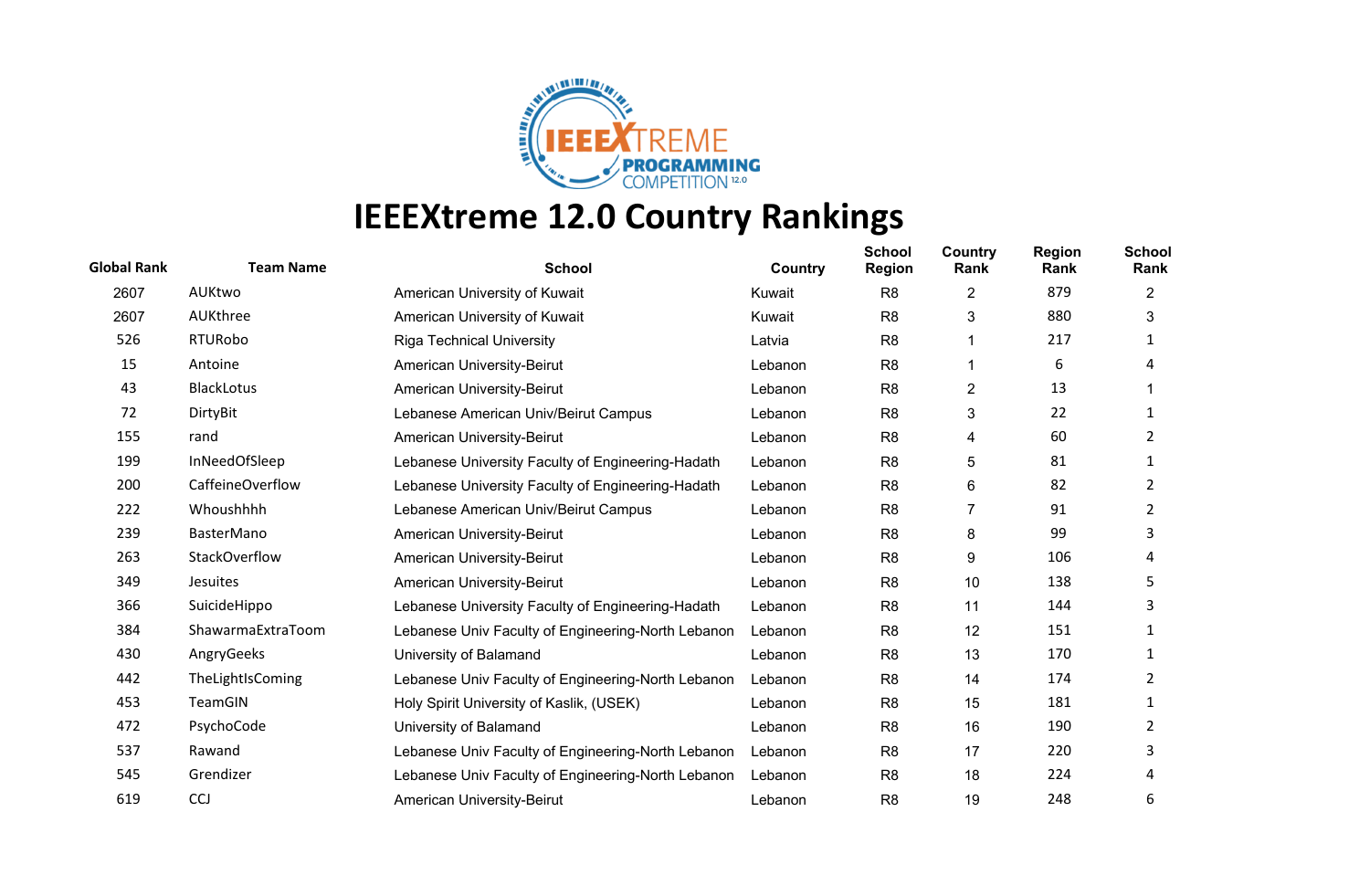# IEEEXtreme 12.0 Country Rankings

| Global Rank | Team Name | School | Country | School Region | Country Rank | Region Rank | School Rank |
|---|---|---|---|---|---|---|---|
| 2607 | AUKtwo | American University of Kuwait | Kuwait | R8 | 2 | 879 | 2 |
| 2607 | AUKthree | American University of Kuwait | Kuwait | R8 | 3 | 880 | 3 |
| 526 | RTURobo | Riga Technical University | Latvia | R8 | 1 | 217 | 1 |
| 15 | Antoine | American University-Beirut | Lebanon | R8 | 1 | 6 | 4 |
| 43 | BlackLotus | American University-Beirut | Lebanon | R8 | 2 | 13 | 1 |
| 72 | DirtyBit | Lebanese American Univ/Beirut Campus | Lebanon | R8 | 3 | 22 | 1 |
| 155 | rand | American University-Beirut | Lebanon | R8 | 4 | 60 | 2 |
| 199 | InNeedOfSleep | Lebanese University Faculty of Engineering-Hadath | Lebanon | R8 | 5 | 81 | 1 |
| 200 | CaffeineOverflow | Lebanese University Faculty of Engineering-Hadath | Lebanon | R8 | 6 | 82 | 2 |
| 222 | Whoushhhh | Lebanese American Univ/Beirut Campus | Lebanon | R8 | 7 | 91 | 2 |
| 239 | BasterMano | American University-Beirut | Lebanon | R8 | 8 | 99 | 3 |
| 263 | StackOverflow | American University-Beirut | Lebanon | R8 | 9 | 106 | 4 |
| 349 | Jesuites | American University-Beirut | Lebanon | R8 | 10 | 138 | 5 |
| 366 | SuicideHippo | Lebanese University Faculty of Engineering-Hadath | Lebanon | R8 | 11 | 144 | 3 |
| 384 | ShawarmaExtraToom | Lebanese Univ Faculty of Engineering-North Lebanon | Lebanon | R8 | 12 | 151 | 1 |
| 430 | AngryGeeks | University of Balamand | Lebanon | R8 | 13 | 170 | 1 |
| 442 | TheLightIsComing | Lebanese Univ Faculty of Engineering-North Lebanon | Lebanon | R8 | 14 | 174 | 2 |
| 453 | TeamGIN | Holy Spirit University of Kaslik, (USEK) | Lebanon | R8 | 15 | 181 | 1 |
| 472 | PsychoCode | University of Balamand | Lebanon | R8 | 16 | 190 | 2 |
| 537 | Rawand | Lebanese Univ Faculty of Engineering-North Lebanon | Lebanon | R8 | 17 | 220 | 3 |
| 545 | Grendizer | Lebanese Univ Faculty of Engineering-North Lebanon | Lebanon | R8 | 18 | 224 | 4 |
| 619 | CCJ | American University-Beirut | Lebanon | R8 | 19 | 248 | 6 |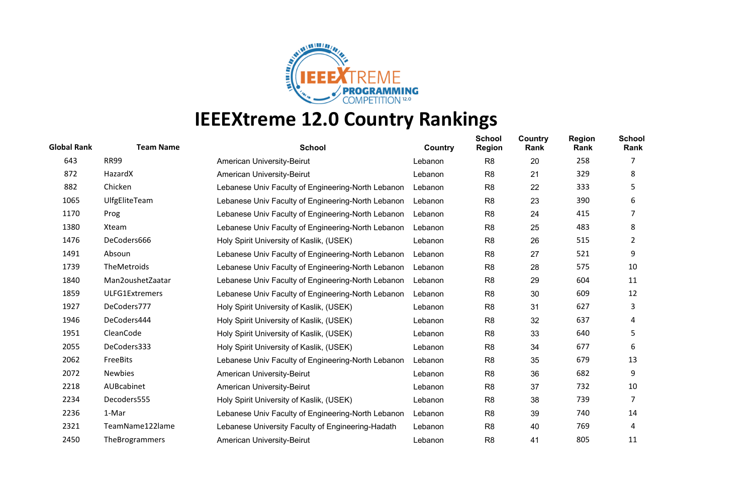# IEEEXtreme 12.0 Country Rankings

| Global Rank | Team Name | School | Country | School Region | Country Rank | Region Rank | School Rank |
|---|---|---|---|---|---|---|---|
| 643 | RR99 | American University-Beirut | Lebanon | R8 | 20 | 258 | 7 |
| 872 | HazardX | American University-Beirut | Lebanon | R8 | 21 | 329 | 8 |
| 882 | Chicken | Lebanese Univ Faculty of Engineering-North Lebanon | Lebanon | R8 | 22 | 333 | 5 |
| 1065 | UlfgEliteTeam | Lebanese Univ Faculty of Engineering-North Lebanon | Lebanon | R8 | 23 | 390 | 6 |
| 1170 | Prog | Lebanese Univ Faculty of Engineering-North Lebanon | Lebanon | R8 | 24 | 415 | 7 |
| 1380 | Xteam | Lebanese Univ Faculty of Engineering-North Lebanon | Lebanon | R8 | 25 | 483 | 8 |
| 1476 | DeCoders666 | Holy Spirit University of Kaslik, (USEK) | Lebanon | R8 | 26 | 515 | 2 |
| 1491 | Absoun | Lebanese Univ Faculty of Engineering-North Lebanon | Lebanon | R8 | 27 | 521 | 9 |
| 1739 | TheMetroids | Lebanese Univ Faculty of Engineering-North Lebanon | Lebanon | R8 | 28 | 575 | 10 |
| 1840 | Man2oushetZaatar | Lebanese Univ Faculty of Engineering-North Lebanon | Lebanon | R8 | 29 | 604 | 11 |
| 1859 | ULFG1Extremers | Lebanese Univ Faculty of Engineering-North Lebanon | Lebanon | R8 | 30 | 609 | 12 |
| 1927 | DeCoders777 | Holy Spirit University of Kaslik, (USEK) | Lebanon | R8 | 31 | 627 | 3 |
| 1946 | DeCoders444 | Holy Spirit University of Kaslik, (USEK) | Lebanon | R8 | 32 | 637 | 4 |
| 1951 | CleanCode | Holy Spirit University of Kaslik, (USEK) | Lebanon | R8 | 33 | 640 | 5 |
| 2055 | DeCoders333 | Holy Spirit University of Kaslik, (USEK) | Lebanon | R8 | 34 | 677 | 6 |
| 2062 | FreeBits | Lebanese Univ Faculty of Engineering-North Lebanon | Lebanon | R8 | 35 | 679 | 13 |
| 2072 | Newbies | American University-Beirut | Lebanon | R8 | 36 | 682 | 9 |
| 2218 | AUBcabinet | American University-Beirut | Lebanon | R8 | 37 | 732 | 10 |
| 2234 | Decoders555 | Holy Spirit University of Kaslik, (USEK) | Lebanon | R8 | 38 | 739 | 7 |
| 2236 | 1-Mar | Lebanese Univ Faculty of Engineering-North Lebanon | Lebanon | R8 | 39 | 740 | 14 |
| 2321 | TeamName122lame | Lebanese University Faculty of Engineering-Hadath | Lebanon | R8 | 40 | 769 | 4 |
| 2450 | TheBrogrammers | American University-Beirut | Lebanon | R8 | 41 | 805 | 11 |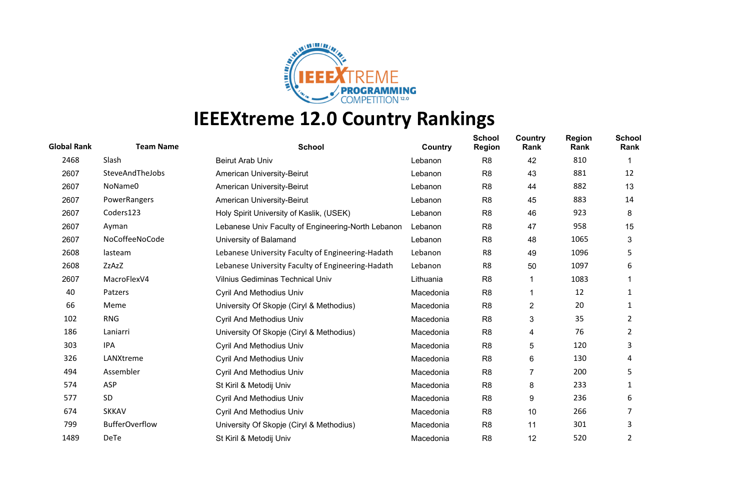# IEEEXtreme 12.0 Country Rankings

| Global Rank | Team Name | School | Country | School Region | Country Rank | Region Rank | School Rank |
|---|---|---|---|---|---|---|---|
| 2468 | Slash | Beirut Arab Univ | Lebanon | R8 | 42 | 810 | 1 |
| 2607 | SteveAndTheJobs | American University-Beirut | Lebanon | R8 | 43 | 881 | 12 |
| 2607 | NoName0 | American University-Beirut | Lebanon | R8 | 44 | 882 | 13 |
| 2607 | PowerRangers | American University-Beirut | Lebanon | R8 | 45 | 883 | 14 |
| 2607 | Coders123 | Holy Spirit University of Kaslik, (USEK) | Lebanon | R8 | 46 | 923 | 8 |
| 2607 | Ayman | Lebanese Univ Faculty of Engineering-North Lebanon | Lebanon | R8 | 47 | 958 | 15 |
| 2607 | NoCoffeeNoCode | University of Balamand | Lebanon | R8 | 48 | 1065 | 3 |
| 2608 | lasteam | Lebanese University Faculty of Engineering-Hadath | Lebanon | R8 | 49 | 1096 | 5 |
| 2608 | ZzAzZ | Lebanese University Faculty of Engineering-Hadath | Lebanon | R8 | 50 | 1097 | 6 |
| 2607 | MacroFlexV4 | Vilnius Gediminas Technical Univ | Lithuania | R8 | 1 | 1083 | 1 |
| 40 | Patzers | Cyril And Methodius Univ | Macedonia | R8 | 1 | 12 | 1 |
| 66 | Meme | University Of Skopje (Ciryl & Methodius) | Macedonia | R8 | 2 | 20 | 1 |
| 102 | RNG | Cyril And Methodius Univ | Macedonia | R8 | 3 | 35 | 2 |
| 186 | Laniarri | University Of Skopje (Ciryl & Methodius) | Macedonia | R8 | 4 | 76 | 2 |
| 303 | IPA | Cyril And Methodius Univ | Macedonia | R8 | 5 | 120 | 3 |
| 326 | LANXtreme | Cyril And Methodius Univ | Macedonia | R8 | 6 | 130 | 4 |
| 494 | Assembler | Cyril And Methodius Univ | Macedonia | R8 | 7 | 200 | 5 |
| 574 | ASP | St Kiril & Metodij Univ | Macedonia | R8 | 8 | 233 | 1 |
| 577 | SD | Cyril And Methodius Univ | Macedonia | R8 | 9 | 236 | 6 |
| 674 | SKKAV | Cyril And Methodius Univ | Macedonia | R8 | 10 | 266 | 7 |
| 799 | BufferOverflow | University Of Skopje (Ciryl & Methodius) | Macedonia | R8 | 11 | 301 | 3 |
| 1489 | DeTe | St Kiril & Metodij Univ | Macedonia | R8 | 12 | 520 | 2 |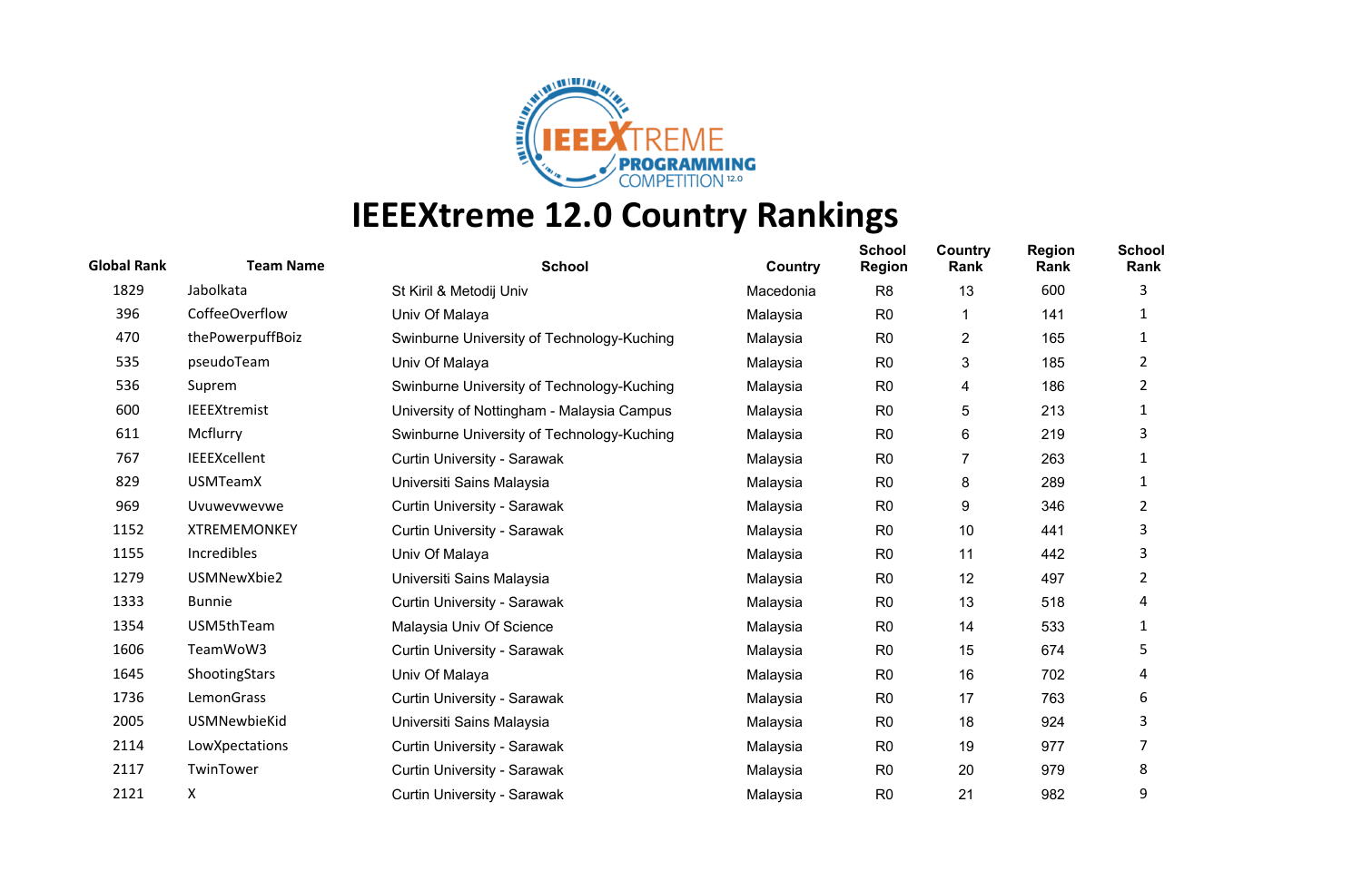# IEEEXtreme 12.0 Country Rankings

| Global Rank | Team Name | School | Country | School Region | Country Rank | Region Rank | School Rank |
|---|---|---|---|---|---|---|---|
| 1829 | Jabolkata | St Kiril & Metodij Univ | Macedonia | R8 | 13 | 600 | 3 |
| 396 | CoffeeOverflow | Univ Of Malaya | Malaysia | R0 | 1 | 141 | 1 |
| 470 | thePowerpuffBoiz | Swinburne University of Technology-Kuching | Malaysia | R0 | 2 | 165 | 1 |
| 535 | pseudoTeam | Univ Of Malaya | Malaysia | R0 | 3 | 185 | 2 |
| 536 | Suprem | Swinburne University of Technology-Kuching | Malaysia | R0 | 4 | 186 | 2 |
| 600 | IEEEXtremist | University of Nottingham - Malaysia Campus | Malaysia | R0 | 5 | 213 | 1 |
| 611 | Mcflurry | Swinburne University of Technology-Kuching | Malaysia | R0 | 6 | 219 | 3 |
| 767 | IEEEXcellent | Curtin University - Sarawak | Malaysia | R0 | 7 | 263 | 1 |
| 829 | USMTeamX | Universiti Sains Malaysia | Malaysia | R0 | 8 | 289 | 1 |
| 969 | Uvuwevwevwe | Curtin University - Sarawak | Malaysia | R0 | 9 | 346 | 2 |
| 1152 | XTREMEMONKEY | Curtin University - Sarawak | Malaysia | R0 | 10 | 441 | 3 |
| 1155 | Incredibles | Univ Of Malaya | Malaysia | R0 | 11 | 442 | 3 |
| 1279 | USMNewXbie2 | Universiti Sains Malaysia | Malaysia | R0 | 12 | 497 | 2 |
| 1333 | Bunnie | Curtin University - Sarawak | Malaysia | R0 | 13 | 518 | 4 |
| 1354 | USM5thTeam | Malaysia Univ Of Science | Malaysia | R0 | 14 | 533 | 1 |
| 1606 | TeamWoW3 | Curtin University - Sarawak | Malaysia | R0 | 15 | 674 | 5 |
| 1645 | ShootingStars | Univ Of Malaya | Malaysia | R0 | 16 | 702 | 4 |
| 1736 | LemonGrass | Curtin University - Sarawak | Malaysia | R0 | 17 | 763 | 6 |
| 2005 | USMNewbieKid | Universiti Sains Malaysia | Malaysia | R0 | 18 | 924 | 3 |
| 2114 | LowXpectations | Curtin University - Sarawak | Malaysia | R0 | 19 | 977 | 7 |
| 2117 | TwinTower | Curtin University - Sarawak | Malaysia | R0 | 20 | 979 | 8 |
| 2121 | X | Curtin University - Sarawak | Malaysia | R0 | 21 | 982 | 9 |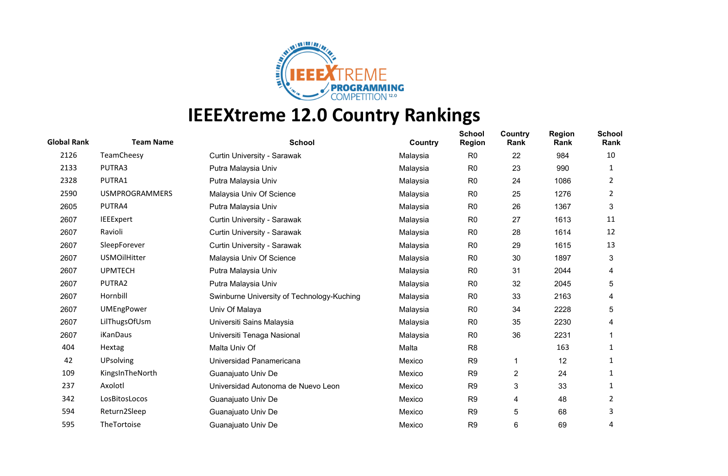# IEEEXtreme 12.0 Country Rankings

| Global Rank | Team Name | School | Country | School Region | Country Rank | Region Rank | School Rank |
|---|---|---|---|---|---|---|---|
| 2126 | TeamCheesy | Curtin University - Sarawak | Malaysia | R0 | 22 | 984 | 10 |
| 2133 | PUTRA3 | Putra Malaysia Univ | Malaysia | R0 | 23 | 990 | 1 |
| 2328 | PUTRA1 | Putra Malaysia Univ | Malaysia | R0 | 24 | 1086 | 2 |
| 2590 | USMPROGRAMMERS | Malaysia Univ Of Science | Malaysia | R0 | 25 | 1276 | 2 |
| 2605 | PUTRA4 | Putra Malaysia Univ | Malaysia | R0 | 26 | 1367 | 3 |
| 2607 | IEEExpert | Curtin University - Sarawak | Malaysia | R0 | 27 | 1613 | 11 |
| 2607 | Ravioli | Curtin University - Sarawak | Malaysia | R0 | 28 | 1614 | 12 |
| 2607 | SleepForever | Curtin University - Sarawak | Malaysia | R0 | 29 | 1615 | 13 |
| 2607 | USMOilHitter | Malaysia Univ Of Science | Malaysia | R0 | 30 | 1897 | 3 |
| 2607 | UPMTECH | Putra Malaysia Univ | Malaysia | R0 | 31 | 2044 | 4 |
| 2607 | PUTRA2 | Putra Malaysia Univ | Malaysia | R0 | 32 | 2045 | 5 |
| 2607 | Hornbill | Swinburne University of Technology-Kuching | Malaysia | R0 | 33 | 2163 | 4 |
| 2607 | UMEngPower | Univ Of Malaya | Malaysia | R0 | 34 | 2228 | 5 |
| 2607 | LilThugsOfUsm | Universiti Sains Malaysia | Malaysia | R0 | 35 | 2230 | 4 |
| 2607 | iKanDaus | Universiti Tenaga Nasional | Malaysia | R0 | 36 | 2231 | 1 |
| 404 | Hextag | Malta Univ Of | Malta | R8 | | 163 | 1 |
| 42 | UPsolving | Universidad Panamericana | Mexico | R9 | 1 | 12 | 1 |
| 109 | KingsInTheNorth | Guanajuato Univ De | Mexico | R9 | 2 | 24 | 1 |
| 237 | Axolotl | Universidad Autonoma de Nuevo Leon | Mexico | R9 | 3 | 33 | 1 |
| 342 | LosBitosLocos | Guanajuato Univ De | Mexico | R9 | 4 | 48 | 2 |
| 594 | Return2Sleep | Guanajuato Univ De | Mexico | R9 | 5 | 68 | 3 |
| 595 | TheTortoise | Guanajuato Univ De | Mexico | R9 | 6 | 69 | 4 |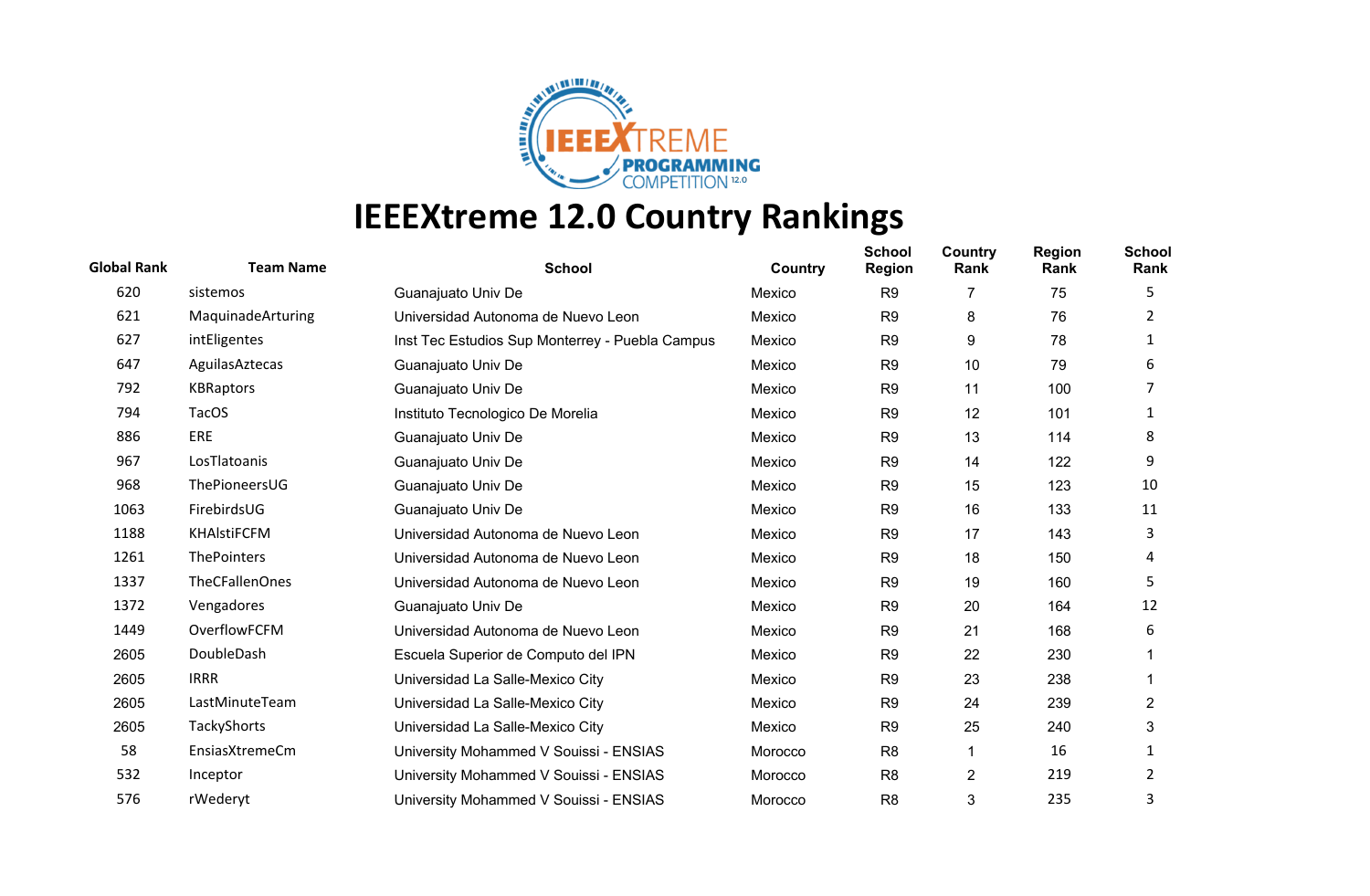# IEEEXtreme 12.0 Country Rankings

| Global Rank | Team Name | School | Country | School Region | Country Rank | Region Rank | School Rank |
|---|---|---|---|---|---|---|---|
| 620 | sistemos | Guanajuato Univ De | Mexico | R9 | 7 | 75 | 5 |
| 621 | MaquinadeArturing | Universidad Autonoma de Nuevo Leon | Mexico | R9 | 8 | 76 | 2 |
| 627 | intEligentes | Inst Tec Estudios Sup Monterrey - Puebla Campus | Mexico | R9 | 9 | 78 | 1 |
| 647 | AguilasAztecas | Guanajuato Univ De | Mexico | R9 | 10 | 79 | 6 |
| 792 | KBRaptors | Guanajuato Univ De | Mexico | R9 | 11 | 100 | 7 |
| 794 | TacOS | Instituto Tecnologico De Morelia | Mexico | R9 | 12 | 101 | 1 |
| 886 | ERE | Guanajuato Univ De | Mexico | R9 | 13 | 114 | 8 |
| 967 | LosTlatoanis | Guanajuato Univ De | Mexico | R9 | 14 | 122 | 9 |
| 968 | ThePioneersUG | Guanajuato Univ De | Mexico | R9 | 15 | 123 | 10 |
| 1063 | FirebirdsUG | Guanajuato Univ De | Mexico | R9 | 16 | 133 | 11 |
| 1188 | KHAlstiFCFM | Universidad Autonoma de Nuevo Leon | Mexico | R9 | 17 | 143 | 3 |
| 1261 | ThePointers | Universidad Autonoma de Nuevo Leon | Mexico | R9 | 18 | 150 | 4 |
| 1337 | TheCFallenOnes | Universidad Autonoma de Nuevo Leon | Mexico | R9 | 19 | 160 | 5 |
| 1372 | Vengadores | Guanajuato Univ De | Mexico | R9 | 20 | 164 | 12 |
| 1449 | OverflowFCFM | Universidad Autonoma de Nuevo Leon | Mexico | R9 | 21 | 168 | 6 |
| 2605 | DoubleDash | Escuela Superior de Computo del IPN | Mexico | R9 | 22 | 230 | 1 |
| 2605 | IRRR | Universidad La Salle-Mexico City | Mexico | R9 | 23 | 238 | 1 |
| 2605 | LastMinuteTeam | Universidad La Salle-Mexico City | Mexico | R9 | 24 | 239 | 2 |
| 2605 | TackyShorts | Universidad La Salle-Mexico City | Mexico | R9 | 25 | 240 | 3 |
| 58 | EnsiasXtremeCm | University Mohammed V Souissi - ENSIAS | Morocco | R8 | 1 | 16 | 1 |
| 532 | Inceptor | University Mohammed V Souissi - ENSIAS | Morocco | R8 | 2 | 219 | 2 |
| 576 | rWederyt | University Mohammed V Souissi - ENSIAS | Morocco | R8 | 3 | 235 | 3 |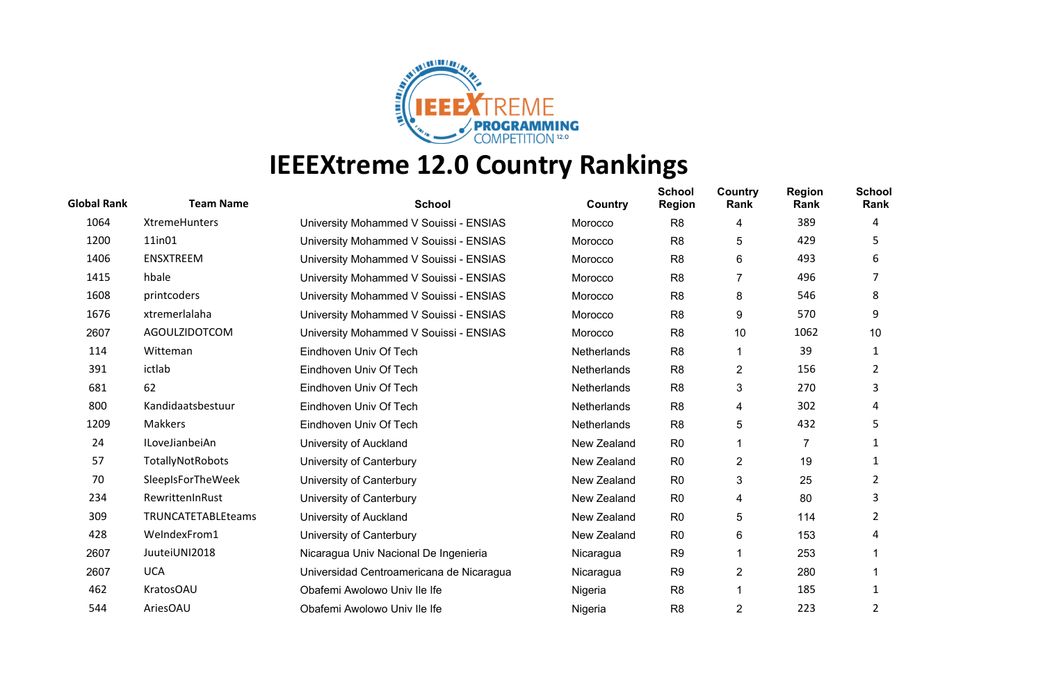# IEEEXtreme 12.0 Country Rankings

| Global Rank | Team Name | School | Country | School Region | Country Rank | Region Rank | School Rank |
|---|---|---|---|---|---|---|---|
| 1064 | XtremeHunters | University Mohammed V Souissi - ENSIAS | Morocco | R8 | 4 | 389 | 4 |
| 1200 | 11in01 | University Mohammed V Souissi - ENSIAS | Morocco | R8 | 5 | 429 | 5 |
| 1406 | ENSXTREEM | University Mohammed V Souissi - ENSIAS | Morocco | R8 | 6 | 493 | 6 |
| 1415 | hbale | University Mohammed V Souissi - ENSIAS | Morocco | R8 | 7 | 496 | 7 |
| 1608 | printcoders | University Mohammed V Souissi - ENSIAS | Morocco | R8 | 8 | 546 | 8 |
| 1676 | xtremerlalaha | University Mohammed V Souissi - ENSIAS | Morocco | R8 | 9 | 570 | 9 |
| 2607 | AGOULZIDOTCOM | University Mohammed V Souissi - ENSIAS | Morocco | R8 | 10 | 1062 | 10 |
| 114 | Witteman | Eindhoven Univ Of Tech | Netherlands | R8 | 1 | 39 | 1 |
| 391 | ictlab | Eindhoven Univ Of Tech | Netherlands | R8 | 2 | 156 | 2 |
| 681 | 62 | Eindhoven Univ Of Tech | Netherlands | R8 | 3 | 270 | 3 |
| 800 | Kandidaatsbestuur | Eindhoven Univ Of Tech | Netherlands | R8 | 4 | 302 | 4 |
| 1209 | Makkers | Eindhoven Univ Of Tech | Netherlands | R8 | 5 | 432 | 5 |
| 24 | ILoveJianbeiAn | University of Auckland | New Zealand | R0 | 1 | 7 | 1 |
| 57 | TotallyNotRobots | University of Canterbury | New Zealand | R0 | 2 | 19 | 1 |
| 70 | SleepIsForTheWeek | University of Canterbury | New Zealand | R0 | 3 | 25 | 2 |
| 234 | RewrittenInRust | University of Canterbury | New Zealand | R0 | 4 | 80 | 3 |
| 309 | TRUNCATETABLEteams | University of Auckland | New Zealand | R0 | 5 | 114 | 2 |
| 428 | WeIndexFrom1 | University of Canterbury | New Zealand | R0 | 6 | 153 | 4 |
| 2607 | JuuteiUNI2018 | Nicaragua Univ Nacional De Ingenieria | Nicaragua | R9 | 1 | 253 | 1 |
| 2607 | UCA | Universidad Centroamericana de Nicaragua | Nicaragua | R9 | 2 | 280 | 1 |
| 462 | KratosOAU | Obafemi Awolowo Univ Ile Ife | Nigeria | R8 | 1 | 185 | 1 |
| 544 | AriesOAU | Obafemi Awolowo Univ Ile Ife | Nigeria | R8 | 2 | 223 | 2 |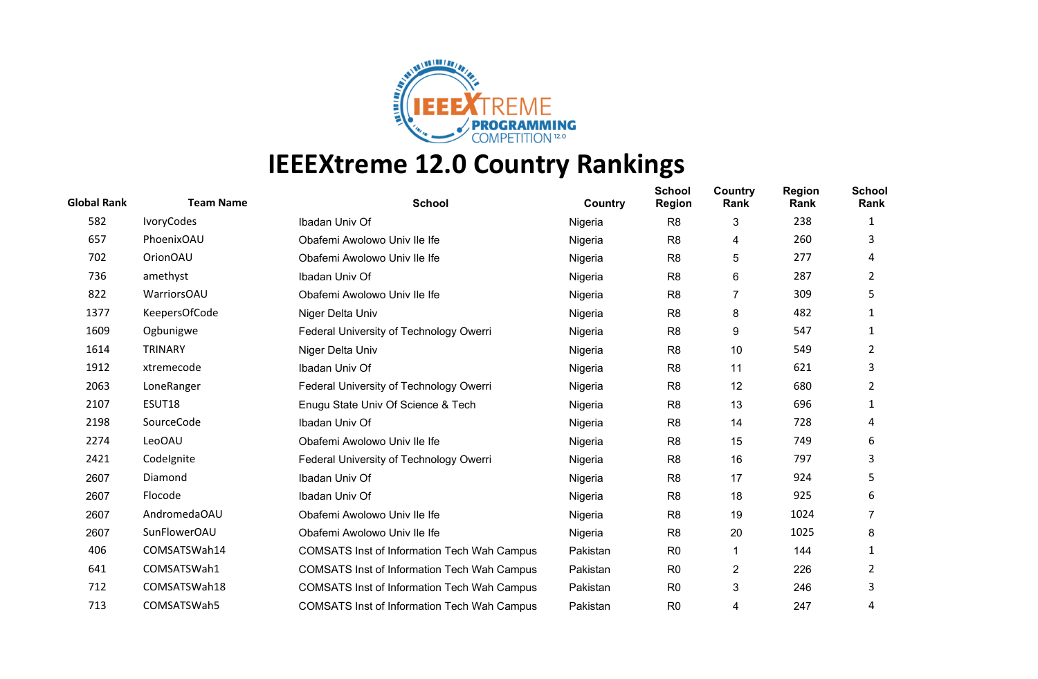# IEEEXtreme 12.0 Country Rankings

| Global Rank | Team Name | School | Country | School Region | Country Rank | Region Rank | School Rank |
|---|---|---|---|---|---|---|---|
| 582 | IvoryCodes | Ibadan Univ Of | Nigeria | R8 | 3 | 238 | 1 |
| 657 | PhoenixOAU | Obafemi Awolowo Univ Ile Ife | Nigeria | R8 | 4 | 260 | 3 |
| 702 | OrionOAU | Obafemi Awolowo Univ Ile Ife | Nigeria | R8 | 5 | 277 | 4 |
| 736 | amethyst | Ibadan Univ Of | Nigeria | R8 | 6 | 287 | 2 |
| 822 | WarriorsOAU | Obafemi Awolowo Univ Ile Ife | Nigeria | R8 | 7 | 309 | 5 |
| 1377 | KeepersOfCode | Niger Delta Univ | Nigeria | R8 | 8 | 482 | 1 |
| 1609 | Ogbunigwe | Federal University of Technology Owerri | Nigeria | R8 | 9 | 547 | 1 |
| 1614 | TRINARY | Niger Delta Univ | Nigeria | R8 | 10 | 549 | 2 |
| 1912 | xtremecode | Ibadan Univ Of | Nigeria | R8 | 11 | 621 | 3 |
| 2063 | LoneRanger | Federal University of Technology Owerri | Nigeria | R8 | 12 | 680 | 2 |
| 2107 | ESUT18 | Enugu State Univ Of Science & Tech | Nigeria | R8 | 13 | 696 | 1 |
| 2198 | SourceCode | Ibadan Univ Of | Nigeria | R8 | 14 | 728 | 4 |
| 2274 | LeoOAU | Obafemi Awolowo Univ Ile Ife | Nigeria | R8 | 15 | 749 | 6 |
| 2421 | CodeIgnite | Federal University of Technology Owerri | Nigeria | R8 | 16 | 797 | 3 |
| 2607 | Diamond | Ibadan Univ Of | Nigeria | R8 | 17 | 924 | 5 |
| 2607 | Flocode | Ibadan Univ Of | Nigeria | R8 | 18 | 925 | 6 |
| 2607 | AndromedaOAU | Obafemi Awolowo Univ Ile Ife | Nigeria | R8 | 19 | 1024 | 7 |
| 2607 | SunFlowerOAU | Obafemi Awolowo Univ Ile Ife | Nigeria | R8 | 20 | 1025 | 8 |
| 406 | COMSATSWah14 | COMSATS Inst of Information Tech Wah Campus | Pakistan | R0 | 1 | 144 | 1 |
| 641 | COMSATSWah1 | COMSATS Inst of Information Tech Wah Campus | Pakistan | R0 | 2 | 226 | 2 |
| 712 | COMSATSWah18 | COMSATS Inst of Information Tech Wah Campus | Pakistan | R0 | 3 | 246 | 3 |
| 713 | COMSATSWah5 | COMSATS Inst of Information Tech Wah Campus | Pakistan | R0 | 4 | 247 | 4 |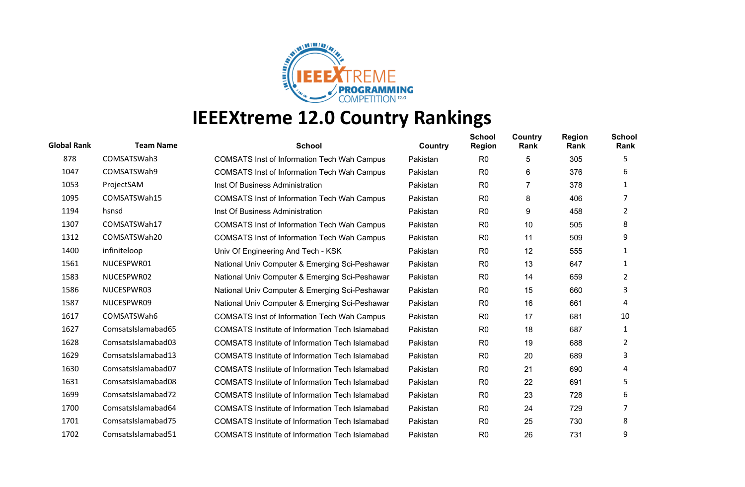# IEEEXtreme 12.0 Country Rankings

| Global Rank | Team Name | School | Country | School Region | Country Rank | Region Rank | School Rank |
|---|---|---|---|---|---|---|---|
| 878 | COMSATSWah3 | COMSATS Inst of Information Tech Wah Campus | Pakistan | R0 | 5 | 305 | 5 |
| 1047 | COMSATSWah9 | COMSATS Inst of Information Tech Wah Campus | Pakistan | R0 | 6 | 376 | 6 |
| 1053 | ProjectSAM | Inst Of Business Administration | Pakistan | R0 | 7 | 378 | 1 |
| 1095 | COMSATSWah15 | COMSATS Inst of Information Tech Wah Campus | Pakistan | R0 | 8 | 406 | 7 |
| 1194 | hsnsd | Inst Of Business Administration | Pakistan | R0 | 9 | 458 | 2 |
| 1307 | COMSATSWah17 | COMSATS Inst of Information Tech Wah Campus | Pakistan | R0 | 10 | 505 | 8 |
| 1312 | COMSATSWah20 | COMSATS Inst of Information Tech Wah Campus | Pakistan | R0 | 11 | 509 | 9 |
| 1400 | infiniteloop | Univ Of Engineering And Tech - KSK | Pakistan | R0 | 12 | 555 | 1 |
| 1561 | NUCESPWR01 | National Univ Computer & Emerging Sci-Peshawar | Pakistan | R0 | 13 | 647 | 1 |
| 1583 | NUCESPWR02 | National Univ Computer & Emerging Sci-Peshawar | Pakistan | R0 | 14 | 659 | 2 |
| 1586 | NUCESPWR03 | National Univ Computer & Emerging Sci-Peshawar | Pakistan | R0 | 15 | 660 | 3 |
| 1587 | NUCESPWR09 | National Univ Computer & Emerging Sci-Peshawar | Pakistan | R0 | 16 | 661 | 4 |
| 1617 | COMSATSWah6 | COMSATS Inst of Information Tech Wah Campus | Pakistan | R0 | 17 | 681 | 10 |
| 1627 | ComsatsIslamabad65 | COMSATS Institute of Information Tech Islamabad | Pakistan | R0 | 18 | 687 | 1 |
| 1628 | ComsatsIslamabad03 | COMSATS Institute of Information Tech Islamabad | Pakistan | R0 | 19 | 688 | 2 |
| 1629 | ComsatsIslamabad13 | COMSATS Institute of Information Tech Islamabad | Pakistan | R0 | 20 | 689 | 3 |
| 1630 | ComsatsIslamabad07 | COMSATS Institute of Information Tech Islamabad | Pakistan | R0 | 21 | 690 | 4 |
| 1631 | ComsatsIslamabad08 | COMSATS Institute of Information Tech Islamabad | Pakistan | R0 | 22 | 691 | 5 |
| 1699 | ComsatsIslamabad72 | COMSATS Institute of Information Tech Islamabad | Pakistan | R0 | 23 | 728 | 6 |
| 1700 | ComsatsIslamabad64 | COMSATS Institute of Information Tech Islamabad | Pakistan | R0 | 24 | 729 | 7 |
| 1701 | ComsatsIslamabad75 | COMSATS Institute of Information Tech Islamabad | Pakistan | R0 | 25 | 730 | 8 |
| 1702 | ComsatsIslamabad51 | COMSATS Institute of Information Tech Islamabad | Pakistan | R0 | 26 | 731 | 9 |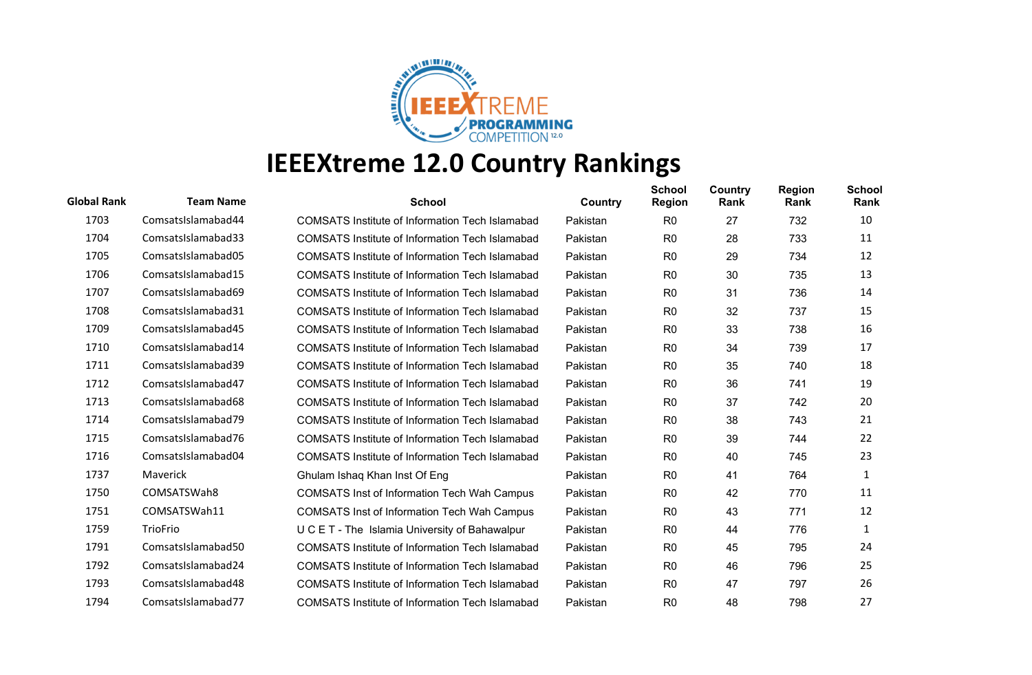# IEEEXtreme 12.0 Country Rankings

| Global Rank | Team Name | School | Country | School Region | Country Rank | Region Rank | School Rank |
|---|---|---|---|---|---|---|---|
| 1703 | ComsatsIslamabad44 | COMSATS Institute of Information Tech Islamabad | Pakistan | R0 | 27 | 732 | 10 |
| 1704 | ComsatsIslamabad33 | COMSATS Institute of Information Tech Islamabad | Pakistan | R0 | 28 | 733 | 11 |
| 1705 | ComsatsIslamabad05 | COMSATS Institute of Information Tech Islamabad | Pakistan | R0 | 29 | 734 | 12 |
| 1706 | ComsatsIslamabad15 | COMSATS Institute of Information Tech Islamabad | Pakistan | R0 | 30 | 735 | 13 |
| 1707 | ComsatsIslamabad69 | COMSATS Institute of Information Tech Islamabad | Pakistan | R0 | 31 | 736 | 14 |
| 1708 | ComsatsIslamabad31 | COMSATS Institute of Information Tech Islamabad | Pakistan | R0 | 32 | 737 | 15 |
| 1709 | ComsatsIslamabad45 | COMSATS Institute of Information Tech Islamabad | Pakistan | R0 | 33 | 738 | 16 |
| 1710 | ComsatsIslamabad14 | COMSATS Institute of Information Tech Islamabad | Pakistan | R0 | 34 | 739 | 17 |
| 1711 | ComsatsIslamabad39 | COMSATS Institute of Information Tech Islamabad | Pakistan | R0 | 35 | 740 | 18 |
| 1712 | ComsatsIslamabad47 | COMSATS Institute of Information Tech Islamabad | Pakistan | R0 | 36 | 741 | 19 |
| 1713 | ComsatsIslamabad68 | COMSATS Institute of Information Tech Islamabad | Pakistan | R0 | 37 | 742 | 20 |
| 1714 | ComsatsIslamabad79 | COMSATS Institute of Information Tech Islamabad | Pakistan | R0 | 38 | 743 | 21 |
| 1715 | ComsatsIslamabad76 | COMSATS Institute of Information Tech Islamabad | Pakistan | R0 | 39 | 744 | 22 |
| 1716 | ComsatsIslamabad04 | COMSATS Institute of Information Tech Islamabad | Pakistan | R0 | 40 | 745 | 23 |
| 1737 | Maverick | Ghulam Ishaq Khan Inst Of Eng | Pakistan | R0 | 41 | 764 | 1 |
| 1750 | COMSATSWah8 | COMSATS Inst of Information Tech Wah Campus | Pakistan | R0 | 42 | 770 | 11 |
| 1751 | COMSATSWah11 | COMSATS Inst of Information Tech Wah Campus | Pakistan | R0 | 43 | 771 | 12 |
| 1759 | TrioFrio | U C E T - The Islamia University of Bahawalpur | Pakistan | R0 | 44 | 776 | 1 |
| 1791 | ComsatsIslamabad50 | COMSATS Institute of Information Tech Islamabad | Pakistan | R0 | 45 | 795 | 24 |
| 1792 | ComsatsIslamabad24 | COMSATS Institute of Information Tech Islamabad | Pakistan | R0 | 46 | 796 | 25 |
| 1793 | ComsatsIslamabad48 | COMSATS Institute of Information Tech Islamabad | Pakistan | R0 | 47 | 797 | 26 |
| 1794 | ComsatsIslamabad77 | COMSATS Institute of Information Tech Islamabad | Pakistan | R0 | 48 | 798 | 27 |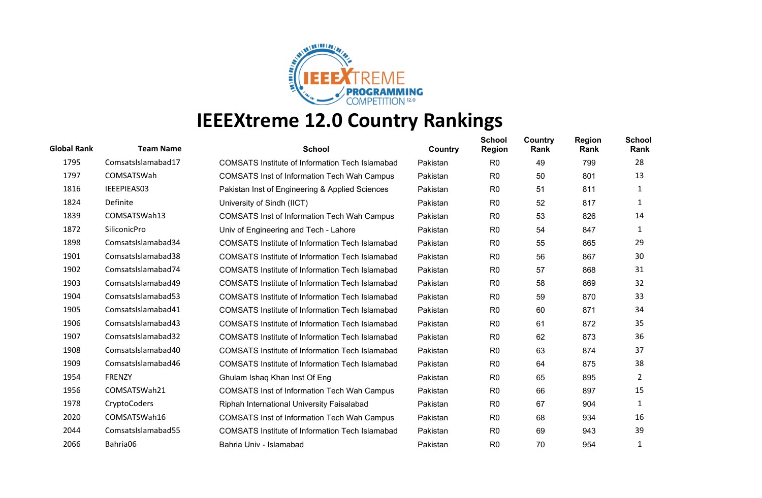# IEEEXtreme 12.0 Country Rankings

| Global Rank | Team Name | School | Country | School Region | Country Rank | Region Rank | School Rank |
|---|---|---|---|---|---|---|---|
| 1795 | ComsatsIslamabad17 | COMSATS Institute of Information Tech Islamabad | Pakistan | R0 | 49 | 799 | 28 |
| 1797 | COMSATSWah | COMSATS Inst of Information Tech Wah Campus | Pakistan | R0 | 50 | 801 | 13 |
| 1816 | IEEEPIEAS03 | Pakistan Inst of Engineering & Applied Sciences | Pakistan | R0 | 51 | 811 | 1 |
| 1824 | Definite | University of Sindh (IICT) | Pakistan | R0 | 52 | 817 | 1 |
| 1839 | COMSATSWah13 | COMSATS Inst of Information Tech Wah Campus | Pakistan | R0 | 53 | 826 | 14 |
| 1872 | SiliconicPro | Univ of Engineering and Tech - Lahore | Pakistan | R0 | 54 | 847 | 1 |
| 1898 | ComsatsIslamabad34 | COMSATS Institute of Information Tech Islamabad | Pakistan | R0 | 55 | 865 | 29 |
| 1901 | ComsatsIslamabad38 | COMSATS Institute of Information Tech Islamabad | Pakistan | R0 | 56 | 867 | 30 |
| 1902 | ComsatsIslamabad74 | COMSATS Institute of Information Tech Islamabad | Pakistan | R0 | 57 | 868 | 31 |
| 1903 | ComsatsIslamabad49 | COMSATS Institute of Information Tech Islamabad | Pakistan | R0 | 58 | 869 | 32 |
| 1904 | ComsatsIslamabad53 | COMSATS Institute of Information Tech Islamabad | Pakistan | R0 | 59 | 870 | 33 |
| 1905 | ComsatsIslamabad41 | COMSATS Institute of Information Tech Islamabad | Pakistan | R0 | 60 | 871 | 34 |
| 1906 | ComsatsIslamabad43 | COMSATS Institute of Information Tech Islamabad | Pakistan | R0 | 61 | 872 | 35 |
| 1907 | ComsatsIslamabad32 | COMSATS Institute of Information Tech Islamabad | Pakistan | R0 | 62 | 873 | 36 |
| 1908 | ComsatsIslamabad40 | COMSATS Institute of Information Tech Islamabad | Pakistan | R0 | 63 | 874 | 37 |
| 1909 | ComsatsIslamabad46 | COMSATS Institute of Information Tech Islamabad | Pakistan | R0 | 64 | 875 | 38 |
| 1954 | FRENZY | Ghulam Ishaq Khan Inst Of Eng | Pakistan | R0 | 65 | 895 | 2 |
| 1956 | COMSATSWah21 | COMSATS Inst of Information Tech Wah Campus | Pakistan | R0 | 66 | 897 | 15 |
| 1978 | CryptoCoders | Riphah International University Faisalabad | Pakistan | R0 | 67 | 904 | 1 |
| 2020 | COMSATSWah16 | COMSATS Inst of Information Tech Wah Campus | Pakistan | R0 | 68 | 934 | 16 |
| 2044 | ComsatsIslamabad55 | COMSATS Institute of Information Tech Islamabad | Pakistan | R0 | 69 | 943 | 39 |
| 2066 | Bahria06 | Bahria Univ - Islamabad | Pakistan | R0 | 70 | 954 | 1 |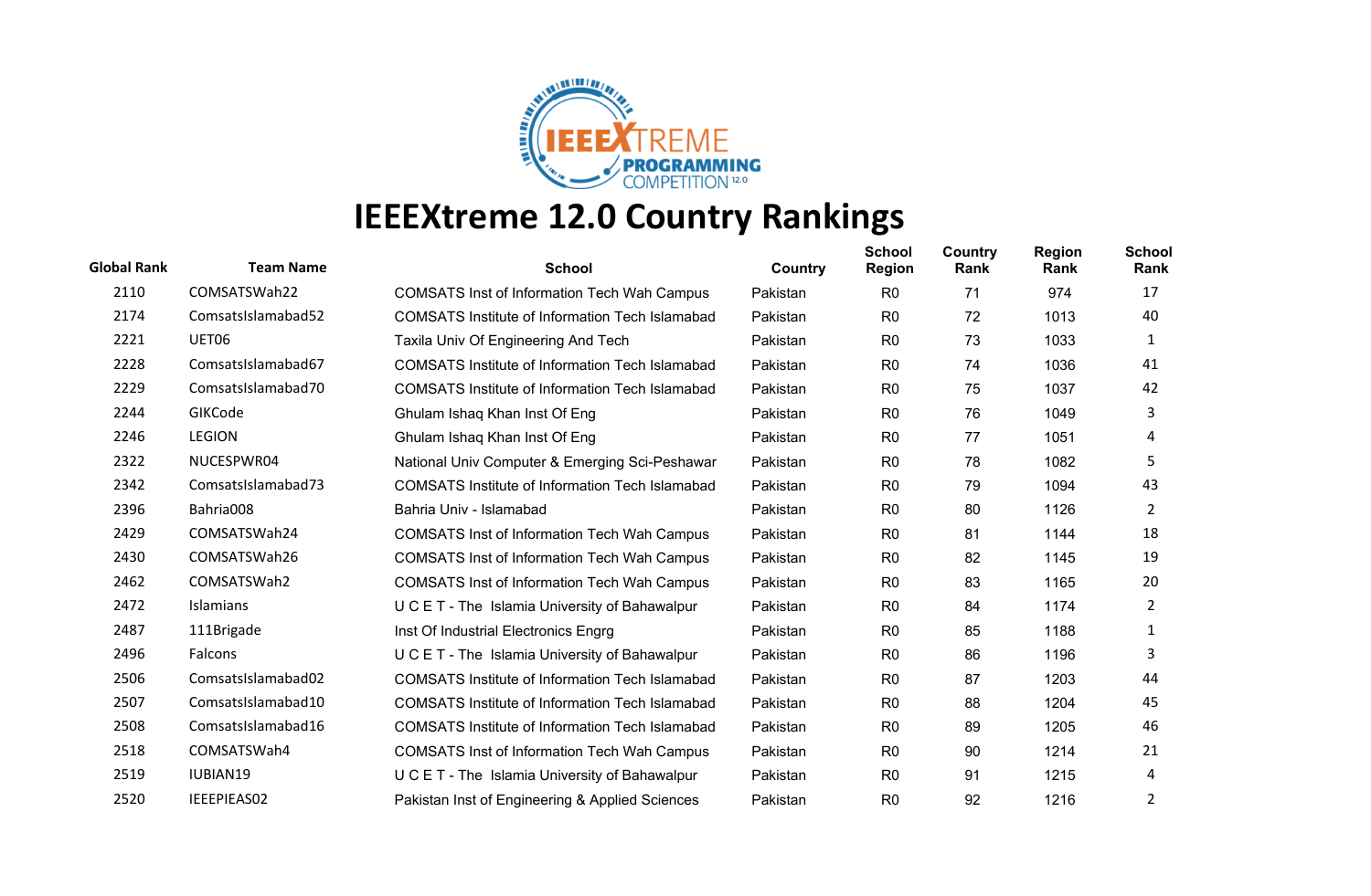# IEEEXtreme 12.0 Country Rankings

| Global Rank | Team Name | School | Country | School Region | Country Rank | Region Rank | School Rank |
|---|---|---|---|---|---|---|---|
| 2110 | COMSATSWah22 | COMSATS Inst of Information Tech Wah Campus | Pakistan | R0 | 71 | 974 | 17 |
| 2174 | ComsatsIslamabad52 | COMSATS Institute of Information Tech Islamabad | Pakistan | R0 | 72 | 1013 | 40 |
| 2221 | UET06 | Taxila Univ Of Engineering And Tech | Pakistan | R0 | 73 | 1033 | 1 |
| 2228 | ComsatsIslamabad67 | COMSATS Institute of Information Tech Islamabad | Pakistan | R0 | 74 | 1036 | 41 |
| 2229 | ComsatsIslamabad70 | COMSATS Institute of Information Tech Islamabad | Pakistan | R0 | 75 | 1037 | 42 |
| 2244 | GIKCode | Ghulam Ishaq Khan Inst Of Eng | Pakistan | R0 | 76 | 1049 | 3 |
| 2246 | LEGION | Ghulam Ishaq Khan Inst Of Eng | Pakistan | R0 | 77 | 1051 | 4 |
| 2322 | NUCESPWR04 | National Univ Computer & Emerging Sci-Peshawar | Pakistan | R0 | 78 | 1082 | 5 |
| 2342 | ComsatsIslamabad73 | COMSATS Institute of Information Tech Islamabad | Pakistan | R0 | 79 | 1094 | 43 |
| 2396 | Bahria008 | Bahria Univ - Islamabad | Pakistan | R0 | 80 | 1126 | 2 |
| 2429 | COMSATSWah24 | COMSATS Inst of Information Tech Wah Campus | Pakistan | R0 | 81 | 1144 | 18 |
| 2430 | COMSATSWah26 | COMSATS Inst of Information Tech Wah Campus | Pakistan | R0 | 82 | 1145 | 19 |
| 2462 | COMSATSWah2 | COMSATS Inst of Information Tech Wah Campus | Pakistan | R0 | 83 | 1165 | 20 |
| 2472 | Islamians | U C E T - The Islamia University of Bahawalpur | Pakistan | R0 | 84 | 1174 | 2 |
| 2487 | 111Brigade | Inst Of Industrial Electronics Engrg | Pakistan | R0 | 85 | 1188 | 1 |
| 2496 | Falcons | U C E T - The Islamia University of Bahawalpur | Pakistan | R0 | 86 | 1196 | 3 |
| 2506 | ComsatsIslamabad02 | COMSATS Institute of Information Tech Islamabad | Pakistan | R0 | 87 | 1203 | 44 |
| 2507 | ComsatsIslamabad10 | COMSATS Institute of Information Tech Islamabad | Pakistan | R0 | 88 | 1204 | 45 |
| 2508 | ComsatsIslamabad16 | COMSATS Institute of Information Tech Islamabad | Pakistan | R0 | 89 | 1205 | 46 |
| 2518 | COMSATSWah4 | COMSATS Inst of Information Tech Wah Campus | Pakistan | R0 | 90 | 1214 | 21 |
| 2519 | IUBIAN19 | U C E T - The Islamia University of Bahawalpur | Pakistan | R0 | 91 | 1215 | 4 |
| 2520 | IEEEPIEAS02 | Pakistan Inst of Engineering & Applied Sciences | Pakistan | R0 | 92 | 1216 | 2 |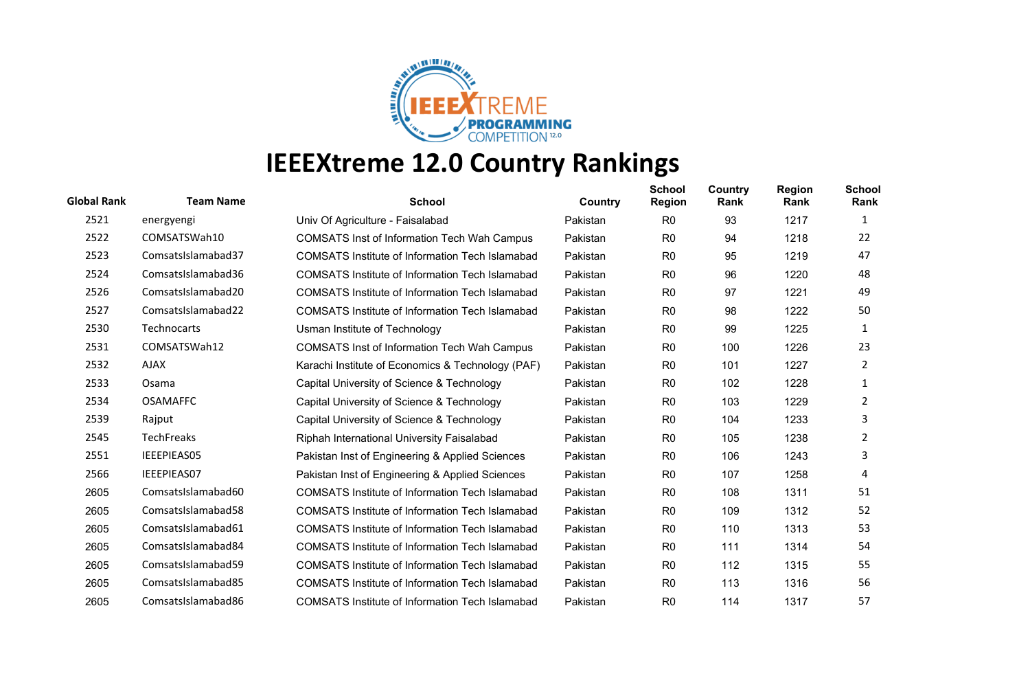# IEEEXtreme 12.0 Country Rankings

| Global Rank | Team Name | School | Country | School Region | Country Rank | Region Rank | School Rank |
|---|---|---|---|---|---|---|---|
| 2521 | energyengi | Univ Of Agriculture - Faisalabad | Pakistan | R0 | 93 | 1217 | 1 |
| 2522 | COMSATSWah10 | COMSATS Inst of Information Tech Wah Campus | Pakistan | R0 | 94 | 1218 | 22 |
| 2523 | ComsatsIslamabad37 | COMSATS Institute of Information Tech Islamabad | Pakistan | R0 | 95 | 1219 | 47 |
| 2524 | ComsatsIslamabad36 | COMSATS Institute of Information Tech Islamabad | Pakistan | R0 | 96 | 1220 | 48 |
| 2526 | ComsatsIslamabad20 | COMSATS Institute of Information Tech Islamabad | Pakistan | R0 | 97 | 1221 | 49 |
| 2527 | ComsatsIslamabad22 | COMSATS Institute of Information Tech Islamabad | Pakistan | R0 | 98 | 1222 | 50 |
| 2530 | Technocarts | Usman Institute of Technology | Pakistan | R0 | 99 | 1225 | 1 |
| 2531 | COMSATSWah12 | COMSATS Inst of Information Tech Wah Campus | Pakistan | R0 | 100 | 1226 | 23 |
| 2532 | AJAX | Karachi Institute of Economics & Technology (PAF) | Pakistan | R0 | 101 | 1227 | 2 |
| 2533 | Osama | Capital University of Science & Technology | Pakistan | R0 | 102 | 1228 | 1 |
| 2534 | OSAMAFFC | Capital University of Science & Technology | Pakistan | R0 | 103 | 1229 | 2 |
| 2539 | Rajput | Capital University of Science & Technology | Pakistan | R0 | 104 | 1233 | 3 |
| 2545 | TechFreaks | Riphah International University Faisalabad | Pakistan | R0 | 105 | 1238 | 2 |
| 2551 | IEEEPIEAS05 | Pakistan Inst of Engineering & Applied Sciences | Pakistan | R0 | 106 | 1243 | 3 |
| 2566 | IEEEPIEAS07 | Pakistan Inst of Engineering & Applied Sciences | Pakistan | R0 | 107 | 1258 | 4 |
| 2605 | ComsatsIslamabad60 | COMSATS Institute of Information Tech Islamabad | Pakistan | R0 | 108 | 1311 | 51 |
| 2605 | ComsatsIslamabad58 | COMSATS Institute of Information Tech Islamabad | Pakistan | R0 | 109 | 1312 | 52 |
| 2605 | ComsatsIslamabad61 | COMSATS Institute of Information Tech Islamabad | Pakistan | R0 | 110 | 1313 | 53 |
| 2605 | ComsatsIslamabad84 | COMSATS Institute of Information Tech Islamabad | Pakistan | R0 | 111 | 1314 | 54 |
| 2605 | ComsatsIslamabad59 | COMSATS Institute of Information Tech Islamabad | Pakistan | R0 | 112 | 1315 | 55 |
| 2605 | ComsatsIslamabad85 | COMSATS Institute of Information Tech Islamabad | Pakistan | R0 | 113 | 1316 | 56 |
| 2605 | ComsatsIslamabad86 | COMSATS Institute of Information Tech Islamabad | Pakistan | R0 | 114 | 1317 | 57 |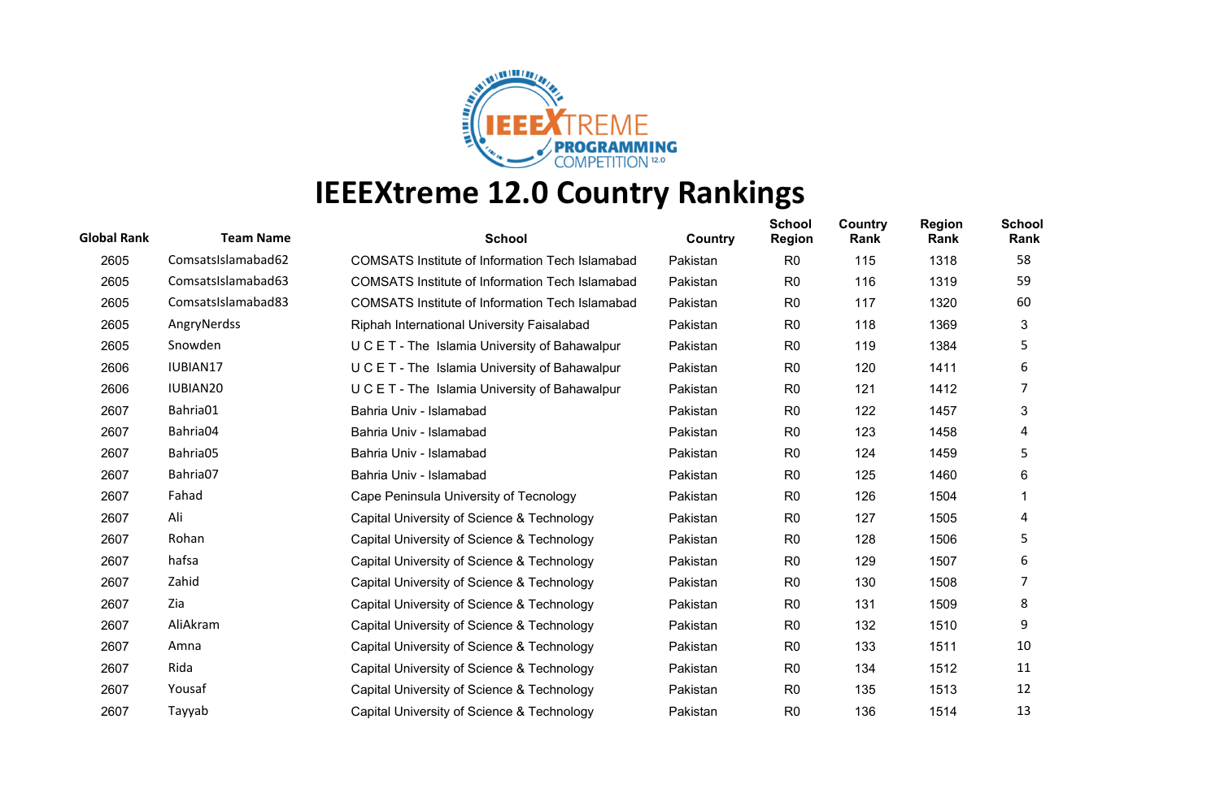# IEEEXtreme 12.0 Country Rankings

| Global Rank | Team Name | School | Country | School Region | Country Rank | Region Rank | School Rank |
|---|---|---|---|---|---|---|---|
| 2605 | ComsatsIslamabad62 | COMSATS Institute of Information Tech Islamabad | Pakistan | R0 | 115 | 1318 | 58 |
| 2605 | ComsatsIslamabad63 | COMSATS Institute of Information Tech Islamabad | Pakistan | R0 | 116 | 1319 | 59 |
| 2605 | ComsatsIslamabad83 | COMSATS Institute of Information Tech Islamabad | Pakistan | R0 | 117 | 1320 | 60 |
| 2605 | AngryNerdss | Riphah International University Faisalabad | Pakistan | R0 | 118 | 1369 | 3 |
| 2605 | Snowden | U C E T - The Islamia University of Bahawalpur | Pakistan | R0 | 119 | 1384 | 5 |
| 2606 | IUBIAN17 | U C E T - The Islamia University of Bahawalpur | Pakistan | R0 | 120 | 1411 | 6 |
| 2606 | IUBIAN20 | U C E T - The Islamia University of Bahawalpur | Pakistan | R0 | 121 | 1412 | 7 |
| 2607 | Bahria01 | Bahria Univ - Islamabad | Pakistan | R0 | 122 | 1457 | 3 |
| 2607 | Bahria04 | Bahria Univ - Islamabad | Pakistan | R0 | 123 | 1458 | 4 |
| 2607 | Bahria05 | Bahria Univ - Islamabad | Pakistan | R0 | 124 | 1459 | 5 |
| 2607 | Bahria07 | Bahria Univ - Islamabad | Pakistan | R0 | 125 | 1460 | 6 |
| 2607 | Fahad | Cape Peninsula University of Tecnology | Pakistan | R0 | 126 | 1504 | 1 |
| 2607 | Ali | Capital University of Science & Technology | Pakistan | R0 | 127 | 1505 | 4 |
| 2607 | Rohan | Capital University of Science & Technology | Pakistan | R0 | 128 | 1506 | 5 |
| 2607 | hafsa | Capital University of Science & Technology | Pakistan | R0 | 129 | 1507 | 6 |
| 2607 | Zahid | Capital University of Science & Technology | Pakistan | R0 | 130 | 1508 | 7 |
| 2607 | Zia | Capital University of Science & Technology | Pakistan | R0 | 131 | 1509 | 8 |
| 2607 | AliAkram | Capital University of Science & Technology | Pakistan | R0 | 132 | 1510 | 9 |
| 2607 | Amna | Capital University of Science & Technology | Pakistan | R0 | 133 | 1511 | 10 |
| 2607 | Rida | Capital University of Science & Technology | Pakistan | R0 | 134 | 1512 | 11 |
| 2607 | Yousaf | Capital University of Science & Technology | Pakistan | R0 | 135 | 1513 | 12 |
| 2607 | Tayyab | Capital University of Science & Technology | Pakistan | R0 | 136 | 1514 | 13 |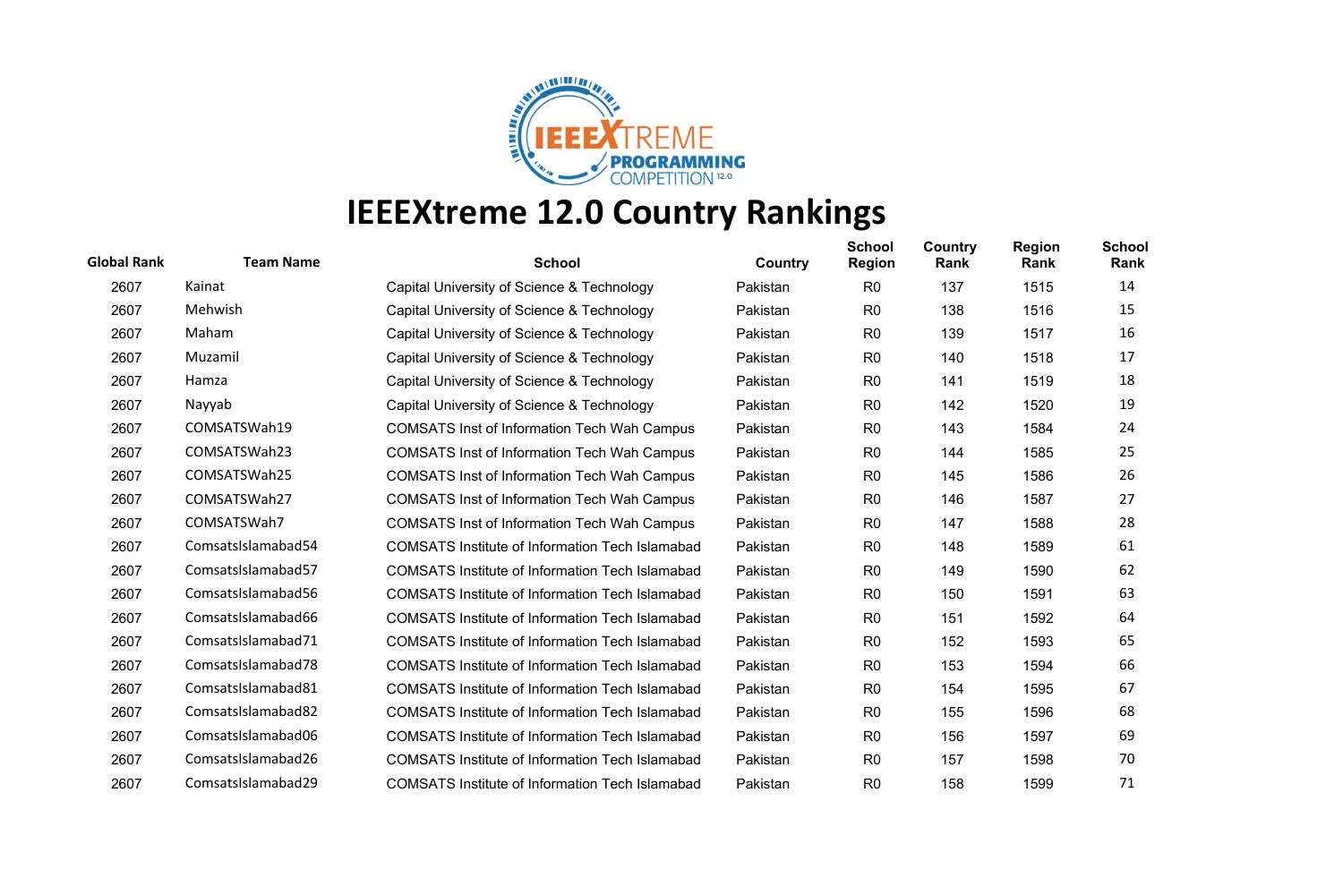# IEEEXtreme 12.0 Country Rankings

| Global Rank | Team Name | School | Country | School Region | Country Rank | Region Rank | School Rank |
|---|---|---|---|---|---|---|---|
| 2607 | Kainat | Capital University of Science & Technology | Pakistan | R0 | 137 | 1515 | 14 |
| 2607 | Mehwish | Capital University of Science & Technology | Pakistan | R0 | 138 | 1516 | 15 |
| 2607 | Maham | Capital University of Science & Technology | Pakistan | R0 | 139 | 1517 | 16 |
| 2607 | Muzamil | Capital University of Science & Technology | Pakistan | R0 | 140 | 1518 | 17 |
| 2607 | Hamza | Capital University of Science & Technology | Pakistan | R0 | 141 | 1519 | 18 |
| 2607 | Nayyab | Capital University of Science & Technology | Pakistan | R0 | 142 | 1520 | 19 |
| 2607 | COMSATSWah19 | COMSATS Inst of Information Tech Wah Campus | Pakistan | R0 | 143 | 1584 | 24 |
| 2607 | COMSATSWah23 | COMSATS Inst of Information Tech Wah Campus | Pakistan | R0 | 144 | 1585 | 25 |
| 2607 | COMSATSWah25 | COMSATS Inst of Information Tech Wah Campus | Pakistan | R0 | 145 | 1586 | 26 |
| 2607 | COMSATSWah27 | COMSATS Inst of Information Tech Wah Campus | Pakistan | R0 | 146 | 1587 | 27 |
| 2607 | COMSATSWah7 | COMSATS Inst of Information Tech Wah Campus | Pakistan | R0 | 147 | 1588 | 28 |
| 2607 | ComsatsIslamabad54 | COMSATS Institute of Information Tech Islamabad | Pakistan | R0 | 148 | 1589 | 61 |
| 2607 | ComsatsIslamabad57 | COMSATS Institute of Information Tech Islamabad | Pakistan | R0 | 149 | 1590 | 62 |
| 2607 | ComsatsIslamabad56 | COMSATS Institute of Information Tech Islamabad | Pakistan | R0 | 150 | 1591 | 63 |
| 2607 | ComsatsIslamabad66 | COMSATS Institute of Information Tech Islamabad | Pakistan | R0 | 151 | 1592 | 64 |
| 2607 | ComsatsIslamabad71 | COMSATS Institute of Information Tech Islamabad | Pakistan | R0 | 152 | 1593 | 65 |
| 2607 | ComsatsIslamabad78 | COMSATS Institute of Information Tech Islamabad | Pakistan | R0 | 153 | 1594 | 66 |
| 2607 | ComsatsIslamabad81 | COMSATS Institute of Information Tech Islamabad | Pakistan | R0 | 154 | 1595 | 67 |
| 2607 | ComsatsIslamabad82 | COMSATS Institute of Information Tech Islamabad | Pakistan | R0 | 155 | 1596 | 68 |
| 2607 | ComsatsIslamabad06 | COMSATS Institute of Information Tech Islamabad | Pakistan | R0 | 156 | 1597 | 69 |
| 2607 | ComsatsIslamabad26 | COMSATS Institute of Information Tech Islamabad | Pakistan | R0 | 157 | 1598 | 70 |
| 2607 | ComsatsIslamabad29 | COMSATS Institute of Information Tech Islamabad | Pakistan | R0 | 158 | 1599 | 71 |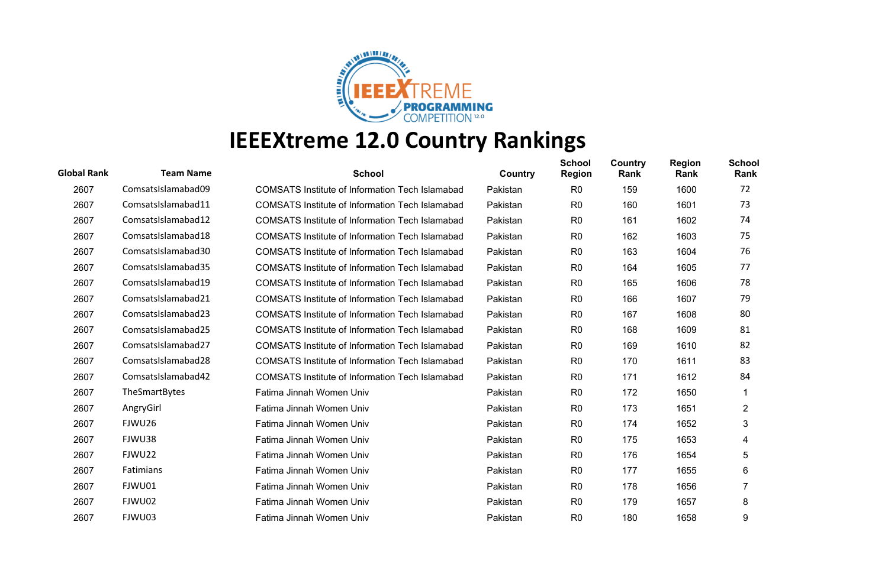# IEEEXtreme 12.0 Country Rankings

| Global Rank | Team Name | School | Country | School Region | Country Rank | Region Rank | School Rank |
|---|---|---|---|---|---|---|---|
| 2607 | ComsatsIslamabad09 | COMSATS Institute of Information Tech Islamabad | Pakistan | R0 | 159 | 1600 | 72 |
| 2607 | ComsatsIslamabad11 | COMSATS Institute of Information Tech Islamabad | Pakistan | R0 | 160 | 1601 | 73 |
| 2607 | ComsatsIslamabad12 | COMSATS Institute of Information Tech Islamabad | Pakistan | R0 | 161 | 1602 | 74 |
| 2607 | ComsatsIslamabad18 | COMSATS Institute of Information Tech Islamabad | Pakistan | R0 | 162 | 1603 | 75 |
| 2607 | ComsatsIslamabad30 | COMSATS Institute of Information Tech Islamabad | Pakistan | R0 | 163 | 1604 | 76 |
| 2607 | ComsatsIslamabad35 | COMSATS Institute of Information Tech Islamabad | Pakistan | R0 | 164 | 1605 | 77 |
| 2607 | ComsatsIslamabad19 | COMSATS Institute of Information Tech Islamabad | Pakistan | R0 | 165 | 1606 | 78 |
| 2607 | ComsatsIslamabad21 | COMSATS Institute of Information Tech Islamabad | Pakistan | R0 | 166 | 1607 | 79 |
| 2607 | ComsatsIslamabad23 | COMSATS Institute of Information Tech Islamabad | Pakistan | R0 | 167 | 1608 | 80 |
| 2607 | ComsatsIslamabad25 | COMSATS Institute of Information Tech Islamabad | Pakistan | R0 | 168 | 1609 | 81 |
| 2607 | ComsatsIslamabad27 | COMSATS Institute of Information Tech Islamabad | Pakistan | R0 | 169 | 1610 | 82 |
| 2607 | ComsatsIslamabad28 | COMSATS Institute of Information Tech Islamabad | Pakistan | R0 | 170 | 1611 | 83 |
| 2607 | ComsatsIslamabad42 | COMSATS Institute of Information Tech Islamabad | Pakistan | R0 | 171 | 1612 | 84 |
| 2607 | TheSmartBytes | Fatima Jinnah Women Univ | Pakistan | R0 | 172 | 1650 | 1 |
| 2607 | AngryGirl | Fatima Jinnah Women Univ | Pakistan | R0 | 173 | 1651 | 2 |
| 2607 | FJWU26 | Fatima Jinnah Women Univ | Pakistan | R0 | 174 | 1652 | 3 |
| 2607 | FJWU38 | Fatima Jinnah Women Univ | Pakistan | R0 | 175 | 1653 | 4 |
| 2607 | FJWU22 | Fatima Jinnah Women Univ | Pakistan | R0 | 176 | 1654 | 5 |
| 2607 | Fatimians | Fatima Jinnah Women Univ | Pakistan | R0 | 177 | 1655 | 6 |
| 2607 | FJWU01 | Fatima Jinnah Women Univ | Pakistan | R0 | 178 | 1656 | 7 |
| 2607 | FJWU02 | Fatima Jinnah Women Univ | Pakistan | R0 | 179 | 1657 | 8 |
| 2607 | FJWU03 | Fatima Jinnah Women Univ | Pakistan | R0 | 180 | 1658 | 9 |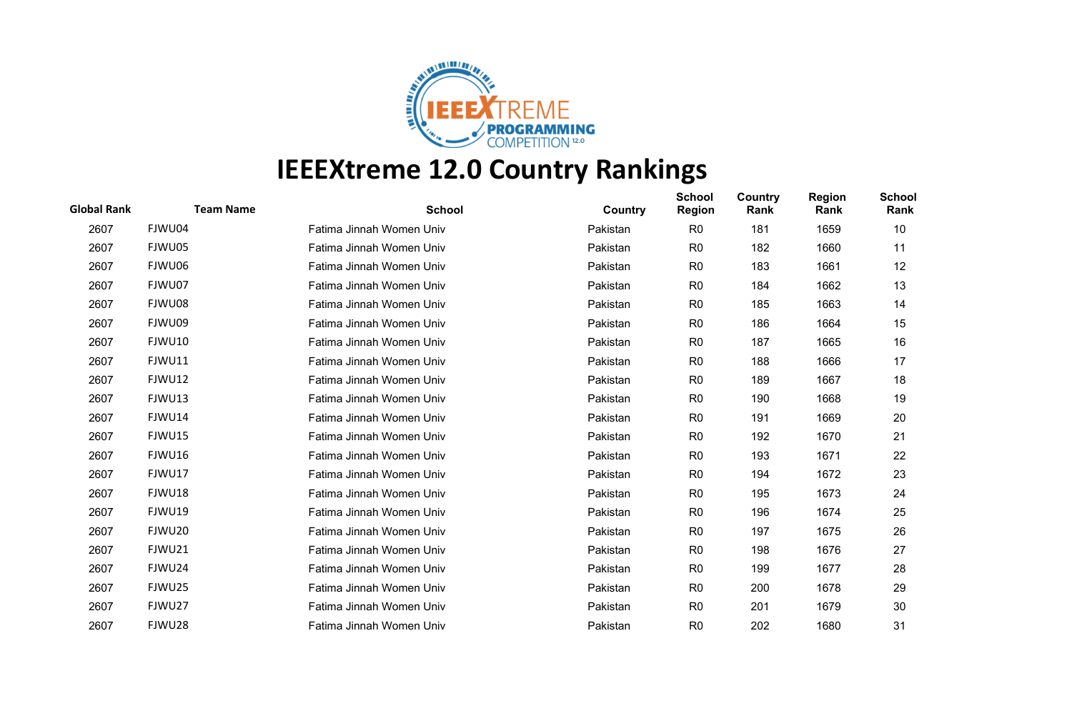# IEEEXtreme 12.0 Country Rankings

| Global Rank | Team Name | School | Country | School Region | Country Rank | Region Rank | School Rank |
|---|---|---|---|---|---|---|---|
| 2607 | FJWU04 | Fatima Jinnah Women Univ | Pakistan | R0 | 181 | 1659 | 10 |
| 2607 | FJWU05 | Fatima Jinnah Women Univ | Pakistan | R0 | 182 | 1660 | 11 |
| 2607 | FJWU06 | Fatima Jinnah Women Univ | Pakistan | R0 | 183 | 1661 | 12 |
| 2607 | FJWU07 | Fatima Jinnah Women Univ | Pakistan | R0 | 184 | 1662 | 13 |
| 2607 | FJWU08 | Fatima Jinnah Women Univ | Pakistan | R0 | 185 | 1663 | 14 |
| 2607 | FJWU09 | Fatima Jinnah Women Univ | Pakistan | R0 | 186 | 1664 | 15 |
| 2607 | FJWU10 | Fatima Jinnah Women Univ | Pakistan | R0 | 187 | 1665 | 16 |
| 2607 | FJWU11 | Fatima Jinnah Women Univ | Pakistan | R0 | 188 | 1666 | 17 |
| 2607 | FJWU12 | Fatima Jinnah Women Univ | Pakistan | R0 | 189 | 1667 | 18 |
| 2607 | FJWU13 | Fatima Jinnah Women Univ | Pakistan | R0 | 190 | 1668 | 19 |
| 2607 | FJWU14 | Fatima Jinnah Women Univ | Pakistan | R0 | 191 | 1669 | 20 |
| 2607 | FJWU15 | Fatima Jinnah Women Univ | Pakistan | R0 | 192 | 1670 | 21 |
| 2607 | FJWU16 | Fatima Jinnah Women Univ | Pakistan | R0 | 193 | 1671 | 22 |
| 2607 | FJWU17 | Fatima Jinnah Women Univ | Pakistan | R0 | 194 | 1672 | 23 |
| 2607 | FJWU18 | Fatima Jinnah Women Univ | Pakistan | R0 | 195 | 1673 | 24 |
| 2607 | FJWU19 | Fatima Jinnah Women Univ | Pakistan | R0 | 196 | 1674 | 25 |
| 2607 | FJWU20 | Fatima Jinnah Women Univ | Pakistan | R0 | 197 | 1675 | 26 |
| 2607 | FJWU21 | Fatima Jinnah Women Univ | Pakistan | R0 | 198 | 1676 | 27 |
| 2607 | FJWU24 | Fatima Jinnah Women Univ | Pakistan | R0 | 199 | 1677 | 28 |
| 2607 | FJWU25 | Fatima Jinnah Women Univ | Pakistan | R0 | 200 | 1678 | 29 |
| 2607 | FJWU27 | Fatima Jinnah Women Univ | Pakistan | R0 | 201 | 1679 | 30 |
| 2607 | FJWU28 | Fatima Jinnah Women Univ | Pakistan | R0 | 202 | 1680 | 31 |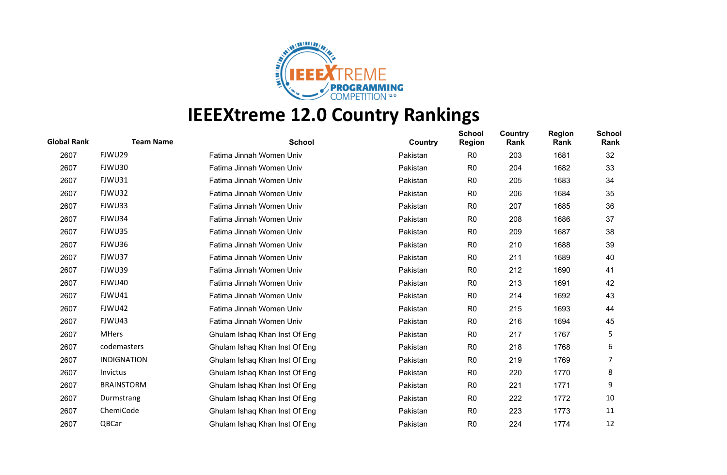# IEEEXtreme 12.0 Country Rankings

| Global Rank | Team Name | School | Country | School Region | Country Rank | Region Rank | School Rank |
|---|---|---|---|---|---|---|---|
| 2607 | FJWU29 | Fatima Jinnah Women Univ | Pakistan | R0 | 203 | 1681 | 32 |
| 2607 | FJWU30 | Fatima Jinnah Women Univ | Pakistan | R0 | 204 | 1682 | 33 |
| 2607 | FJWU31 | Fatima Jinnah Women Univ | Pakistan | R0 | 205 | 1683 | 34 |
| 2607 | FJWU32 | Fatima Jinnah Women Univ | Pakistan | R0 | 206 | 1684 | 35 |
| 2607 | FJWU33 | Fatima Jinnah Women Univ | Pakistan | R0 | 207 | 1685 | 36 |
| 2607 | FJWU34 | Fatima Jinnah Women Univ | Pakistan | R0 | 208 | 1686 | 37 |
| 2607 | FJWU35 | Fatima Jinnah Women Univ | Pakistan | R0 | 209 | 1687 | 38 |
| 2607 | FJWU36 | Fatima Jinnah Women Univ | Pakistan | R0 | 210 | 1688 | 39 |
| 2607 | FJWU37 | Fatima Jinnah Women Univ | Pakistan | R0 | 211 | 1689 | 40 |
| 2607 | FJWU39 | Fatima Jinnah Women Univ | Pakistan | R0 | 212 | 1690 | 41 |
| 2607 | FJWU40 | Fatima Jinnah Women Univ | Pakistan | R0 | 213 | 1691 | 42 |
| 2607 | FJWU41 | Fatima Jinnah Women Univ | Pakistan | R0 | 214 | 1692 | 43 |
| 2607 | FJWU42 | Fatima Jinnah Women Univ | Pakistan | R0 | 215 | 1693 | 44 |
| 2607 | FJWU43 | Fatima Jinnah Women Univ | Pakistan | R0 | 216 | 1694 | 45 |
| 2607 | MHers | Ghulam Ishaq Khan Inst Of Eng | Pakistan | R0 | 217 | 1767 | 5 |
| 2607 | codemasters | Ghulam Ishaq Khan Inst Of Eng | Pakistan | R0 | 218 | 1768 | 6 |
| 2607 | INDIGNATION | Ghulam Ishaq Khan Inst Of Eng | Pakistan | R0 | 219 | 1769 | 7 |
| 2607 | Invictus | Ghulam Ishaq Khan Inst Of Eng | Pakistan | R0 | 220 | 1770 | 8 |
| 2607 | BRAINSTORM | Ghulam Ishaq Khan Inst Of Eng | Pakistan | R0 | 221 | 1771 | 9 |
| 2607 | Durmstrang | Ghulam Ishaq Khan Inst Of Eng | Pakistan | R0 | 222 | 1772 | 10 |
| 2607 | ChemiCode | Ghulam Ishaq Khan Inst Of Eng | Pakistan | R0 | 223 | 1773 | 11 |
| 2607 | QBCar | Ghulam Ishaq Khan Inst Of Eng | Pakistan | R0 | 224 | 1774 | 12 |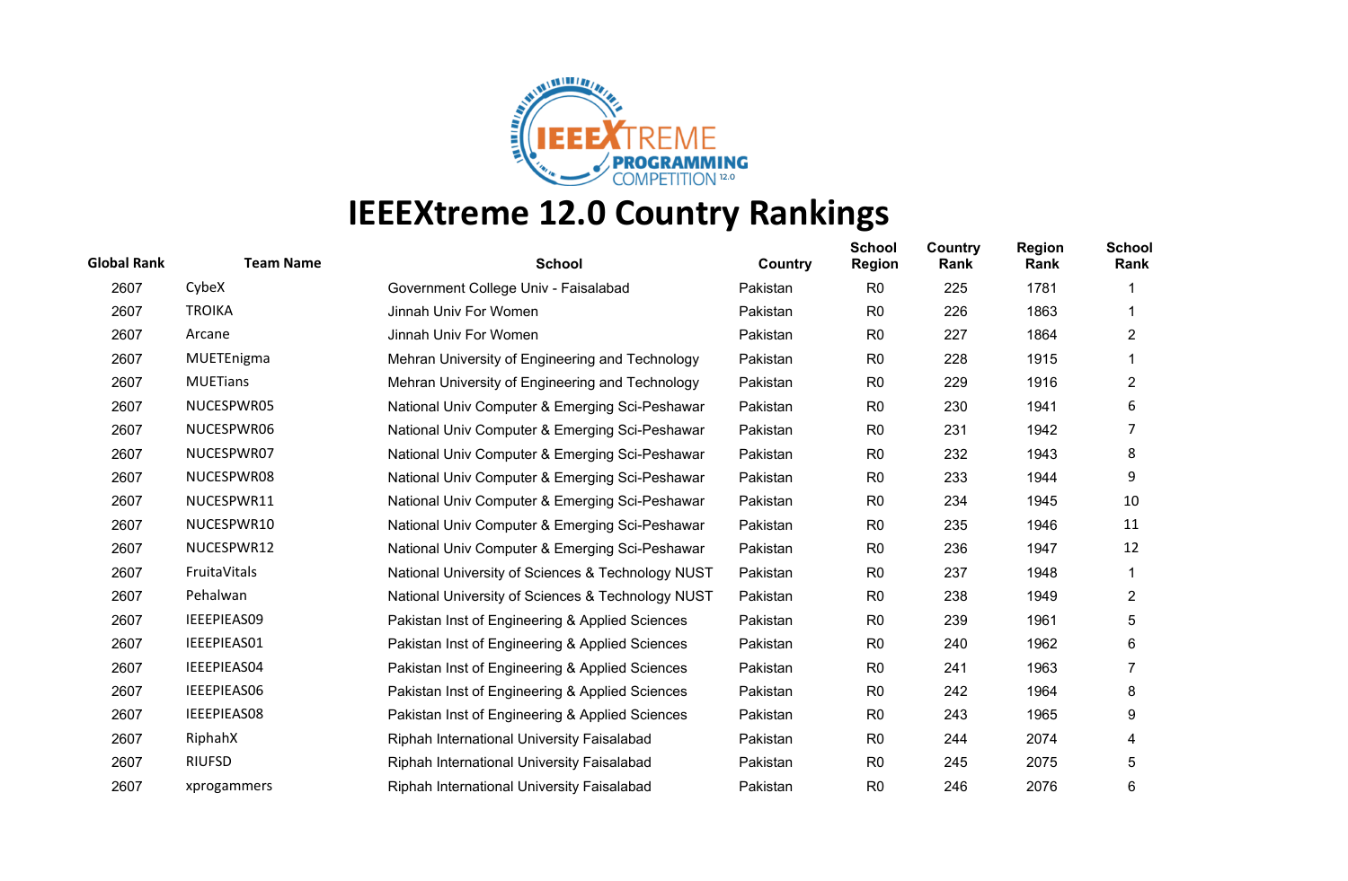# IEEEXtreme 12.0 Country Rankings

| Global Rank | Team Name | School | Country | School Region | Country Rank | Region Rank | School Rank |
|---|---|---|---|---|---|---|---|
| 2607 | CybeX | Government College Univ - Faisalabad | Pakistan | R0 | 225 | 1781 | 1 |
| 2607 | TROIKA | Jinnah Univ For Women | Pakistan | R0 | 226 | 1863 | 1 |
| 2607 | Arcane | Jinnah Univ For Women | Pakistan | R0 | 227 | 1864 | 2 |
| 2607 | MUETEnigma | Mehran University of Engineering and Technology | Pakistan | R0 | 228 | 1915 | 1 |
| 2607 | MUETians | Mehran University of Engineering and Technology | Pakistan | R0 | 229 | 1916 | 2 |
| 2607 | NUCESPWR05 | National Univ Computer & Emerging Sci-Peshawar | Pakistan | R0 | 230 | 1941 | 6 |
| 2607 | NUCESPWR06 | National Univ Computer & Emerging Sci-Peshawar | Pakistan | R0 | 231 | 1942 | 7 |
| 2607 | NUCESPWR07 | National Univ Computer & Emerging Sci-Peshawar | Pakistan | R0 | 232 | 1943 | 8 |
| 2607 | NUCESPWR08 | National Univ Computer & Emerging Sci-Peshawar | Pakistan | R0 | 233 | 1944 | 9 |
| 2607 | NUCESPWR11 | National Univ Computer & Emerging Sci-Peshawar | Pakistan | R0 | 234 | 1945 | 10 |
| 2607 | NUCESPWR10 | National Univ Computer & Emerging Sci-Peshawar | Pakistan | R0 | 235 | 1946 | 11 |
| 2607 | NUCESPWR12 | National Univ Computer & Emerging Sci-Peshawar | Pakistan | R0 | 236 | 1947 | 12 |
| 2607 | FruitaVitals | National University of Sciences & Technology NUST | Pakistan | R0 | 237 | 1948 | 1 |
| 2607 | Pehalwan | National University of Sciences & Technology NUST | Pakistan | R0 | 238 | 1949 | 2 |
| 2607 | IEEEPIEAS09 | Pakistan Inst of Engineering & Applied Sciences | Pakistan | R0 | 239 | 1961 | 5 |
| 2607 | IEEEPIEAS01 | Pakistan Inst of Engineering & Applied Sciences | Pakistan | R0 | 240 | 1962 | 6 |
| 2607 | IEEEPIEAS04 | Pakistan Inst of Engineering & Applied Sciences | Pakistan | R0 | 241 | 1963 | 7 |
| 2607 | IEEEPIEAS06 | Pakistan Inst of Engineering & Applied Sciences | Pakistan | R0 | 242 | 1964 | 8 |
| 2607 | IEEEPIEAS08 | Pakistan Inst of Engineering & Applied Sciences | Pakistan | R0 | 243 | 1965 | 9 |
| 2607 | RiphahX | Riphah International University Faisalabad | Pakistan | R0 | 244 | 2074 | 4 |
| 2607 | RIUFSD | Riphah International University Faisalabad | Pakistan | R0 | 245 | 2075 | 5 |
| 2607 | xprogammers | Riphah International University Faisalabad | Pakistan | R0 | 246 | 2076 | 6 |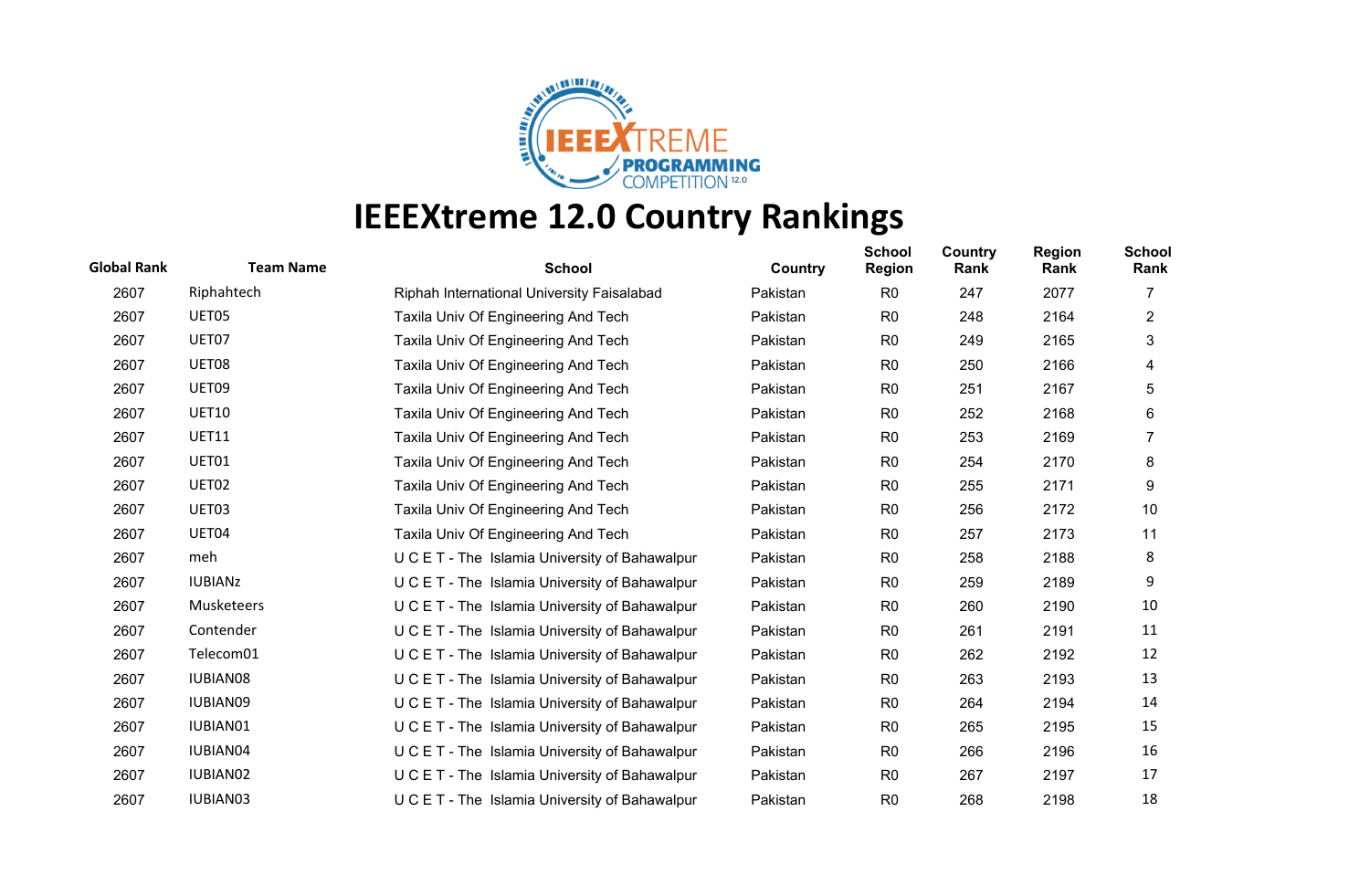# IEEEXtreme 12.0 Country Rankings

| Global Rank | Team Name | School | Country | School Region | Country Rank | Region Rank | School Rank |
|---|---|---|---|---|---|---|---|
| 2607 | Riphahtech | Riphah International University Faisalabad | Pakistan | R0 | 247 | 2077 | 7 |
| 2607 | UET05 | Taxila Univ Of Engineering And Tech | Pakistan | R0 | 248 | 2164 | 2 |
| 2607 | UET07 | Taxila Univ Of Engineering And Tech | Pakistan | R0 | 249 | 2165 | 3 |
| 2607 | UET08 | Taxila Univ Of Engineering And Tech | Pakistan | R0 | 250 | 2166 | 4 |
| 2607 | UET09 | Taxila Univ Of Engineering And Tech | Pakistan | R0 | 251 | 2167 | 5 |
| 2607 | UET10 | Taxila Univ Of Engineering And Tech | Pakistan | R0 | 252 | 2168 | 6 |
| 2607 | UET11 | Taxila Univ Of Engineering And Tech | Pakistan | R0 | 253 | 2169 | 7 |
| 2607 | UET01 | Taxila Univ Of Engineering And Tech | Pakistan | R0 | 254 | 2170 | 8 |
| 2607 | UET02 | Taxila Univ Of Engineering And Tech | Pakistan | R0 | 255 | 2171 | 9 |
| 2607 | UET03 | Taxila Univ Of Engineering And Tech | Pakistan | R0 | 256 | 2172 | 10 |
| 2607 | UET04 | Taxila Univ Of Engineering And Tech | Pakistan | R0 | 257 | 2173 | 11 |
| 2607 | meh | U C E T - The Islamia University of Bahawalpur | Pakistan | R0 | 258 | 2188 | 8 |
| 2607 | IUBIANz | U C E T - The Islamia University of Bahawalpur | Pakistan | R0 | 259 | 2189 | 9 |
| 2607 | Musketeers | U C E T - The Islamia University of Bahawalpur | Pakistan | R0 | 260 | 2190 | 10 |
| 2607 | Contender | U C E T - The Islamia University of Bahawalpur | Pakistan | R0 | 261 | 2191 | 11 |
| 2607 | Telecom01 | U C E T - The Islamia University of Bahawalpur | Pakistan | R0 | 262 | 2192 | 12 |
| 2607 | IUBIAN08 | U C E T - The Islamia University of Bahawalpur | Pakistan | R0 | 263 | 2193 | 13 |
| 2607 | IUBIAN09 | U C E T - The Islamia University of Bahawalpur | Pakistan | R0 | 264 | 2194 | 14 |
| 2607 | IUBIAN01 | U C E T - The Islamia University of Bahawalpur | Pakistan | R0 | 265 | 2195 | 15 |
| 2607 | IUBIAN04 | U C E T - The Islamia University of Bahawalpur | Pakistan | R0 | 266 | 2196 | 16 |
| 2607 | IUBIAN02 | U C E T - The Islamia University of Bahawalpur | Pakistan | R0 | 267 | 2197 | 17 |
| 2607 | IUBIAN03 | U C E T - The Islamia University of Bahawalpur | Pakistan | R0 | 268 | 2198 | 18 |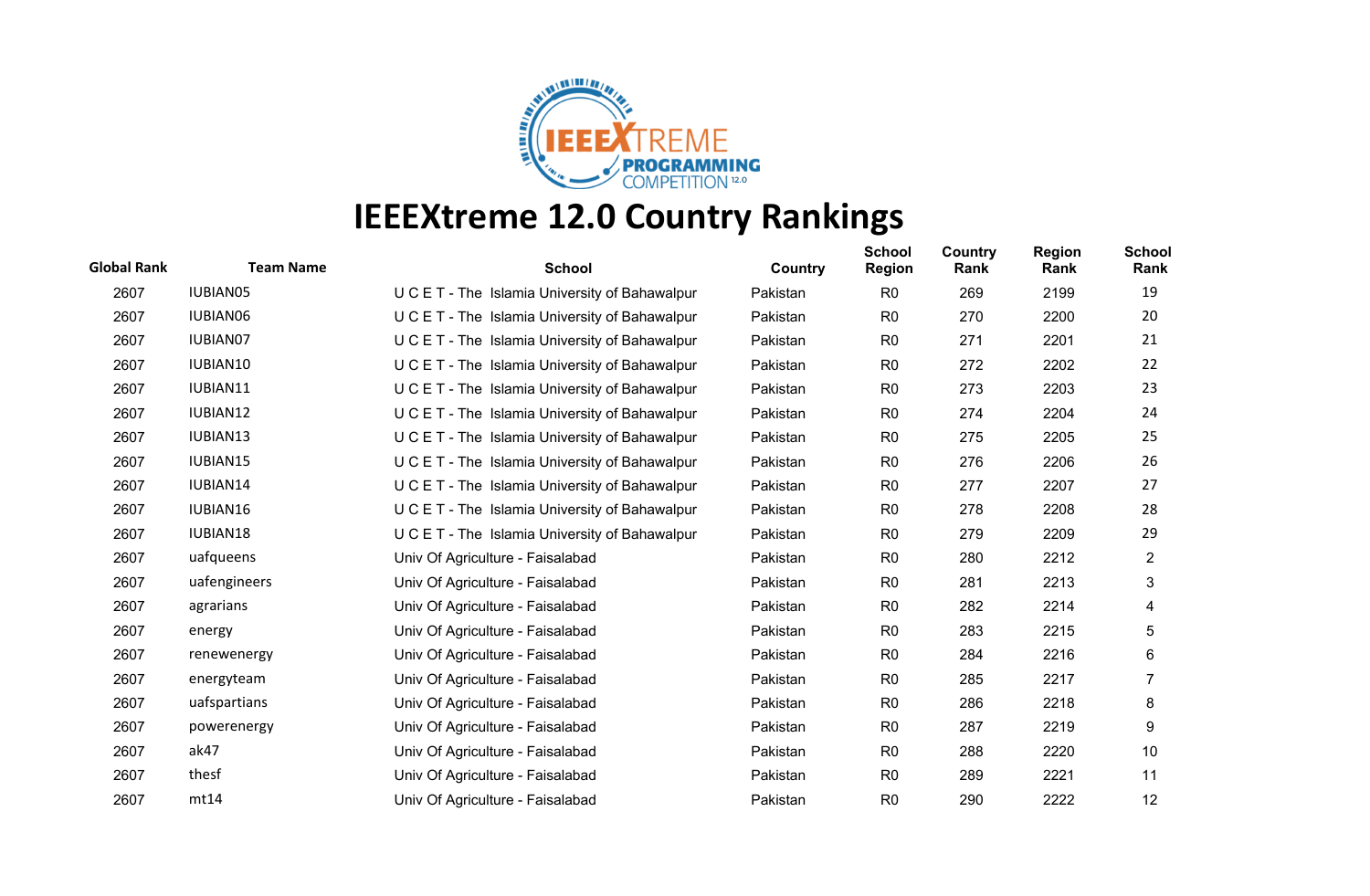# IEEEXtreme 12.0 Country Rankings

| Global Rank | Team Name | School | Country | School Region | Country Rank | Region Rank | School Rank |
|---|---|---|---|---|---|---|---|
| 2607 | IUBIAN05 | U C E T - The Islamia University of Bahawalpur | Pakistan | R0 | 269 | 2199 | 19 |
| 2607 | IUBIAN06 | U C E T - The Islamia University of Bahawalpur | Pakistan | R0 | 270 | 2200 | 20 |
| 2607 | IUBIAN07 | U C E T - The Islamia University of Bahawalpur | Pakistan | R0 | 271 | 2201 | 21 |
| 2607 | IUBIAN10 | U C E T - The Islamia University of Bahawalpur | Pakistan | R0 | 272 | 2202 | 22 |
| 2607 | IUBIAN11 | U C E T - The Islamia University of Bahawalpur | Pakistan | R0 | 273 | 2203 | 23 |
| 2607 | IUBIAN12 | U C E T - The Islamia University of Bahawalpur | Pakistan | R0 | 274 | 2204 | 24 |
| 2607 | IUBIAN13 | U C E T - The Islamia University of Bahawalpur | Pakistan | R0 | 275 | 2205 | 25 |
| 2607 | IUBIAN15 | U C E T - The Islamia University of Bahawalpur | Pakistan | R0 | 276 | 2206 | 26 |
| 2607 | IUBIAN14 | U C E T - The Islamia University of Bahawalpur | Pakistan | R0 | 277 | 2207 | 27 |
| 2607 | IUBIAN16 | U C E T - The Islamia University of Bahawalpur | Pakistan | R0 | 278 | 2208 | 28 |
| 2607 | IUBIAN18 | U C E T - The Islamia University of Bahawalpur | Pakistan | R0 | 279 | 2209 | 29 |
| 2607 | uafqueens | Univ Of Agriculture - Faisalabad | Pakistan | R0 | 280 | 2212 | 2 |
| 2607 | uafengineers | Univ Of Agriculture - Faisalabad | Pakistan | R0 | 281 | 2213 | 3 |
| 2607 | agrarians | Univ Of Agriculture - Faisalabad | Pakistan | R0 | 282 | 2214 | 4 |
| 2607 | energy | Univ Of Agriculture - Faisalabad | Pakistan | R0 | 283 | 2215 | 5 |
| 2607 | renewenergy | Univ Of Agriculture - Faisalabad | Pakistan | R0 | 284 | 2216 | 6 |
| 2607 | energyteam | Univ Of Agriculture - Faisalabad | Pakistan | R0 | 285 | 2217 | 7 |
| 2607 | uafspartians | Univ Of Agriculture - Faisalabad | Pakistan | R0 | 286 | 2218 | 8 |
| 2607 | powerenergy | Univ Of Agriculture - Faisalabad | Pakistan | R0 | 287 | 2219 | 9 |
| 2607 | ak47 | Univ Of Agriculture - Faisalabad | Pakistan | R0 | 288 | 2220 | 10 |
| 2607 | thesf | Univ Of Agriculture - Faisalabad | Pakistan | R0 | 289 | 2221 | 11 |
| 2607 | mt14 | Univ Of Agriculture - Faisalabad | Pakistan | R0 | 290 | 2222 | 12 |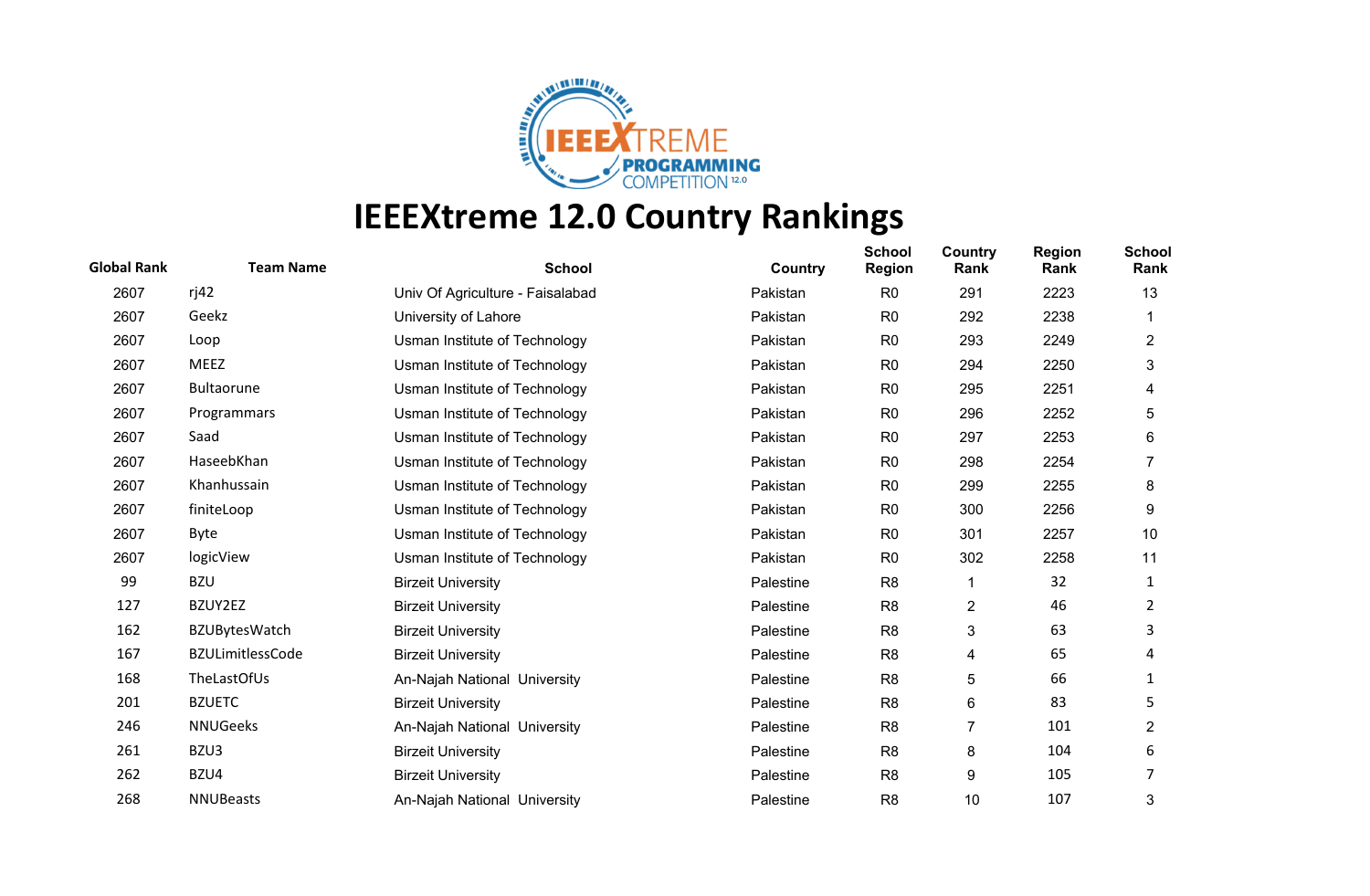# IEEEXtreme 12.0 Country Rankings

| Global Rank | Team Name | School | Country | School Region | Country Rank | Region Rank | School Rank |
|---|---|---|---|---|---|---|---|
| 2607 | rj42 | Univ Of Agriculture - Faisalabad | Pakistan | R0 | 291 | 2223 | 13 |
| 2607 | Geekz | University of Lahore | Pakistan | R0 | 292 | 2238 | 1 |
| 2607 | Loop | Usman Institute of Technology | Pakistan | R0 | 293 | 2249 | 2 |
| 2607 | MEEZ | Usman Institute of Technology | Pakistan | R0 | 294 | 2250 | 3 |
| 2607 | Bultaorune | Usman Institute of Technology | Pakistan | R0 | 295 | 2251 | 4 |
| 2607 | Programmars | Usman Institute of Technology | Pakistan | R0 | 296 | 2252 | 5 |
| 2607 | Saad | Usman Institute of Technology | Pakistan | R0 | 297 | 2253 | 6 |
| 2607 | HaseebKhan | Usman Institute of Technology | Pakistan | R0 | 298 | 2254 | 7 |
| 2607 | Khanhussain | Usman Institute of Technology | Pakistan | R0 | 299 | 2255 | 8 |
| 2607 | finiteLoop | Usman Institute of Technology | Pakistan | R0 | 300 | 2256 | 9 |
| 2607 | Byte | Usman Institute of Technology | Pakistan | R0 | 301 | 2257 | 10 |
| 2607 | logicView | Usman Institute of Technology | Pakistan | R0 | 302 | 2258 | 11 |
| 99 | BZU | Birzeit University | Palestine | R8 | 1 | 32 | 1 |
| 127 | BZUY2EZ | Birzeit University | Palestine | R8 | 2 | 46 | 2 |
| 162 | BZUBytesWatch | Birzeit University | Palestine | R8 | 3 | 63 | 3 |
| 167 | BZULimitlessCode | Birzeit University | Palestine | R8 | 4 | 65 | 4 |
| 168 | TheLastOfUs | An-Najah National  University | Palestine | R8 | 5 | 66 | 1 |
| 201 | BZUETC | Birzeit University | Palestine | R8 | 6 | 83 | 5 |
| 246 | NNUGeeks | An-Najah National  University | Palestine | R8 | 7 | 101 | 2 |
| 261 | BZU3 | Birzeit University | Palestine | R8 | 8 | 104 | 6 |
| 262 | BZU4 | Birzeit University | Palestine | R8 | 9 | 105 | 7 |
| 268 | NNUBeasts | An-Najah National  University | Palestine | R8 | 10 | 107 | 3 |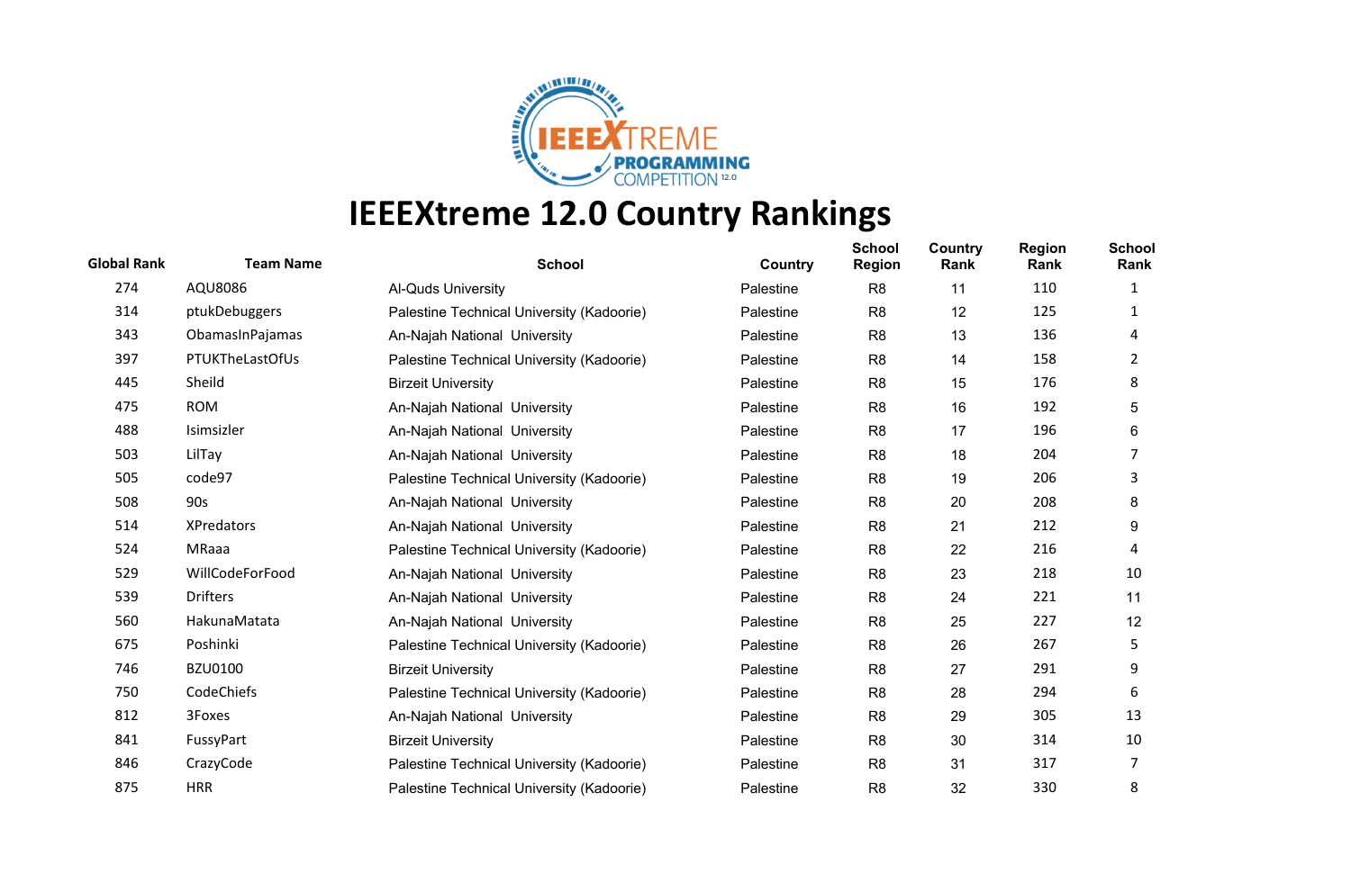# IEEEXtreme 12.0 Country Rankings

| Global Rank | Team Name | School | Country | School Region | Country Rank | Region Rank | School Rank |
|---|---|---|---|---|---|---|---|
| 274 | AQU8086 | Al-Quds University | Palestine | R8 | 11 | 110 | 1 |
| 314 | ptukDebuggers | Palestine Technical University (Kadoorie) | Palestine | R8 | 12 | 125 | 1 |
| 343 | ObamasInPajamas | An-Najah National University | Palestine | R8 | 13 | 136 | 4 |
| 397 | PTUKTheLastOfUs | Palestine Technical University (Kadoorie) | Palestine | R8 | 14 | 158 | 2 |
| 445 | Sheild | Birzeit University | Palestine | R8 | 15 | 176 | 8 |
| 475 | ROM | An-Najah National University | Palestine | R8 | 16 | 192 | 5 |
| 488 | Isimsizler | An-Najah National University | Palestine | R8 | 17 | 196 | 6 |
| 503 | LilTay | An-Najah National University | Palestine | R8 | 18 | 204 | 7 |
| 505 | code97 | Palestine Technical University (Kadoorie) | Palestine | R8 | 19 | 206 | 3 |
| 508 | 90s | An-Najah National University | Palestine | R8 | 20 | 208 | 8 |
| 514 | XPredators | An-Najah National University | Palestine | R8 | 21 | 212 | 9 |
| 524 | MRaaa | Palestine Technical University (Kadoorie) | Palestine | R8 | 22 | 216 | 4 |
| 529 | WillCodeForFood | An-Najah National University | Palestine | R8 | 23 | 218 | 10 |
| 539 | Drifters | An-Najah National University | Palestine | R8 | 24 | 221 | 11 |
| 560 | HakunaMatata | An-Najah National University | Palestine | R8 | 25 | 227 | 12 |
| 675 | Poshinki | Palestine Technical University (Kadoorie) | Palestine | R8 | 26 | 267 | 5 |
| 746 | BZU0100 | Birzeit University | Palestine | R8 | 27 | 291 | 9 |
| 750 | CodeChiefs | Palestine Technical University (Kadoorie) | Palestine | R8 | 28 | 294 | 6 |
| 812 | 3Foxes | An-Najah National University | Palestine | R8 | 29 | 305 | 13 |
| 841 | FussyPart | Birzeit University | Palestine | R8 | 30 | 314 | 10 |
| 846 | CrazyCode | Palestine Technical University (Kadoorie) | Palestine | R8 | 31 | 317 | 7 |
| 875 | HRR | Palestine Technical University (Kadoorie) | Palestine | R8 | 32 | 330 | 8 |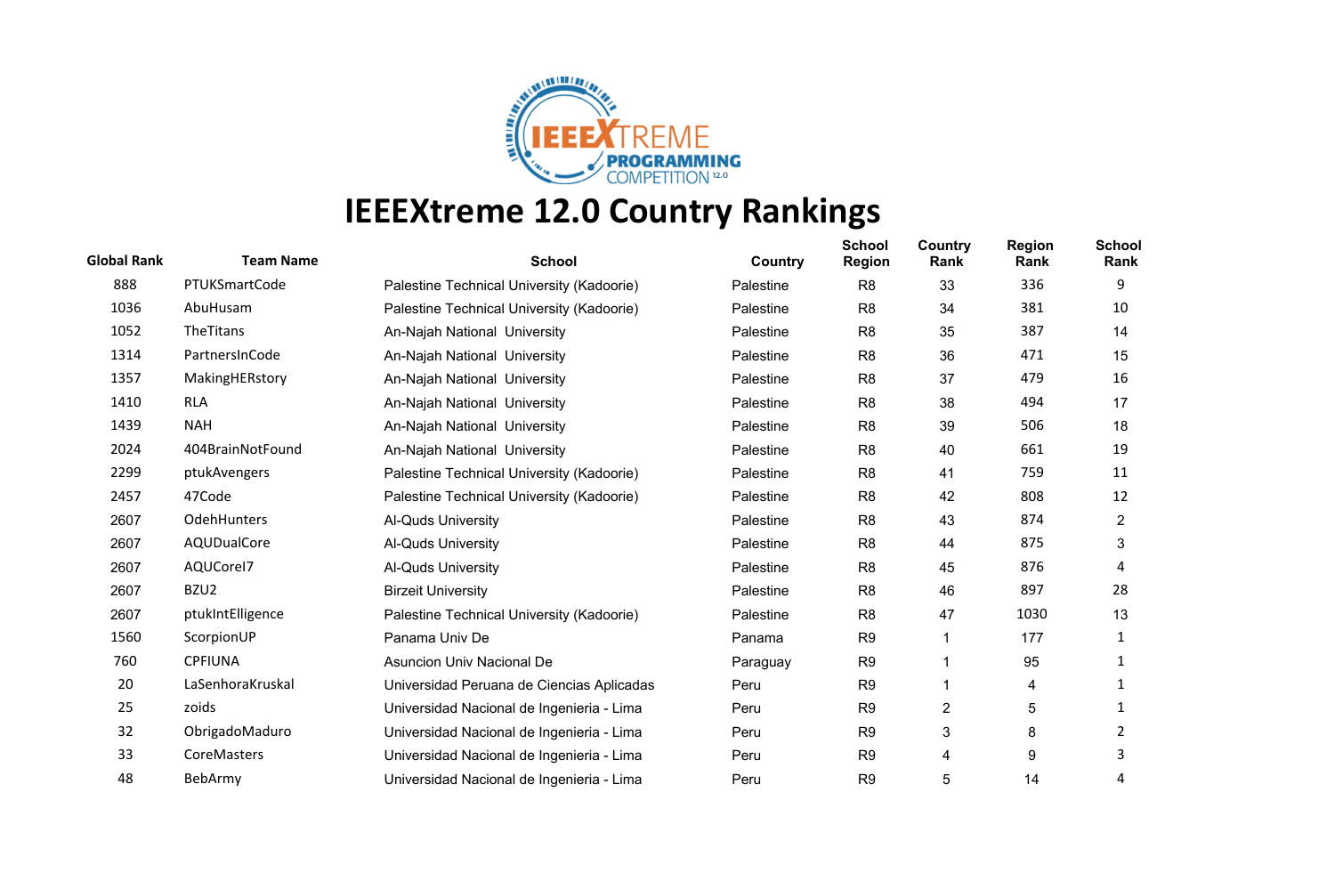# IEEEXtreme 12.0 Country Rankings

| Global Rank | Team Name | School | Country | School Region | Country Rank | Region Rank | School Rank |
|---|---|---|---|---|---|---|---|
| 888 | PTUKSmartCode | Palestine Technical University (Kadoorie) | Palestine | R8 | 33 | 336 | 9 |
| 1036 | AbuHusam | Palestine Technical University (Kadoorie) | Palestine | R8 | 34 | 381 | 10 |
| 1052 | TheTitans | An-Najah National University | Palestine | R8 | 35 | 387 | 14 |
| 1314 | PartnersInCode | An-Najah National University | Palestine | R8 | 36 | 471 | 15 |
| 1357 | MakingHERstory | An-Najah National University | Palestine | R8 | 37 | 479 | 16 |
| 1410 | RLA | An-Najah National University | Palestine | R8 | 38 | 494 | 17 |
| 1439 | NAH | An-Najah National University | Palestine | R8 | 39 | 506 | 18 |
| 2024 | 404BrainNotFound | An-Najah National University | Palestine | R8 | 40 | 661 | 19 |
| 2299 | ptukAvengers | Palestine Technical University (Kadoorie) | Palestine | R8 | 41 | 759 | 11 |
| 2457 | 47Code | Palestine Technical University (Kadoorie) | Palestine | R8 | 42 | 808 | 12 |
| 2607 | OdehHunters | Al-Quds University | Palestine | R8 | 43 | 874 | 2 |
| 2607 | AQUDualCore | Al-Quds University | Palestine | R8 | 44 | 875 | 3 |
| 2607 | AQUCoreI7 | Al-Quds University | Palestine | R8 | 45 | 876 | 4 |
| 2607 | BZU2 | Birzeit University | Palestine | R8 | 46 | 897 | 28 |
| 2607 | ptukIntElligence | Palestine Technical University (Kadoorie) | Palestine | R8 | 47 | 1030 | 13 |
| 1560 | ScorpionUP | Panama Univ De | Panama | R9 | 1 | 177 | 1 |
| 760 | CPFIUNA | Asuncion Univ Nacional De | Paraguay | R9 | 1 | 95 | 1 |
| 20 | LaSenhoraKruskal | Universidad Peruana de Ciencias Aplicadas | Peru | R9 | 1 | 4 | 1 |
| 25 | zoids | Universidad Nacional de Ingenieria - Lima | Peru | R9 | 2 | 5 | 1 |
| 32 | ObrigadoMaduro | Universidad Nacional de Ingenieria - Lima | Peru | R9 | 3 | 8 | 2 |
| 33 | CoreMasters | Universidad Nacional de Ingenieria - Lima | Peru | R9 | 4 | 9 | 3 |
| 48 | BebArmy | Universidad Nacional de Ingenieria - Lima | Peru | R9 | 5 | 14 | 4 |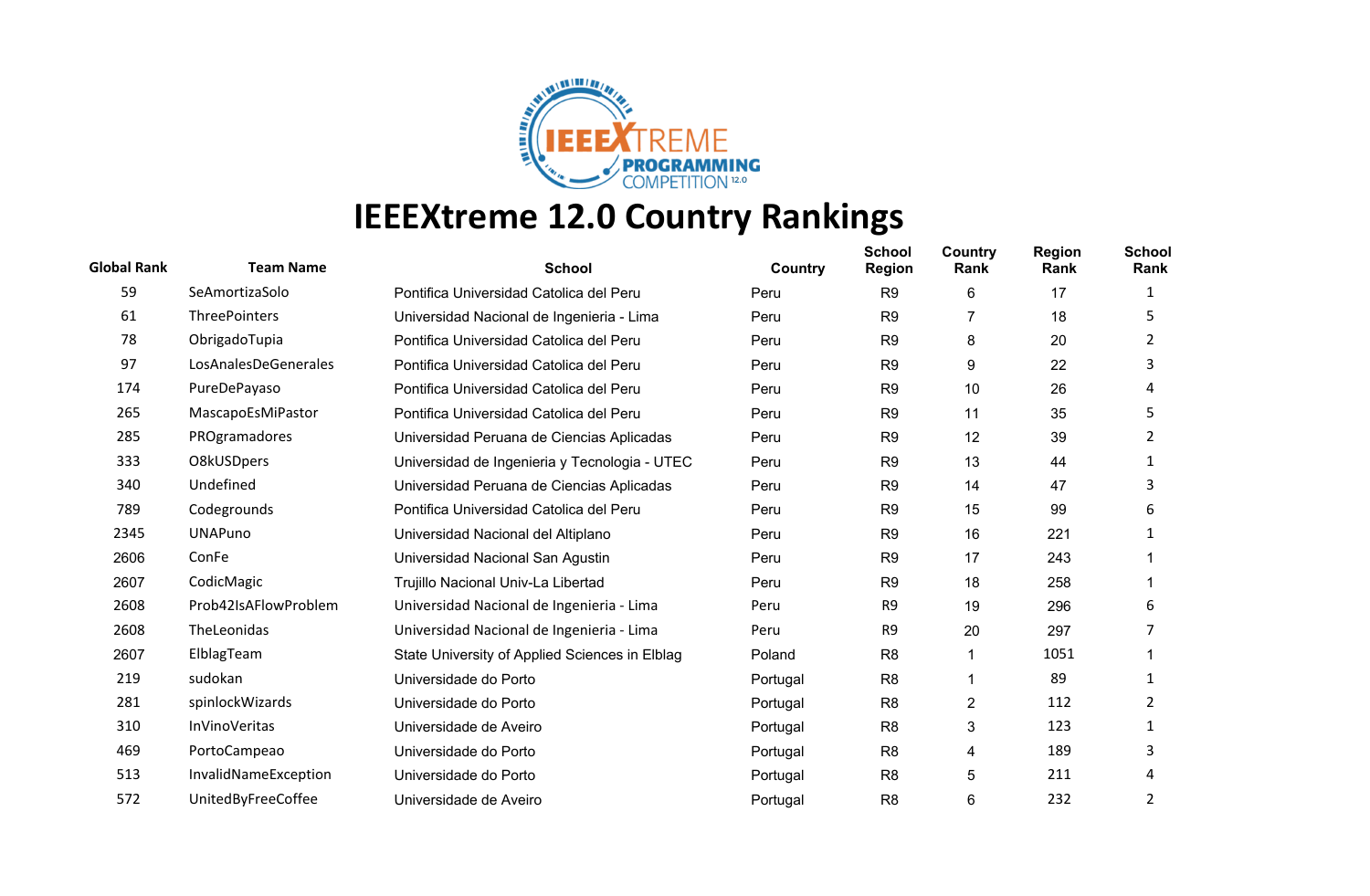# IEEEXtreme 12.0 Country Rankings

| Global Rank | Team Name | School | Country | School Region | Country Rank | Region Rank | School Rank |
|---|---|---|---|---|---|---|---|
| 59 | SeAmortizaSolo | Pontifica Universidad Catolica del Peru | Peru | R9 | 6 | 17 | 1 |
| 61 | ThreePointers | Universidad Nacional de Ingenieria - Lima | Peru | R9 | 7 | 18 | 5 |
| 78 | ObrigadoTupia | Pontifica Universidad Catolica del Peru | Peru | R9 | 8 | 20 | 2 |
| 97 | LosAnalesDeGenerales | Pontifica Universidad Catolica del Peru | Peru | R9 | 9 | 22 | 3 |
| 174 | PureDePayaso | Pontifica Universidad Catolica del Peru | Peru | R9 | 10 | 26 | 4 |
| 265 | MascapoEsMiPastor | Pontifica Universidad Catolica del Peru | Peru | R9 | 11 | 35 | 5 |
| 285 | PROgramadores | Universidad Peruana de Ciencias Aplicadas | Peru | R9 | 12 | 39 | 2 |
| 333 | O8kUSDpers | Universidad de Ingenieria y Tecnologia - UTEC | Peru | R9 | 13 | 44 | 1 |
| 340 | Undefined | Universidad Peruana de Ciencias Aplicadas | Peru | R9 | 14 | 47 | 3 |
| 789 | Codegrounds | Pontifica Universidad Catolica del Peru | Peru | R9 | 15 | 99 | 6 |
| 2345 | UNAPuno | Universidad Nacional del Altiplano | Peru | R9 | 16 | 221 | 1 |
| 2606 | ConFe | Universidad Nacional San Agustin | Peru | R9 | 17 | 243 | 1 |
| 2607 | CodicMagic | Trujillo Nacional Univ-La Libertad | Peru | R9 | 18 | 258 | 1 |
| 2608 | Prob42IsAFlowProblem | Universidad Nacional de Ingenieria - Lima | Peru | R9 | 19 | 296 | 6 |
| 2608 | TheLeonidas | Universidad Nacional de Ingenieria - Lima | Peru | R9 | 20 | 297 | 7 |
| 2607 | ElblagTeam | State University of Applied Sciences in Elblag | Poland | R8 | 1 | 1051 | 1 |
| 219 | sudokan | Universidade do Porto | Portugal | R8 | 1 | 89 | 1 |
| 281 | spinlockWizards | Universidade do Porto | Portugal | R8 | 2 | 112 | 2 |
| 310 | InVinoVeritas | Universidade de Aveiro | Portugal | R8 | 3 | 123 | 1 |
| 469 | PortoCampeao | Universidade do Porto | Portugal | R8 | 4 | 189 | 3 |
| 513 | InvalidNameException | Universidade do Porto | Portugal | R8 | 5 | 211 | 4 |
| 572 | UnitedByFreeCoffee | Universidade de Aveiro | Portugal | R8 | 6 | 232 | 2 |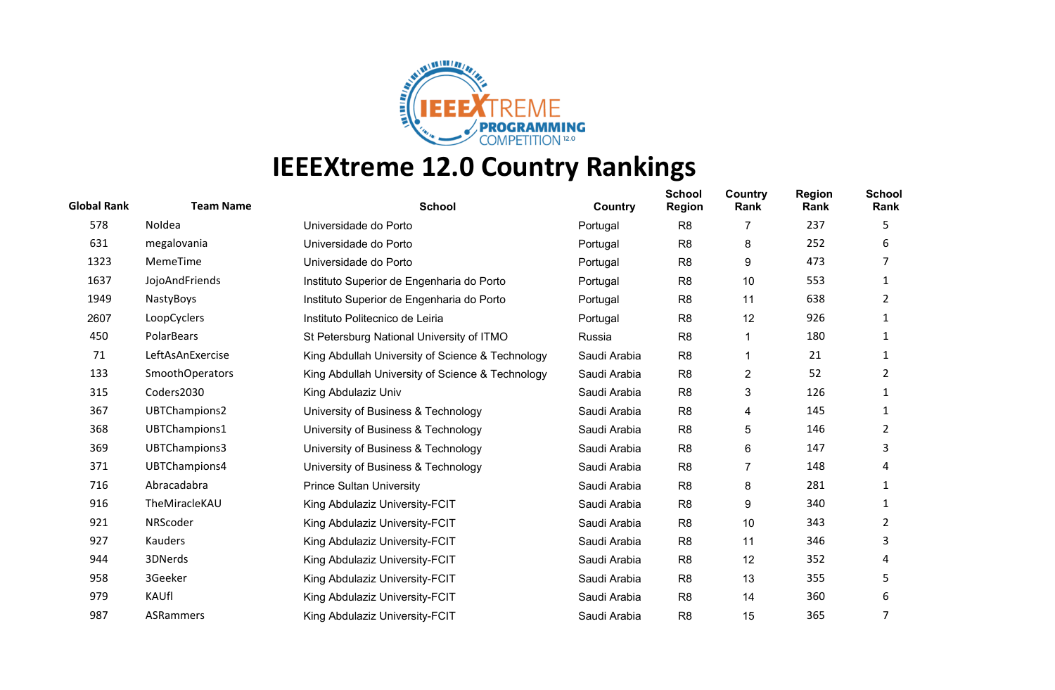# IEEEXtreme 12.0 Country Rankings

| Global Rank | Team Name | School | Country | School Region | Country Rank | Region Rank | School Rank |
|---|---|---|---|---|---|---|---|
| 578 | NoIdea | Universidade do Porto | Portugal | R8 | 7 | 237 | 5 |
| 631 | megalovania | Universidade do Porto | Portugal | R8 | 8 | 252 | 6 |
| 1323 | MemeTime | Universidade do Porto | Portugal | R8 | 9 | 473 | 7 |
| 1637 | JojoAndFriends | Instituto Superior de Engenharia do Porto | Portugal | R8 | 10 | 553 | 1 |
| 1949 | NastyBoys | Instituto Superior de Engenharia do Porto | Portugal | R8 | 11 | 638 | 2 |
| 2607 | LoopCyclers | Instituto Politecnico de Leiria | Portugal | R8 | 12 | 926 | 1 |
| 450 | PolarBears | St Petersburg National University of ITMO | Russia | R8 | 1 | 180 | 1 |
| 71 | LeftAsAnExercise | King Abdullah University of Science & Technology | Saudi Arabia | R8 | 1 | 21 | 1 |
| 133 | SmoothOperators | King Abdullah University of Science & Technology | Saudi Arabia | R8 | 2 | 52 | 2 |
| 315 | Coders2030 | King Abdulaziz Univ | Saudi Arabia | R8 | 3 | 126 | 1 |
| 367 | UBTChampions2 | University of Business & Technology | Saudi Arabia | R8 | 4 | 145 | 1 |
| 368 | UBTChampions1 | University of Business & Technology | Saudi Arabia | R8 | 5 | 146 | 2 |
| 369 | UBTChampions3 | University of Business & Technology | Saudi Arabia | R8 | 6 | 147 | 3 |
| 371 | UBTChampions4 | University of Business & Technology | Saudi Arabia | R8 | 7 | 148 | 4 |
| 716 | Abracadabra | Prince Sultan University | Saudi Arabia | R8 | 8 | 281 | 1 |
| 916 | TheMiracleKAU | King Abdulaziz University-FCIT | Saudi Arabia | R8 | 9 | 340 | 1 |
| 921 | NRScoder | King Abdulaziz University-FCIT | Saudi Arabia | R8 | 10 | 343 | 2 |
| 927 | Kauders | King Abdulaziz University-FCIT | Saudi Arabia | R8 | 11 | 346 | 3 |
| 944 | 3DNerds | King Abdulaziz University-FCIT | Saudi Arabia | R8 | 12 | 352 | 4 |
| 958 | 3Geeker | King Abdulaziz University-FCIT | Saudi Arabia | R8 | 13 | 355 | 5 |
| 979 | KAUfl | King Abdulaziz University-FCIT | Saudi Arabia | R8 | 14 | 360 | 6 |
| 987 | ASRammers | King Abdulaziz University-FCIT | Saudi Arabia | R8 | 15 | 365 | 7 |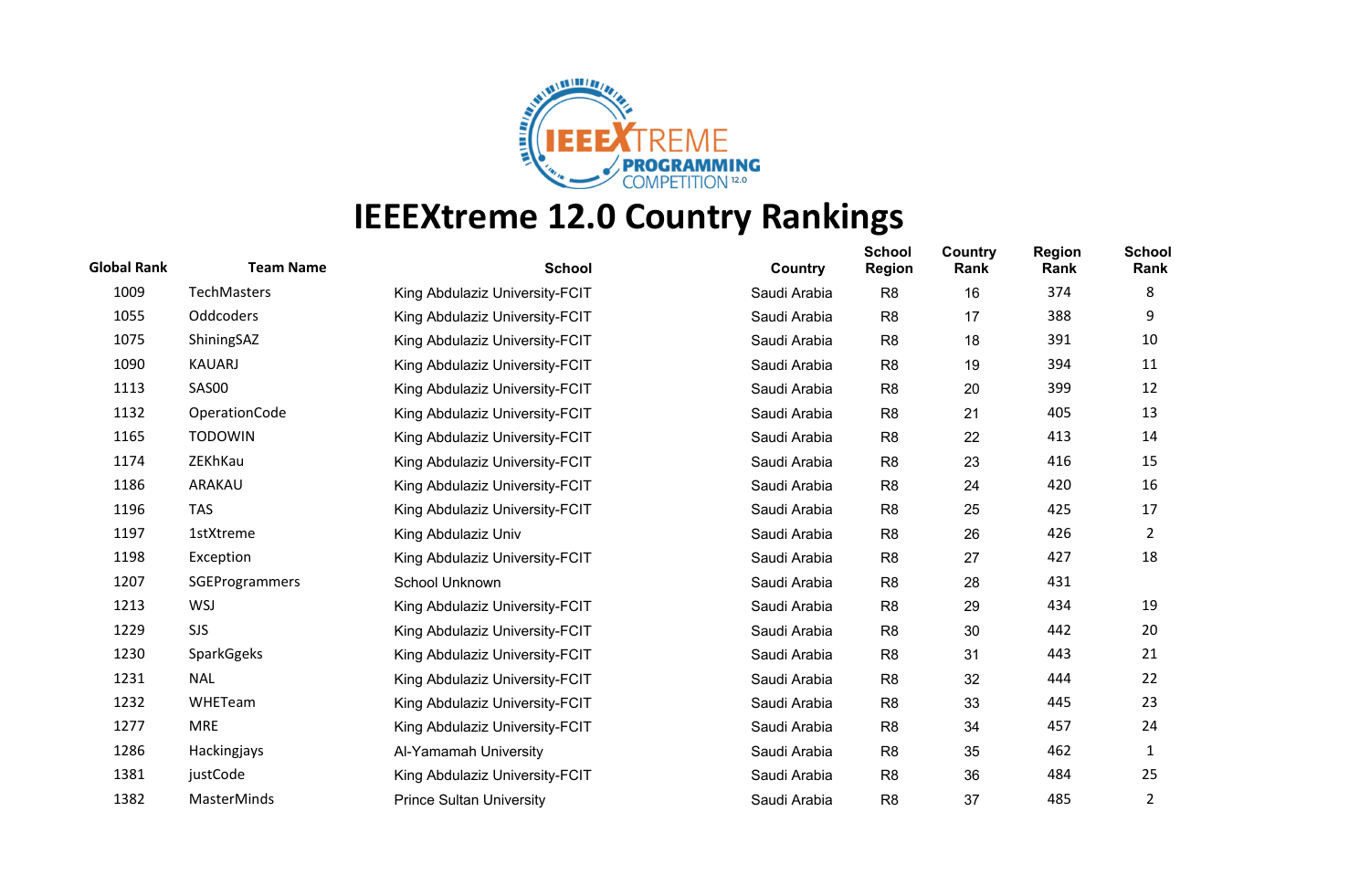# IEEEXtreme 12.0 Country Rankings

| Global Rank | Team Name | School | Country | School Region | Country Rank | Region Rank | School Rank |
|---|---|---|---|---|---|---|---|
| 1009 | TechMasters | King Abdulaziz University-FCIT | Saudi Arabia | R8 | 16 | 374 | 8 |
| 1055 | Oddcoders | King Abdulaziz University-FCIT | Saudi Arabia | R8 | 17 | 388 | 9 |
| 1075 | ShiningSAZ | King Abdulaziz University-FCIT | Saudi Arabia | R8 | 18 | 391 | 10 |
| 1090 | KAUARJ | King Abdulaziz University-FCIT | Saudi Arabia | R8 | 19 | 394 | 11 |
| 1113 | SAS00 | King Abdulaziz University-FCIT | Saudi Arabia | R8 | 20 | 399 | 12 |
| 1132 | OperationCode | King Abdulaziz University-FCIT | Saudi Arabia | R8 | 21 | 405 | 13 |
| 1165 | TODOWIN | King Abdulaziz University-FCIT | Saudi Arabia | R8 | 22 | 413 | 14 |
| 1174 | ZEKhKau | King Abdulaziz University-FCIT | Saudi Arabia | R8 | 23 | 416 | 15 |
| 1186 | ARAKAU | King Abdulaziz University-FCIT | Saudi Arabia | R8 | 24 | 420 | 16 |
| 1196 | TAS | King Abdulaziz University-FCIT | Saudi Arabia | R8 | 25 | 425 | 17 |
| 1197 | 1stXtreme | King Abdulaziz Univ | Saudi Arabia | R8 | 26 | 426 | 2 |
| 1198 | Exception | King Abdulaziz University-FCIT | Saudi Arabia | R8 | 27 | 427 | 18 |
| 1207 | SGEProgrammers | School Unknown | Saudi Arabia | R8 | 28 | 431 | |
| 1213 | WSJ | King Abdulaziz University-FCIT | Saudi Arabia | R8 | 29 | 434 | 19 |
| 1229 | SJS | King Abdulaziz University-FCIT | Saudi Arabia | R8 | 30 | 442 | 20 |
| 1230 | SparkGgeks | King Abdulaziz University-FCIT | Saudi Arabia | R8 | 31 | 443 | 21 |
| 1231 | NAL | King Abdulaziz University-FCIT | Saudi Arabia | R8 | 32 | 444 | 22 |
| 1232 | WHETeam | King Abdulaziz University-FCIT | Saudi Arabia | R8 | 33 | 445 | 23 |
| 1277 | MRE | King Abdulaziz University-FCIT | Saudi Arabia | R8 | 34 | 457 | 24 |
| 1286 | Hackingjays | Al-Yamamah University | Saudi Arabia | R8 | 35 | 462 | 1 |
| 1381 | justCode | King Abdulaziz University-FCIT | Saudi Arabia | R8 | 36 | 484 | 25 |
| 1382 | MasterMinds | Prince Sultan University | Saudi Arabia | R8 | 37 | 485 | 2 |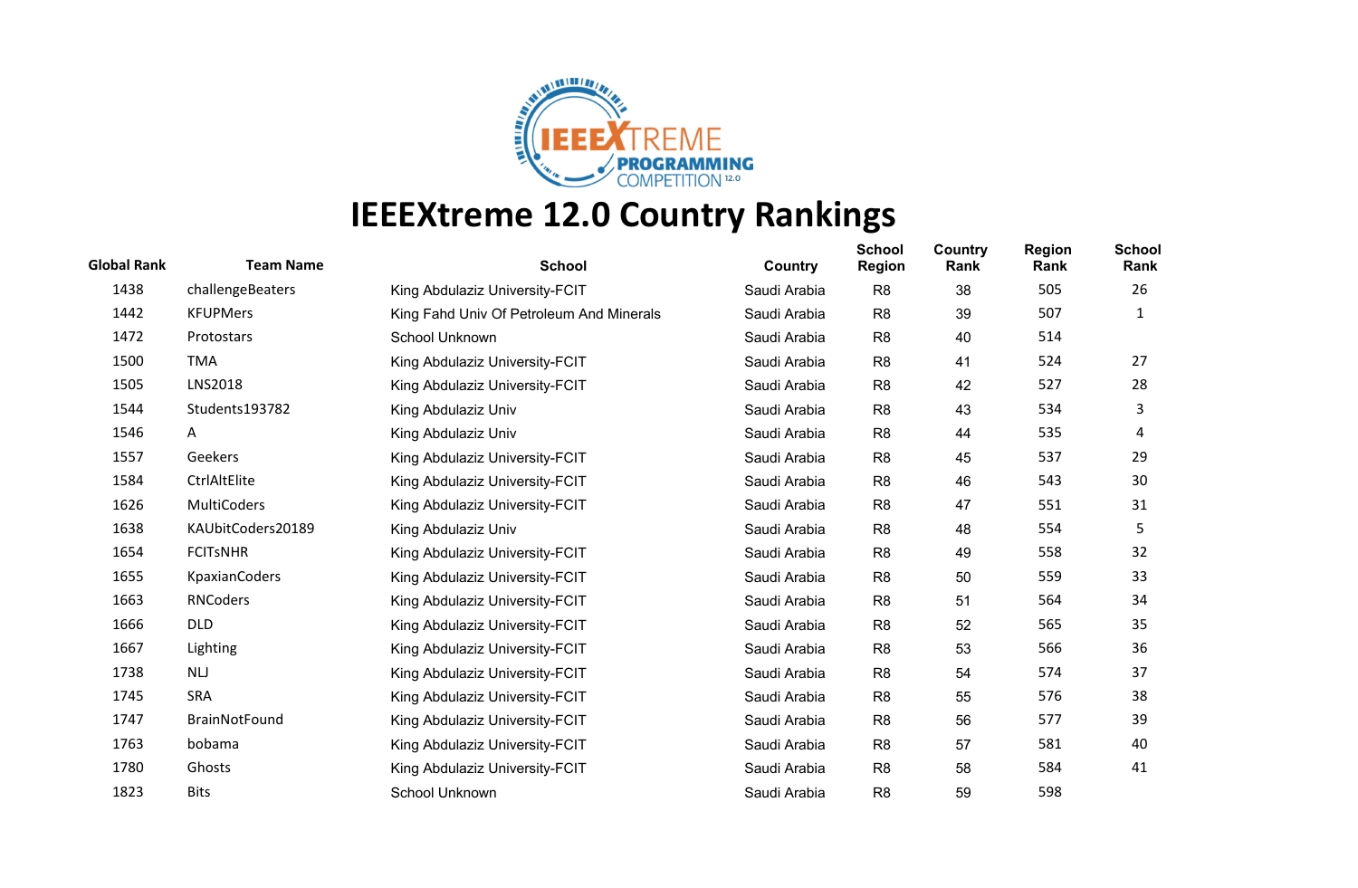# IEEEXtreme 12.0 Country Rankings

| Global Rank | Team Name | School | Country | School Region | Country Rank | Region Rank | School Rank |
|---|---|---|---|---|---|---|---|
| 1438 | challengeBeaters | King Abdulaziz University-FCIT | Saudi Arabia | R8 | 38 | 505 | 26 |
| 1442 | KFUPMers | King Fahd Univ Of Petroleum And Minerals | Saudi Arabia | R8 | 39 | 507 | 1 |
| 1472 | Protostars | School Unknown | Saudi Arabia | R8 | 40 | 514 | |
| 1500 | TMA | King Abdulaziz University-FCIT | Saudi Arabia | R8 | 41 | 524 | 27 |
| 1505 | LNS2018 | King Abdulaziz University-FCIT | Saudi Arabia | R8 | 42 | 527 | 28 |
| 1544 | Students193782 | King Abdulaziz Univ | Saudi Arabia | R8 | 43 | 534 | 3 |
| 1546 | A | King Abdulaziz Univ | Saudi Arabia | R8 | 44 | 535 | 4 |
| 1557 | Geekers | King Abdulaziz University-FCIT | Saudi Arabia | R8 | 45 | 537 | 29 |
| 1584 | CtrlAltElite | King Abdulaziz University-FCIT | Saudi Arabia | R8 | 46 | 543 | 30 |
| 1626 | MultiCoders | King Abdulaziz University-FCIT | Saudi Arabia | R8 | 47 | 551 | 31 |
| 1638 | KAUbitCoders20189 | King Abdulaziz Univ | Saudi Arabia | R8 | 48 | 554 | 5 |
| 1654 | FCITsNHR | King Abdulaziz University-FCIT | Saudi Arabia | R8 | 49 | 558 | 32 |
| 1655 | KpaxianCoders | King Abdulaziz University-FCIT | Saudi Arabia | R8 | 50 | 559 | 33 |
| 1663 | RNCoders | King Abdulaziz University-FCIT | Saudi Arabia | R8 | 51 | 564 | 34 |
| 1666 | DLD | King Abdulaziz University-FCIT | Saudi Arabia | R8 | 52 | 565 | 35 |
| 1667 | Lighting | King Abdulaziz University-FCIT | Saudi Arabia | R8 | 53 | 566 | 36 |
| 1738 | NLJ | King Abdulaziz University-FCIT | Saudi Arabia | R8 | 54 | 574 | 37 |
| 1745 | SRA | King Abdulaziz University-FCIT | Saudi Arabia | R8 | 55 | 576 | 38 |
| 1747 | BrainNotFound | King Abdulaziz University-FCIT | Saudi Arabia | R8 | 56 | 577 | 39 |
| 1763 | bobama | King Abdulaziz University-FCIT | Saudi Arabia | R8 | 57 | 581 | 40 |
| 1780 | Ghosts | King Abdulaziz University-FCIT | Saudi Arabia | R8 | 58 | 584 | 41 |
| 1823 | Bits | School Unknown | Saudi Arabia | R8 | 59 | 598 | |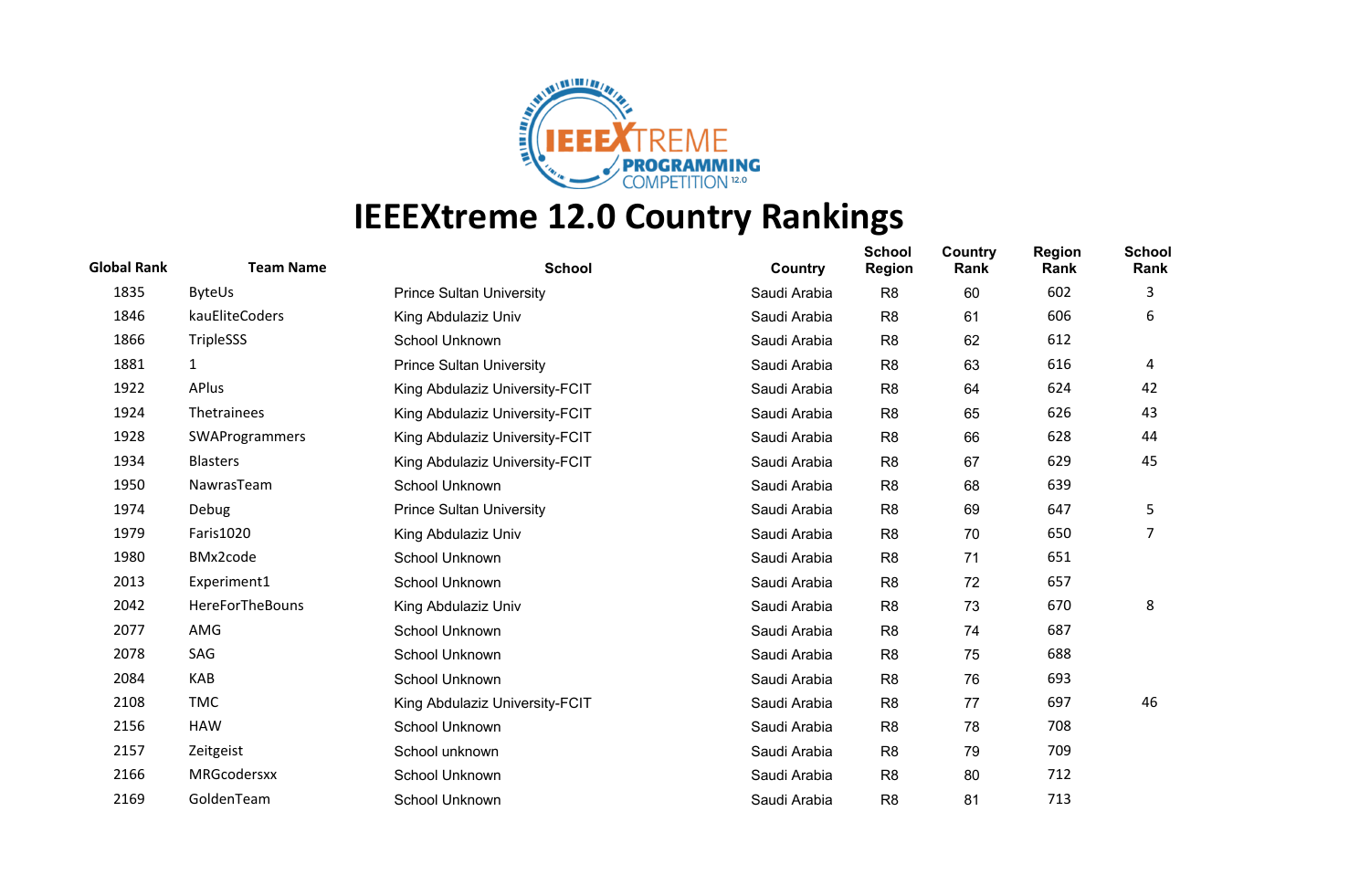# IEEEXtreme 12.0 Country Rankings

| Global Rank | Team Name | School | Country | School Region | Country Rank | Region Rank | School Rank |
|---|---|---|---|---|---|---|---|
| 1835 | ByteUs | Prince Sultan University | Saudi Arabia | R8 | 60 | 602 | 3 |
| 1846 | kauEliteCoders | King Abdulaziz Univ | Saudi Arabia | R8 | 61 | 606 | 6 |
| 1866 | TripleSSS | School Unknown | Saudi Arabia | R8 | 62 | 612 | |
| 1881 | 1 | Prince Sultan University | Saudi Arabia | R8 | 63 | 616 | 4 |
| 1922 | APlus | King Abdulaziz University-FCIT | Saudi Arabia | R8 | 64 | 624 | 42 |
| 1924 | Thetrainees | King Abdulaziz University-FCIT | Saudi Arabia | R8 | 65 | 626 | 43 |
| 1928 | SWAProgrammers | King Abdulaziz University-FCIT | Saudi Arabia | R8 | 66 | 628 | 44 |
| 1934 | Blasters | King Abdulaziz University-FCIT | Saudi Arabia | R8 | 67 | 629 | 45 |
| 1950 | NawrasTeam | School Unknown | Saudi Arabia | R8 | 68 | 639 | |
| 1974 | Debug | Prince Sultan University | Saudi Arabia | R8 | 69 | 647 | 5 |
| 1979 | Faris1020 | King Abdulaziz Univ | Saudi Arabia | R8 | 70 | 650 | 7 |
| 1980 | BMx2code | School Unknown | Saudi Arabia | R8 | 71 | 651 | |
| 2013 | Experiment1 | School Unknown | Saudi Arabia | R8 | 72 | 657 | |
| 2042 | HereForTheBouns | King Abdulaziz Univ | Saudi Arabia | R8 | 73 | 670 | 8 |
| 2077 | AMG | School Unknown | Saudi Arabia | R8 | 74 | 687 | |
| 2078 | SAG | School Unknown | Saudi Arabia | R8 | 75 | 688 | |
| 2084 | KAB | School Unknown | Saudi Arabia | R8 | 76 | 693 | |
| 2108 | TMC | King Abdulaziz University-FCIT | Saudi Arabia | R8 | 77 | 697 | 46 |
| 2156 | HAW | School Unknown | Saudi Arabia | R8 | 78 | 708 | |
| 2157 | Zeitgeist | School unknown | Saudi Arabia | R8 | 79 | 709 | |
| 2166 | MRGcodersxx | School Unknown | Saudi Arabia | R8 | 80 | 712 | |
| 2169 | GoldenTeam | School Unknown | Saudi Arabia | R8 | 81 | 713 | |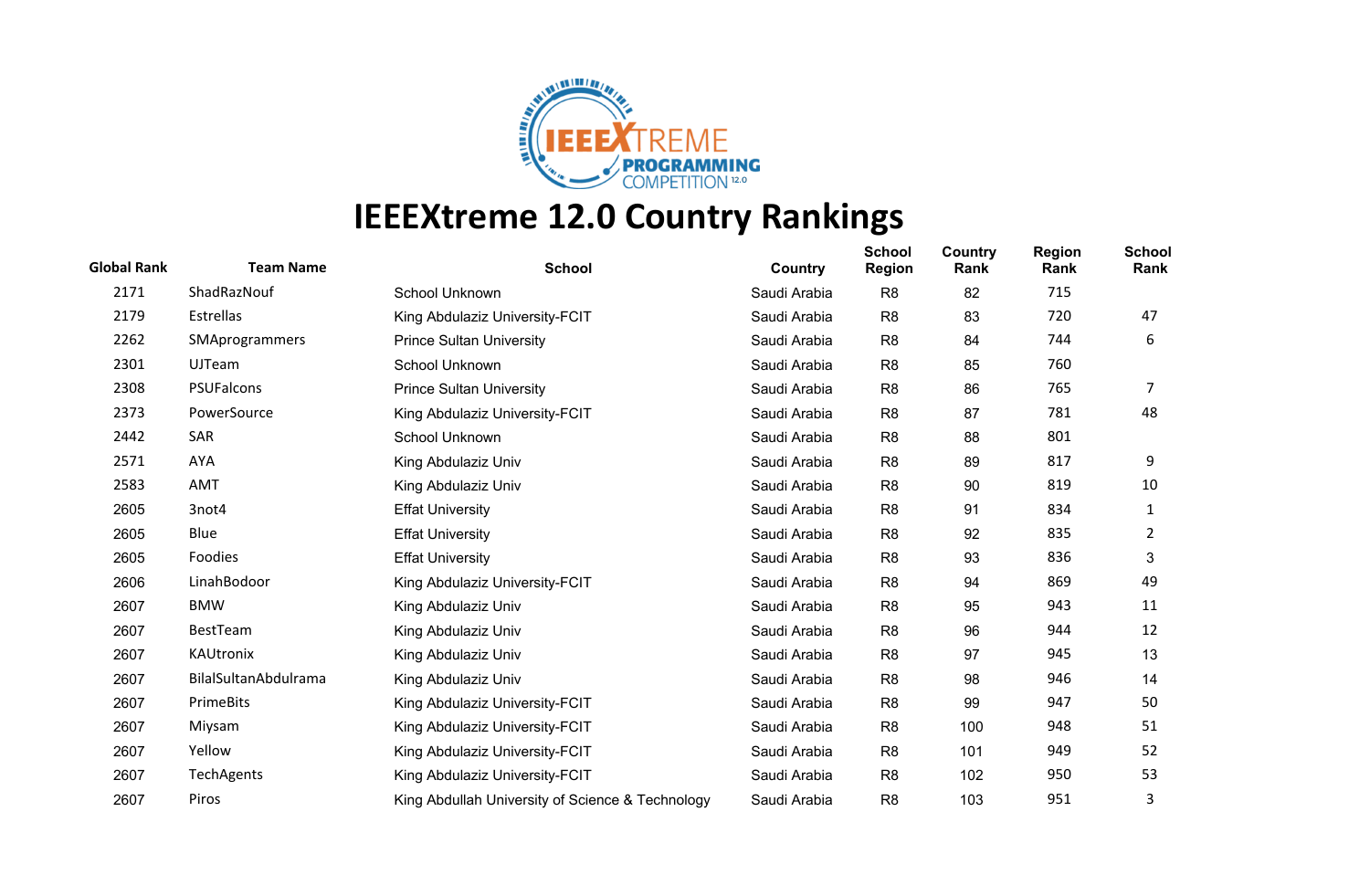# IEEEXtreme 12.0 Country Rankings

| Global Rank | Team Name | School | Country | School Region | Country Rank | Region Rank | School Rank |
|---|---|---|---|---|---|---|---|
| 2171 | ShadRazNouf | School Unknown | Saudi Arabia | R8 | 82 | 715 | |
| 2179 | Estrellas | King Abdulaziz University-FCIT | Saudi Arabia | R8 | 83 | 720 | 47 |
| 2262 | SMAprogrammers | Prince Sultan University | Saudi Arabia | R8 | 84 | 744 | 6 |
| 2301 | UJTeam | School Unknown | Saudi Arabia | R8 | 85 | 760 | |
| 2308 | PSUFalcons | Prince Sultan University | Saudi Arabia | R8 | 86 | 765 | 7 |
| 2373 | PowerSource | King Abdulaziz University-FCIT | Saudi Arabia | R8 | 87 | 781 | 48 |
| 2442 | SAR | School Unknown | Saudi Arabia | R8 | 88 | 801 | |
| 2571 | AYA | King Abdulaziz Univ | Saudi Arabia | R8 | 89 | 817 | 9 |
| 2583 | AMT | King Abdulaziz Univ | Saudi Arabia | R8 | 90 | 819 | 10 |
| 2605 | 3not4 | Effat University | Saudi Arabia | R8 | 91 | 834 | 1 |
| 2605 | Blue | Effat University | Saudi Arabia | R8 | 92 | 835 | 2 |
| 2605 | Foodies | Effat University | Saudi Arabia | R8 | 93 | 836 | 3 |
| 2606 | LinahBodoor | King Abdulaziz University-FCIT | Saudi Arabia | R8 | 94 | 869 | 49 |
| 2607 | BMW | King Abdulaziz Univ | Saudi Arabia | R8 | 95 | 943 | 11 |
| 2607 | BestTeam | King Abdulaziz Univ | Saudi Arabia | R8 | 96 | 944 | 12 |
| 2607 | KAUtronix | King Abdulaziz Univ | Saudi Arabia | R8 | 97 | 945 | 13 |
| 2607 | BilalSultanAbdulrama | King Abdulaziz Univ | Saudi Arabia | R8 | 98 | 946 | 14 |
| 2607 | PrimeBits | King Abdulaziz University-FCIT | Saudi Arabia | R8 | 99 | 947 | 50 |
| 2607 | Miysam | King Abdulaziz University-FCIT | Saudi Arabia | R8 | 100 | 948 | 51 |
| 2607 | Yellow | King Abdulaziz University-FCIT | Saudi Arabia | R8 | 101 | 949 | 52 |
| 2607 | TechAgents | King Abdulaziz University-FCIT | Saudi Arabia | R8 | 102 | 950 | 53 |
| 2607 | Piros | King Abdullah University of Science & Technology | Saudi Arabia | R8 | 103 | 951 | 3 |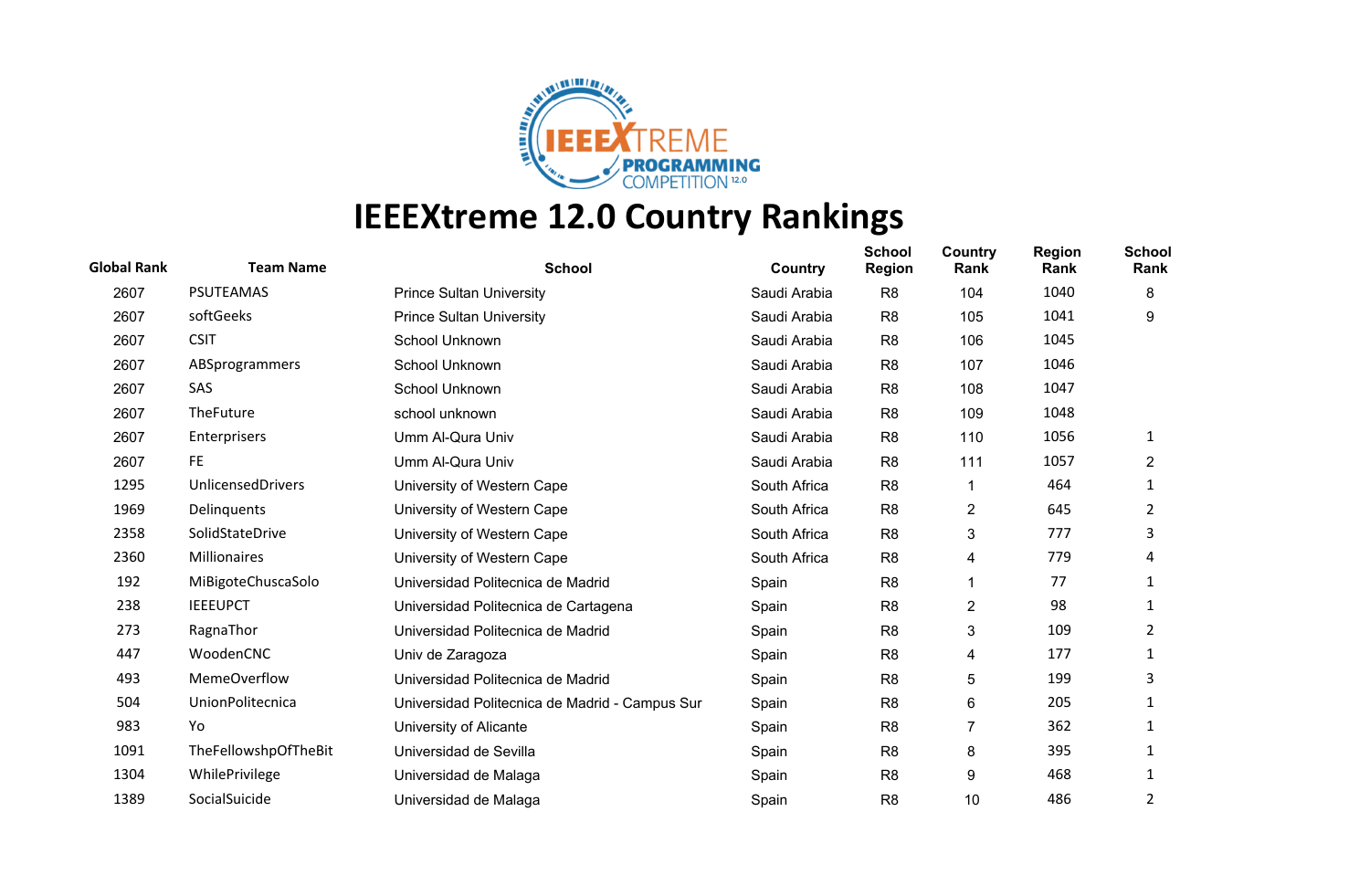# IEEEXtreme 12.0 Country Rankings

| Global Rank | Team Name | School | Country | School Region | Country Rank | Region Rank | School Rank |
|---|---|---|---|---|---|---|---|
| 2607 | PSUTEAMAS | Prince Sultan University | Saudi Arabia | R8 | 104 | 1040 | 8 |
| 2607 | softGeeks | Prince Sultan University | Saudi Arabia | R8 | 105 | 1041 | 9 |
| 2607 | CSIT | School Unknown | Saudi Arabia | R8 | 106 | 1045 | |
| 2607 | ABSprogrammers | School Unknown | Saudi Arabia | R8 | 107 | 1046 | |
| 2607 | SAS | School Unknown | Saudi Arabia | R8 | 108 | 1047 | |
| 2607 | TheFuture | school unknown | Saudi Arabia | R8 | 109 | 1048 | |
| 2607 | Enterprisers | Umm Al-Qura Univ | Saudi Arabia | R8 | 110 | 1056 | 1 |
| 2607 | FE | Umm Al-Qura Univ | Saudi Arabia | R8 | 111 | 1057 | 2 |
| 1295 | UnlicensedDrivers | University of Western Cape | South Africa | R8 | 1 | 464 | 1 |
| 1969 | Delinquents | University of Western Cape | South Africa | R8 | 2 | 645 | 2 |
| 2358 | SolidStateDrive | University of Western Cape | South Africa | R8 | 3 | 777 | 3 |
| 2360 | Millionaires | University of Western Cape | South Africa | R8 | 4 | 779 | 4 |
| 192 | MiBigoteChuscaSolo | Universidad Politecnica de Madrid | Spain | R8 | 1 | 77 | 1 |
| 238 | IEEEUPCT | Universidad Politecnica de Cartagena | Spain | R8 | 2 | 98 | 1 |
| 273 | RagnaThor | Universidad Politecnica de Madrid | Spain | R8 | 3 | 109 | 2 |
| 447 | WoodenCNC | Univ de Zaragoza | Spain | R8 | 4 | 177 | 1 |
| 493 | MemeOverflow | Universidad Politecnica de Madrid | Spain | R8 | 5 | 199 | 3 |
| 504 | UnionPolitecnica | Universidad Politecnica de Madrid - Campus Sur | Spain | R8 | 6 | 205 | 1 |
| 983 | Yo | University of Alicante | Spain | R8 | 7 | 362 | 1 |
| 1091 | TheFellowshpOfTheBit | Universidad de Sevilla | Spain | R8 | 8 | 395 | 1 |
| 1304 | WhilePrivilege | Universidad de Malaga | Spain | R8 | 9 | 468 | 1 |
| 1389 | SocialSuicide | Universidad de Malaga | Spain | R8 | 10 | 486 | 2 |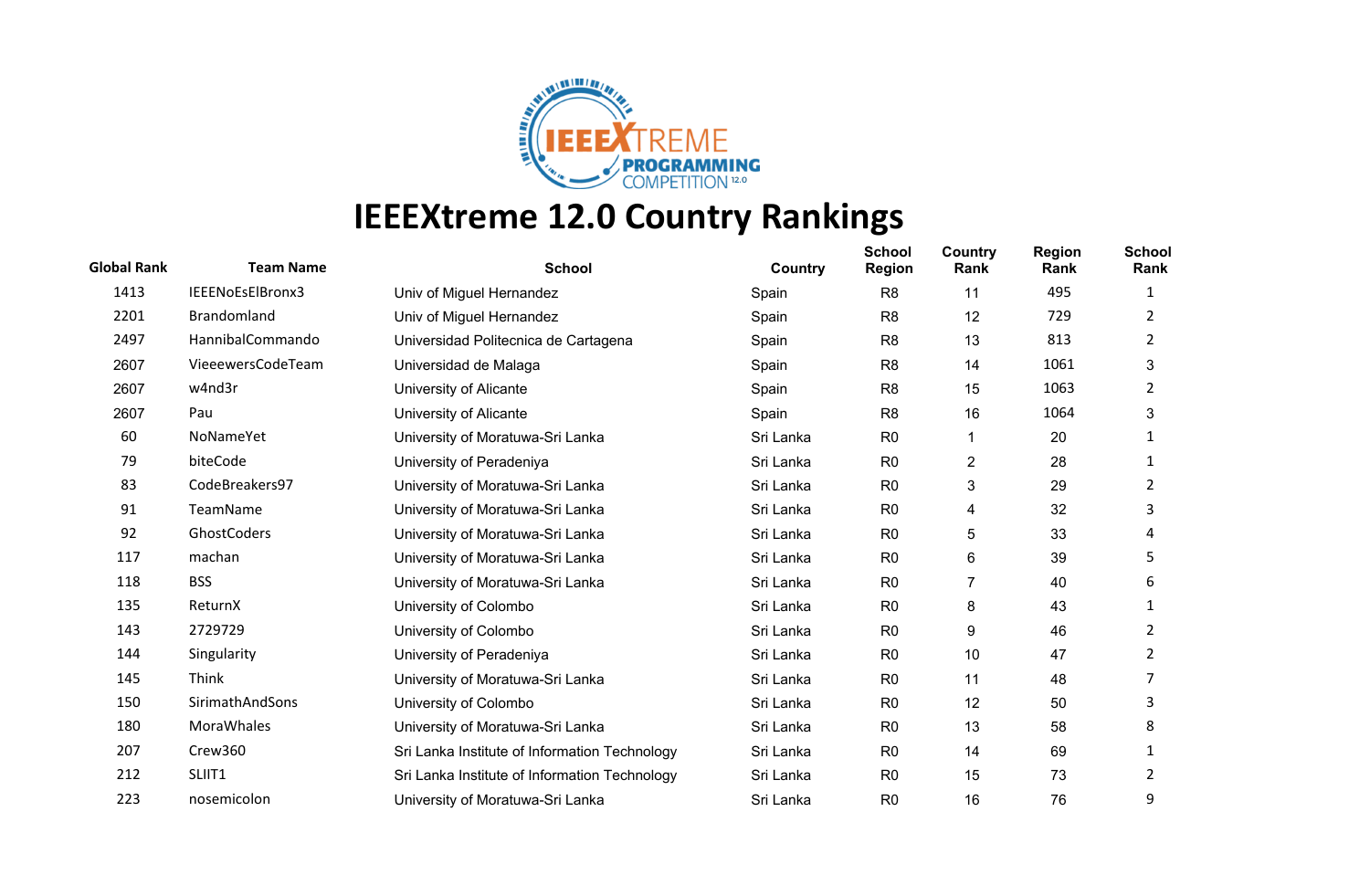# IEEEXtreme 12.0 Country Rankings

| Global Rank | Team Name | School | Country | School Region | Country Rank | Region Rank | School Rank |
|---|---|---|---|---|---|---|---|
| 1413 | IEEENoEsElBronx3 | Univ of Miguel Hernandez | Spain | R8 | 11 | 495 | 1 |
| 2201 | Brandomland | Univ of Miguel Hernandez | Spain | R8 | 12 | 729 | 2 |
| 2497 | HannibalCommando | Universidad Politecnica de Cartagena | Spain | R8 | 13 | 813 | 2 |
| 2607 | VieeewersCodeTeam | Universidad de Malaga | Spain | R8 | 14 | 1061 | 3 |
| 2607 | w4nd3r | University of Alicante | Spain | R8 | 15 | 1063 | 2 |
| 2607 | Pau | University of Alicante | Spain | R8 | 16 | 1064 | 3 |
| 60 | NoNameYet | University of Moratuwa-Sri Lanka | Sri Lanka | R0 | 1 | 20 | 1 |
| 79 | biteCode | University of Peradeniya | Sri Lanka | R0 | 2 | 28 | 1 |
| 83 | CodeBreakers97 | University of Moratuwa-Sri Lanka | Sri Lanka | R0 | 3 | 29 | 2 |
| 91 | TeamName | University of Moratuwa-Sri Lanka | Sri Lanka | R0 | 4 | 32 | 3 |
| 92 | GhostCoders | University of Moratuwa-Sri Lanka | Sri Lanka | R0 | 5 | 33 | 4 |
| 117 | machan | University of Moratuwa-Sri Lanka | Sri Lanka | R0 | 6 | 39 | 5 |
| 118 | BSS | University of Moratuwa-Sri Lanka | Sri Lanka | R0 | 7 | 40 | 6 |
| 135 | ReturnX | University of Colombo | Sri Lanka | R0 | 8 | 43 | 1 |
| 143 | 2729729 | University of Colombo | Sri Lanka | R0 | 9 | 46 | 2 |
| 144 | Singularity | University of Peradeniya | Sri Lanka | R0 | 10 | 47 | 2 |
| 145 | Think | University of Moratuwa-Sri Lanka | Sri Lanka | R0 | 11 | 48 | 7 |
| 150 | SirimathAndSons | University of Colombo | Sri Lanka | R0 | 12 | 50 | 3 |
| 180 | MoraWhales | University of Moratuwa-Sri Lanka | Sri Lanka | R0 | 13 | 58 | 8 |
| 207 | Crew360 | Sri Lanka Institute of Information Technology | Sri Lanka | R0 | 14 | 69 | 1 |
| 212 | SLIIT1 | Sri Lanka Institute of Information Technology | Sri Lanka | R0 | 15 | 73 | 2 |
| 223 | nosemicolon | University of Moratuwa-Sri Lanka | Sri Lanka | R0 | 16 | 76 | 9 |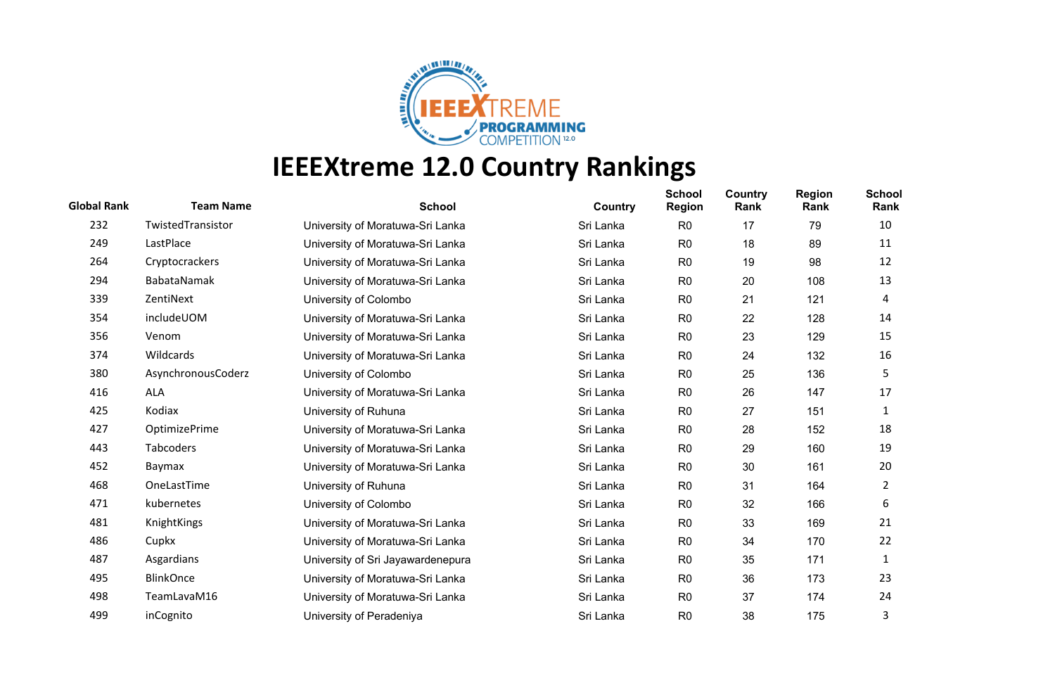# IEEEXtreme 12.0 Country Rankings

| Global Rank | Team Name | School | Country | School Region | Country Rank | Region Rank | School Rank |
|---|---|---|---|---|---|---|---|
| 232 | TwistedTransistor | University of Moratuwa-Sri Lanka | Sri Lanka | R0 | 17 | 79 | 10 |
| 249 | LastPlace | University of Moratuwa-Sri Lanka | Sri Lanka | R0 | 18 | 89 | 11 |
| 264 | Cryptocrackers | University of Moratuwa-Sri Lanka | Sri Lanka | R0 | 19 | 98 | 12 |
| 294 | BabataNamak | University of Moratuwa-Sri Lanka | Sri Lanka | R0 | 20 | 108 | 13 |
| 339 | ZentiNext | University of Colombo | Sri Lanka | R0 | 21 | 121 | 4 |
| 354 | includeUOM | University of Moratuwa-Sri Lanka | Sri Lanka | R0 | 22 | 128 | 14 |
| 356 | Venom | University of Moratuwa-Sri Lanka | Sri Lanka | R0 | 23 | 129 | 15 |
| 374 | Wildcards | University of Moratuwa-Sri Lanka | Sri Lanka | R0 | 24 | 132 | 16 |
| 380 | AsynchronousCoderz | University of Colombo | Sri Lanka | R0 | 25 | 136 | 5 |
| 416 | ALA | University of Moratuwa-Sri Lanka | Sri Lanka | R0 | 26 | 147 | 17 |
| 425 | Kodiax | University of Ruhuna | Sri Lanka | R0 | 27 | 151 | 1 |
| 427 | OptimizePrime | University of Moratuwa-Sri Lanka | Sri Lanka | R0 | 28 | 152 | 18 |
| 443 | Tabcoders | University of Moratuwa-Sri Lanka | Sri Lanka | R0 | 29 | 160 | 19 |
| 452 | Baymax | University of Moratuwa-Sri Lanka | Sri Lanka | R0 | 30 | 161 | 20 |
| 468 | OneLastTime | University of Ruhuna | Sri Lanka | R0 | 31 | 164 | 2 |
| 471 | kubernetes | University of Colombo | Sri Lanka | R0 | 32 | 166 | 6 |
| 481 | KnightKings | University of Moratuwa-Sri Lanka | Sri Lanka | R0 | 33 | 169 | 21 |
| 486 | Cupkx | University of Moratuwa-Sri Lanka | Sri Lanka | R0 | 34 | 170 | 22 |
| 487 | Asgardians | University of Sri Jayawardenepura | Sri Lanka | R0 | 35 | 171 | 1 |
| 495 | BlinkOnce | University of Moratuwa-Sri Lanka | Sri Lanka | R0 | 36 | 173 | 23 |
| 498 | TeamLavaM16 | University of Moratuwa-Sri Lanka | Sri Lanka | R0 | 37 | 174 | 24 |
| 499 | inCognito | University of Peradeniya | Sri Lanka | R0 | 38 | 175 | 3 |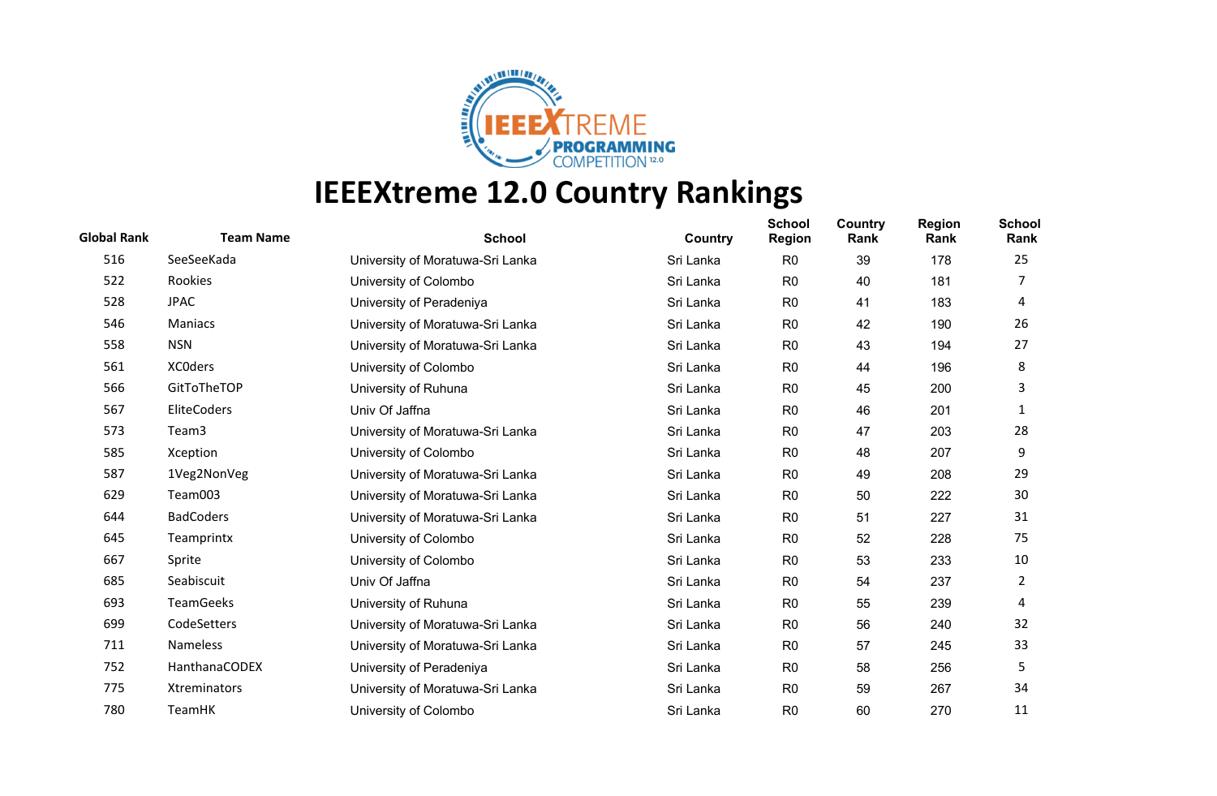# IEEEXtreme 12.0 Country Rankings

| Global Rank | Team Name | School | Country | School Region | Country Rank | Region Rank | School Rank |
|---|---|---|---|---|---|---|---|
| 516 | SeeSeeKada | University of Moratuwa-Sri Lanka | Sri Lanka | R0 | 39 | 178 | 25 |
| 522 | Rookies | University of Colombo | Sri Lanka | R0 | 40 | 181 | 7 |
| 528 | JPAC | University of Peradeniya | Sri Lanka | R0 | 41 | 183 | 4 |
| 546 | Maniacs | University of Moratuwa-Sri Lanka | Sri Lanka | R0 | 42 | 190 | 26 |
| 558 | NSN | University of Moratuwa-Sri Lanka | Sri Lanka | R0 | 43 | 194 | 27 |
| 561 | XC0ders | University of Colombo | Sri Lanka | R0 | 44 | 196 | 8 |
| 566 | GitToTheTOP | University of Ruhuna | Sri Lanka | R0 | 45 | 200 | 3 |
| 567 | EliteCoders | Univ Of Jaffna | Sri Lanka | R0 | 46 | 201 | 1 |
| 573 | Team3 | University of Moratuwa-Sri Lanka | Sri Lanka | R0 | 47 | 203 | 28 |
| 585 | Xception | University of Colombo | Sri Lanka | R0 | 48 | 207 | 9 |
| 587 | 1Veg2NonVeg | University of Moratuwa-Sri Lanka | Sri Lanka | R0 | 49 | 208 | 29 |
| 629 | Team003 | University of Moratuwa-Sri Lanka | Sri Lanka | R0 | 50 | 222 | 30 |
| 644 | BadCoders | University of Moratuwa-Sri Lanka | Sri Lanka | R0 | 51 | 227 | 31 |
| 645 | Teamprintx | University of Colombo | Sri Lanka | R0 | 52 | 228 | 75 |
| 667 | Sprite | University of Colombo | Sri Lanka | R0 | 53 | 233 | 10 |
| 685 | Seabiscuit | Univ Of Jaffna | Sri Lanka | R0 | 54 | 237 | 2 |
| 693 | TeamGeeks | University of Ruhuna | Sri Lanka | R0 | 55 | 239 | 4 |
| 699 | CodeSetters | University of Moratuwa-Sri Lanka | Sri Lanka | R0 | 56 | 240 | 32 |
| 711 | Nameless | University of Moratuwa-Sri Lanka | Sri Lanka | R0 | 57 | 245 | 33 |
| 752 | HanthanaCODEX | University of Peradeniya | Sri Lanka | R0 | 58 | 256 | 5 |
| 775 | Xtreminators | University of Moratuwa-Sri Lanka | Sri Lanka | R0 | 59 | 267 | 34 |
| 780 | TeamHK | University of Colombo | Sri Lanka | R0 | 60 | 270 | 11 |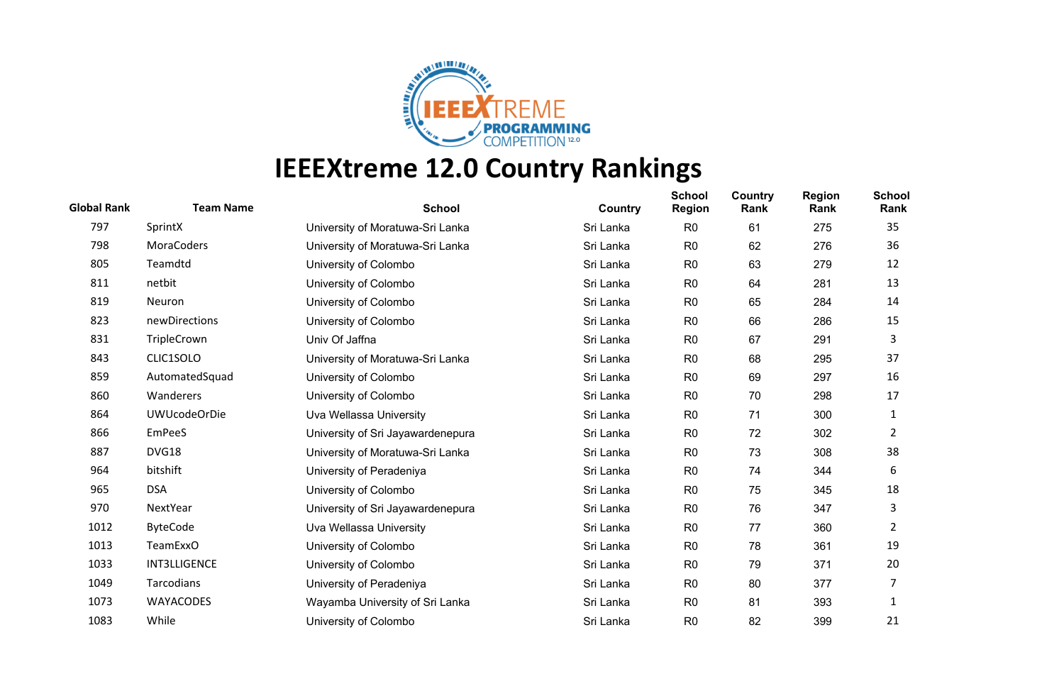# IEEEXtreme 12.0 Country Rankings

| Global Rank | Team Name | School | Country | School Region | Country Rank | Region Rank | School Rank |
|---|---|---|---|---|---|---|---|
| 797 | SprintX | University of Moratuwa-Sri Lanka | Sri Lanka | R0 | 61 | 275 | 35 |
| 798 | MoraCoders | University of Moratuwa-Sri Lanka | Sri Lanka | R0 | 62 | 276 | 36 |
| 805 | Teamdtd | University of Colombo | Sri Lanka | R0 | 63 | 279 | 12 |
| 811 | netbit | University of Colombo | Sri Lanka | R0 | 64 | 281 | 13 |
| 819 | Neuron | University of Colombo | Sri Lanka | R0 | 65 | 284 | 14 |
| 823 | newDirections | University of Colombo | Sri Lanka | R0 | 66 | 286 | 15 |
| 831 | TripleCrown | Univ Of Jaffna | Sri Lanka | R0 | 67 | 291 | 3 |
| 843 | CLIC1SOLO | University of Moratuwa-Sri Lanka | Sri Lanka | R0 | 68 | 295 | 37 |
| 859 | AutomatedSquad | University of Colombo | Sri Lanka | R0 | 69 | 297 | 16 |
| 860 | Wanderers | University of Colombo | Sri Lanka | R0 | 70 | 298 | 17 |
| 864 | UWUcodeOrDie | Uva Wellassa University | Sri Lanka | R0 | 71 | 300 | 1 |
| 866 | EmPeeS | University of Sri Jayawardenepura | Sri Lanka | R0 | 72 | 302 | 2 |
| 887 | DVG18 | University of Moratuwa-Sri Lanka | Sri Lanka | R0 | 73 | 308 | 38 |
| 964 | bitshift | University of Peradeniya | Sri Lanka | R0 | 74 | 344 | 6 |
| 965 | DSA | University of Colombo | Sri Lanka | R0 | 75 | 345 | 18 |
| 970 | NextYear | University of Sri Jayawardenepura | Sri Lanka | R0 | 76 | 347 | 3 |
| 1012 | ByteCode | Uva Wellassa University | Sri Lanka | R0 | 77 | 360 | 2 |
| 1013 | TeamExxO | University of Colombo | Sri Lanka | R0 | 78 | 361 | 19 |
| 1033 | INT3LLIGENCE | University of Colombo | Sri Lanka | R0 | 79 | 371 | 20 |
| 1049 | Tarcodians | University of Peradeniya | Sri Lanka | R0 | 80 | 377 | 7 |
| 1073 | WAYACODES | Wayamba University of Sri Lanka | Sri Lanka | R0 | 81 | 393 | 1 |
| 1083 | While | University of Colombo | Sri Lanka | R0 | 82 | 399 | 21 |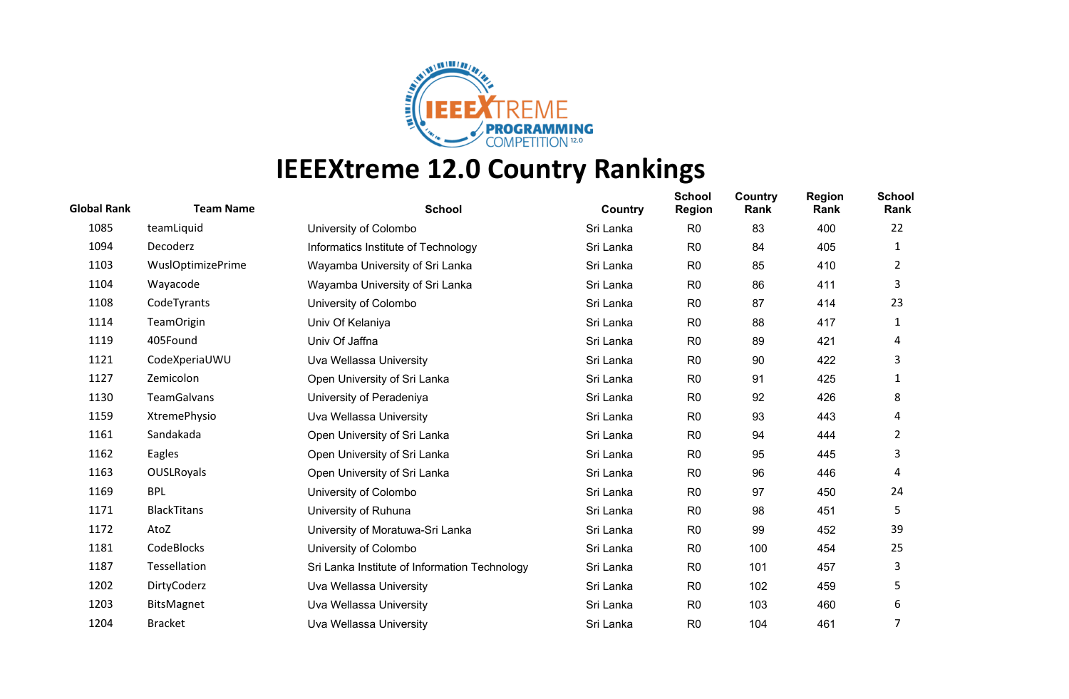# IEEEXtreme 12.0 Country Rankings

| Global Rank | Team Name | School | Country | School Region | Country Rank | Region Rank | School Rank |
|---|---|---|---|---|---|---|---|
| 1085 | teamLiquid | University of Colombo | Sri Lanka | R0 | 83 | 400 | 22 |
| 1094 | Decoderz | Informatics Institute of Technology | Sri Lanka | R0 | 84 | 405 | 1 |
| 1103 | WuslOptimizePrime | Wayamba University of Sri Lanka | Sri Lanka | R0 | 85 | 410 | 2 |
| 1104 | Wayacode | Wayamba University of Sri Lanka | Sri Lanka | R0 | 86 | 411 | 3 |
| 1108 | CodeTyrants | University of Colombo | Sri Lanka | R0 | 87 | 414 | 23 |
| 1114 | TeamOrigin | Univ Of Kelaniya | Sri Lanka | R0 | 88 | 417 | 1 |
| 1119 | 405Found | Univ Of Jaffna | Sri Lanka | R0 | 89 | 421 | 4 |
| 1121 | CodeXperiaUWU | Uva Wellassa University | Sri Lanka | R0 | 90 | 422 | 3 |
| 1127 | Zemicolon | Open University of Sri Lanka | Sri Lanka | R0 | 91 | 425 | 1 |
| 1130 | TeamGalvans | University of Peradeniya | Sri Lanka | R0 | 92 | 426 | 8 |
| 1159 | XtremePhysio | Uva Wellassa University | Sri Lanka | R0 | 93 | 443 | 4 |
| 1161 | Sandakada | Open University of Sri Lanka | Sri Lanka | R0 | 94 | 444 | 2 |
| 1162 | Eagles | Open University of Sri Lanka | Sri Lanka | R0 | 95 | 445 | 3 |
| 1163 | OUSLRoyals | Open University of Sri Lanka | Sri Lanka | R0 | 96 | 446 | 4 |
| 1169 | BPL | University of Colombo | Sri Lanka | R0 | 97 | 450 | 24 |
| 1171 | BlackTitans | University of Ruhuna | Sri Lanka | R0 | 98 | 451 | 5 |
| 1172 | AtoZ | University of Moratuwa-Sri Lanka | Sri Lanka | R0 | 99 | 452 | 39 |
| 1181 | CodeBlocks | University of Colombo | Sri Lanka | R0 | 100 | 454 | 25 |
| 1187 | Tessellation | Sri Lanka Institute of Information Technology | Sri Lanka | R0 | 101 | 457 | 3 |
| 1202 | DirtyCoderz | Uva Wellassa University | Sri Lanka | R0 | 102 | 459 | 5 |
| 1203 | BitsMagnet | Uva Wellassa University | Sri Lanka | R0 | 103 | 460 | 6 |
| 1204 | Bracket | Uva Wellassa University | Sri Lanka | R0 | 104 | 461 | 7 |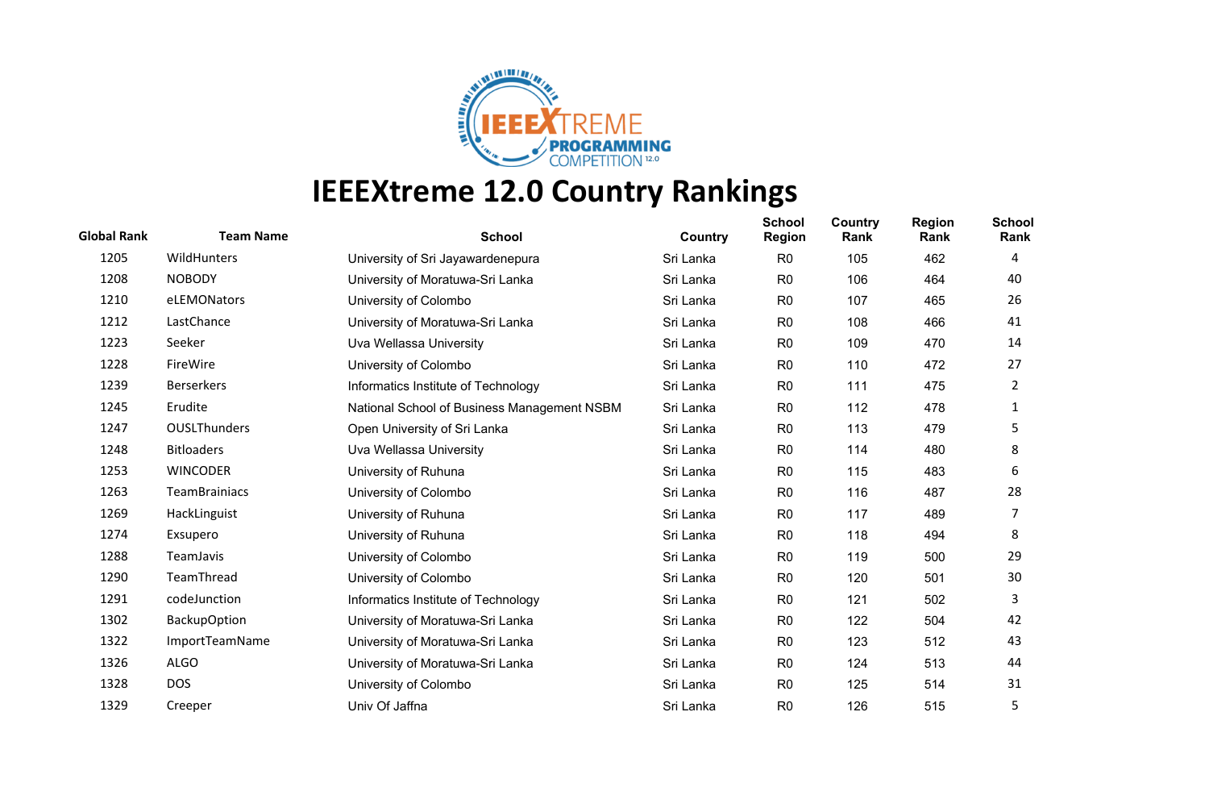# IEEEXtreme 12.0 Country Rankings

| Global Rank | Team Name | School | Country | School Region | Country Rank | Region Rank | School Rank |
|---|---|---|---|---|---|---|---|
| 1205 | WildHunters | University of Sri Jayawardenepura | Sri Lanka | R0 | 105 | 462 | 4 |
| 1208 | NOBODY | University of Moratuwa-Sri Lanka | Sri Lanka | R0 | 106 | 464 | 40 |
| 1210 | eLEMONators | University of Colombo | Sri Lanka | R0 | 107 | 465 | 26 |
| 1212 | LastChance | University of Moratuwa-Sri Lanka | Sri Lanka | R0 | 108 | 466 | 41 |
| 1223 | Seeker | Uva Wellassa University | Sri Lanka | R0 | 109 | 470 | 14 |
| 1228 | FireWire | University of Colombo | Sri Lanka | R0 | 110 | 472 | 27 |
| 1239 | Berserkers | Informatics Institute of Technology | Sri Lanka | R0 | 111 | 475 | 2 |
| 1245 | Erudite | National School of Business Management NSBM | Sri Lanka | R0 | 112 | 478 | 1 |
| 1247 | OUSLThunders | Open University of Sri Lanka | Sri Lanka | R0 | 113 | 479 | 5 |
| 1248 | Bitloaders | Uva Wellassa University | Sri Lanka | R0 | 114 | 480 | 8 |
| 1253 | WINCODER | University of Ruhuna | Sri Lanka | R0 | 115 | 483 | 6 |
| 1263 | TeamBrainiacs | University of Colombo | Sri Lanka | R0 | 116 | 487 | 28 |
| 1269 | HackLinguist | University of Ruhuna | Sri Lanka | R0 | 117 | 489 | 7 |
| 1274 | Exsupero | University of Ruhuna | Sri Lanka | R0 | 118 | 494 | 8 |
| 1288 | TeamJavis | University of Colombo | Sri Lanka | R0 | 119 | 500 | 29 |
| 1290 | TeamThread | University of Colombo | Sri Lanka | R0 | 120 | 501 | 30 |
| 1291 | codeJunction | Informatics Institute of Technology | Sri Lanka | R0 | 121 | 502 | 3 |
| 1302 | BackupOption | University of Moratuwa-Sri Lanka | Sri Lanka | R0 | 122 | 504 | 42 |
| 1322 | ImportTeamName | University of Moratuwa-Sri Lanka | Sri Lanka | R0 | 123 | 512 | 43 |
| 1326 | ALGO | University of Moratuwa-Sri Lanka | Sri Lanka | R0 | 124 | 513 | 44 |
| 1328 | DOS | University of Colombo | Sri Lanka | R0 | 125 | 514 | 31 |
| 1329 | Creeper | Univ Of Jaffna | Sri Lanka | R0 | 126 | 515 | 5 |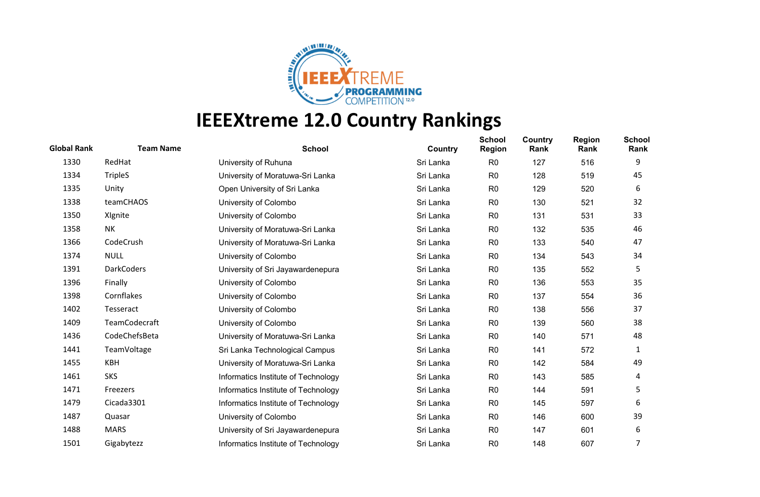# IEEEXtreme 12.0 Country Rankings

| Global Rank | Team Name | School | Country | School Region | Country Rank | Region Rank | School Rank |
|---|---|---|---|---|---|---|---|
| 1330 | RedHat | University of Ruhuna | Sri Lanka | R0 | 127 | 516 | 9 |
| 1334 | TripleS | University of Moratuwa-Sri Lanka | Sri Lanka | R0 | 128 | 519 | 45 |
| 1335 | Unity | Open University of Sri Lanka | Sri Lanka | R0 | 129 | 520 | 6 |
| 1338 | teamCHAOS | University of Colombo | Sri Lanka | R0 | 130 | 521 | 32 |
| 1350 | XIgnite | University of Colombo | Sri Lanka | R0 | 131 | 531 | 33 |
| 1358 | NK | University of Moratuwa-Sri Lanka | Sri Lanka | R0 | 132 | 535 | 46 |
| 1366 | CodeCrush | University of Moratuwa-Sri Lanka | Sri Lanka | R0 | 133 | 540 | 47 |
| 1374 | NULL | University of Colombo | Sri Lanka | R0 | 134 | 543 | 34 |
| 1391 | DarkCoders | University of Sri Jayawardenepura | Sri Lanka | R0 | 135 | 552 | 5 |
| 1396 | Finally | University of Colombo | Sri Lanka | R0 | 136 | 553 | 35 |
| 1398 | Cornflakes | University of Colombo | Sri Lanka | R0 | 137 | 554 | 36 |
| 1402 | Tesseract | University of Colombo | Sri Lanka | R0 | 138 | 556 | 37 |
| 1409 | TeamCodecraft | University of Colombo | Sri Lanka | R0 | 139 | 560 | 38 |
| 1436 | CodeChefsBeta | University of Moratuwa-Sri Lanka | Sri Lanka | R0 | 140 | 571 | 48 |
| 1441 | TeamVoltage | Sri Lanka Technological Campus | Sri Lanka | R0 | 141 | 572 | 1 |
| 1455 | KBH | University of Moratuwa-Sri Lanka | Sri Lanka | R0 | 142 | 584 | 49 |
| 1461 | SKS | Informatics Institute of Technology | Sri Lanka | R0 | 143 | 585 | 4 |
| 1471 | Freezers | Informatics Institute of Technology | Sri Lanka | R0 | 144 | 591 | 5 |
| 1479 | Cicada3301 | Informatics Institute of Technology | Sri Lanka | R0 | 145 | 597 | 6 |
| 1487 | Quasar | University of Colombo | Sri Lanka | R0 | 146 | 600 | 39 |
| 1488 | MARS | University of Sri Jayawardenepura | Sri Lanka | R0 | 147 | 601 | 6 |
| 1501 | Gigabytezz | Informatics Institute of Technology | Sri Lanka | R0 | 148 | 607 | 7 |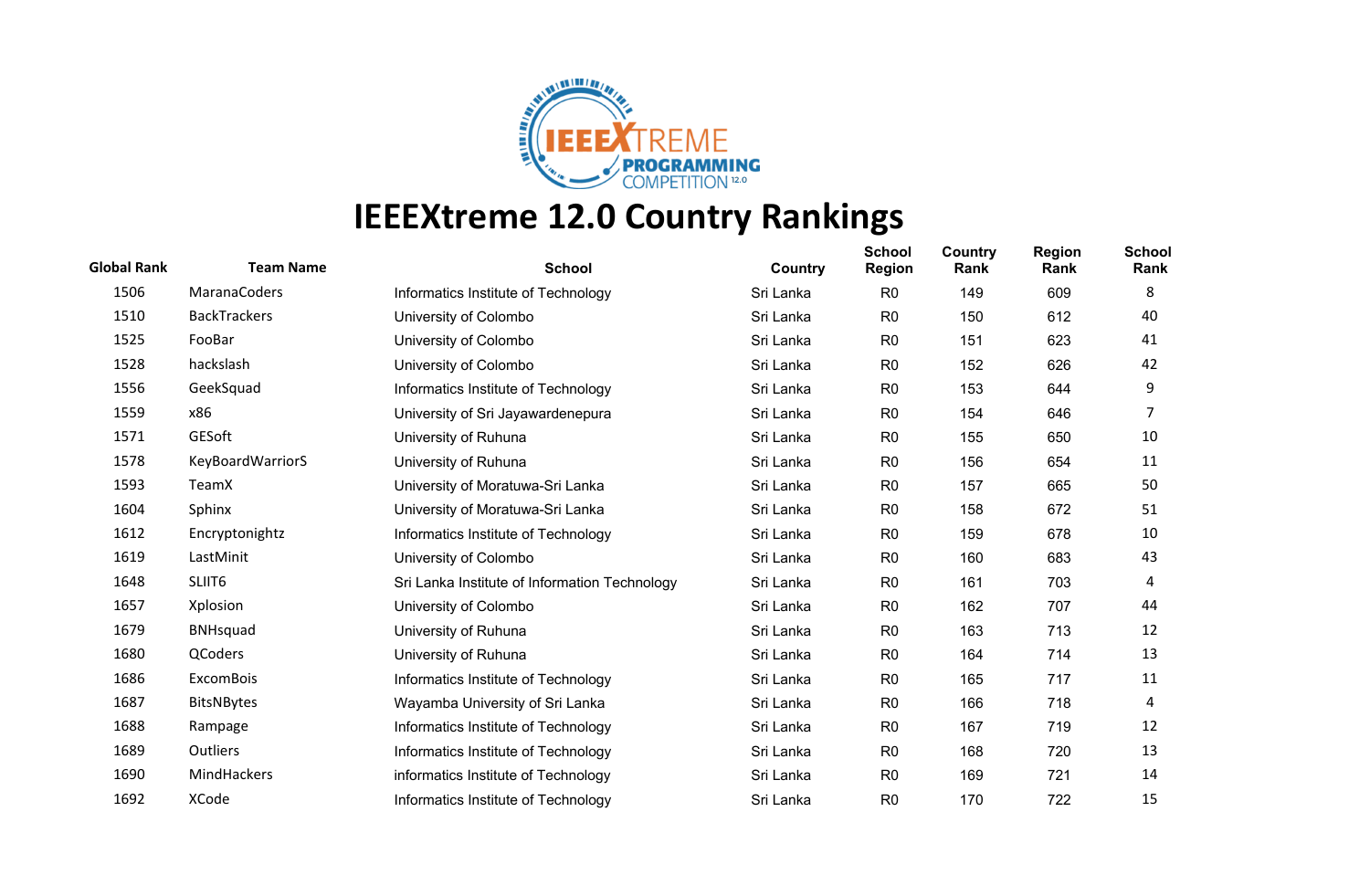# IEEEXtreme 12.0 Country Rankings

| Global Rank | Team Name | School | Country | School Region | Country Rank | Region Rank | School Rank |
|---|---|---|---|---|---|---|---|
| 1506 | MaranaCoders | Informatics Institute of Technology | Sri Lanka | R0 | 149 | 609 | 8 |
| 1510 | BackTrackers | University of Colombo | Sri Lanka | R0 | 150 | 612 | 40 |
| 1525 | FooBar | University of Colombo | Sri Lanka | R0 | 151 | 623 | 41 |
| 1528 | hackslash | University of Colombo | Sri Lanka | R0 | 152 | 626 | 42 |
| 1556 | GeekSquad | Informatics Institute of Technology | Sri Lanka | R0 | 153 | 644 | 9 |
| 1559 | x86 | University of Sri Jayawardenepura | Sri Lanka | R0 | 154 | 646 | 7 |
| 1571 | GESoft | University of Ruhuna | Sri Lanka | R0 | 155 | 650 | 10 |
| 1578 | KeyBoardWarriorS | University of Ruhuna | Sri Lanka | R0 | 156 | 654 | 11 |
| 1593 | TeamX | University of Moratuwa-Sri Lanka | Sri Lanka | R0 | 157 | 665 | 50 |
| 1604 | Sphinx | University of Moratuwa-Sri Lanka | Sri Lanka | R0 | 158 | 672 | 51 |
| 1612 | Encryptonightz | Informatics Institute of Technology | Sri Lanka | R0 | 159 | 678 | 10 |
| 1619 | LastMinit | University of Colombo | Sri Lanka | R0 | 160 | 683 | 43 |
| 1648 | SLIIT6 | Sri Lanka Institute of Information Technology | Sri Lanka | R0 | 161 | 703 | 4 |
| 1657 | Xplosion | University of Colombo | Sri Lanka | R0 | 162 | 707 | 44 |
| 1679 | BNHsquad | University of Ruhuna | Sri Lanka | R0 | 163 | 713 | 12 |
| 1680 | QCoders | University of Ruhuna | Sri Lanka | R0 | 164 | 714 | 13 |
| 1686 | ExcomBois | Informatics Institute of Technology | Sri Lanka | R0 | 165 | 717 | 11 |
| 1687 | BitsNBytes | Wayamba University of Sri Lanka | Sri Lanka | R0 | 166 | 718 | 4 |
| 1688 | Rampage | Informatics Institute of Technology | Sri Lanka | R0 | 167 | 719 | 12 |
| 1689 | Outliers | Informatics Institute of Technology | Sri Lanka | R0 | 168 | 720 | 13 |
| 1690 | MindHackers | informatics Institute of Technology | Sri Lanka | R0 | 169 | 721 | 14 |
| 1692 | XCode | Informatics Institute of Technology | Sri Lanka | R0 | 170 | 722 | 15 |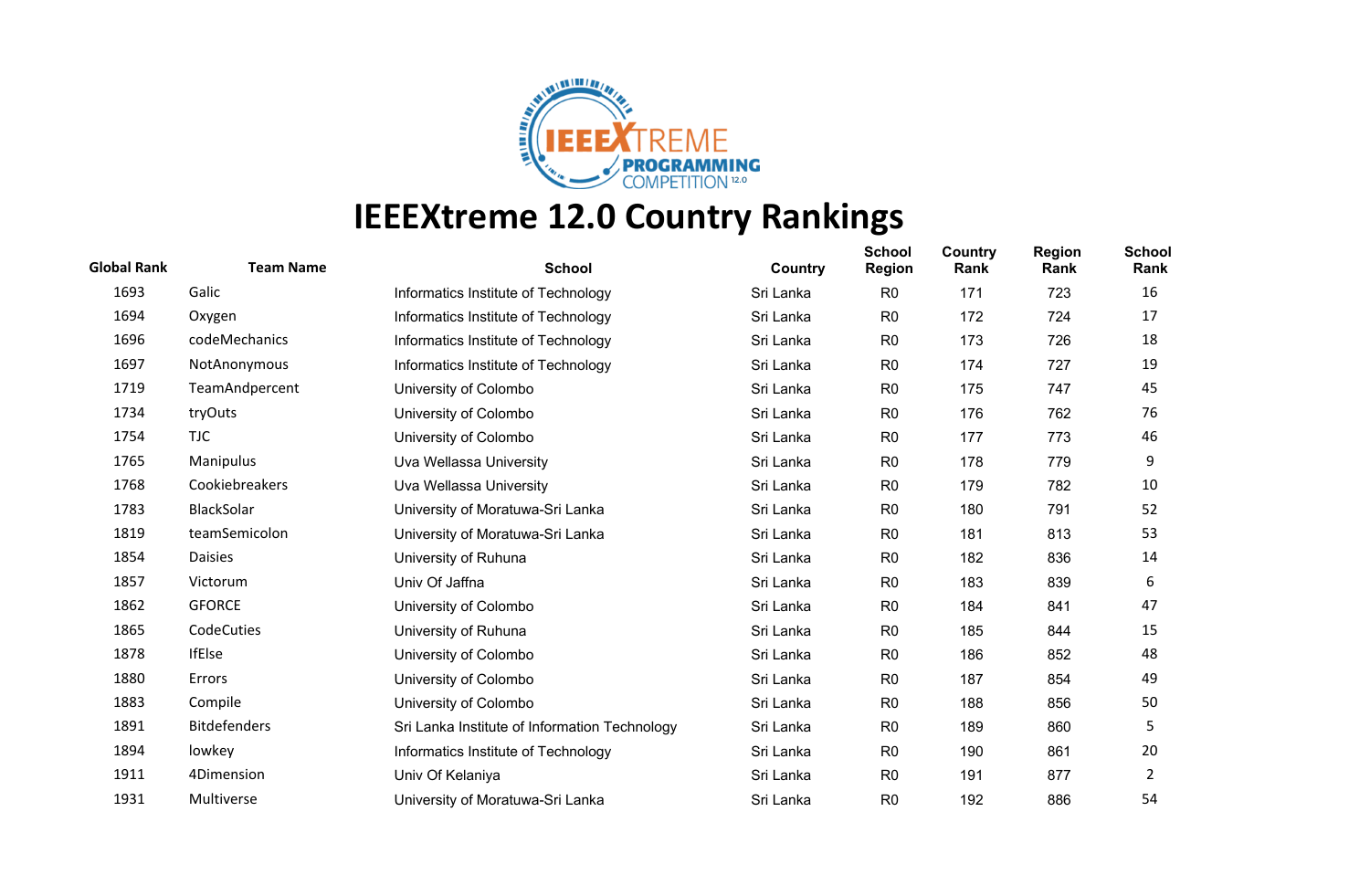# IEEEXtreme 12.0 Country Rankings

| Global Rank | Team Name | School | Country | School Region | Country Rank | Region Rank | School Rank |
|---|---|---|---|---|---|---|---|
| 1693 | Galic | Informatics Institute of Technology | Sri Lanka | R0 | 171 | 723 | 16 |
| 1694 | Oxygen | Informatics Institute of Technology | Sri Lanka | R0 | 172 | 724 | 17 |
| 1696 | codeMechanics | Informatics Institute of Technology | Sri Lanka | R0 | 173 | 726 | 18 |
| 1697 | NotAnonymous | Informatics Institute of Technology | Sri Lanka | R0 | 174 | 727 | 19 |
| 1719 | TeamAndpercent | University of Colombo | Sri Lanka | R0 | 175 | 747 | 45 |
| 1734 | tryOuts | University of Colombo | Sri Lanka | R0 | 176 | 762 | 76 |
| 1754 | TJC | University of Colombo | Sri Lanka | R0 | 177 | 773 | 46 |
| 1765 | Manipulus | Uva Wellassa University | Sri Lanka | R0 | 178 | 779 | 9 |
| 1768 | Cookiebreakers | Uva Wellassa University | Sri Lanka | R0 | 179 | 782 | 10 |
| 1783 | BlackSolar | University of Moratuwa-Sri Lanka | Sri Lanka | R0 | 180 | 791 | 52 |
| 1819 | teamSemicolon | University of Moratuwa-Sri Lanka | Sri Lanka | R0 | 181 | 813 | 53 |
| 1854 | Daisies | University of Ruhuna | Sri Lanka | R0 | 182 | 836 | 14 |
| 1857 | Victorum | Univ Of Jaffna | Sri Lanka | R0 | 183 | 839 | 6 |
| 1862 | GFORCE | University of Colombo | Sri Lanka | R0 | 184 | 841 | 47 |
| 1865 | CodeCuties | University of Ruhuna | Sri Lanka | R0 | 185 | 844 | 15 |
| 1878 | IfElse | University of Colombo | Sri Lanka | R0 | 186 | 852 | 48 |
| 1880 | Errors | University of Colombo | Sri Lanka | R0 | 187 | 854 | 49 |
| 1883 | Compile | University of Colombo | Sri Lanka | R0 | 188 | 856 | 50 |
| 1891 | Bitdefenders | Sri Lanka Institute of Information Technology | Sri Lanka | R0 | 189 | 860 | 5 |
| 1894 | lowkey | Informatics Institute of Technology | Sri Lanka | R0 | 190 | 861 | 20 |
| 1911 | 4Dimension | Univ Of Kelaniya | Sri Lanka | R0 | 191 | 877 | 2 |
| 1931 | Multiverse | University of Moratuwa-Sri Lanka | Sri Lanka | R0 | 192 | 886 | 54 |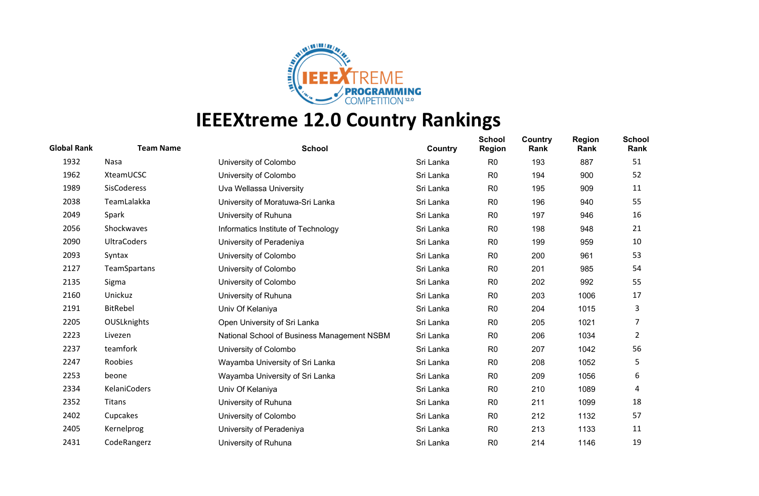# IEEEXtreme 12.0 Country Rankings

| Global Rank | Team Name | School | Country | School Region | Country Rank | Region Rank | School Rank |
|---|---|---|---|---|---|---|---|
| 1932 | Nasa | University of Colombo | Sri Lanka | R0 | 193 | 887 | 51 |
| 1962 | XteamUCSC | University of Colombo | Sri Lanka | R0 | 194 | 900 | 52 |
| 1989 | SisCoderess | Uva Wellassa University | Sri Lanka | R0 | 195 | 909 | 11 |
| 2038 | TeamLalakka | University of Moratuwa-Sri Lanka | Sri Lanka | R0 | 196 | 940 | 55 |
| 2049 | Spark | University of Ruhuna | Sri Lanka | R0 | 197 | 946 | 16 |
| 2056 | Shockwaves | Informatics Institute of Technology | Sri Lanka | R0 | 198 | 948 | 21 |
| 2090 | UltraCoders | University of Peradeniya | Sri Lanka | R0 | 199 | 959 | 10 |
| 2093 | Syntax | University of Colombo | Sri Lanka | R0 | 200 | 961 | 53 |
| 2127 | TeamSpartans | University of Colombo | Sri Lanka | R0 | 201 | 985 | 54 |
| 2135 | Sigma | University of Colombo | Sri Lanka | R0 | 202 | 992 | 55 |
| 2160 | Unickuz | University of Ruhuna | Sri Lanka | R0 | 203 | 1006 | 17 |
| 2191 | BitRebel | Univ Of Kelaniya | Sri Lanka | R0 | 204 | 1015 | 3 |
| 2205 | OUSLknights | Open University of Sri Lanka | Sri Lanka | R0 | 205 | 1021 | 7 |
| 2223 | Livezen | National School of Business Management NSBM | Sri Lanka | R0 | 206 | 1034 | 2 |
| 2237 | teamfork | University of Colombo | Sri Lanka | R0 | 207 | 1042 | 56 |
| 2247 | Roobies | Wayamba University of Sri Lanka | Sri Lanka | R0 | 208 | 1052 | 5 |
| 2253 | beone | Wayamba University of Sri Lanka | Sri Lanka | R0 | 209 | 1056 | 6 |
| 2334 | KelaniCoders | Univ Of Kelaniya | Sri Lanka | R0 | 210 | 1089 | 4 |
| 2352 | Titans | University of Ruhuna | Sri Lanka | R0 | 211 | 1099 | 18 |
| 2402 | Cupcakes | University of Colombo | Sri Lanka | R0 | 212 | 1132 | 57 |
| 2405 | Kernelprog | University of Peradeniya | Sri Lanka | R0 | 213 | 1133 | 11 |
| 2431 | CodeRangerz | University of Ruhuna | Sri Lanka | R0 | 214 | 1146 | 19 |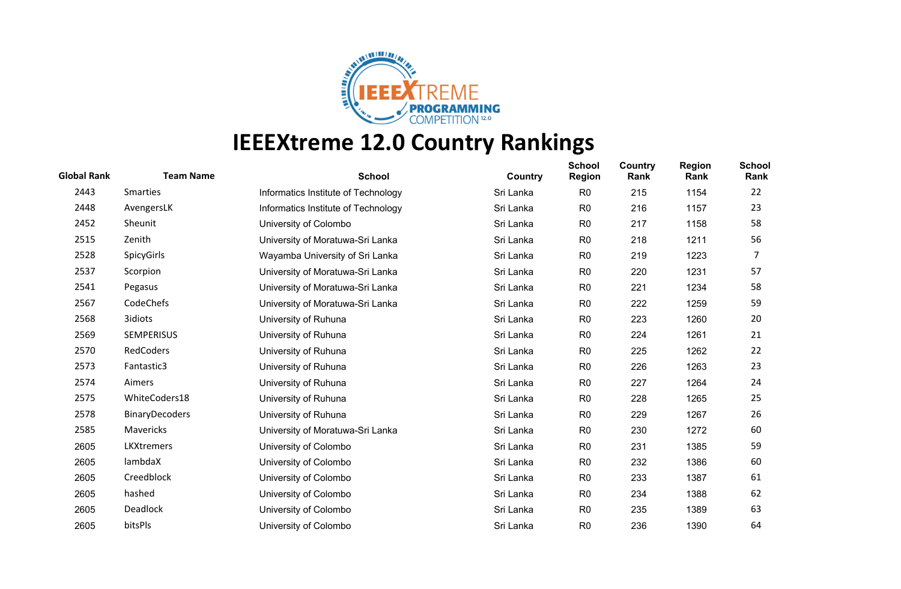# IEEEXtreme 12.0 Country Rankings

| Global Rank | Team Name | School | Country | School Region | Country Rank | Region Rank | School Rank |
|---|---|---|---|---|---|---|---|
| 2443 | Smarties | Informatics Institute of Technology | Sri Lanka | R0 | 215 | 1154 | 22 |
| 2448 | AvengersLK | Informatics Institute of Technology | Sri Lanka | R0 | 216 | 1157 | 23 |
| 2452 | Sheunit | University of Colombo | Sri Lanka | R0 | 217 | 1158 | 58 |
| 2515 | Zenith | University of Moratuwa-Sri Lanka | Sri Lanka | R0 | 218 | 1211 | 56 |
| 2528 | SpicyGirls | Wayamba University of Sri Lanka | Sri Lanka | R0 | 219 | 1223 | 7 |
| 2537 | Scorpion | University of Moratuwa-Sri Lanka | Sri Lanka | R0 | 220 | 1231 | 57 |
| 2541 | Pegasus | University of Moratuwa-Sri Lanka | Sri Lanka | R0 | 221 | 1234 | 58 |
| 2567 | CodeChefs | University of Moratuwa-Sri Lanka | Sri Lanka | R0 | 222 | 1259 | 59 |
| 2568 | 3idiots | University of Ruhuna | Sri Lanka | R0 | 223 | 1260 | 20 |
| 2569 | SEMPERISUS | University of Ruhuna | Sri Lanka | R0 | 224 | 1261 | 21 |
| 2570 | RedCoders | University of Ruhuna | Sri Lanka | R0 | 225 | 1262 | 22 |
| 2573 | Fantastic3 | University of Ruhuna | Sri Lanka | R0 | 226 | 1263 | 23 |
| 2574 | Aimers | University of Ruhuna | Sri Lanka | R0 | 227 | 1264 | 24 |
| 2575 | WhiteCoders18 | University of Ruhuna | Sri Lanka | R0 | 228 | 1265 | 25 |
| 2578 | BinaryDecoders | University of Ruhuna | Sri Lanka | R0 | 229 | 1267 | 26 |
| 2585 | Mavericks | University of Moratuwa-Sri Lanka | Sri Lanka | R0 | 230 | 1272 | 60 |
| 2605 | LKXtremers | University of Colombo | Sri Lanka | R0 | 231 | 1385 | 59 |
| 2605 | lambdaX | University of Colombo | Sri Lanka | R0 | 232 | 1386 | 60 |
| 2605 | Creedblock | University of Colombo | Sri Lanka | R0 | 233 | 1387 | 61 |
| 2605 | hashed | University of Colombo | Sri Lanka | R0 | 234 | 1388 | 62 |
| 2605 | Deadlock | University of Colombo | Sri Lanka | R0 | 235 | 1389 | 63 |
| 2605 | bitsPls | University of Colombo | Sri Lanka | R0 | 236 | 1390 | 64 |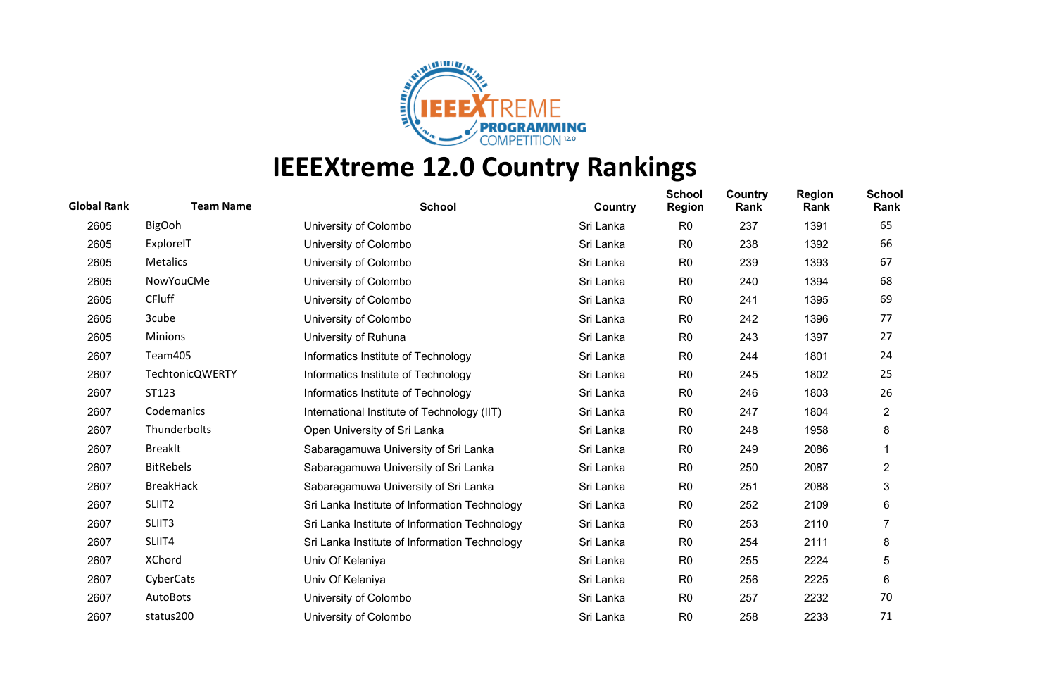# IEEEXtreme 12.0 Country Rankings

| Global Rank | Team Name | School | Country | School Region | Country Rank | Region Rank | School Rank |
|---|---|---|---|---|---|---|---|
| 2605 | BigOoh | University of Colombo | Sri Lanka | R0 | 237 | 1391 | 65 |
| 2605 | ExploreIT | University of Colombo | Sri Lanka | R0 | 238 | 1392 | 66 |
| 2605 | Metalics | University of Colombo | Sri Lanka | R0 | 239 | 1393 | 67 |
| 2605 | NowYouCMe | University of Colombo | Sri Lanka | R0 | 240 | 1394 | 68 |
| 2605 | CFluff | University of Colombo | Sri Lanka | R0 | 241 | 1395 | 69 |
| 2605 | 3cube | University of Colombo | Sri Lanka | R0 | 242 | 1396 | 77 |
| 2605 | Minions | University of Ruhuna | Sri Lanka | R0 | 243 | 1397 | 27 |
| 2607 | Team405 | Informatics Institute of Technology | Sri Lanka | R0 | 244 | 1801 | 24 |
| 2607 | TechtonicQWERTY | Informatics Institute of Technology | Sri Lanka | R0 | 245 | 1802 | 25 |
| 2607 | ST123 | Informatics Institute of Technology | Sri Lanka | R0 | 246 | 1803 | 26 |
| 2607 | Codemanics | International Institute of Technology (IIT) | Sri Lanka | R0 | 247 | 1804 | 2 |
| 2607 | Thunderbolts | Open University of Sri Lanka | Sri Lanka | R0 | 248 | 1958 | 8 |
| 2607 | BreakIt | Sabaragamuwa University of Sri Lanka | Sri Lanka | R0 | 249 | 2086 | 1 |
| 2607 | BitRebels | Sabaragamuwa University of Sri Lanka | Sri Lanka | R0 | 250 | 2087 | 2 |
| 2607 | BreakHack | Sabaragamuwa University of Sri Lanka | Sri Lanka | R0 | 251 | 2088 | 3 |
| 2607 | SLIIT2 | Sri Lanka Institute of Information Technology | Sri Lanka | R0 | 252 | 2109 | 6 |
| 2607 | SLIIT3 | Sri Lanka Institute of Information Technology | Sri Lanka | R0 | 253 | 2110 | 7 |
| 2607 | SLIIT4 | Sri Lanka Institute of Information Technology | Sri Lanka | R0 | 254 | 2111 | 8 |
| 2607 | XChord | Univ Of Kelaniya | Sri Lanka | R0 | 255 | 2224 | 5 |
| 2607 | CyberCats | Univ Of Kelaniya | Sri Lanka | R0 | 256 | 2225 | 6 |
| 2607 | AutoBots | University of Colombo | Sri Lanka | R0 | 257 | 2232 | 70 |
| 2607 | status200 | University of Colombo | Sri Lanka | R0 | 258 | 2233 | 71 |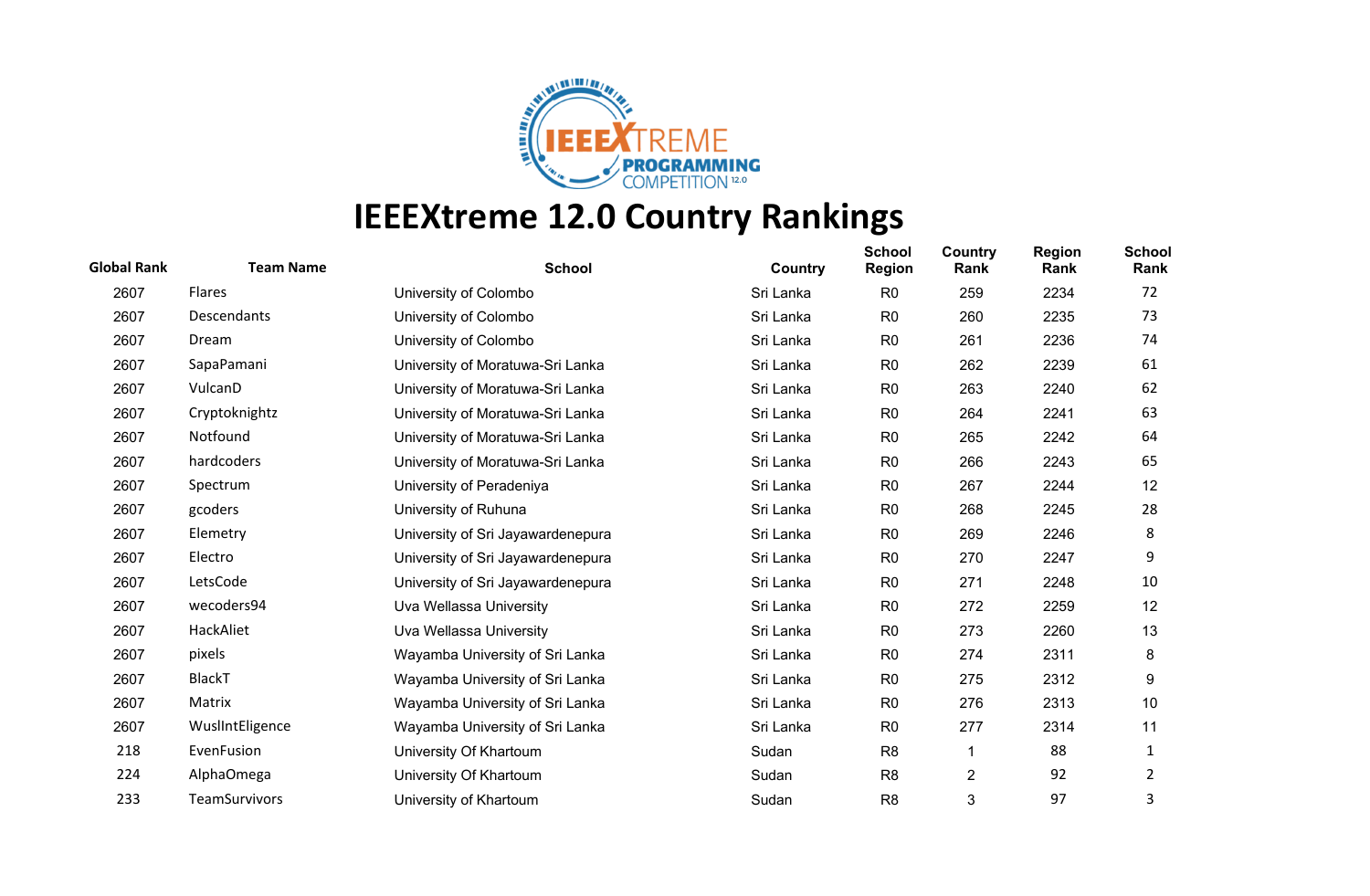# IEEEXtreme 12.0 Country Rankings

| Global Rank | Team Name | School | Country | School Region | Country Rank | Region Rank | School Rank |
|---|---|---|---|---|---|---|---|
| 2607 | Flares | University of Colombo | Sri Lanka | R0 | 259 | 2234 | 72 |
| 2607 | Descendants | University of Colombo | Sri Lanka | R0 | 260 | 2235 | 73 |
| 2607 | Dream | University of Colombo | Sri Lanka | R0 | 261 | 2236 | 74 |
| 2607 | SapaPamani | University of Moratuwa-Sri Lanka | Sri Lanka | R0 | 262 | 2239 | 61 |
| 2607 | VulcanD | University of Moratuwa-Sri Lanka | Sri Lanka | R0 | 263 | 2240 | 62 |
| 2607 | Cryptoknightz | University of Moratuwa-Sri Lanka | Sri Lanka | R0 | 264 | 2241 | 63 |
| 2607 | Notfound | University of Moratuwa-Sri Lanka | Sri Lanka | R0 | 265 | 2242 | 64 |
| 2607 | hardcoders | University of Moratuwa-Sri Lanka | Sri Lanka | R0 | 266 | 2243 | 65 |
| 2607 | Spectrum | University of Peradeniya | Sri Lanka | R0 | 267 | 2244 | 12 |
| 2607 | gcoders | University of Ruhuna | Sri Lanka | R0 | 268 | 2245 | 28 |
| 2607 | Elemetry | University of Sri Jayawardenepura | Sri Lanka | R0 | 269 | 2246 | 8 |
| 2607 | Electro | University of Sri Jayawardenepura | Sri Lanka | R0 | 270 | 2247 | 9 |
| 2607 | LetsCode | University of Sri Jayawardenepura | Sri Lanka | R0 | 271 | 2248 | 10 |
| 2607 | wecoders94 | Uva Wellassa University | Sri Lanka | R0 | 272 | 2259 | 12 |
| 2607 | HackAliet | Uva Wellassa University | Sri Lanka | R0 | 273 | 2260 | 13 |
| 2607 | pixels | Wayamba University of Sri Lanka | Sri Lanka | R0 | 274 | 2311 | 8 |
| 2607 | BlackT | Wayamba University of Sri Lanka | Sri Lanka | R0 | 275 | 2312 | 9 |
| 2607 | Matrix | Wayamba University of Sri Lanka | Sri Lanka | R0 | 276 | 2313 | 10 |
| 2607 | WuslIntEligence | Wayamba University of Sri Lanka | Sri Lanka | R0 | 277 | 2314 | 11 |
| 218 | EvenFusion | University Of Khartoum | Sudan | R8 | 1 | 88 | 1 |
| 224 | AlphaOmega | University Of Khartoum | Sudan | R8 | 2 | 92 | 2 |
| 233 | TeamSurvivors | University of Khartoum | Sudan | R8 | 3 | 97 | 3 |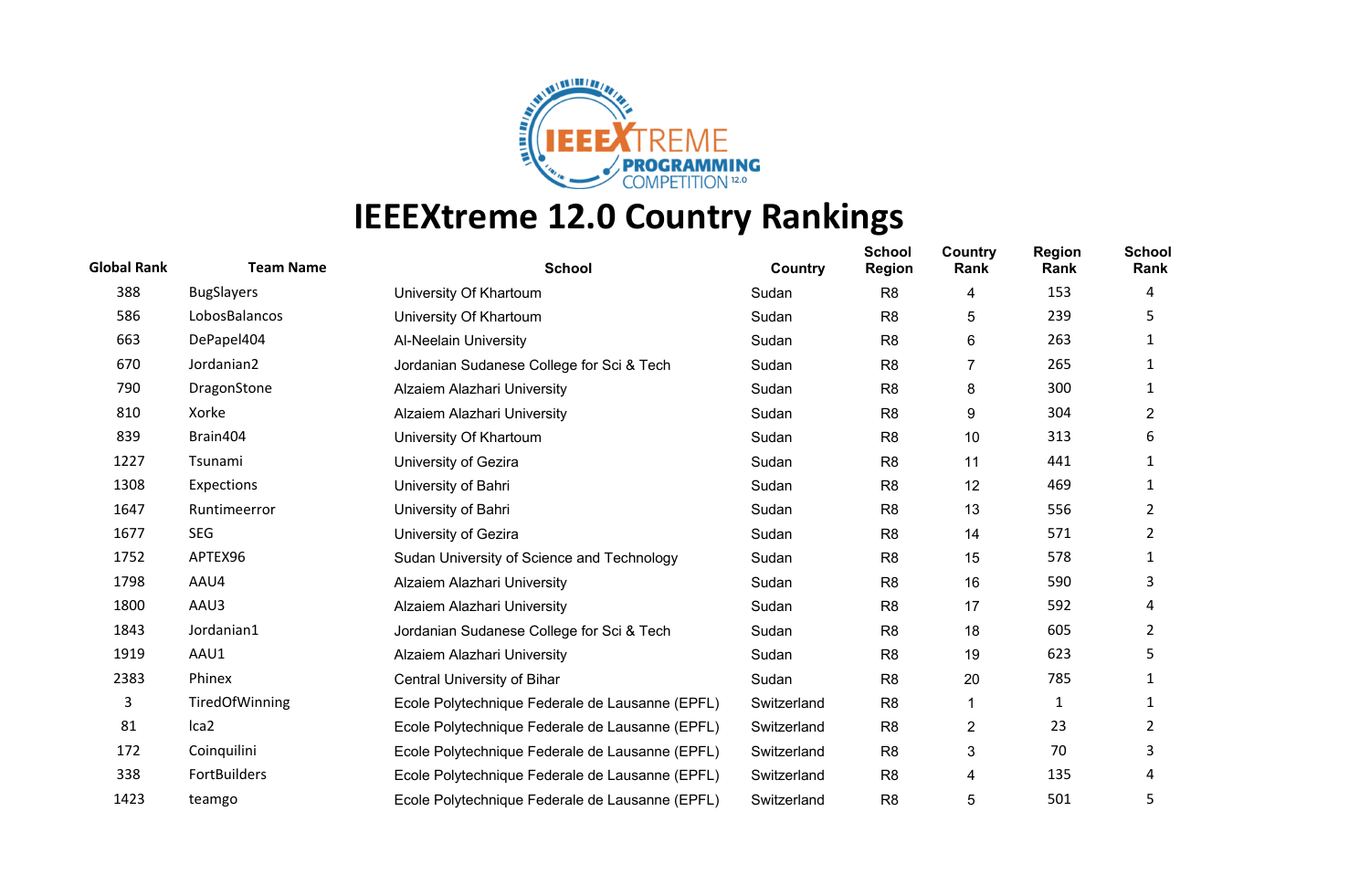# IEEEXtreme 12.0 Country Rankings

| Global Rank | Team Name | School | Country | School Region | Country Rank | Region Rank | School Rank |
|---|---|---|---|---|---|---|---|
| 388 | BugSlayers | University Of Khartoum | Sudan | R8 | 4 | 153 | 4 |
| 586 | LobosBalancos | University Of Khartoum | Sudan | R8 | 5 | 239 | 5 |
| 663 | DePapel404 | Al-Neelain University | Sudan | R8 | 6 | 263 | 1 |
| 670 | Jordanian2 | Jordanian Sudanese College for Sci & Tech | Sudan | R8 | 7 | 265 | 1 |
| 790 | DragonStone | Alzaiem Alazhari University | Sudan | R8 | 8 | 300 | 1 |
| 810 | Xorke | Alzaiem Alazhari University | Sudan | R8 | 9 | 304 | 2 |
| 839 | Brain404 | University Of Khartoum | Sudan | R8 | 10 | 313 | 6 |
| 1227 | Tsunami | University of Gezira | Sudan | R8 | 11 | 441 | 1 |
| 1308 | Expections | University of Bahri | Sudan | R8 | 12 | 469 | 1 |
| 1647 | Runtimeerror | University of Bahri | Sudan | R8 | 13 | 556 | 2 |
| 1677 | SEG | University of Gezira | Sudan | R8 | 14 | 571 | 2 |
| 1752 | APTEX96 | Sudan University of Science and Technology | Sudan | R8 | 15 | 578 | 1 |
| 1798 | AAU4 | Alzaiem Alazhari University | Sudan | R8 | 16 | 590 | 3 |
| 1800 | AAU3 | Alzaiem Alazhari University | Sudan | R8 | 17 | 592 | 4 |
| 1843 | Jordanian1 | Jordanian Sudanese College for Sci & Tech | Sudan | R8 | 18 | 605 | 2 |
| 1919 | AAU1 | Alzaiem Alazhari University | Sudan | R8 | 19 | 623 | 5 |
| 2383 | Phinex | Central University of Bihar | Sudan | R8 | 20 | 785 | 1 |
| 3 | TiredOfWinning | Ecole Polytechnique Federale de Lausanne (EPFL) | Switzerland | R8 | 1 | 1 | 1 |
| 81 | lca2 | Ecole Polytechnique Federale de Lausanne (EPFL) | Switzerland | R8 | 2 | 23 | 2 |
| 172 | Coinquilini | Ecole Polytechnique Federale de Lausanne (EPFL) | Switzerland | R8 | 3 | 70 | 3 |
| 338 | FortBuilders | Ecole Polytechnique Federale de Lausanne (EPFL) | Switzerland | R8 | 4 | 135 | 4 |
| 1423 | teamgo | Ecole Polytechnique Federale de Lausanne (EPFL) | Switzerland | R8 | 5 | 501 | 5 |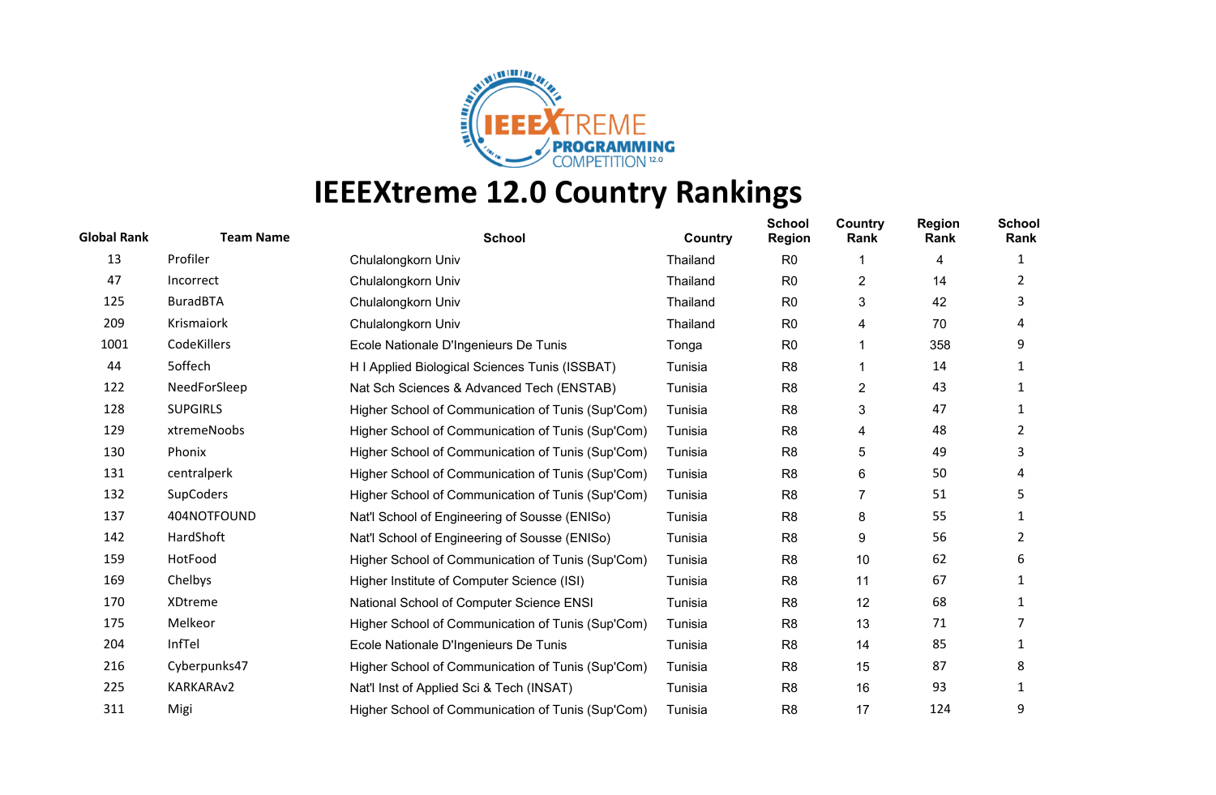# IEEEXtreme 12.0 Country Rankings

| Global Rank | Team Name | School | Country | School Region | Country Rank | Region Rank | School Rank |
|---|---|---|---|---|---|---|---|
| 13 | Profiler | Chulalongkorn Univ | Thailand | R0 | 1 | 4 | 1 |
| 47 | Incorrect | Chulalongkorn Univ | Thailand | R0 | 2 | 14 | 2 |
| 125 | BuradBTA | Chulalongkorn Univ | Thailand | R0 | 3 | 42 | 3 |
| 209 | Krismaiork | Chulalongkorn Univ | Thailand | R0 | 4 | 70 | 4 |
| 1001 | CodeKillers | Ecole Nationale D'Ingenieurs De Tunis | Tonga | R0 | 1 | 358 | 9 |
| 44 | 5offech | H I Applied Biological Sciences Tunis (ISSBAT) | Tunisia | R8 | 1 | 14 | 1 |
| 122 | NeedForSleep | Nat Sch Sciences & Advanced Tech (ENSTAB) | Tunisia | R8 | 2 | 43 | 1 |
| 128 | SUPGIRLS | Higher School of Communication of Tunis (Sup'Com) | Tunisia | R8 | 3 | 47 | 1 |
| 129 | xtremeNoobs | Higher School of Communication of Tunis (Sup'Com) | Tunisia | R8 | 4 | 48 | 2 |
| 130 | Phonix | Higher School of Communication of Tunis (Sup'Com) | Tunisia | R8 | 5 | 49 | 3 |
| 131 | centralperk | Higher School of Communication of Tunis (Sup'Com) | Tunisia | R8 | 6 | 50 | 4 |
| 132 | SupCoders | Higher School of Communication of Tunis (Sup'Com) | Tunisia | R8 | 7 | 51 | 5 |
| 137 | 404NOTFOUND | Nat'l School of Engineering of Sousse (ENISo) | Tunisia | R8 | 8 | 55 | 1 |
| 142 | HardShoft | Nat'l School of Engineering of Sousse (ENISo) | Tunisia | R8 | 9 | 56 | 2 |
| 159 | HotFood | Higher School of Communication of Tunis (Sup'Com) | Tunisia | R8 | 10 | 62 | 6 |
| 169 | Chelbys | Higher Institute of Computer Science (ISI) | Tunisia | R8 | 11 | 67 | 1 |
| 170 | XDtreme | National School of Computer Science ENSI | Tunisia | R8 | 12 | 68 | 1 |
| 175 | Melkeor | Higher School of Communication of Tunis (Sup'Com) | Tunisia | R8 | 13 | 71 | 7 |
| 204 | InfTel | Ecole Nationale D'Ingenieurs De Tunis | Tunisia | R8 | 14 | 85 | 1 |
| 216 | Cyberpunks47 | Higher School of Communication of Tunis (Sup'Com) | Tunisia | R8 | 15 | 87 | 8 |
| 225 | KARKARAv2 | Nat'l Inst of Applied Sci & Tech (INSAT) | Tunisia | R8 | 16 | 93 | 1 |
| 311 | Migi | Higher School of Communication of Tunis (Sup'Com) | Tunisia | R8 | 17 | 124 | 9 |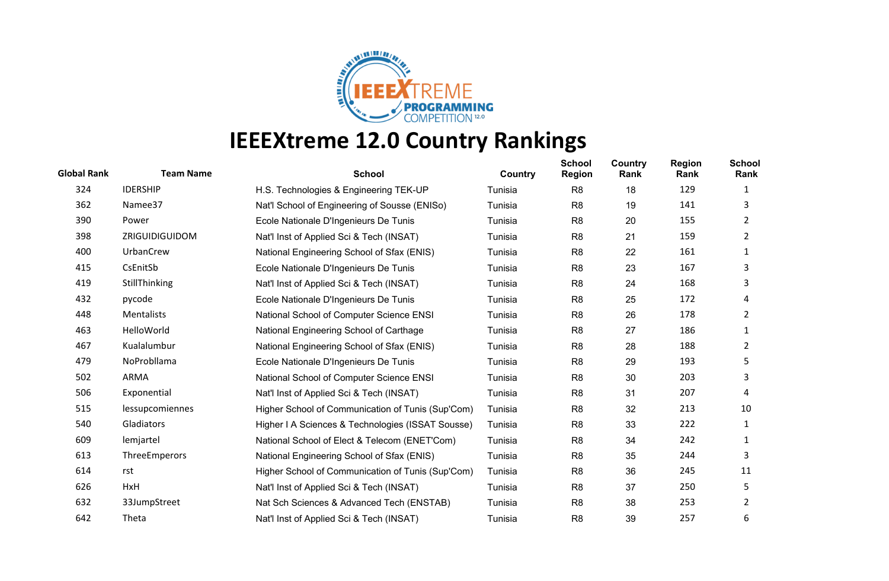# IEEEXtreme 12.0 Country Rankings

| Global Rank | Team Name | School | Country | School Region | Country Rank | Region Rank | School Rank |
|---|---|---|---|---|---|---|---|
| 324 | IDERSHIP | H.S. Technologies & Engineering TEK-UP | Tunisia | R8 | 18 | 129 | 1 |
| 362 | Namee37 | Nat'l School of Engineering of Sousse (ENISo) | Tunisia | R8 | 19 | 141 | 3 |
| 390 | Power | Ecole Nationale D'Ingenieurs De Tunis | Tunisia | R8 | 20 | 155 | 2 |
| 398 | ZRIGUIDIGUIDOM | Nat'l Inst of Applied Sci & Tech (INSAT) | Tunisia | R8 | 21 | 159 | 2 |
| 400 | UrbanCrew | National Engineering School of Sfax (ENIS) | Tunisia | R8 | 22 | 161 | 1 |
| 415 | CsEnitSb | Ecole Nationale D'Ingenieurs De Tunis | Tunisia | R8 | 23 | 167 | 3 |
| 419 | StillThinking | Nat'l Inst of Applied Sci & Tech (INSAT) | Tunisia | R8 | 24 | 168 | 3 |
| 432 | pycode | Ecole Nationale D'Ingenieurs De Tunis | Tunisia | R8 | 25 | 172 | 4 |
| 448 | Mentalists | National School of Computer Science ENSI | Tunisia | R8 | 26 | 178 | 2 |
| 463 | HelloWorld | National Engineering School of Carthage | Tunisia | R8 | 27 | 186 | 1 |
| 467 | Kualalumbur | National Engineering School of Sfax (ENIS) | Tunisia | R8 | 28 | 188 | 2 |
| 479 | NoProbllama | Ecole Nationale D'Ingenieurs De Tunis | Tunisia | R8 | 29 | 193 | 5 |
| 502 | ARMA | National School of Computer Science ENSI | Tunisia | R8 | 30 | 203 | 3 |
| 506 | Exponential | Nat'l Inst of Applied Sci & Tech (INSAT) | Tunisia | R8 | 31 | 207 | 4 |
| 515 | lessupcomiennes | Higher School of Communication of Tunis (Sup'Com) | Tunisia | R8 | 32 | 213 | 10 |
| 540 | Gladiators | Higher I A Sciences & Technologies (ISSAT Sousse) | Tunisia | R8 | 33 | 222 | 1 |
| 609 | lemjartel | National School of Elect & Telecom (ENET'Com) | Tunisia | R8 | 34 | 242 | 1 |
| 613 | ThreeEmperors | National Engineering School of Sfax (ENIS) | Tunisia | R8 | 35 | 244 | 3 |
| 614 | rst | Higher School of Communication of Tunis (Sup'Com) | Tunisia | R8 | 36 | 245 | 11 |
| 626 | HxH | Nat'l Inst of Applied Sci & Tech (INSAT) | Tunisia | R8 | 37 | 250 | 5 |
| 632 | 33JumpStreet | Nat Sch Sciences & Advanced Tech (ENSTAB) | Tunisia | R8 | 38 | 253 | 2 |
| 642 | Theta | Nat'l Inst of Applied Sci & Tech (INSAT) | Tunisia | R8 | 39 | 257 | 6 |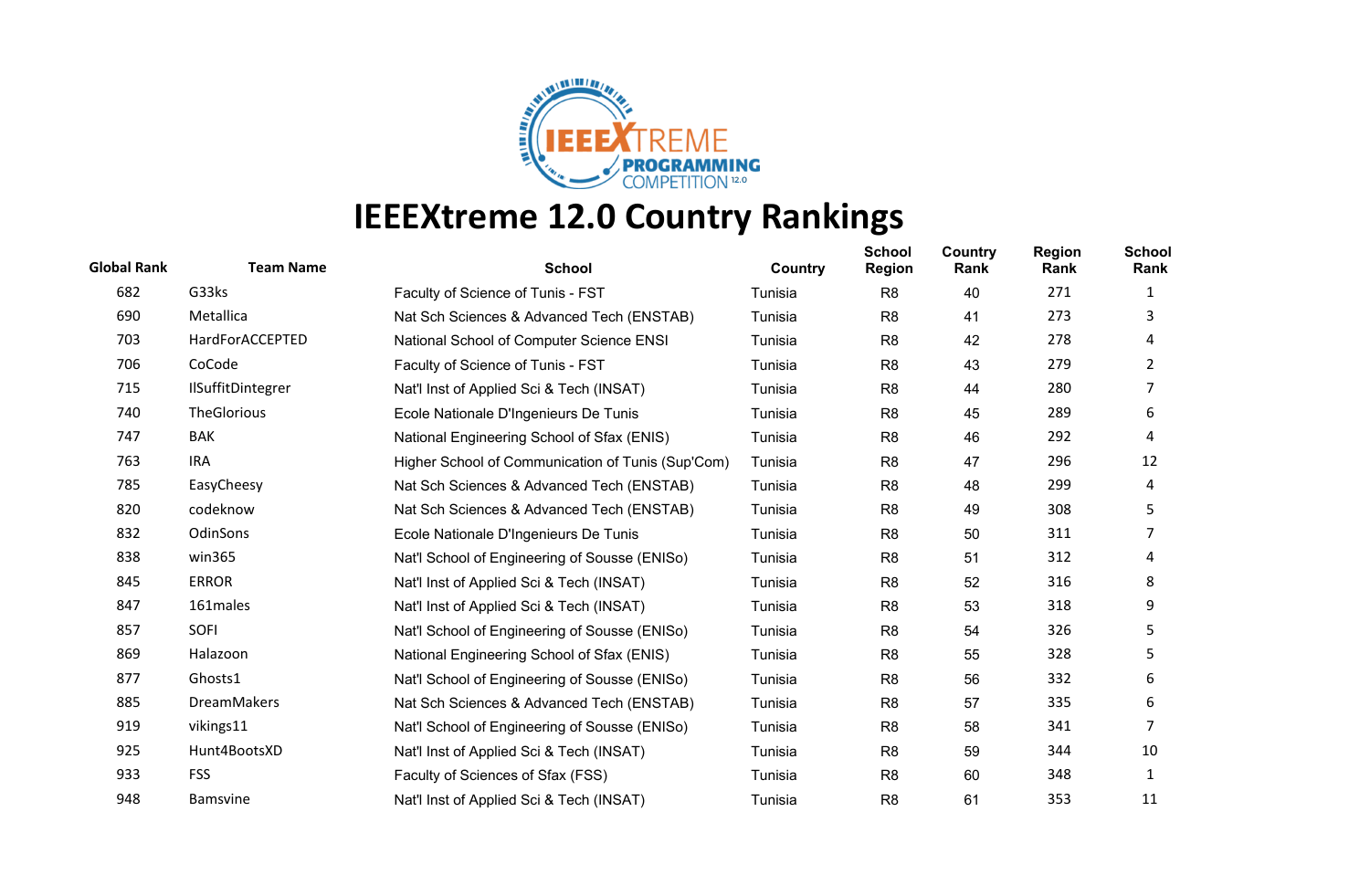# IEEEXtreme 12.0 Country Rankings

| Global Rank | Team Name | School | Country | School Region | Country Rank | Region Rank | School Rank |
|---|---|---|---|---|---|---|---|
| 682 | G33ks | Faculty of Science of Tunis - FST | Tunisia | R8 | 40 | 271 | 1 |
| 690 | Metallica | Nat Sch Sciences & Advanced Tech (ENSTAB) | Tunisia | R8 | 41 | 273 | 3 |
| 703 | HardForACCEPTED | National School of Computer Science ENSI | Tunisia | R8 | 42 | 278 | 4 |
| 706 | CoCode | Faculty of Science of Tunis - FST | Tunisia | R8 | 43 | 279 | 2 |
| 715 | IlSuffitDintegrer | Nat'l Inst of Applied Sci & Tech (INSAT) | Tunisia | R8 | 44 | 280 | 7 |
| 740 | TheGlorious | Ecole Nationale D'Ingenieurs De Tunis | Tunisia | R8 | 45 | 289 | 6 |
| 747 | BAK | National Engineering School of Sfax (ENIS) | Tunisia | R8 | 46 | 292 | 4 |
| 763 | IRA | Higher School of Communication of Tunis (Sup'Com) | Tunisia | R8 | 47 | 296 | 12 |
| 785 | EasyCheesy | Nat Sch Sciences & Advanced Tech (ENSTAB) | Tunisia | R8 | 48 | 299 | 4 |
| 820 | codeknow | Nat Sch Sciences & Advanced Tech (ENSTAB) | Tunisia | R8 | 49 | 308 | 5 |
| 832 | OdinSons | Ecole Nationale D'Ingenieurs De Tunis | Tunisia | R8 | 50 | 311 | 7 |
| 838 | win365 | Nat'l School of Engineering of Sousse (ENISo) | Tunisia | R8 | 51 | 312 | 4 |
| 845 | ERROR | Nat'l Inst of Applied Sci & Tech (INSAT) | Tunisia | R8 | 52 | 316 | 8 |
| 847 | 161males | Nat'l Inst of Applied Sci & Tech (INSAT) | Tunisia | R8 | 53 | 318 | 9 |
| 857 | SOFI | Nat'l School of Engineering of Sousse (ENISo) | Tunisia | R8 | 54 | 326 | 5 |
| 869 | Halazoon | National Engineering School of Sfax (ENIS) | Tunisia | R8 | 55 | 328 | 5 |
| 877 | Ghosts1 | Nat'l School of Engineering of Sousse (ENISo) | Tunisia | R8 | 56 | 332 | 6 |
| 885 | DreamMakers | Nat Sch Sciences & Advanced Tech (ENSTAB) | Tunisia | R8 | 57 | 335 | 6 |
| 919 | vikings11 | Nat'l School of Engineering of Sousse (ENISo) | Tunisia | R8 | 58 | 341 | 7 |
| 925 | Hunt4BootsXD | Nat'l Inst of Applied Sci & Tech (INSAT) | Tunisia | R8 | 59 | 344 | 10 |
| 933 | FSS | Faculty of Sciences of Sfax (FSS) | Tunisia | R8 | 60 | 348 | 1 |
| 948 | Bamsvine | Nat'l Inst of Applied Sci & Tech (INSAT) | Tunisia | R8 | 61 | 353 | 11 |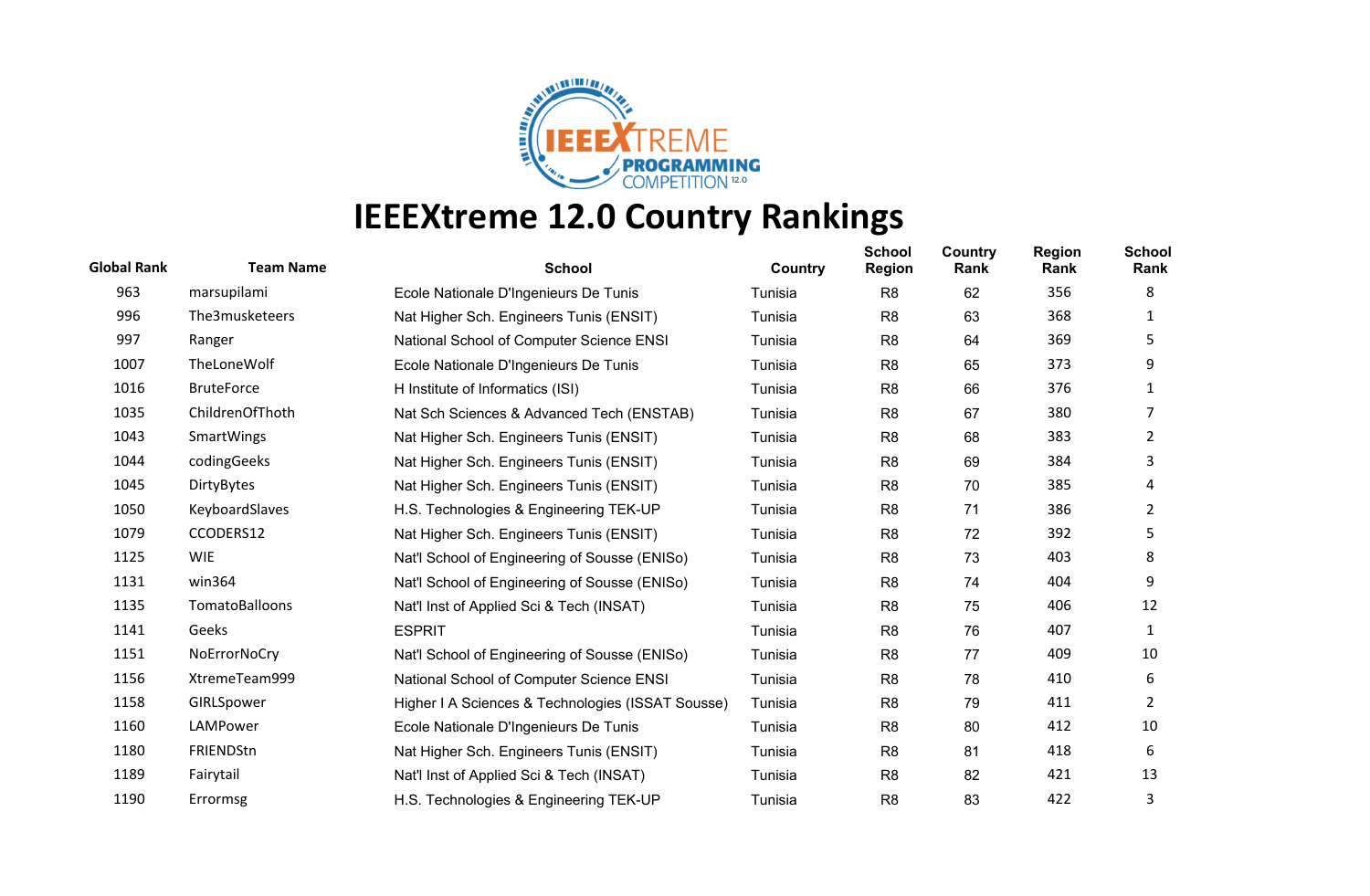# IEEEXtreme 12.0 Country Rankings

| Global Rank | Team Name | School | Country | School Region | Country Rank | Region Rank | School Rank |
|---|---|---|---|---|---|---|---|
| 963 | marsupilami | Ecole Nationale D'Ingenieurs De Tunis | Tunisia | R8 | 62 | 356 | 8 |
| 996 | The3musketeers | Nat Higher Sch. Engineers Tunis (ENSIT) | Tunisia | R8 | 63 | 368 | 1 |
| 997 | Ranger | National School of Computer Science ENSI | Tunisia | R8 | 64 | 369 | 5 |
| 1007 | TheLoneWolf | Ecole Nationale D'Ingenieurs De Tunis | Tunisia | R8 | 65 | 373 | 9 |
| 1016 | BruteForce | H Institute of Informatics (ISI) | Tunisia | R8 | 66 | 376 | 1 |
| 1035 | ChildrenOfThoth | Nat Sch Sciences & Advanced Tech (ENSTAB) | Tunisia | R8 | 67 | 380 | 7 |
| 1043 | SmartWings | Nat Higher Sch. Engineers Tunis (ENSIT) | Tunisia | R8 | 68 | 383 | 2 |
| 1044 | codingGeeks | Nat Higher Sch. Engineers Tunis (ENSIT) | Tunisia | R8 | 69 | 384 | 3 |
| 1045 | DirtyBytes | Nat Higher Sch. Engineers Tunis (ENSIT) | Tunisia | R8 | 70 | 385 | 4 |
| 1050 | KeyboardSlaves | H.S. Technologies & Engineering TEK-UP | Tunisia | R8 | 71 | 386 | 2 |
| 1079 | CCODERS12 | Nat Higher Sch. Engineers Tunis (ENSIT) | Tunisia | R8 | 72 | 392 | 5 |
| 1125 | WIE | Nat'l School of Engineering of Sousse (ENISo) | Tunisia | R8 | 73 | 403 | 8 |
| 1131 | win364 | Nat'l School of Engineering of Sousse (ENISo) | Tunisia | R8 | 74 | 404 | 9 |
| 1135 | TomatoBalloons | Nat'l Inst of Applied Sci & Tech (INSAT) | Tunisia | R8 | 75 | 406 | 12 |
| 1141 | Geeks | ESPRIT | Tunisia | R8 | 76 | 407 | 1 |
| 1151 | NoErrorNoCry | Nat'l School of Engineering of Sousse (ENISo) | Tunisia | R8 | 77 | 409 | 10 |
| 1156 | XtremeTeam999 | National School of Computer Science ENSI | Tunisia | R8 | 78 | 410 | 6 |
| 1158 | GIRLSpower | Higher I A Sciences & Technologies (ISSAT Sousse) | Tunisia | R8 | 79 | 411 | 2 |
| 1160 | LAMPower | Ecole Nationale D'Ingenieurs De Tunis | Tunisia | R8 | 80 | 412 | 10 |
| 1180 | FRIENDStn | Nat Higher Sch. Engineers Tunis (ENSIT) | Tunisia | R8 | 81 | 418 | 6 |
| 1189 | Fairytail | Nat'l Inst of Applied Sci & Tech (INSAT) | Tunisia | R8 | 82 | 421 | 13 |
| 1190 | Errormsg | H.S. Technologies & Engineering TEK-UP | Tunisia | R8 | 83 | 422 | 3 |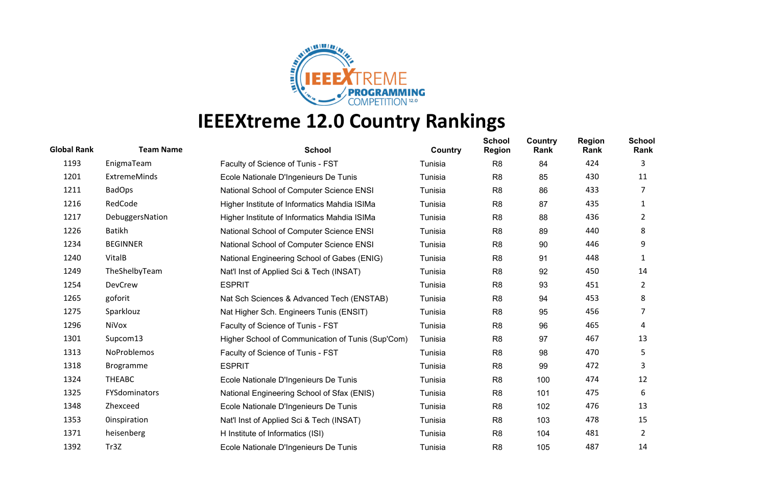# IEEEXtreme 12.0 Country Rankings

| Global Rank | Team Name | School | Country | School Region | Country Rank | Region Rank | School Rank |
|---|---|---|---|---|---|---|---|
| 1193 | EnigmaTeam | Faculty of Science of Tunis - FST | Tunisia | R8 | 84 | 424 | 3 |
| 1201 | ExtremeMinds | Ecole Nationale D'Ingenieurs De Tunis | Tunisia | R8 | 85 | 430 | 11 |
| 1211 | BadOps | National School of Computer Science ENSI | Tunisia | R8 | 86 | 433 | 7 |
| 1216 | RedCode | Higher Institute of Informatics Mahdia ISIMa | Tunisia | R8 | 87 | 435 | 1 |
| 1217 | DebuggersNation | Higher Institute of Informatics Mahdia ISIMa | Tunisia | R8 | 88 | 436 | 2 |
| 1226 | Batikh | National School of Computer Science ENSI | Tunisia | R8 | 89 | 440 | 8 |
| 1234 | BEGINNER | National School of Computer Science ENSI | Tunisia | R8 | 90 | 446 | 9 |
| 1240 | VitalB | National Engineering School of Gabes (ENIG) | Tunisia | R8 | 91 | 448 | 1 |
| 1249 | TheShelbyTeam | Nat'l Inst of Applied Sci & Tech (INSAT) | Tunisia | R8 | 92 | 450 | 14 |
| 1254 | DevCrew | ESPRIT | Tunisia | R8 | 93 | 451 | 2 |
| 1265 | goforit | Nat Sch Sciences & Advanced Tech (ENSTAB) | Tunisia | R8 | 94 | 453 | 8 |
| 1275 | Sparklouz | Nat Higher Sch. Engineers Tunis (ENSIT) | Tunisia | R8 | 95 | 456 | 7 |
| 1296 | NiVox | Faculty of Science of Tunis - FST | Tunisia | R8 | 96 | 465 | 4 |
| 1301 | Supcom13 | Higher School of Communication of Tunis (Sup'Com) | Tunisia | R8 | 97 | 467 | 13 |
| 1313 | NoProblemos | Faculty of Science of Tunis - FST | Tunisia | R8 | 98 | 470 | 5 |
| 1318 | Brogramme | ESPRIT | Tunisia | R8 | 99 | 472 | 3 |
| 1324 | THEABC | Ecole Nationale D'Ingenieurs De Tunis | Tunisia | R8 | 100 | 474 | 12 |
| 1325 | FYSdominators | National Engineering School of Sfax (ENIS) | Tunisia | R8 | 101 | 475 | 6 |
| 1348 | Zhexceed | Ecole Nationale D'Ingenieurs De Tunis | Tunisia | R8 | 102 | 476 | 13 |
| 1353 | 0inspiration | Nat'l Inst of Applied Sci & Tech (INSAT) | Tunisia | R8 | 103 | 478 | 15 |
| 1371 | heisenberg | H Institute of Informatics (ISI) | Tunisia | R8 | 104 | 481 | 2 |
| 1392 | Tr3Z | Ecole Nationale D'Ingenieurs De Tunis | Tunisia | R8 | 105 | 487 | 14 |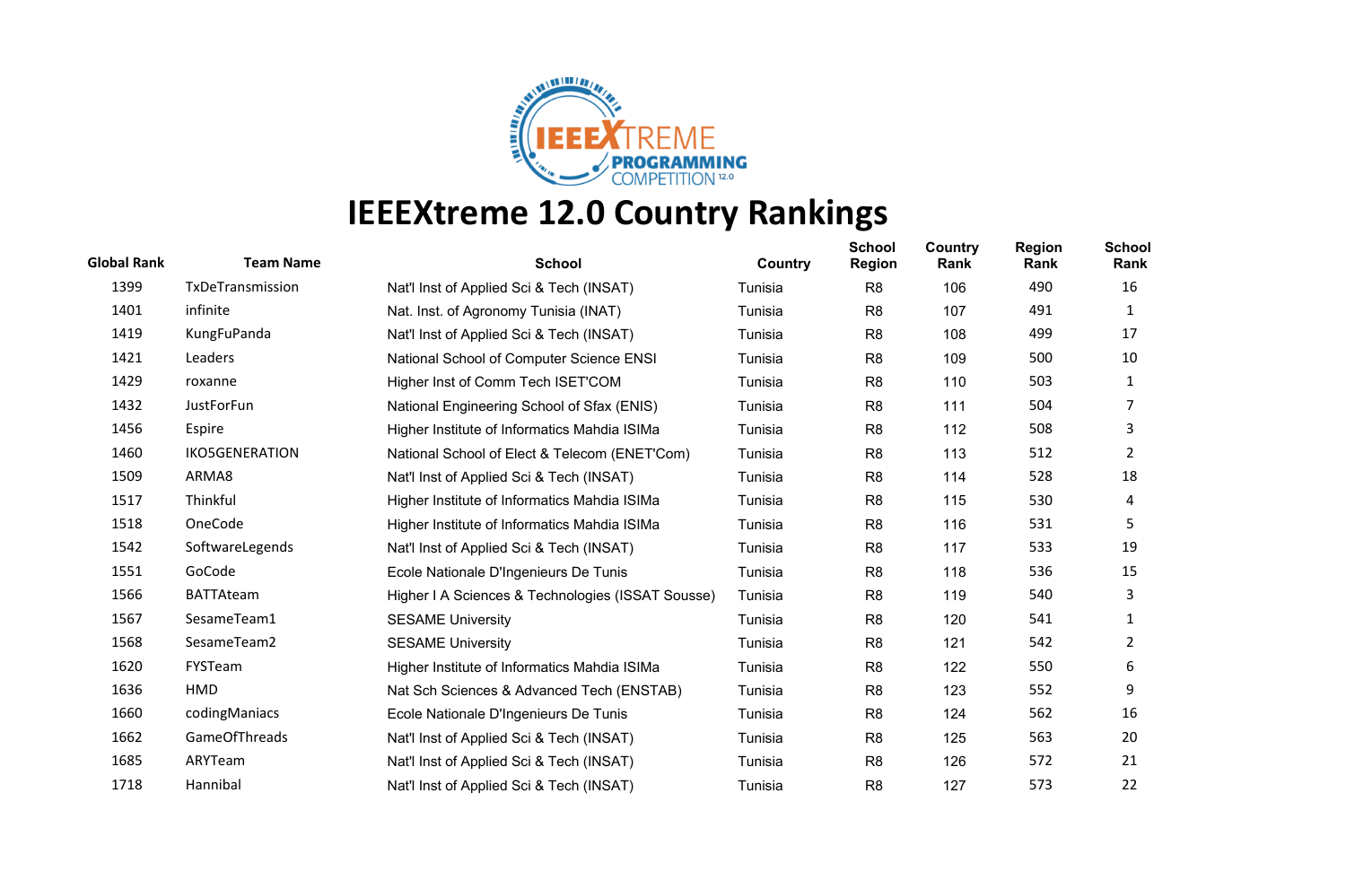# IEEEXtreme 12.0 Country Rankings

| Global Rank | Team Name | School | Country | School Region | Country Rank | Region Rank | School Rank |
|---|---|---|---|---|---|---|---|
| 1399 | TxDeTransmission | Nat'l Inst of Applied Sci & Tech (INSAT) | Tunisia | R8 | 106 | 490 | 16 |
| 1401 | infinite | Nat. Inst. of Agronomy Tunisia (INAT) | Tunisia | R8 | 107 | 491 | 1 |
| 1419 | KungFuPanda | Nat'l Inst of Applied Sci & Tech (INSAT) | Tunisia | R8 | 108 | 499 | 17 |
| 1421 | Leaders | National School of Computer Science ENSI | Tunisia | R8 | 109 | 500 | 10 |
| 1429 | roxanne | Higher Inst of Comm Tech ISET'COM | Tunisia | R8 | 110 | 503 | 1 |
| 1432 | JustForFun | National Engineering School of Sfax (ENIS) | Tunisia | R8 | 111 | 504 | 7 |
| 1456 | Espire | Higher Institute of Informatics Mahdia ISIMa | Tunisia | R8 | 112 | 508 | 3 |
| 1460 | IKO5GENERATION | National School of Elect & Telecom (ENET'Com) | Tunisia | R8 | 113 | 512 | 2 |
| 1509 | ARMA8 | Nat'l Inst of Applied Sci & Tech (INSAT) | Tunisia | R8 | 114 | 528 | 18 |
| 1517 | Thinkful | Higher Institute of Informatics Mahdia ISIMa | Tunisia | R8 | 115 | 530 | 4 |
| 1518 | OneCode | Higher Institute of Informatics Mahdia ISIMa | Tunisia | R8 | 116 | 531 | 5 |
| 1542 | SoftwareLegends | Nat'l Inst of Applied Sci & Tech (INSAT) | Tunisia | R8 | 117 | 533 | 19 |
| 1551 | GoCode | Ecole Nationale D'Ingenieurs De Tunis | Tunisia | R8 | 118 | 536 | 15 |
| 1566 | BATTAteam | Higher I A Sciences & Technologies (ISSAT Sousse) | Tunisia | R8 | 119 | 540 | 3 |
| 1567 | SesameTeam1 | SESAME University | Tunisia | R8 | 120 | 541 | 1 |
| 1568 | SesameTeam2 | SESAME University | Tunisia | R8 | 121 | 542 | 2 |
| 1620 | FYSTeam | Higher Institute of Informatics Mahdia ISIMa | Tunisia | R8 | 122 | 550 | 6 |
| 1636 | HMD | Nat Sch Sciences & Advanced Tech (ENSTAB) | Tunisia | R8 | 123 | 552 | 9 |
| 1660 | codingManiacs | Ecole Nationale D'Ingenieurs De Tunis | Tunisia | R8 | 124 | 562 | 16 |
| 1662 | GameOfThreads | Nat'l Inst of Applied Sci & Tech (INSAT) | Tunisia | R8 | 125 | 563 | 20 |
| 1685 | ARYTeam | Nat'l Inst of Applied Sci & Tech (INSAT) | Tunisia | R8 | 126 | 572 | 21 |
| 1718 | Hannibal | Nat'l Inst of Applied Sci & Tech (INSAT) | Tunisia | R8 | 127 | 573 | 22 |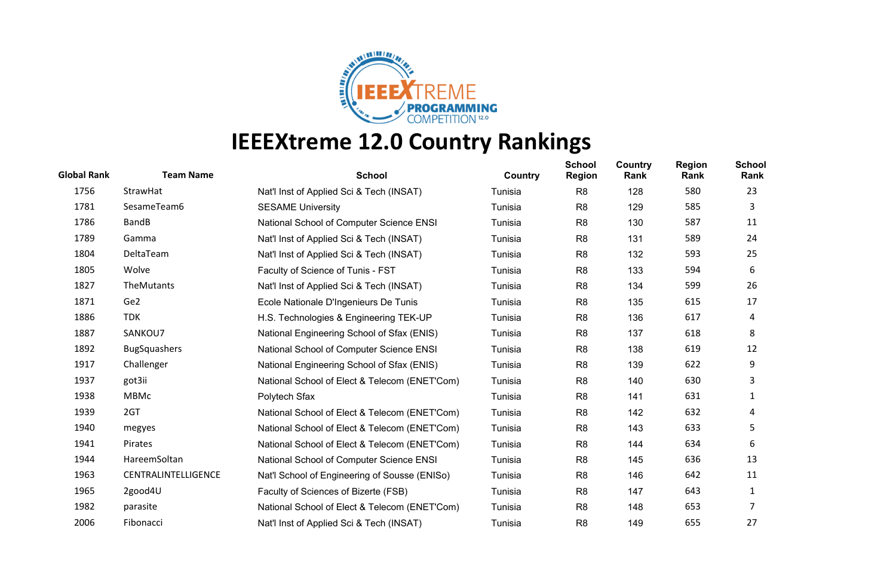# IEEEXtreme 12.0 Country Rankings

| Global Rank | Team Name | School | Country | School Region | Country Rank | Region Rank | School Rank |
|---|---|---|---|---|---|---|---|
| 1756 | StrawHat | Nat'l Inst of Applied Sci & Tech (INSAT) | Tunisia | R8 | 128 | 580 | 23 |
| 1781 | SesameTeam6 | SESAME University | Tunisia | R8 | 129 | 585 | 3 |
| 1786 | BandB | National School of Computer Science ENSI | Tunisia | R8 | 130 | 587 | 11 |
| 1789 | Gamma | Nat'l Inst of Applied Sci & Tech (INSAT) | Tunisia | R8 | 131 | 589 | 24 |
| 1804 | DeltaTeam | Nat'l Inst of Applied Sci & Tech (INSAT) | Tunisia | R8 | 132 | 593 | 25 |
| 1805 | Wolve | Faculty of Science of Tunis - FST | Tunisia | R8 | 133 | 594 | 6 |
| 1827 | TheMutants | Nat'l Inst of Applied Sci & Tech (INSAT) | Tunisia | R8 | 134 | 599 | 26 |
| 1871 | Ge2 | Ecole Nationale D'Ingenieurs De Tunis | Tunisia | R8 | 135 | 615 | 17 |
| 1886 | TDK | H.S. Technologies & Engineering TEK-UP | Tunisia | R8 | 136 | 617 | 4 |
| 1887 | SANKOU7 | National Engineering School of Sfax (ENIS) | Tunisia | R8 | 137 | 618 | 8 |
| 1892 | BugSquashers | National School of Computer Science ENSI | Tunisia | R8 | 138 | 619 | 12 |
| 1917 | Challenger | National Engineering School of Sfax (ENIS) | Tunisia | R8 | 139 | 622 | 9 |
| 1937 | got3ii | National School of Elect & Telecom (ENET'Com) | Tunisia | R8 | 140 | 630 | 3 |
| 1938 | MBMc | Polytech Sfax | Tunisia | R8 | 141 | 631 | 1 |
| 1939 | 2GT | National School of Elect & Telecom (ENET'Com) | Tunisia | R8 | 142 | 632 | 4 |
| 1940 | megyes | National School of Elect & Telecom (ENET'Com) | Tunisia | R8 | 143 | 633 | 5 |
| 1941 | Pirates | National School of Elect & Telecom (ENET'Com) | Tunisia | R8 | 144 | 634 | 6 |
| 1944 | HareemSoltan | National School of Computer Science ENSI | Tunisia | R8 | 145 | 636 | 13 |
| 1963 | CENTRALINTELLIGENCE | Nat'l School of Engineering of Sousse (ENISo) | Tunisia | R8 | 146 | 642 | 11 |
| 1965 | 2good4U | Faculty of Sciences of Bizerte (FSB) | Tunisia | R8 | 147 | 643 | 1 |
| 1982 | parasite | National School of Elect & Telecom (ENET'Com) | Tunisia | R8 | 148 | 653 | 7 |
| 2006 | Fibonacci | Nat'l Inst of Applied Sci & Tech (INSAT) | Tunisia | R8 | 149 | 655 | 27 |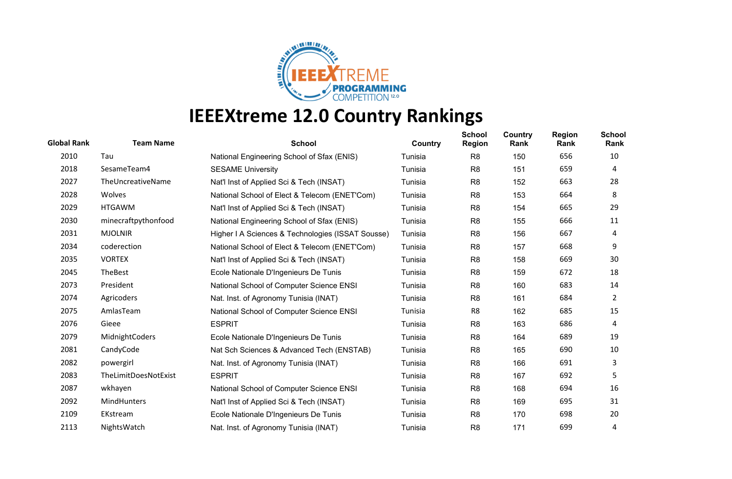# IEEEXtreme 12.0 Country Rankings

| Global Rank | Team Name | School | Country | School Region | Country Rank | Region Rank | School Rank |
|---|---|---|---|---|---|---|---|
| 2010 | Tau | National Engineering School of Sfax (ENIS) | Tunisia | R8 | 150 | 656 | 10 |
| 2018 | SesameTeam4 | SESAME University | Tunisia | R8 | 151 | 659 | 4 |
| 2027 | TheUncreativeName | Nat'l Inst of Applied Sci & Tech (INSAT) | Tunisia | R8 | 152 | 663 | 28 |
| 2028 | Wolves | National School of Elect & Telecom (ENET'Com) | Tunisia | R8 | 153 | 664 | 8 |
| 2029 | HTGAWM | Nat'l Inst of Applied Sci & Tech (INSAT) | Tunisia | R8 | 154 | 665 | 29 |
| 2030 | minecraftpythonfood | National Engineering School of Sfax (ENIS) | Tunisia | R8 | 155 | 666 | 11 |
| 2031 | MJOLNIR | Higher I A Sciences & Technologies (ISSAT Sousse) | Tunisia | R8 | 156 | 667 | 4 |
| 2034 | coderection | National School of Elect & Telecom (ENET'Com) | Tunisia | R8 | 157 | 668 | 9 |
| 2035 | VORTEX | Nat'l Inst of Applied Sci & Tech (INSAT) | Tunisia | R8 | 158 | 669 | 30 |
| 2045 | TheBest | Ecole Nationale D'Ingenieurs De Tunis | Tunisia | R8 | 159 | 672 | 18 |
| 2073 | President | National School of Computer Science ENSI | Tunisia | R8 | 160 | 683 | 14 |
| 2074 | Agricoders | Nat. Inst. of Agronomy Tunisia (INAT) | Tunisia | R8 | 161 | 684 | 2 |
| 2075 | AmlasTeam | National School of Computer Science ENSI | Tunisia | R8 | 162 | 685 | 15 |
| 2076 | Gieee | ESPRIT | Tunisia | R8 | 163 | 686 | 4 |
| 2079 | MidnightCoders | Ecole Nationale D'Ingenieurs De Tunis | Tunisia | R8 | 164 | 689 | 19 |
| 2081 | CandyCode | Nat Sch Sciences & Advanced Tech (ENSTAB) | Tunisia | R8 | 165 | 690 | 10 |
| 2082 | powergirl | Nat. Inst. of Agronomy Tunisia (INAT) | Tunisia | R8 | 166 | 691 | 3 |
| 2083 | TheLimitDoesNotExist | ESPRIT | Tunisia | R8 | 167 | 692 | 5 |
| 2087 | wkhayen | National School of Computer Science ENSI | Tunisia | R8 | 168 | 694 | 16 |
| 2092 | MindHunters | Nat'l Inst of Applied Sci & Tech (INSAT) | Tunisia | R8 | 169 | 695 | 31 |
| 2109 | EKstream | Ecole Nationale D'Ingenieurs De Tunis | Tunisia | R8 | 170 | 698 | 20 |
| 2113 | NightsWatch | Nat. Inst. of Agronomy Tunisia (INAT) | Tunisia | R8 | 171 | 699 | 4 |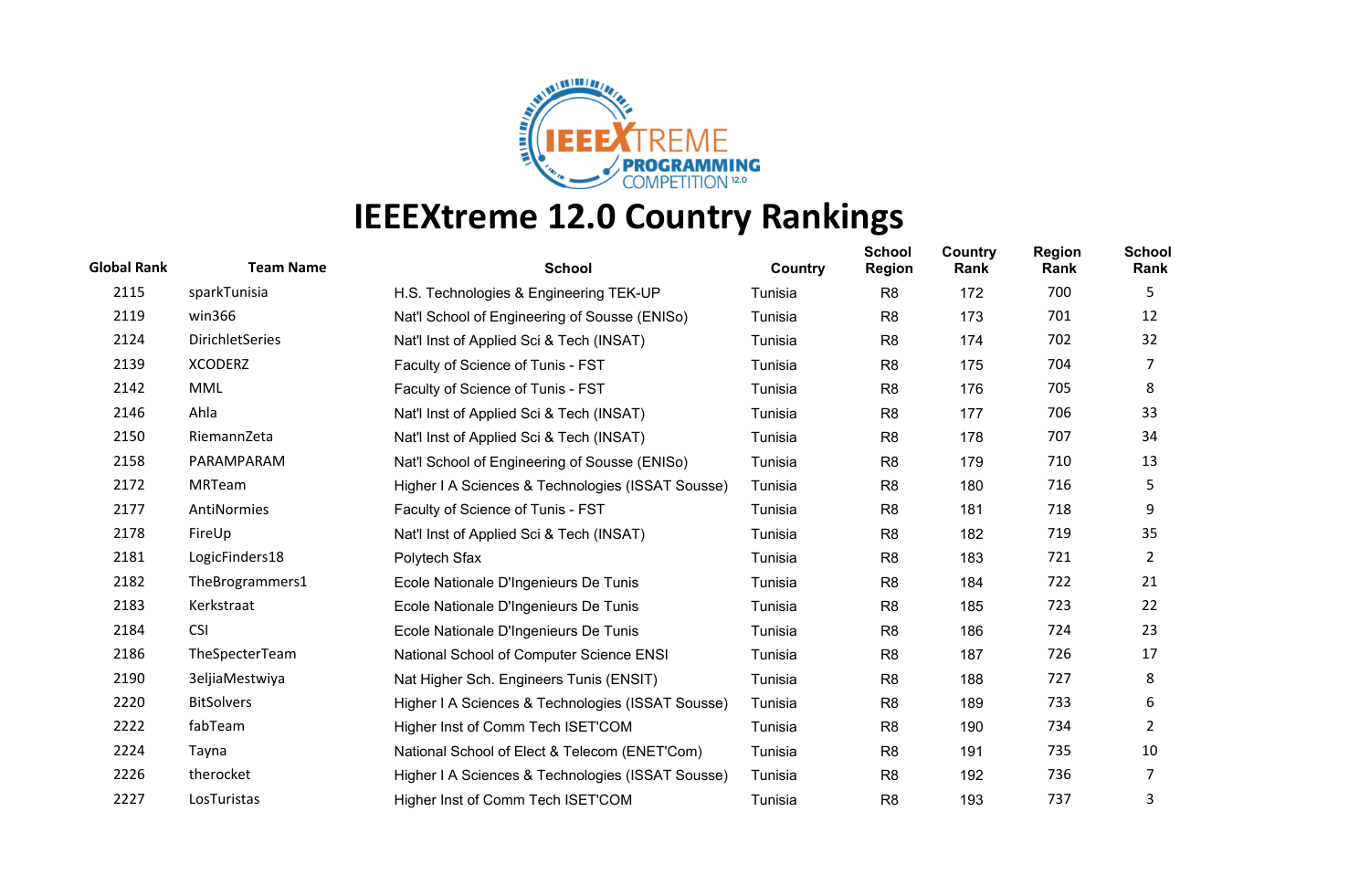# IEEEXtreme 12.0 Country Rankings

| Global Rank | Team Name | School | Country | School Region | Country Rank | Region Rank | School Rank |
|---|---|---|---|---|---|---|---|
| 2115 | sparkTunisia | H.S. Technologies & Engineering TEK-UP | Tunisia | R8 | 172 | 700 | 5 |
| 2119 | win366 | Nat'l School of Engineering of Sousse (ENISo) | Tunisia | R8 | 173 | 701 | 12 |
| 2124 | DirichletSeries | Nat'l Inst of Applied Sci & Tech (INSAT) | Tunisia | R8 | 174 | 702 | 32 |
| 2139 | XCODERZ | Faculty of Science of Tunis - FST | Tunisia | R8 | 175 | 704 | 7 |
| 2142 | MML | Faculty of Science of Tunis - FST | Tunisia | R8 | 176 | 705 | 8 |
| 2146 | Ahla | Nat'l Inst of Applied Sci & Tech (INSAT) | Tunisia | R8 | 177 | 706 | 33 |
| 2150 | RiemannZeta | Nat'l Inst of Applied Sci & Tech (INSAT) | Tunisia | R8 | 178 | 707 | 34 |
| 2158 | PARAMPARAM | Nat'l School of Engineering of Sousse (ENISo) | Tunisia | R8 | 179 | 710 | 13 |
| 2172 | MRTeam | Higher I A Sciences & Technologies (ISSAT Sousse) | Tunisia | R8 | 180 | 716 | 5 |
| 2177 | AntiNormies | Faculty of Science of Tunis - FST | Tunisia | R8 | 181 | 718 | 9 |
| 2178 | FireUp | Nat'l Inst of Applied Sci & Tech (INSAT) | Tunisia | R8 | 182 | 719 | 35 |
| 2181 | LogicFinders18 | Polytech Sfax | Tunisia | R8 | 183 | 721 | 2 |
| 2182 | TheBrogrammers1 | Ecole Nationale D'Ingenieurs De Tunis | Tunisia | R8 | 184 | 722 | 21 |
| 2183 | Kerkstraat | Ecole Nationale D'Ingenieurs De Tunis | Tunisia | R8 | 185 | 723 | 22 |
| 2184 | CSI | Ecole Nationale D'Ingenieurs De Tunis | Tunisia | R8 | 186 | 724 | 23 |
| 2186 | TheSpecterTeam | National School of Computer Science ENSI | Tunisia | R8 | 187 | 726 | 17 |
| 2190 | 3eljiaMestwiya | Nat Higher Sch. Engineers Tunis (ENSIT) | Tunisia | R8 | 188 | 727 | 8 |
| 2220 | BitSolvers | Higher I A Sciences & Technologies (ISSAT Sousse) | Tunisia | R8 | 189 | 733 | 6 |
| 2222 | fabTeam | Higher Inst of Comm Tech ISET'COM | Tunisia | R8 | 190 | 734 | 2 |
| 2224 | Tayna | National School of Elect & Telecom (ENET'Com) | Tunisia | R8 | 191 | 735 | 10 |
| 2226 | therocket | Higher I A Sciences & Technologies (ISSAT Sousse) | Tunisia | R8 | 192 | 736 | 7 |
| 2227 | LosTuristas | Higher Inst of Comm Tech ISET'COM | Tunisia | R8 | 193 | 737 | 3 |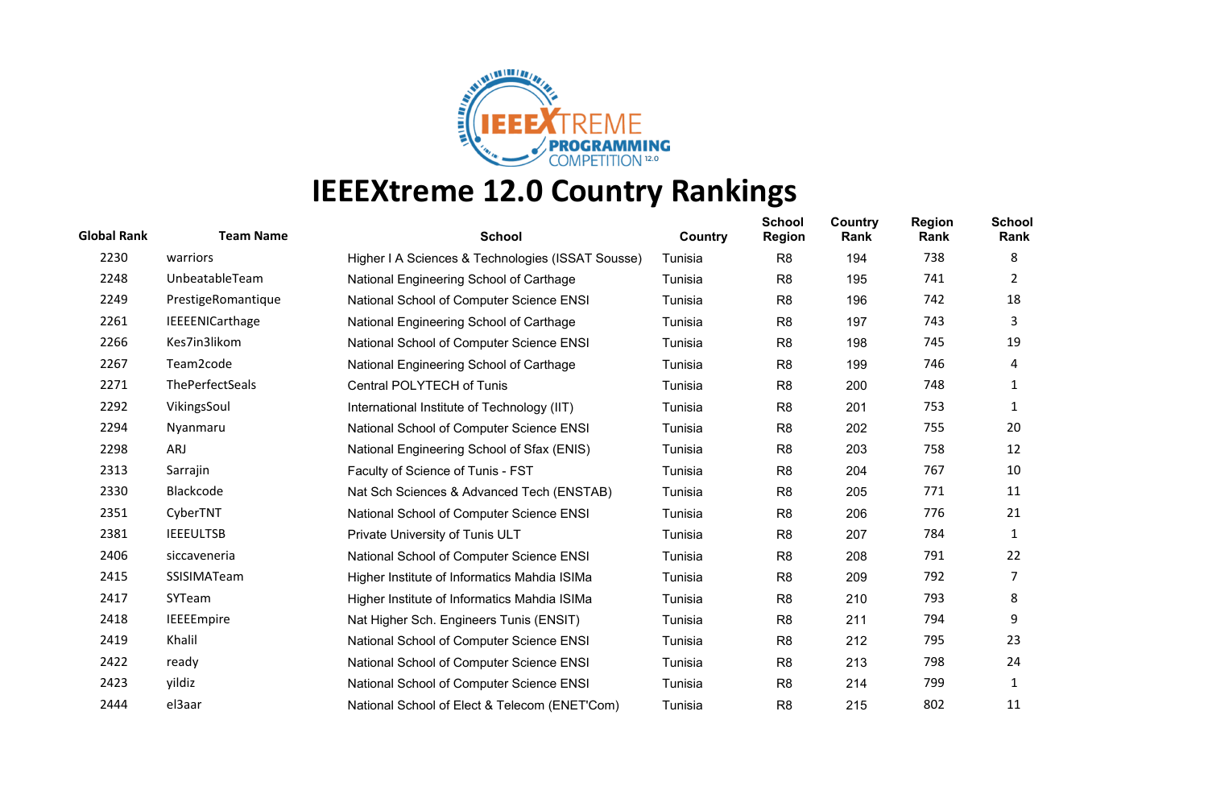# IEEEXtreme 12.0 Country Rankings

| Global Rank | Team Name | School | Country | School Region | Country Rank | Region Rank | School Rank |
|---|---|---|---|---|---|---|---|
| 2230 | warriors | Higher I A Sciences & Technologies (ISSAT Sousse) | Tunisia | R8 | 194 | 738 | 8 |
| 2248 | UnbeatableTeam | National Engineering School of Carthage | Tunisia | R8 | 195 | 741 | 2 |
| 2249 | PrestigeRomantique | National School of Computer Science ENSI | Tunisia | R8 | 196 | 742 | 18 |
| 2261 | IEEEENICarthage | National Engineering School of Carthage | Tunisia | R8 | 197 | 743 | 3 |
| 2266 | Kes7in3likom | National School of Computer Science ENSI | Tunisia | R8 | 198 | 745 | 19 |
| 2267 | Team2code | National Engineering School of Carthage | Tunisia | R8 | 199 | 746 | 4 |
| 2271 | ThePerfectSeals | Central POLYTECH of Tunis | Tunisia | R8 | 200 | 748 | 1 |
| 2292 | VikingsSoul | International Institute of Technology (IIT) | Tunisia | R8 | 201 | 753 | 1 |
| 2294 | Nyanmaru | National School of Computer Science ENSI | Tunisia | R8 | 202 | 755 | 20 |
| 2298 | ARJ | National Engineering School of Sfax (ENIS) | Tunisia | R8 | 203 | 758 | 12 |
| 2313 | Sarrajin | Faculty of Science of Tunis - FST | Tunisia | R8 | 204 | 767 | 10 |
| 2330 | Blackcode | Nat Sch Sciences & Advanced Tech (ENSTAB) | Tunisia | R8 | 205 | 771 | 11 |
| 2351 | CyberTNT | National School of Computer Science ENSI | Tunisia | R8 | 206 | 776 | 21 |
| 2381 | IEEEULTSB | Private University of Tunis ULT | Tunisia | R8 | 207 | 784 | 1 |
| 2406 | siccaveneria | National School of Computer Science ENSI | Tunisia | R8 | 208 | 791 | 22 |
| 2415 | SSISIMATeam | Higher Institute of Informatics Mahdia ISIMa | Tunisia | R8 | 209 | 792 | 7 |
| 2417 | SYTeam | Higher Institute of Informatics Mahdia ISIMa | Tunisia | R8 | 210 | 793 | 8 |
| 2418 | IEEEEmpire | Nat Higher Sch. Engineers Tunis (ENSIT) | Tunisia | R8 | 211 | 794 | 9 |
| 2419 | Khalil | National School of Computer Science ENSI | Tunisia | R8 | 212 | 795 | 23 |
| 2422 | ready | National School of Computer Science ENSI | Tunisia | R8 | 213 | 798 | 24 |
| 2423 | yildiz | National School of Computer Science ENSI | Tunisia | R8 | 214 | 799 | 1 |
| 2444 | el3aar | National School of Elect & Telecom (ENET'Com) | Tunisia | R8 | 215 | 802 | 11 |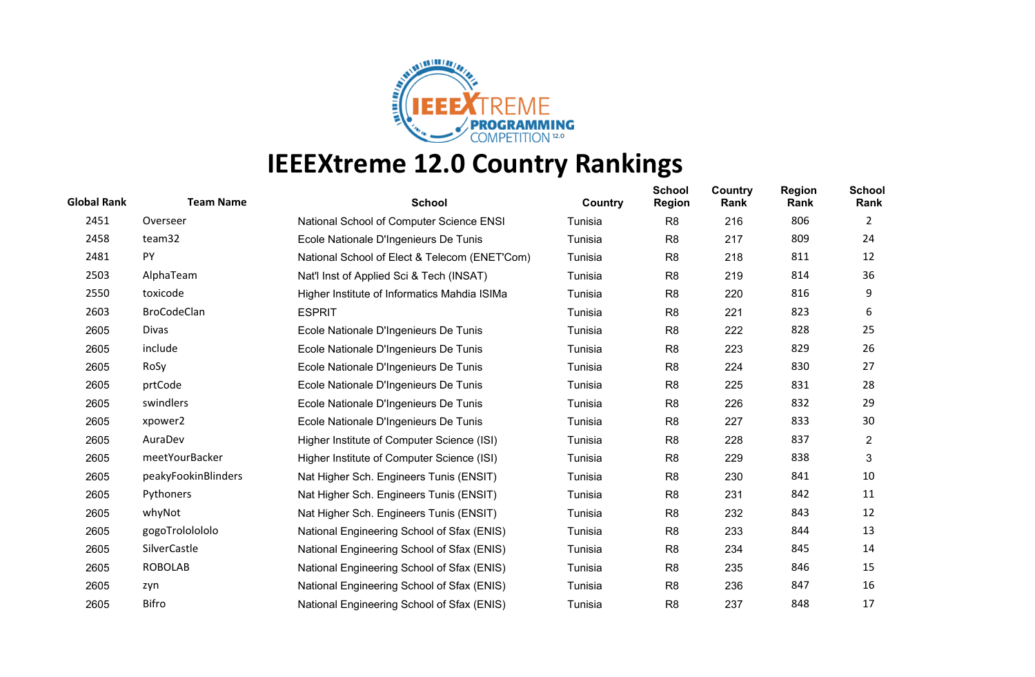# IEEEXtreme 12.0 Country Rankings

| Global Rank | Team Name | School | Country | School Region | Country Rank | Region Rank | School Rank |
|---|---|---|---|---|---|---|---|
| 2451 | Overseer | National School of Computer Science ENSI | Tunisia | R8 | 216 | 806 | 2 |
| 2458 | team32 | Ecole Nationale D'Ingenieurs De Tunis | Tunisia | R8 | 217 | 809 | 24 |
| 2481 | PY | National School of Elect & Telecom (ENET'Com) | Tunisia | R8 | 218 | 811 | 12 |
| 2503 | AlphaTeam | Nat'l Inst of Applied Sci & Tech (INSAT) | Tunisia | R8 | 219 | 814 | 36 |
| 2550 | toxicode | Higher Institute of Informatics Mahdia ISIMa | Tunisia | R8 | 220 | 816 | 9 |
| 2603 | BroCodeClan | ESPRIT | Tunisia | R8 | 221 | 823 | 6 |
| 2605 | Divas | Ecole Nationale D'Ingenieurs De Tunis | Tunisia | R8 | 222 | 828 | 25 |
| 2605 | include | Ecole Nationale D'Ingenieurs De Tunis | Tunisia | R8 | 223 | 829 | 26 |
| 2605 | RoSy | Ecole Nationale D'Ingenieurs De Tunis | Tunisia | R8 | 224 | 830 | 27 |
| 2605 | prtCode | Ecole Nationale D'Ingenieurs De Tunis | Tunisia | R8 | 225 | 831 | 28 |
| 2605 | swindlers | Ecole Nationale D'Ingenieurs De Tunis | Tunisia | R8 | 226 | 832 | 29 |
| 2605 | xpower2 | Ecole Nationale D'Ingenieurs De Tunis | Tunisia | R8 | 227 | 833 | 30 |
| 2605 | AuraDev | Higher Institute of Computer Science (ISI) | Tunisia | R8 | 228 | 837 | 2 |
| 2605 | meetYourBacker | Higher Institute of Computer Science (ISI) | Tunisia | R8 | 229 | 838 | 3 |
| 2605 | peakyFookinBlinders | Nat Higher Sch. Engineers Tunis (ENSIT) | Tunisia | R8 | 230 | 841 | 10 |
| 2605 | Pythoners | Nat Higher Sch. Engineers Tunis (ENSIT) | Tunisia | R8 | 231 | 842 | 11 |
| 2605 | whyNot | Nat Higher Sch. Engineers Tunis (ENSIT) | Tunisia | R8 | 232 | 843 | 12 |
| 2605 | gogoTrololololo | National Engineering School of Sfax (ENIS) | Tunisia | R8 | 233 | 844 | 13 |
| 2605 | SilverCastle | National Engineering School of Sfax (ENIS) | Tunisia | R8 | 234 | 845 | 14 |
| 2605 | ROBOLAB | National Engineering School of Sfax (ENIS) | Tunisia | R8 | 235 | 846 | 15 |
| 2605 | zyn | National Engineering School of Sfax (ENIS) | Tunisia | R8 | 236 | 847 | 16 |
| 2605 | Bifro | National Engineering School of Sfax (ENIS) | Tunisia | R8 | 237 | 848 | 17 |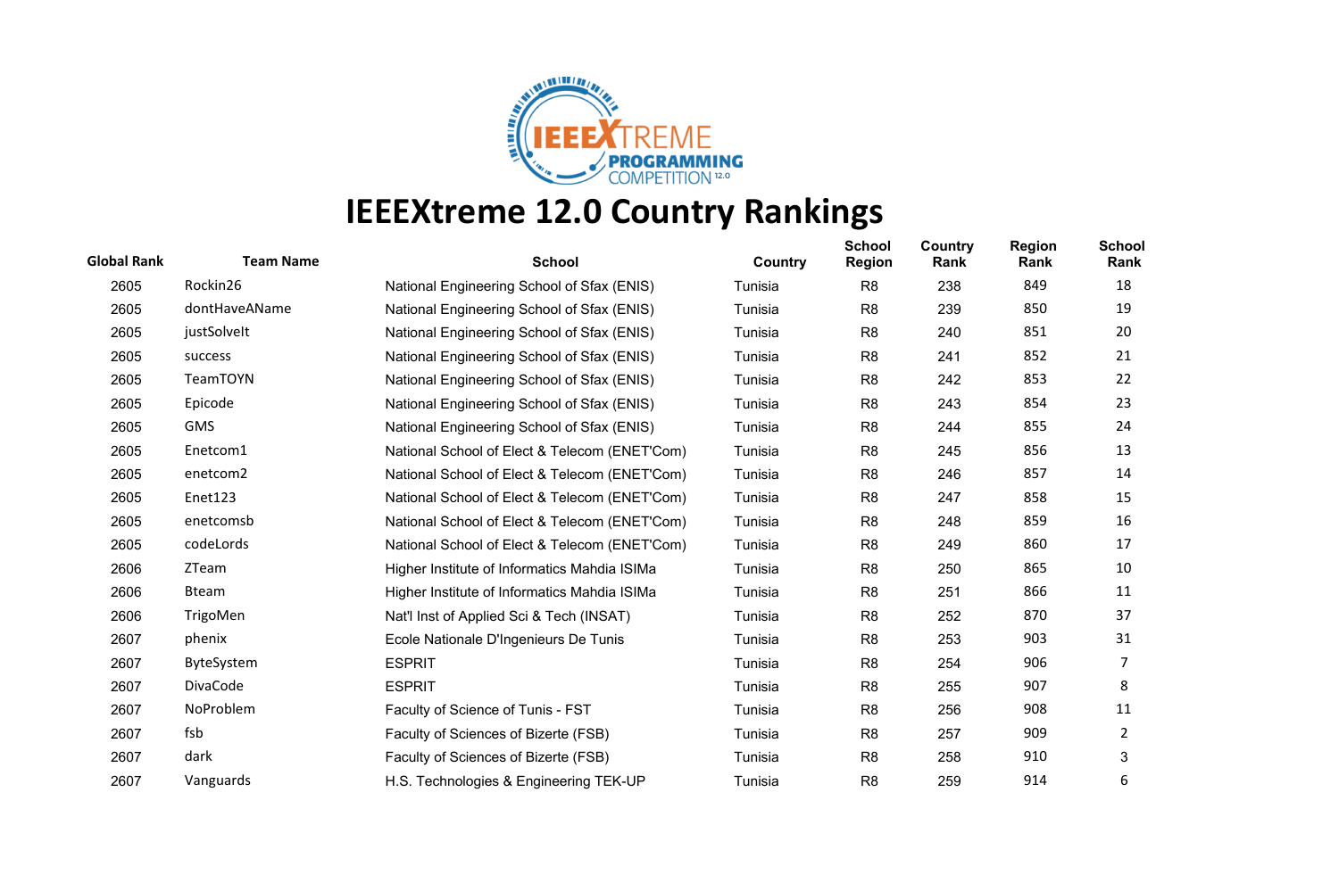# IEEEXtreme 12.0 Country Rankings

| Global Rank | Team Name | School | Country | School Region | Country Rank | Region Rank | School Rank |
|---|---|---|---|---|---|---|---|
| 2605 | Rockin26 | National Engineering School of Sfax (ENIS) | Tunisia | R8 | 238 | 849 | 18 |
| 2605 | dontHaveAName | National Engineering School of Sfax (ENIS) | Tunisia | R8 | 239 | 850 | 19 |
| 2605 | justSolveIt | National Engineering School of Sfax (ENIS) | Tunisia | R8 | 240 | 851 | 20 |
| 2605 | success | National Engineering School of Sfax (ENIS) | Tunisia | R8 | 241 | 852 | 21 |
| 2605 | TeamTOYN | National Engineering School of Sfax (ENIS) | Tunisia | R8 | 242 | 853 | 22 |
| 2605 | Epicode | National Engineering School of Sfax (ENIS) | Tunisia | R8 | 243 | 854 | 23 |
| 2605 | GMS | National Engineering School of Sfax (ENIS) | Tunisia | R8 | 244 | 855 | 24 |
| 2605 | Enetcom1 | National School of Elect & Telecom (ENET'Com) | Tunisia | R8 | 245 | 856 | 13 |
| 2605 | enetcom2 | National School of Elect & Telecom (ENET'Com) | Tunisia | R8 | 246 | 857 | 14 |
| 2605 | Enet123 | National School of Elect & Telecom (ENET'Com) | Tunisia | R8 | 247 | 858 | 15 |
| 2605 | enetcomsb | National School of Elect & Telecom (ENET'Com) | Tunisia | R8 | 248 | 859 | 16 |
| 2605 | codeLords | National School of Elect & Telecom (ENET'Com) | Tunisia | R8 | 249 | 860 | 17 |
| 2606 | ZTeam | Higher Institute of Informatics Mahdia ISIMa | Tunisia | R8 | 250 | 865 | 10 |
| 2606 | Bteam | Higher Institute of Informatics Mahdia ISIMa | Tunisia | R8 | 251 | 866 | 11 |
| 2606 | TrigoMen | Nat'l Inst of Applied Sci & Tech (INSAT) | Tunisia | R8 | 252 | 870 | 37 |
| 2607 | phenix | Ecole Nationale D'Ingenieurs De Tunis | Tunisia | R8 | 253 | 903 | 31 |
| 2607 | ByteSystem | ESPRIT | Tunisia | R8 | 254 | 906 | 7 |
| 2607 | DivaCode | ESPRIT | Tunisia | R8 | 255 | 907 | 8 |
| 2607 | NoProblem | Faculty of Science of Tunis - FST | Tunisia | R8 | 256 | 908 | 11 |
| 2607 | fsb | Faculty of Sciences of Bizerte (FSB) | Tunisia | R8 | 257 | 909 | 2 |
| 2607 | dark | Faculty of Sciences of Bizerte (FSB) | Tunisia | R8 | 258 | 910 | 3 |
| 2607 | Vanguards | H.S. Technologies & Engineering TEK-UP | Tunisia | R8 | 259 | 914 | 6 |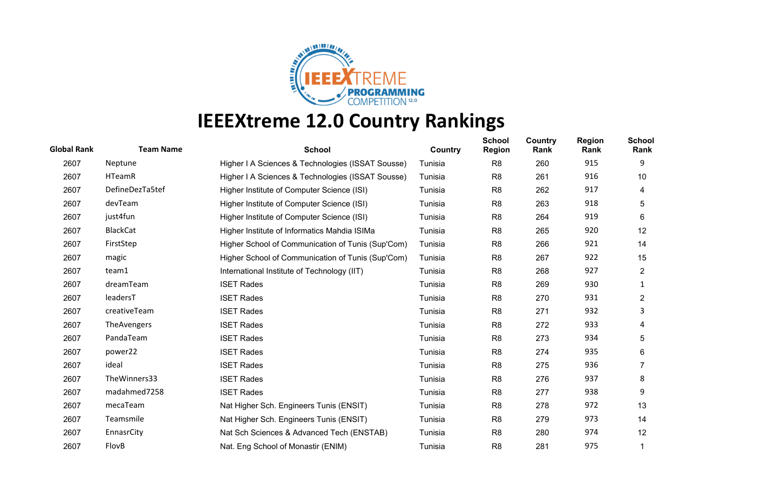# IEEEXtreme 12.0 Country Rankings

| Global Rank | Team Name | School | Country | School Region | Country Rank | Region Rank | School Rank |
|---|---|---|---|---|---|---|---|
| 2607 | Neptune | Higher I A Sciences & Technologies (ISSAT Sousse) | Tunisia | R8 | 260 | 915 | 9 |
| 2607 | HTeamR | Higher I A Sciences & Technologies (ISSAT Sousse) | Tunisia | R8 | 261 | 916 | 10 |
| 2607 | DefineDezTa5tef | Higher Institute of Computer Science (ISI) | Tunisia | R8 | 262 | 917 | 4 |
| 2607 | devTeam | Higher Institute of Computer Science (ISI) | Tunisia | R8 | 263 | 918 | 5 |
| 2607 | just4fun | Higher Institute of Computer Science (ISI) | Tunisia | R8 | 264 | 919 | 6 |
| 2607 | BlackCat | Higher Institute of Informatics Mahdia ISIMa | Tunisia | R8 | 265 | 920 | 12 |
| 2607 | FirstStep | Higher School of Communication of Tunis (Sup'Com) | Tunisia | R8 | 266 | 921 | 14 |
| 2607 | magic | Higher School of Communication of Tunis (Sup'Com) | Tunisia | R8 | 267 | 922 | 15 |
| 2607 | team1 | International Institute of Technology (IIT) | Tunisia | R8 | 268 | 927 | 2 |
| 2607 | dreamTeam | ISET Rades | Tunisia | R8 | 269 | 930 | 1 |
| 2607 | leadersT | ISET Rades | Tunisia | R8 | 270 | 931 | 2 |
| 2607 | creativeTeam | ISET Rades | Tunisia | R8 | 271 | 932 | 3 |
| 2607 | TheAvengers | ISET Rades | Tunisia | R8 | 272 | 933 | 4 |
| 2607 | PandaTeam | ISET Rades | Tunisia | R8 | 273 | 934 | 5 |
| 2607 | power22 | ISET Rades | Tunisia | R8 | 274 | 935 | 6 |
| 2607 | ideal | ISET Rades | Tunisia | R8 | 275 | 936 | 7 |
| 2607 | TheWinners33 | ISET Rades | Tunisia | R8 | 276 | 937 | 8 |
| 2607 | madahmed7258 | ISET Rades | Tunisia | R8 | 277 | 938 | 9 |
| 2607 | mecaTeam | Nat Higher Sch. Engineers Tunis (ENSIT) | Tunisia | R8 | 278 | 972 | 13 |
| 2607 | Teamsmile | Nat Higher Sch. Engineers Tunis (ENSIT) | Tunisia | R8 | 279 | 973 | 14 |
| 2607 | EnnasrCity | Nat Sch Sciences & Advanced Tech (ENSTAB) | Tunisia | R8 | 280 | 974 | 12 |
| 2607 | FlovB | Nat. Eng School of Monastir (ENIM) | Tunisia | R8 | 281 | 975 | 1 |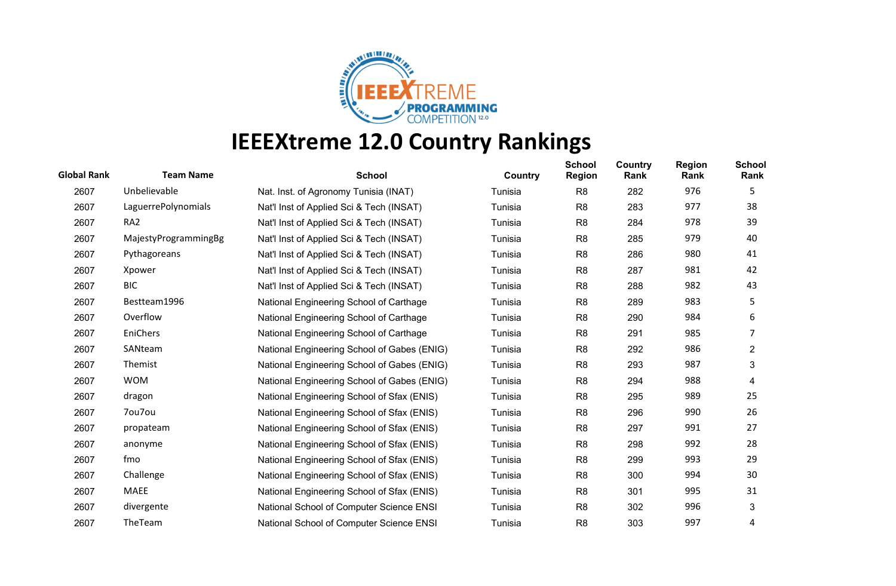# IEEEXtreme 12.0 Country Rankings

| Global Rank | Team Name | School | Country | School Region | Country Rank | Region Rank | School Rank |
|---|---|---|---|---|---|---|---|
| 2607 | Unbelievable | Nat. Inst. of Agronomy Tunisia (INAT) | Tunisia | R8 | 282 | 976 | 5 |
| 2607 | LaguerrePolynomials | Nat'l Inst of Applied Sci & Tech (INSAT) | Tunisia | R8 | 283 | 977 | 38 |
| 2607 | RA2 | Nat'l Inst of Applied Sci & Tech (INSAT) | Tunisia | R8 | 284 | 978 | 39 |
| 2607 | MajestyProgrammingBg | Nat'l Inst of Applied Sci & Tech (INSAT) | Tunisia | R8 | 285 | 979 | 40 |
| 2607 | Pythagoreans | Nat'l Inst of Applied Sci & Tech (INSAT) | Tunisia | R8 | 286 | 980 | 41 |
| 2607 | Xpower | Nat'l Inst of Applied Sci & Tech (INSAT) | Tunisia | R8 | 287 | 981 | 42 |
| 2607 | BIC | Nat'l Inst of Applied Sci & Tech (INSAT) | Tunisia | R8 | 288 | 982 | 43 |
| 2607 | Bestteam1996 | National Engineering School of Carthage | Tunisia | R8 | 289 | 983 | 5 |
| 2607 | Overflow | National Engineering School of Carthage | Tunisia | R8 | 290 | 984 | 6 |
| 2607 | EniChers | National Engineering School of Carthage | Tunisia | R8 | 291 | 985 | 7 |
| 2607 | SANteam | National Engineering School of Gabes (ENIG) | Tunisia | R8 | 292 | 986 | 2 |
| 2607 | Themist | National Engineering School of Gabes (ENIG) | Tunisia | R8 | 293 | 987 | 3 |
| 2607 | WOM | National Engineering School of Gabes (ENIG) | Tunisia | R8 | 294 | 988 | 4 |
| 2607 | dragon | National Engineering School of Sfax (ENIS) | Tunisia | R8 | 295 | 989 | 25 |
| 2607 | 7ou7ou | National Engineering School of Sfax (ENIS) | Tunisia | R8 | 296 | 990 | 26 |
| 2607 | propateam | National Engineering School of Sfax (ENIS) | Tunisia | R8 | 297 | 991 | 27 |
| 2607 | anonyme | National Engineering School of Sfax (ENIS) | Tunisia | R8 | 298 | 992 | 28 |
| 2607 | fmo | National Engineering School of Sfax (ENIS) | Tunisia | R8 | 299 | 993 | 29 |
| 2607 | Challenge | National Engineering School of Sfax (ENIS) | Tunisia | R8 | 300 | 994 | 30 |
| 2607 | MAEE | National Engineering School of Sfax (ENIS) | Tunisia | R8 | 301 | 995 | 31 |
| 2607 | divergente | National School of Computer Science ENSI | Tunisia | R8 | 302 | 996 | 3 |
| 2607 | TheTeam | National School of Computer Science ENSI | Tunisia | R8 | 303 | 997 | 4 |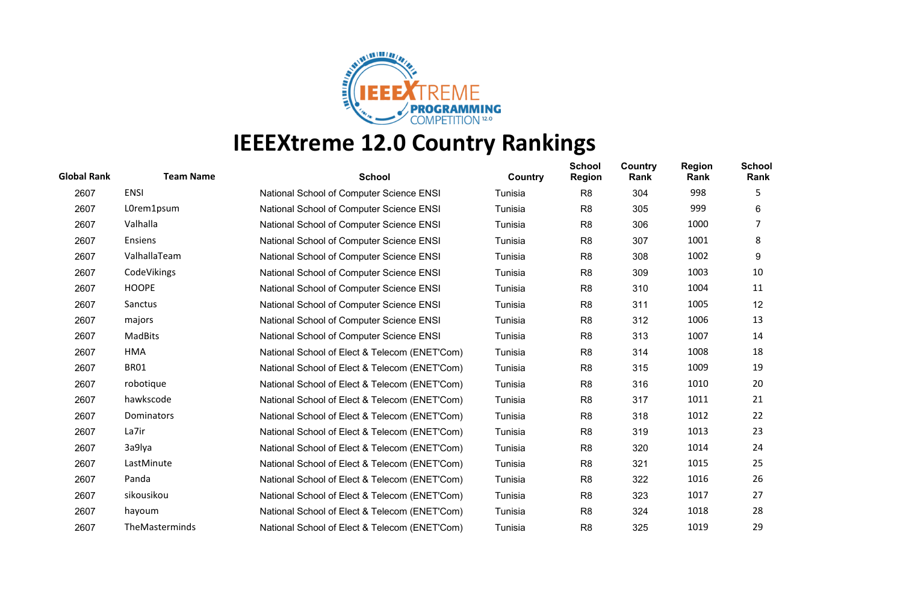# IEEEXtreme 12.0 Country Rankings

| Global Rank | Team Name | School | Country | School Region | Country Rank | Region Rank | School Rank |
|---|---|---|---|---|---|---|---|
| 2607 | ENSI | National School of Computer Science ENSI | Tunisia | R8 | 304 | 998 | 5 |
| 2607 | L0rem1psum | National School of Computer Science ENSI | Tunisia | R8 | 305 | 999 | 6 |
| 2607 | Valhalla | National School of Computer Science ENSI | Tunisia | R8 | 306 | 1000 | 7 |
| 2607 | Ensiens | National School of Computer Science ENSI | Tunisia | R8 | 307 | 1001 | 8 |
| 2607 | ValhallaTeam | National School of Computer Science ENSI | Tunisia | R8 | 308 | 1002 | 9 |
| 2607 | CodeVikings | National School of Computer Science ENSI | Tunisia | R8 | 309 | 1003 | 10 |
| 2607 | HOOPE | National School of Computer Science ENSI | Tunisia | R8 | 310 | 1004 | 11 |
| 2607 | Sanctus | National School of Computer Science ENSI | Tunisia | R8 | 311 | 1005 | 12 |
| 2607 | majors | National School of Computer Science ENSI | Tunisia | R8 | 312 | 1006 | 13 |
| 2607 | MadBits | National School of Computer Science ENSI | Tunisia | R8 | 313 | 1007 | 14 |
| 2607 | HMA | National School of Elect & Telecom (ENET'Com) | Tunisia | R8 | 314 | 1008 | 18 |
| 2607 | BR01 | National School of Elect & Telecom (ENET'Com) | Tunisia | R8 | 315 | 1009 | 19 |
| 2607 | robotique | National School of Elect & Telecom (ENET'Com) | Tunisia | R8 | 316 | 1010 | 20 |
| 2607 | hawkscode | National School of Elect & Telecom (ENET'Com) | Tunisia | R8 | 317 | 1011 | 21 |
| 2607 | Dominators | National School of Elect & Telecom (ENET'Com) | Tunisia | R8 | 318 | 1012 | 22 |
| 2607 | La7ir | National School of Elect & Telecom (ENET'Com) | Tunisia | R8 | 319 | 1013 | 23 |
| 2607 | 3a9lya | National School of Elect & Telecom (ENET'Com) | Tunisia | R8 | 320 | 1014 | 24 |
| 2607 | LastMinute | National School of Elect & Telecom (ENET'Com) | Tunisia | R8 | 321 | 1015 | 25 |
| 2607 | Panda | National School of Elect & Telecom (ENET'Com) | Tunisia | R8 | 322 | 1016 | 26 |
| 2607 | sikousikou | National School of Elect & Telecom (ENET'Com) | Tunisia | R8 | 323 | 1017 | 27 |
| 2607 | hayoum | National School of Elect & Telecom (ENET'Com) | Tunisia | R8 | 324 | 1018 | 28 |
| 2607 | TheMasterminds | National School of Elect & Telecom (ENET'Com) | Tunisia | R8 | 325 | 1019 | 29 |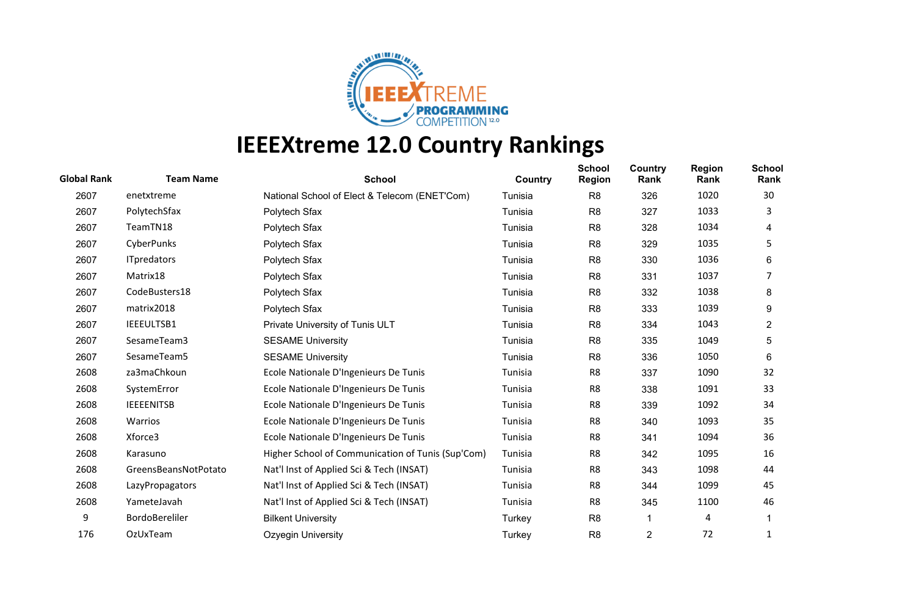# IEEEXtreme 12.0 Country Rankings

| Global Rank | Team Name | School | Country | School Region | Country Rank | Region Rank | School Rank |
|---|---|---|---|---|---|---|---|
| 2607 | enetxtreme | National School of Elect & Telecom (ENET'Com) | Tunisia | R8 | 326 | 1020 | 30 |
| 2607 | PolytechSfax | Polytech Sfax | Tunisia | R8 | 327 | 1033 | 3 |
| 2607 | TeamTN18 | Polytech Sfax | Tunisia | R8 | 328 | 1034 | 4 |
| 2607 | CyberPunks | Polytech Sfax | Tunisia | R8 | 329 | 1035 | 5 |
| 2607 | ITpredators | Polytech Sfax | Tunisia | R8 | 330 | 1036 | 6 |
| 2607 | Matrix18 | Polytech Sfax | Tunisia | R8 | 331 | 1037 | 7 |
| 2607 | CodeBusters18 | Polytech Sfax | Tunisia | R8 | 332 | 1038 | 8 |
| 2607 | matrix2018 | Polytech Sfax | Tunisia | R8 | 333 | 1039 | 9 |
| 2607 | IEEEULTSB1 | Private University of Tunis ULT | Tunisia | R8 | 334 | 1043 | 2 |
| 2607 | SesameTeam3 | SESAME University | Tunisia | R8 | 335 | 1049 | 5 |
| 2607 | SesameTeam5 | SESAME University | Tunisia | R8 | 336 | 1050 | 6 |
| 2608 | za3maChkoun | Ecole Nationale D'Ingenieurs De Tunis | Tunisia | R8 | 337 | 1090 | 32 |
| 2608 | SystemError | Ecole Nationale D'Ingenieurs De Tunis | Tunisia | R8 | 338 | 1091 | 33 |
| 2608 | IEEEENITSB | Ecole Nationale D'Ingenieurs De Tunis | Tunisia | R8 | 339 | 1092 | 34 |
| 2608 | Warrios | Ecole Nationale D'Ingenieurs De Tunis | Tunisia | R8 | 340 | 1093 | 35 |
| 2608 | Xforce3 | Ecole Nationale D'Ingenieurs De Tunis | Tunisia | R8 | 341 | 1094 | 36 |
| 2608 | Karasuno | Higher School of Communication of Tunis (Sup'Com) | Tunisia | R8 | 342 | 1095 | 16 |
| 2608 | GreensBeansNotPotato | Nat'l Inst of Applied Sci & Tech (INSAT) | Tunisia | R8 | 343 | 1098 | 44 |
| 2608 | LazyPropagators | Nat'l Inst of Applied Sci & Tech (INSAT) | Tunisia | R8 | 344 | 1099 | 45 |
| 2608 | YameteJavah | Nat'l Inst of Applied Sci & Tech (INSAT) | Tunisia | R8 | 345 | 1100 | 46 |
| 9 | BordoBereliler | Bilkent University | Turkey | R8 | 1 | 4 | 1 |
| 176 | OzUxTeam | Ozyegin University | Turkey | R8 | 2 | 72 | 1 |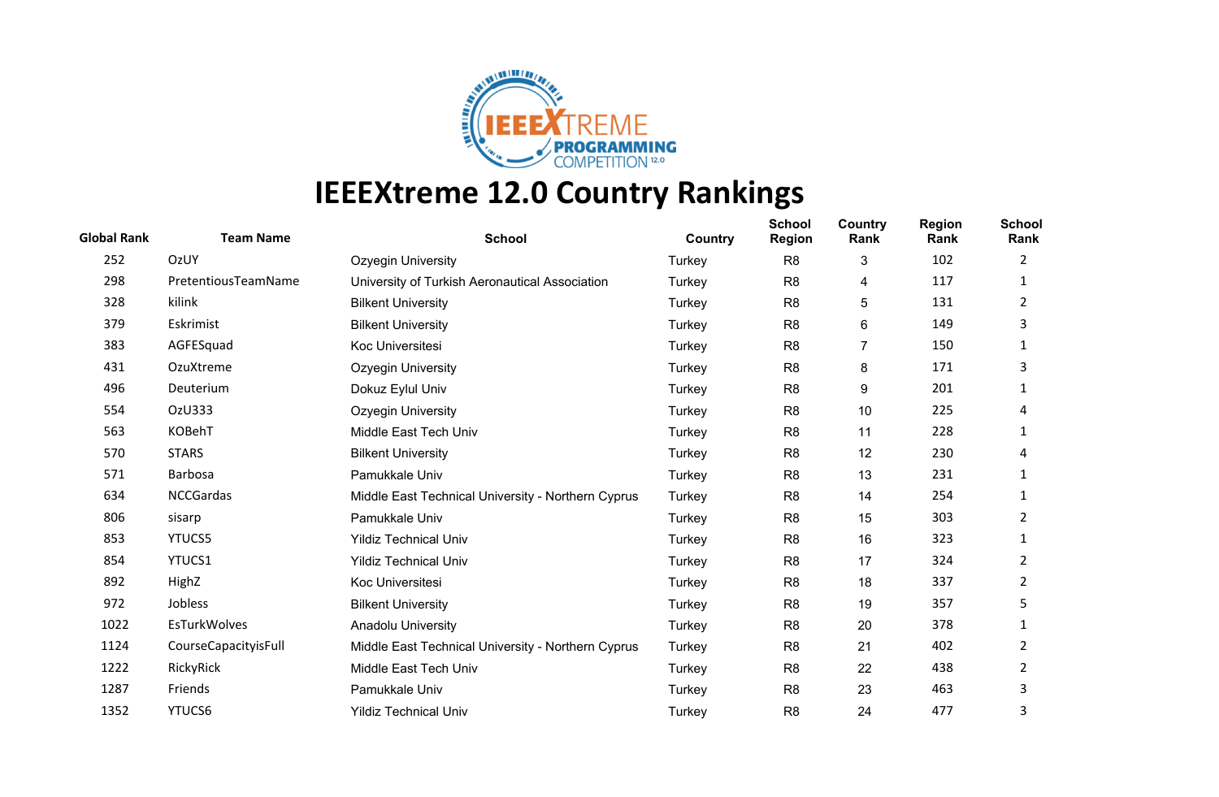# IEEEXtreme 12.0 Country Rankings

| Global Rank | Team Name | School | Country | School Region | Country Rank | Region Rank | School Rank |
|---|---|---|---|---|---|---|---|
| 252 | OzUY | Ozyegin University | Turkey | R8 | 3 | 102 | 2 |
| 298 | PretentiousTeamName | University of Turkish Aeronautical Association | Turkey | R8 | 4 | 117 | 1 |
| 328 | kilink | Bilkent University | Turkey | R8 | 5 | 131 | 2 |
| 379 | Eskrimist | Bilkent University | Turkey | R8 | 6 | 149 | 3 |
| 383 | AGFESquad | Koc Universitesi | Turkey | R8 | 7 | 150 | 1 |
| 431 | OzuXtreme | Ozyegin University | Turkey | R8 | 8 | 171 | 3 |
| 496 | Deuterium | Dokuz Eylul Univ | Turkey | R8 | 9 | 201 | 1 |
| 554 | OzU333 | Ozyegin University | Turkey | R8 | 10 | 225 | 4 |
| 563 | KOBehT | Middle East Tech Univ | Turkey | R8 | 11 | 228 | 1 |
| 570 | STARS | Bilkent University | Turkey | R8 | 12 | 230 | 4 |
| 571 | Barbosa | Pamukkale Univ | Turkey | R8 | 13 | 231 | 1 |
| 634 | NCCGardas | Middle East Technical University - Northern Cyprus | Turkey | R8 | 14 | 254 | 1 |
| 806 | sisarp | Pamukkale Univ | Turkey | R8 | 15 | 303 | 2 |
| 853 | YTUCS5 | Yildiz Technical Univ | Turkey | R8 | 16 | 323 | 1 |
| 854 | YTUCS1 | Yildiz Technical Univ | Turkey | R8 | 17 | 324 | 2 |
| 892 | HighZ | Koc Universitesi | Turkey | R8 | 18 | 337 | 2 |
| 972 | Jobless | Bilkent University | Turkey | R8 | 19 | 357 | 5 |
| 1022 | EsTurkWolves | Anadolu University | Turkey | R8 | 20 | 378 | 1 |
| 1124 | CourseCapacityisFull | Middle East Technical University - Northern Cyprus | Turkey | R8 | 21 | 402 | 2 |
| 1222 | RickyRick | Middle East Tech Univ | Turkey | R8 | 22 | 438 | 2 |
| 1287 | Friends | Pamukkale Univ | Turkey | R8 | 23 | 463 | 3 |
| 1352 | YTUCS6 | Yildiz Technical Univ | Turkey | R8 | 24 | 477 | 3 |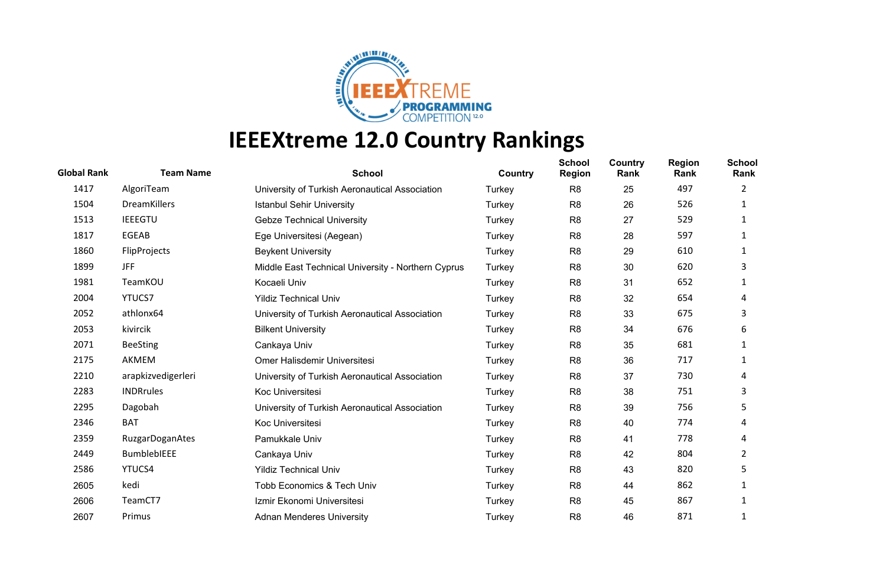# IEEEXtreme 12.0 Country Rankings

| Global Rank | Team Name | School | Country | School Region | Country Rank | Region Rank | School Rank |
|---|---|---|---|---|---|---|---|
| 1417 | AlgoriTeam | University of Turkish Aeronautical Association | Turkey | R8 | 25 | 497 | 2 |
| 1504 | DreamKillers | Istanbul Sehir University | Turkey | R8 | 26 | 526 | 1 |
| 1513 | IEEEGTU | Gebze Technical University | Turkey | R8 | 27 | 529 | 1 |
| 1817 | EGEAB | Ege Universitesi (Aegean) | Turkey | R8 | 28 | 597 | 1 |
| 1860 | FlipProjects | Beykent University | Turkey | R8 | 29 | 610 | 1 |
| 1899 | JFF | Middle East Technical University - Northern Cyprus | Turkey | R8 | 30 | 620 | 3 |
| 1981 | TeamKOU | Kocaeli Univ | Turkey | R8 | 31 | 652 | 1 |
| 2004 | YTUCS7 | Yildiz Technical Univ | Turkey | R8 | 32 | 654 | 4 |
| 2052 | athlonx64 | University of Turkish Aeronautical Association | Turkey | R8 | 33 | 675 | 3 |
| 2053 | kivircik | Bilkent University | Turkey | R8 | 34 | 676 | 6 |
| 2071 | BeeSting | Cankaya Univ | Turkey | R8 | 35 | 681 | 1 |
| 2175 | AKMEM | Omer Halisdemir Universitesi | Turkey | R8 | 36 | 717 | 1 |
| 2210 | arapkizvedigerleri | University of Turkish Aeronautical Association | Turkey | R8 | 37 | 730 | 4 |
| 2283 | INDRrules | Koc Universitesi | Turkey | R8 | 38 | 751 | 3 |
| 2295 | Dagobah | University of Turkish Aeronautical Association | Turkey | R8 | 39 | 756 | 5 |
| 2346 | BAT | Koc Universitesi | Turkey | R8 | 40 | 774 | 4 |
| 2359 | RuzgarDoganAtes | Pamukkale Univ | Turkey | R8 | 41 | 778 | 4 |
| 2449 | BumblebIEEE | Cankaya Univ | Turkey | R8 | 42 | 804 | 2 |
| 2586 | YTUCS4 | Yildiz Technical Univ | Turkey | R8 | 43 | 820 | 5 |
| 2605 | kedi | Tobb Economics & Tech Univ | Turkey | R8 | 44 | 862 | 1 |
| 2606 | TeamCT7 | Izmir Ekonomi Universitesi | Turkey | R8 | 45 | 867 | 1 |
| 2607 | Primus | Adnan Menderes University | Turkey | R8 | 46 | 871 | 1 |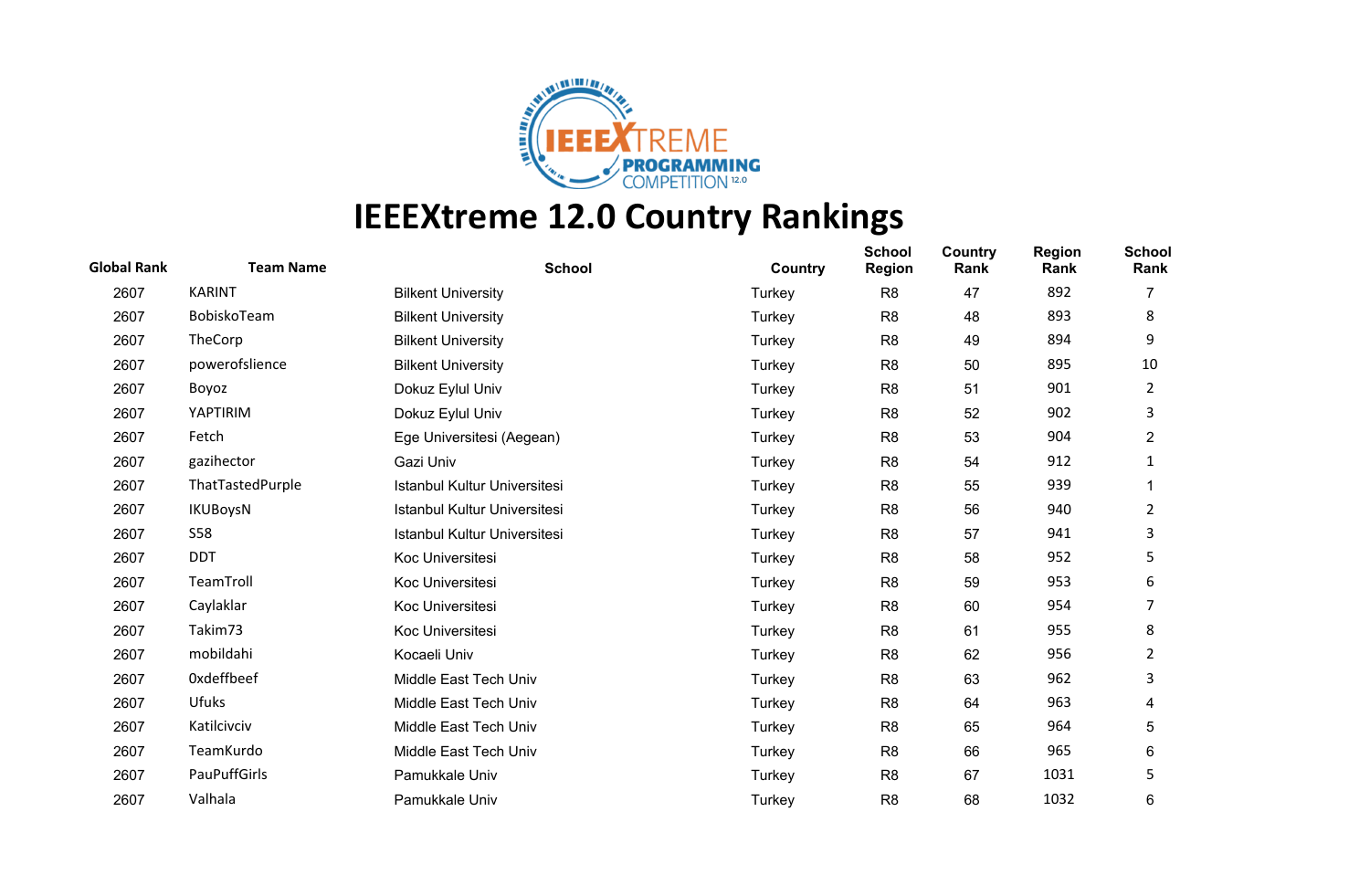# IEEEXtreme 12.0 Country Rankings

| Global Rank | Team Name | School | Country | School Region | Country Rank | Region Rank | School Rank |
|---|---|---|---|---|---|---|---|
| 2607 | KARINT | Bilkent University | Turkey | R8 | 47 | 892 | 7 |
| 2607 | BobiskoTeam | Bilkent University | Turkey | R8 | 48 | 893 | 8 |
| 2607 | TheCorp | Bilkent University | Turkey | R8 | 49 | 894 | 9 |
| 2607 | powerofslience | Bilkent University | Turkey | R8 | 50 | 895 | 10 |
| 2607 | Boyoz | Dokuz Eylul Univ | Turkey | R8 | 51 | 901 | 2 |
| 2607 | YAPTIRIM | Dokuz Eylul Univ | Turkey | R8 | 52 | 902 | 3 |
| 2607 | Fetch | Ege Universitesi (Aegean) | Turkey | R8 | 53 | 904 | 2 |
| 2607 | gazihector | Gazi Univ | Turkey | R8 | 54 | 912 | 1 |
| 2607 | ThatTastedPurple | Istanbul Kultur Universitesi | Turkey | R8 | 55 | 939 | 1 |
| 2607 | IKUBoysN | Istanbul Kultur Universitesi | Turkey | R8 | 56 | 940 | 2 |
| 2607 | S58 | Istanbul Kultur Universitesi | Turkey | R8 | 57 | 941 | 3 |
| 2607 | DDT | Koc Universitesi | Turkey | R8 | 58 | 952 | 5 |
| 2607 | TeamTroll | Koc Universitesi | Turkey | R8 | 59 | 953 | 6 |
| 2607 | Caylaklar | Koc Universitesi | Turkey | R8 | 60 | 954 | 7 |
| 2607 | Takim73 | Koc Universitesi | Turkey | R8 | 61 | 955 | 8 |
| 2607 | mobildahi | Kocaeli Univ | Turkey | R8 | 62 | 956 | 2 |
| 2607 | 0xdeffbeef | Middle East Tech Univ | Turkey | R8 | 63 | 962 | 3 |
| 2607 | Ufuks | Middle East Tech Univ | Turkey | R8 | 64 | 963 | 4 |
| 2607 | Katilcivciv | Middle East Tech Univ | Turkey | R8 | 65 | 964 | 5 |
| 2607 | TeamKurdo | Middle East Tech Univ | Turkey | R8 | 66 | 965 | 6 |
| 2607 | PauPuffGirls | Pamukkale Univ | Turkey | R8 | 67 | 1031 | 5 |
| 2607 | Valhala | Pamukkale Univ | Turkey | R8 | 68 | 1032 | 6 |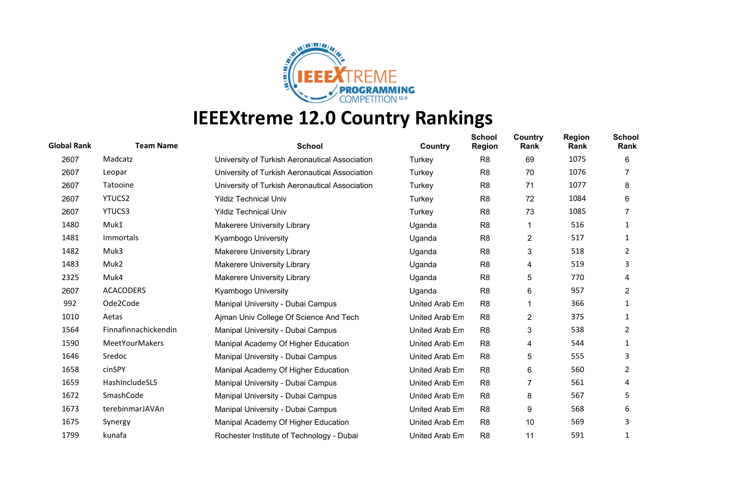# IEEEXtreme 12.0 Country Rankings

| Global Rank | Team Name | School | Country | School Region | Country Rank | Region Rank | School Rank |
|---|---|---|---|---|---|---|---|
| 2607 | Madcatz | University of Turkish Aeronautical Association | Turkey | R8 | 69 | 1075 | 6 |
| 2607 | Leopar | University of Turkish Aeronautical Association | Turkey | R8 | 70 | 1076 | 7 |
| 2607 | Tatooine | University of Turkish Aeronautical Association | Turkey | R8 | 71 | 1077 | 8 |
| 2607 | YTUCS2 | Yildiz Technical Univ | Turkey | R8 | 72 | 1084 | 6 |
| 2607 | YTUCS3 | Yildiz Technical Univ | Turkey | R8 | 73 | 1085 | 7 |
| 1480 | Muk1 | Makerere University Library | Uganda | R8 | 1 | 516 | 1 |
| 1481 | Immortals | Kyambogo University | Uganda | R8 | 2 | 517 | 1 |
| 1482 | Muk3 | Makerere University Library | Uganda | R8 | 3 | 518 | 2 |
| 1483 | Muk2 | Makerere University Library | Uganda | R8 | 4 | 519 | 3 |
| 2325 | Muk4 | Makerere University Library | Uganda | R8 | 5 | 770 | 4 |
| 2607 | ACACODERS | Kyambogo University | Uganda | R8 | 6 | 957 | 2 |
| 992 | Ode2Code | Manipal University - Dubai Campus | United Arab Em | R8 | 1 | 366 | 1 |
| 1010 | Aetas | Ajman Univ College Of Science And Tech | United Arab Em | R8 | 2 | 375 | 1 |
| 1564 | Finnafinnachickendin | Manipal University - Dubai Campus | United Arab Em | R8 | 3 | 538 | 2 |
| 1590 | MeetYourMakers | Manipal Academy Of Higher Education | United Arab Em | R8 | 4 | 544 | 1 |
| 1646 | Sredoc | Manipal University - Dubai Campus | United Arab Em | R8 | 5 | 555 | 3 |
| 1658 | cinSPY | Manipal Academy Of Higher Education | United Arab Em | R8 | 6 | 560 | 2 |
| 1659 | HashIncludeSLS | Manipal University - Dubai Campus | United Arab Em | R8 | 7 | 561 | 4 |
| 1672 | SmashCode | Manipal University - Dubai Campus | United Arab Em | R8 | 8 | 567 | 5 |
| 1673 | terebinmarJAVAn | Manipal University - Dubai Campus | United Arab Em | R8 | 9 | 568 | 6 |
| 1675 | Synergy | Manipal Academy Of Higher Education | United Arab Em | R8 | 10 | 569 | 3 |
| 1799 | kunafa | Rochester Institute of Technology - Dubai | United Arab Em | R8 | 11 | 591 | 1 |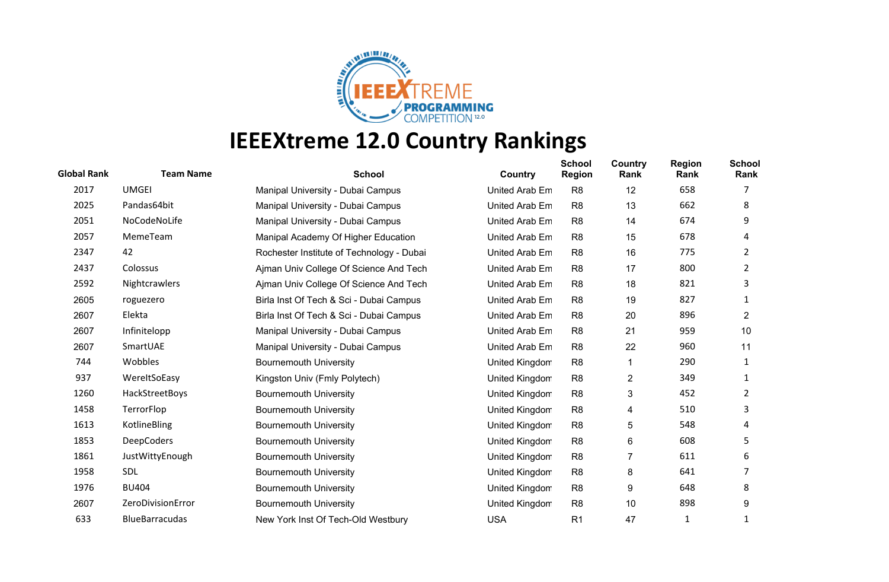# IEEEXtreme 12.0 Country Rankings

| Global Rank | Team Name | School | Country | School Region | Country Rank | Region Rank | School Rank |
|---|---|---|---|---|---|---|---|
| 2017 | UMGEI | Manipal University - Dubai Campus | United Arab Em | R8 | 12 | 658 | 7 |
| 2025 | Pandas64bit | Manipal University - Dubai Campus | United Arab Em | R8 | 13 | 662 | 8 |
| 2051 | NoCodeNoLife | Manipal University - Dubai Campus | United Arab Em | R8 | 14 | 674 | 9 |
| 2057 | MemeTeam | Manipal Academy Of Higher Education | United Arab Em | R8 | 15 | 678 | 4 |
| 2347 | 42 | Rochester Institute of Technology - Dubai | United Arab Em | R8 | 16 | 775 | 2 |
| 2437 | Colossus | Ajman Univ College Of Science And Tech | United Arab Em | R8 | 17 | 800 | 2 |
| 2592 | Nightcrawlers | Ajman Univ College Of Science And Tech | United Arab Em | R8 | 18 | 821 | 3 |
| 2605 | roguezero | Birla Inst Of Tech & Sci - Dubai Campus | United Arab Em | R8 | 19 | 827 | 1 |
| 2607 | Elekta | Birla Inst Of Tech & Sci - Dubai Campus | United Arab Em | R8 | 20 | 896 | 2 |
| 2607 | Infinitelopp | Manipal University - Dubai Campus | United Arab Em | R8 | 21 | 959 | 10 |
| 2607 | SmartUAE | Manipal University - Dubai Campus | United Arab Em | R8 | 22 | 960 | 11 |
| 744 | Wobbles | Bournemouth University | United Kingdom | R8 | 1 | 290 | 1 |
| 937 | WereItSoEasy | Kingston Univ (Fmly Polytech) | United Kingdom | R8 | 2 | 349 | 1 |
| 1260 | HackStreetBoys | Bournemouth University | United Kingdom | R8 | 3 | 452 | 2 |
| 1458 | TerrorFlop | Bournemouth University | United Kingdom | R8 | 4 | 510 | 3 |
| 1613 | KotlineBling | Bournemouth University | United Kingdom | R8 | 5 | 548 | 4 |
| 1853 | DeepCoders | Bournemouth University | United Kingdom | R8 | 6 | 608 | 5 |
| 1861 | JustWittyEnough | Bournemouth University | United Kingdom | R8 | 7 | 611 | 6 |
| 1958 | SDL | Bournemouth University | United Kingdom | R8 | 8 | 641 | 7 |
| 1976 | BU404 | Bournemouth University | United Kingdom | R8 | 9 | 648 | 8 |
| 2607 | ZeroDivisionError | Bournemouth University | United Kingdom | R8 | 10 | 898 | 9 |
| 633 | BlueBarracudas | New York Inst Of Tech-Old Westbury | USA | R1 | 47 | 1 | 1 |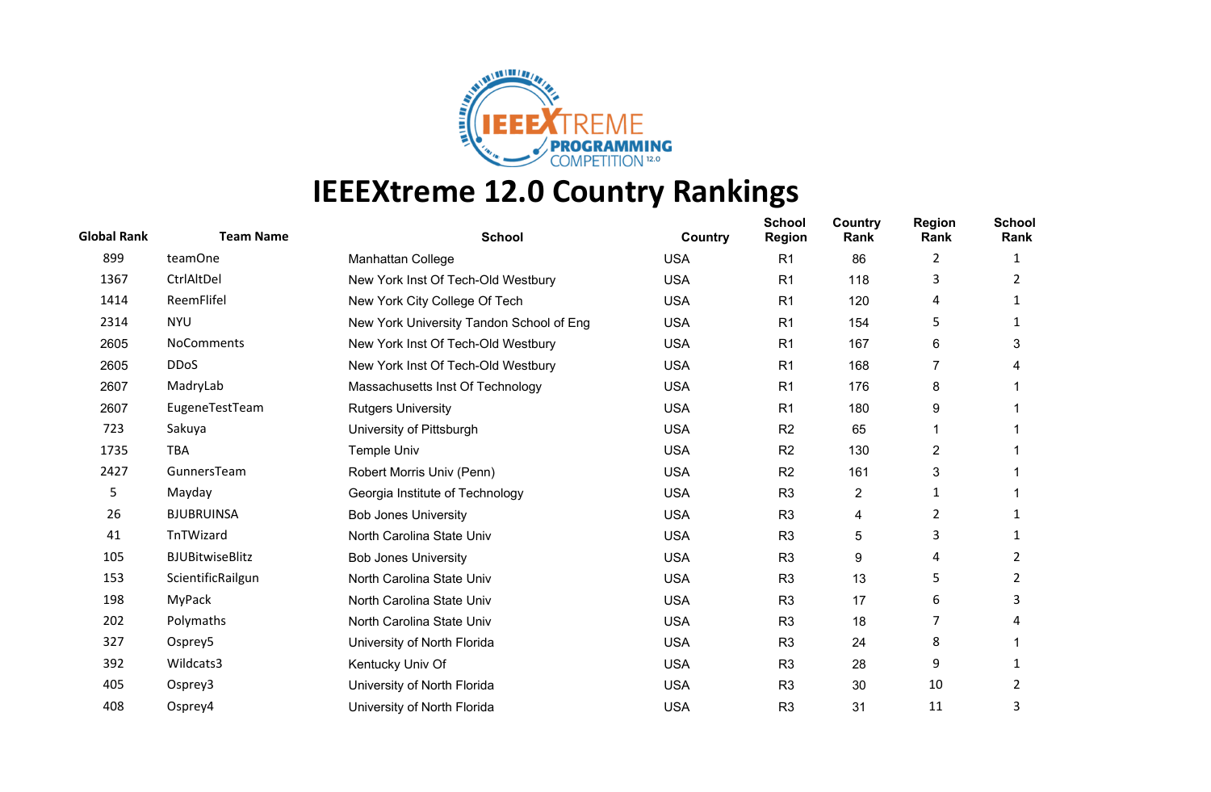# IEEEXtreme 12.0 Country Rankings

| Global Rank | Team Name | School | Country | School Region | Country Rank | Region Rank | School Rank |
|---|---|---|---|---|---|---|---|
| 899 | teamOne | Manhattan College | USA | R1 | 86 | 2 | 1 |
| 1367 | CtrlAltDel | New York Inst Of Tech-Old Westbury | USA | R1 | 118 | 3 | 2 |
| 1414 | ReemFlifel | New York City College Of Tech | USA | R1 | 120 | 4 | 1 |
| 2314 | NYU | New York University Tandon School of Eng | USA | R1 | 154 | 5 | 1 |
| 2605 | NoComments | New York Inst Of Tech-Old Westbury | USA | R1 | 167 | 6 | 3 |
| 2605 | DDoS | New York Inst Of Tech-Old Westbury | USA | R1 | 168 | 7 | 4 |
| 2607 | MadryLab | Massachusetts Inst Of Technology | USA | R1 | 176 | 8 | 1 |
| 2607 | EugeneTestTeam | Rutgers University | USA | R1 | 180 | 9 | 1 |
| 723 | Sakuya | University of Pittsburgh | USA | R2 | 65 | 1 | 1 |
| 1735 | TBA | Temple Univ | USA | R2 | 130 | 2 | 1 |
| 2427 | GunnersTeam | Robert Morris Univ (Penn) | USA | R2 | 161 | 3 | 1 |
| 5 | Mayday | Georgia Institute of Technology | USA | R3 | 2 | 1 | 1 |
| 26 | BJUBRUINSA | Bob Jones University | USA | R3 | 4 | 2 | 1 |
| 41 | TnTWizard | North Carolina State Univ | USA | R3 | 5 | 3 | 1 |
| 105 | BJUBitwiseBlitz | Bob Jones University | USA | R3 | 9 | 4 | 2 |
| 153 | ScientificRailgun | North Carolina State Univ | USA | R3 | 13 | 5 | 2 |
| 198 | MyPack | North Carolina State Univ | USA | R3 | 17 | 6 | 3 |
| 202 | Polymaths | North Carolina State Univ | USA | R3 | 18 | 7 | 4 |
| 327 | Osprey5 | University of North Florida | USA | R3 | 24 | 8 | 1 |
| 392 | Wildcats3 | Kentucky Univ Of | USA | R3 | 28 | 9 | 1 |
| 405 | Osprey3 | University of North Florida | USA | R3 | 30 | 10 | 2 |
| 408 | Osprey4 | University of North Florida | USA | R3 | 31 | 11 | 3 |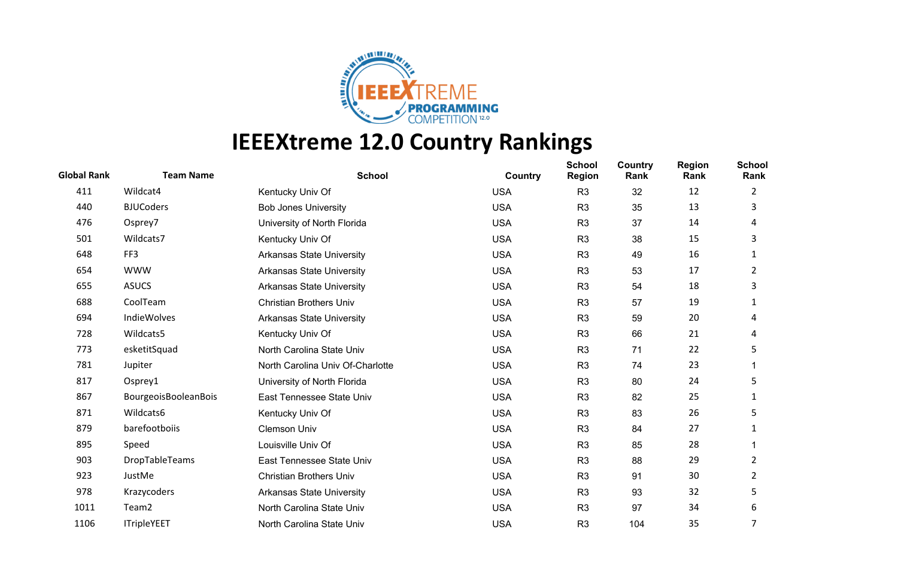# IEEEXtreme 12.0 Country Rankings

| Global Rank | Team Name | School | Country | School Region | Country Rank | Region Rank | School Rank |
|---|---|---|---|---|---|---|---|
| 411 | Wildcat4 | Kentucky Univ Of | USA | R3 | 32 | 12 | 2 |
| 440 | BJUCoders | Bob Jones University | USA | R3 | 35 | 13 | 3 |
| 476 | Osprey7 | University of North Florida | USA | R3 | 37 | 14 | 4 |
| 501 | Wildcats7 | Kentucky Univ Of | USA | R3 | 38 | 15 | 3 |
| 648 | FF3 | Arkansas State University | USA | R3 | 49 | 16 | 1 |
| 654 | WWW | Arkansas State University | USA | R3 | 53 | 17 | 2 |
| 655 | ASUCS | Arkansas State University | USA | R3 | 54 | 18 | 3 |
| 688 | CoolTeam | Christian Brothers Univ | USA | R3 | 57 | 19 | 1 |
| 694 | IndieWolves | Arkansas State University | USA | R3 | 59 | 20 | 4 |
| 728 | Wildcats5 | Kentucky Univ Of | USA | R3 | 66 | 21 | 4 |
| 773 | esketitSquad | North Carolina State Univ | USA | R3 | 71 | 22 | 5 |
| 781 | Jupiter | North Carolina Univ Of-Charlotte | USA | R3 | 74 | 23 | 1 |
| 817 | Osprey1 | University of North Florida | USA | R3 | 80 | 24 | 5 |
| 867 | BourgeoisBooleanBois | East Tennessee State Univ | USA | R3 | 82 | 25 | 1 |
| 871 | Wildcats6 | Kentucky Univ Of | USA | R3 | 83 | 26 | 5 |
| 879 | barefootboiis | Clemson Univ | USA | R3 | 84 | 27 | 1 |
| 895 | Speed | Louisville Univ Of | USA | R3 | 85 | 28 | 1 |
| 903 | DropTableTeams | East Tennessee State Univ | USA | R3 | 88 | 29 | 2 |
| 923 | JustMe | Christian Brothers Univ | USA | R3 | 91 | 30 | 2 |
| 978 | Krazycoders | Arkansas State University | USA | R3 | 93 | 32 | 5 |
| 1011 | Team2 | North Carolina State Univ | USA | R3 | 97 | 34 | 6 |
| 1106 | ITripleYEET | North Carolina State Univ | USA | R3 | 104 | 35 | 7 |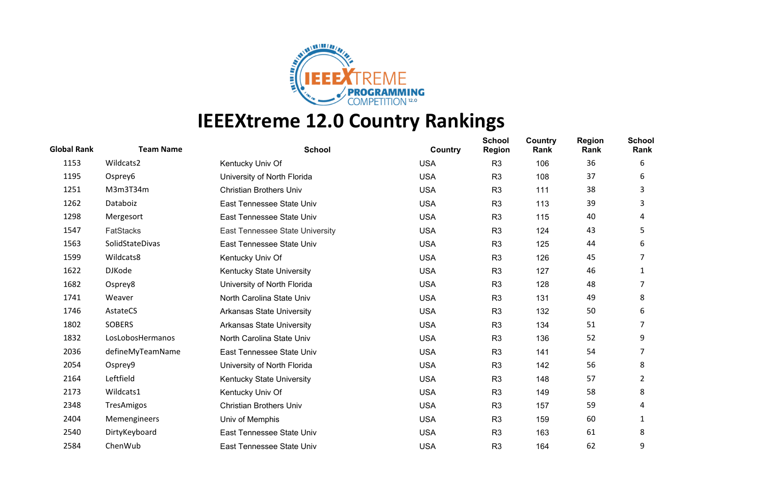# IEEEXtreme 12.0 Country Rankings

| Global Rank | Team Name | School | Country | School Region | Country Rank | Region Rank | School Rank |
|---|---|---|---|---|---|---|---|
| 1153 | Wildcats2 | Kentucky Univ Of | USA | R3 | 106 | 36 | 6 |
| 1195 | Osprey6 | University of North Florida | USA | R3 | 108 | 37 | 6 |
| 1251 | M3m3T34m | Christian Brothers Univ | USA | R3 | 111 | 38 | 3 |
| 1262 | Databoiz | East Tennessee State Univ | USA | R3 | 113 | 39 | 3 |
| 1298 | Mergesort | East Tennessee State Univ | USA | R3 | 115 | 40 | 4 |
| 1547 | FatStacks | East Tennessee State University | USA | R3 | 124 | 43 | 5 |
| 1563 | SolidStateDivas | East Tennessee State Univ | USA | R3 | 125 | 44 | 6 |
| 1599 | Wildcats8 | Kentucky Univ Of | USA | R3 | 126 | 45 | 7 |
| 1622 | DJKode | Kentucky State University | USA | R3 | 127 | 46 | 1 |
| 1682 | Osprey8 | University of North Florida | USA | R3 | 128 | 48 | 7 |
| 1741 | Weaver | North Carolina State Univ | USA | R3 | 131 | 49 | 8 |
| 1746 | AstateCS | Arkansas State University | USA | R3 | 132 | 50 | 6 |
| 1802 | SOBERS | Arkansas State University | USA | R3 | 134 | 51 | 7 |
| 1832 | LosLobosHermanos | North Carolina State Univ | USA | R3 | 136 | 52 | 9 |
| 2036 | defineMyTeamName | East Tennessee State Univ | USA | R3 | 141 | 54 | 7 |
| 2054 | Osprey9 | University of North Florida | USA | R3 | 142 | 56 | 8 |
| 2164 | Leftfield | Kentucky State University | USA | R3 | 148 | 57 | 2 |
| 2173 | Wildcats1 | Kentucky Univ Of | USA | R3 | 149 | 58 | 8 |
| 2348 | TresAmigos | Christian Brothers Univ | USA | R3 | 157 | 59 | 4 |
| 2404 | Memengineers | Univ of Memphis | USA | R3 | 159 | 60 | 1 |
| 2540 | DirtyKeyboard | East Tennessee State Univ | USA | R3 | 163 | 61 | 8 |
| 2584 | ChenWub | East Tennessee State Univ | USA | R3 | 164 | 62 | 9 |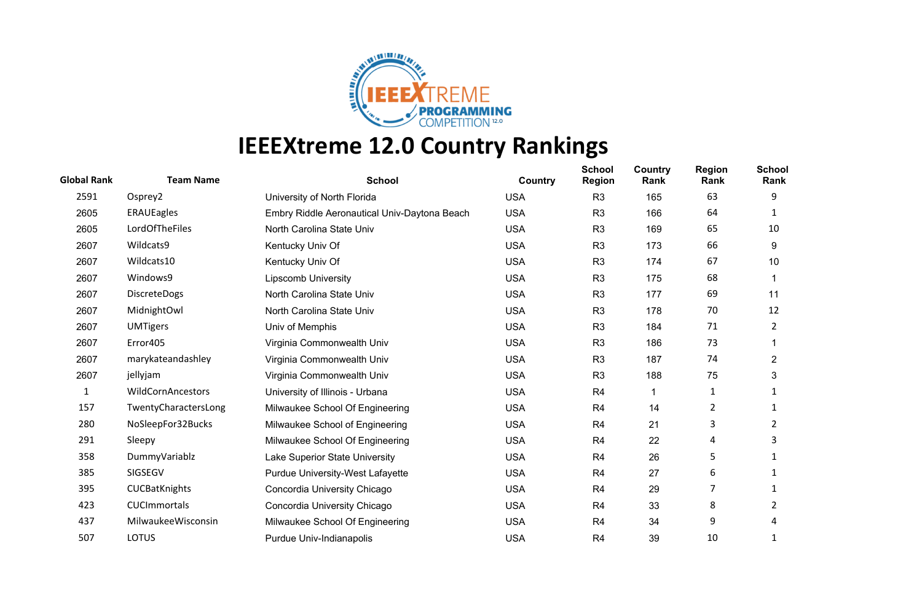# IEEEXtreme 12.0 Country Rankings

| Global Rank | Team Name | School | Country | School Region | Country Rank | Region Rank | School Rank |
|---|---|---|---|---|---|---|---|
| 2591 | Osprey2 | University of North Florida | USA | R3 | 165 | 63 | 9 |
| 2605 | ERAUEagles | Embry Riddle Aeronautical Univ-Daytona Beach | USA | R3 | 166 | 64 | 1 |
| 2605 | LordOfTheFiles | North Carolina State Univ | USA | R3 | 169 | 65 | 10 |
| 2607 | Wildcats9 | Kentucky Univ Of | USA | R3 | 173 | 66 | 9 |
| 2607 | Wildcats10 | Kentucky Univ Of | USA | R3 | 174 | 67 | 10 |
| 2607 | Windows9 | Lipscomb University | USA | R3 | 175 | 68 | 1 |
| 2607 | DiscreteDogs | North Carolina State Univ | USA | R3 | 177 | 69 | 11 |
| 2607 | MidnightOwl | North Carolina State Univ | USA | R3 | 178 | 70 | 12 |
| 2607 | UMTigers | Univ of Memphis | USA | R3 | 184 | 71 | 2 |
| 2607 | Error405 | Virginia Commonwealth Univ | USA | R3 | 186 | 73 | 1 |
| 2607 | marykateandashley | Virginia Commonwealth Univ | USA | R3 | 187 | 74 | 2 |
| 2607 | jellyjam | Virginia Commonwealth Univ | USA | R3 | 188 | 75 | 3 |
| 1 | WildCornAncestors | University of Illinois - Urbana | USA | R4 | 1 | 1 | 1 |
| 157 | TwentyCharactersLong | Milwaukee School Of Engineering | USA | R4 | 14 | 2 | 1 |
| 280 | NoSleepFor32Bucks | Milwaukee School of Engineering | USA | R4 | 21 | 3 | 2 |
| 291 | Sleepy | Milwaukee School Of Engineering | USA | R4 | 22 | 4 | 3 |
| 358 | DummyVariablz | Lake Superior State University | USA | R4 | 26 | 5 | 1 |
| 385 | SIGSEGV | Purdue University-West Lafayette | USA | R4 | 27 | 6 | 1 |
| 395 | CUCBatKnights | Concordia University Chicago | USA | R4 | 29 | 7 | 1 |
| 423 | CUCImmortals | Concordia University Chicago | USA | R4 | 33 | 8 | 2 |
| 437 | MilwaukeeWisconsin | Milwaukee School Of Engineering | USA | R4 | 34 | 9 | 4 |
| 507 | LOTUS | Purdue Univ-Indianapolis | USA | R4 | 39 | 10 | 1 |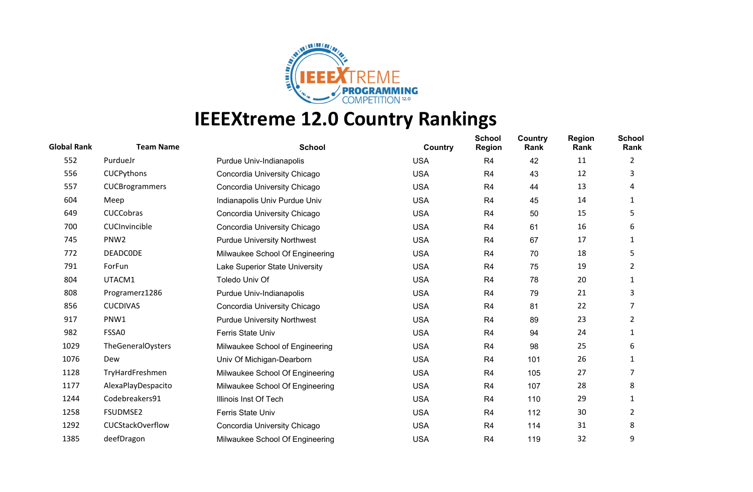# IEEEXtreme 12.0 Country Rankings

| Global Rank | Team Name | School | Country | School Region | Country Rank | Region Rank | School Rank |
|---|---|---|---|---|---|---|---|
| 552 | PurdueJr | Purdue Univ-Indianapolis | USA | R4 | 42 | 11 | 2 |
| 556 | CUCPythons | Concordia University Chicago | USA | R4 | 43 | 12 | 3 |
| 557 | CUCBrogrammers | Concordia University Chicago | USA | R4 | 44 | 13 | 4 |
| 604 | Meep | Indianapolis Univ Purdue Univ | USA | R4 | 45 | 14 | 1 |
| 649 | CUCCobras | Concordia University Chicago | USA | R4 | 50 | 15 | 5 |
| 700 | CUCInvincible | Concordia University Chicago | USA | R4 | 61 | 16 | 6 |
| 745 | PNW2 | Purdue University Northwest | USA | R4 | 67 | 17 | 1 |
| 772 | DEADC0DE | Milwaukee School Of Engineering | USA | R4 | 70 | 18 | 5 |
| 791 | ForFun | Lake Superior State University | USA | R4 | 75 | 19 | 2 |
| 804 | UTACM1 | Toledo Univ Of | USA | R4 | 78 | 20 | 1 |
| 808 | Programerz1286 | Purdue Univ-Indianapolis | USA | R4 | 79 | 21 | 3 |
| 856 | CUCDIVAS | Concordia University Chicago | USA | R4 | 81 | 22 | 7 |
| 917 | PNW1 | Purdue University Northwest | USA | R4 | 89 | 23 | 2 |
| 982 | FSSA0 | Ferris State Univ | USA | R4 | 94 | 24 | 1 |
| 1029 | TheGeneralOysters | Milwaukee School of Engineering | USA | R4 | 98 | 25 | 6 |
| 1076 | Dew | Univ Of Michigan-Dearborn | USA | R4 | 101 | 26 | 1 |
| 1128 | TryHardFreshmen | Milwaukee School Of Engineering | USA | R4 | 105 | 27 | 7 |
| 1177 | AlexaPlayDespacito | Milwaukee School Of Engineering | USA | R4 | 107 | 28 | 8 |
| 1244 | Codebreakers91 | Illinois Inst Of Tech | USA | R4 | 110 | 29 | 1 |
| 1258 | FSUDMSE2 | Ferris State Univ | USA | R4 | 112 | 30 | 2 |
| 1292 | CUCStackOverflow | Concordia University Chicago | USA | R4 | 114 | 31 | 8 |
| 1385 | deefDragon | Milwaukee School Of Engineering | USA | R4 | 119 | 32 | 9 |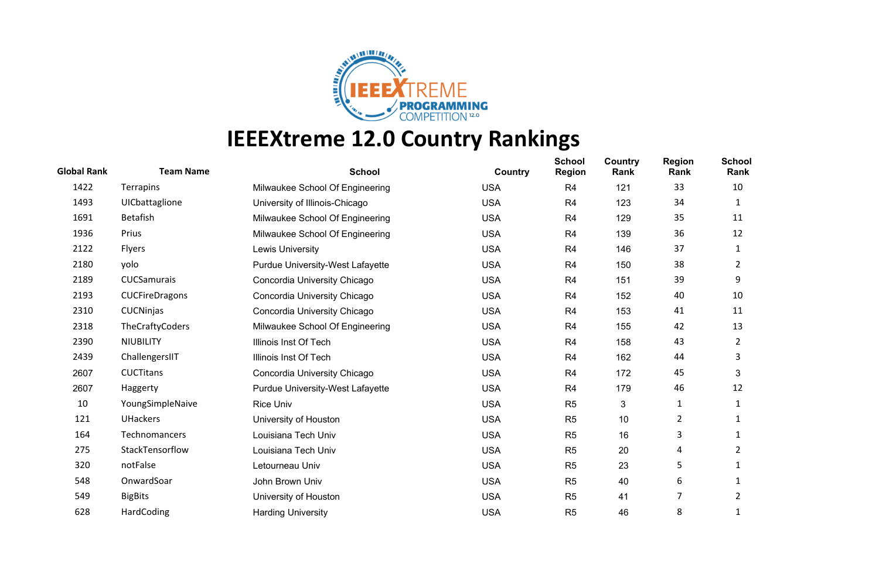# IEEEXtreme 12.0 Country Rankings

| Global Rank | Team Name | School | Country | School Region | Country Rank | Region Rank | School Rank |
|---|---|---|---|---|---|---|---|
| 1422 | Terrapins | Milwaukee School Of Engineering | USA | R4 | 121 | 33 | 10 |
| 1493 | UICbattaglione | University of Illinois-Chicago | USA | R4 | 123 | 34 | 1 |
| 1691 | Betafish | Milwaukee School Of Engineering | USA | R4 | 129 | 35 | 11 |
| 1936 | Prius | Milwaukee School Of Engineering | USA | R4 | 139 | 36 | 12 |
| 2122 | Flyers | Lewis University | USA | R4 | 146 | 37 | 1 |
| 2180 | yolo | Purdue University-West Lafayette | USA | R4 | 150 | 38 | 2 |
| 2189 | CUCSamurais | Concordia University Chicago | USA | R4 | 151 | 39 | 9 |
| 2193 | CUCFireDragons | Concordia University Chicago | USA | R4 | 152 | 40 | 10 |
| 2310 | CUCNinjas | Concordia University Chicago | USA | R4 | 153 | 41 | 11 |
| 2318 | TheCraftyCoders | Milwaukee School Of Engineering | USA | R4 | 155 | 42 | 13 |
| 2390 | NIUBILITY | Illinois Inst Of Tech | USA | R4 | 158 | 43 | 2 |
| 2439 | ChallengersIIT | Illinois Inst Of Tech | USA | R4 | 162 | 44 | 3 |
| 2607 | CUCTitans | Concordia University Chicago | USA | R4 | 172 | 45 | 3 |
| 2607 | Haggerty | Purdue University-West Lafayette | USA | R4 | 179 | 46 | 12 |
| 10 | YoungSimpleNaive | Rice Univ | USA | R5 | 3 | 1 | 1 |
| 121 | UHackers | University of Houston | USA | R5 | 10 | 2 | 1 |
| 164 | Technomancers | Louisiana Tech Univ | USA | R5 | 16 | 3 | 1 |
| 275 | StackTensorflow | Louisiana Tech Univ | USA | R5 | 20 | 4 | 2 |
| 320 | notFalse | Letourneau Univ | USA | R5 | 23 | 5 | 1 |
| 548 | OnwardSoar | John Brown Univ | USA | R5 | 40 | 6 | 1 |
| 549 | BigBits | University of Houston | USA | R5 | 41 | 7 | 2 |
| 628 | HardCoding | Harding University | USA | R5 | 46 | 8 | 1 |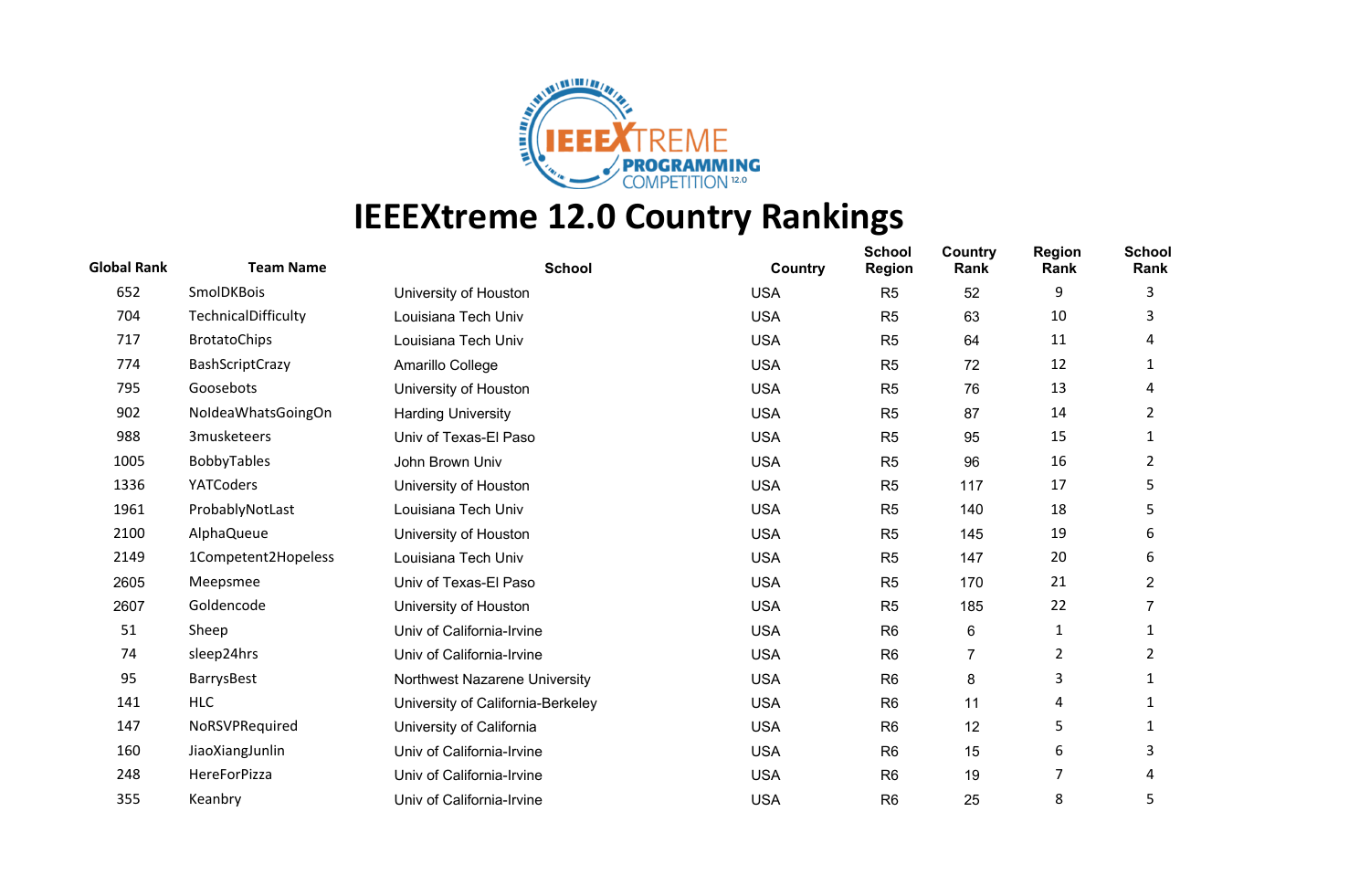# IEEEXtreme 12.0 Country Rankings

| Global Rank | Team Name | School | Country | School Region | Country Rank | Region Rank | School Rank |
|---|---|---|---|---|---|---|---|
| 652 | SmolDKBois | University of Houston | USA | R5 | 52 | 9 | 3 |
| 704 | TechnicalDifficulty | Louisiana Tech Univ | USA | R5 | 63 | 10 | 3 |
| 717 | BrotatoChips | Louisiana Tech Univ | USA | R5 | 64 | 11 | 4 |
| 774 | BashScriptCrazy | Amarillo College | USA | R5 | 72 | 12 | 1 |
| 795 | Goosebots | University of Houston | USA | R5 | 76 | 13 | 4 |
| 902 | NoIdeaWhatsGoingOn | Harding University | USA | R5 | 87 | 14 | 2 |
| 988 | 3musketeers | Univ of Texas-El Paso | USA | R5 | 95 | 15 | 1 |
| 1005 | BobbyTables | John Brown Univ | USA | R5 | 96 | 16 | 2 |
| 1336 | YATCoders | University of Houston | USA | R5 | 117 | 17 | 5 |
| 1961 | ProbablyNotLast | Louisiana Tech Univ | USA | R5 | 140 | 18 | 5 |
| 2100 | AlphaQueue | University of Houston | USA | R5 | 145 | 19 | 6 |
| 2149 | 1Competent2Hopeless | Louisiana Tech Univ | USA | R5 | 147 | 20 | 6 |
| 2605 | Meepsmee | Univ of Texas-El Paso | USA | R5 | 170 | 21 | 2 |
| 2607 | Goldencode | University of Houston | USA | R5 | 185 | 22 | 7 |
| 51 | Sheep | Univ of California-Irvine | USA | R6 | 6 | 1 | 1 |
| 74 | sleep24hrs | Univ of California-Irvine | USA | R6 | 7 | 2 | 2 |
| 95 | BarrysBest | Northwest Nazarene University | USA | R6 | 8 | 3 | 1 |
| 141 | HLC | University of California-Berkeley | USA | R6 | 11 | 4 | 1 |
| 147 | NoRSVPRequired | University of California | USA | R6 | 12 | 5 | 1 |
| 160 | JiaoXiangJunlin | Univ of California-Irvine | USA | R6 | 15 | 6 | 3 |
| 248 | HereForPizza | Univ of California-Irvine | USA | R6 | 19 | 7 | 4 |
| 355 | Keanbry | Univ of California-Irvine | USA | R6 | 25 | 8 | 5 |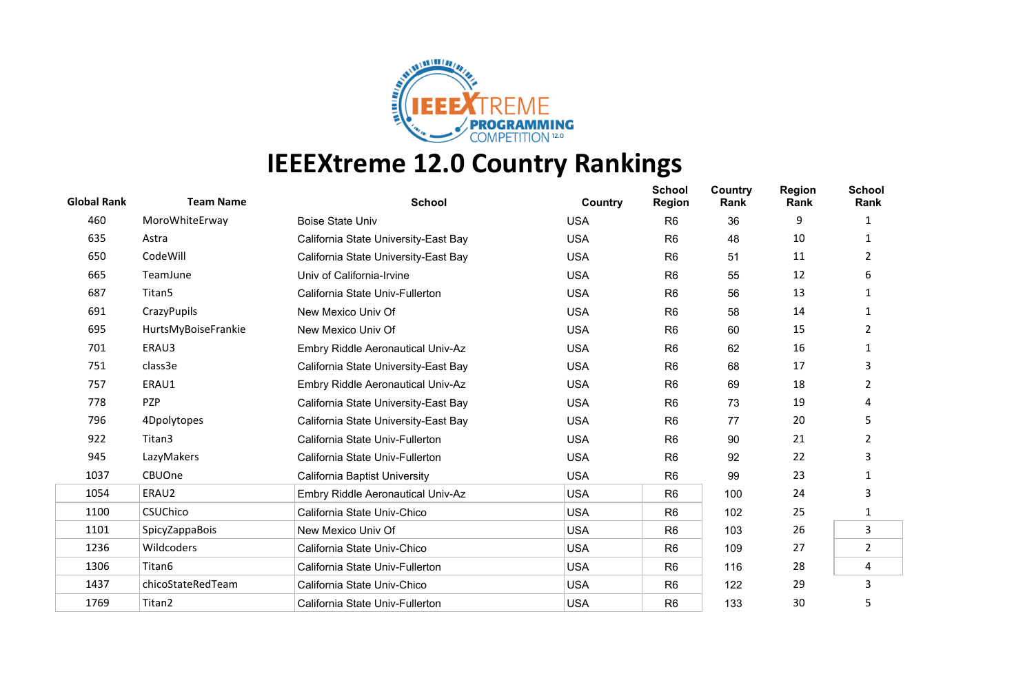# IEEEXtreme 12.0 Country Rankings

| Global Rank | Team Name | School | Country | School Region | Country Rank | Region Rank | School Rank |
|---|---|---|---|---|---|---|---|
| 460 | MoroWhiteErway | Boise State Univ | USA | R6 | 36 | 9 | 1 |
| 635 | Astra | California State University-East Bay | USA | R6 | 48 | 10 | 1 |
| 650 | CodeWill | California State University-East Bay | USA | R6 | 51 | 11 | 2 |
| 665 | TeamJune | Univ of California-Irvine | USA | R6 | 55 | 12 | 6 |
| 687 | Titan5 | California State Univ-Fullerton | USA | R6 | 56 | 13 | 1 |
| 691 | CrazyPupils | New Mexico Univ Of | USA | R6 | 58 | 14 | 1 |
| 695 | HurtsMyBoiseFrankie | New Mexico Univ Of | USA | R6 | 60 | 15 | 2 |
| 701 | ERAU3 | Embry Riddle Aeronautical Univ-Az | USA | R6 | 62 | 16 | 1 |
| 751 | class3e | California State University-East Bay | USA | R6 | 68 | 17 | 3 |
| 757 | ERAU1 | Embry Riddle Aeronautical Univ-Az | USA | R6 | 69 | 18 | 2 |
| 778 | PZP | California State University-East Bay | USA | R6 | 73 | 19 | 4 |
| 796 | 4Dpolytopes | California State University-East Bay | USA | R6 | 77 | 20 | 5 |
| 922 | Titan3 | California State Univ-Fullerton | USA | R6 | 90 | 21 | 2 |
| 945 | LazyMakers | California State Univ-Fullerton | USA | R6 | 92 | 22 | 3 |
| 1037 | CBUOne | California Baptist University | USA | R6 | 99 | 23 | 1 |
| 1054 | ERAU2 | Embry Riddle Aeronautical Univ-Az | USA | R6 | 100 | 24 | 3 |
| 1100 | CSUChico | California State Univ-Chico | USA | R6 | 102 | 25 | 1 |
| 1101 | SpicyZappaBois | New Mexico Univ Of | USA | R6 | 103 | 26 | 3 |
| 1236 | Wildcoders | California State Univ-Chico | USA | R6 | 109 | 27 | 2 |
| 1306 | Titan6 | California State Univ-Fullerton | USA | R6 | 116 | 28 | 4 |
| 1437 | chicoStateRedTeam | California State Univ-Chico | USA | R6 | 122 | 29 | 3 |
| 1769 | Titan2 | California State Univ-Fullerton | USA | R6 | 133 | 30 | 5 |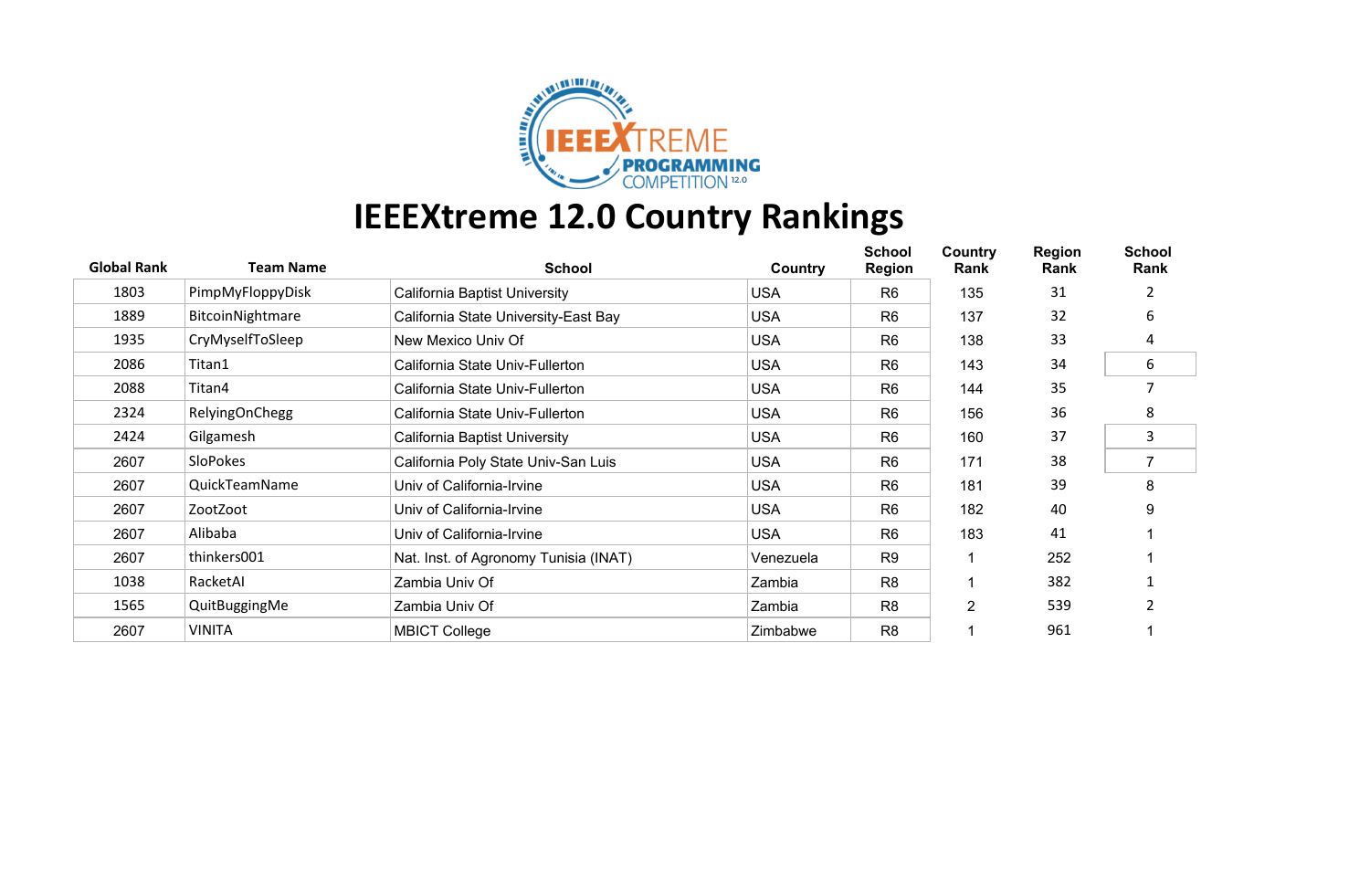# IEEEXtreme 12.0 Country Rankings

| Global Rank | Team Name | School | Country | School Region | Country Rank | Region Rank | School Rank |
|---|---|---|---|---|---|---|---|
| 1803 | PimpMyFloppyDisk | California Baptist University | USA | R6 | 135 | 31 | 2 |
| 1889 | BitcoinNightmare | California State University-East Bay | USA | R6 | 137 | 32 | 6 |
| 1935 | CryMyselfToSleep | New Mexico Univ Of | USA | R6 | 138 | 33 | 4 |
| 2086 | Titan1 | California State Univ-Fullerton | USA | R6 | 143 | 34 | 6 |
| 2088 | Titan4 | California State Univ-Fullerton | USA | R6 | 144 | 35 | 7 |
| 2324 | RelyingOnChegg | California State Univ-Fullerton | USA | R6 | 156 | 36 | 8 |
| 2424 | Gilgamesh | California Baptist University | USA | R6 | 160 | 37 | 3 |
| 2607 | SloPokes | California Poly State Univ-San Luis | USA | R6 | 171 | 38 | 7 |
| 2607 | QuickTeamName | Univ of California-Irvine | USA | R6 | 181 | 39 | 8 |
| 2607 | ZootZoot | Univ of California-Irvine | USA | R6 | 182 | 40 | 9 |
| 2607 | Alibaba | Univ of California-Irvine | USA | R6 | 183 | 41 | 1 |
| 2607 | thinkers001 | Nat. Inst. of Agronomy Tunisia (INAT) | Venezuela | R9 | 1 | 252 | 1 |
| 1038 | RacketAI | Zambia Univ Of | Zambia | R8 | 1 | 382 | 1 |
| 1565 | QuitBuggingMe | Zambia Univ Of | Zambia | R8 | 2 | 539 | 2 |
| 2607 | VINITA | MBICT College | Zimbabwe | R8 | 1 | 961 | 1 |